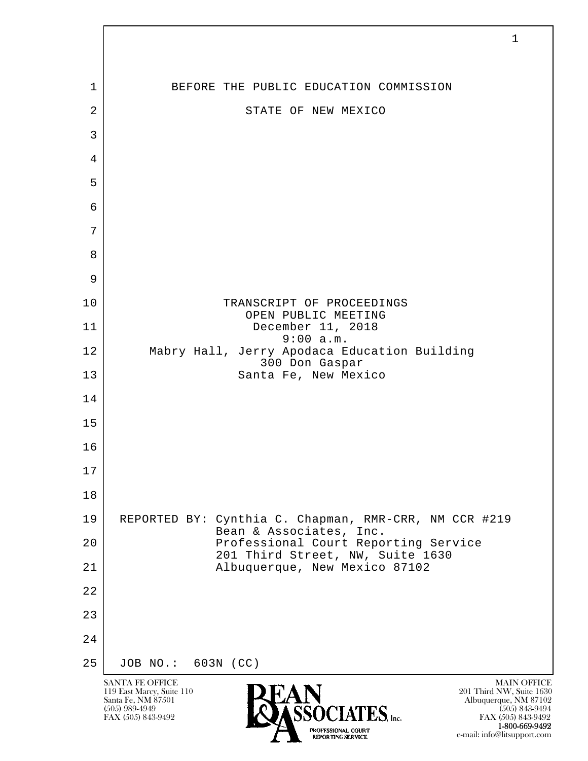BEFORE THE PUBLIC EDUCATION COMMISSION

STATE OF NEW MEXICO

TRANSCRIPT OF PROCEEDINGS
OPEN PUBLIC MEETING
December 11, 2018
9:00 a.m.
Mabry Hall, Jerry Apodaca Education Building
300 Don Gaspar
Santa Fe, New Mexico

REPORTED BY: Cynthia C. Chapman, RMR-CRR, NM CCR #219
Bean & Associates, Inc.
Professional Court Reporting Service
201 Third Street, NW, Suite 1630
Albuquerque, New Mexico 87102

JOB NO.: 603N (CC)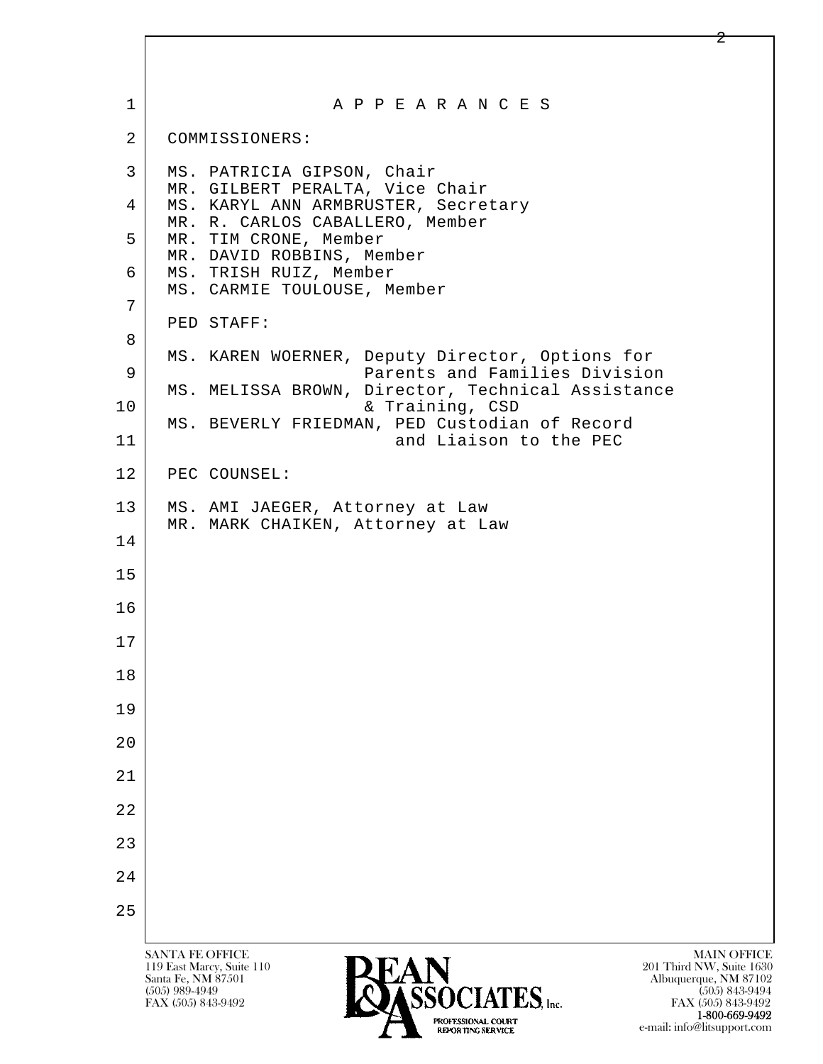# A P P E A R A N C E S

COMMISSIONERS:

MS. PATRICIA GIPSON, Chair
MR. GILBERT PERALTA, Vice Chair
MS. KARYL ANN ARMBRUSTER, Secretary
MR. R. CARLOS CABALLERO, Member
MR. TIM CRONE, Member
MR. DAVID ROBBINS, Member
MS. TRISH RUIZ, Member
MS. CARMIE TOULOUSE, Member

PED STAFF:

MS. KAREN WOERNER, Deputy Director, Options for Parents and Families Division
MS. MELISSA BROWN, Director, Technical Assistance & Training, CSD
MS. BEVERLY FRIEDMAN, PED Custodian of Record and Liaison to the PEC

PEC COUNSEL:

MS. AMI JAEGER, Attorney at Law
MR. MARK CHAIKEN, Attorney at Law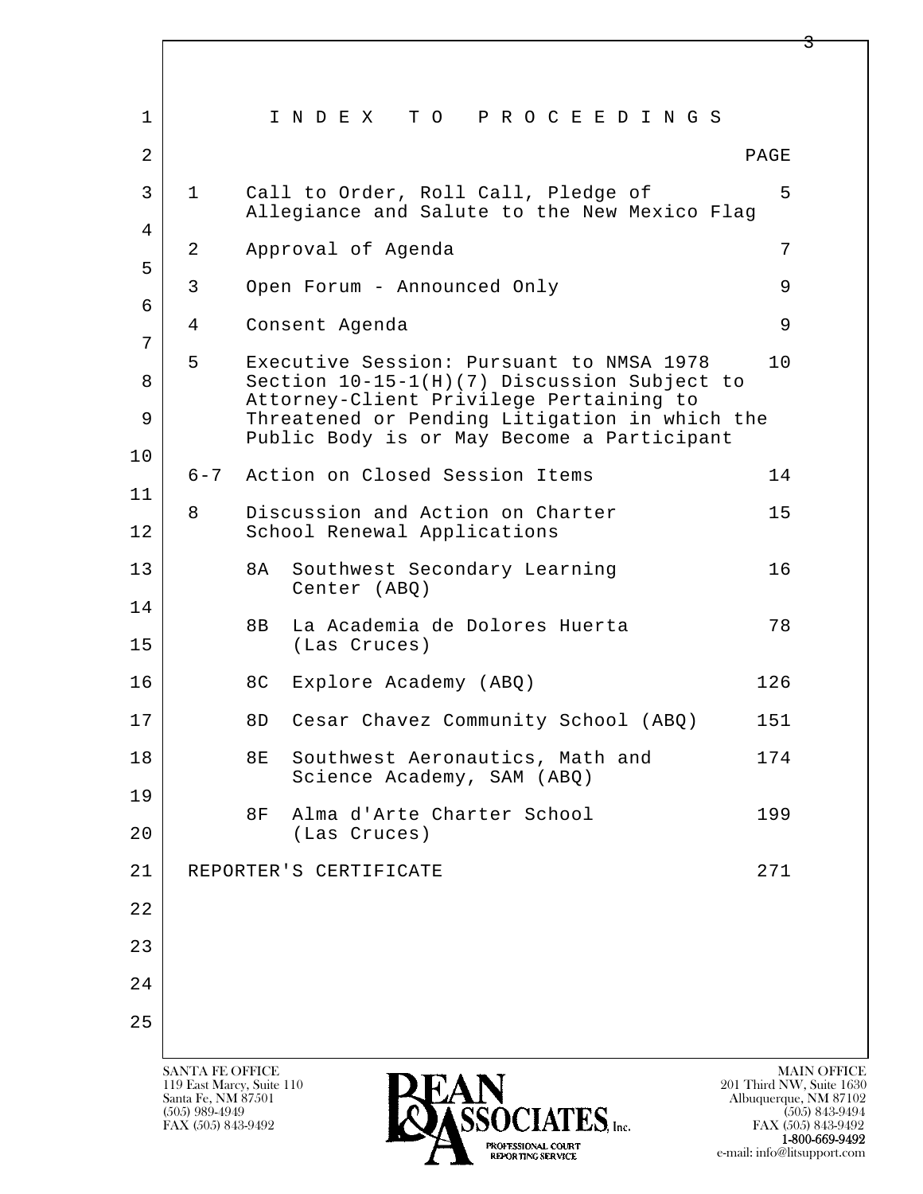# INDEX TO PROCEEDINGS

| | | PAGE |
|---|---|---|
| 1 | Call to Order, Roll Call, Pledge of Allegiance and Salute to the New Mexico Flag | 5 |
| 2 | Approval of Agenda | 7 |
| 3 | Open Forum - Announced Only | 9 |
| 4 | Consent Agenda | 9 |
| 5 | Executive Session: Pursuant to NMSA 1978 Section 10-15-1(H)(7) Discussion Subject to Attorney-Client Privilege Pertaining to Threatened or Pending Litigation in which the Public Body is or May Become a Participant | 10 |
| 6-7 | Action on Closed Session Items | 14 |
| 8 | Discussion and Action on Charter School Renewal Applications | 15 |
| | 8A Southwest Secondary Learning Center (ABQ) | 16 |
| | 8B La Academia de Dolores Huerta (Las Cruces) | 78 |
| | 8C Explore Academy (ABQ) | 126 |
| | 8D Cesar Chavez Community School (ABQ) | 151 |
| | 8E Southwest Aeronautics, Math and Science Academy, SAM (ABQ) | 174 |
| | 8F Alma d'Arte Charter School (Las Cruces) | 199 |
| | REPORTER'S CERTIFICATE | 271 |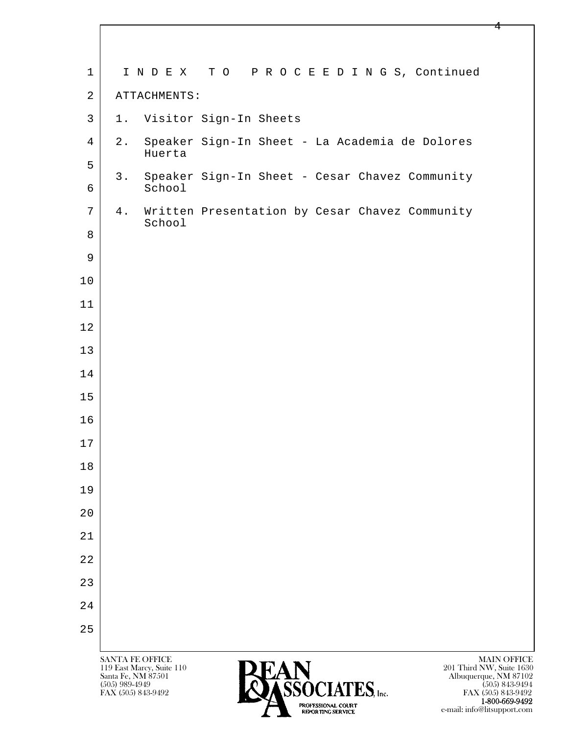I N D E X T O P R O C E E D I N G S, Continued

ATTACHMENTS:

1. Visitor Sign-In Sheets
2. Speaker Sign-In Sheet - La Academia de Dolores Huerta
3. Speaker Sign-In Sheet - Cesar Chavez Community School
4. Written Presentation by Cesar Chavez Community School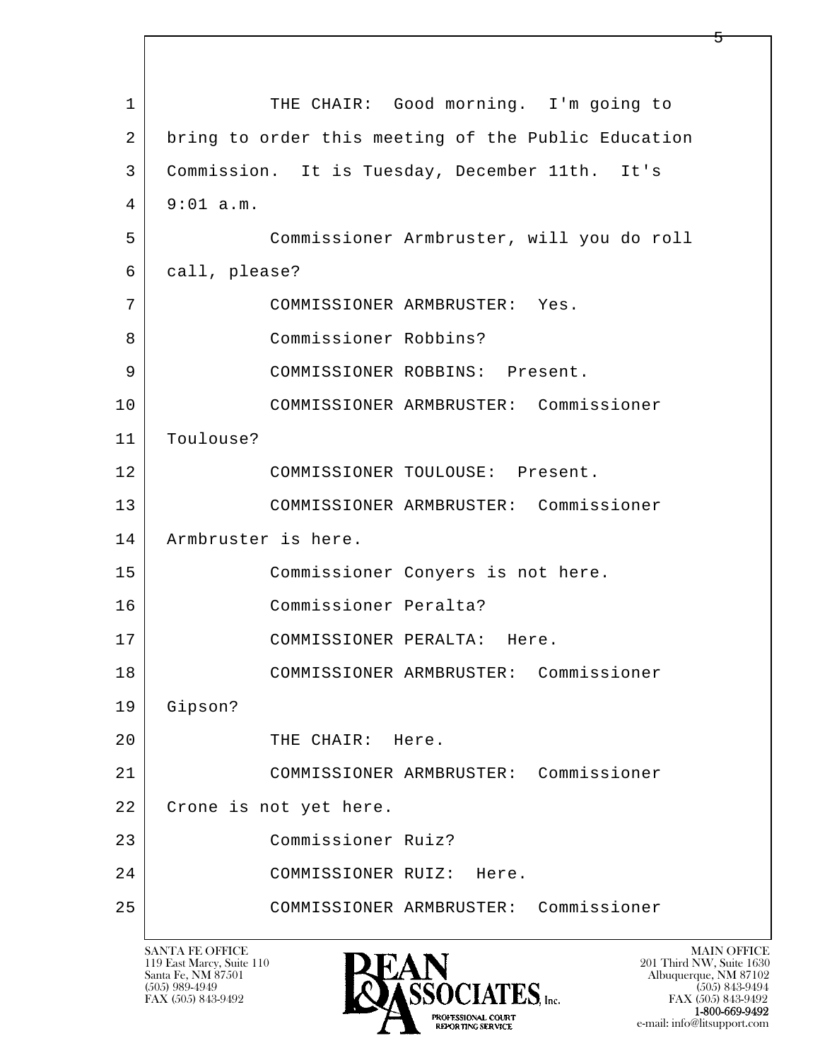1 THE CHAIR: Good morning. I'm going to
2 bring to order this meeting of the Public Education
3 Commission. It is Tuesday, December 11th. It's
4 9:01 a.m.
5 Commissioner Armbruster, will you do roll
6 call, please?
7 COMMISSIONER ARMBRUSTER: Yes.
8 Commissioner Robbins?
9 COMMISSIONER ROBBINS: Present.
10 COMMISSIONER ARMBRUSTER: Commissioner
11 Toulouse?
12 COMMISSIONER TOULOUSE: Present.
13 COMMISSIONER ARMBRUSTER: Commissioner
14 Armbruster is here.
15 Commissioner Conyers is not here.
16 Commissioner Peralta?
17 COMMISSIONER PERALTA: Here.
18 COMMISSIONER ARMBRUSTER: Commissioner
19 Gipson?
20 THE CHAIR: Here.
21 COMMISSIONER ARMBRUSTER: Commissioner
22 Crone is not yet here.
23 Commissioner Ruiz?
24 COMMISSIONER RUIZ: Here.
25 COMMISSIONER ARMBRUSTER: Commissioner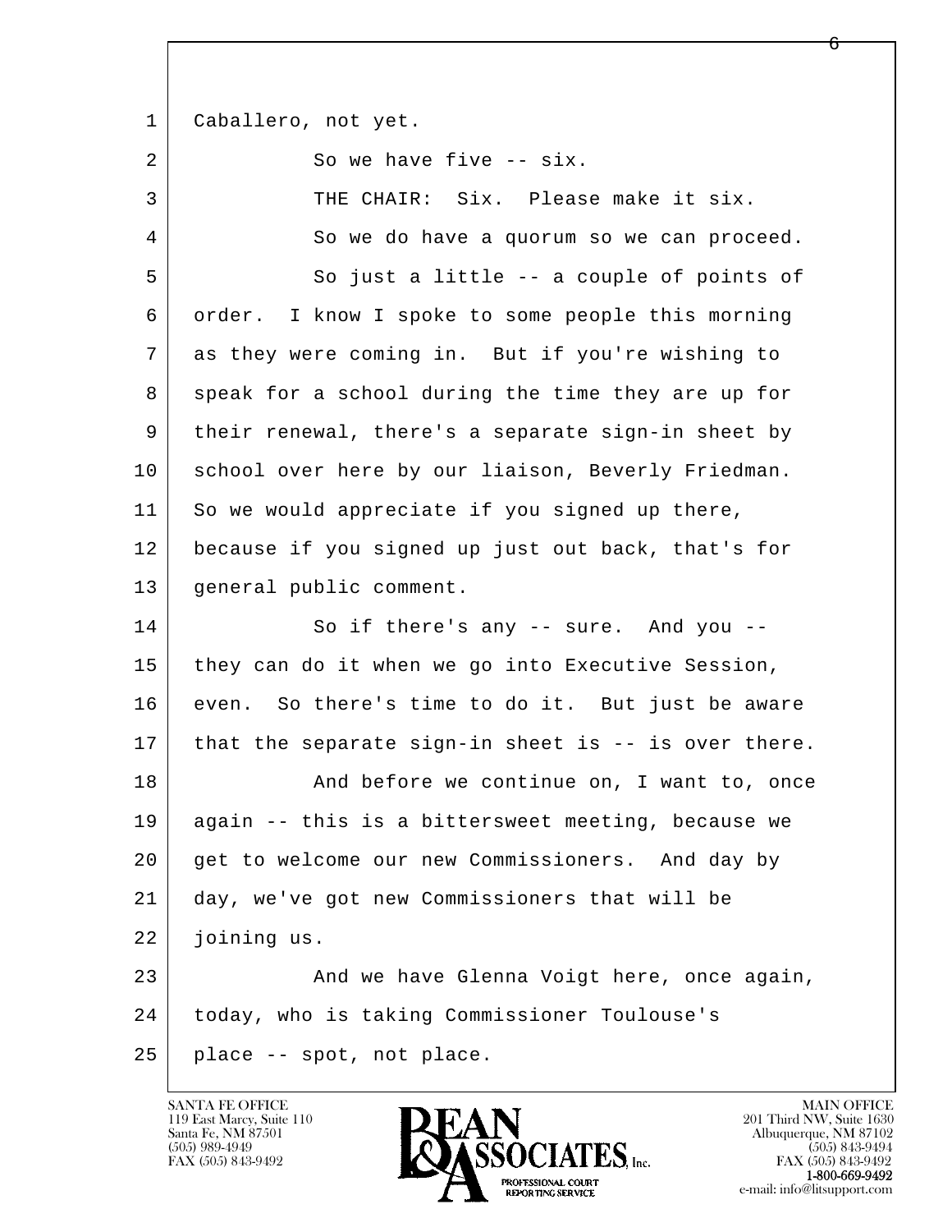Caballero, not yet.

So we have five -- six.

THE CHAIR: Six. Please make it six.

So we do have a quorum so we can proceed.

So just a little -- a couple of points of order. I know I spoke to some people this morning as they were coming in. But if you're wishing to speak for a school during the time they are up for their renewal, there's a separate sign-in sheet by school over here by our liaison, Beverly Friedman. So we would appreciate if you signed up there, because if you signed up just out back, that's for general public comment.

So if there's any -- sure. And you -- they can do it when we go into Executive Session, even. So there's time to do it. But just be aware that the separate sign-in sheet is -- is over there.

And before we continue on, I want to, once again -- this is a bittersweet meeting, because we get to welcome our new Commissioners. And day by day, we've got new Commissioners that will be joining us.

And we have Glenna Voigt here, once again, today, who is taking Commissioner Toulouse's place -- spot, not place.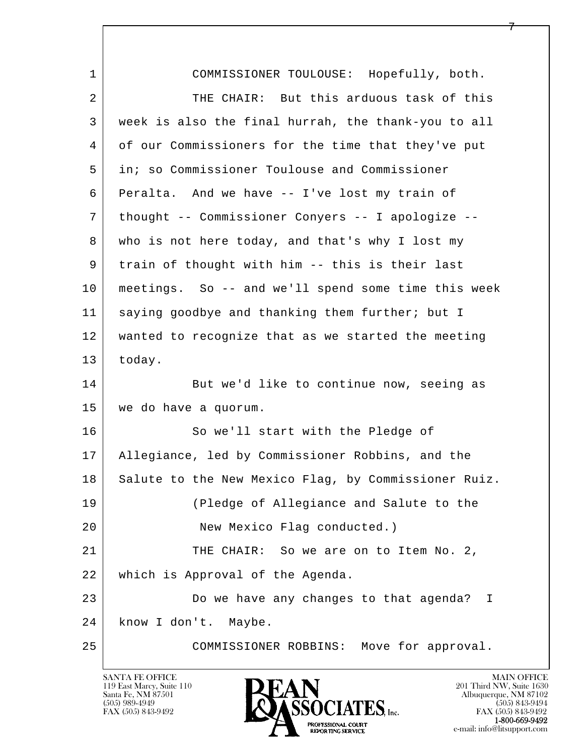COMMISSIONER TOULOUSE: Hopefully, both.

THE CHAIR: But this arduous task of this week is also the final hurrah, the thank-you to all of our Commissioners for the time that they've put in; so Commissioner Toulouse and Commissioner Peralta. And we have -- I've lost my train of thought -- Commissioner Conyers -- I apologize -- who is not here today, and that's why I lost my train of thought with him -- this is their last meetings. So -- and we'll spend some time this week saying goodbye and thanking them further; but I wanted to recognize that as we started the meeting today.

But we'd like to continue now, seeing as we do have a quorum.

So we'll start with the Pledge of Allegiance, led by Commissioner Robbins, and the Salute to the New Mexico Flag, by Commissioner Ruiz.

(Pledge of Allegiance and Salute to the New Mexico Flag conducted.)

THE CHAIR: So we are on to Item No. 2, which is Approval of the Agenda.

Do we have any changes to that agenda? I know I don't. Maybe.

COMMISSIONER ROBBINS: Move for approval.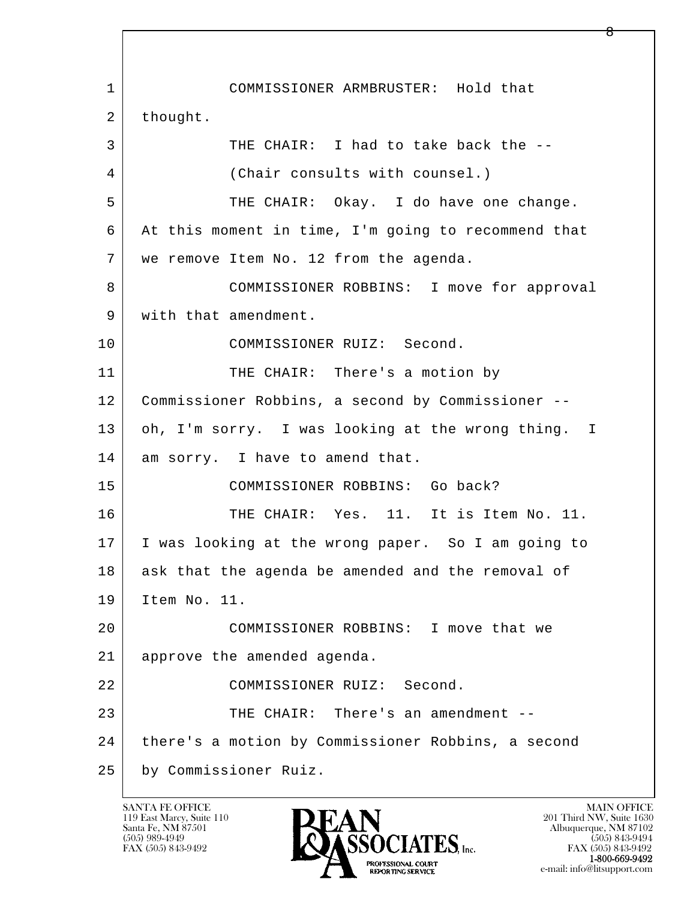1 COMMISSIONER ARMBRUSTER: Hold that
2 thought.
3 THE CHAIR: I had to take back the --
4 (Chair consults with counsel.)
5 THE CHAIR: Okay. I do have one change.
6 At this moment in time, I'm going to recommend that
7 we remove Item No. 12 from the agenda.
8 COMMISSIONER ROBBINS: I move for approval
9 with that amendment.
10 COMMISSIONER RUIZ: Second.
11 THE CHAIR: There's a motion by
12 Commissioner Robbins, a second by Commissioner --
13 oh, I'm sorry. I was looking at the wrong thing. I
14 am sorry. I have to amend that.
15 COMMISSIONER ROBBINS: Go back?
16 THE CHAIR: Yes. 11. It is Item No. 11.
17 I was looking at the wrong paper. So I am going to
18 ask that the agenda be amended and the removal of
19 Item No. 11.
20 COMMISSIONER ROBBINS: I move that we
21 approve the amended agenda.
22 COMMISSIONER RUIZ: Second.
23 THE CHAIR: There's an amendment --
24 there's a motion by Commissioner Robbins, a second
25 by Commissioner Ruiz.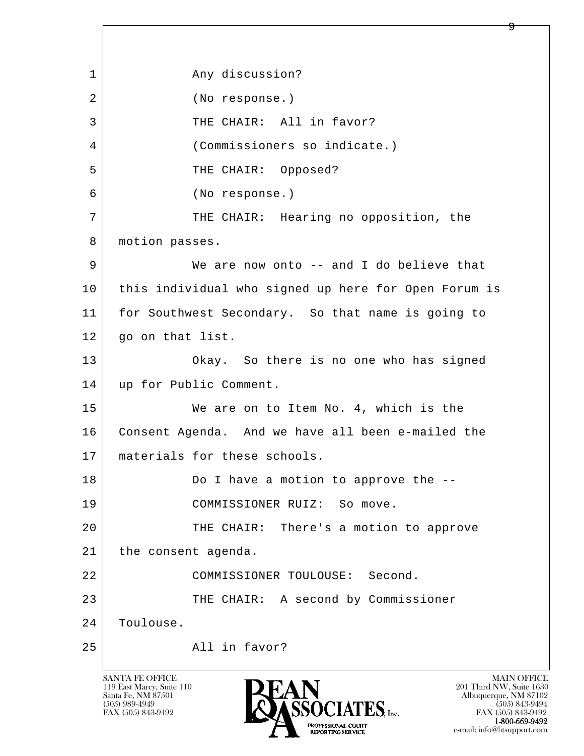1 Any discussion?

2 (No response.)

3 THE CHAIR: All in favor?

4 (Commissioners so indicate.)

5 THE CHAIR: Opposed?

6 (No response.)

7 THE CHAIR: Hearing no opposition, the

8 motion passes.

9 We are now onto -- and I do believe that

10 this individual who signed up here for Open Forum is

11 for Southwest Secondary. So that name is going to

12 go on that list.

13 Okay. So there is no one who has signed

14 up for Public Comment.

15 We are on to Item No. 4, which is the

16 Consent Agenda. And we have all been e-mailed the

17 materials for these schools.

18 Do I have a motion to approve the --

19 COMMISSIONER RUIZ: So move.

20 THE CHAIR: There's a motion to approve

21 the consent agenda.

22 COMMISSIONER TOULOUSE: Second.

23 THE CHAIR: A second by Commissioner

24 Toulouse.

25 All in favor?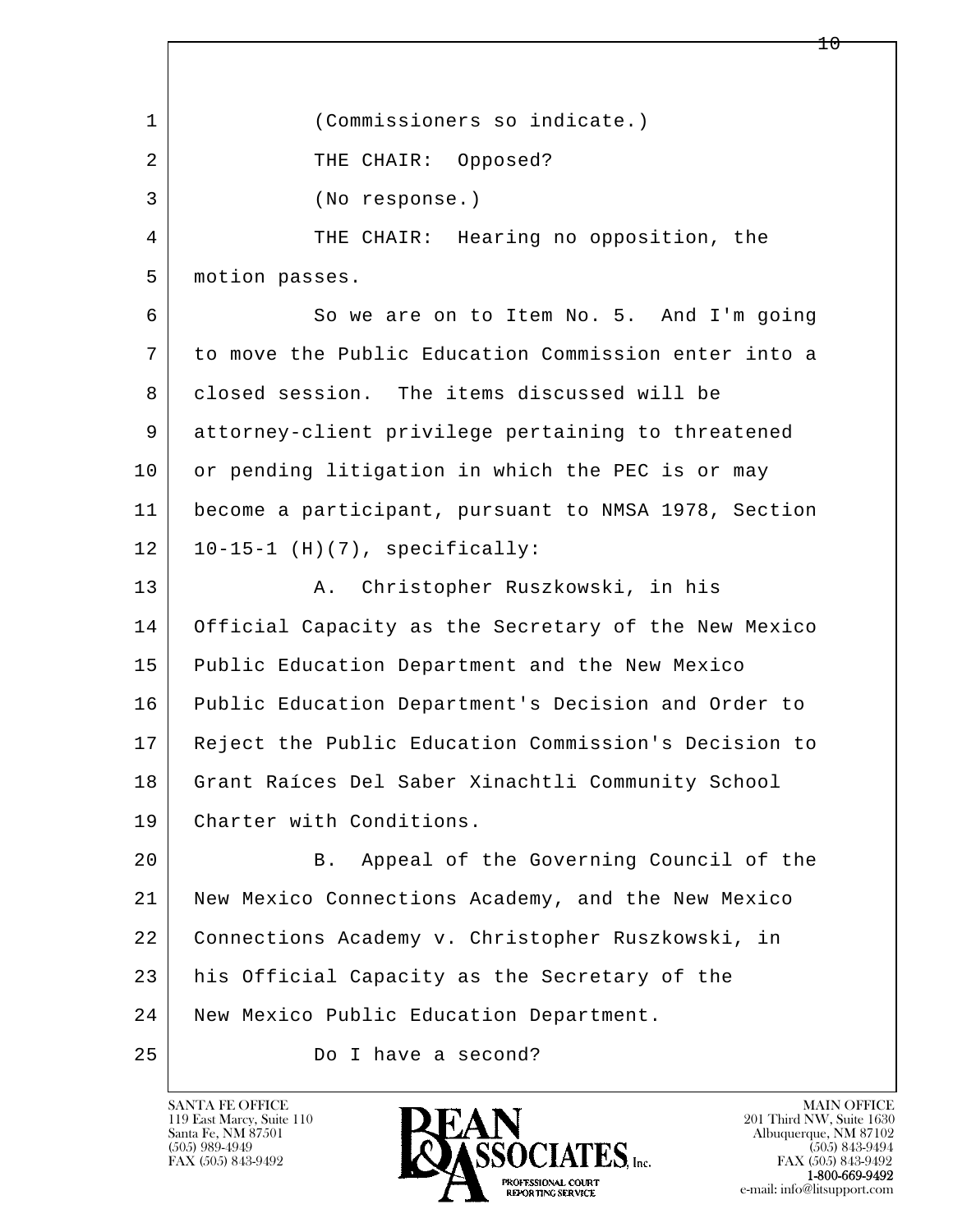1 (Commissioners so indicate.)

2 THE CHAIR: Opposed?

3 (No response.)

4 THE CHAIR: Hearing no opposition, the

5 motion passes.

6 So we are on to Item No. 5. And I'm going

7 to move the Public Education Commission enter into a

8 closed session. The items discussed will be

9 attorney-client privilege pertaining to threatened

10 or pending litigation in which the PEC is or may

11 become a participant, pursuant to NMSA 1978, Section

12 10-15-1 (H)(7), specifically:

13 A. Christopher Ruszkowski, in his

14 Official Capacity as the Secretary of the New Mexico

15 Public Education Department and the New Mexico

16 Public Education Department's Decision and Order to

17 Reject the Public Education Commission's Decision to

18 Grant Raíces Del Saber Xinachtli Community School

19 Charter with Conditions.

20 B. Appeal of the Governing Council of the

21 New Mexico Connections Academy, and the New Mexico

22 Connections Academy v. Christopher Ruszkowski, in

23 his Official Capacity as the Secretary of the

24 New Mexico Public Education Department.

25 Do I have a second?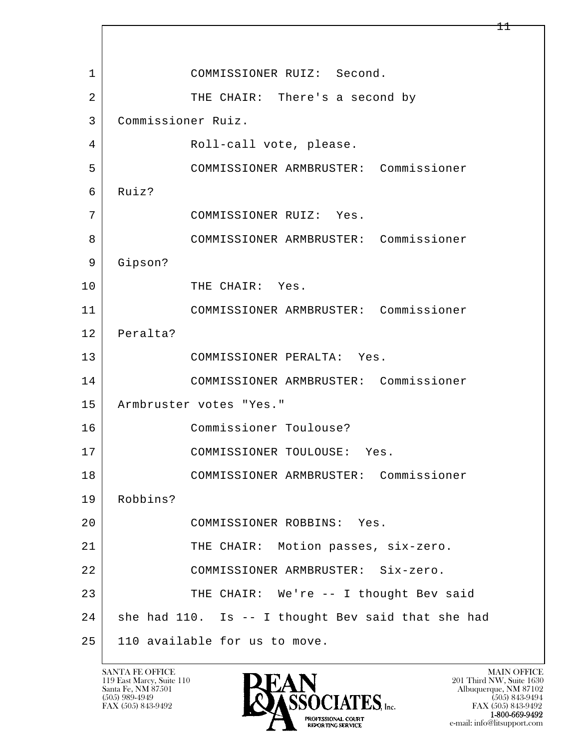1 COMMISSIONER RUIZ: Second.

2 THE CHAIR: There's a second by

3 Commissioner Ruiz.

4 Roll-call vote, please.

5 COMMISSIONER ARMBRUSTER: Commissioner

6 Ruiz?

7 COMMISSIONER RUIZ: Yes.

8 COMMISSIONER ARMBRUSTER: Commissioner

9 Gipson?

10 THE CHAIR: Yes.

11 COMMISSIONER ARMBRUSTER: Commissioner

12 Peralta?

13 COMMISSIONER PERALTA: Yes.

14 COMMISSIONER ARMBRUSTER: Commissioner

15 Armbruster votes "Yes."

16 Commissioner Toulouse?

17 COMMISSIONER TOULOUSE: Yes.

18 COMMISSIONER ARMBRUSTER: Commissioner

19 Robbins?

20 COMMISSIONER ROBBINS: Yes.

21 THE CHAIR: Motion passes, six-zero.

22 COMMISSIONER ARMBRUSTER: Six-zero.

23 THE CHAIR: We're -- I thought Bev said

24 she had 110. Is -- I thought Bev said that she had

25 110 available for us to move.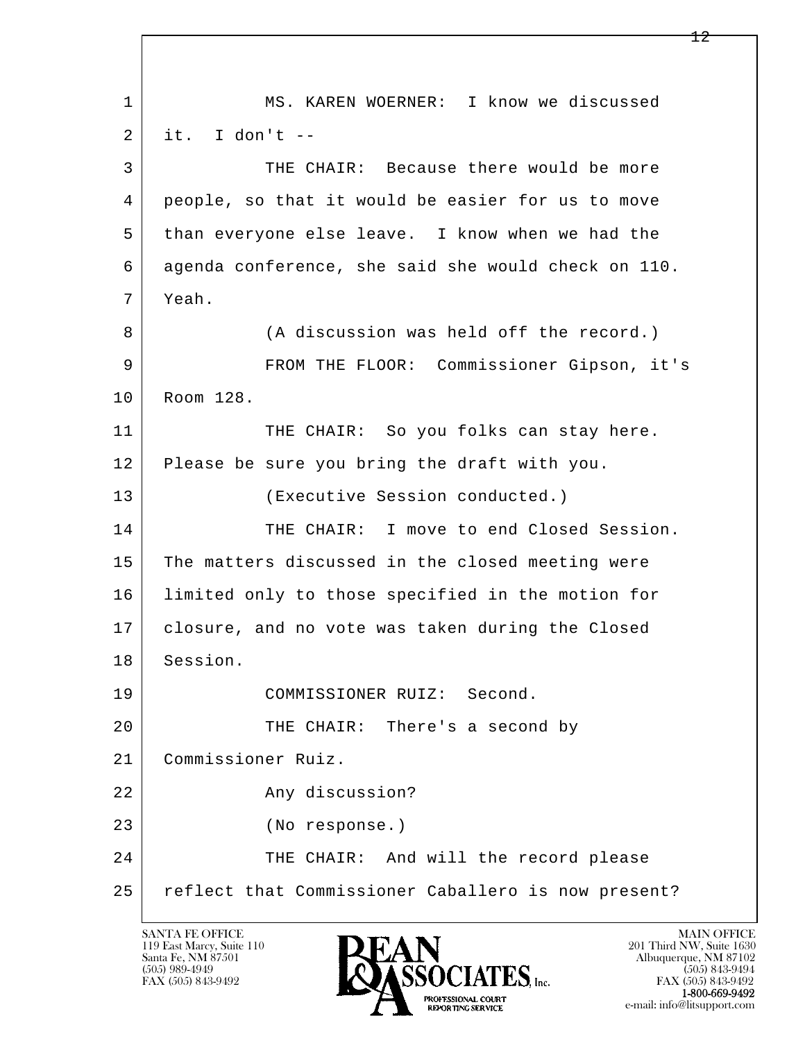MS. KAREN WOERNER: I know we discussed it. I don't --

THE CHAIR: Because there would be more people, so that it would be easier for us to move than everyone else leave. I know when we had the agenda conference, she said she would check on 110. Yeah.

(A discussion was held off the record.)

FROM THE FLOOR: Commissioner Gipson, it's Room 128.

THE CHAIR: So you folks can stay here. Please be sure you bring the draft with you.

(Executive Session conducted.)

THE CHAIR: I move to end Closed Session. The matters discussed in the closed meeting were limited only to those specified in the motion for closure, and no vote was taken during the Closed Session.

COMMISSIONER RUIZ: Second.

THE CHAIR: There's a second by Commissioner Ruiz.

Any discussion?

(No response.)

THE CHAIR: And will the record please reflect that Commissioner Caballero is now present?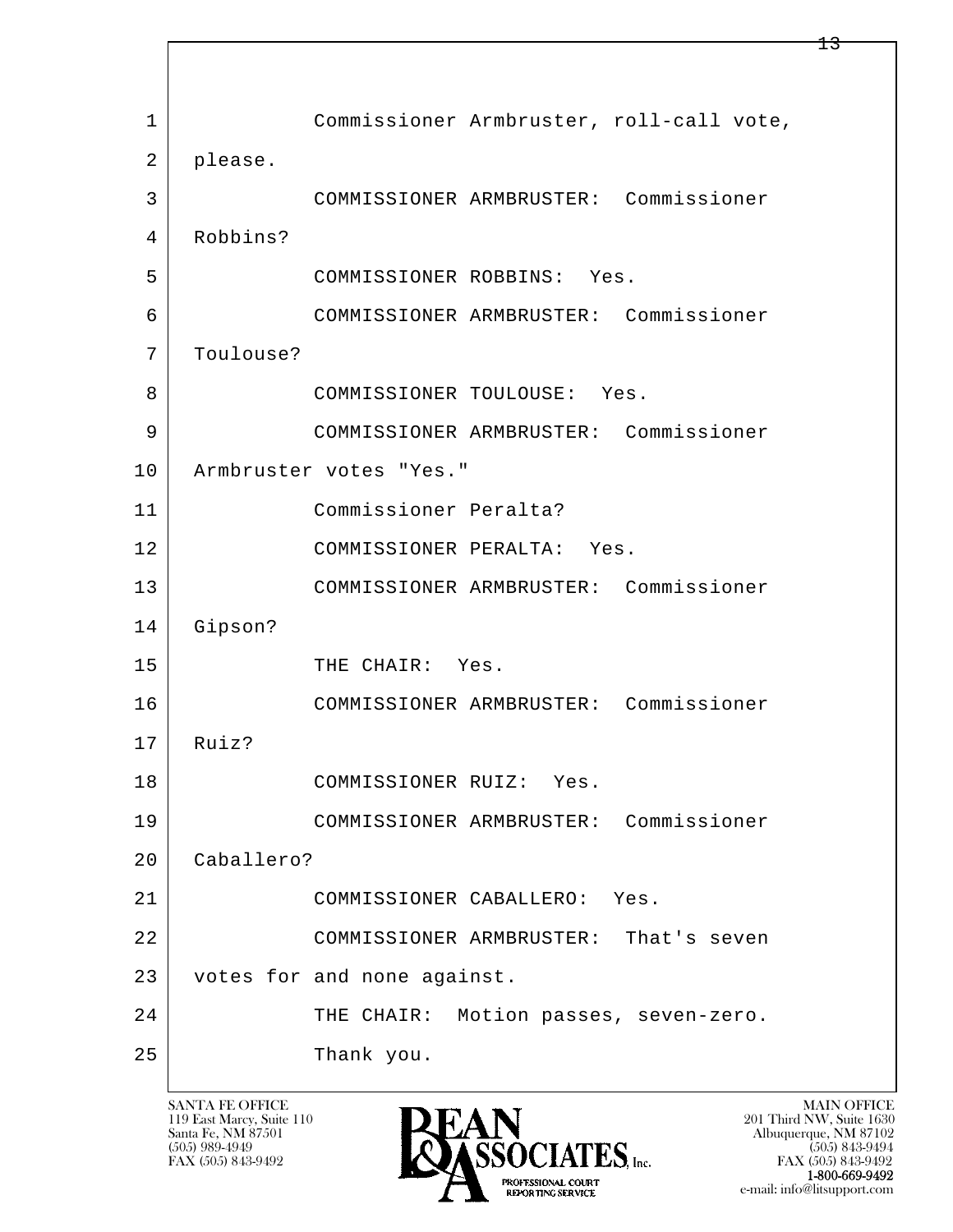Commissioner Armbruster, roll-call vote, please.

COMMISSIONER ARMBRUSTER: Commissioner Robbins?

COMMISSIONER ROBBINS: Yes.

COMMISSIONER ARMBRUSTER: Commissioner Toulouse?

COMMISSIONER TOULOUSE: Yes.

COMMISSIONER ARMBRUSTER: Commissioner Armbruster votes "Yes."

Commissioner Peralta?

COMMISSIONER PERALTA: Yes.

COMMISSIONER ARMBRUSTER: Commissioner Gipson?

THE CHAIR: Yes.

COMMISSIONER ARMBRUSTER: Commissioner Ruiz?

COMMISSIONER RUIZ: Yes.

COMMISSIONER ARMBRUSTER: Commissioner Caballero?

COMMISSIONER CABALLERO: Yes.

COMMISSIONER ARMBRUSTER: That's seven votes for and none against.

THE CHAIR: Motion passes, seven-zero.

Thank you.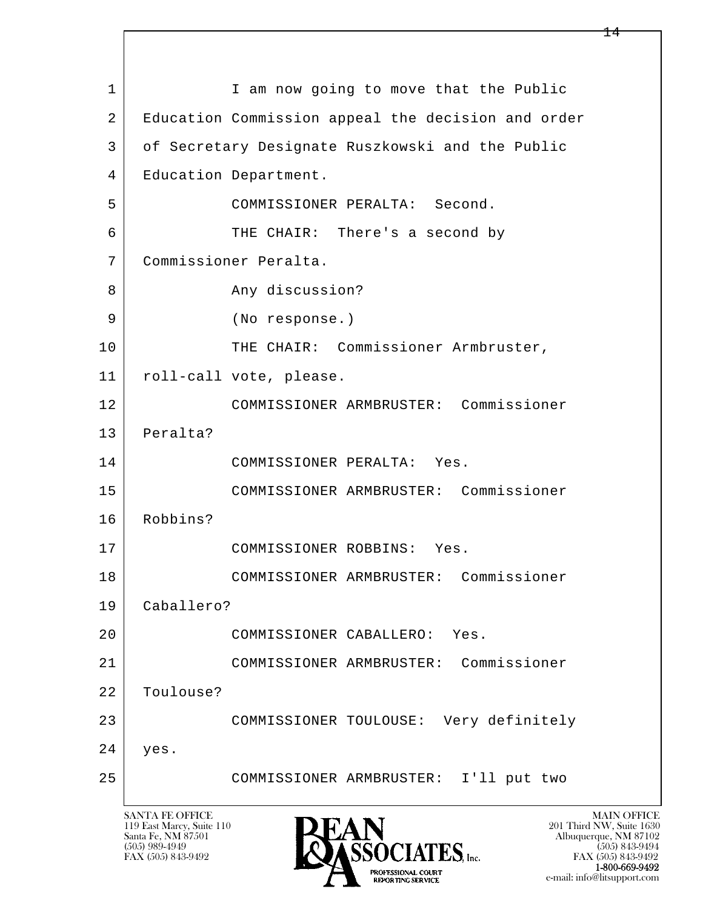1 I am now going to move that the Public
2 Education Commission appeal the decision and order
3 of Secretary Designate Ruszkowski and the Public
4 Education Department.
5 COMMISSIONER PERALTA: Second.
6 THE CHAIR: There's a second by
7 Commissioner Peralta.
8 Any discussion?
9 (No response.)
10 THE CHAIR: Commissioner Armbruster,
11 roll-call vote, please.
12 COMMISSIONER ARMBRUSTER: Commissioner
13 Peralta?
14 COMMISSIONER PERALTA: Yes.
15 COMMISSIONER ARMBRUSTER: Commissioner
16 Robbins?
17 COMMISSIONER ROBBINS: Yes.
18 COMMISSIONER ARMBRUSTER: Commissioner
19 Caballero?
20 COMMISSIONER CABALLERO: Yes.
21 COMMISSIONER ARMBRUSTER: Commissioner
22 Toulouse?
23 COMMISSIONER TOULOUSE: Very definitely
24 yes.
25 COMMISSIONER ARMBRUSTER: I'll put two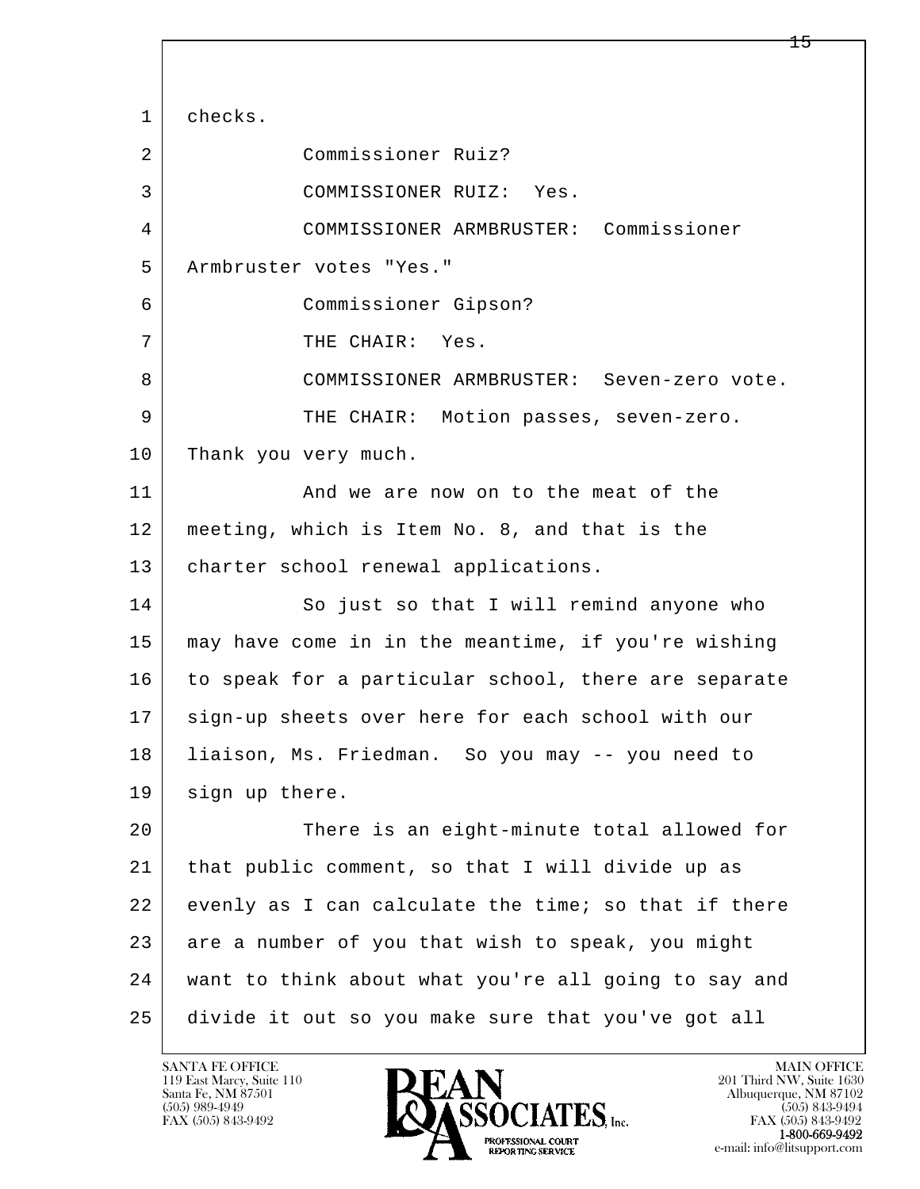checks.

Commissioner Ruiz?

COMMISSIONER RUIZ: Yes.

COMMISSIONER ARMBRUSTER: Commissioner Armbruster votes "Yes."

Commissioner Gipson?

THE CHAIR: Yes.

COMMISSIONER ARMBRUSTER: Seven-zero vote.

THE CHAIR: Motion passes, seven-zero. Thank you very much.

And we are now on to the meat of the meeting, which is Item No. 8, and that is the charter school renewal applications.

So just so that I will remind anyone who may have come in in the meantime, if you're wishing to speak for a particular school, there are separate sign-up sheets over here for each school with our liaison, Ms. Friedman. So you may -- you need to sign up there.

There is an eight-minute total allowed for that public comment, so that I will divide up as evenly as I can calculate the time; so that if there are a number of you that wish to speak, you might want to think about what you're all going to say and divide it out so you make sure that you've got all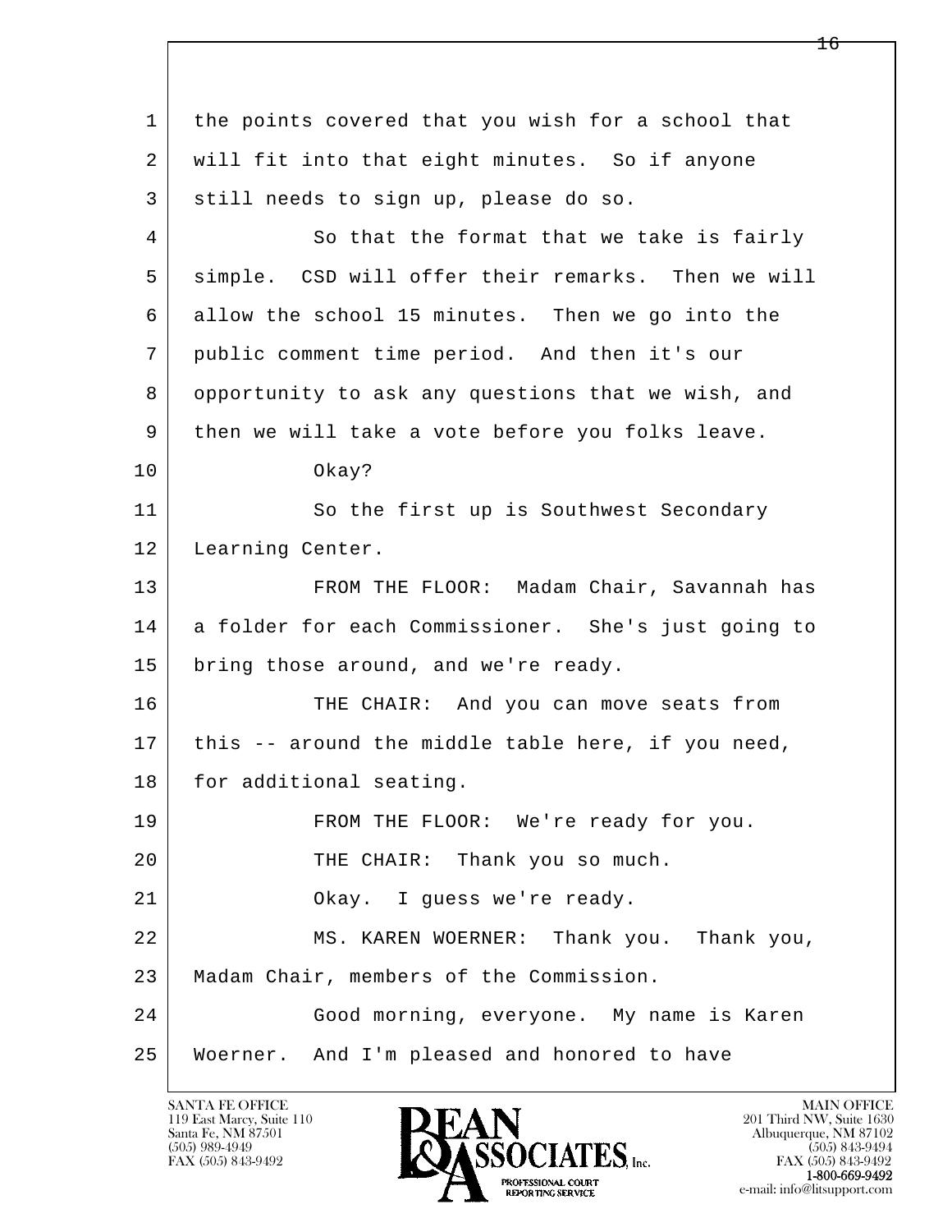the points covered that you wish for a school that will fit into that eight minutes. So if anyone still needs to sign up, please do so.

So that the format that we take is fairly simple. CSD will offer their remarks. Then we will allow the school 15 minutes. Then we go into the public comment time period. And then it's our opportunity to ask any questions that we wish, and then we will take a vote before you folks leave.

Okay?

So the first up is Southwest Secondary Learning Center.

FROM THE FLOOR: Madam Chair, Savannah has a folder for each Commissioner. She's just going to bring those around, and we're ready.

THE CHAIR: And you can move seats from this -- around the middle table here, if you need, for additional seating.

FROM THE FLOOR: We're ready for you.

THE CHAIR: Thank you so much.

Okay. I guess we're ready.

MS. KAREN WOERNER: Thank you. Thank you, Madam Chair, members of the Commission.

Good morning, everyone. My name is Karen Woerner. And I'm pleased and honored to have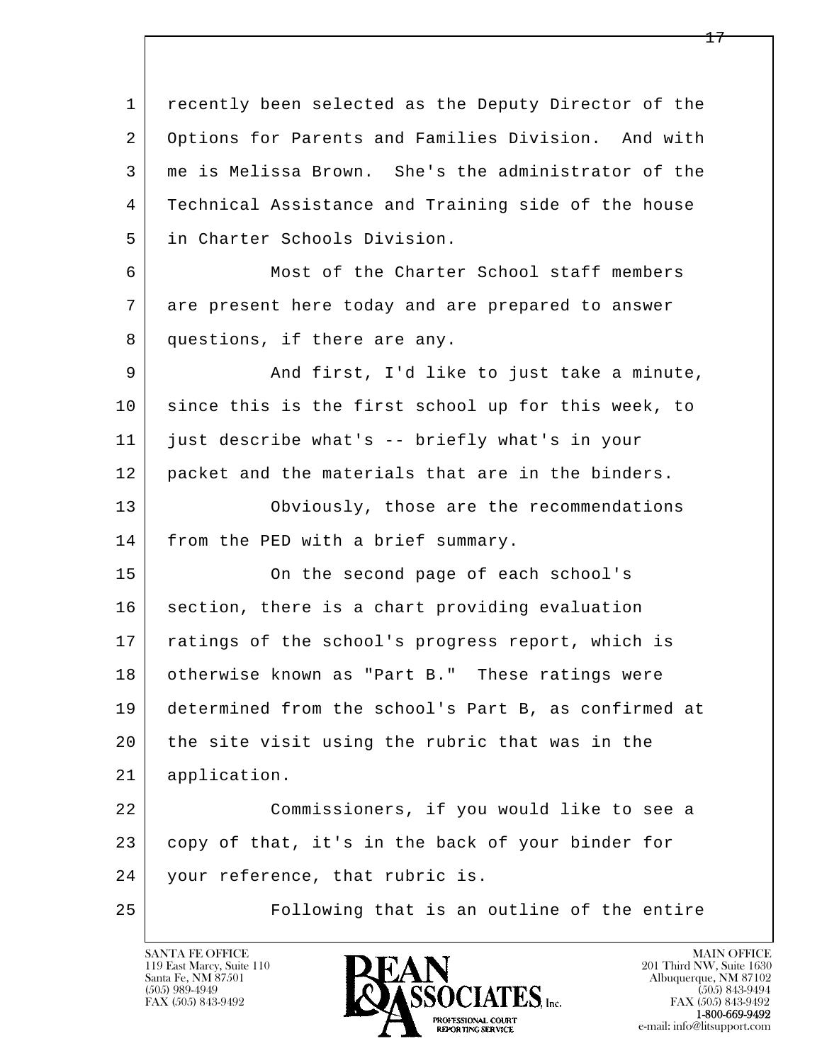recently been selected as the Deputy Director of the Options for Parents and Families Division. And with me is Melissa Brown. She's the administrator of the Technical Assistance and Training side of the house in Charter Schools Division.

Most of the Charter School staff members are present here today and are prepared to answer questions, if there are any.

And first, I'd like to just take a minute, since this is the first school up for this week, to just describe what's -- briefly what's in your packet and the materials that are in the binders.

Obviously, those are the recommendations from the PED with a brief summary.

On the second page of each school's section, there is a chart providing evaluation ratings of the school's progress report, which is otherwise known as "Part B." These ratings were determined from the school's Part B, as confirmed at the site visit using the rubric that was in the application.

Commissioners, if you would like to see a copy of that, it's in the back of your binder for your reference, that rubric is.

Following that is an outline of the entire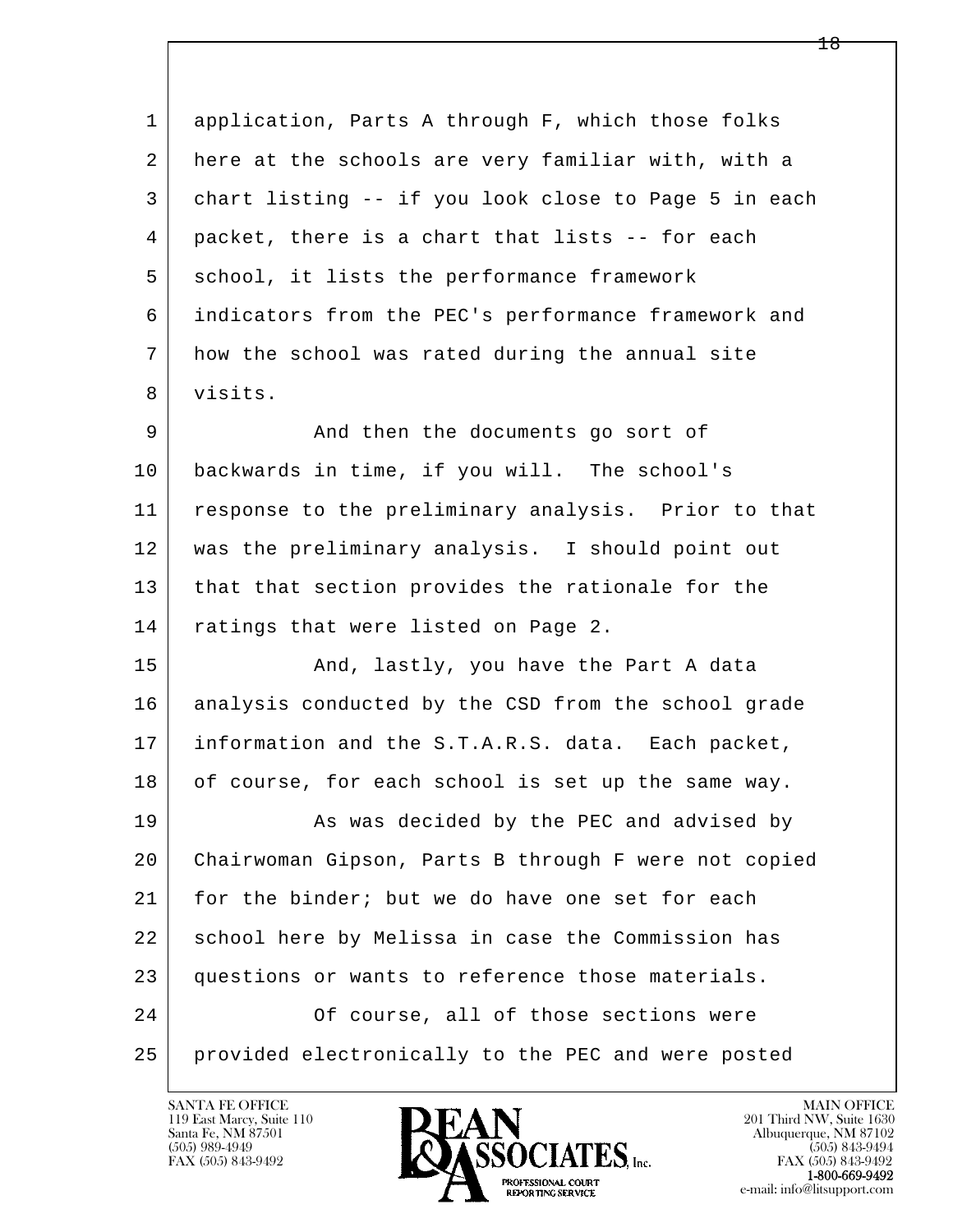1 application, Parts A through F, which those folks
2 here at the schools are very familiar with, with a
3 chart listing -- if you look close to Page 5 in each
4 packet, there is a chart that lists -- for each
5 school, it lists the performance framework
6 indicators from the PEC's performance framework and
7 how the school was rated during the annual site
8 visits.

9 And then the documents go sort of
10 backwards in time, if you will. The school's
11 response to the preliminary analysis. Prior to that
12 was the preliminary analysis. I should point out
13 that that section provides the rationale for the
14 ratings that were listed on Page 2.

15 And, lastly, you have the Part A data
16 analysis conducted by the CSD from the school grade
17 information and the S.T.A.R.S. data. Each packet,
18 of course, for each school is set up the same way.

19 As was decided by the PEC and advised by
20 Chairwoman Gipson, Parts B through F were not copied
21 for the binder; but we do have one set for each
22 school here by Melissa in case the Commission has
23 questions or wants to reference those materials.

24 Of course, all of those sections were
25 provided electronically to the PEC and were posted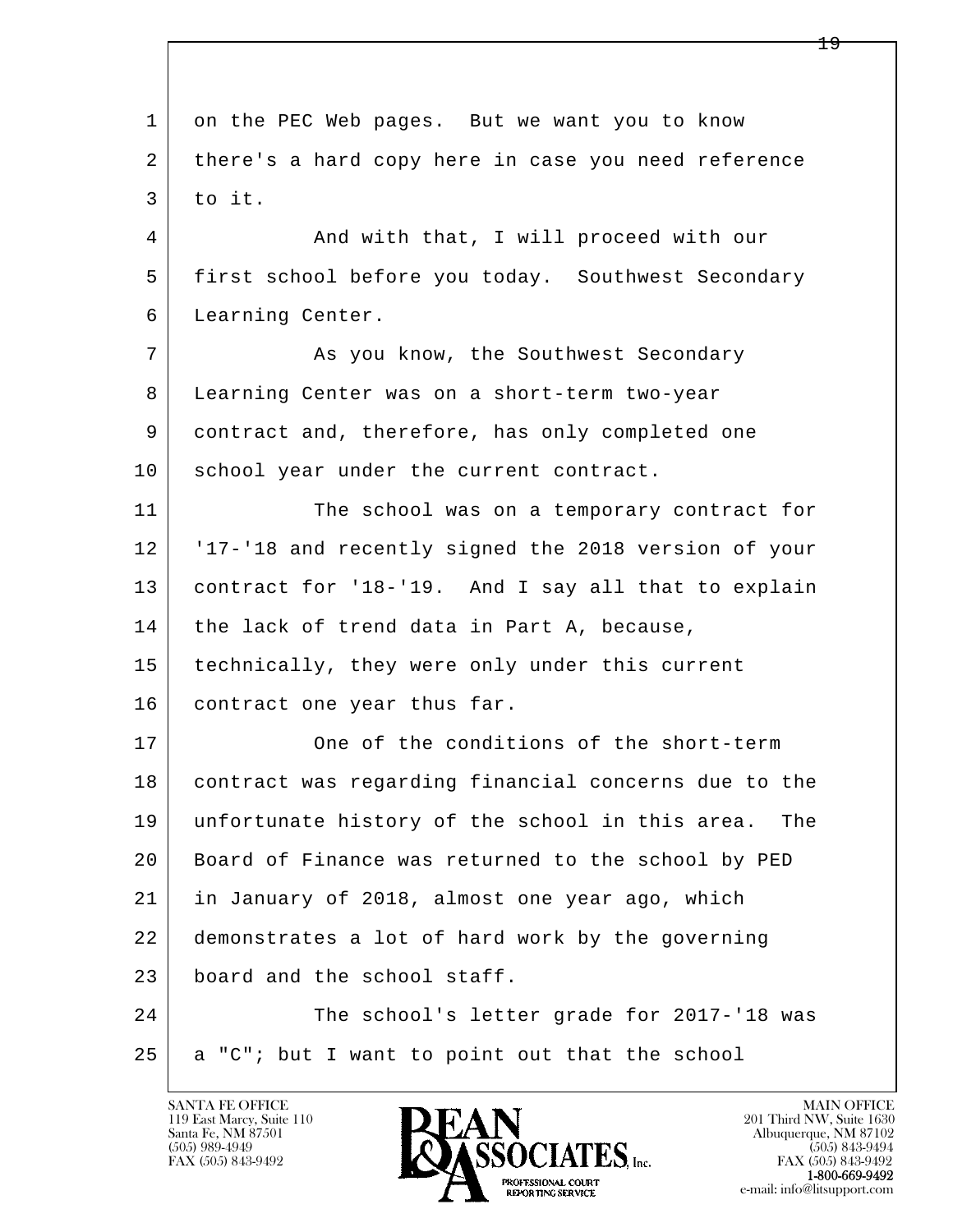on the PEC Web pages. But we want you to know there's a hard copy here in case you need reference to it.

And with that, I will proceed with our first school before you today. Southwest Secondary Learning Center.

As you know, the Southwest Secondary Learning Center was on a short-term two-year contract and, therefore, has only completed one school year under the current contract.

The school was on a temporary contract for '17-'18 and recently signed the 2018 version of your contract for '18-'19. And I say all that to explain the lack of trend data in Part A, because, technically, they were only under this current contract one year thus far.

One of the conditions of the short-term contract was regarding financial concerns due to the unfortunate history of the school in this area. The Board of Finance was returned to the school by PED in January of 2018, almost one year ago, which demonstrates a lot of hard work by the governing board and the school staff.

The school's letter grade for 2017-'18 was a "C"; but I want to point out that the school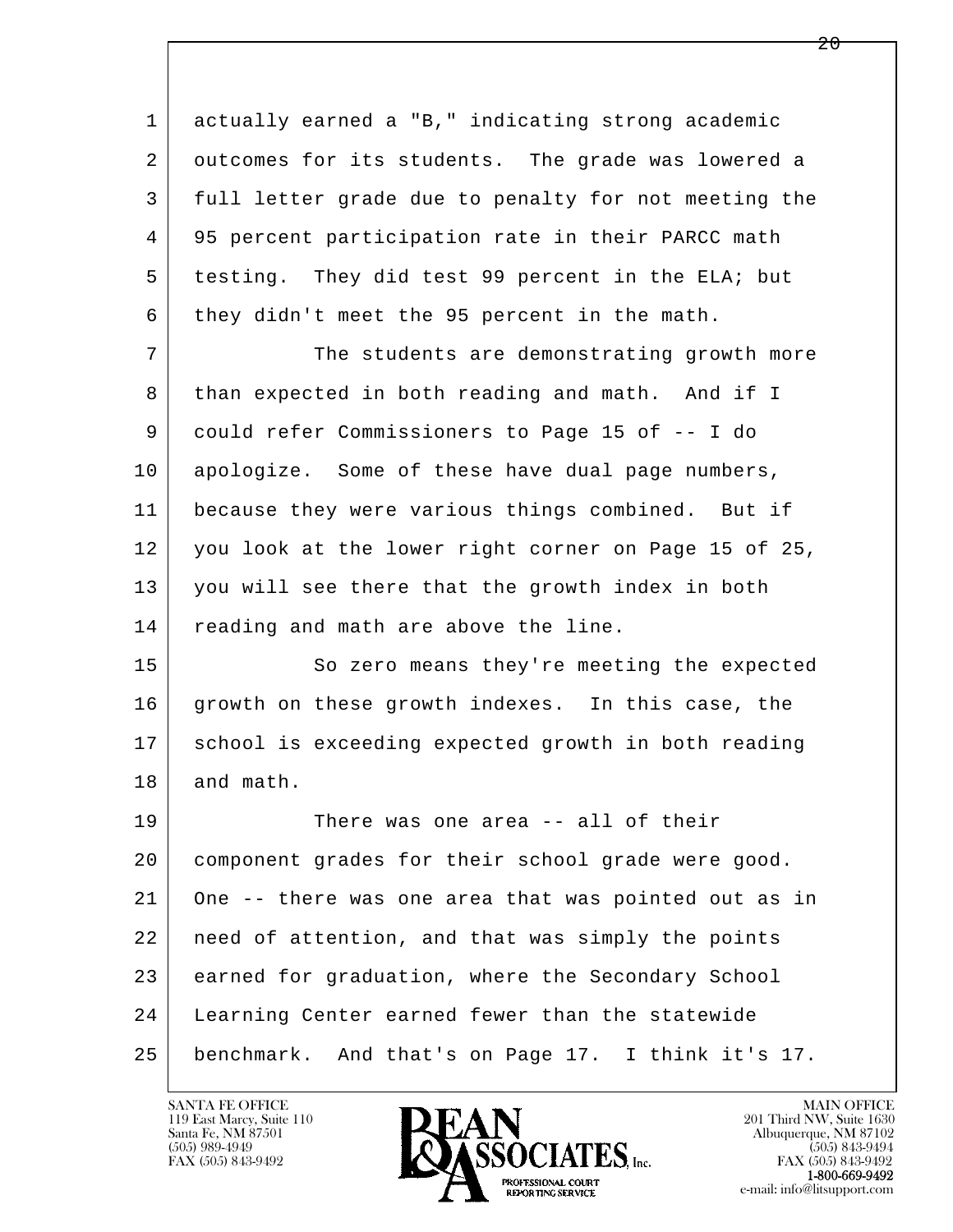actually earned a "B," indicating strong academic outcomes for its students. The grade was lowered a full letter grade due to penalty for not meeting the 95 percent participation rate in their PARCC math testing. They did test 99 percent in the ELA; but they didn't meet the 95 percent in the math.

The students are demonstrating growth more than expected in both reading and math. And if I could refer Commissioners to Page 15 of -- I do apologize. Some of these have dual page numbers, because they were various things combined. But if you look at the lower right corner on Page 15 of 25, you will see there that the growth index in both reading and math are above the line.

So zero means they're meeting the expected growth on these growth indexes. In this case, the school is exceeding expected growth in both reading and math.

There was one area -- all of their component grades for their school grade were good. One -- there was one area that was pointed out as in need of attention, and that was simply the points earned for graduation, where the Secondary School Learning Center earned fewer than the statewide benchmark. And that's on Page 17. I think it's 17.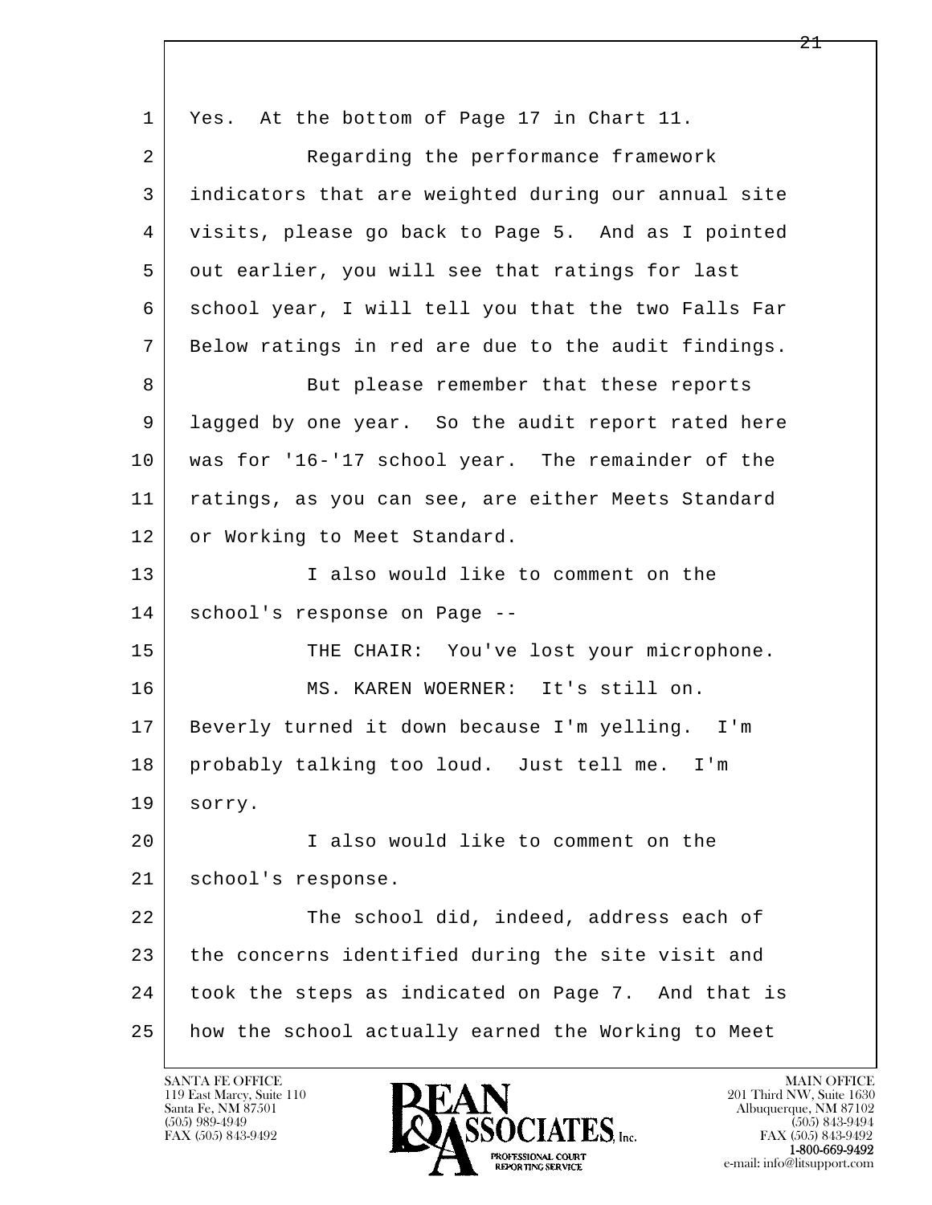1 Yes. At the bottom of Page 17 in Chart 11.

2 Regarding the performance framework
3 indicators that are weighted during our annual site
4 visits, please go back to Page 5. And as I pointed
5 out earlier, you will see that ratings for last
6 school year, I will tell you that the two Falls Far
7 Below ratings in red are due to the audit findings.

8 But please remember that these reports
9 lagged by one year. So the audit report rated here
10 was for '16-'17 school year. The remainder of the
11 ratings, as you can see, are either Meets Standard
12 or Working to Meet Standard.

13 I also would like to comment on the
14 school's response on Page --

15 THE CHAIR: You've lost your microphone.

16 MS. KAREN WOERNER: It's still on.
17 Beverly turned it down because I'm yelling. I'm
18 probably talking too loud. Just tell me. I'm
19 sorry.

20 I also would like to comment on the
21 school's response.

22 The school did, indeed, address each of
23 the concerns identified during the site visit and
24 took the steps as indicated on Page 7. And that is
25 how the school actually earned the Working to Meet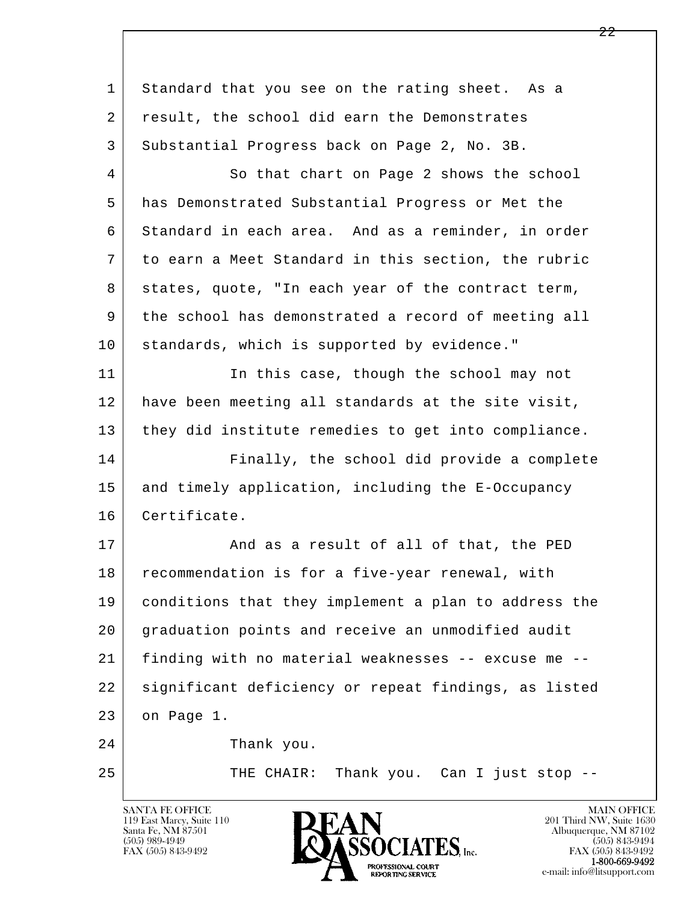Standard that you see on the rating sheet. As a result, the school did earn the Demonstrates Substantial Progress back on Page 2, No. 3B.

So that chart on Page 2 shows the school has Demonstrated Substantial Progress or Met the Standard in each area. And as a reminder, in order to earn a Meet Standard in this section, the rubric states, quote, "In each year of the contract term, the school has demonstrated a record of meeting all standards, which is supported by evidence."

In this case, though the school may not have been meeting all standards at the site visit, they did institute remedies to get into compliance.

Finally, the school did provide a complete and timely application, including the E-Occupancy Certificate.

And as a result of all of that, the PED recommendation is for a five-year renewal, with conditions that they implement a plan to address the graduation points and receive an unmodified audit finding with no material weaknesses -- excuse me -- significant deficiency or repeat findings, as listed on Page 1.

Thank you.

THE CHAIR: Thank you. Can I just stop --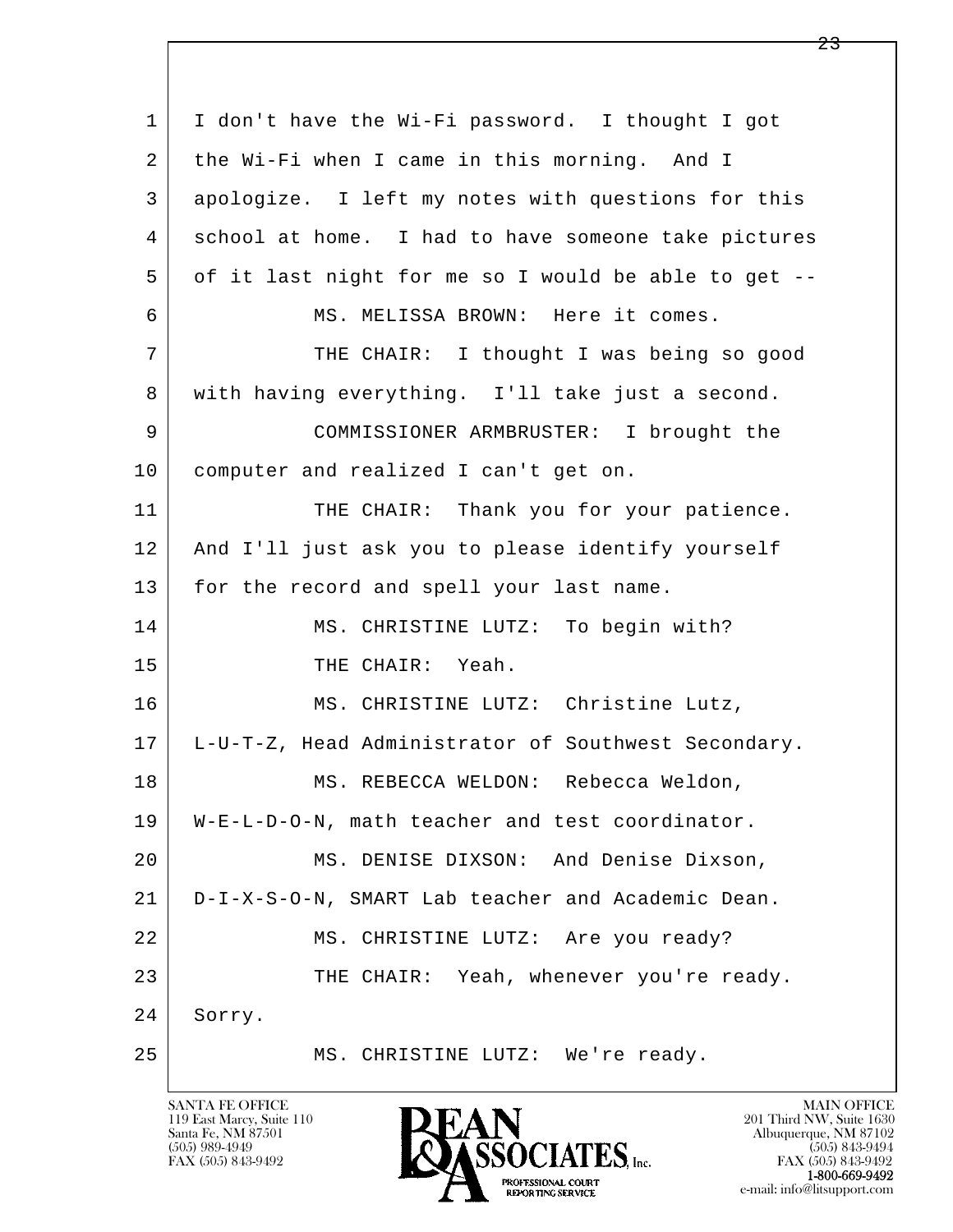1 I don't have the Wi-Fi password. I thought I got
2 the Wi-Fi when I came in this morning. And I
3 apologize. I left my notes with questions for this
4 school at home. I had to have someone take pictures
5 of it last night for me so I would be able to get --
6 MS. MELISSA BROWN: Here it comes.
7 THE CHAIR: I thought I was being so good
8 with having everything. I'll take just a second.
9 COMMISSIONER ARMBRUSTER: I brought the
10 computer and realized I can't get on.
11 THE CHAIR: Thank you for your patience.
12 And I'll just ask you to please identify yourself
13 for the record and spell your last name.
14 MS. CHRISTINE LUTZ: To begin with?
15 THE CHAIR: Yeah.
16 MS. CHRISTINE LUTZ: Christine Lutz,
17 L-U-T-Z, Head Administrator of Southwest Secondary.
18 MS. REBECCA WELDON: Rebecca Weldon,
19 W-E-L-D-O-N, math teacher and test coordinator.
20 MS. DENISE DIXSON: And Denise Dixson,
21 D-I-X-S-O-N, SMART Lab teacher and Academic Dean.
22 MS. CHRISTINE LUTZ: Are you ready?
23 THE CHAIR: Yeah, whenever you're ready.
24 Sorry.
25 MS. CHRISTINE LUTZ: We're ready.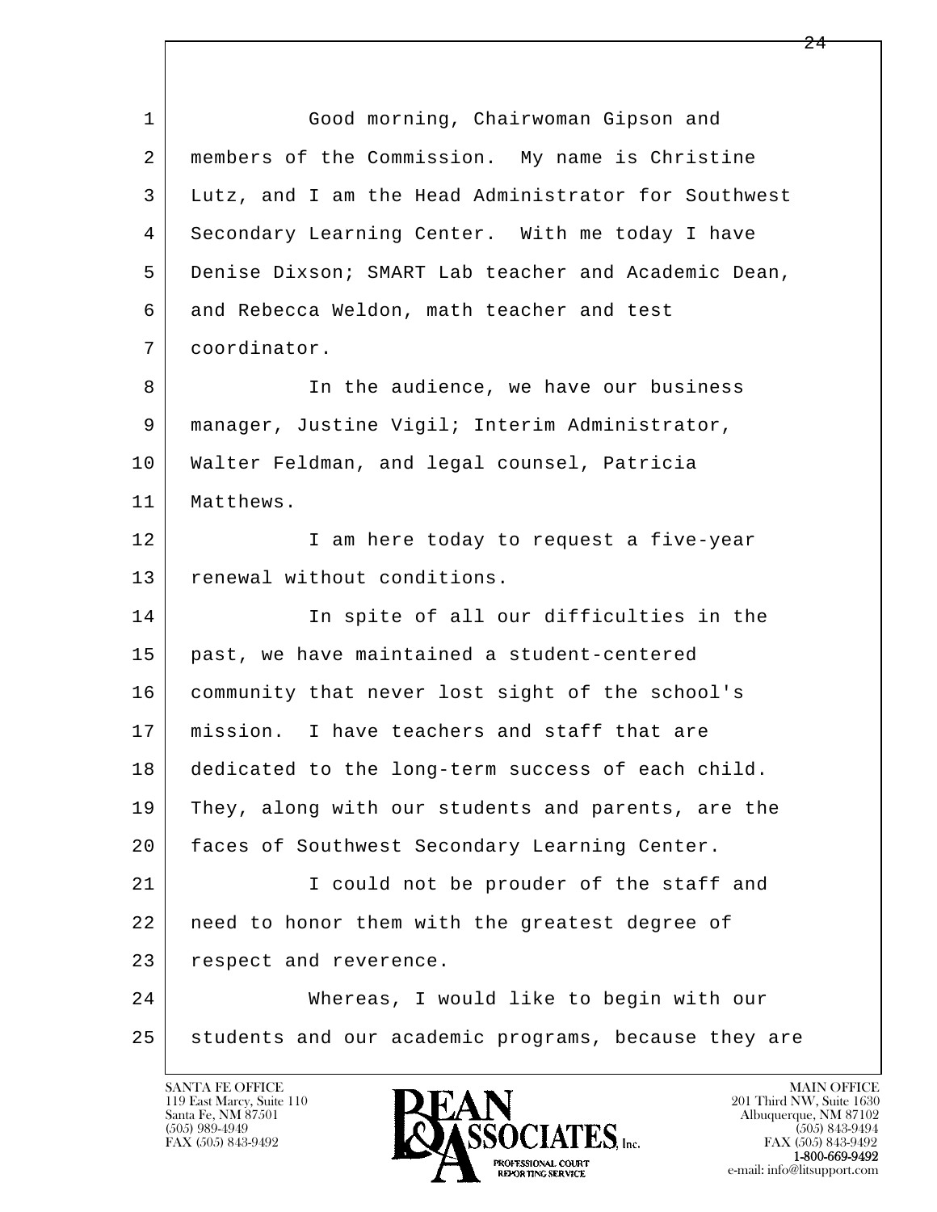Good morning, Chairwoman Gipson and members of the Commission. My name is Christine Lutz, and I am the Head Administrator for Southwest Secondary Learning Center. With me today I have Denise Dixson; SMART Lab teacher and Academic Dean, and Rebecca Weldon, math teacher and test coordinator.

In the audience, we have our business manager, Justine Vigil; Interim Administrator, Walter Feldman, and legal counsel, Patricia Matthews.

I am here today to request a five-year renewal without conditions.

In spite of all our difficulties in the past, we have maintained a student-centered community that never lost sight of the school's mission. I have teachers and staff that are dedicated to the long-term success of each child. They, along with our students and parents, are the faces of Southwest Secondary Learning Center.

I could not be prouder of the staff and need to honor them with the greatest degree of respect and reverence.

Whereas, I would like to begin with our students and our academic programs, because they are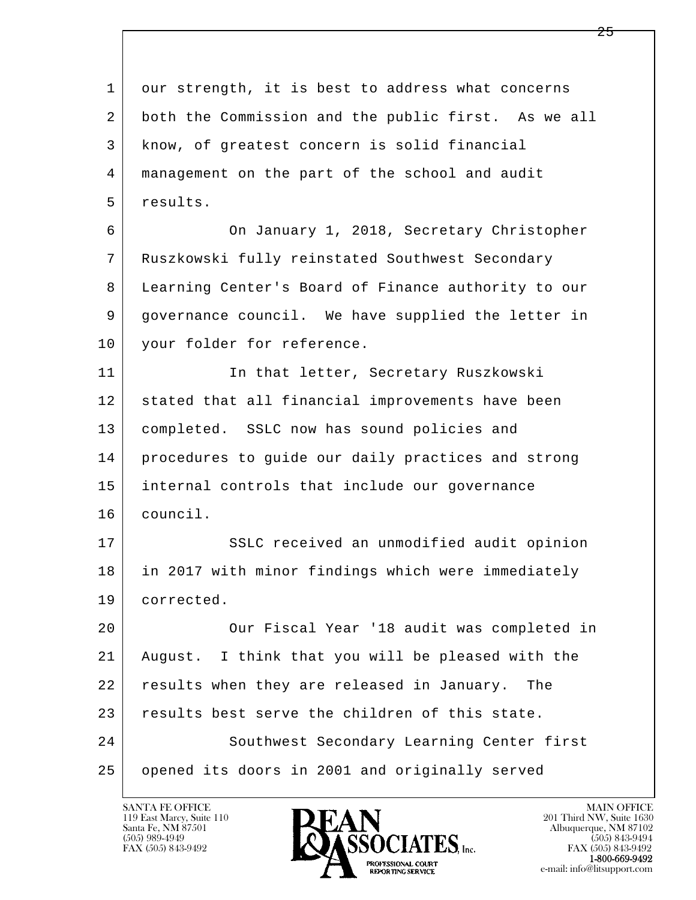our strength, it is best to address what concerns both the Commission and the public first. As we all know, of greatest concern is solid financial management on the part of the school and audit results.

On January 1, 2018, Secretary Christopher Ruszkowski fully reinstated Southwest Secondary Learning Center's Board of Finance authority to our governance council. We have supplied the letter in your folder for reference.

In that letter, Secretary Ruszkowski stated that all financial improvements have been completed. SSLC now has sound policies and procedures to guide our daily practices and strong internal controls that include our governance council.

SSLC received an unmodified audit opinion in 2017 with minor findings which were immediately corrected.

Our Fiscal Year '18 audit was completed in August. I think that you will be pleased with the results when they are released in January. The results best serve the children of this state.

Southwest Secondary Learning Center first opened its doors in 2001 and originally served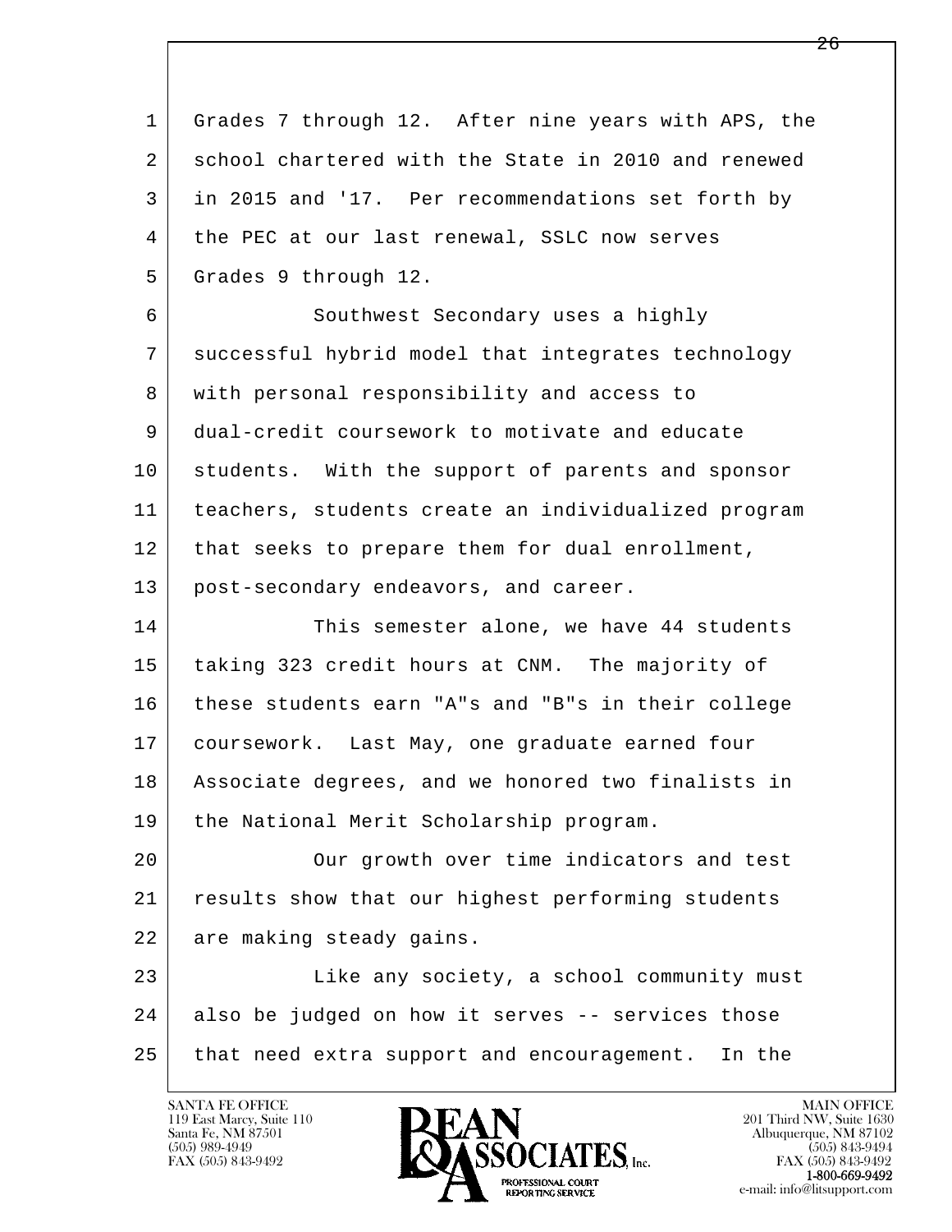Grades 7 through 12. After nine years with APS, the school chartered with the State in 2010 and renewed in 2015 and '17. Per recommendations set forth by the PEC at our last renewal, SSLC now serves Grades 9 through 12.

Southwest Secondary uses a highly successful hybrid model that integrates technology with personal responsibility and access to dual-credit coursework to motivate and educate students. With the support of parents and sponsor teachers, students create an individualized program that seeks to prepare them for dual enrollment, post-secondary endeavors, and career.

This semester alone, we have 44 students taking 323 credit hours at CNM. The majority of these students earn "A"s and "B"s in their college coursework. Last May, one graduate earned four Associate degrees, and we honored two finalists in the National Merit Scholarship program.

Our growth over time indicators and test results show that our highest performing students are making steady gains.

Like any society, a school community must also be judged on how it serves -- services those that need extra support and encouragement. In the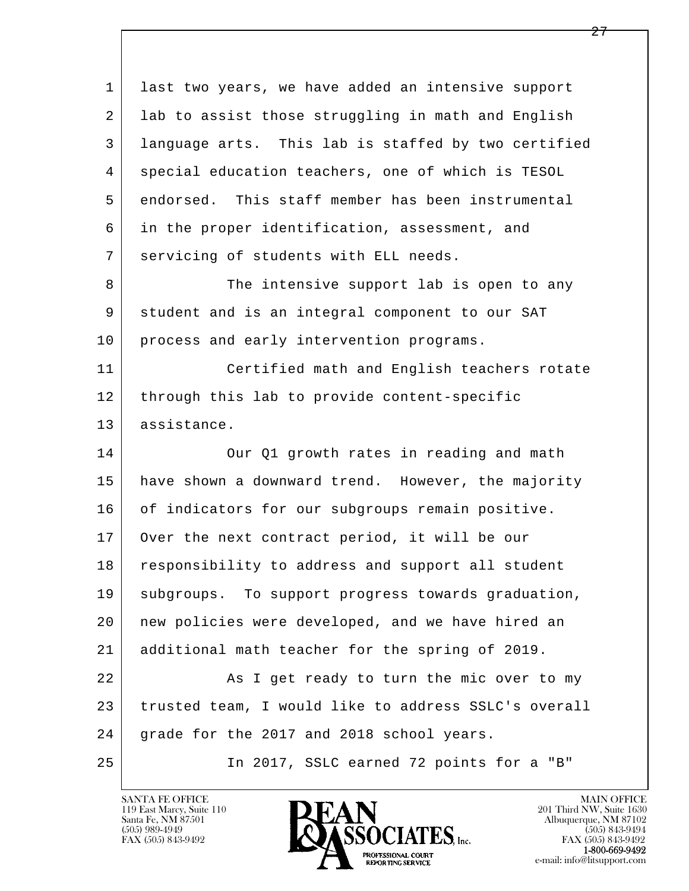last two years, we have added an intensive support lab to assist those struggling in math and English language arts. This lab is staffed by two certified special education teachers, one of which is TESOL endorsed. This staff member has been instrumental in the proper identification, assessment, and servicing of students with ELL needs.

The intensive support lab is open to any student and is an integral component to our SAT process and early intervention programs.

Certified math and English teachers rotate through this lab to provide content-specific assistance.

Our Q1 growth rates in reading and math have shown a downward trend. However, the majority of indicators for our subgroups remain positive. Over the next contract period, it will be our responsibility to address and support all student subgroups. To support progress towards graduation, new policies were developed, and we have hired an additional math teacher for the spring of 2019.

As I get ready to turn the mic over to my trusted team, I would like to address SSLC's overall grade for the 2017 and 2018 school years.

In 2017, SSLC earned 72 points for a "B"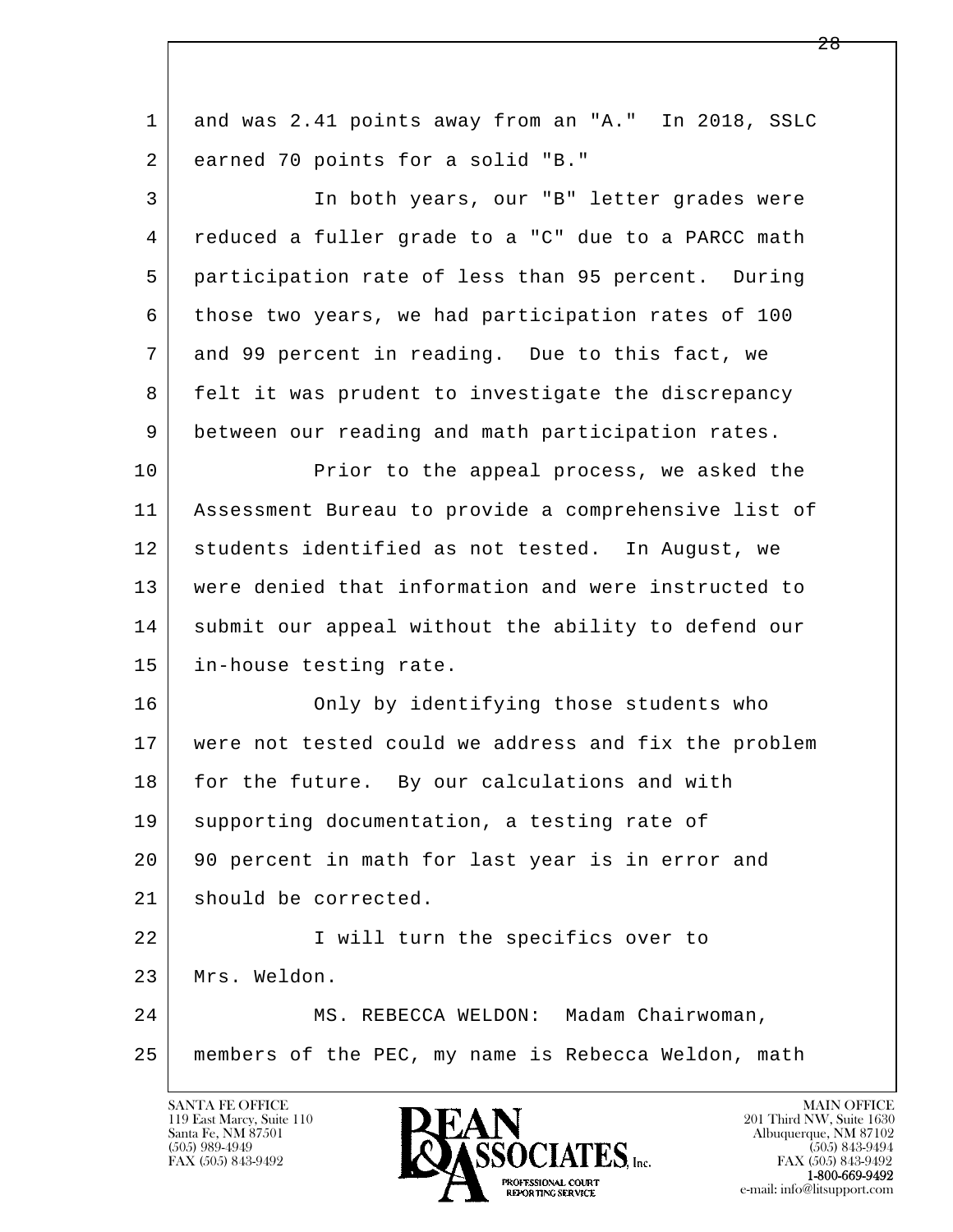1 and was 2.41 points away from an "A." In 2018, SSLC
2 earned 70 points for a solid "B."

3 In both years, our "B" letter grades were
4 reduced a fuller grade to a "C" due to a PARCC math
5 participation rate of less than 95 percent. During
6 those two years, we had participation rates of 100
7 and 99 percent in reading. Due to this fact, we
8 felt it was prudent to investigate the discrepancy
9 between our reading and math participation rates.

10 Prior to the appeal process, we asked the
11 Assessment Bureau to provide a comprehensive list of
12 students identified as not tested. In August, we
13 were denied that information and were instructed to
14 submit our appeal without the ability to defend our
15 in-house testing rate.

16 Only by identifying those students who
17 were not tested could we address and fix the problem
18 for the future. By our calculations and with
19 supporting documentation, a testing rate of
20 90 percent in math for last year is in error and
21 should be corrected.

22 I will turn the specifics over to
23 Mrs. Weldon.

24 MS. REBECCA WELDON: Madam Chairwoman,
25 members of the PEC, my name is Rebecca Weldon, math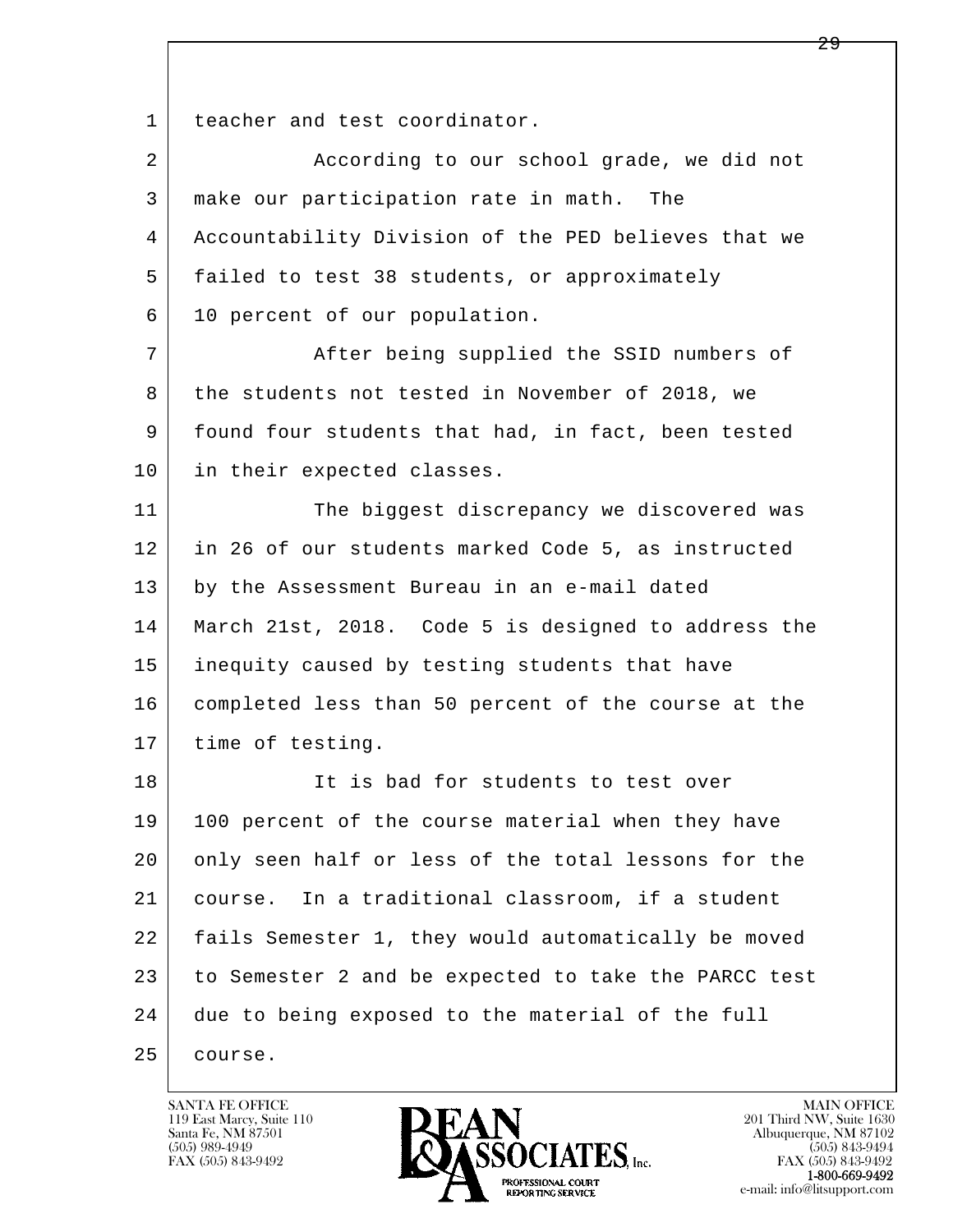teacher and test coordinator.

According to our school grade, we did not make our participation rate in math. The Accountability Division of the PED believes that we failed to test 38 students, or approximately 10 percent of our population.

After being supplied the SSID numbers of the students not tested in November of 2018, we found four students that had, in fact, been tested in their expected classes.

The biggest discrepancy we discovered was in 26 of our students marked Code 5, as instructed by the Assessment Bureau in an e-mail dated March 21st, 2018. Code 5 is designed to address the inequity caused by testing students that have completed less than 50 percent of the course at the time of testing.

It is bad for students to test over 100 percent of the course material when they have only seen half or less of the total lessons for the course. In a traditional classroom, if a student fails Semester 1, they would automatically be moved to Semester 2 and be expected to take the PARCC test due to being exposed to the material of the full course.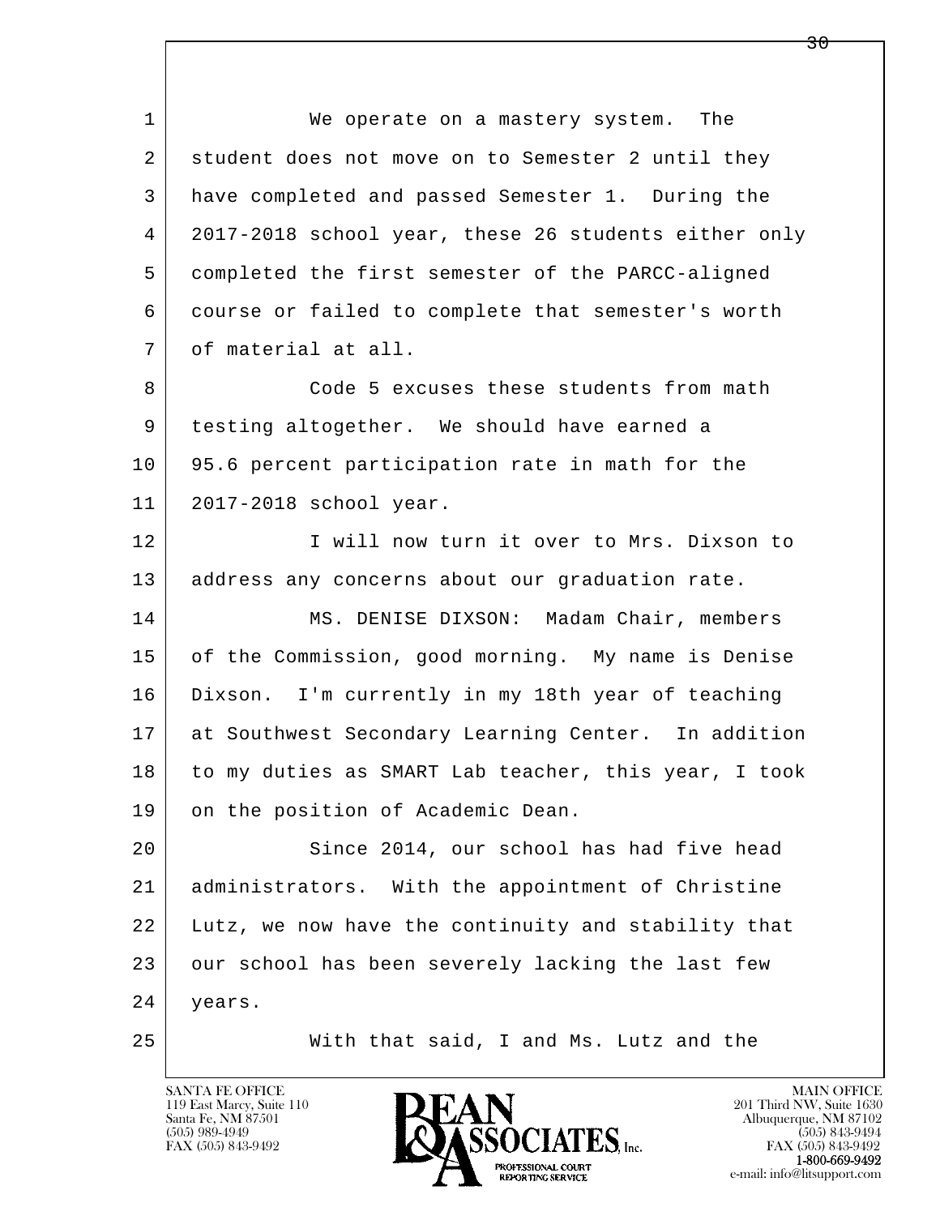We operate on a mastery system. The student does not move on to Semester 2 until they have completed and passed Semester 1. During the 2017-2018 school year, these 26 students either only completed the first semester of the PARCC-aligned course or failed to complete that semester's worth of material at all.

Code 5 excuses these students from math testing altogether. We should have earned a 95.6 percent participation rate in math for the 2017-2018 school year.

I will now turn it over to Mrs. Dixson to address any concerns about our graduation rate.

MS. DENISE DIXSON: Madam Chair, members of the Commission, good morning. My name is Denise Dixson. I'm currently in my 18th year of teaching at Southwest Secondary Learning Center. In addition to my duties as SMART Lab teacher, this year, I took on the position of Academic Dean.

Since 2014, our school has had five head administrators. With the appointment of Christine Lutz, we now have the continuity and stability that our school has been severely lacking the last few years.

With that said, I and Ms. Lutz and the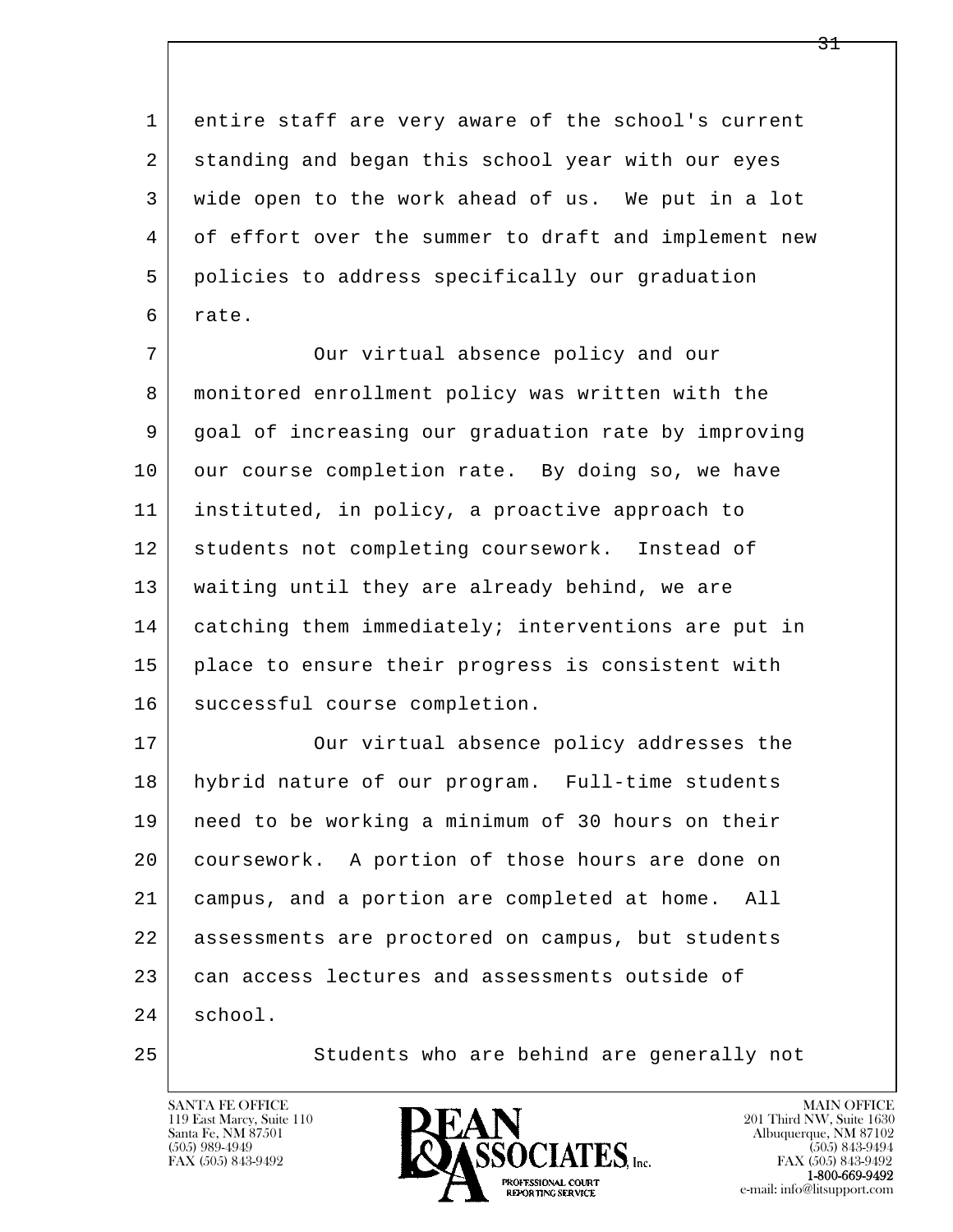entire staff are very aware of the school's current standing and began this school year with our eyes wide open to the work ahead of us. We put in a lot of effort over the summer to draft and implement new policies to address specifically our graduation rate.

Our virtual absence policy and our monitored enrollment policy was written with the goal of increasing our graduation rate by improving our course completion rate. By doing so, we have instituted, in policy, a proactive approach to students not completing coursework. Instead of waiting until they are already behind, we are catching them immediately; interventions are put in place to ensure their progress is consistent with successful course completion.

Our virtual absence policy addresses the hybrid nature of our program. Full-time students need to be working a minimum of 30 hours on their coursework. A portion of those hours are done on campus, and a portion are completed at home. All assessments are proctored on campus, but students can access lectures and assessments outside of school.

Students who are behind are generally not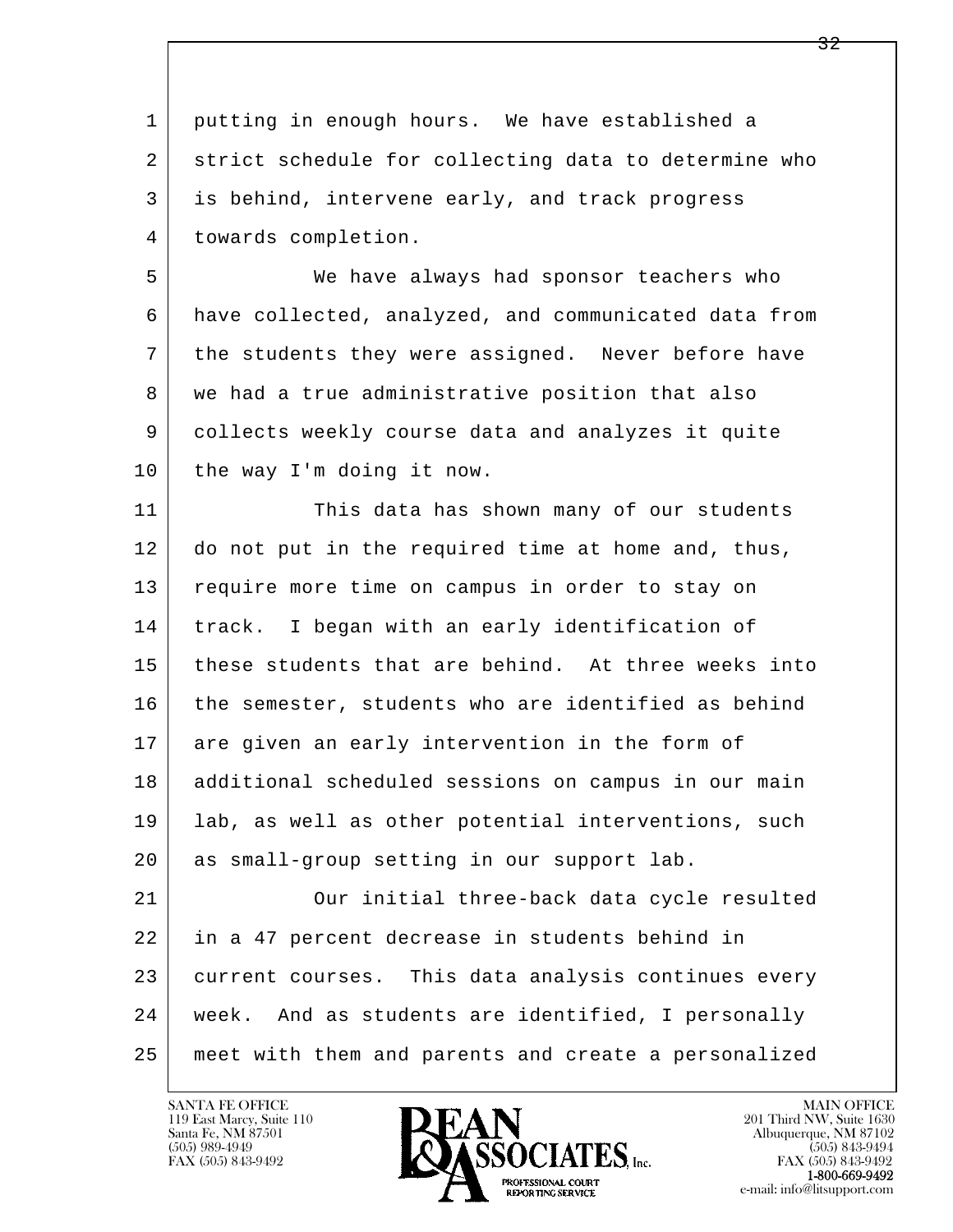putting in enough hours. We have established a strict schedule for collecting data to determine who is behind, intervene early, and track progress towards completion.

We have always had sponsor teachers who have collected, analyzed, and communicated data from the students they were assigned. Never before have we had a true administrative position that also collects weekly course data and analyzes it quite the way I'm doing it now.

This data has shown many of our students do not put in the required time at home and, thus, require more time on campus in order to stay on track. I began with an early identification of these students that are behind. At three weeks into the semester, students who are identified as behind are given an early intervention in the form of additional scheduled sessions on campus in our main lab, as well as other potential interventions, such as small-group setting in our support lab.

Our initial three-back data cycle resulted in a 47 percent decrease in students behind in current courses. This data analysis continues every week. And as students are identified, I personally meet with them and parents and create a personalized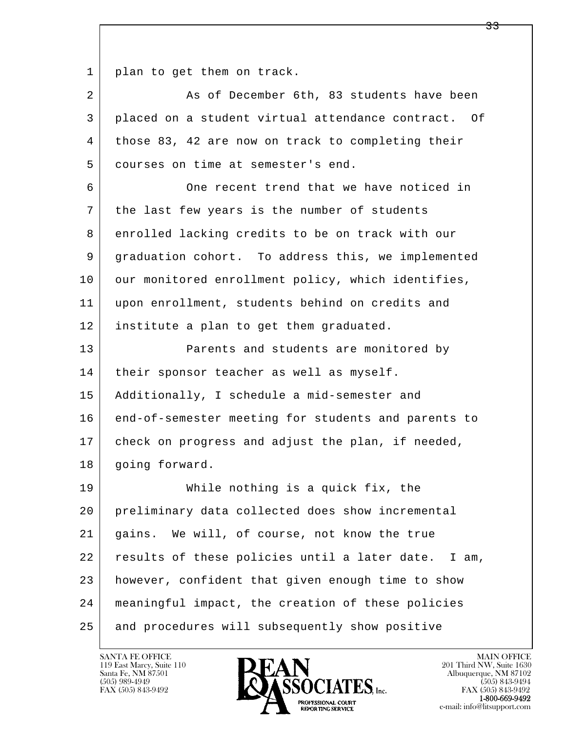plan to get them on track.

As of December 6th, 83 students have been placed on a student virtual attendance contract. Of those 83, 42 are now on track to completing their courses on time at semester's end.

One recent trend that we have noticed in the last few years is the number of students enrolled lacking credits to be on track with our graduation cohort. To address this, we implemented our monitored enrollment policy, which identifies, upon enrollment, students behind on credits and institute a plan to get them graduated.

Parents and students are monitored by their sponsor teacher as well as myself. Additionally, I schedule a mid-semester and end-of-semester meeting for students and parents to check on progress and adjust the plan, if needed, going forward.

While nothing is a quick fix, the preliminary data collected does show incremental gains. We will, of course, not know the true results of these policies until a later date. I am, however, confident that given enough time to show meaningful impact, the creation of these policies and procedures will subsequently show positive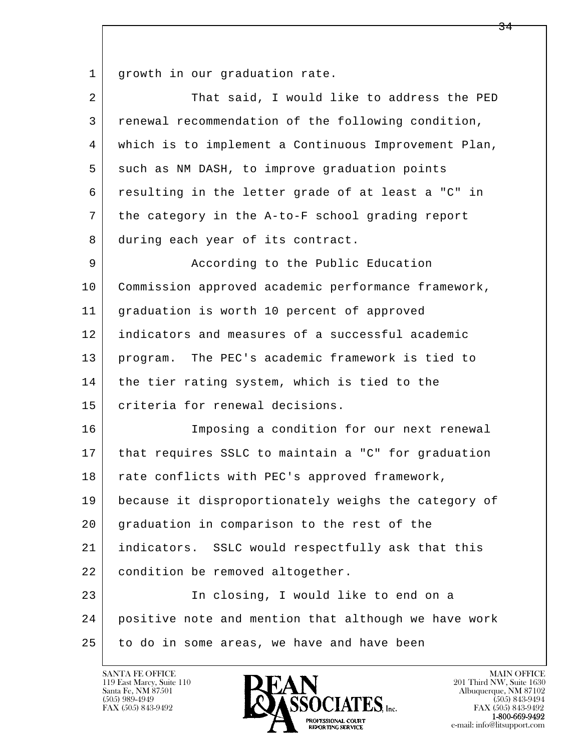growth in our graduation rate.

That said, I would like to address the PED renewal recommendation of the following condition, which is to implement a Continuous Improvement Plan, such as NM DASH, to improve graduation points resulting in the letter grade of at least a "C" in the category in the A-to-F school grading report during each year of its contract.

According to the Public Education Commission approved academic performance framework, graduation is worth 10 percent of approved indicators and measures of a successful academic program. The PEC's academic framework is tied to the tier rating system, which is tied to the criteria for renewal decisions.

Imposing a condition for our next renewal that requires SSLC to maintain a "C" for graduation rate conflicts with PEC's approved framework, because it disproportionately weighs the category of graduation in comparison to the rest of the indicators. SSLC would respectfully ask that this condition be removed altogether.

In closing, I would like to end on a positive note and mention that although we have work to do in some areas, we have and have been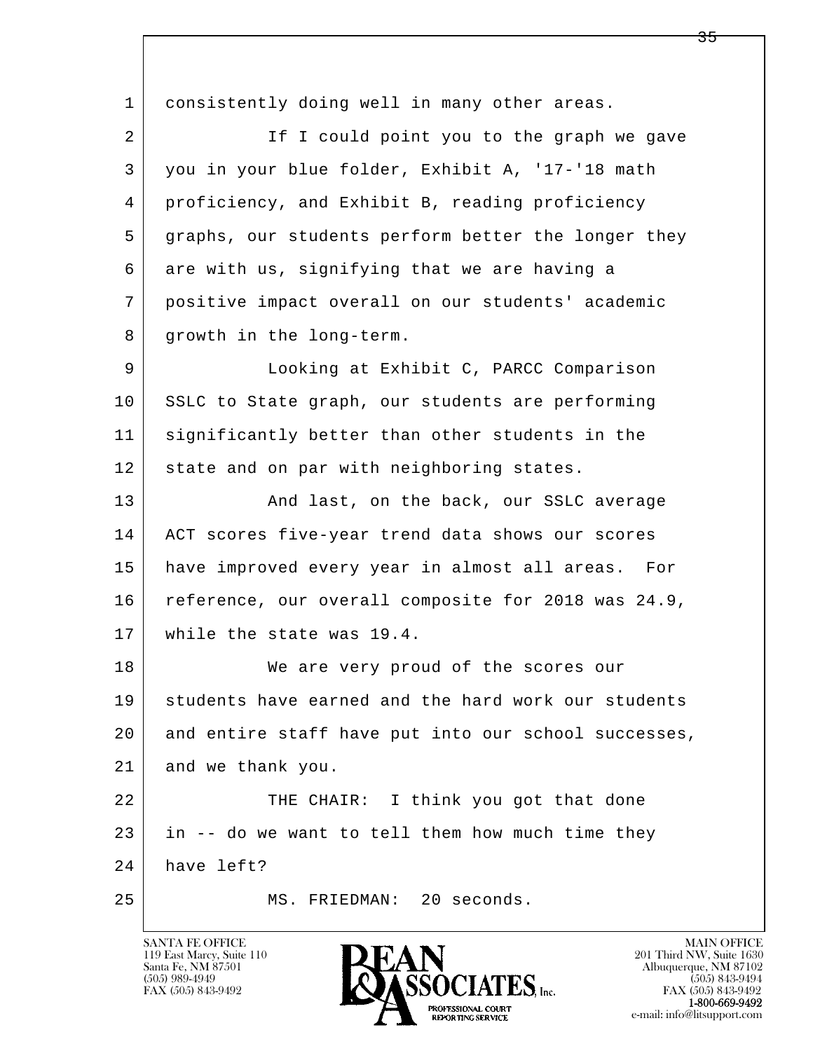consistently doing well in many other areas.

If I could point you to the graph we gave you in your blue folder, Exhibit A, '17-'18 math proficiency, and Exhibit B, reading proficiency graphs, our students perform better the longer they are with us, signifying that we are having a positive impact overall on our students' academic growth in the long-term.

Looking at Exhibit C, PARCC Comparison SSLC to State graph, our students are performing significantly better than other students in the state and on par with neighboring states.

And last, on the back, our SSLC average ACT scores five-year trend data shows our scores have improved every year in almost all areas. For reference, our overall composite for 2018 was 24.9, while the state was 19.4.

We are very proud of the scores our students have earned and the hard work our students and entire staff have put into our school successes, and we thank you.

THE CHAIR: I think you got that done in -- do we want to tell them how much time they have left?

MS. FRIEDMAN: 20 seconds.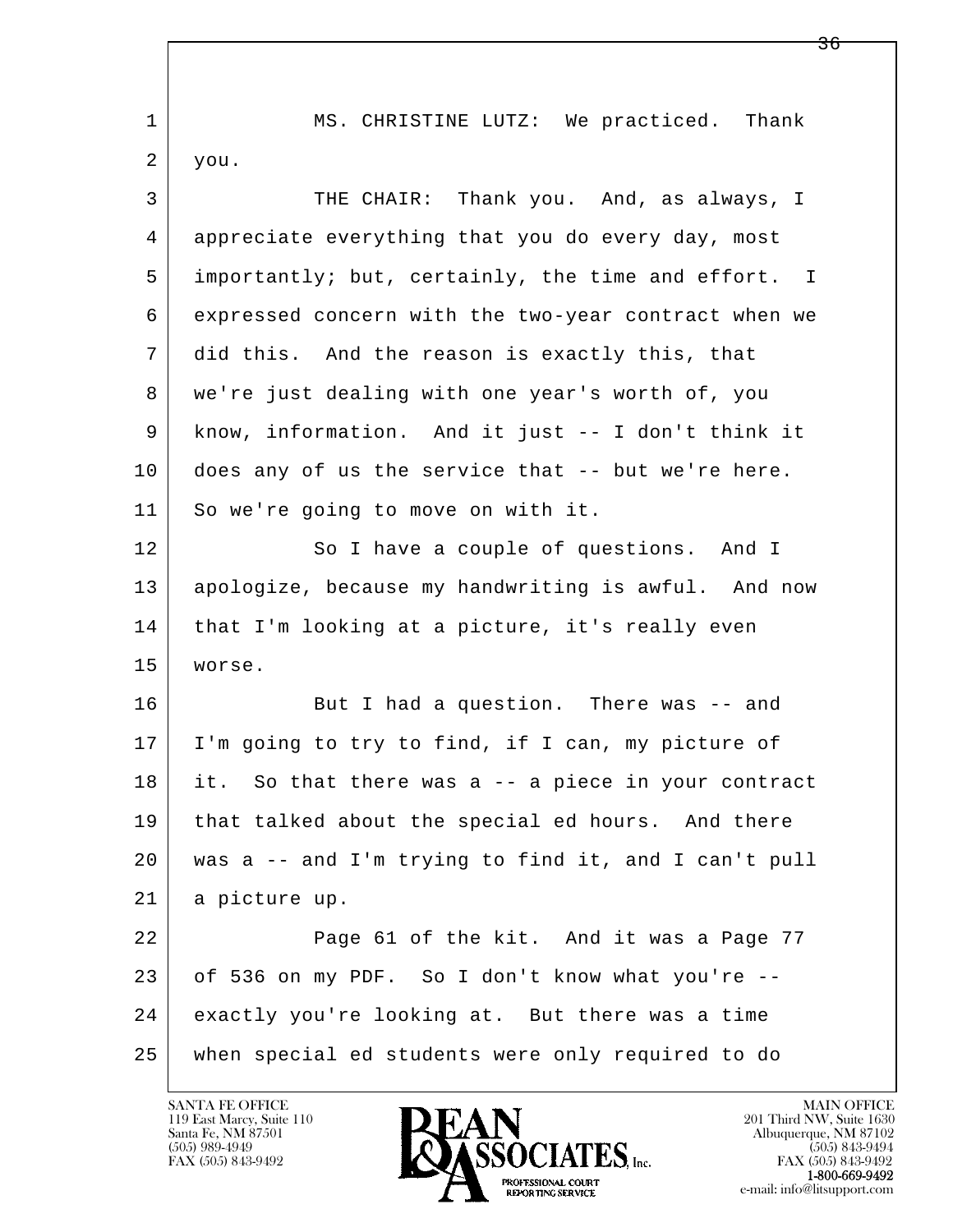MS. CHRISTINE LUTZ: We practiced. Thank you.

THE CHAIR: Thank you. And, as always, I appreciate everything that you do every day, most importantly; but, certainly, the time and effort. I expressed concern with the two-year contract when we did this. And the reason is exactly this, that we're just dealing with one year's worth of, you know, information. And it just -- I don't think it does any of us the service that -- but we're here. So we're going to move on with it.

So I have a couple of questions. And I apologize, because my handwriting is awful. And now that I'm looking at a picture, it's really even worse.

But I had a question. There was -- and I'm going to try to find, if I can, my picture of it. So that there was a -- a piece in your contract that talked about the special ed hours. And there was a -- and I'm trying to find it, and I can't pull a picture up.

Page 61 of the kit. And it was a Page 77 of 536 on my PDF. So I don't know what you're -- exactly you're looking at. But there was a time when special ed students were only required to do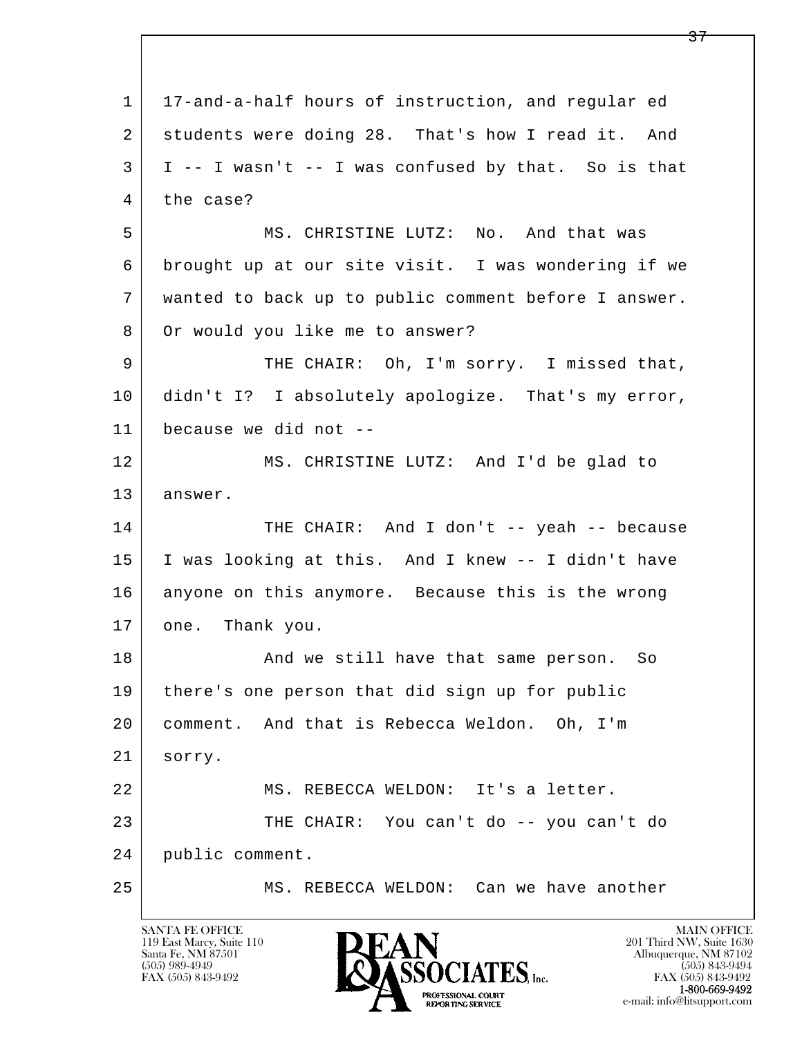1 17-and-a-half hours of instruction, and regular ed
2 students were doing 28. That's how I read it. And
3 I -- I wasn't -- I was confused by that. So is that
4 the case?

5 MS. CHRISTINE LUTZ: No. And that was
6 brought up at our site visit. I was wondering if we
7 wanted to back up to public comment before I answer.
8 Or would you like me to answer?

9 THE CHAIR: Oh, I'm sorry. I missed that,
10 didn't I? I absolutely apologize. That's my error,
11 because we did not --

12 MS. CHRISTINE LUTZ: And I'd be glad to
13 answer.

14 THE CHAIR: And I don't -- yeah -- because
15 I was looking at this. And I knew -- I didn't have
16 anyone on this anymore. Because this is the wrong
17 one. Thank you.

18 And we still have that same person. So
19 there's one person that did sign up for public
20 comment. And that is Rebecca Weldon. Oh, I'm
21 sorry.

22 MS. REBECCA WELDON: It's a letter.

23 THE CHAIR: You can't do -- you can't do
24 public comment.

25 MS. REBECCA WELDON: Can we have another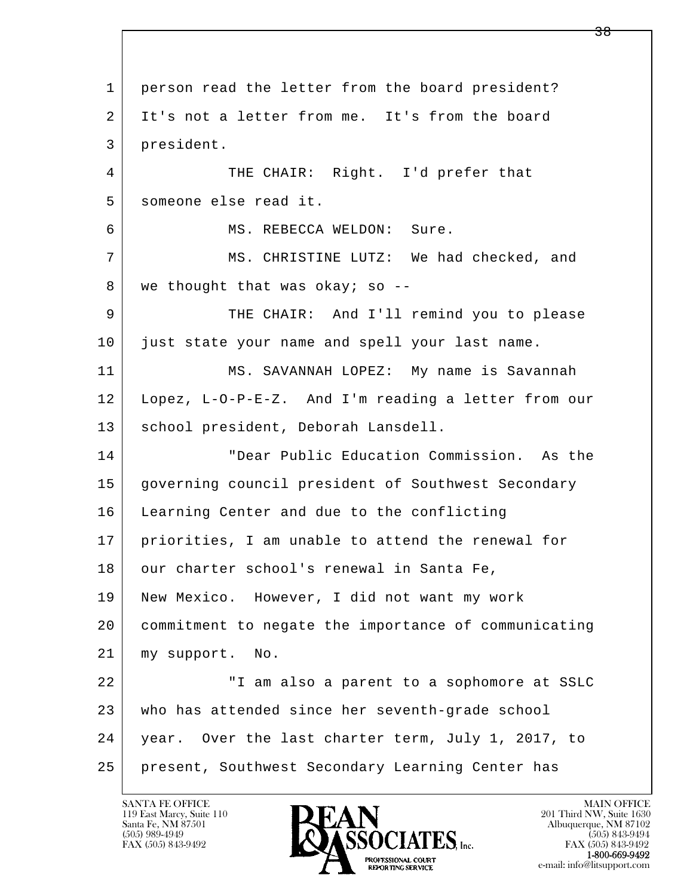1 person read the letter from the board president?
2 It's not a letter from me. It's from the board
3 president.
4 THE CHAIR: Right. I'd prefer that
5 someone else read it.
6 MS. REBECCA WELDON: Sure.
7 MS. CHRISTINE LUTZ: We had checked, and
8 we thought that was okay; so --
9 THE CHAIR: And I'll remind you to please
10 just state your name and spell your last name.
11 MS. SAVANNAH LOPEZ: My name is Savannah
12 Lopez, L-O-P-E-Z. And I'm reading a letter from our
13 school president, Deborah Lansdell.
14 "Dear Public Education Commission. As the
15 governing council president of Southwest Secondary
16 Learning Center and due to the conflicting
17 priorities, I am unable to attend the renewal for
18 our charter school's renewal in Santa Fe,
19 New Mexico. However, I did not want my work
20 commitment to negate the importance of communicating
21 my support. No.
22 "I am also a parent to a sophomore at SSLC
23 who has attended since her seventh-grade school
24 year. Over the last charter term, July 1, 2017, to
25 present, Southwest Secondary Learning Center has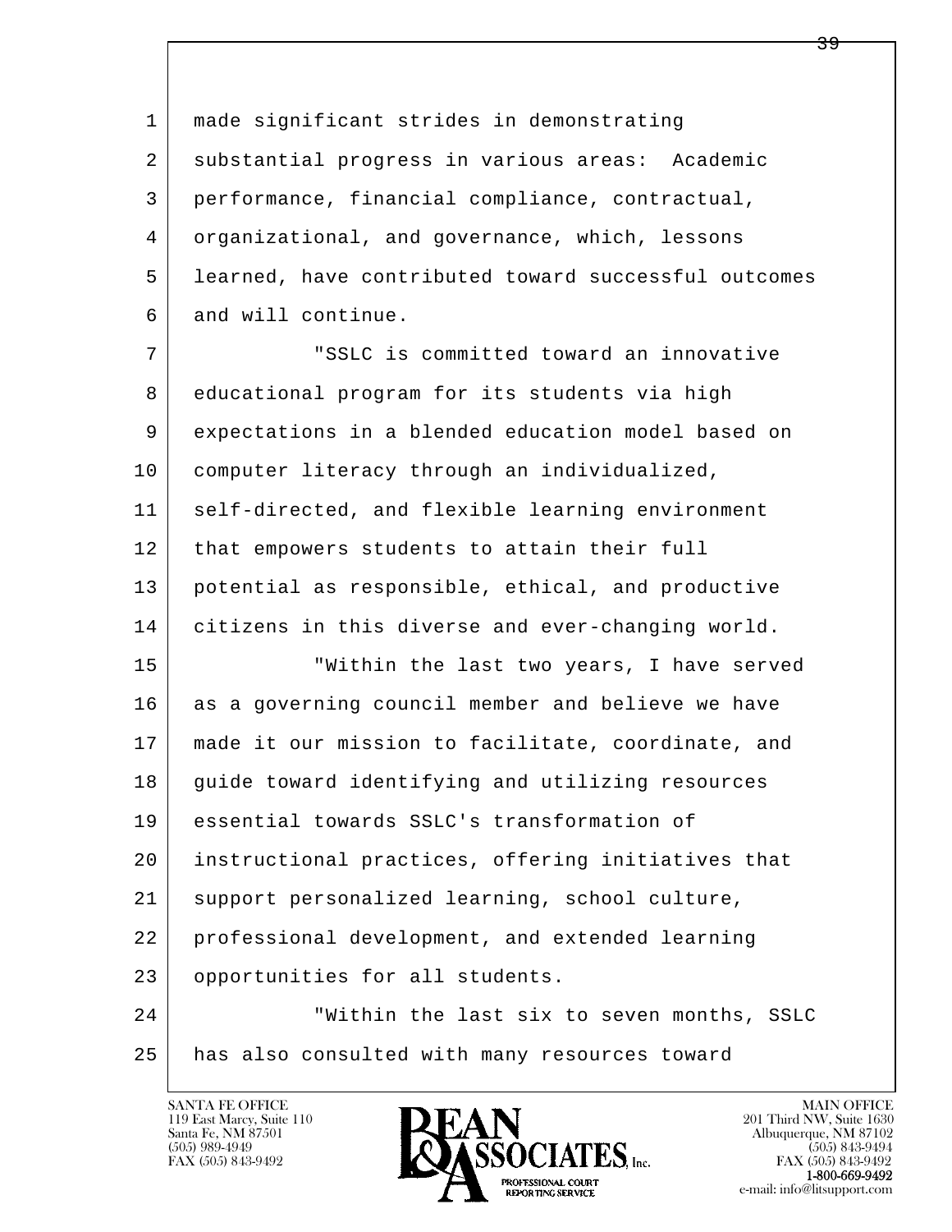made significant strides in demonstrating substantial progress in various areas: Academic performance, financial compliance, contractual, organizational, and governance, which, lessons learned, have contributed toward successful outcomes and will continue.

"SSLC is committed toward an innovative educational program for its students via high expectations in a blended education model based on computer literacy through an individualized, self-directed, and flexible learning environment that empowers students to attain their full potential as responsible, ethical, and productive citizens in this diverse and ever-changing world.

"Within the last two years, I have served as a governing council member and believe we have made it our mission to facilitate, coordinate, and guide toward identifying and utilizing resources essential towards SSLC's transformation of instructional practices, offering initiatives that support personalized learning, school culture, professional development, and extended learning opportunities for all students.

"Within the last six to seven months, SSLC has also consulted with many resources toward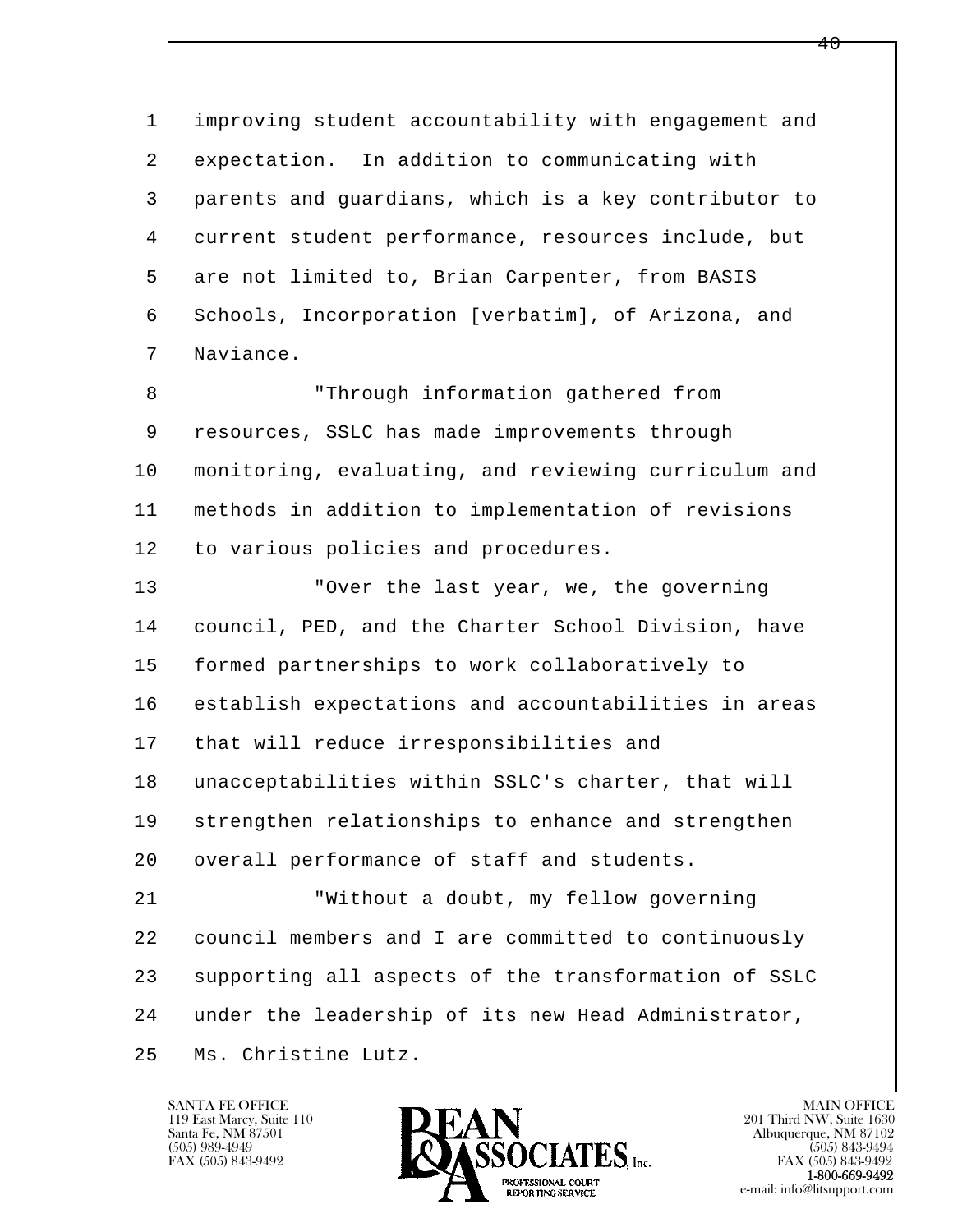improving student accountability with engagement and expectation. In addition to communicating with parents and guardians, which is a key contributor to current student performance, resources include, but are not limited to, Brian Carpenter, from BASIS Schools, Incorporation [verbatim], of Arizona, and Naviance.

"Through information gathered from resources, SSLC has made improvements through monitoring, evaluating, and reviewing curriculum and methods in addition to implementation of revisions to various policies and procedures.

"Over the last year, we, the governing council, PED, and the Charter School Division, have formed partnerships to work collaboratively to establish expectations and accountabilities in areas that will reduce irresponsibilities and unacceptabilities within SSLC's charter, that will strengthen relationships to enhance and strengthen overall performance of staff and students.

"Without a doubt, my fellow governing council members and I are committed to continuously supporting all aspects of the transformation of SSLC under the leadership of its new Head Administrator, Ms. Christine Lutz.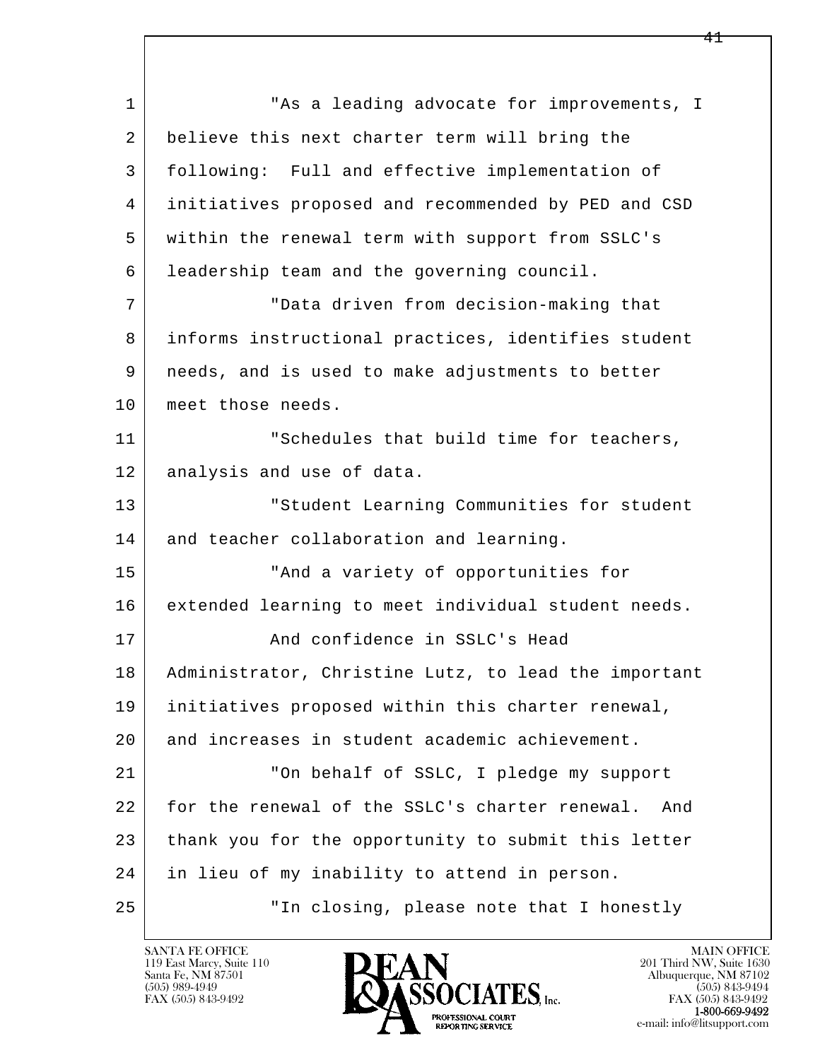"As a leading advocate for improvements, I believe this next charter term will bring the following:  Full and effective implementation of initiatives proposed and recommended by PED and CSD within the renewal term with support from SSLC's leadership team and the governing council.

"Data driven from decision-making that informs instructional practices, identifies student needs, and is used to make adjustments to better meet those needs.

"Schedules that build time for teachers, analysis and use of data.

"Student Learning Communities for student and teacher collaboration and learning.

"And a variety of opportunities for extended learning to meet individual student needs.

And confidence in SSLC's Head Administrator, Christine Lutz, to lead the important initiatives proposed within this charter renewal, and increases in student academic achievement.

"On behalf of SSLC, I pledge my support for the renewal of the SSLC's charter renewal.  And thank you for the opportunity to submit this letter in lieu of my inability to attend in person.

"In closing, please note that I honestly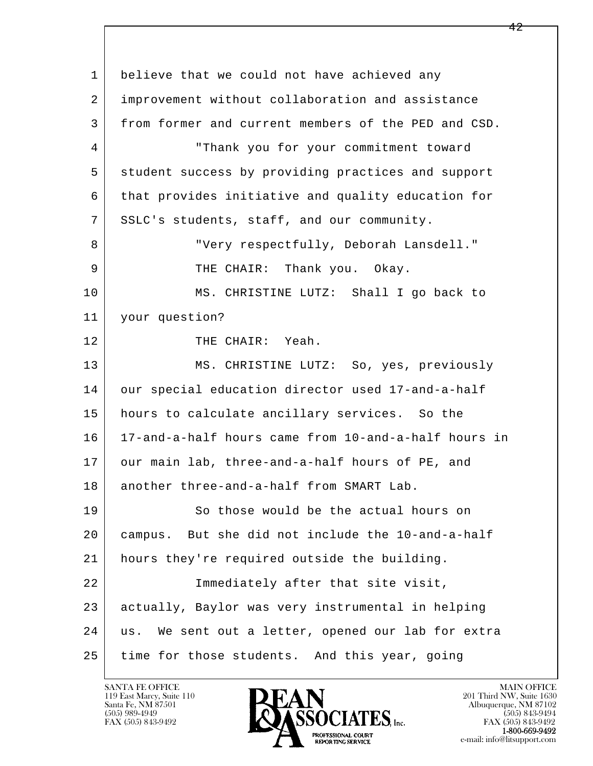believe that we could not have achieved any improvement without collaboration and assistance from former and current members of the PED and CSD.

"Thank you for your commitment toward student success by providing practices and support that provides initiative and quality education for SSLC's students, staff, and our community.

"Very respectfully, Deborah Lansdell."

THE CHAIR: Thank you. Okay.

MS. CHRISTINE LUTZ: Shall I go back to your question?

THE CHAIR: Yeah.

MS. CHRISTINE LUTZ: So, yes, previously our special education director used 17-and-a-half hours to calculate ancillary services. So the 17-and-a-half hours came from 10-and-a-half hours in our main lab, three-and-a-half hours of PE, and another three-and-a-half from SMART Lab.

So those would be the actual hours on campus. But she did not include the 10-and-a-half hours they're required outside the building.

Immediately after that site visit, actually, Baylor was very instrumental in helping us. We sent out a letter, opened our lab for extra time for those students. And this year, going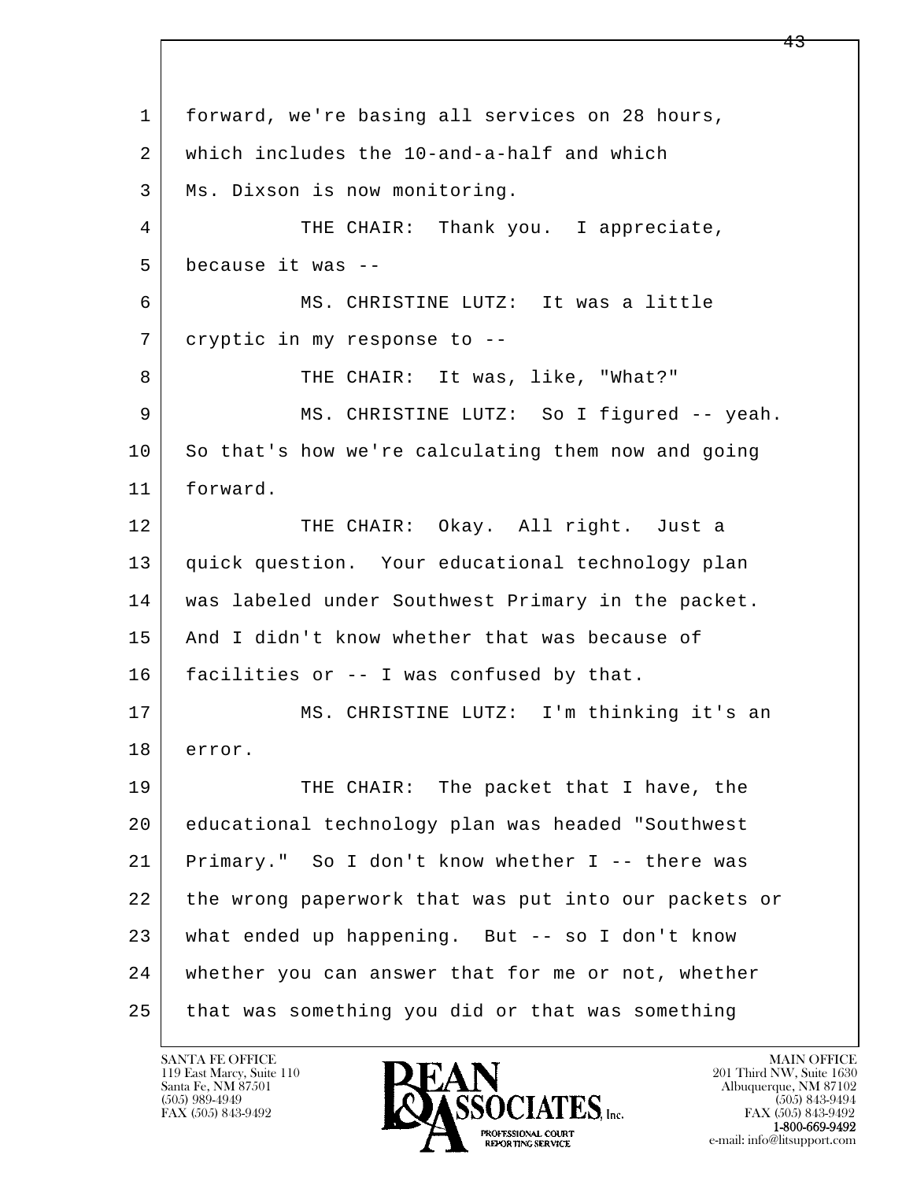1 forward, we're basing all services on 28 hours,
2 which includes the 10-and-a-half and which
3 Ms. Dixson is now monitoring.

4 THE CHAIR: Thank you. I appreciate,
5 because it was --

6 MS. CHRISTINE LUTZ: It was a little
7 cryptic in my response to --

8 THE CHAIR: It was, like, "What?"

9 MS. CHRISTINE LUTZ: So I figured -- yeah.
10 So that's how we're calculating them now and going
11 forward.

12 THE CHAIR: Okay. All right. Just a
13 quick question. Your educational technology plan
14 was labeled under Southwest Primary in the packet.
15 And I didn't know whether that was because of
16 facilities or -- I was confused by that.

17 MS. CHRISTINE LUTZ: I'm thinking it's an
18 error.

19 THE CHAIR: The packet that I have, the
20 educational technology plan was headed "Southwest
21 Primary." So I don't know whether I -- there was
22 the wrong paperwork that was put into our packets or
23 what ended up happening. But -- so I don't know
24 whether you can answer that for me or not, whether
25 that was something you did or that was something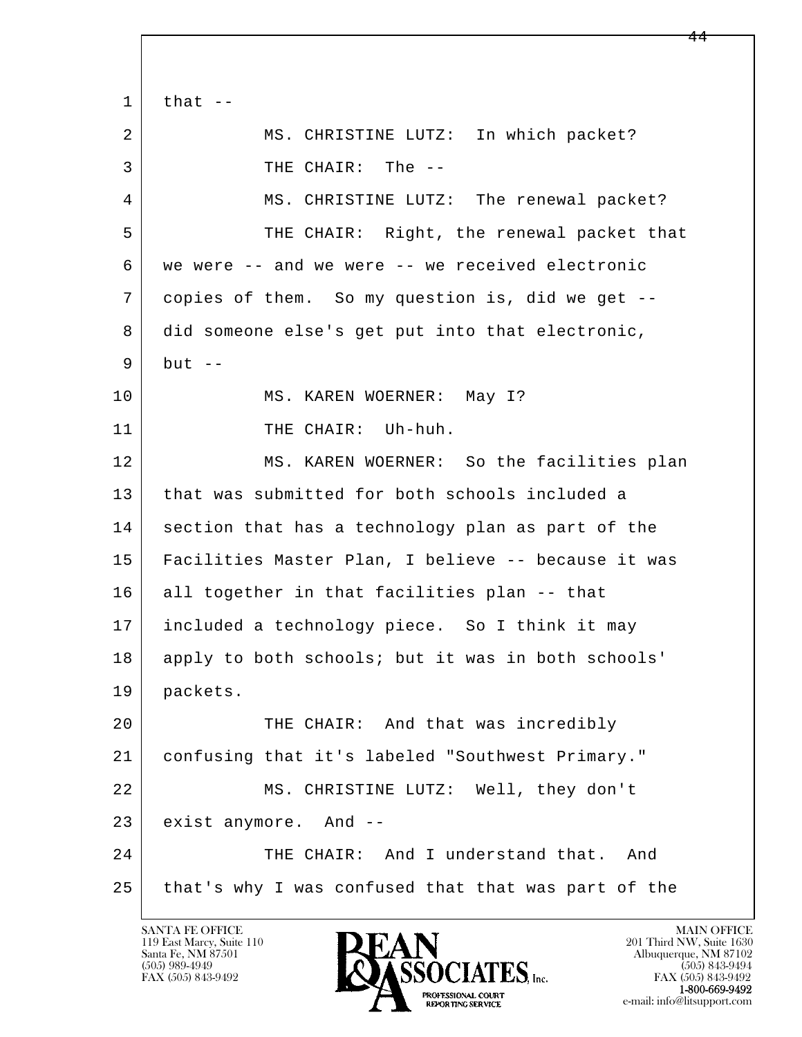1 that --

2 MS. CHRISTINE LUTZ: In which packet?

3 THE CHAIR: The --

4 MS. CHRISTINE LUTZ: The renewal packet?

5 THE CHAIR: Right, the renewal packet that

6 we were -- and we were -- we received electronic

7 copies of them. So my question is, did we get --

8 did someone else's get put into that electronic,

9 but --

10 MS. KAREN WOERNER: May I?

11 THE CHAIR: Uh-huh.

12 MS. KAREN WOERNER: So the facilities plan

13 that was submitted for both schools included a

14 section that has a technology plan as part of the

15 Facilities Master Plan, I believe -- because it was

16 all together in that facilities plan -- that

17 included a technology piece. So I think it may

18 apply to both schools; but it was in both schools'

19 packets.

20 THE CHAIR: And that was incredibly

21 confusing that it's labeled "Southwest Primary."

22 MS. CHRISTINE LUTZ: Well, they don't

23 exist anymore. And --

24 THE CHAIR: And I understand that. And

25 that's why I was confused that that was part of the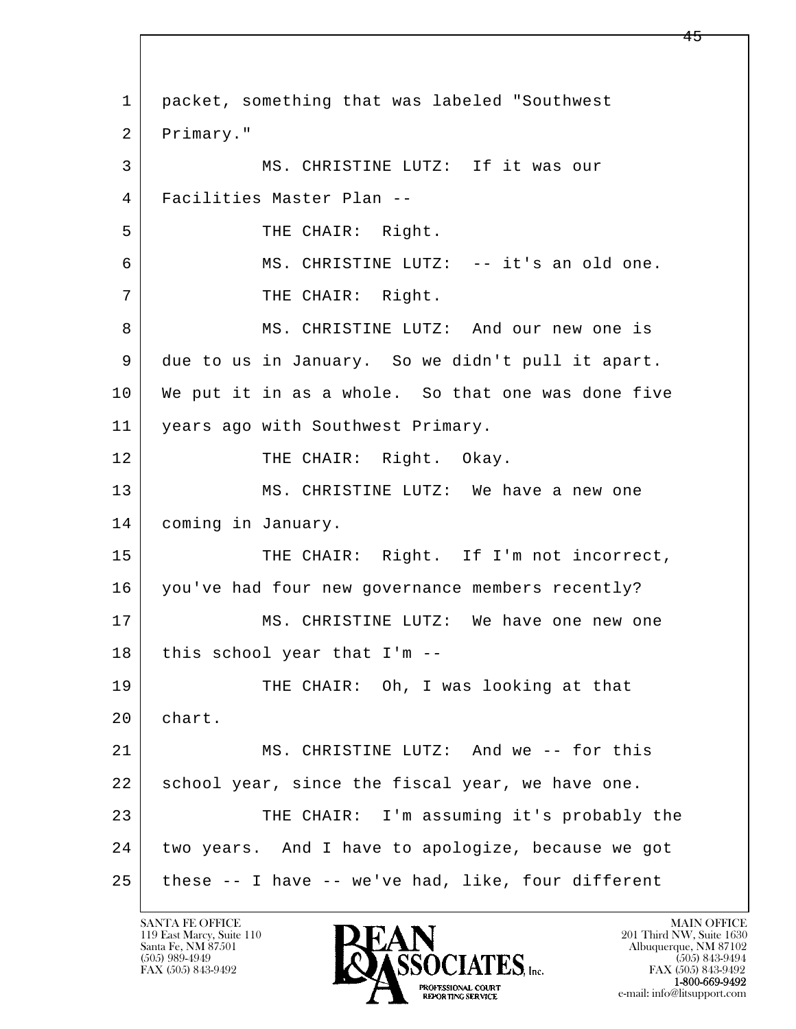packet, something that was labeled "Southwest Primary."

MS. CHRISTINE LUTZ: If it was our Facilities Master Plan --

THE CHAIR: Right.

MS. CHRISTINE LUTZ: -- it's an old one.

THE CHAIR: Right.

MS. CHRISTINE LUTZ: And our new one is due to us in January. So we didn't pull it apart. We put it in as a whole. So that one was done five years ago with Southwest Primary.

THE CHAIR: Right. Okay.

MS. CHRISTINE LUTZ: We have a new one coming in January.

THE CHAIR: Right. If I'm not incorrect, you've had four new governance members recently?

MS. CHRISTINE LUTZ: We have one new one this school year that I'm --

THE CHAIR: Oh, I was looking at that chart.

MS. CHRISTINE LUTZ: And we -- for this school year, since the fiscal year, we have one.

THE CHAIR: I'm assuming it's probably the two years. And I have to apologize, because we got these -- I have -- we've had, like, four different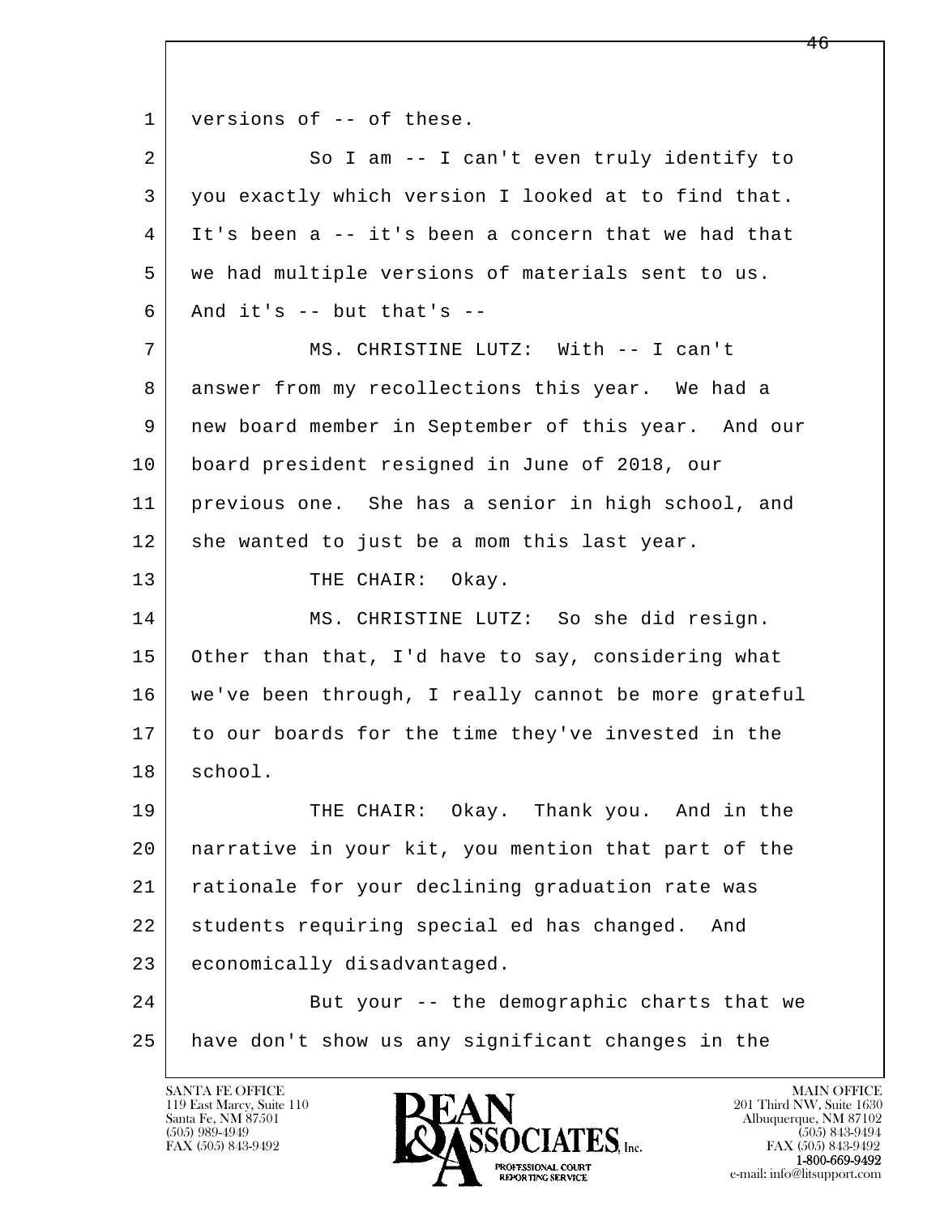versions of -- of these.

So I am -- I can't even truly identify to you exactly which version I looked at to find that. It's been a -- it's been a concern that we had that we had multiple versions of materials sent to us. And it's -- but that's --

MS. CHRISTINE LUTZ: With -- I can't answer from my recollections this year. We had a new board member in September of this year. And our board president resigned in June of 2018, our previous one. She has a senior in high school, and she wanted to just be a mom this last year.

THE CHAIR: Okay.

MS. CHRISTINE LUTZ: So she did resign. Other than that, I'd have to say, considering what we've been through, I really cannot be more grateful to our boards for the time they've invested in the school.

THE CHAIR: Okay. Thank you. And in the narrative in your kit, you mention that part of the rationale for your declining graduation rate was students requiring special ed has changed. And economically disadvantaged.

But your -- the demographic charts that we have don't show us any significant changes in the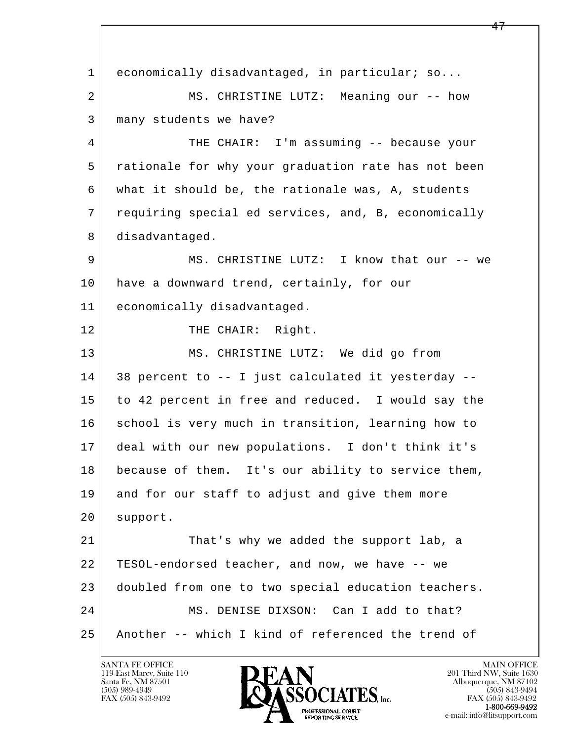economically disadvantaged, in particular; so...

MS. CHRISTINE LUTZ: Meaning our -- how many students we have?

THE CHAIR: I'm assuming -- because your rationale for why your graduation rate has not been what it should be, the rationale was, A, students requiring special ed services, and, B, economically disadvantaged.

MS. CHRISTINE LUTZ: I know that our -- we have a downward trend, certainly, for our economically disadvantaged.

THE CHAIR: Right.

MS. CHRISTINE LUTZ: We did go from 38 percent to -- I just calculated it yesterday -- to 42 percent in free and reduced. I would say the school is very much in transition, learning how to deal with our new populations. I don't think it's because of them. It's our ability to service them, and for our staff to adjust and give them more support.

That's why we added the support lab, a TESOL-endorsed teacher, and now, we have -- we doubled from one to two special education teachers.

MS. DENISE DIXSON: Can I add to that? Another -- which I kind of referenced the trend of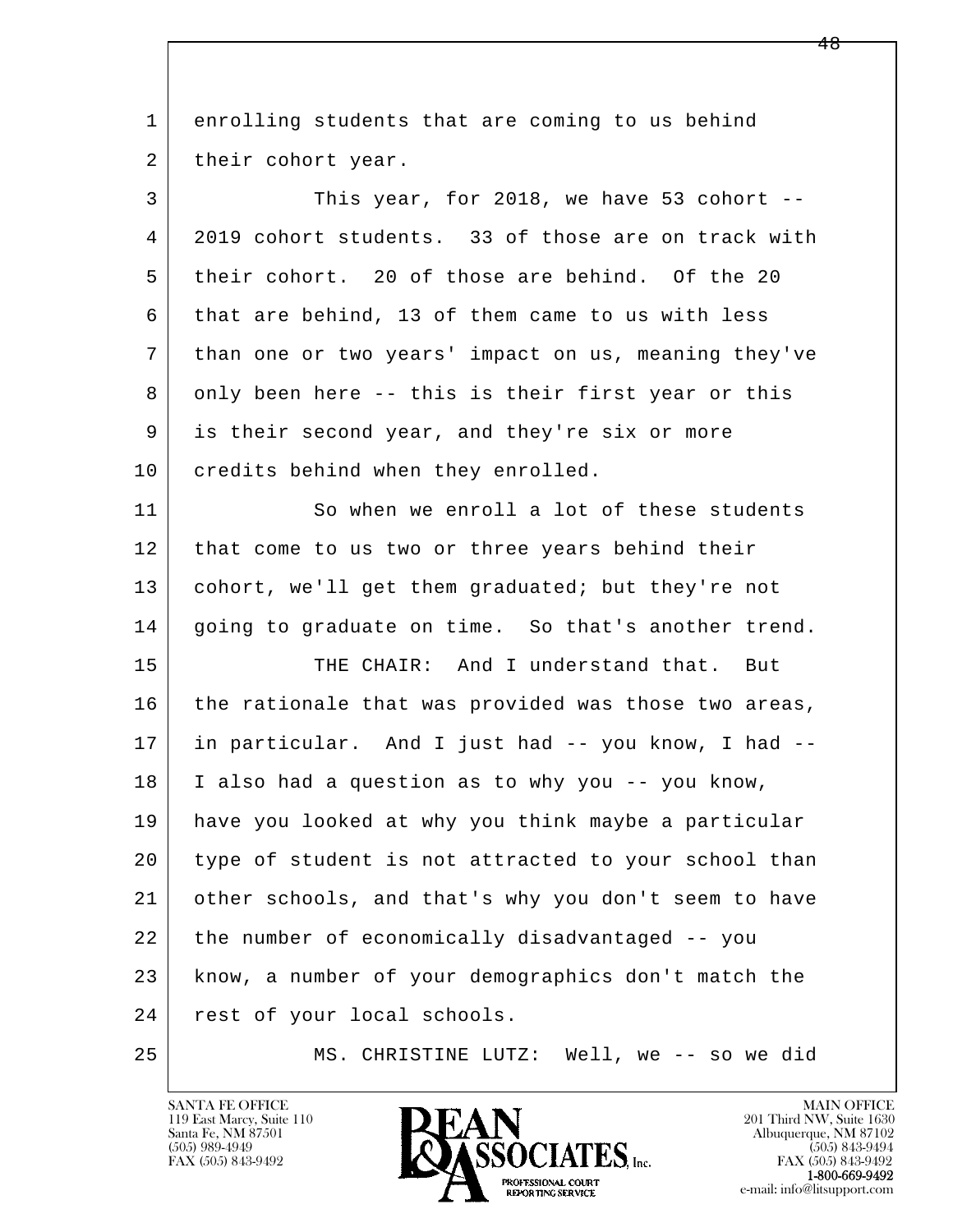enrolling students that are coming to us behind their cohort year.

This year, for 2018, we have 53 cohort -- 2019 cohort students. 33 of those are on track with their cohort. 20 of those are behind. Of the 20 that are behind, 13 of them came to us with less than one or two years' impact on us, meaning they've only been here -- this is their first year or this is their second year, and they're six or more credits behind when they enrolled.

So when we enroll a lot of these students that come to us two or three years behind their cohort, we'll get them graduated; but they're not going to graduate on time. So that's another trend.

THE CHAIR: And I understand that. But the rationale that was provided was those two areas, in particular. And I just had -- you know, I had -- I also had a question as to why you -- you know, have you looked at why you think maybe a particular type of student is not attracted to your school than other schools, and that's why you don't seem to have the number of economically disadvantaged -- you know, a number of your demographics don't match the rest of your local schools.

MS. CHRISTINE LUTZ: Well, we -- so we did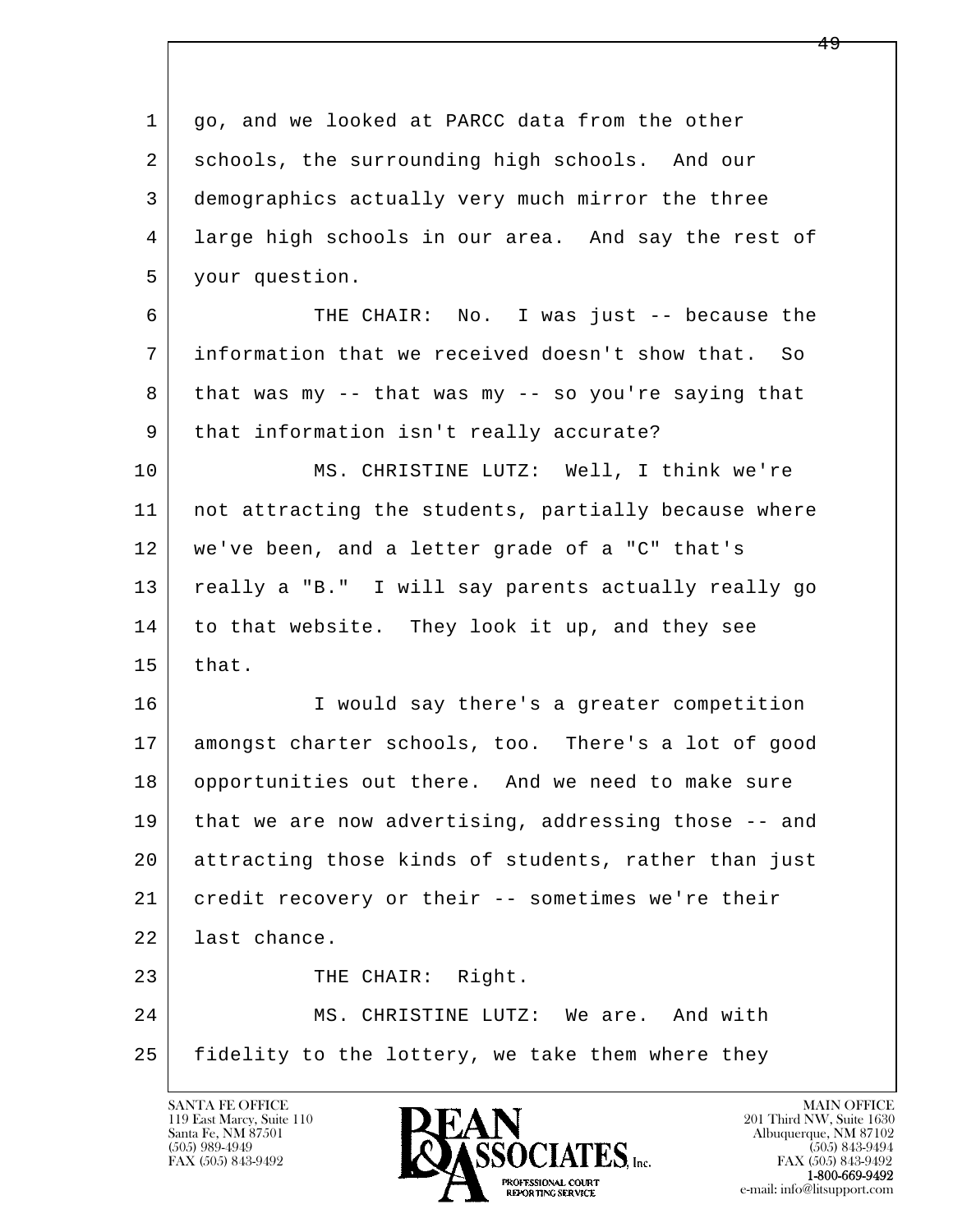go, and we looked at PARCC data from the other schools, the surrounding high schools. And our demographics actually very much mirror the three large high schools in our area. And say the rest of your question.

THE CHAIR: No. I was just -- because the information that we received doesn't show that. So that was my -- that was my -- so you're saying that that information isn't really accurate?

MS. CHRISTINE LUTZ: Well, I think we're not attracting the students, partially because where we've been, and a letter grade of a "C" that's really a "B." I will say parents actually really go to that website. They look it up, and they see that.

I would say there's a greater competition amongst charter schools, too. There's a lot of good opportunities out there. And we need to make sure that we are now advertising, addressing those -- and attracting those kinds of students, rather than just credit recovery or their -- sometimes we're their last chance.

THE CHAIR: Right.

MS. CHRISTINE LUTZ: We are. And with fidelity to the lottery, we take them where they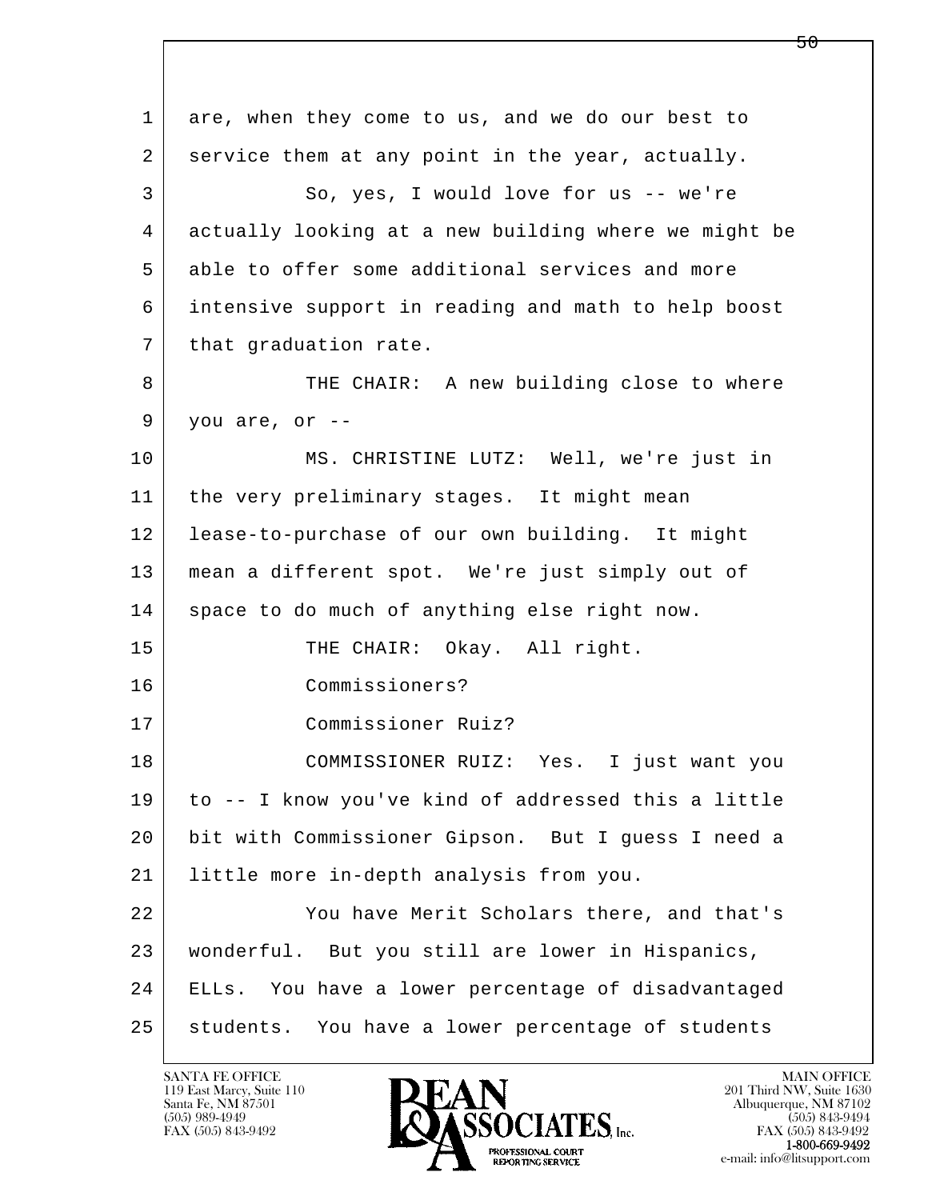are, when they come to us, and we do our best to service them at any point in the year, actually.

So, yes, I would love for us -- we're actually looking at a new building where we might be able to offer some additional services and more intensive support in reading and math to help boost that graduation rate.

THE CHAIR: A new building close to where you are, or --

MS. CHRISTINE LUTZ: Well, we're just in the very preliminary stages. It might mean lease-to-purchase of our own building. It might mean a different spot. We're just simply out of space to do much of anything else right now.

THE CHAIR: Okay. All right.

Commissioners?

Commissioner Ruiz?

COMMISSIONER RUIZ: Yes. I just want you to -- I know you've kind of addressed this a little bit with Commissioner Gipson. But I guess I need a little more in-depth analysis from you.

You have Merit Scholars there, and that's wonderful. But you still are lower in Hispanics, ELLs. You have a lower percentage of disadvantaged students. You have a lower percentage of students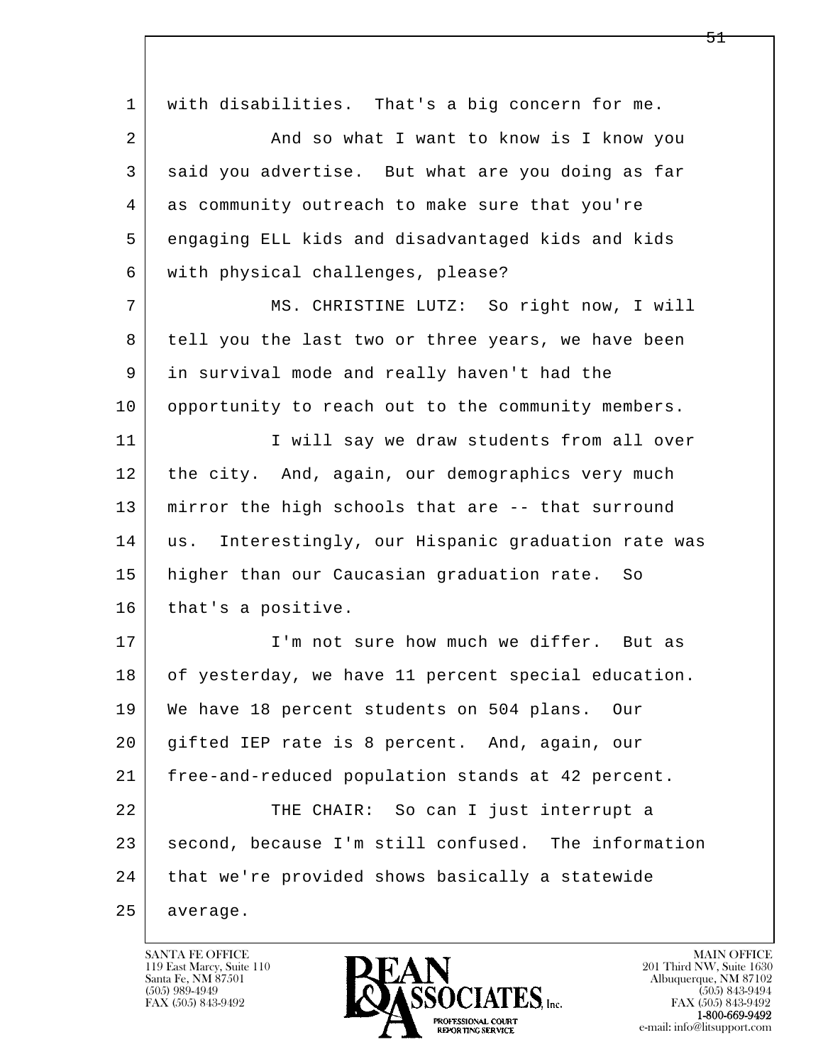with disabilities. That's a big concern for me.

And so what I want to know is I know you said you advertise. But what are you doing as far as community outreach to make sure that you're engaging ELL kids and disadvantaged kids and kids with physical challenges, please?

MS. CHRISTINE LUTZ: So right now, I will tell you the last two or three years, we have been in survival mode and really haven't had the opportunity to reach out to the community members.

I will say we draw students from all over the city. And, again, our demographics very much mirror the high schools that are -- that surround us. Interestingly, our Hispanic graduation rate was higher than our Caucasian graduation rate. So that's a positive.

I'm not sure how much we differ. But as of yesterday, we have 11 percent special education. We have 18 percent students on 504 plans. Our gifted IEP rate is 8 percent. And, again, our free-and-reduced population stands at 42 percent.

THE CHAIR: So can I just interrupt a second, because I'm still confused. The information that we're provided shows basically a statewide average.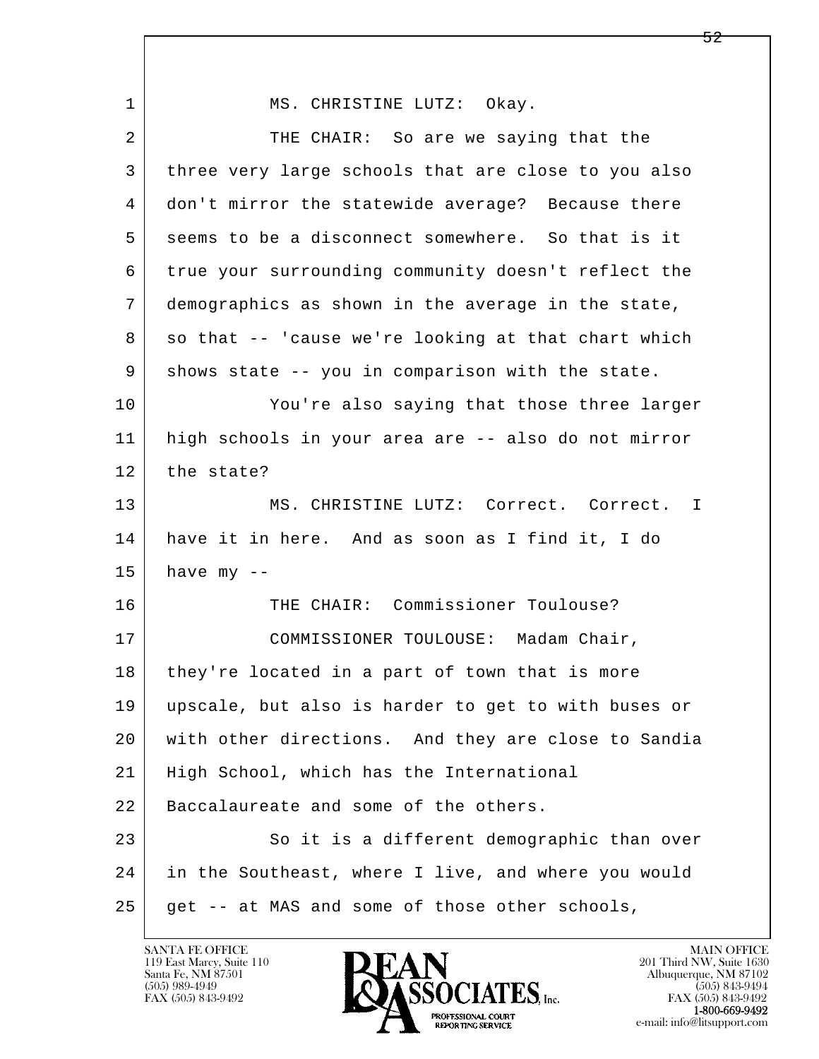MS. CHRISTINE LUTZ: Okay.

THE CHAIR: So are we saying that the three very large schools that are close to you also don't mirror the statewide average? Because there seems to be a disconnect somewhere. So that is it true your surrounding community doesn't reflect the demographics as shown in the average in the state, so that -- 'cause we're looking at that chart which shows state -- you in comparison with the state.

You're also saying that those three larger high schools in your area are -- also do not mirror the state?

MS. CHRISTINE LUTZ: Correct. Correct. I have it in here. And as soon as I find it, I do have my --

THE CHAIR: Commissioner Toulouse?

COMMISSIONER TOULOUSE: Madam Chair, they're located in a part of town that is more upscale, but also is harder to get to with buses or with other directions. And they are close to Sandia High School, which has the International Baccalaureate and some of the others.

So it is a different demographic than over in the Southeast, where I live, and where you would get -- at MAS and some of those other schools,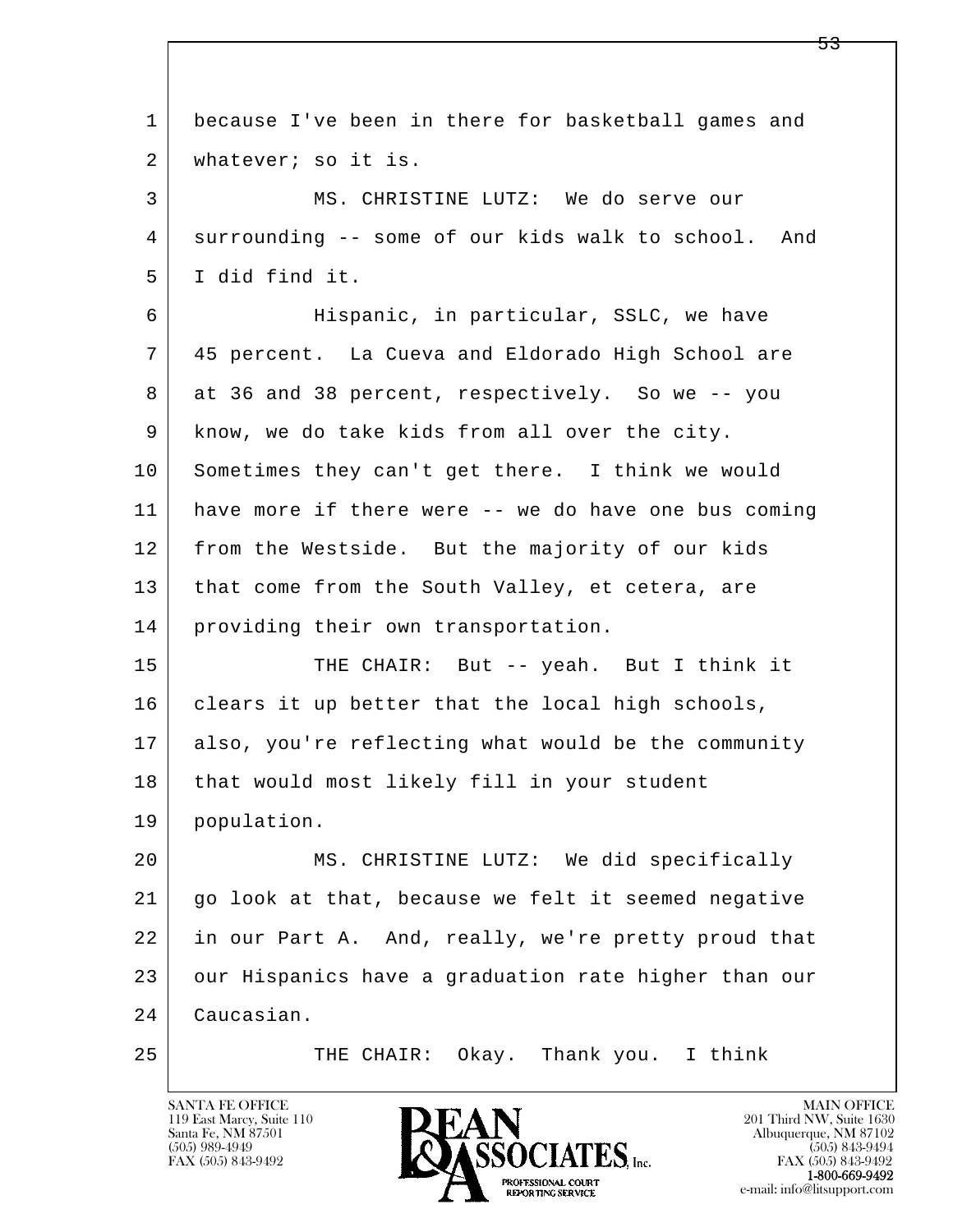because I've been in there for basketball games and whatever; so it is.

MS. CHRISTINE LUTZ: We do serve our surrounding -- some of our kids walk to school. And I did find it.

Hispanic, in particular, SSLC, we have 45 percent. La Cueva and Eldorado High School are at 36 and 38 percent, respectively. So we -- you know, we do take kids from all over the city. Sometimes they can't get there. I think we would have more if there were -- we do have one bus coming from the Westside. But the majority of our kids that come from the South Valley, et cetera, are providing their own transportation.

THE CHAIR: But -- yeah. But I think it clears it up better that the local high schools, also, you're reflecting what would be the community that would most likely fill in your student population.

MS. CHRISTINE LUTZ: We did specifically go look at that, because we felt it seemed negative in our Part A. And, really, we're pretty proud that our Hispanics have a graduation rate higher than our Caucasian.

THE CHAIR: Okay. Thank you. I think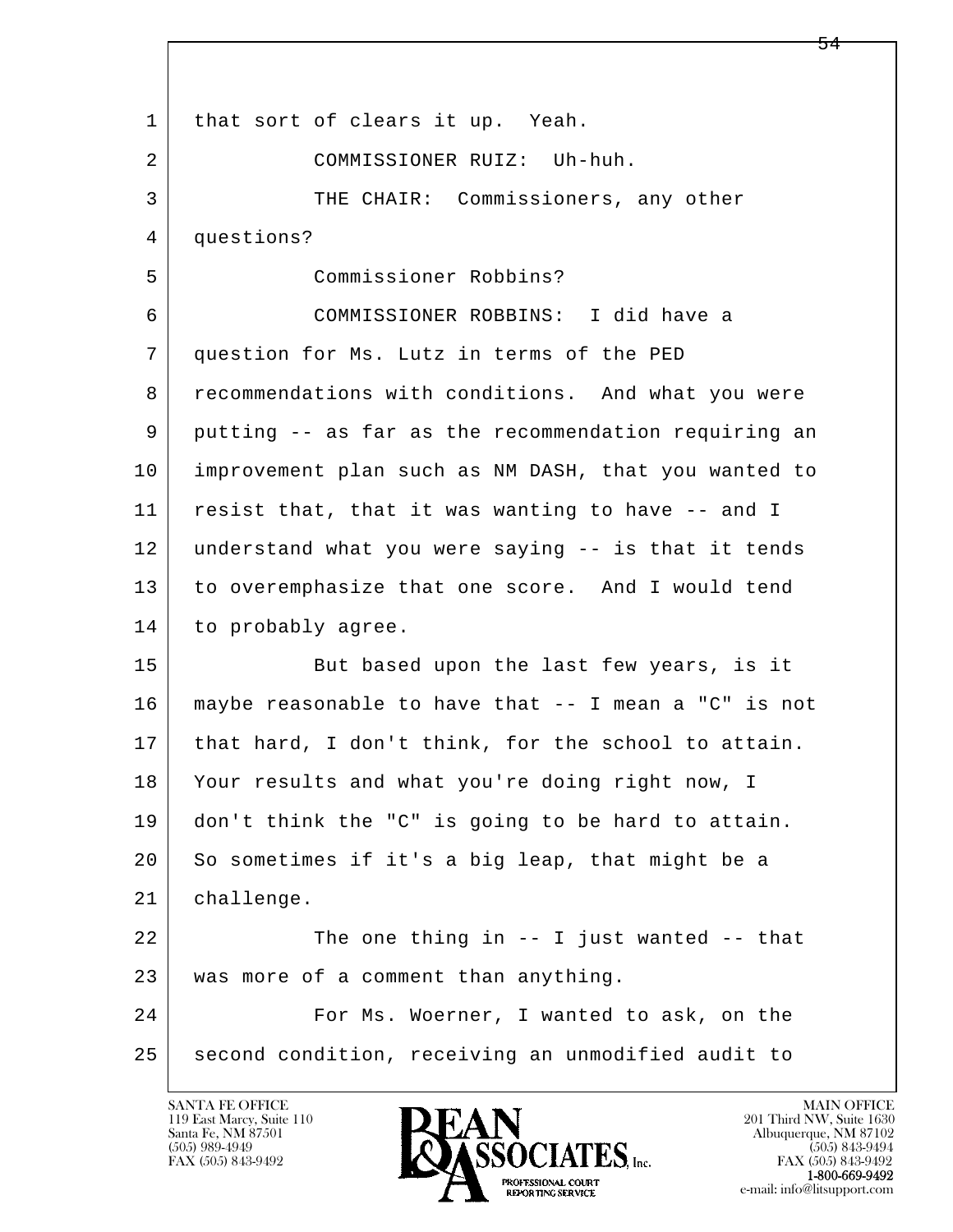1 that sort of clears it up. Yeah.

2 COMMISSIONER RUIZ: Uh-huh.

3 THE CHAIR: Commissioners, any other

4 questions?

5 Commissioner Robbins?

6 COMMISSIONER ROBBINS: I did have a

7 question for Ms. Lutz in terms of the PED

8 recommendations with conditions. And what you were

9 putting -- as far as the recommendation requiring an

10 improvement plan such as NM DASH, that you wanted to

11 resist that, that it was wanting to have -- and I

12 understand what you were saying -- is that it tends

13 to overemphasize that one score. And I would tend

14 to probably agree.

15 But based upon the last few years, is it

16 maybe reasonable to have that -- I mean a "C" is not

17 that hard, I don't think, for the school to attain.

18 Your results and what you're doing right now, I

19 don't think the "C" is going to be hard to attain.

20 So sometimes if it's a big leap, that might be a

21 challenge.

22 The one thing in -- I just wanted -- that

23 was more of a comment than anything.

24 For Ms. Woerner, I wanted to ask, on the

25 second condition, receiving an unmodified audit to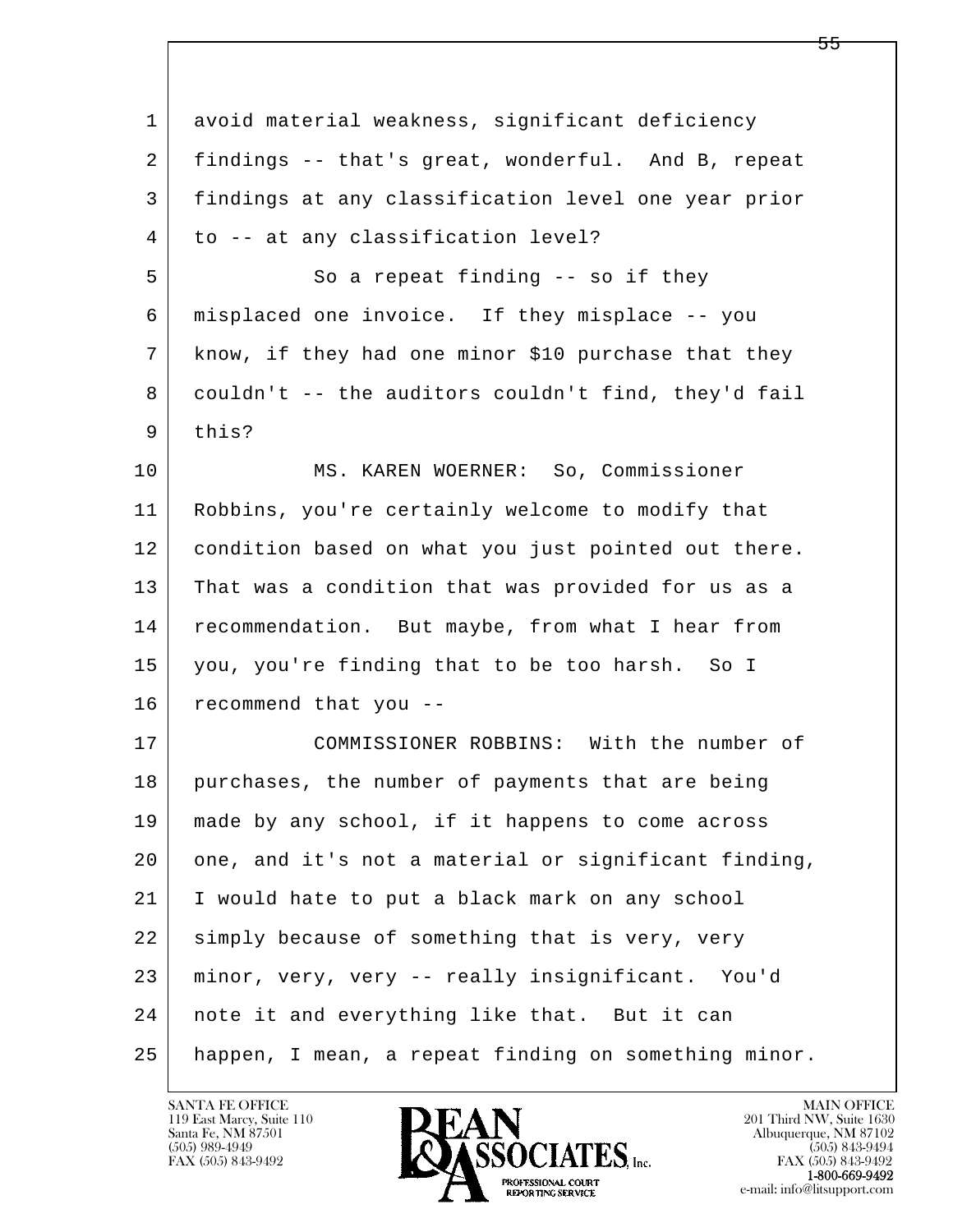avoid material weakness, significant deficiency findings -- that's great, wonderful. And B, repeat findings at any classification level one year prior to -- at any classification level?

So a repeat finding -- so if they misplaced one invoice. If they misplace -- you know, if they had one minor $10 purchase that they couldn't -- the auditors couldn't find, they'd fail this?

MS. KAREN WOERNER: So, Commissioner Robbins, you're certainly welcome to modify that condition based on what you just pointed out there. That was a condition that was provided for us as a recommendation. But maybe, from what I hear from you, you're finding that to be too harsh. So I recommend that you --

COMMISSIONER ROBBINS: With the number of purchases, the number of payments that are being made by any school, if it happens to come across one, and it's not a material or significant finding, I would hate to put a black mark on any school simply because of something that is very, very minor, very, very -- really insignificant. You'd note it and everything like that. But it can happen, I mean, a repeat finding on something minor.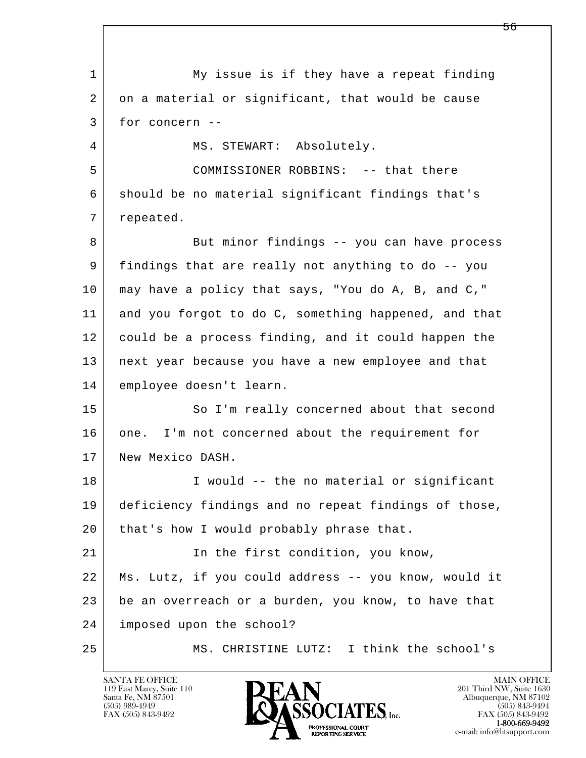1 My issue is if they have a repeat finding
2 on a material or significant, that would be cause
3 for concern --
4 MS. STEWART: Absolutely.
5 COMMISSIONER ROBBINS: -- that there
6 should be no material significant findings that's
7 repeated.
8 But minor findings -- you can have process
9 findings that are really not anything to do -- you
10 may have a policy that says, "You do A, B, and C,"
11 and you forgot to do C, something happened, and that
12 could be a process finding, and it could happen the
13 next year because you have a new employee and that
14 employee doesn't learn.
15 So I'm really concerned about that second
16 one. I'm not concerned about the requirement for
17 New Mexico DASH.
18 I would -- the no material or significant
19 deficiency findings and no repeat findings of those,
20 that's how I would probably phrase that.
21 In the first condition, you know,
22 Ms. Lutz, if you could address -- you know, would it
23 be an overreach or a burden, you know, to have that
24 imposed upon the school?
25 MS. CHRISTINE LUTZ: I think the school's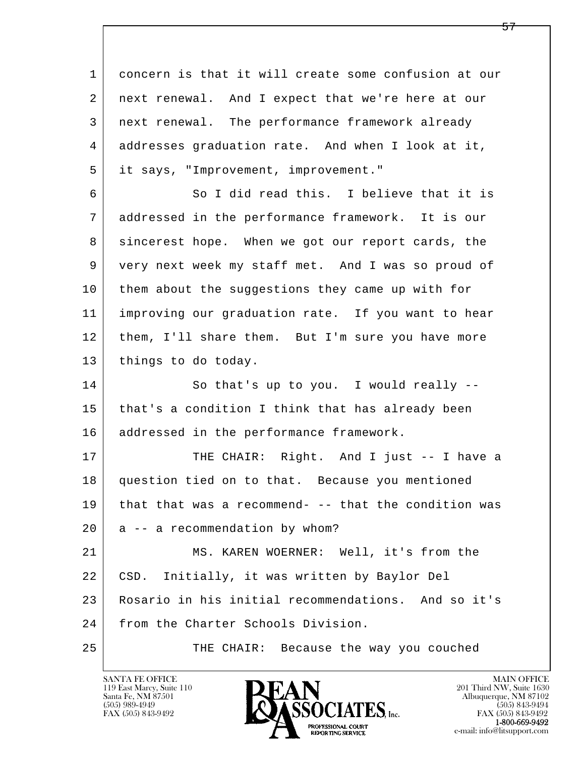1 concern is that it will create some confusion at our
2 next renewal. And I expect that we're here at our
3 next renewal. The performance framework already
4 addresses graduation rate. And when I look at it,
5 it says, "Improvement, improvement."

6 So I did read this. I believe that it is
7 addressed in the performance framework. It is our
8 sincerest hope. When we got our report cards, the
9 very next week my staff met. And I was so proud of
10 them about the suggestions they came up with for
11 improving our graduation rate. If you want to hear
12 them, I'll share them. But I'm sure you have more
13 things to do today.

14 So that's up to you. I would really --
15 that's a condition I think that has already been
16 addressed in the performance framework.

17 THE CHAIR: Right. And I just -- I have a
18 question tied on to that. Because you mentioned
19 that that was a recommend- -- that the condition was
20 a -- a recommendation by whom?

21 MS. KAREN WOERNER: Well, it's from the
22 CSD. Initially, it was written by Baylor Del
23 Rosario in his initial recommendations. And so it's
24 from the Charter Schools Division.

25 THE CHAIR: Because the way you couched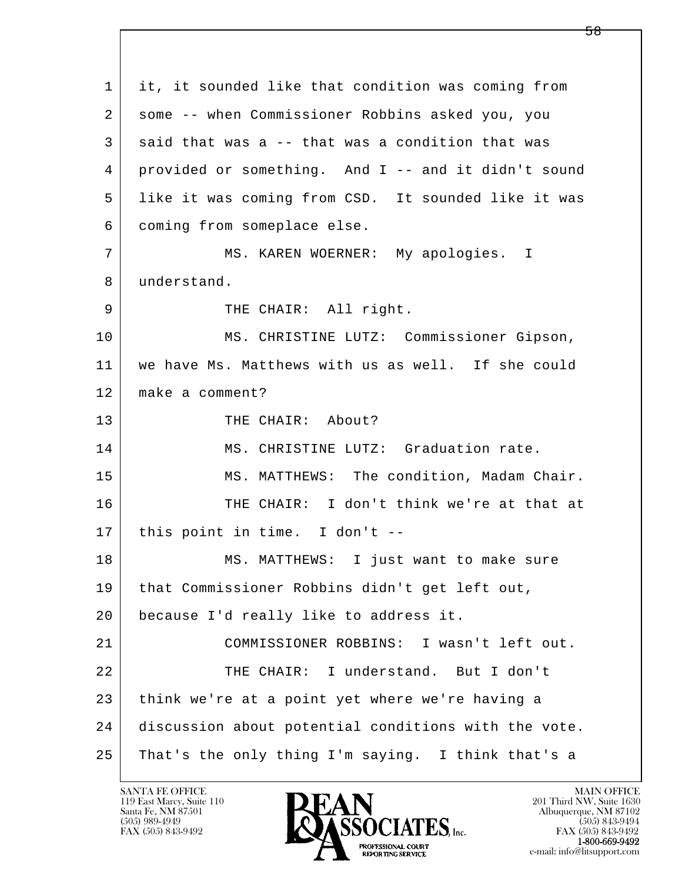1 it, it sounded like that condition was coming from
2 some -- when Commissioner Robbins asked you, you
3 said that was a -- that was a condition that was
4 provided or something. And I -- and it didn't sound
5 like it was coming from CSD. It sounded like it was
6 coming from someplace else.

7 MS. KAREN WOERNER: My apologies. I
8 understand.

9 THE CHAIR: All right.

10 MS. CHRISTINE LUTZ: Commissioner Gipson,
11 we have Ms. Matthews with us as well. If she could
12 make a comment?

13 THE CHAIR: About?

14 MS. CHRISTINE LUTZ: Graduation rate.

15 MS. MATTHEWS: The condition, Madam Chair.

16 THE CHAIR: I don't think we're at that at
17 this point in time. I don't --

18 MS. MATTHEWS: I just want to make sure
19 that Commissioner Robbins didn't get left out,
20 because I'd really like to address it.

21 COMMISSIONER ROBBINS: I wasn't left out.

22 THE CHAIR: I understand. But I don't
23 think we're at a point yet where we're having a
24 discussion about potential conditions with the vote.
25 That's the only thing I'm saying. I think that's a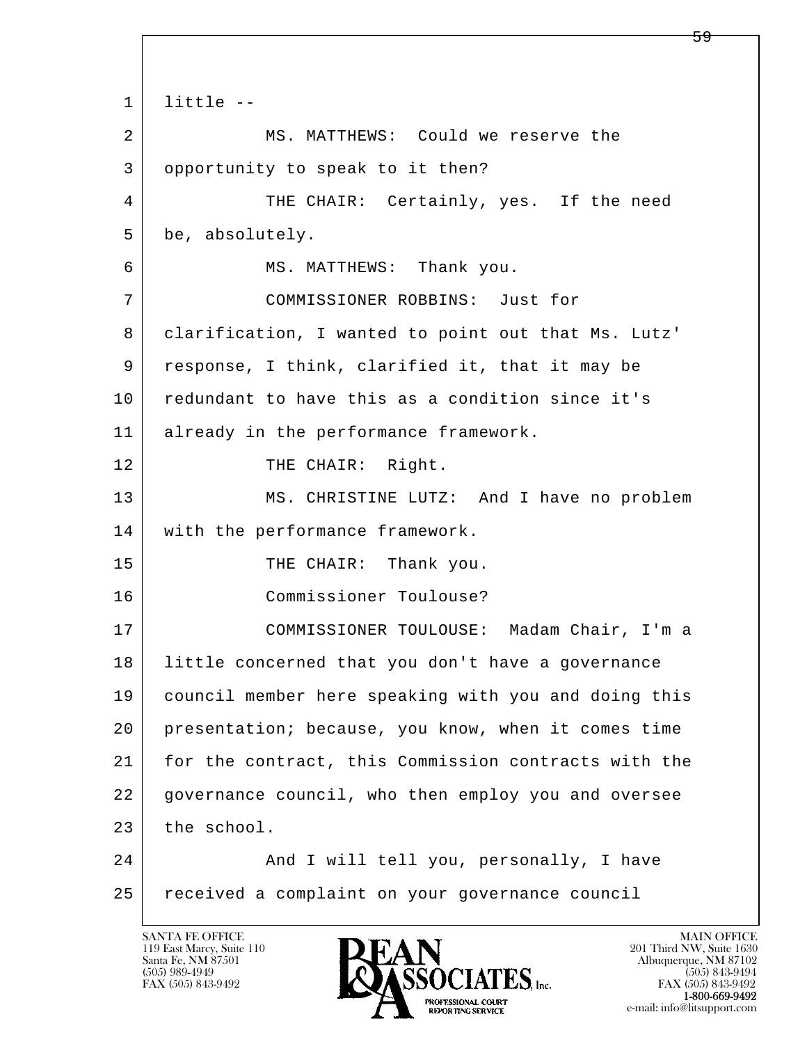little --

MS. MATTHEWS: Could we reserve the opportunity to speak to it then?

THE CHAIR: Certainly, yes. If the need be, absolutely.

MS. MATTHEWS: Thank you.

COMMISSIONER ROBBINS: Just for clarification, I wanted to point out that Ms. Lutz' response, I think, clarified it, that it may be redundant to have this as a condition since it's already in the performance framework.

THE CHAIR: Right.

MS. CHRISTINE LUTZ: And I have no problem with the performance framework.

THE CHAIR: Thank you.

Commissioner Toulouse?

COMMISSIONER TOULOUSE: Madam Chair, I'm a little concerned that you don't have a governance council member here speaking with you and doing this presentation; because, you know, when it comes time for the contract, this Commission contracts with the governance council, who then employ you and oversee the school.

And I will tell you, personally, I have received a complaint on your governance council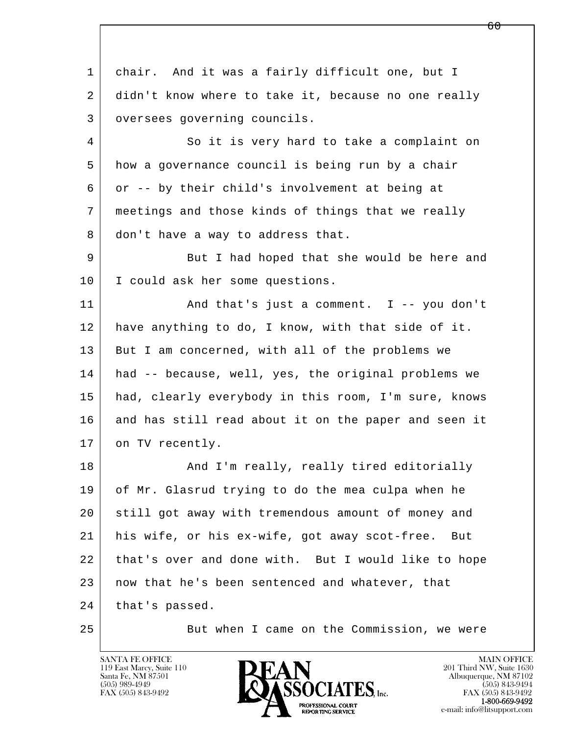1 chair. And it was a fairly difficult one, but I
2 didn't know where to take it, because no one really
3 oversees governing councils.

4 So it is very hard to take a complaint on
5 how a governance council is being run by a chair
6 or -- by their child's involvement at being at
7 meetings and those kinds of things that we really
8 don't have a way to address that.

9 But I had hoped that she would be here and
10 I could ask her some questions.

11 And that's just a comment. I -- you don't
12 have anything to do, I know, with that side of it.
13 But I am concerned, with all of the problems we
14 had -- because, well, yes, the original problems we
15 had, clearly everybody in this room, I'm sure, knows
16 and has still read about it on the paper and seen it
17 on TV recently.

18 And I'm really, really tired editorially
19 of Mr. Glasrud trying to do the mea culpa when he
20 still got away with tremendous amount of money and
21 his wife, or his ex-wife, got away scot-free. But
22 that's over and done with. But I would like to hope
23 now that he's been sentenced and whatever, that
24 that's passed.

25 But when I came on the Commission, we were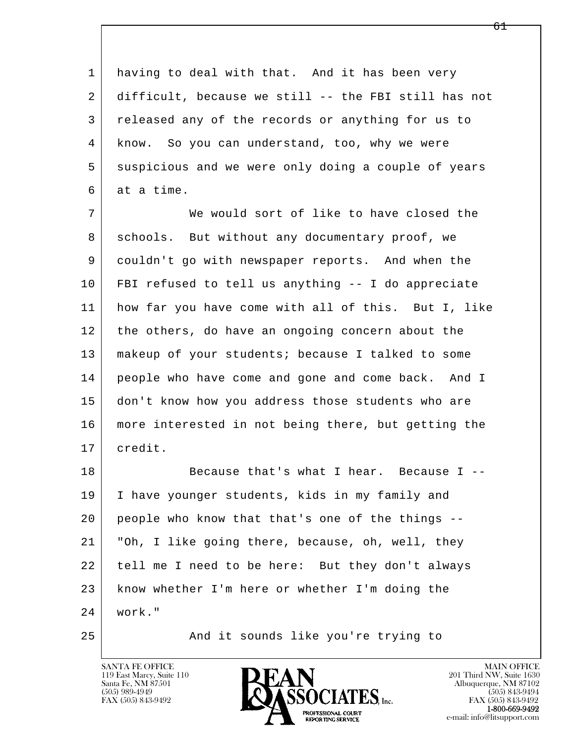having to deal with that. And it has been very difficult, because we still -- the FBI still has not released any of the records or anything for us to know. So you can understand, too, why we were suspicious and we were only doing a couple of years at a time.

We would sort of like to have closed the schools. But without any documentary proof, we couldn't go with newspaper reports. And when the FBI refused to tell us anything -- I do appreciate how far you have come with all of this. But I, like the others, do have an ongoing concern about the makeup of your students; because I talked to some people who have come and gone and come back. And I don't know how you address those students who are more interested in not being there, but getting the credit.

Because that's what I hear. Because I -- I have younger students, kids in my family and people who know that that's one of the things -- "Oh, I like going there, because, oh, well, they tell me I need to be here: But they don't always know whether I'm here or whether I'm doing the work."

And it sounds like you're trying to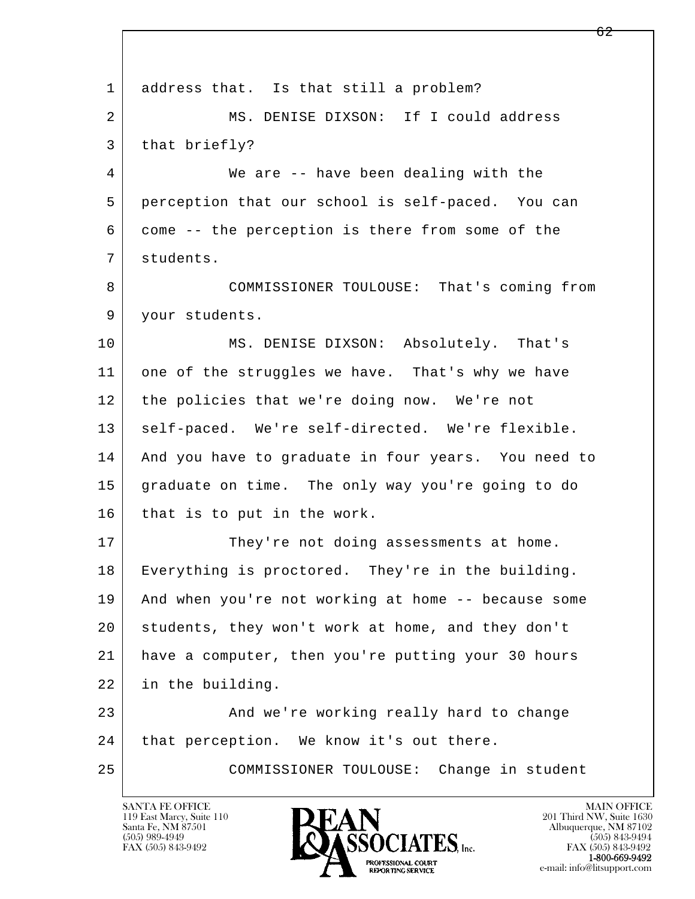1 address that. Is that still a problem?

2 MS. DENISE DIXSON: If I could address

3 that briefly?

4 We are -- have been dealing with the

5 perception that our school is self-paced. You can

6 come -- the perception is there from some of the

7 students.

8 COMMISSIONER TOULOUSE: That's coming from

9 your students.

10 MS. DENISE DIXSON: Absolutely. That's

11 one of the struggles we have. That's why we have

12 the policies that we're doing now. We're not

13 self-paced. We're self-directed. We're flexible.

14 And you have to graduate in four years. You need to

15 graduate on time. The only way you're going to do

16 that is to put in the work.

17 They're not doing assessments at home.

18 Everything is proctored. They're in the building.

19 And when you're not working at home -- because some

20 students, they won't work at home, and they don't

21 have a computer, then you're putting your 30 hours

22 in the building.

23 And we're working really hard to change

24 that perception. We know it's out there.

25 COMMISSIONER TOULOUSE: Change in student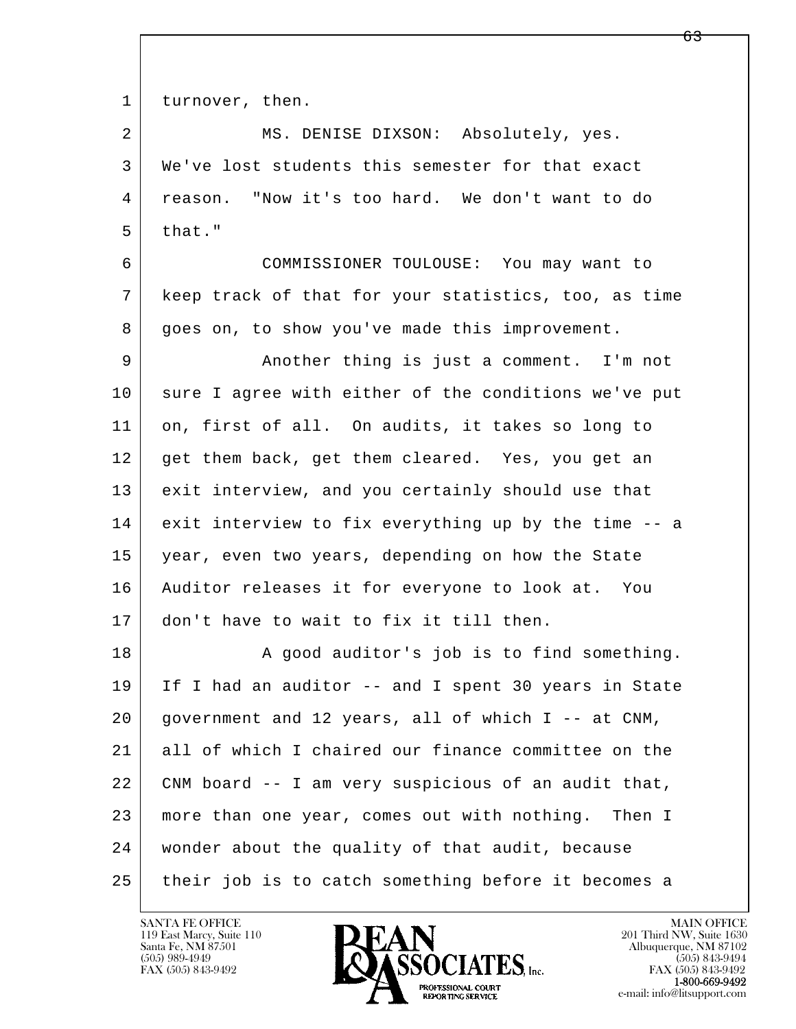1 turnover, then.

2 MS. DENISE DIXSON: Absolutely, yes.

3 We've lost students this semester for that exact

4 reason. "Now it's too hard. We don't want to do

5 that."

6 COMMISSIONER TOULOUSE: You may want to

7 keep track of that for your statistics, too, as time

8 goes on, to show you've made this improvement.

9 Another thing is just a comment. I'm not

10 sure I agree with either of the conditions we've put

11 on, first of all. On audits, it takes so long to

12 get them back, get them cleared. Yes, you get an

13 exit interview, and you certainly should use that

14 exit interview to fix everything up by the time -- a

15 year, even two years, depending on how the State

16 Auditor releases it for everyone to look at. You

17 don't have to wait to fix it till then.

18 A good auditor's job is to find something.

19 If I had an auditor -- and I spent 30 years in State

20 government and 12 years, all of which I -- at CNM,

21 all of which I chaired our finance committee on the

22 CNM board -- I am very suspicious of an audit that,

23 more than one year, comes out with nothing. Then I

24 wonder about the quality of that audit, because

25 their job is to catch something before it becomes a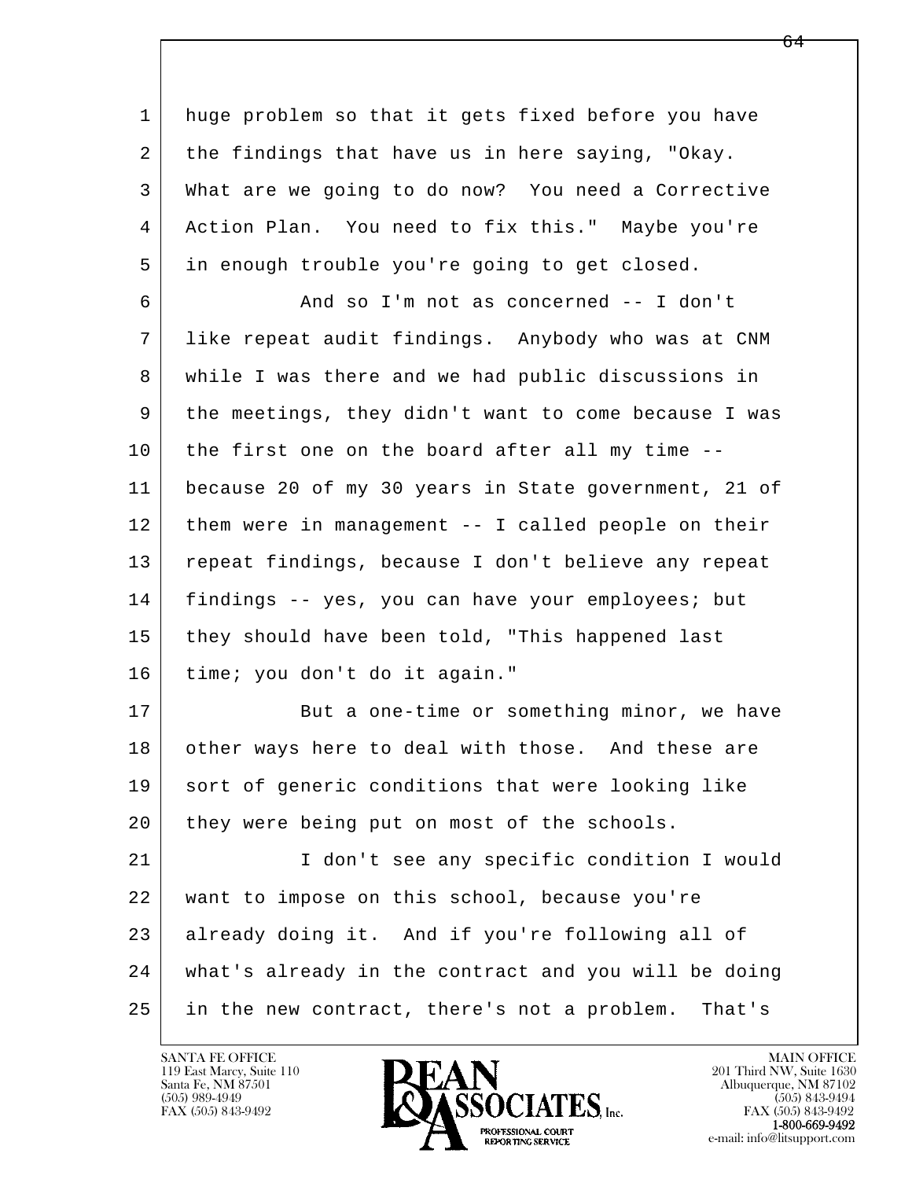1 huge problem so that it gets fixed before you have
2 the findings that have us in here saying, "Okay.
3 What are we going to do now? You need a Corrective
4 Action Plan. You need to fix this." Maybe you're
5 in enough trouble you're going to get closed.
6 And so I'm not as concerned -- I don't
7 like repeat audit findings. Anybody who was at CNM
8 while I was there and we had public discussions in
9 the meetings, they didn't want to come because I was
10 the first one on the board after all my time --
11 because 20 of my 30 years in State government, 21 of
12 them were in management -- I called people on their
13 repeat findings, because I don't believe any repeat
14 findings -- yes, you can have your employees; but
15 they should have been told, "This happened last
16 time; you don't do it again."
17 But a one-time or something minor, we have
18 other ways here to deal with those. And these are
19 sort of generic conditions that were looking like
20 they were being put on most of the schools.
21 I don't see any specific condition I would
22 want to impose on this school, because you're
23 already doing it. And if you're following all of
24 what's already in the contract and you will be doing
25 in the new contract, there's not a problem. That's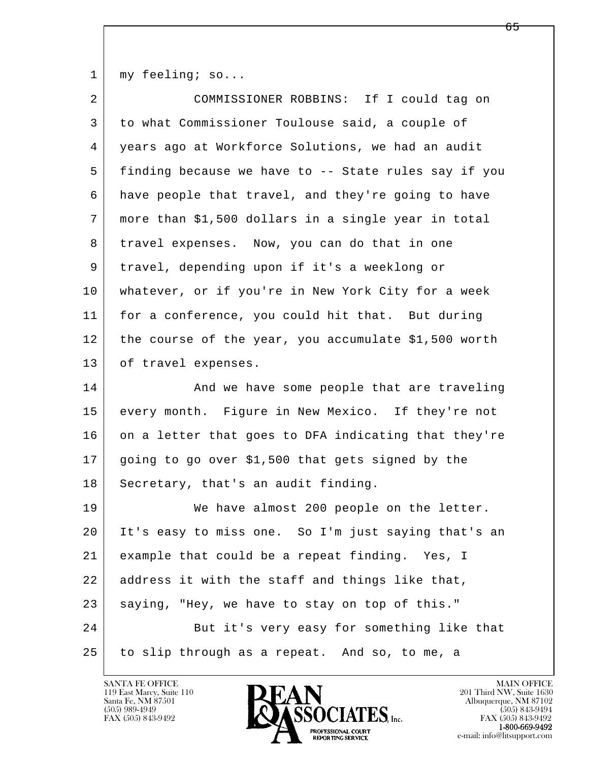my feeling; so...

COMMISSIONER ROBBINS: If I could tag on to what Commissioner Toulouse said, a couple of years ago at Workforce Solutions, we had an audit finding because we have to -- State rules say if you have people that travel, and they're going to have more than $1,500 dollars in a single year in total travel expenses. Now, you can do that in one travel, depending upon if it's a weeklong or whatever, or if you're in New York City for a week for a conference, you could hit that. But during the course of the year, you accumulate $1,500 worth of travel expenses.

And we have some people that are traveling every month. Figure in New Mexico. If they're not on a letter that goes to DFA indicating that they're going to go over $1,500 that gets signed by the Secretary, that's an audit finding.

We have almost 200 people on the letter. It's easy to miss one. So I'm just saying that's an example that could be a repeat finding. Yes, I address it with the staff and things like that, saying, "Hey, we have to stay on top of this."

But it's very easy for something like that to slip through as a repeat. And so, to me, a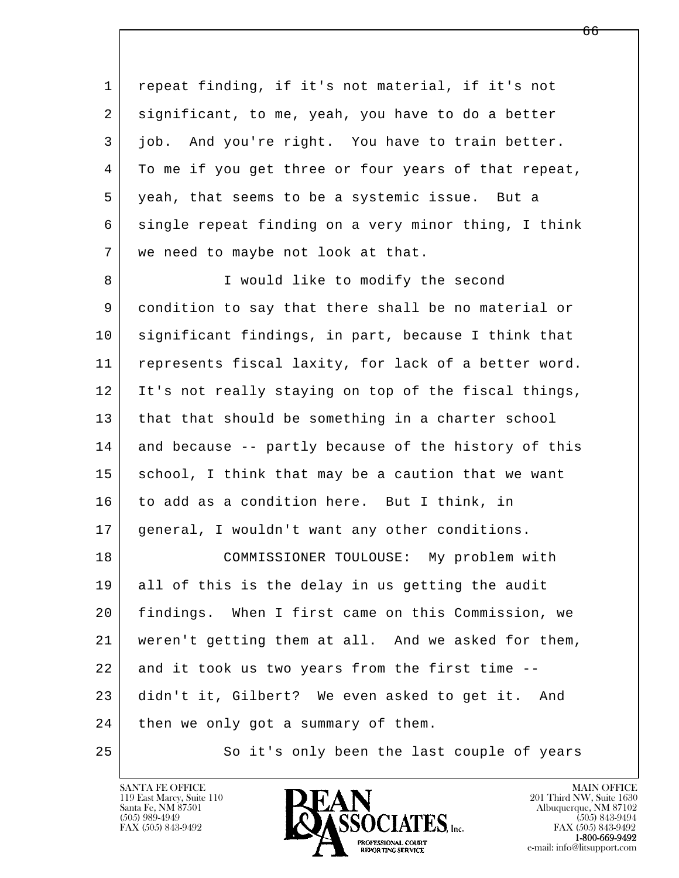repeat finding, if it's not material, if it's not significant, to me, yeah, you have to do a better job. And you're right. You have to train better. To me if you get three or four years of that repeat, yeah, that seems to be a systemic issue. But a single repeat finding on a very minor thing, I think we need to maybe not look at that.

I would like to modify the second condition to say that there shall be no material or significant findings, in part, because I think that represents fiscal laxity, for lack of a better word. It's not really staying on top of the fiscal things, that that should be something in a charter school and because -- partly because of the history of this school, I think that may be a caution that we want to add as a condition here. But I think, in general, I wouldn't want any other conditions.

COMMISSIONER TOULOUSE: My problem with all of this is the delay in us getting the audit findings. When I first came on this Commission, we weren't getting them at all. And we asked for them, and it took us two years from the first time -- didn't it, Gilbert? We even asked to get it. And then we only got a summary of them.

So it's only been the last couple of years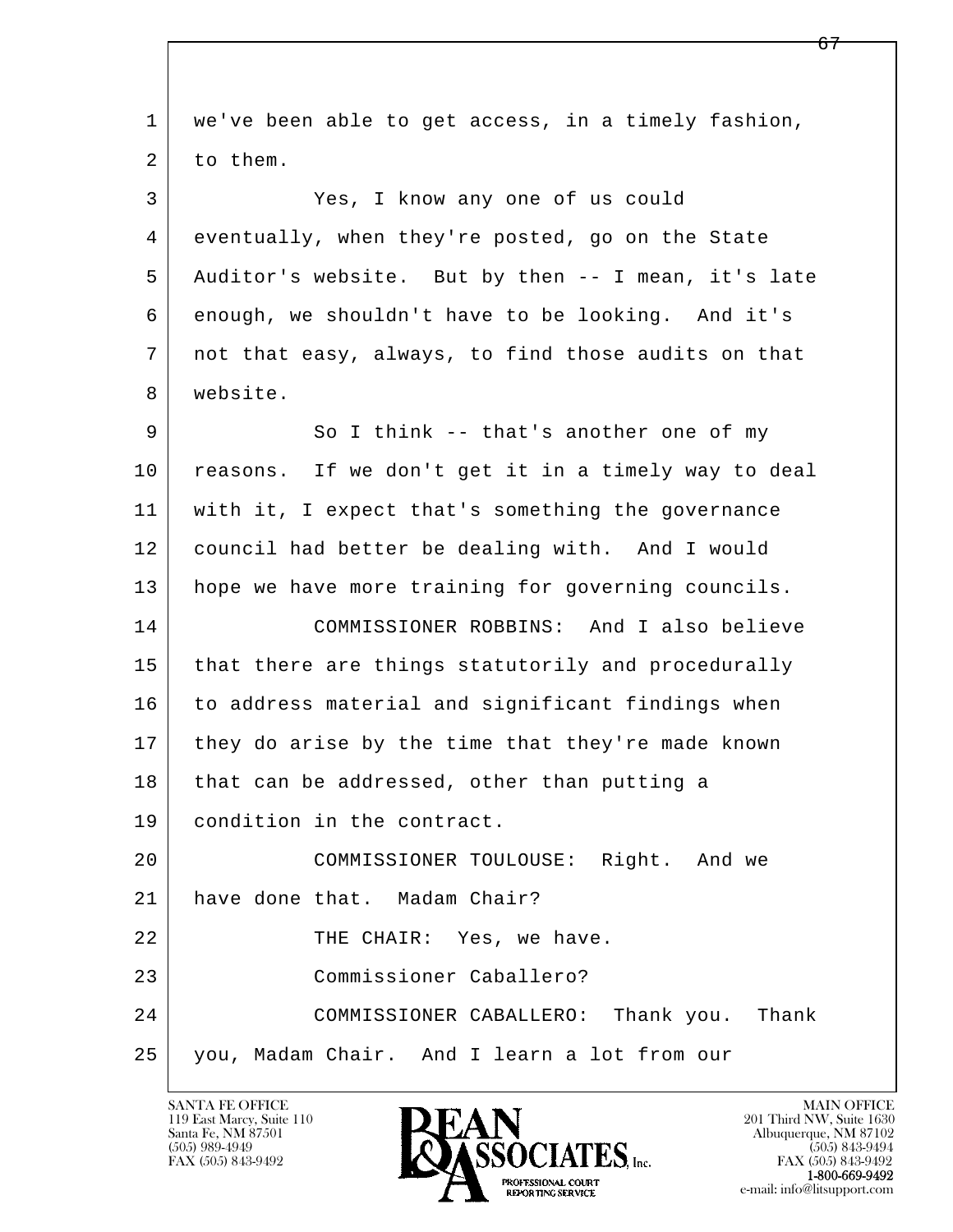we've been able to get access, in a timely fashion, to them.

Yes, I know any one of us could eventually, when they're posted, go on the State Auditor's website. But by then -- I mean, it's late enough, we shouldn't have to be looking. And it's not that easy, always, to find those audits on that website.

So I think -- that's another one of my reasons. If we don't get it in a timely way to deal with it, I expect that's something the governance council had better be dealing with. And I would hope we have more training for governing councils.

COMMISSIONER ROBBINS: And I also believe that there are things statutorily and procedurally to address material and significant findings when they do arise by the time that they're made known that can be addressed, other than putting a condition in the contract.

COMMISSIONER TOULOUSE: Right. And we have done that. Madam Chair?

THE CHAIR: Yes, we have.

Commissioner Caballero?

COMMISSIONER CABALLERO: Thank you. Thank you, Madam Chair. And I learn a lot from our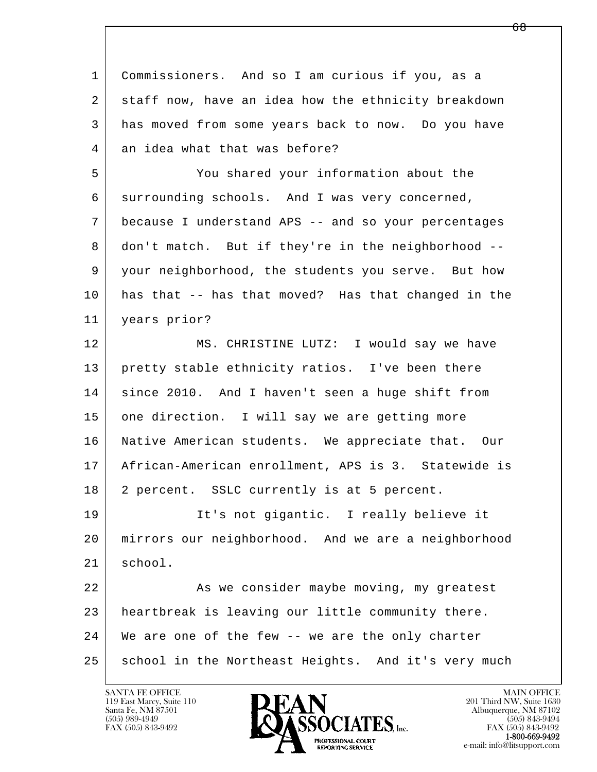Commissioners. And so I am curious if you, as a staff now, have an idea how the ethnicity breakdown has moved from some years back to now. Do you have an idea what that was before?

You shared your information about the surrounding schools. And I was very concerned, because I understand APS -- and so your percentages don't match. But if they're in the neighborhood -- your neighborhood, the students you serve. But how has that -- has that moved? Has that changed in the years prior?

MS. CHRISTINE LUTZ: I would say we have pretty stable ethnicity ratios. I've been there since 2010. And I haven't seen a huge shift from one direction. I will say we are getting more Native American students. We appreciate that. Our African-American enrollment, APS is 3. Statewide is 2 percent. SSLC currently is at 5 percent.

It's not gigantic. I really believe it mirrors our neighborhood. And we are a neighborhood school.

As we consider maybe moving, my greatest heartbreak is leaving our little community there. We are one of the few -- we are the only charter school in the Northeast Heights. And it's very much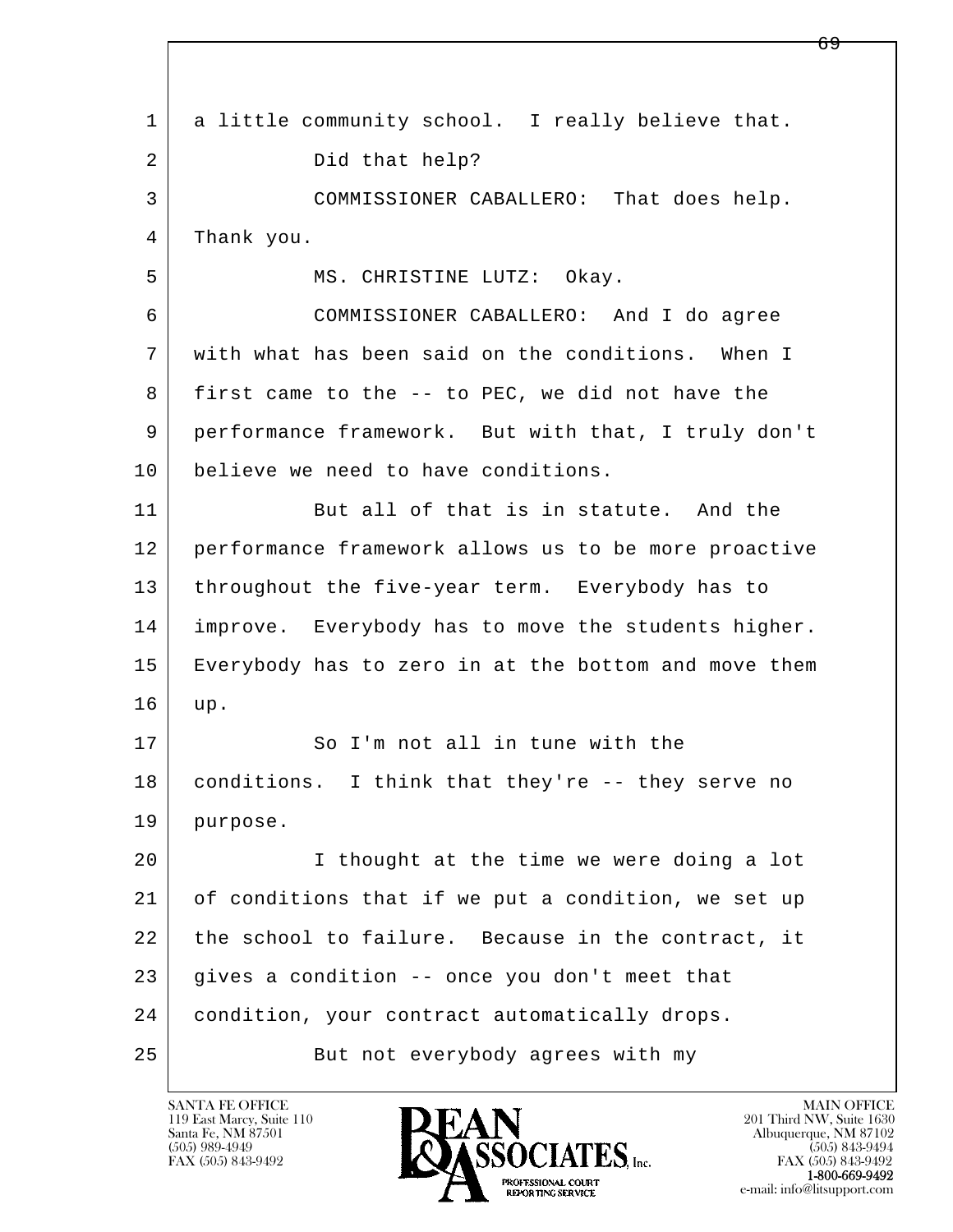1 a little community school. I really believe that.

2 Did that help?

3 COMMISSIONER CABALLERO: That does help.

4 Thank you.

5 MS. CHRISTINE LUTZ: Okay.

6 COMMISSIONER CABALLERO: And I do agree

7 with what has been said on the conditions. When I

8 first came to the -- to PEC, we did not have the

9 performance framework. But with that, I truly don't

10 believe we need to have conditions.

11 But all of that is in statute. And the

12 performance framework allows us to be more proactive

13 throughout the five-year term. Everybody has to

14 improve. Everybody has to move the students higher.

15 Everybody has to zero in at the bottom and move them

16 up.

17 So I'm not all in tune with the

18 conditions. I think that they're -- they serve no

19 purpose.

20 I thought at the time we were doing a lot

21 of conditions that if we put a condition, we set up

22 the school to failure. Because in the contract, it

23 gives a condition -- once you don't meet that

24 condition, your contract automatically drops.

25 But not everybody agrees with my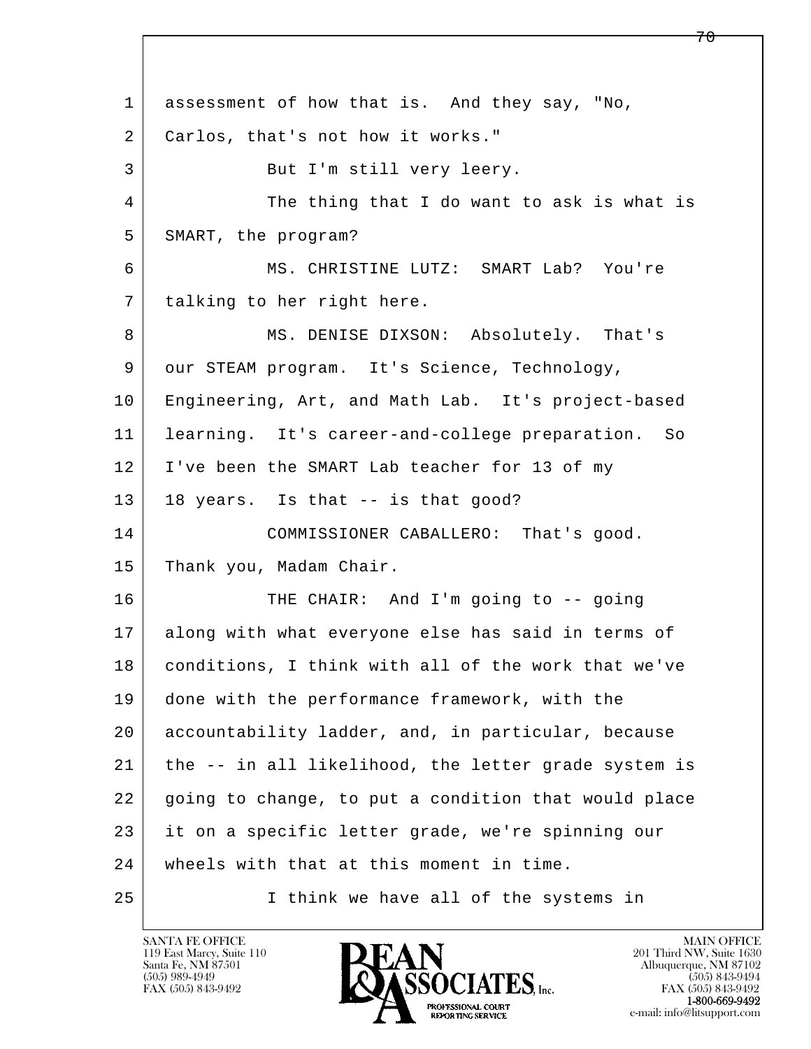1 assessment of how that is. And they say, "No,
2 Carlos, that's not how it works."

3 But I'm still very leery.

4 The thing that I do want to ask is what is
5 SMART, the program?

6 MS. CHRISTINE LUTZ: SMART Lab? You're
7 talking to her right here.

8 MS. DENISE DIXSON: Absolutely. That's
9 our STEAM program. It's Science, Technology,
10 Engineering, Art, and Math Lab. It's project-based
11 learning. It's career-and-college preparation. So
12 I've been the SMART Lab teacher for 13 of my
13 18 years. Is that -- is that good?

14 COMMISSIONER CABALLERO: That's good.
15 Thank you, Madam Chair.

16 THE CHAIR: And I'm going to -- going
17 along with what everyone else has said in terms of
18 conditions, I think with all of the work that we've
19 done with the performance framework, with the
20 accountability ladder, and, in particular, because
21 the -- in all likelihood, the letter grade system is
22 going to change, to put a condition that would place
23 it on a specific letter grade, we're spinning our
24 wheels with that at this moment in time.

25 I think we have all of the systems in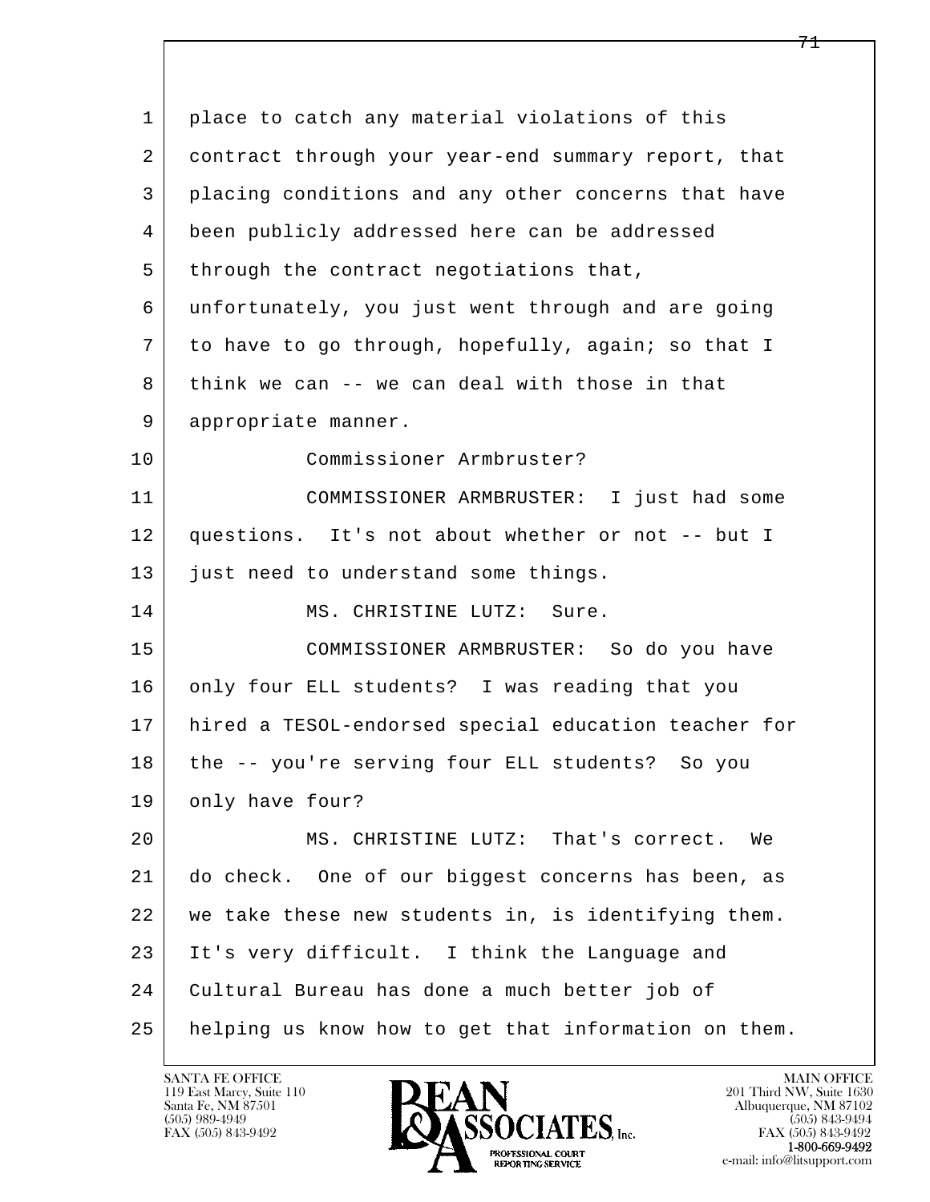place to catch any material violations of this contract through your year-end summary report, that placing conditions and any other concerns that have been publicly addressed here can be addressed through the contract negotiations that, unfortunately, you just went through and are going to have to go through, hopefully, again; so that I think we can -- we can deal with those in that appropriate manner.

Commissioner Armbruster?

COMMISSIONER ARMBRUSTER: I just had some questions. It's not about whether or not -- but I just need to understand some things.

MS. CHRISTINE LUTZ: Sure.

COMMISSIONER ARMBRUSTER: So do you have only four ELL students? I was reading that you hired a TESOL-endorsed special education teacher for the -- you're serving four ELL students? So you only have four?

MS. CHRISTINE LUTZ: That's correct. We do check. One of our biggest concerns has been, as we take these new students in, is identifying them. It's very difficult. I think the Language and Cultural Bureau has done a much better job of helping us know how to get that information on them.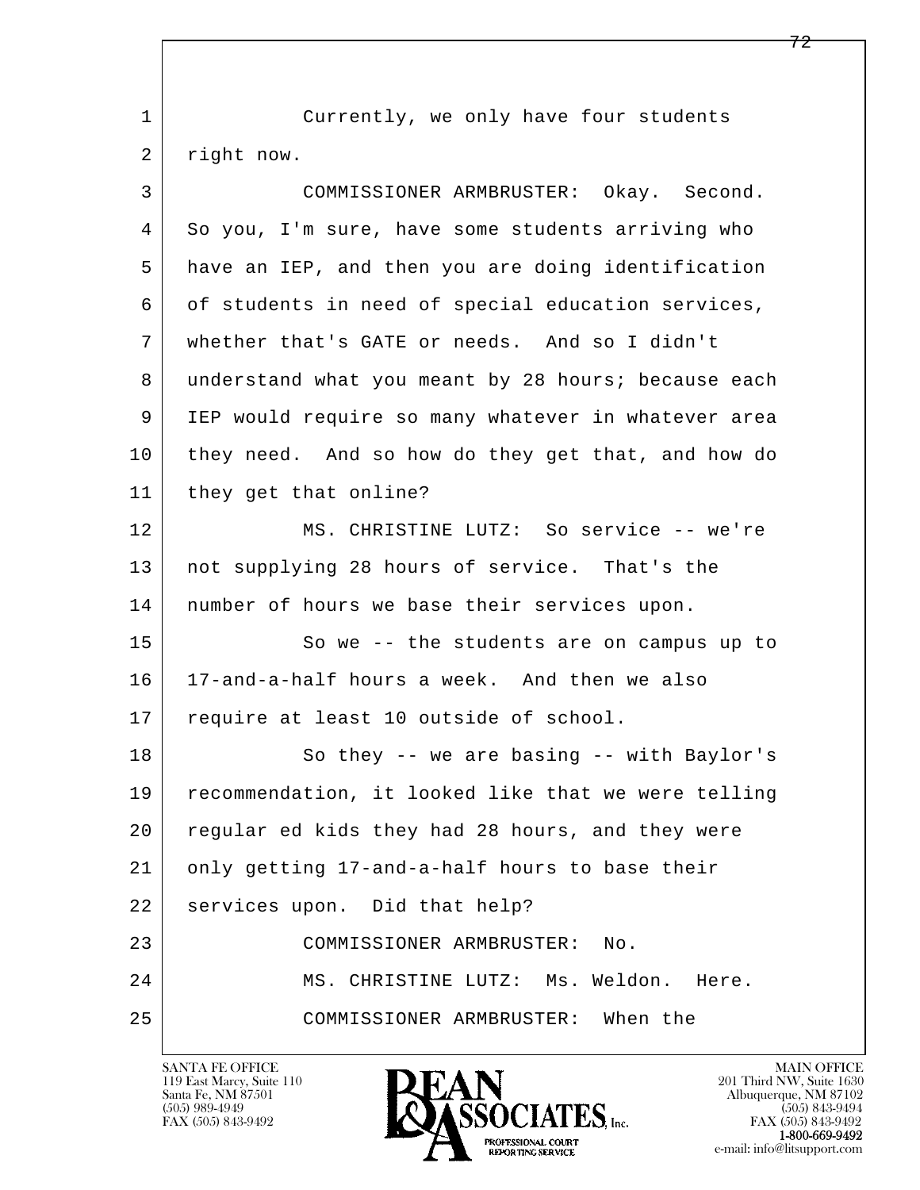1 Currently, we only have four students
2 right now.
3 COMMISSIONER ARMBRUSTER: Okay. Second.
4 So you, I'm sure, have some students arriving who
5 have an IEP, and then you are doing identification
6 of students in need of special education services,
7 whether that's GATE or needs. And so I didn't
8 understand what you meant by 28 hours; because each
9 IEP would require so many whatever in whatever area
10 they need. And so how do they get that, and how do
11 they get that online?
12 MS. CHRISTINE LUTZ: So service -- we're
13 not supplying 28 hours of service. That's the
14 number of hours we base their services upon.
15 So we -- the students are on campus up to
16 17-and-a-half hours a week. And then we also
17 require at least 10 outside of school.
18 So they -- we are basing -- with Baylor's
19 recommendation, it looked like that we were telling
20 regular ed kids they had 28 hours, and they were
21 only getting 17-and-a-half hours to base their
22 services upon. Did that help?
23 COMMISSIONER ARMBRUSTER: No.
24 MS. CHRISTINE LUTZ: Ms. Weldon. Here.
25 COMMISSIONER ARMBRUSTER: When the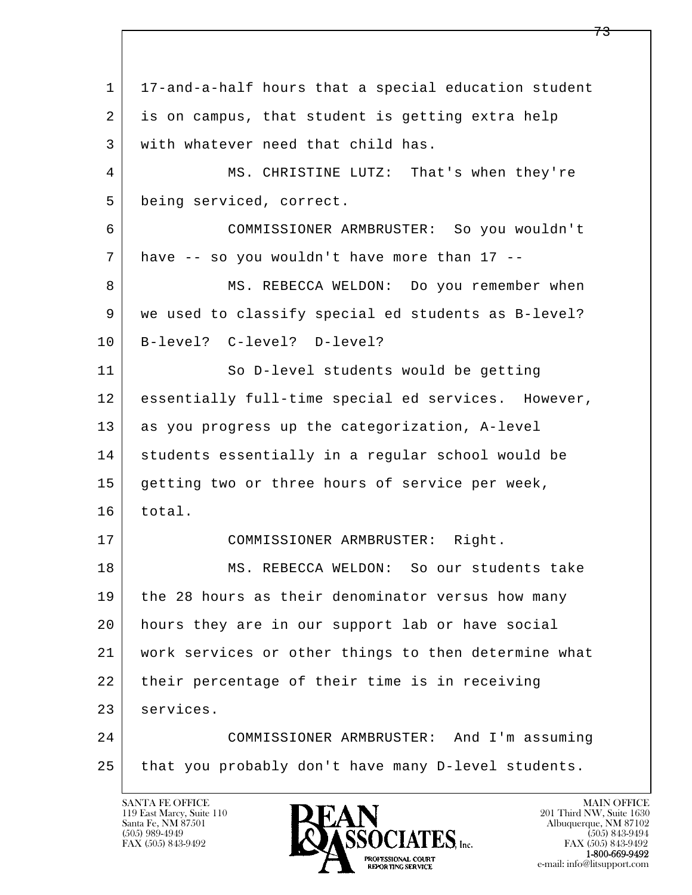17-and-a-half hours that a special education student is on campus, that student is getting extra help with whatever need that child has.

MS. CHRISTINE LUTZ: That's when they're being serviced, correct.

COMMISSIONER ARMBRUSTER: So you wouldn't have -- so you wouldn't have more than 17 --

MS. REBECCA WELDON: Do you remember when we used to classify special ed students as B-level? B-level? C-level? D-level?

So D-level students would be getting essentially full-time special ed services. However, as you progress up the categorization, A-level students essentially in a regular school would be getting two or three hours of service per week, total.

COMMISSIONER ARMBRUSTER: Right.

MS. REBECCA WELDON: So our students take the 28 hours as their denominator versus how many hours they are in our support lab or have social work services or other things to then determine what their percentage of their time is in receiving services.

COMMISSIONER ARMBRUSTER: And I'm assuming that you probably don't have many D-level students.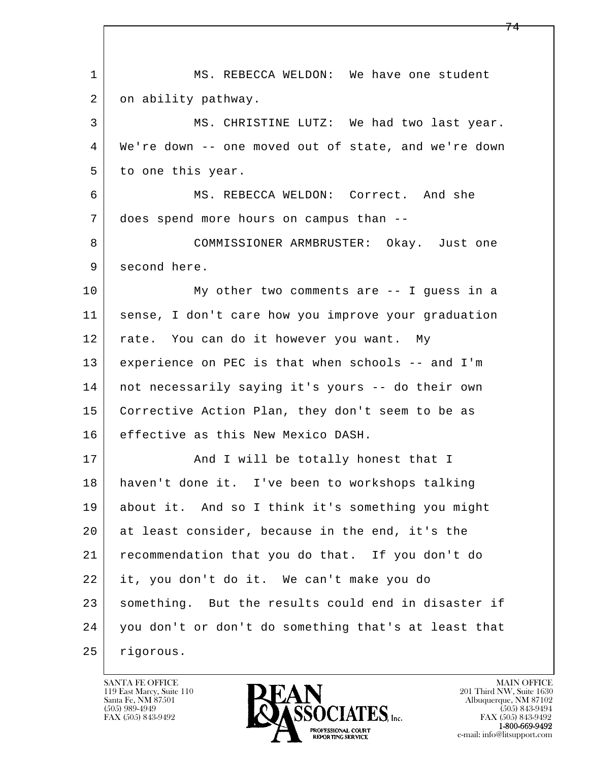MS. REBECCA WELDON: We have one student on ability pathway.

MS. CHRISTINE LUTZ: We had two last year. We're down -- one moved out of state, and we're down to one this year.

MS. REBECCA WELDON: Correct. And she does spend more hours on campus than --

COMMISSIONER ARMBRUSTER: Okay. Just one second here.

My other two comments are -- I guess in a sense, I don't care how you improve your graduation rate. You can do it however you want. My experience on PEC is that when schools -- and I'm not necessarily saying it's yours -- do their own Corrective Action Plan, they don't seem to be as effective as this New Mexico DASH.

And I will be totally honest that I haven't done it. I've been to workshops talking about it. And so I think it's something you might at least consider, because in the end, it's the recommendation that you do that. If you don't do it, you don't do it. We can't make you do something. But the results could end in disaster if you don't or don't do something that's at least that rigorous.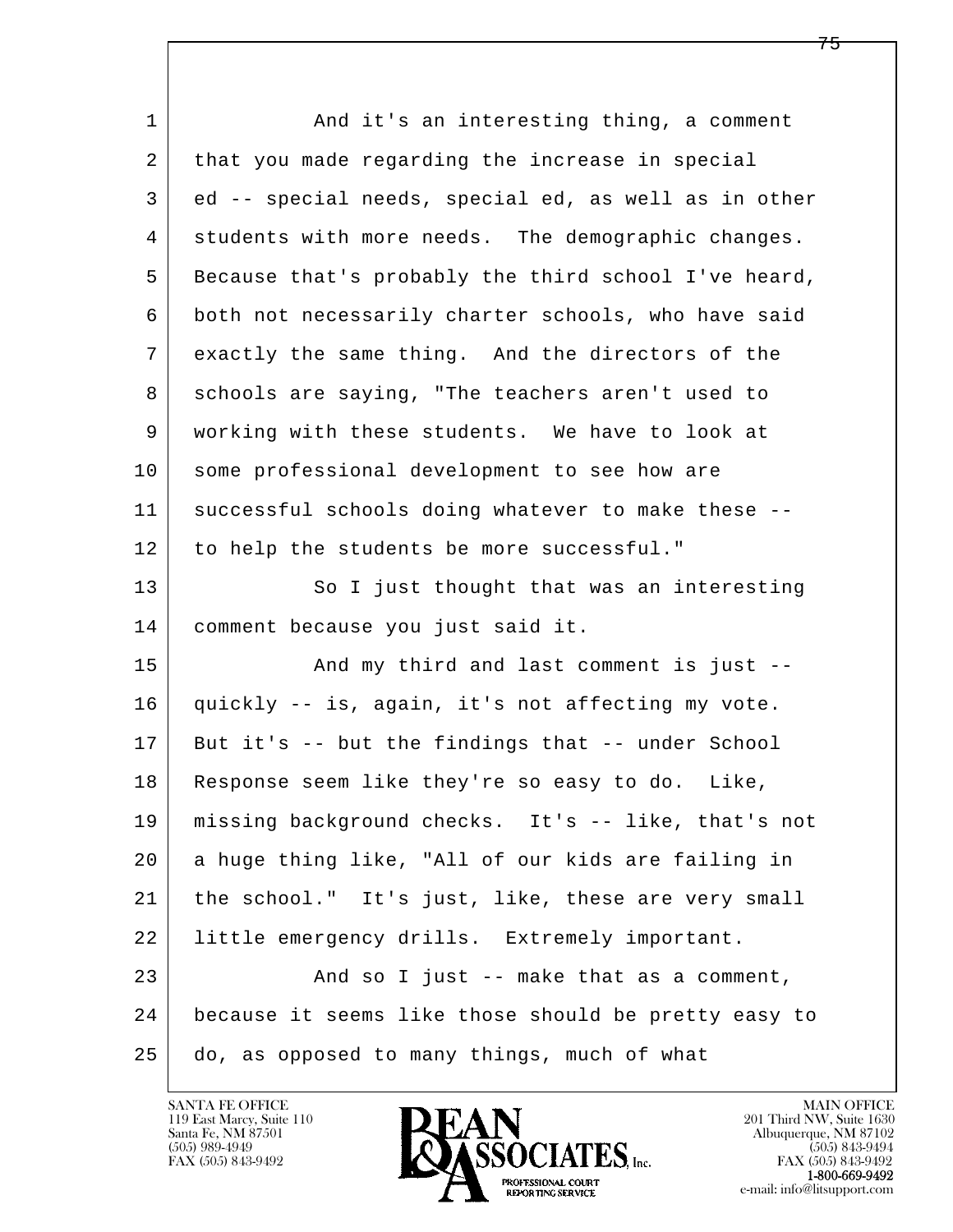1 And it's an interesting thing, a comment
2 that you made regarding the increase in special
3 ed -- special needs, special ed, as well as in other
4 students with more needs. The demographic changes.
5 Because that's probably the third school I've heard,
6 both not necessarily charter schools, who have said
7 exactly the same thing. And the directors of the
8 schools are saying, "The teachers aren't used to
9 working with these students. We have to look at
10 some professional development to see how are
11 successful schools doing whatever to make these --
12 to help the students be more successful."
13 So I just thought that was an interesting
14 comment because you just said it.
15 And my third and last comment is just --
16 quickly -- is, again, it's not affecting my vote.
17 But it's -- but the findings that -- under School
18 Response seem like they're so easy to do. Like,
19 missing background checks. It's -- like, that's not
20 a huge thing like, "All of our kids are failing in
21 the school." It's just, like, these are very small
22 little emergency drills. Extremely important.
23 And so I just -- make that as a comment,
24 because it seems like those should be pretty easy to
25 do, as opposed to many things, much of what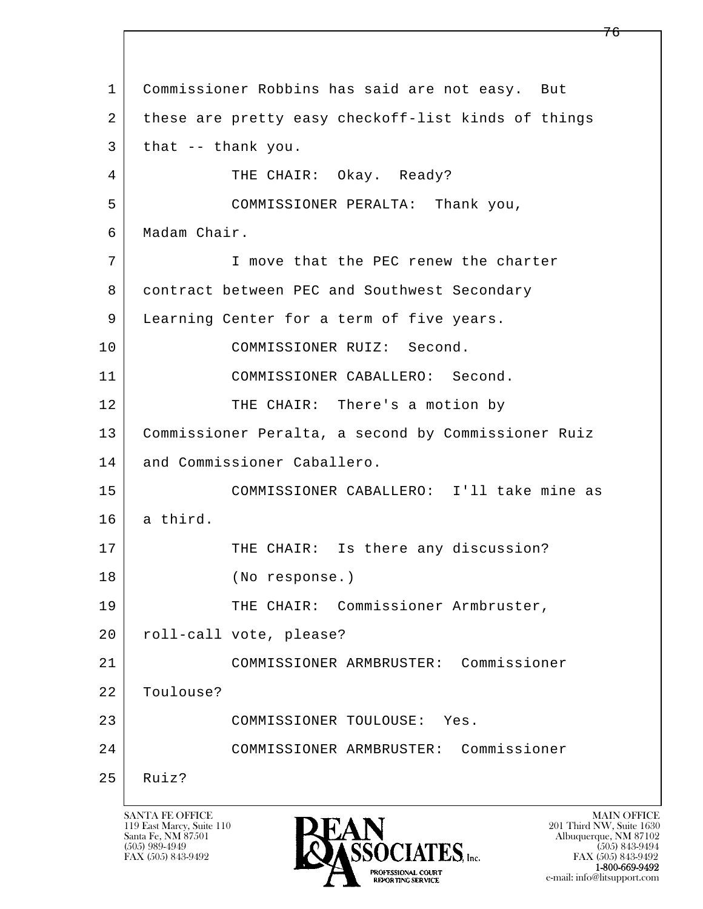1 Commissioner Robbins has said are not easy. But
2 these are pretty easy checkoff-list kinds of things
3 that -- thank you.
4 THE CHAIR: Okay. Ready?
5 COMMISSIONER PERALTA: Thank you,
6 Madam Chair.
7 I move that the PEC renew the charter
8 contract between PEC and Southwest Secondary
9 Learning Center for a term of five years.
10 COMMISSIONER RUIZ: Second.
11 COMMISSIONER CABALLERO: Second.
12 THE CHAIR: There's a motion by
13 Commissioner Peralta, a second by Commissioner Ruiz
14 and Commissioner Caballero.
15 COMMISSIONER CABALLERO: I'll take mine as
16 a third.
17 THE CHAIR: Is there any discussion?
18 (No response.)
19 THE CHAIR: Commissioner Armbruster,
20 roll-call vote, please?
21 COMMISSIONER ARMBRUSTER: Commissioner
22 Toulouse?
23 COMMISSIONER TOULOUSE: Yes.
24 COMMISSIONER ARMBRUSTER: Commissioner
25 Ruiz?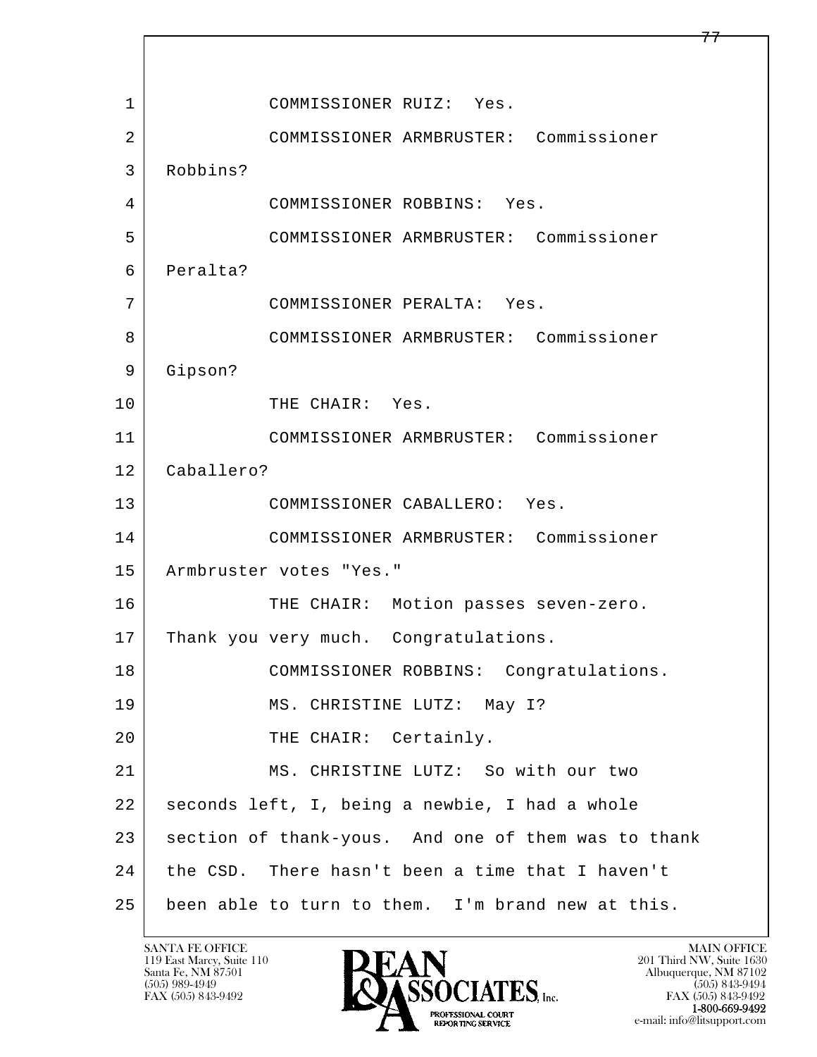1 COMMISSIONER RUIZ: Yes.

2 COMMISSIONER ARMBRUSTER: Commissioner

3 Robbins?

4 COMMISSIONER ROBBINS: Yes.

5 COMMISSIONER ARMBRUSTER: Commissioner

6 Peralta?

7 COMMISSIONER PERALTA: Yes.

8 COMMISSIONER ARMBRUSTER: Commissioner

9 Gipson?

10 THE CHAIR: Yes.

11 COMMISSIONER ARMBRUSTER: Commissioner

12 Caballero?

13 COMMISSIONER CABALLERO: Yes.

14 COMMISSIONER ARMBRUSTER: Commissioner

15 Armbruster votes "Yes."

16 THE CHAIR: Motion passes seven-zero.

17 Thank you very much. Congratulations.

18 COMMISSIONER ROBBINS: Congratulations.

19 MS. CHRISTINE LUTZ: May I?

20 THE CHAIR: Certainly.

21 MS. CHRISTINE LUTZ: So with our two

22 seconds left, I, being a newbie, I had a whole

23 section of thank-yous. And one of them was to thank

24 the CSD. There hasn't been a time that I haven't

25 been able to turn to them. I'm brand new at this.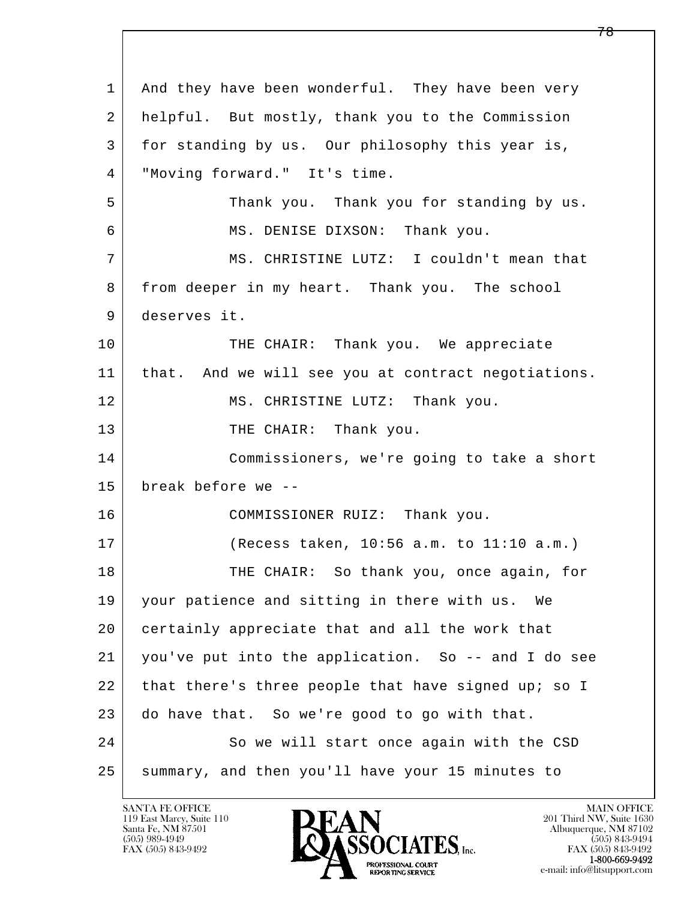1 And they have been wonderful. They have been very
2 helpful. But mostly, thank you to the Commission
3 for standing by us. Our philosophy this year is,
4 "Moving forward." It's time.
5 Thank you. Thank you for standing by us.
6 MS. DENISE DIXSON: Thank you.
7 MS. CHRISTINE LUTZ: I couldn't mean that
8 from deeper in my heart. Thank you. The school
9 deserves it.
10 THE CHAIR: Thank you. We appreciate
11 that. And we will see you at contract negotiations.
12 MS. CHRISTINE LUTZ: Thank you.
13 THE CHAIR: Thank you.
14 Commissioners, we're going to take a short
15 break before we --
16 COMMISSIONER RUIZ: Thank you.
17 (Recess taken, 10:56 a.m. to 11:10 a.m.)
18 THE CHAIR: So thank you, once again, for
19 your patience and sitting in there with us. We
20 certainly appreciate that and all the work that
21 you've put into the application. So -- and I do see
22 that there's three people that have signed up; so I
23 do have that. So we're good to go with that.
24 So we will start once again with the CSD
25 summary, and then you'll have your 15 minutes to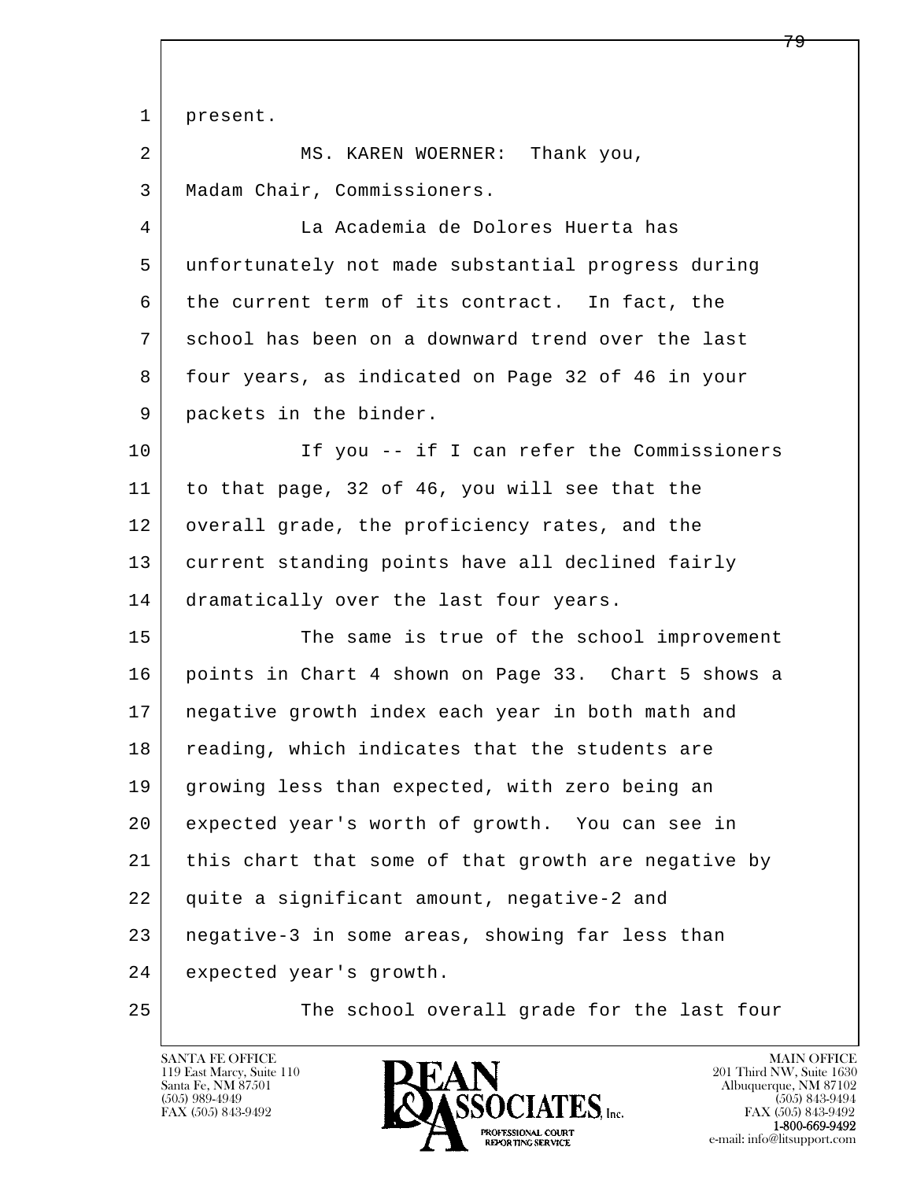present.

MS. KAREN WOERNER: Thank you, Madam Chair, Commissioners.

La Academia de Dolores Huerta has unfortunately not made substantial progress during the current term of its contract. In fact, the school has been on a downward trend over the last four years, as indicated on Page 32 of 46 in your packets in the binder.

If you -- if I can refer the Commissioners to that page, 32 of 46, you will see that the overall grade, the proficiency rates, and the current standing points have all declined fairly dramatically over the last four years.

The same is true of the school improvement points in Chart 4 shown on Page 33. Chart 5 shows a negative growth index each year in both math and reading, which indicates that the students are growing less than expected, with zero being an expected year's worth of growth. You can see in this chart that some of that growth are negative by quite a significant amount, negative-2 and negative-3 in some areas, showing far less than expected year's growth.

The school overall grade for the last four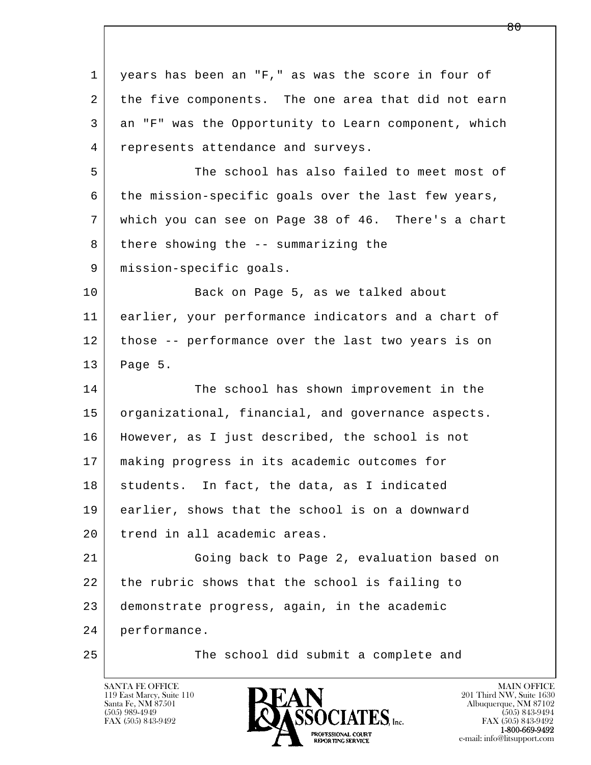years has been an "F," as was the score in four of the five components. The one area that did not earn an "F" was the Opportunity to Learn component, which represents attendance and surveys.

The school has also failed to meet most of the mission-specific goals over the last few years, which you can see on Page 38 of 46. There's a chart there showing the -- summarizing the mission-specific goals.

Back on Page 5, as we talked about earlier, your performance indicators and a chart of those -- performance over the last two years is on Page 5.

The school has shown improvement in the organizational, financial, and governance aspects. However, as I just described, the school is not making progress in its academic outcomes for students. In fact, the data, as I indicated earlier, shows that the school is on a downward trend in all academic areas.

Going back to Page 2, evaluation based on the rubric shows that the school is failing to demonstrate progress, again, in the academic performance.

The school did submit a complete and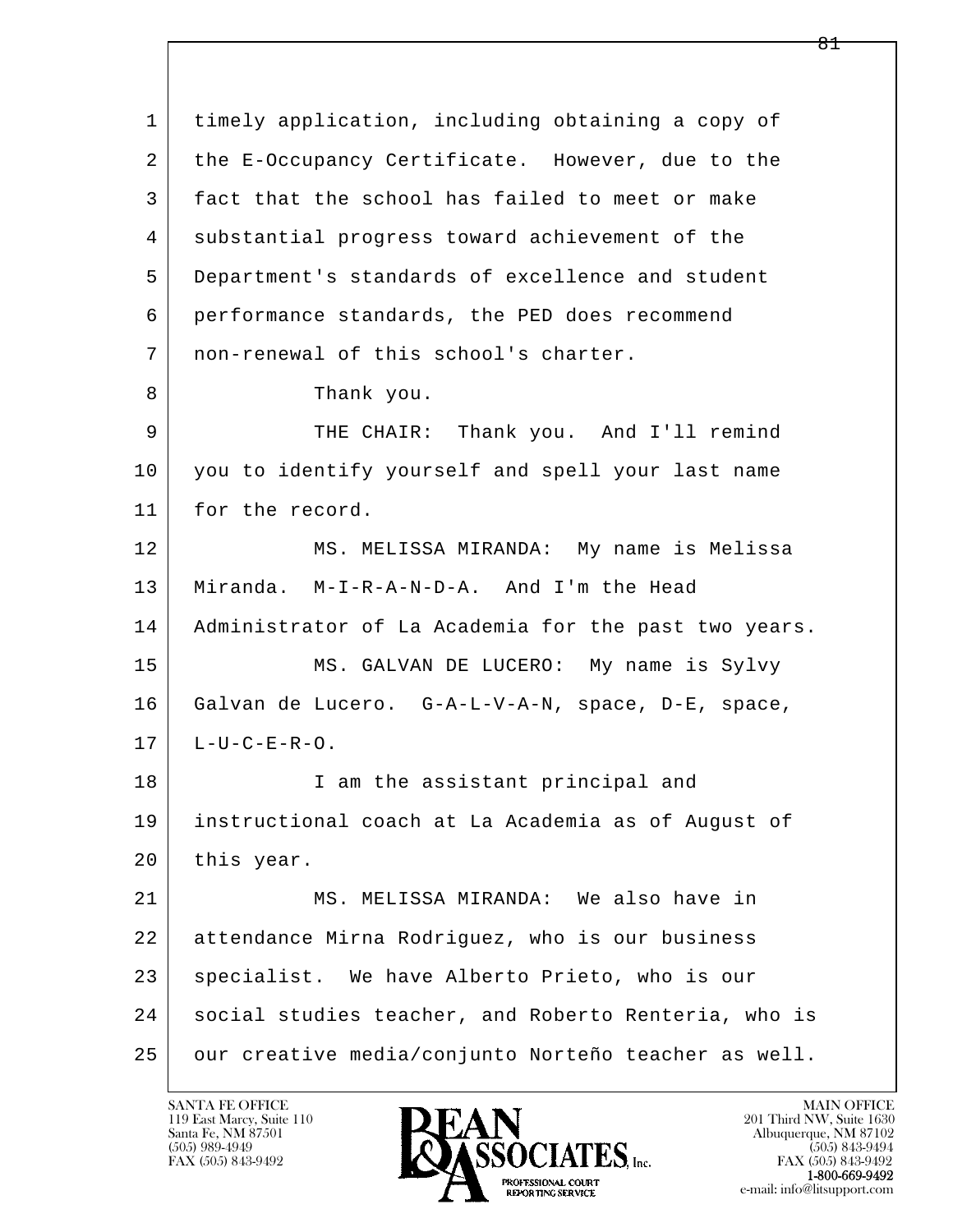timely application, including obtaining a copy of the E-Occupancy Certificate. However, due to the fact that the school has failed to meet or make substantial progress toward achievement of the Department's standards of excellence and student performance standards, the PED does recommend non-renewal of this school's charter.

Thank you.

THE CHAIR: Thank you. And I'll remind you to identify yourself and spell your last name for the record.

MS. MELISSA MIRANDA: My name is Melissa Miranda. M-I-R-A-N-D-A. And I'm the Head Administrator of La Academia for the past two years.

MS. GALVAN DE LUCERO: My name is Sylvy Galvan de Lucero. G-A-L-V-A-N, space, D-E, space, L-U-C-E-R-O.

I am the assistant principal and instructional coach at La Academia as of August of this year.

MS. MELISSA MIRANDA: We also have in attendance Mirna Rodriguez, who is our business specialist. We have Alberto Prieto, who is our social studies teacher, and Roberto Renteria, who is our creative media/conjunto Norteño teacher as well.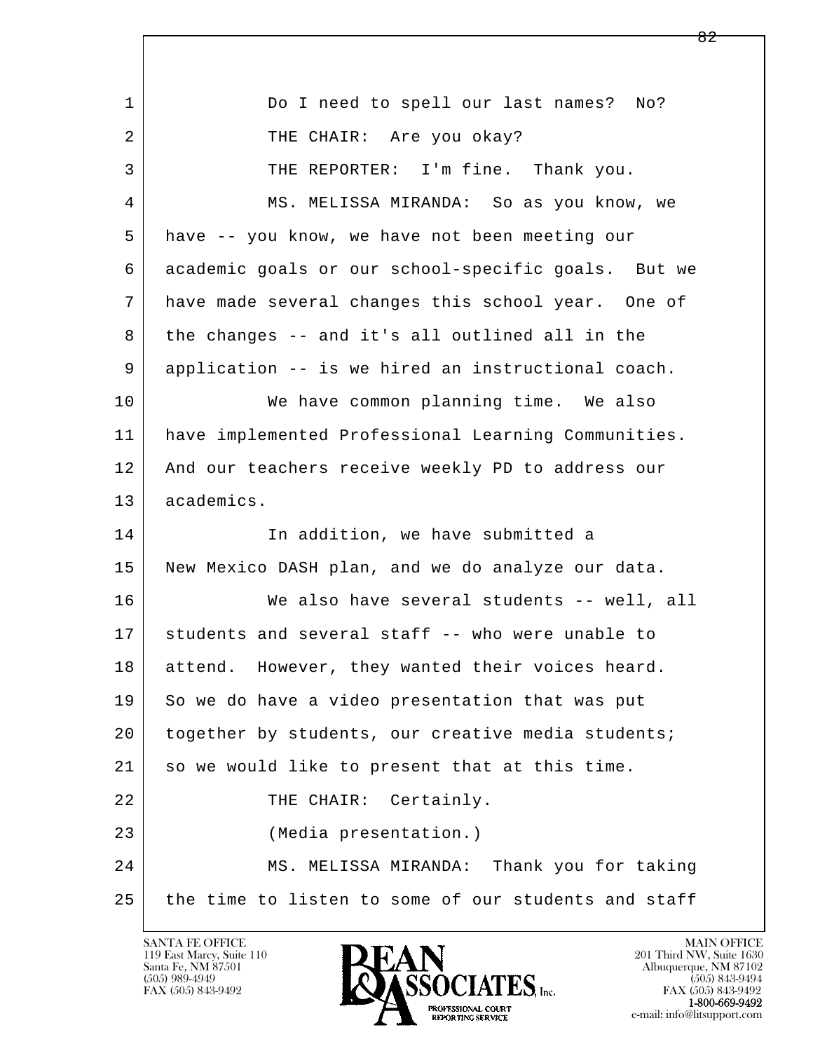1 Do I need to spell our last names? No?
2 THE CHAIR: Are you okay?
3 THE REPORTER: I'm fine. Thank you.
4 MS. MELISSA MIRANDA: So as you know, we
5 have -- you know, we have not been meeting our
6 academic goals or our school-specific goals. But we
7 have made several changes this school year. One of
8 the changes -- and it's all outlined all in the
9 application -- is we hired an instructional coach.
10 We have common planning time. We also
11 have implemented Professional Learning Communities.
12 And our teachers receive weekly PD to address our
13 academics.
14 In addition, we have submitted a
15 New Mexico DASH plan, and we do analyze our data.
16 We also have several students -- well, all
17 students and several staff -- who were unable to
18 attend. However, they wanted their voices heard.
19 So we do have a video presentation that was put
20 together by students, our creative media students;
21 so we would like to present that at this time.
22 THE CHAIR: Certainly.
23 (Media presentation.)
24 MS. MELISSA MIRANDA: Thank you for taking
25 the time to listen to some of our students and staff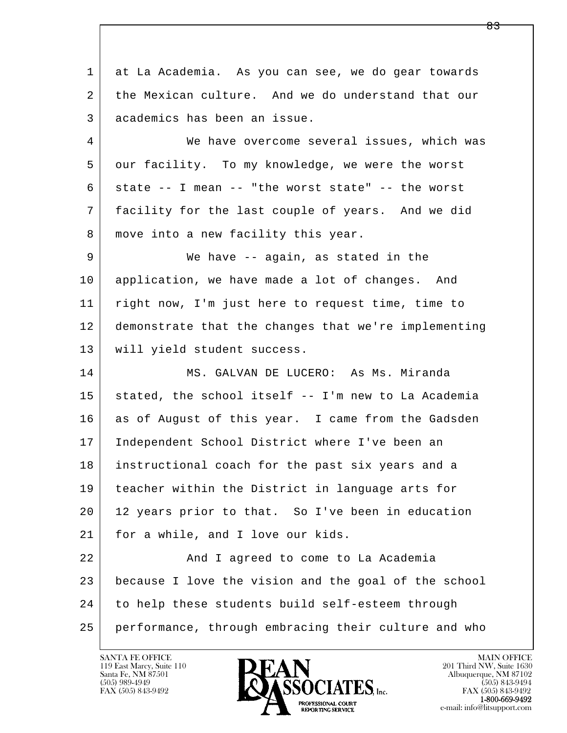1 at La Academia. As you can see, we do gear towards
2 the Mexican culture. And we do understand that our
3 academics has been an issue.

4 We have overcome several issues, which was
5 our facility. To my knowledge, we were the worst
6 state -- I mean -- "the worst state" -- the worst
7 facility for the last couple of years. And we did
8 move into a new facility this year.

9 We have -- again, as stated in the
10 application, we have made a lot of changes. And
11 right now, I'm just here to request time, time to
12 demonstrate that the changes that we're implementing
13 will yield student success.

14 MS. GALVAN DE LUCERO: As Ms. Miranda
15 stated, the school itself -- I'm new to La Academia
16 as of August of this year. I came from the Gadsden
17 Independent School District where I've been an
18 instructional coach for the past six years and a
19 teacher within the District in language arts for
20 12 years prior to that. So I've been in education
21 for a while, and I love our kids.

22 And I agreed to come to La Academia
23 because I love the vision and the goal of the school
24 to help these students build self-esteem through
25 performance, through embracing their culture and who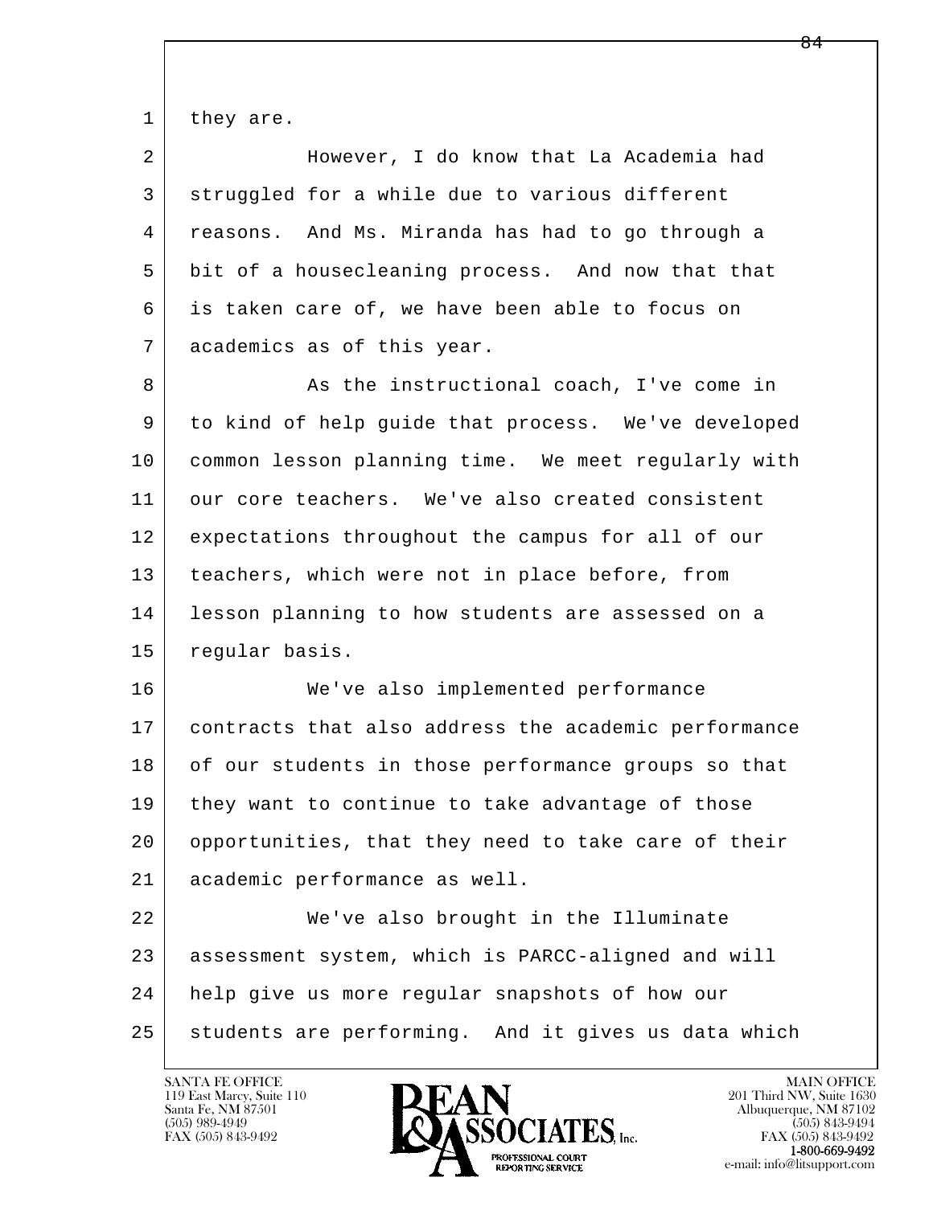they are.

However, I do know that La Academia had struggled for a while due to various different reasons. And Ms. Miranda has had to go through a bit of a housecleaning process. And now that that is taken care of, we have been able to focus on academics as of this year.

As the instructional coach, I've come in to kind of help guide that process. We've developed common lesson planning time. We meet regularly with our core teachers. We've also created consistent expectations throughout the campus for all of our teachers, which were not in place before, from lesson planning to how students are assessed on a regular basis.

We've also implemented performance contracts that also address the academic performance of our students in those performance groups so that they want to continue to take advantage of those opportunities, that they need to take care of their academic performance as well.

We've also brought in the Illuminate assessment system, which is PARCC-aligned and will help give us more regular snapshots of how our students are performing. And it gives us data which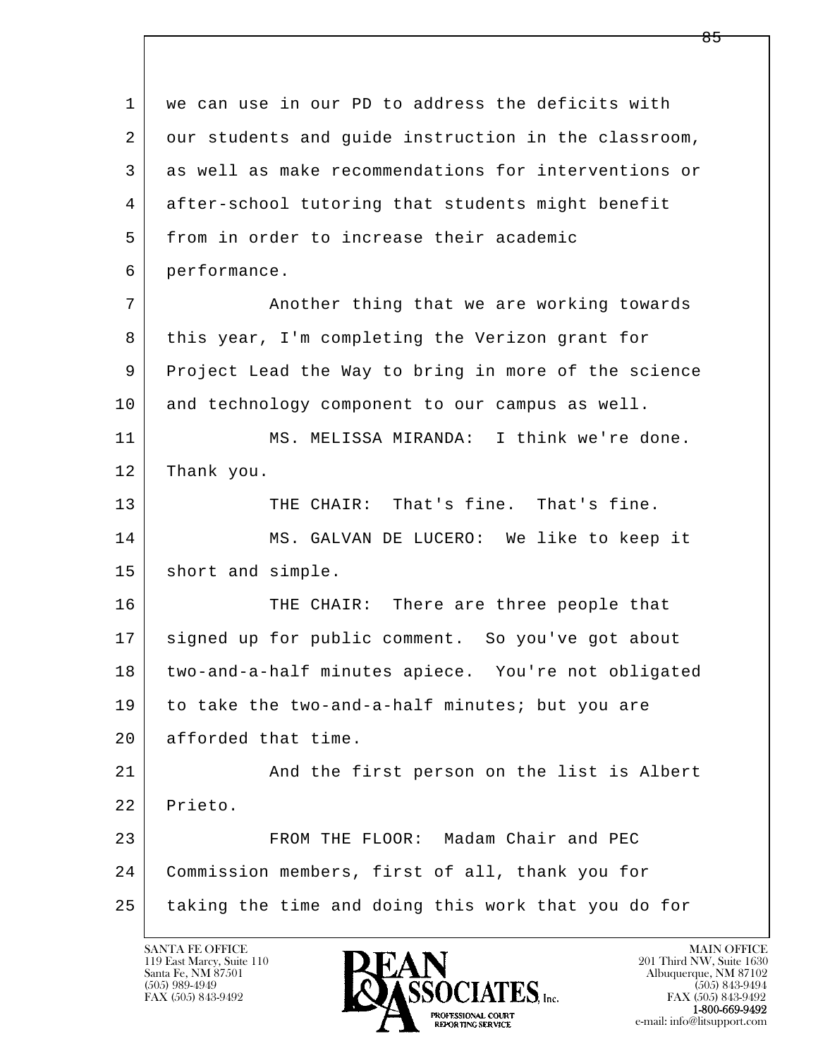we can use in our PD to address the deficits with our students and guide instruction in the classroom, as well as make recommendations for interventions or after-school tutoring that students might benefit from in order to increase their academic performance.

Another thing that we are working towards this year, I'm completing the Verizon grant for Project Lead the Way to bring in more of the science and technology component to our campus as well.

MS. MELISSA MIRANDA: I think we're done. Thank you.

THE CHAIR: That's fine. That's fine.

MS. GALVAN DE LUCERO: We like to keep it short and simple.

THE CHAIR: There are three people that signed up for public comment. So you've got about two-and-a-half minutes apiece. You're not obligated to take the two-and-a-half minutes; but you are afforded that time.

And the first person on the list is Albert Prieto.

FROM THE FLOOR: Madam Chair and PEC Commission members, first of all, thank you for taking the time and doing this work that you do for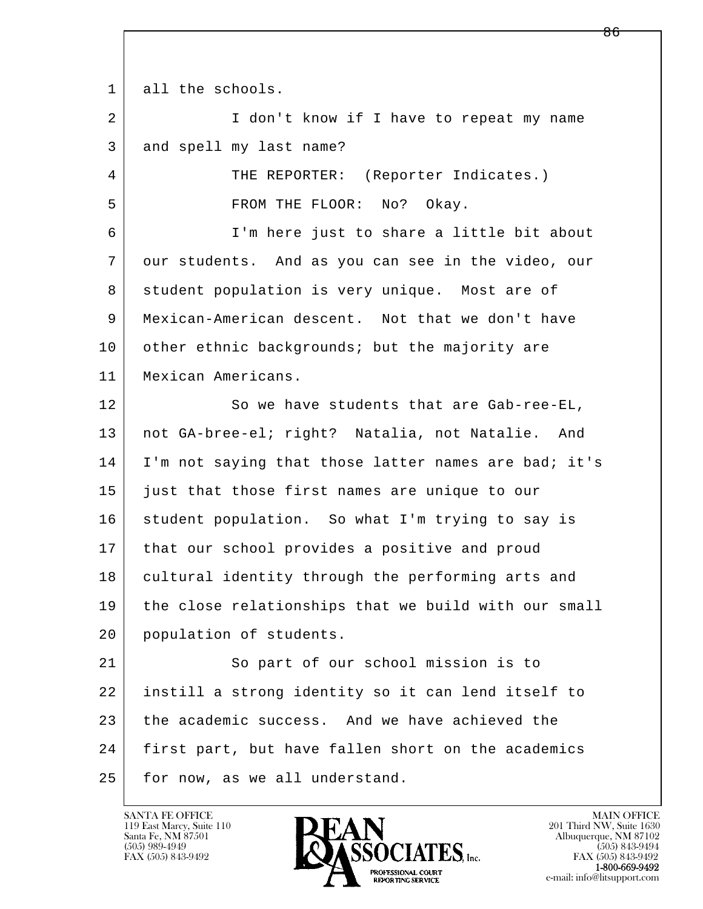1 all the schools.

2 I don't know if I have to repeat my name

3 and spell my last name?

4 THE REPORTER: (Reporter Indicates.)

5 FROM THE FLOOR: No? Okay.

6 I'm here just to share a little bit about

7 our students. And as you can see in the video, our

8 student population is very unique. Most are of

9 Mexican-American descent. Not that we don't have

10 other ethnic backgrounds; but the majority are

11 Mexican Americans.

12 So we have students that are Gab-ree-EL,

13 not GA-bree-el; right? Natalia, not Natalie. And

14 I'm not saying that those latter names are bad; it's

15 just that those first names are unique to our

16 student population. So what I'm trying to say is

17 that our school provides a positive and proud

18 cultural identity through the performing arts and

19 the close relationships that we build with our small

20 population of students.

21 So part of our school mission is to

22 instill a strong identity so it can lend itself to

23 the academic success. And we have achieved the

24 first part, but have fallen short on the academics

25 for now, as we all understand.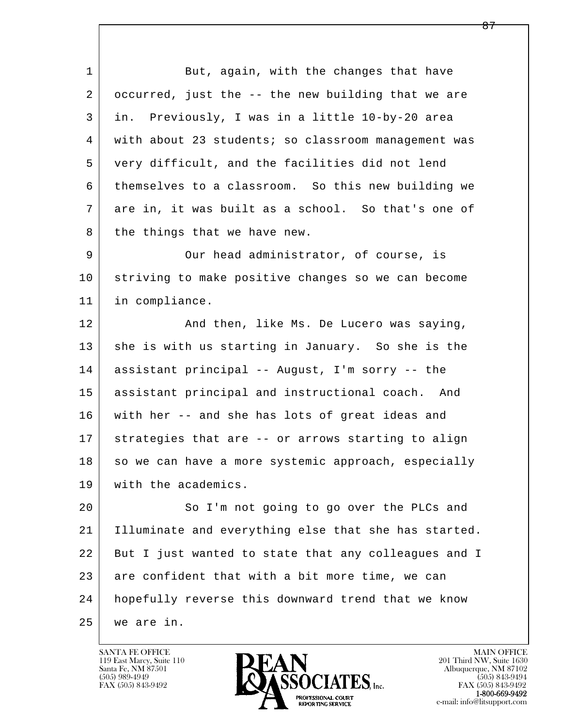But, again, with the changes that have occurred, just the -- the new building that we are in. Previously, I was in a little 10-by-20 area with about 23 students; so classroom management was very difficult, and the facilities did not lend themselves to a classroom. So this new building we are in, it was built as a school. So that's one of the things that we have new.

Our head administrator, of course, is striving to make positive changes so we can become in compliance.

And then, like Ms. De Lucero was saying, she is with us starting in January. So she is the assistant principal -- August, I'm sorry -- the assistant principal and instructional coach. And with her -- and she has lots of great ideas and strategies that are -- or arrows starting to align so we can have a more systemic approach, especially with the academics.

So I'm not going to go over the PLCs and Illuminate and everything else that she has started. But I just wanted to state that any colleagues and I are confident that with a bit more time, we can hopefully reverse this downward trend that we know we are in.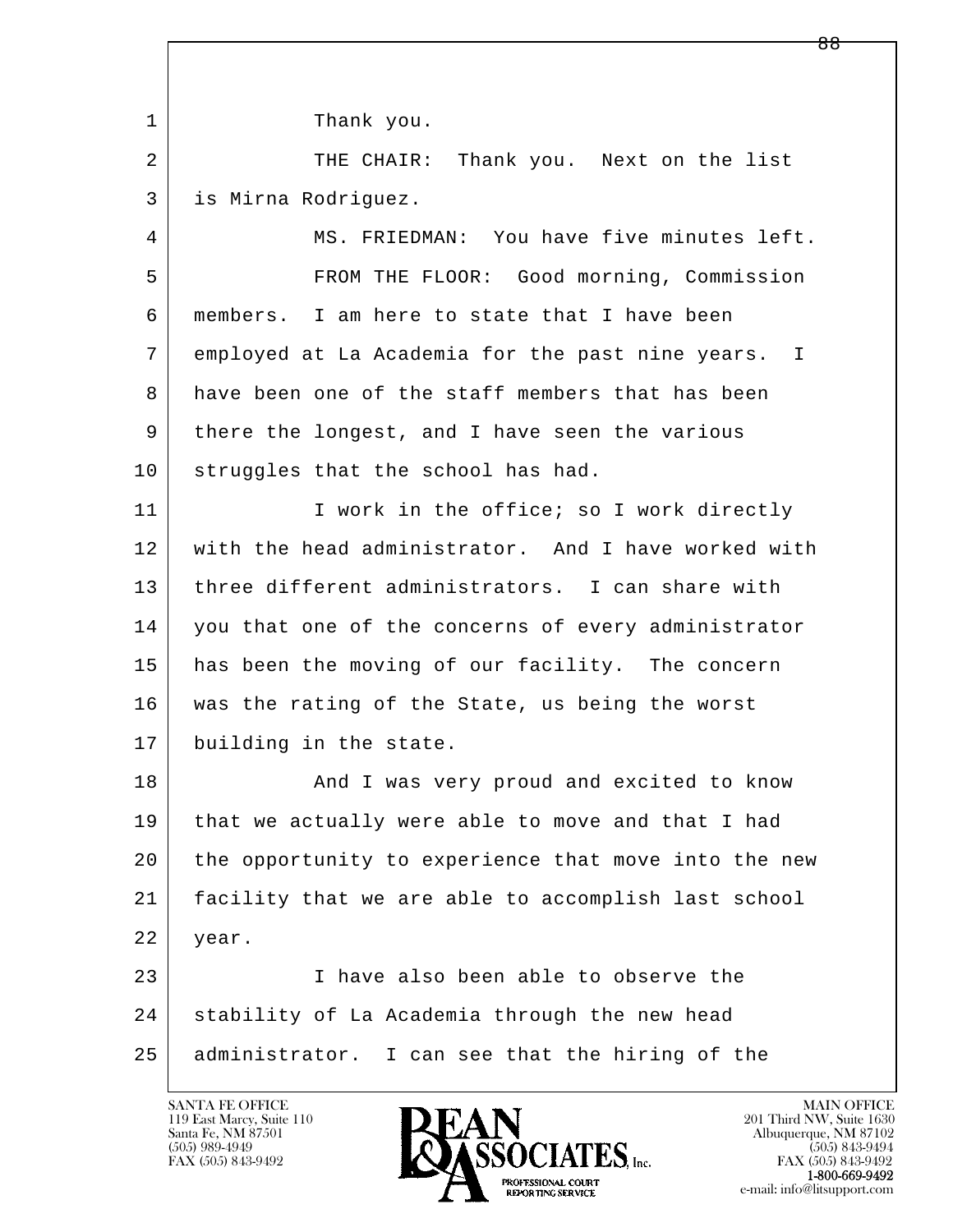1 Thank you.

2 THE CHAIR: Thank you. Next on the list

3 is Mirna Rodriguez.

4 MS. FRIEDMAN: You have five minutes left.

5 FROM THE FLOOR: Good morning, Commission

6 members. I am here to state that I have been

7 employed at La Academia for the past nine years. I

8 have been one of the staff members that has been

9 there the longest, and I have seen the various

10 struggles that the school has had.

11 I work in the office; so I work directly

12 with the head administrator. And I have worked with

13 three different administrators. I can share with

14 you that one of the concerns of every administrator

15 has been the moving of our facility. The concern

16 was the rating of the State, us being the worst

17 building in the state.

18 And I was very proud and excited to know

19 that we actually were able to move and that I had

20 the opportunity to experience that move into the new

21 facility that we are able to accomplish last school

22 year.

23 I have also been able to observe the

24 stability of La Academia through the new head

25 administrator. I can see that the hiring of the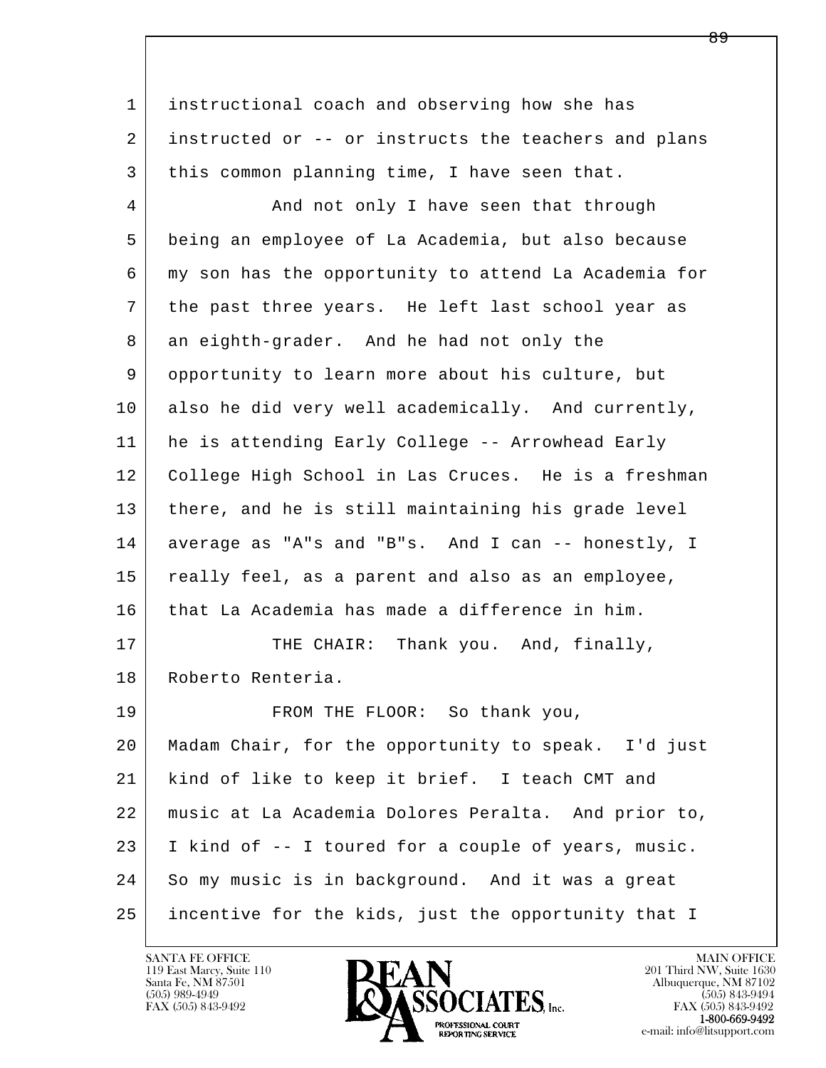instructional coach and observing how she has instructed or -- or instructs the teachers and plans this common planning time, I have seen that.

And not only I have seen that through being an employee of La Academia, but also because my son has the opportunity to attend La Academia for the past three years. He left last school year as an eighth-grader. And he had not only the opportunity to learn more about his culture, but also he did very well academically. And currently, he is attending Early College -- Arrowhead Early College High School in Las Cruces. He is a freshman there, and he is still maintaining his grade level average as "A"s and "B"s. And I can -- honestly, I really feel, as a parent and also as an employee, that La Academia has made a difference in him.

THE CHAIR: Thank you. And, finally, Roberto Renteria.

FROM THE FLOOR: So thank you, Madam Chair, for the opportunity to speak. I'd just kind of like to keep it brief. I teach CMT and music at La Academia Dolores Peralta. And prior to, I kind of -- I toured for a couple of years, music. So my music is in background. And it was a great incentive for the kids, just the opportunity that I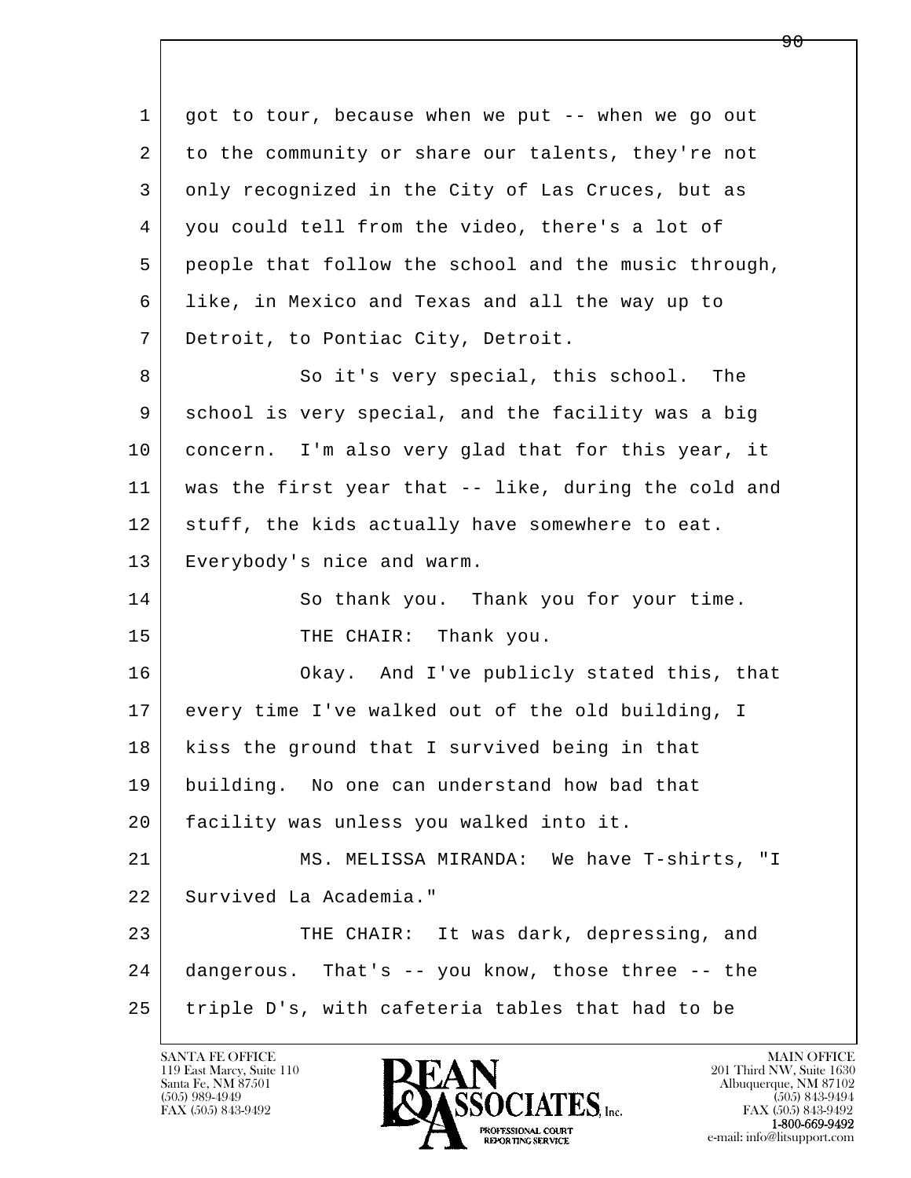got to tour, because when we put -- when we go out to the community or share our talents, they're not only recognized in the City of Las Cruces, but as you could tell from the video, there's a lot of people that follow the school and the music through, like, in Mexico and Texas and all the way up to Detroit, to Pontiac City, Detroit.

So it's very special, this school. The school is very special, and the facility was a big concern. I'm also very glad that for this year, it was the first year that -- like, during the cold and stuff, the kids actually have somewhere to eat. Everybody's nice and warm.

So thank you. Thank you for your time.

THE CHAIR: Thank you.

Okay. And I've publicly stated this, that every time I've walked out of the old building, I kiss the ground that I survived being in that building. No one can understand how bad that facility was unless you walked into it.

MS. MELISSA MIRANDA: We have T-shirts, "I Survived La Academia."

THE CHAIR: It was dark, depressing, and dangerous. That's -- you know, those three -- the triple D's, with cafeteria tables that had to be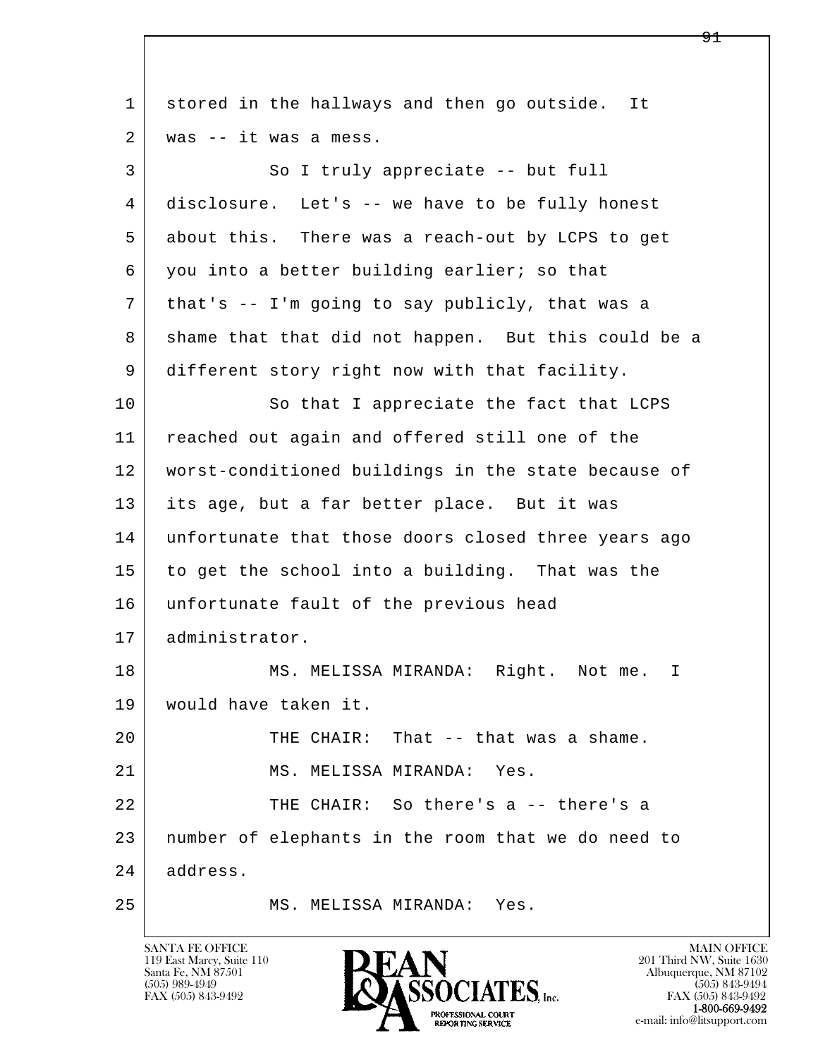1 stored in the hallways and then go outside. It
2 was -- it was a mess.
3 So I truly appreciate -- but full
4 disclosure. Let's -- we have to be fully honest
5 about this. There was a reach-out by LCPS to get
6 you into a better building earlier; so that
7 that's -- I'm going to say publicly, that was a
8 shame that that did not happen. But this could be a
9 different story right now with that facility.
10 So that I appreciate the fact that LCPS
11 reached out again and offered still one of the
12 worst-conditioned buildings in the state because of
13 its age, but a far better place. But it was
14 unfortunate that those doors closed three years ago
15 to get the school into a building. That was the
16 unfortunate fault of the previous head
17 administrator.
18 MS. MELISSA MIRANDA: Right. Not me. I
19 would have taken it.
20 THE CHAIR: That -- that was a shame.
21 MS. MELISSA MIRANDA: Yes.
22 THE CHAIR: So there's a -- there's a
23 number of elephants in the room that we do need to
24 address.
25 MS. MELISSA MIRANDA: Yes.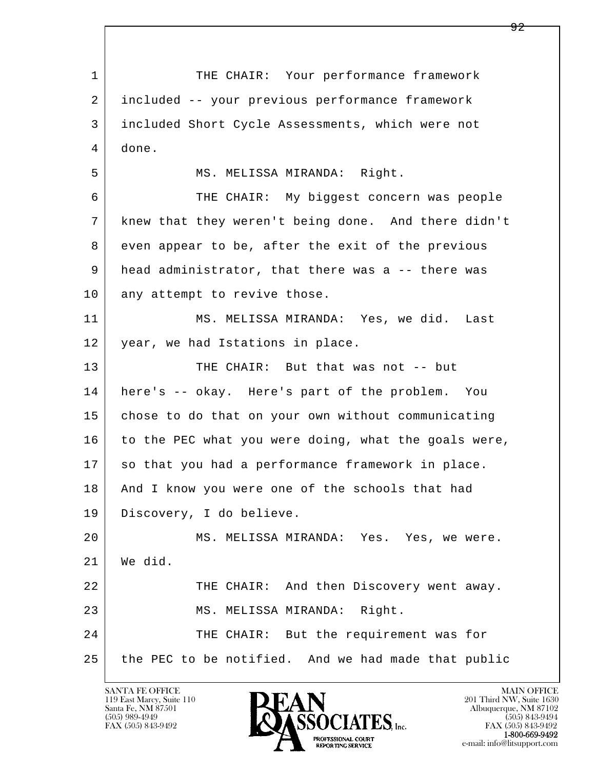THE CHAIR: Your performance framework included -- your previous performance framework included Short Cycle Assessments, which were not done.

MS. MELISSA MIRANDA: Right.

THE CHAIR: My biggest concern was people knew that they weren't being done. And there didn't even appear to be, after the exit of the previous head administrator, that there was a -- there was any attempt to revive those.

MS. MELISSA MIRANDA: Yes, we did. Last year, we had Istations in place.

THE CHAIR: But that was not -- but here's -- okay. Here's part of the problem. You chose to do that on your own without communicating to the PEC what you were doing, what the goals were, so that you had a performance framework in place. And I know you were one of the schools that had Discovery, I do believe.

MS. MELISSA MIRANDA: Yes. Yes, we were. We did.

THE CHAIR: And then Discovery went away.

MS. MELISSA MIRANDA: Right.

THE CHAIR: But the requirement was for the PEC to be notified. And we had made that public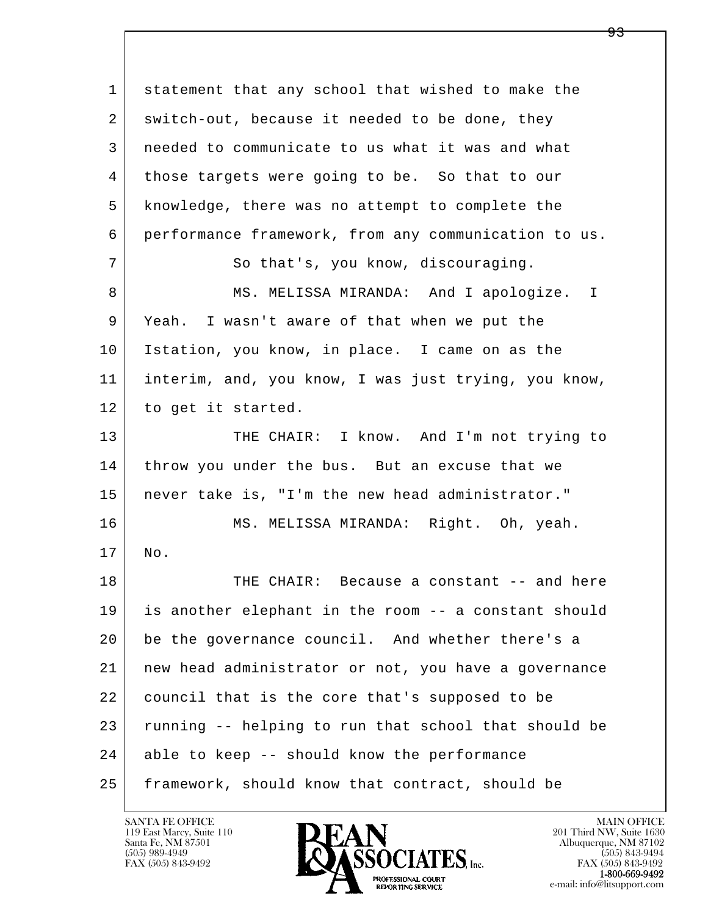statement that any school that wished to make the switch-out, because it needed to be done, they needed to communicate to us what it was and what those targets were going to be. So that to our knowledge, there was no attempt to complete the performance framework, from any communication to us.

So that's, you know, discouraging.

MS. MELISSA MIRANDA: And I apologize. I Yeah. I wasn't aware of that when we put the Istation, you know, in place. I came on as the interim, and, you know, I was just trying, you know, to get it started.

THE CHAIR: I know. And I'm not trying to throw you under the bus. But an excuse that we never take is, "I'm the new head administrator."

MS. MELISSA MIRANDA: Right. Oh, yeah. No.

THE CHAIR: Because a constant -- and here is another elephant in the room -- a constant should be the governance council. And whether there's a new head administrator or not, you have a governance council that is the core that's supposed to be running -- helping to run that school that should be able to keep -- should know the performance framework, should know that contract, should be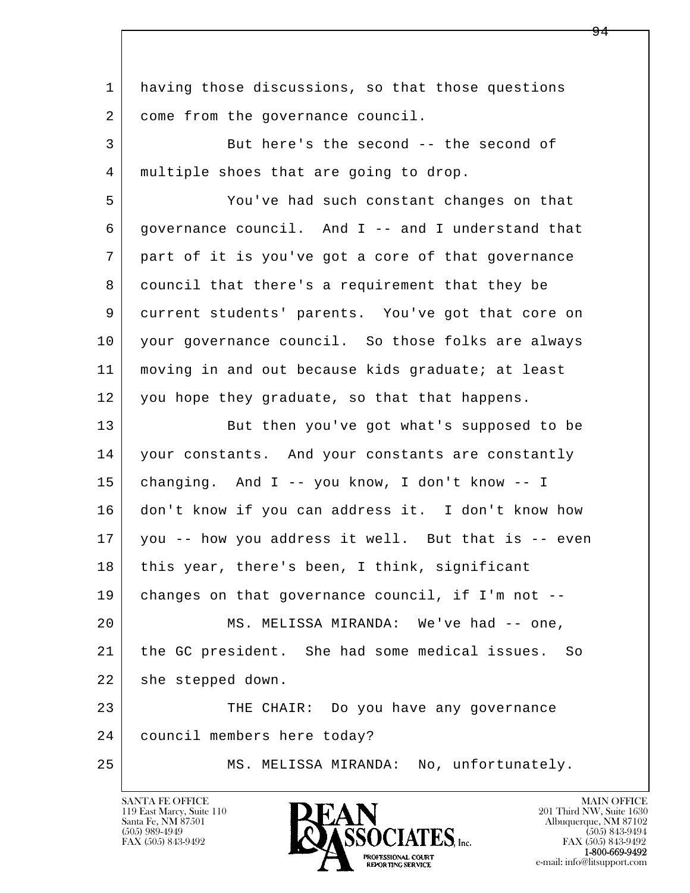having those discussions, so that those questions come from the governance council.

But here's the second -- the second of multiple shoes that are going to drop.

You've had such constant changes on that governance council. And I -- and I understand that part of it is you've got a core of that governance council that there's a requirement that they be current students' parents. You've got that core on your governance council. So those folks are always moving in and out because kids graduate; at least you hope they graduate, so that that happens.

But then you've got what's supposed to be your constants. And your constants are constantly changing. And I -- you know, I don't know -- I don't know if you can address it. I don't know how you -- how you address it well. But that is -- even this year, there's been, I think, significant changes on that governance council, if I'm not --

MS. MELISSA MIRANDA: We've had -- one, the GC president. She had some medical issues. So she stepped down.

THE CHAIR: Do you have any governance council members here today?

MS. MELISSA MIRANDA: No, unfortunately.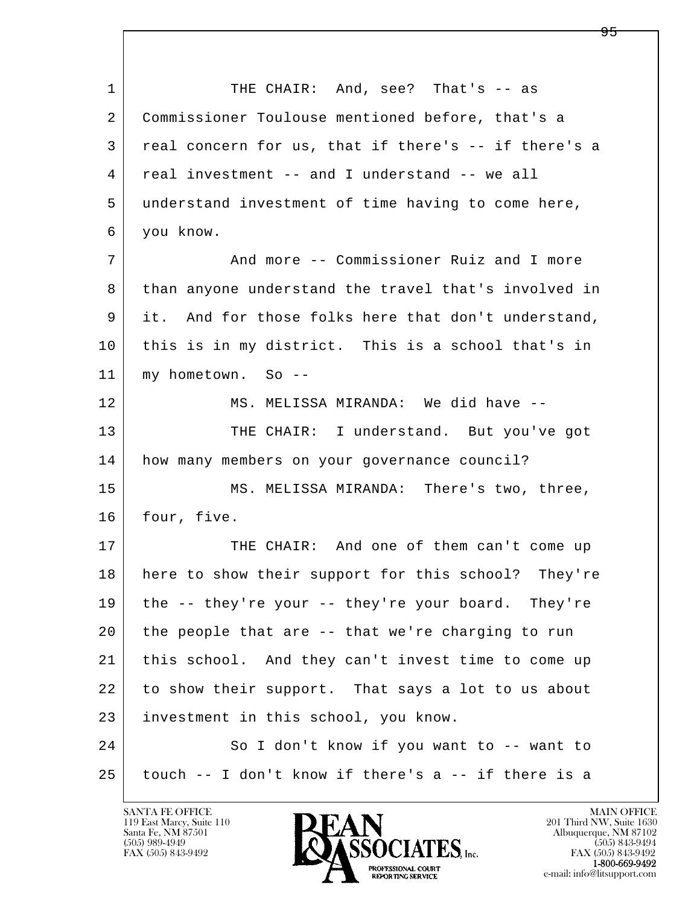1 THE CHAIR: And, see? That's -- as
2 Commissioner Toulouse mentioned before, that's a
3 real concern for us, that if there's -- if there's a
4 real investment -- and I understand -- we all
5 understand investment of time having to come here,
6 you know.
7 And more -- Commissioner Ruiz and I more
8 than anyone understand the travel that's involved in
9 it. And for those folks here that don't understand,
10 this is in my district. This is a school that's in
11 my hometown. So --
12 MS. MELISSA MIRANDA: We did have --
13 THE CHAIR: I understand. But you've got
14 how many members on your governance council?
15 MS. MELISSA MIRANDA: There's two, three,
16 four, five.
17 THE CHAIR: And one of them can't come up
18 here to show their support for this school? They're
19 the -- they're your -- they're your board. They're
20 the people that are -- that we're charging to run
21 this school. And they can't invest time to come up
22 to show their support. That says a lot to us about
23 investment in this school, you know.
24 So I don't know if you want to -- want to
25 touch -- I don't know if there's a -- if there is a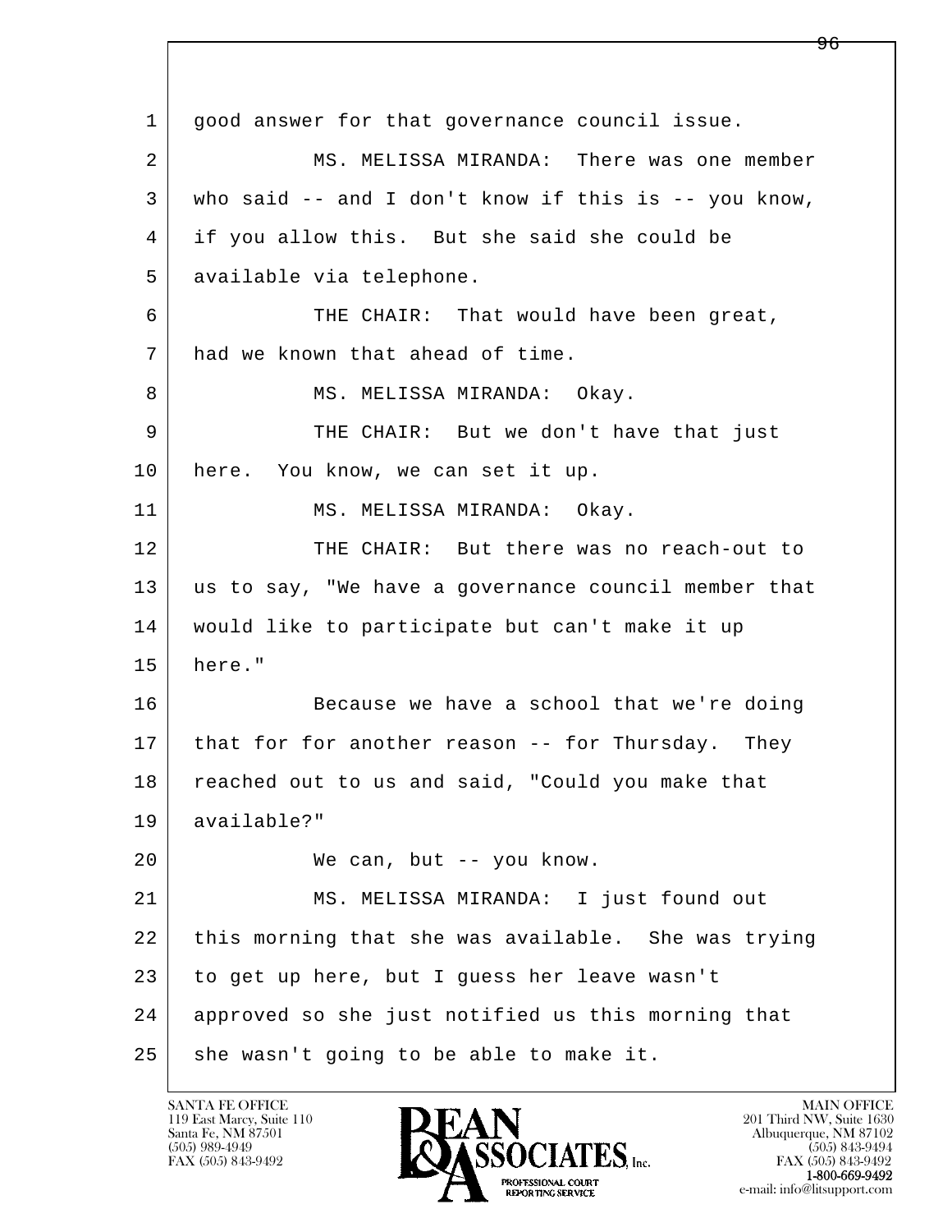good answer for that governance council issue.

MS. MELISSA MIRANDA: There was one member who said -- and I don't know if this is -- you know, if you allow this. But she said she could be available via telephone.

THE CHAIR: That would have been great, had we known that ahead of time.

MS. MELISSA MIRANDA: Okay.

THE CHAIR: But we don't have that just here. You know, we can set it up.

MS. MELISSA MIRANDA: Okay.

THE CHAIR: But there was no reach-out to us to say, "We have a governance council member that would like to participate but can't make it up here."

Because we have a school that we're doing that for for another reason -- for Thursday. They reached out to us and said, "Could you make that available?"

We can, but -- you know.

MS. MELISSA MIRANDA: I just found out this morning that she was available. She was trying to get up here, but I guess her leave wasn't approved so she just notified us this morning that she wasn't going to be able to make it.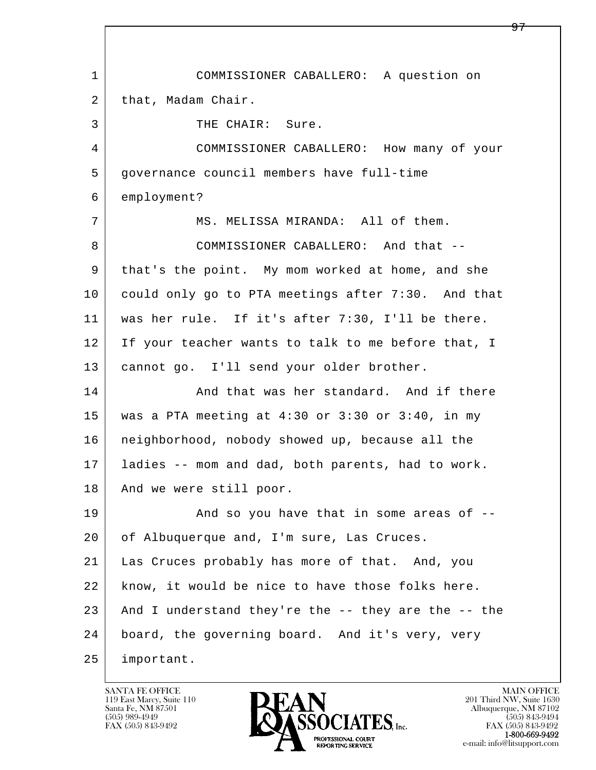COMMISSIONER CABALLERO: A question on that, Madam Chair.

THE CHAIR: Sure.

COMMISSIONER CABALLERO: How many of your governance council members have full-time employment?

MS. MELISSA MIRANDA: All of them.

COMMISSIONER CABALLERO: And that -- that's the point. My mom worked at home, and she could only go to PTA meetings after 7:30. And that was her rule. If it's after 7:30, I'll be there. If your teacher wants to talk to me before that, I cannot go. I'll send your older brother.

And that was her standard. And if there was a PTA meeting at 4:30 or 3:30 or 3:40, in my neighborhood, nobody showed up, because all the ladies -- mom and dad, both parents, had to work. And we were still poor.

And so you have that in some areas of -- of Albuquerque and, I'm sure, Las Cruces. Las Cruces probably has more of that. And, you know, it would be nice to have those folks here. And I understand they're the -- they are the -- the board, the governing board. And it's very, very important.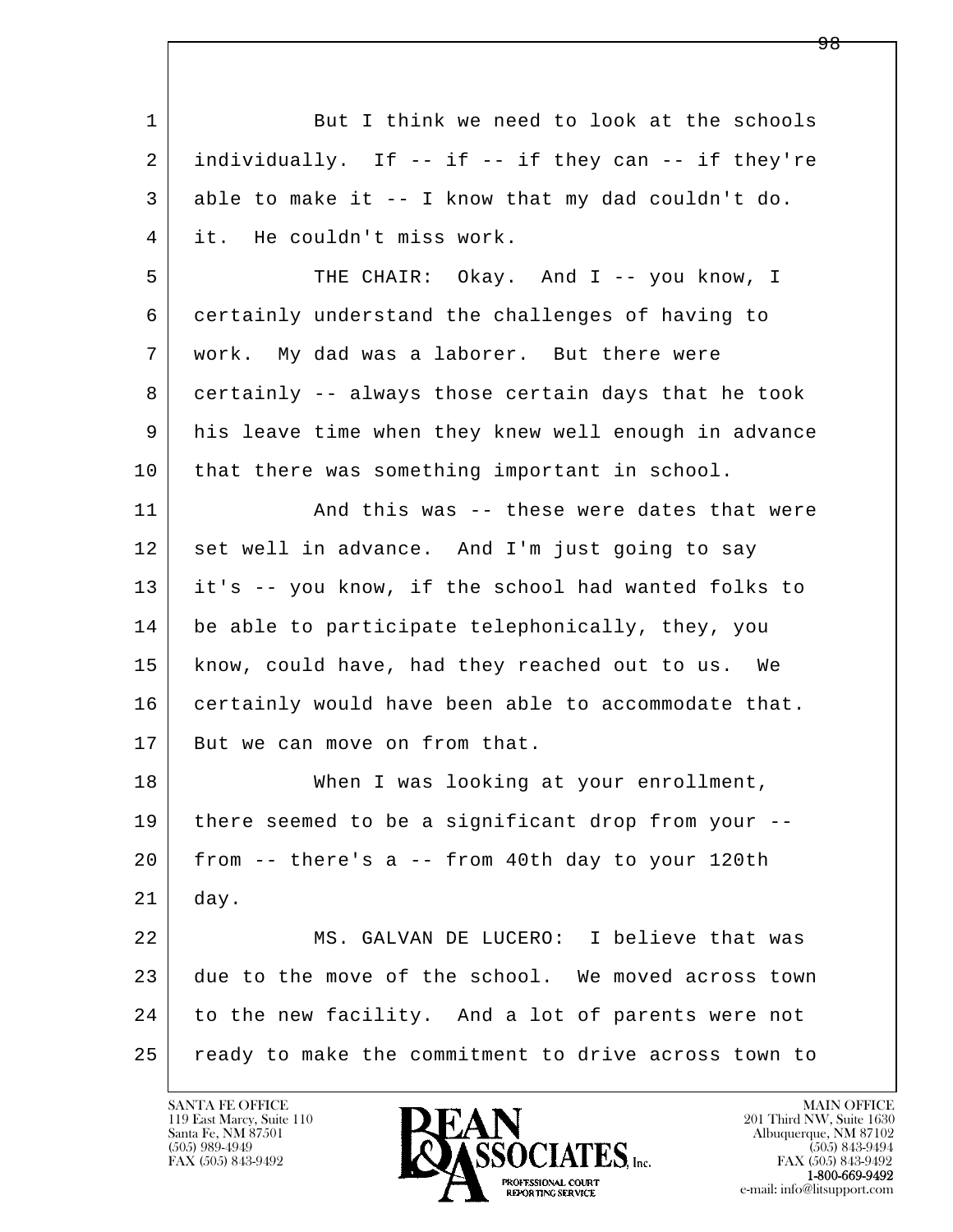1 But I think we need to look at the schools
2 individually. If -- if -- if they can -- if they're
3 able to make it -- I know that my dad couldn't do.
4 it. He couldn't miss work.
5 THE CHAIR: Okay. And I -- you know, I
6 certainly understand the challenges of having to
7 work. My dad was a laborer. But there were
8 certainly -- always those certain days that he took
9 his leave time when they knew well enough in advance
10 that there was something important in school.
11 And this was -- these were dates that were
12 set well in advance. And I'm just going to say
13 it's -- you know, if the school had wanted folks to
14 be able to participate telephonically, they, you
15 know, could have, had they reached out to us. We
16 certainly would have been able to accommodate that.
17 But we can move on from that.
18 When I was looking at your enrollment,
19 there seemed to be a significant drop from your --
20 from -- there's a -- from 40th day to your 120th
21 day.
22 MS. GALVAN DE LUCERO: I believe that was
23 due to the move of the school. We moved across town
24 to the new facility. And a lot of parents were not
25 ready to make the commitment to drive across town to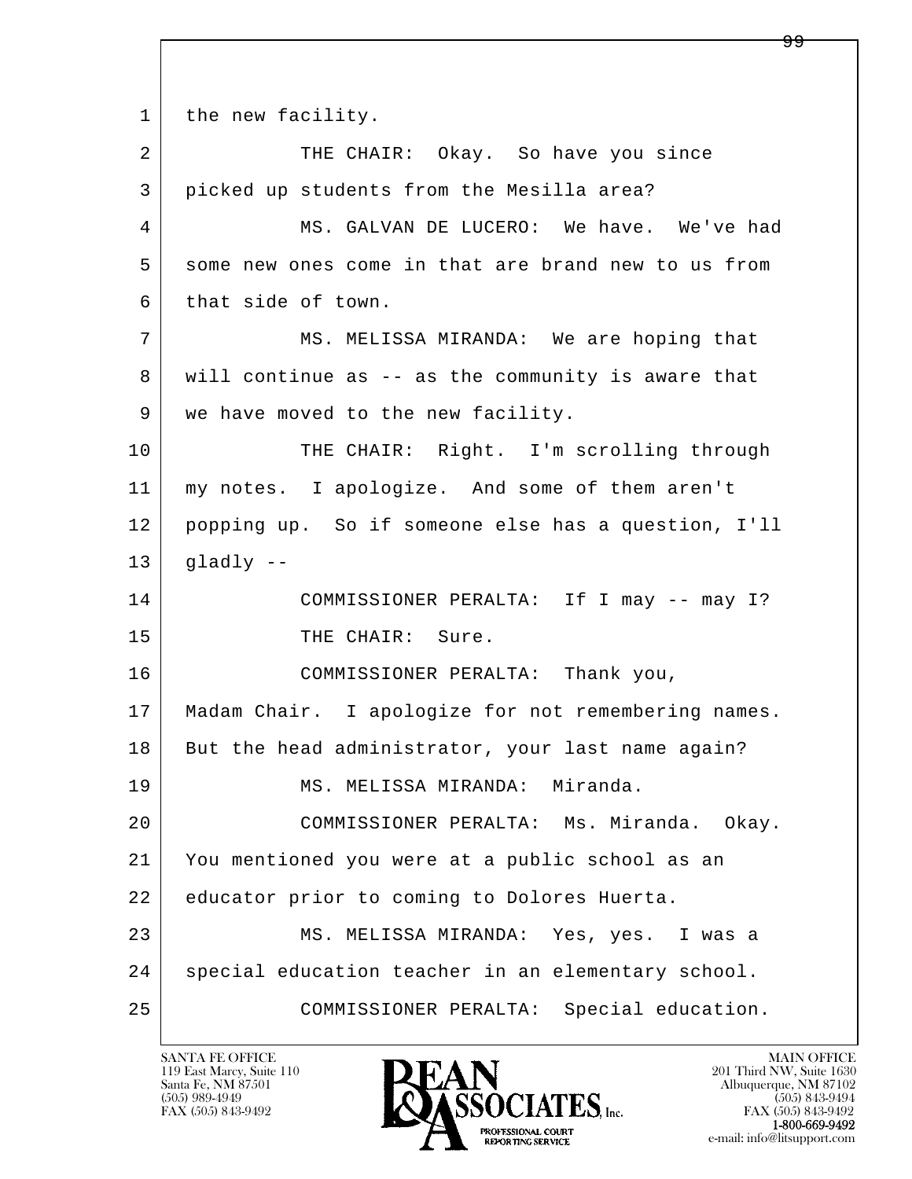1 the new facility.

2 THE CHAIR: Okay. So have you since

3 picked up students from the Mesilla area?

4 MS. GALVAN DE LUCERO: We have. We've had

5 some new ones come in that are brand new to us from

6 that side of town.

7 MS. MELISSA MIRANDA: We are hoping that

8 will continue as -- as the community is aware that

9 we have moved to the new facility.

10 THE CHAIR: Right. I'm scrolling through

11 my notes. I apologize. And some of them aren't

12 popping up. So if someone else has a question, I'll

13 gladly --

14 COMMISSIONER PERALTA: If I may -- may I?

15 THE CHAIR: Sure.

16 COMMISSIONER PERALTA: Thank you,

17 Madam Chair. I apologize for not remembering names.

18 But the head administrator, your last name again?

19 MS. MELISSA MIRANDA: Miranda.

20 COMMISSIONER PERALTA: Ms. Miranda. Okay.

21 You mentioned you were at a public school as an

22 educator prior to coming to Dolores Huerta.

23 MS. MELISSA MIRANDA: Yes, yes. I was a

24 special education teacher in an elementary school.

25 COMMISSIONER PERALTA: Special education.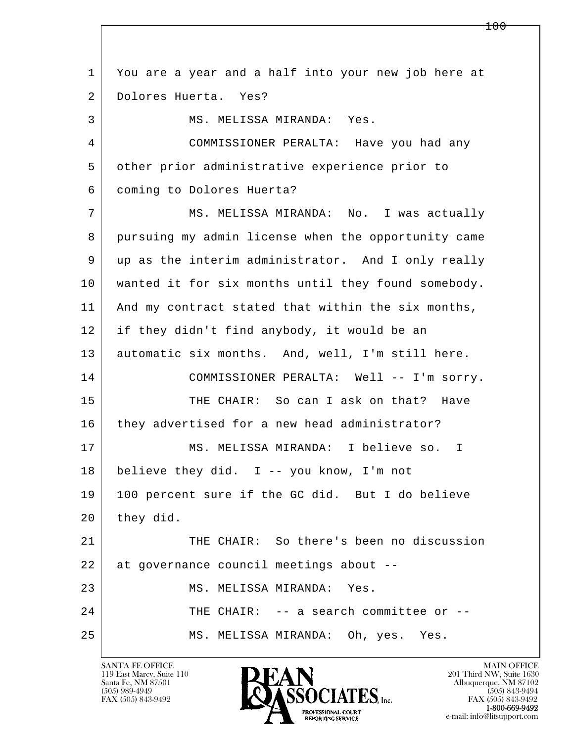1 You are a year and a half into your new job here at
2 Dolores Huerta. Yes?
3 MS. MELISSA MIRANDA: Yes.
4 COMMISSIONER PERALTA: Have you had any
5 other prior administrative experience prior to
6 coming to Dolores Huerta?
7 MS. MELISSA MIRANDA: No. I was actually
8 pursuing my admin license when the opportunity came
9 up as the interim administrator. And I only really
10 wanted it for six months until they found somebody.
11 And my contract stated that within the six months,
12 if they didn't find anybody, it would be an
13 automatic six months. And, well, I'm still here.
14 COMMISSIONER PERALTA: Well -- I'm sorry.
15 THE CHAIR: So can I ask on that? Have
16 they advertised for a new head administrator?
17 MS. MELISSA MIRANDA: I believe so. I
18 believe they did. I -- you know, I'm not
19 100 percent sure if the GC did. But I do believe
20 they did.
21 THE CHAIR: So there's been no discussion
22 at governance council meetings about --
23 MS. MELISSA MIRANDA: Yes.
24 THE CHAIR: -- a search committee or --
25 MS. MELISSA MIRANDA: Oh, yes. Yes.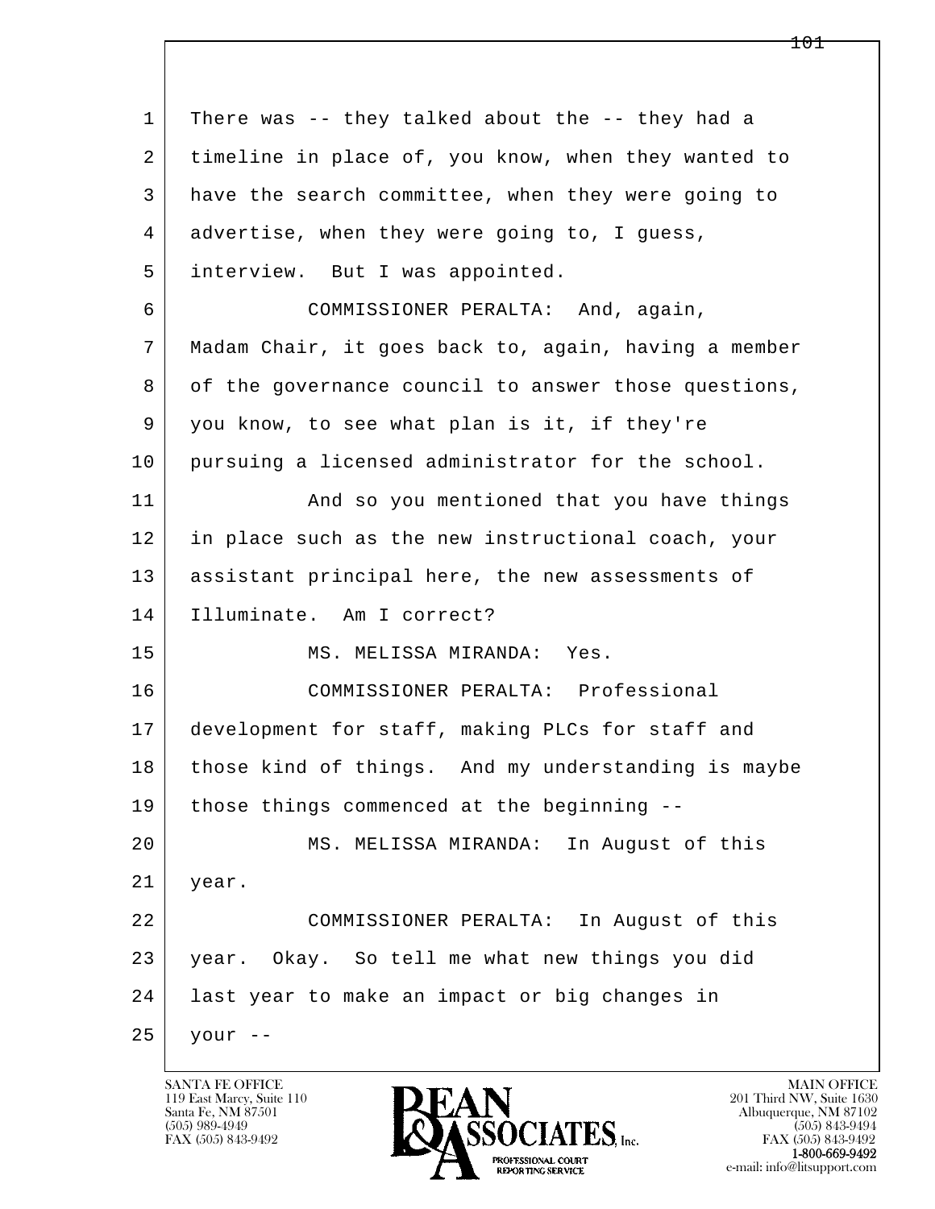1 There was -- they talked about the -- they had a
2 timeline in place of, you know, when they wanted to
3 have the search committee, when they were going to
4 advertise, when they were going to, I guess,
5 interview. But I was appointed.

6 COMMISSIONER PERALTA: And, again,
7 Madam Chair, it goes back to, again, having a member
8 of the governance council to answer those questions,
9 you know, to see what plan is it, if they're
10 pursuing a licensed administrator for the school.

11 And so you mentioned that you have things
12 in place such as the new instructional coach, your
13 assistant principal here, the new assessments of
14 Illuminate. Am I correct?

15 MS. MELISSA MIRANDA: Yes.

16 COMMISSIONER PERALTA: Professional
17 development for staff, making PLCs for staff and
18 those kind of things. And my understanding is maybe
19 those things commenced at the beginning --

20 MS. MELISSA MIRANDA: In August of this
21 year.

22 COMMISSIONER PERALTA: In August of this
23 year. Okay. So tell me what new things you did
24 last year to make an impact or big changes in
25 your --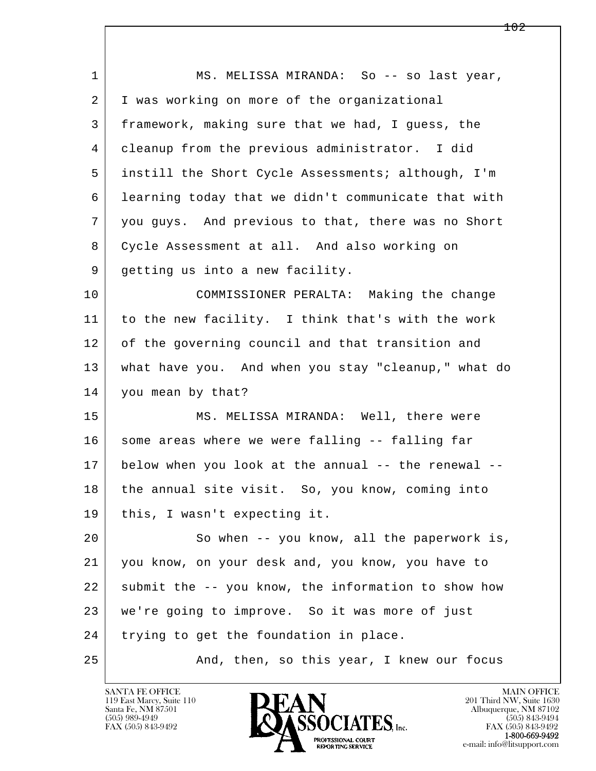MS. MELISSA MIRANDA: So -- so last year, I was working on more of the organizational framework, making sure that we had, I guess, the cleanup from the previous administrator. I did instill the Short Cycle Assessments; although, I'm learning today that we didn't communicate that with you guys. And previous to that, there was no Short Cycle Assessment at all. And also working on getting us into a new facility.

COMMISSIONER PERALTA: Making the change to the new facility. I think that's with the work of the governing council and that transition and what have you. And when you stay "cleanup," what do you mean by that?

MS. MELISSA MIRANDA: Well, there were some areas where we were falling -- falling far below when you look at the annual -- the renewal -- the annual site visit. So, you know, coming into this, I wasn't expecting it.

So when -- you know, all the paperwork is, you know, on your desk and, you know, you have to submit the -- you know, the information to show how we're going to improve. So it was more of just trying to get the foundation in place.

And, then, so this year, I knew our focus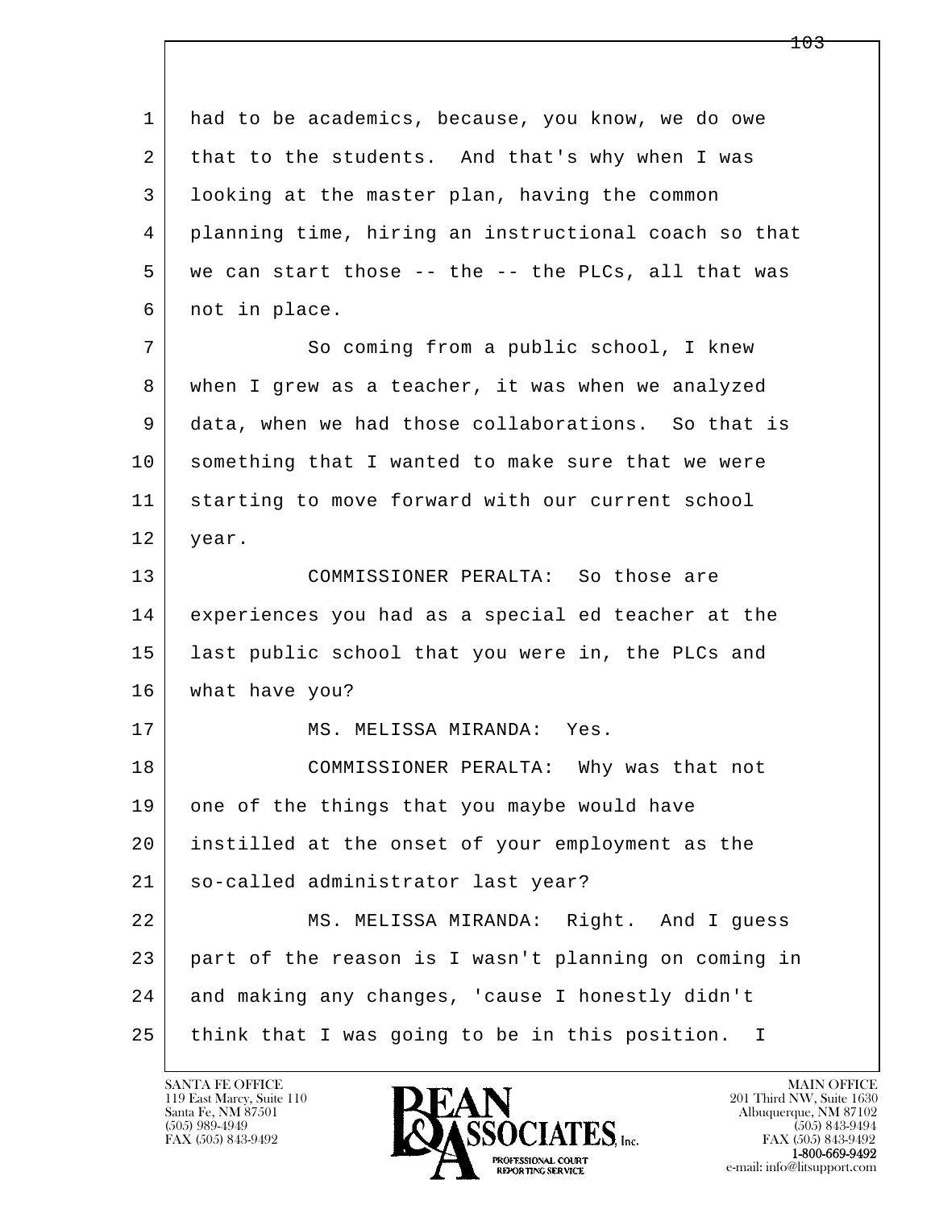1 had to be academics, because, you know, we do owe
2 that to the students. And that's why when I was
3 looking at the master plan, having the common
4 planning time, hiring an instructional coach so that
5 we can start those -- the -- the PLCs, all that was
6 not in place.

7 So coming from a public school, I knew
8 when I grew as a teacher, it was when we analyzed
9 data, when we had those collaborations. So that is
10 something that I wanted to make sure that we were
11 starting to move forward with our current school
12 year.

13 COMMISSIONER PERALTA: So those are
14 experiences you had as a special ed teacher at the
15 last public school that you were in, the PLCs and
16 what have you?

17 MS. MELISSA MIRANDA: Yes.

18 COMMISSIONER PERALTA: Why was that not
19 one of the things that you maybe would have
20 instilled at the onset of your employment as the
21 so-called administrator last year?

22 MS. MELISSA MIRANDA: Right. And I guess
23 part of the reason is I wasn't planning on coming in
24 and making any changes, 'cause I honestly didn't
25 think that I was going to be in this position. I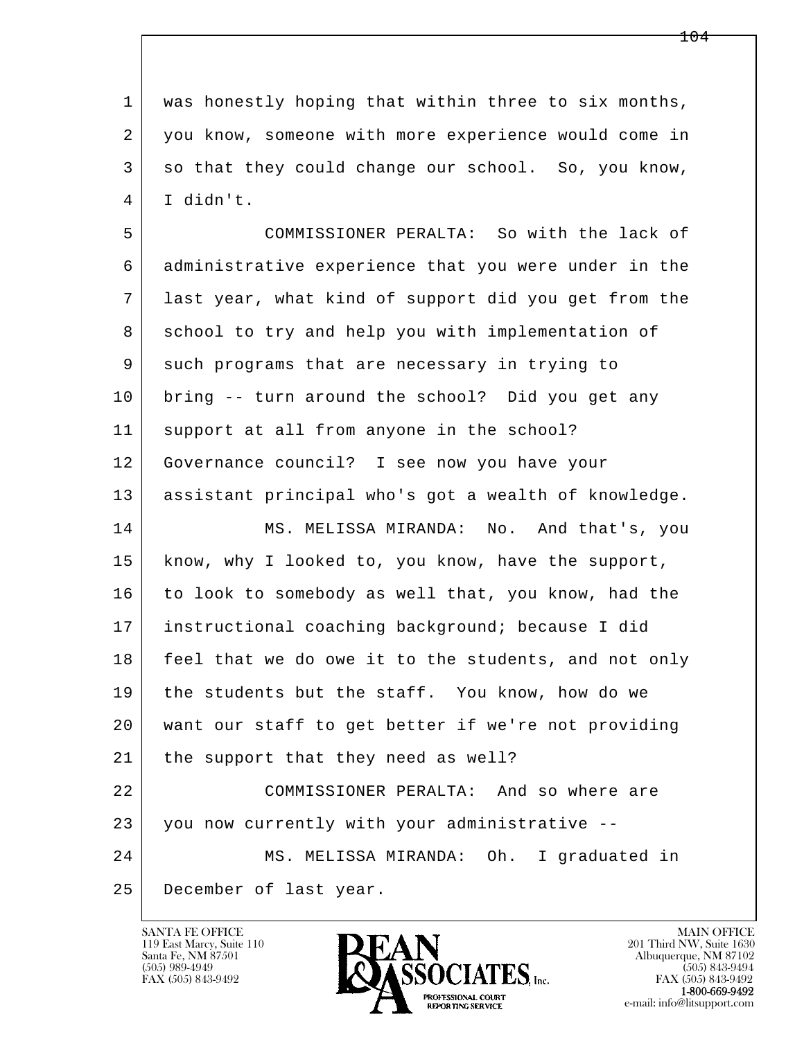was honestly hoping that within three to six months, you know, someone with more experience would come in so that they could change our school. So, you know, I didn't.

COMMISSIONER PERALTA: So with the lack of administrative experience that you were under in the last year, what kind of support did you get from the school to try and help you with implementation of such programs that are necessary in trying to bring -- turn around the school? Did you get any support at all from anyone in the school? Governance council? I see now you have your assistant principal who's got a wealth of knowledge.

MS. MELISSA MIRANDA: No. And that's, you know, why I looked to, you know, have the support, to look to somebody as well that, you know, had the instructional coaching background; because I did feel that we do owe it to the students, and not only the students but the staff. You know, how do we want our staff to get better if we're not providing the support that they need as well?

COMMISSIONER PERALTA: And so where are you now currently with your administrative --

MS. MELISSA MIRANDA: Oh. I graduated in December of last year.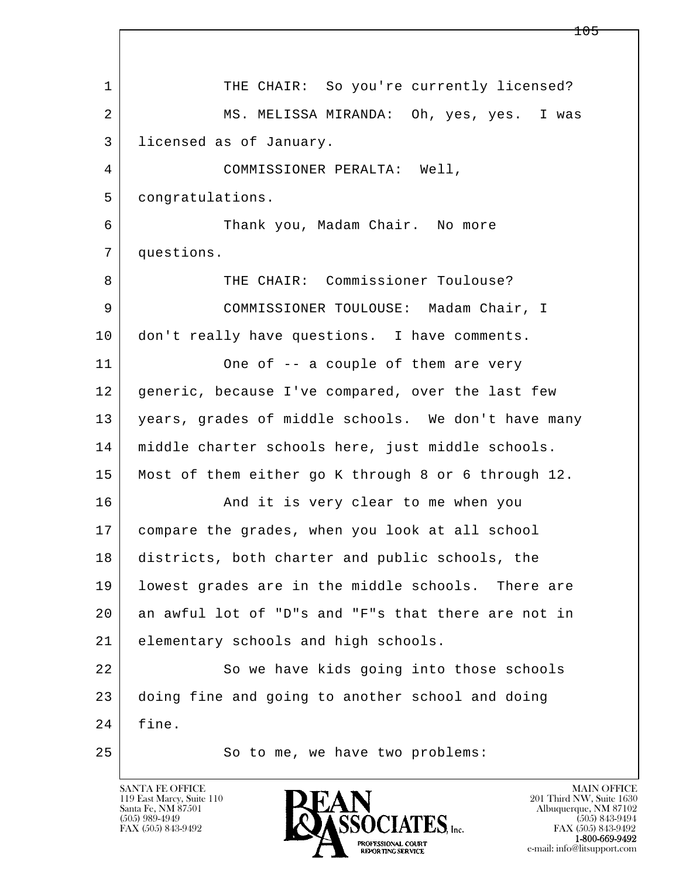THE CHAIR: So you're currently licensed?

MS. MELISSA MIRANDA: Oh, yes, yes. I was licensed as of January.

COMMISSIONER PERALTA: Well, congratulations.

Thank you, Madam Chair. No more questions.

THE CHAIR: Commissioner Toulouse?

COMMISSIONER TOULOUSE: Madam Chair, I don't really have questions. I have comments.

One of -- a couple of them are very generic, because I've compared, over the last few years, grades of middle schools. We don't have many middle charter schools here, just middle schools. Most of them either go K through 8 or 6 through 12.

And it is very clear to me when you compare the grades, when you look at all school districts, both charter and public schools, the lowest grades are in the middle schools. There are an awful lot of "D"s and "F"s that there are not in elementary schools and high schools.

So we have kids going into those schools doing fine and going to another school and doing fine.

So to me, we have two problems: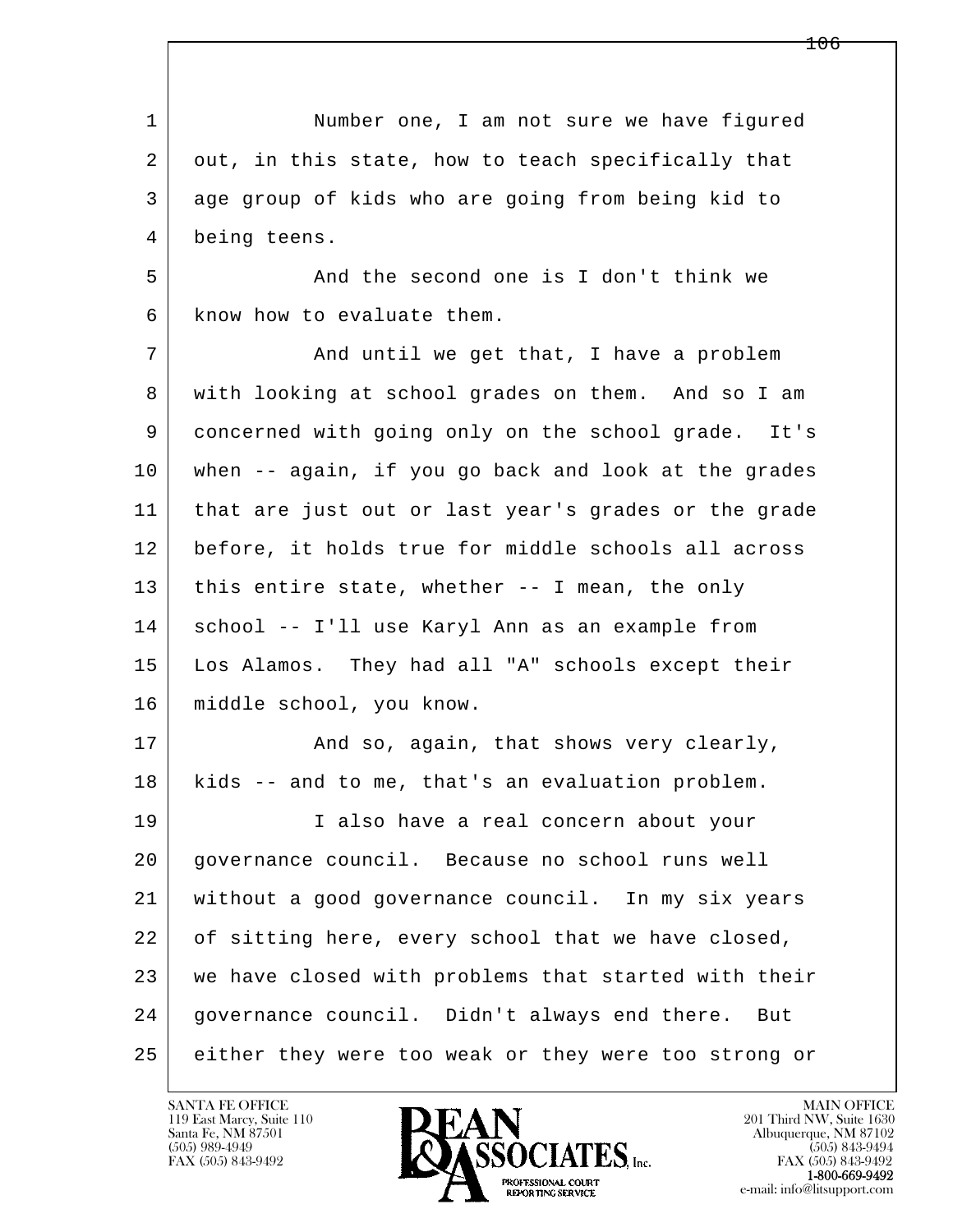Number one, I am not sure we have figured out, in this state, how to teach specifically that age group of kids who are going from being kid to being teens.

And the second one is I don't think we know how to evaluate them.

And until we get that, I have a problem with looking at school grades on them. And so I am concerned with going only on the school grade. It's when -- again, if you go back and look at the grades that are just out or last year's grades or the grade before, it holds true for middle schools all across this entire state, whether -- I mean, the only school -- I'll use Karyl Ann as an example from Los Alamos. They had all "A" schools except their middle school, you know.

And so, again, that shows very clearly, kids -- and to me, that's an evaluation problem.

I also have a real concern about your governance council. Because no school runs well without a good governance council. In my six years of sitting here, every school that we have closed, we have closed with problems that started with their governance council. Didn't always end there. But either they were too weak or they were too strong or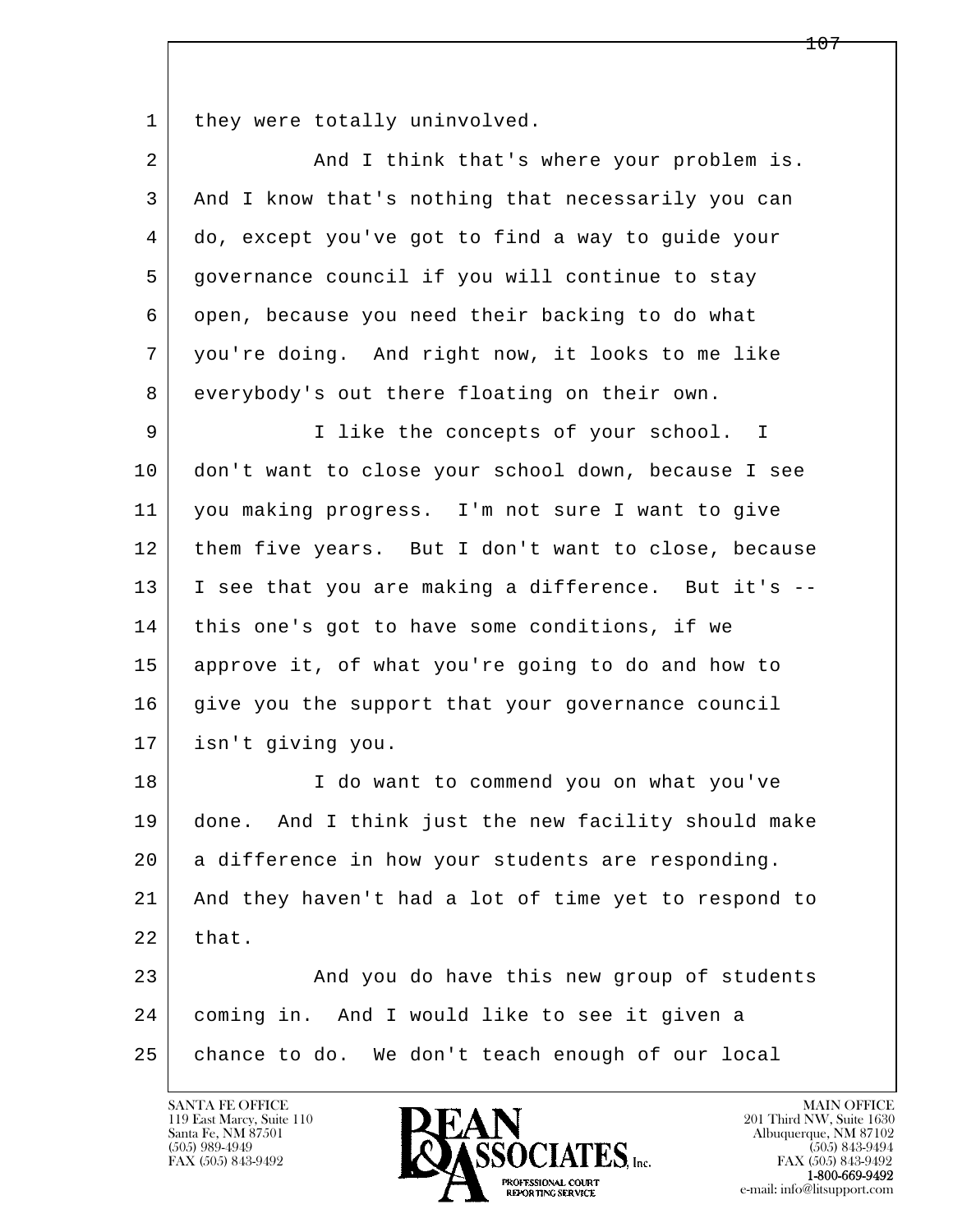1 they were totally uninvolved.

2 And I think that's where your problem is.
3 And I know that's nothing that necessarily you can
4 do, except you've got to find a way to guide your
5 governance council if you will continue to stay
6 open, because you need their backing to do what
7 you're doing. And right now, it looks to me like
8 everybody's out there floating on their own.

9 I like the concepts of your school. I
10 don't want to close your school down, because I see
11 you making progress. I'm not sure I want to give
12 them five years. But I don't want to close, because
13 I see that you are making a difference. But it's --
14 this one's got to have some conditions, if we
15 approve it, of what you're going to do and how to
16 give you the support that your governance council
17 isn't giving you.

18 I do want to commend you on what you've
19 done. And I think just the new facility should make
20 a difference in how your students are responding.
21 And they haven't had a lot of time yet to respond to
22 that.

23 And you do have this new group of students
24 coming in. And I would like to see it given a
25 chance to do. We don't teach enough of our local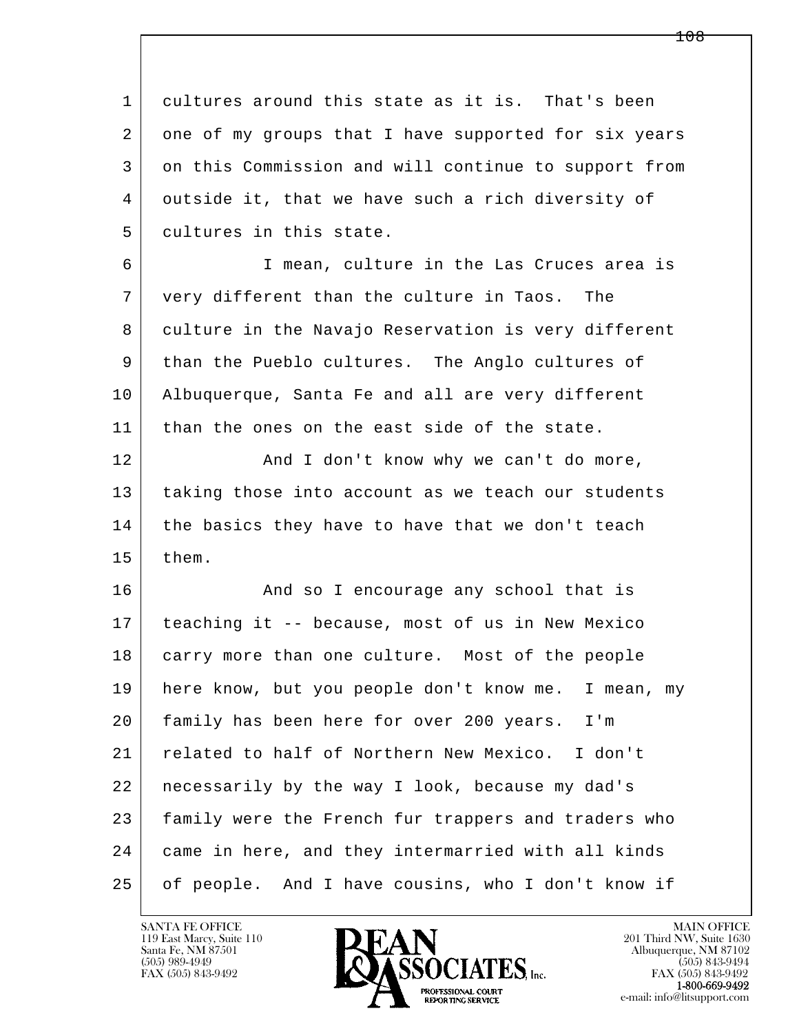1 cultures around this state as it is. That's been
2 one of my groups that I have supported for six years
3 on this Commission and will continue to support from
4 outside it, that we have such a rich diversity of
5 cultures in this state.

6 I mean, culture in the Las Cruces area is
7 very different than the culture in Taos. The
8 culture in the Navajo Reservation is very different
9 than the Pueblo cultures. The Anglo cultures of
10 Albuquerque, Santa Fe and all are very different
11 than the ones on the east side of the state.

12 And I don't know why we can't do more,
13 taking those into account as we teach our students
14 the basics they have to have that we don't teach
15 them.

16 And so I encourage any school that is
17 teaching it -- because, most of us in New Mexico
18 carry more than one culture. Most of the people
19 here know, but you people don't know me. I mean, my
20 family has been here for over 200 years. I'm
21 related to half of Northern New Mexico. I don't
22 necessarily by the way I look, because my dad's
23 family were the French fur trappers and traders who
24 came in here, and they intermarried with all kinds
25 of people. And I have cousins, who I don't know if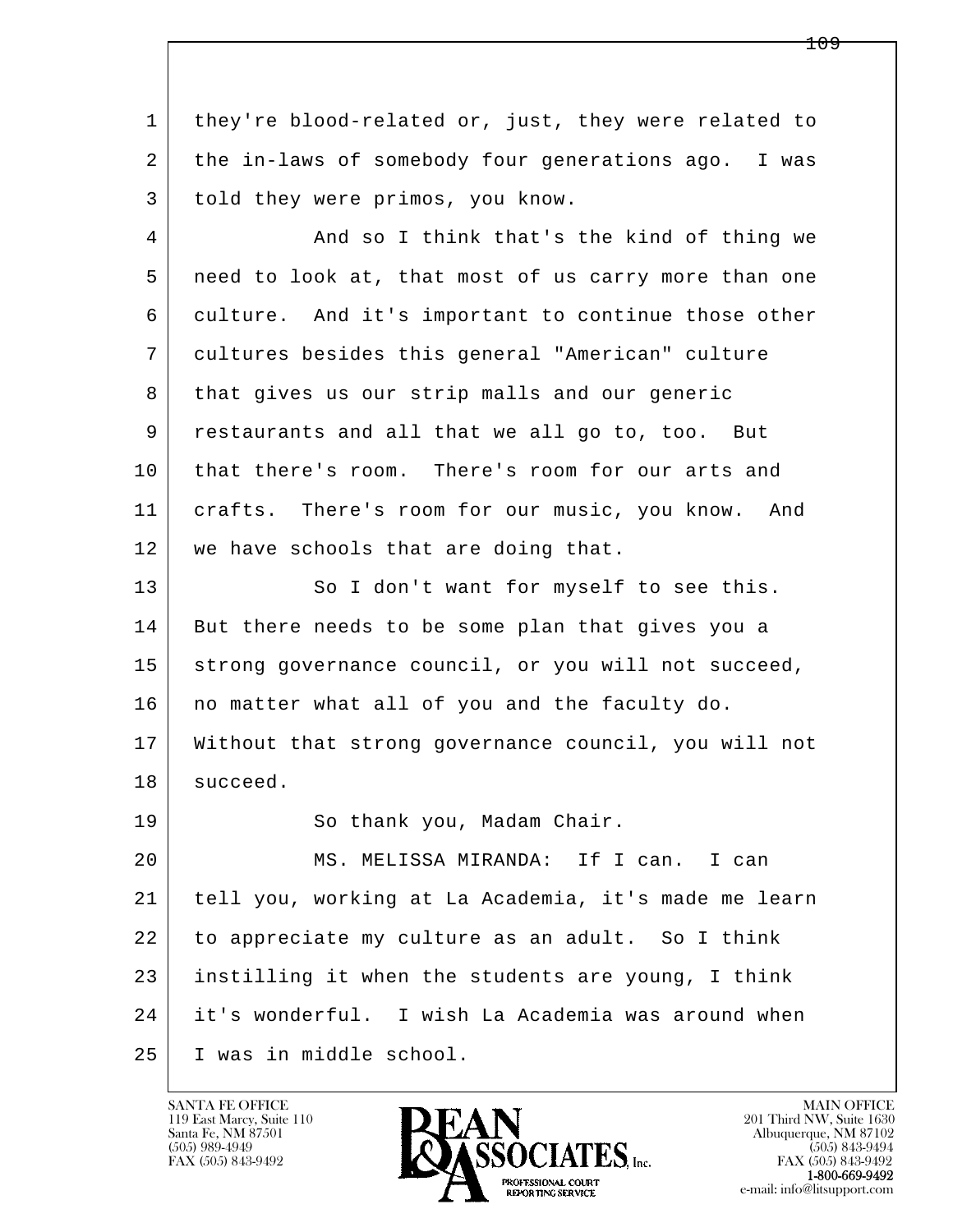they're blood-related or, just, they were related to the in-laws of somebody four generations ago. I was told they were primos, you know.

And so I think that's the kind of thing we need to look at, that most of us carry more than one culture. And it's important to continue those other cultures besides this general "American" culture that gives us our strip malls and our generic restaurants and all that we all go to, too. But that there's room. There's room for our arts and crafts. There's room for our music, you know. And we have schools that are doing that.

So I don't want for myself to see this. But there needs to be some plan that gives you a strong governance council, or you will not succeed, no matter what all of you and the faculty do. Without that strong governance council, you will not succeed.

So thank you, Madam Chair.

MS. MELISSA MIRANDA: If I can. I can tell you, working at La Academia, it's made me learn to appreciate my culture as an adult. So I think instilling it when the students are young, I think it's wonderful. I wish La Academia was around when I was in middle school.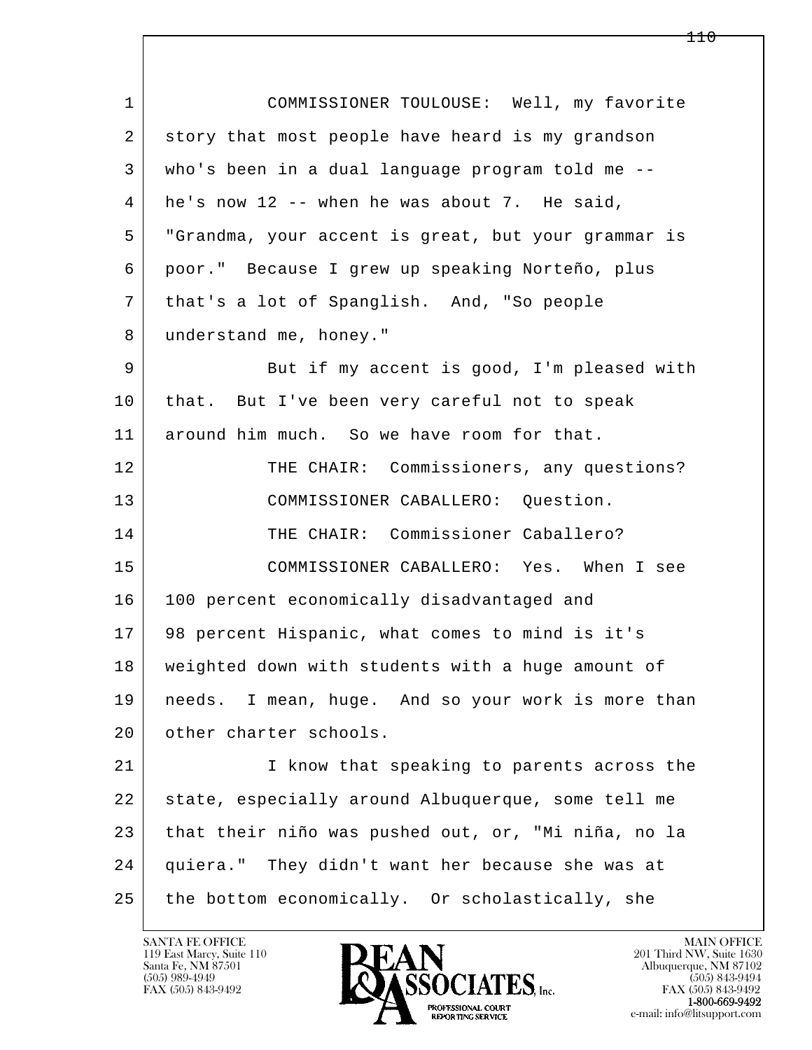COMMISSIONER TOULOUSE: Well, my favorite story that most people have heard is my grandson who's been in a dual language program told me -- he's now 12 -- when he was about 7. He said, "Grandma, your accent is great, but your grammar is poor." Because I grew up speaking Norteño, plus that's a lot of Spanglish. And, "So people understand me, honey."

But if my accent is good, I'm pleased with that. But I've been very careful not to speak around him much. So we have room for that.

THE CHAIR: Commissioners, any questions?

COMMISSIONER CABALLERO: Question.

THE CHAIR: Commissioner Caballero?

COMMISSIONER CABALLERO: Yes. When I see 100 percent economically disadvantaged and 98 percent Hispanic, what comes to mind is it's weighted down with students with a huge amount of needs. I mean, huge. And so your work is more than other charter schools.

I know that speaking to parents across the state, especially around Albuquerque, some tell me that their niño was pushed out, or, "Mi niña, no la quiera." They didn't want her because she was at the bottom economically. Or scholastically, she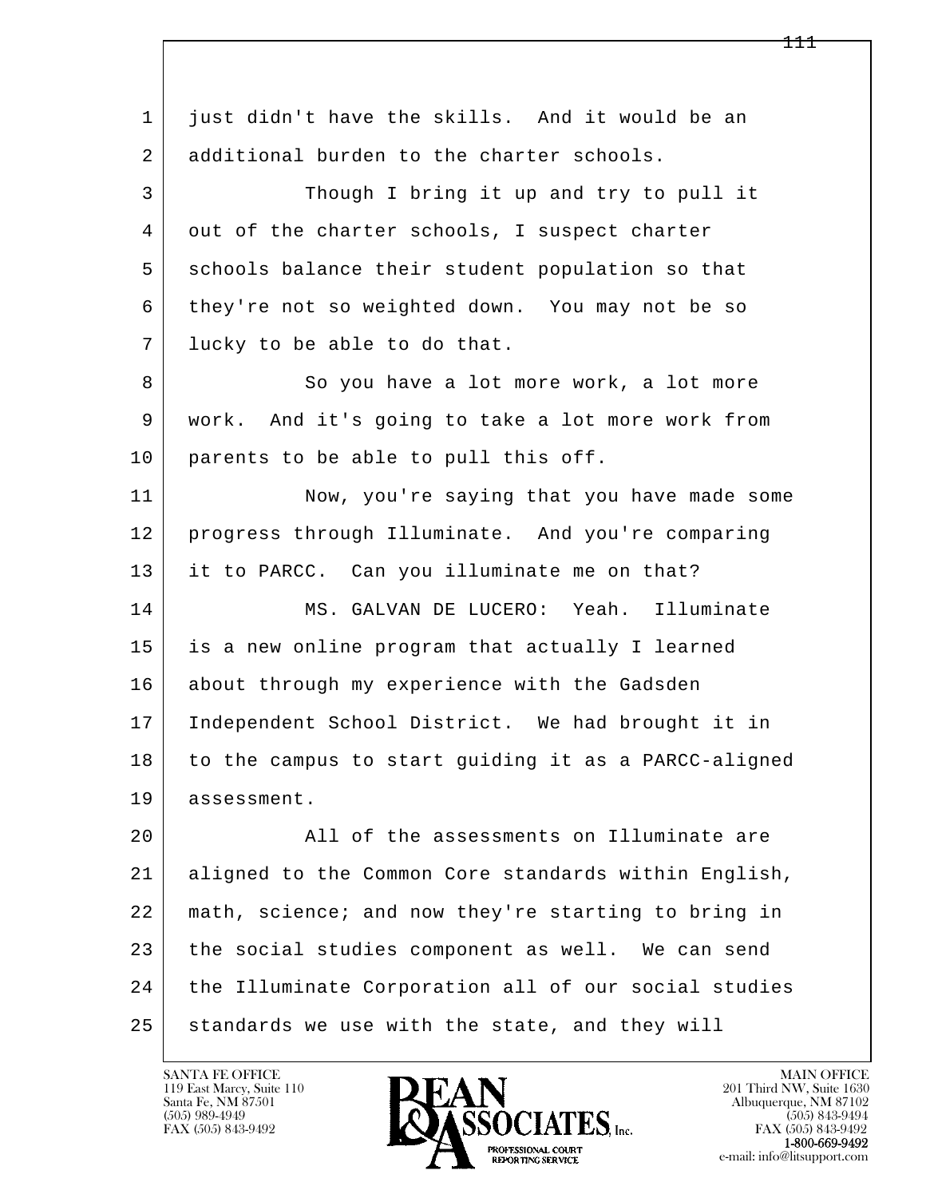1 just didn't have the skills. And it would be an
2 additional burden to the charter schools.

3 Though I bring it up and try to pull it
4 out of the charter schools, I suspect charter
5 schools balance their student population so that
6 they're not so weighted down. You may not be so
7 lucky to be able to do that.

8 So you have a lot more work, a lot more
9 work. And it's going to take a lot more work from
10 parents to be able to pull this off.

11 Now, you're saying that you have made some
12 progress through Illuminate. And you're comparing
13 it to PARCC. Can you illuminate me on that?

14 MS. GALVAN DE LUCERO: Yeah. Illuminate
15 is a new online program that actually I learned
16 about through my experience with the Gadsden
17 Independent School District. We had brought it in
18 to the campus to start guiding it as a PARCC-aligned
19 assessment.

20 All of the assessments on Illuminate are
21 aligned to the Common Core standards within English,
22 math, science; and now they're starting to bring in
23 the social studies component as well. We can send
24 the Illuminate Corporation all of our social studies
25 standards we use with the state, and they will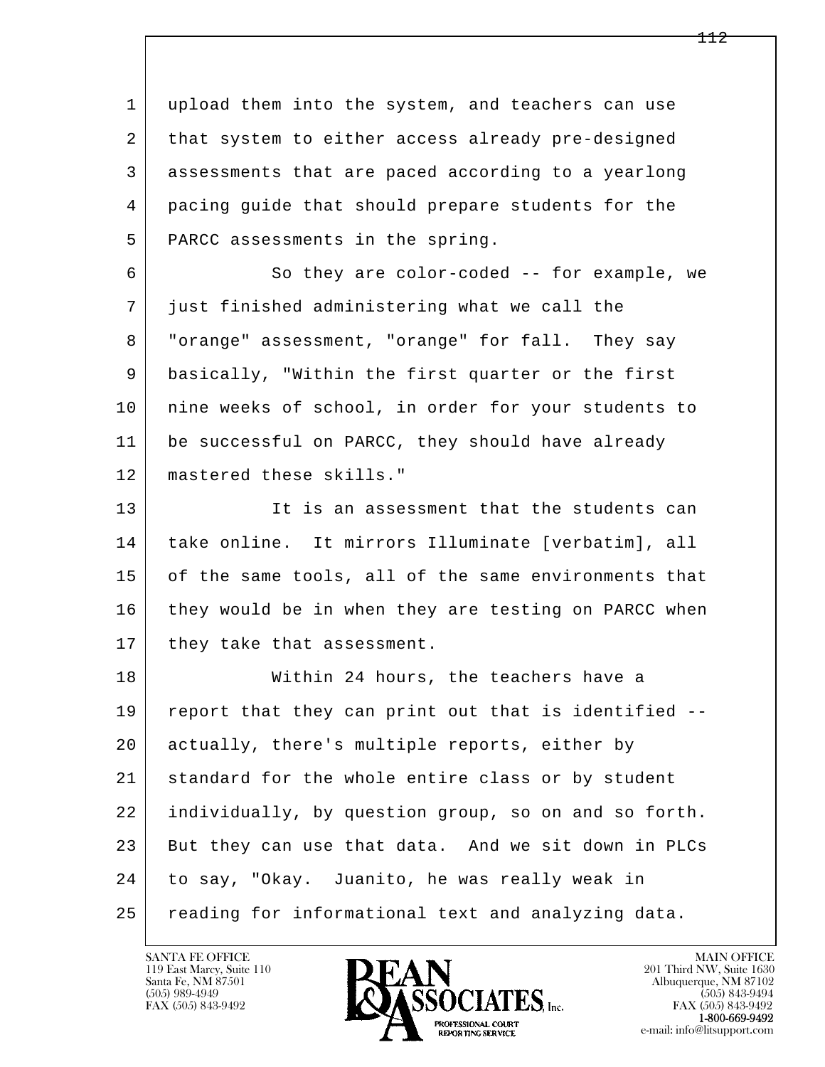1 upload them into the system, and teachers can use
2 that system to either access already pre-designed
3 assessments that are paced according to a yearlong
4 pacing guide that should prepare students for the
5 PARCC assessments in the spring.

6 So they are color-coded -- for example, we
7 just finished administering what we call the
8 "orange" assessment, "orange" for fall. They say
9 basically, "Within the first quarter or the first
10 nine weeks of school, in order for your students to
11 be successful on PARCC, they should have already
12 mastered these skills."

13 It is an assessment that the students can
14 take online. It mirrors Illuminate [verbatim], all
15 of the same tools, all of the same environments that
16 they would be in when they are testing on PARCC when
17 they take that assessment.

18 Within 24 hours, the teachers have a
19 report that they can print out that is identified --
20 actually, there's multiple reports, either by
21 standard for the whole entire class or by student
22 individually, by question group, so on and so forth.
23 But they can use that data. And we sit down in PLCs
24 to say, "Okay. Juanito, he was really weak in
25 reading for informational text and analyzing data.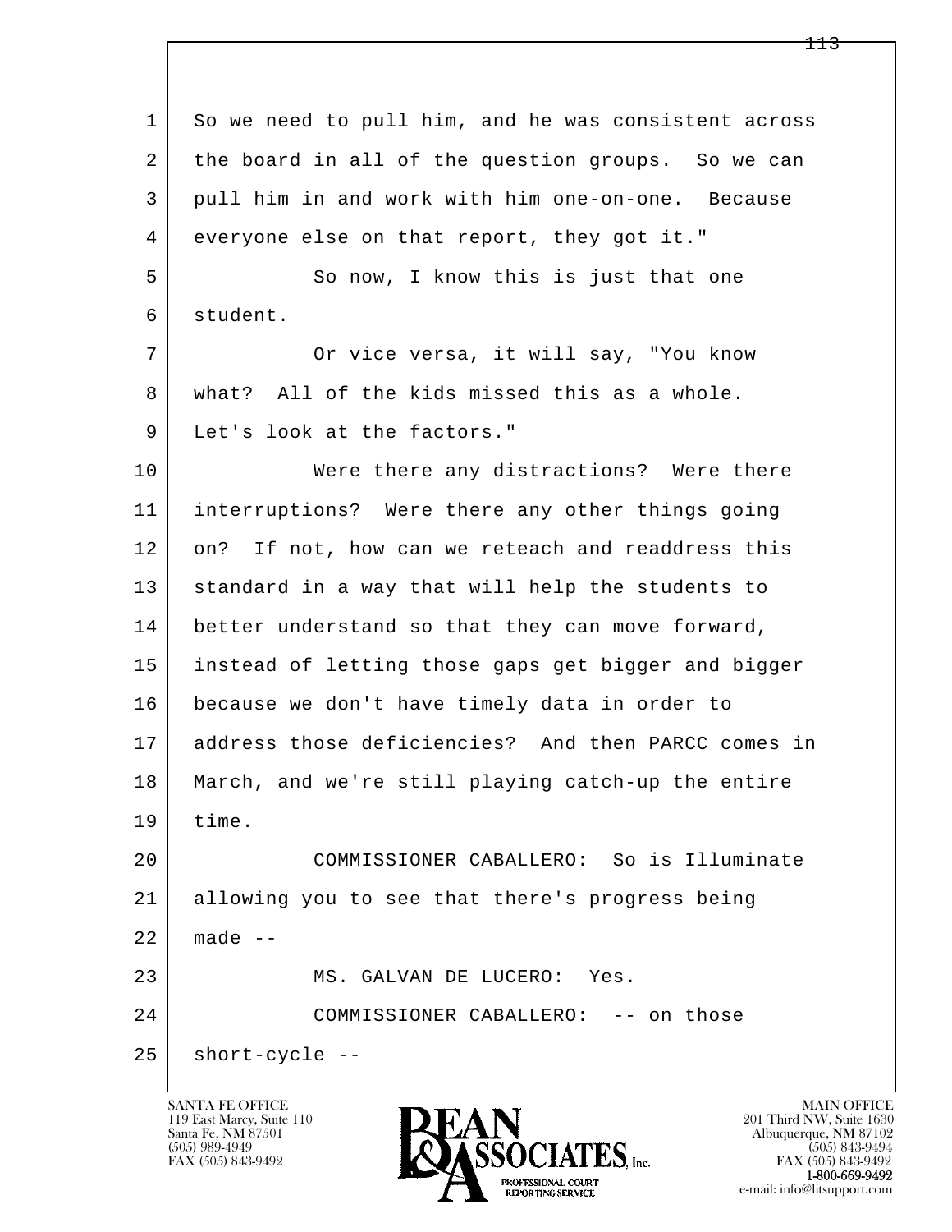1 So we need to pull him, and he was consistent across
2 the board in all of the question groups. So we can
3 pull him in and work with him one-on-one. Because
4 everyone else on that report, they got it."
5 So now, I know this is just that one
6 student.
7 Or vice versa, it will say, "You know
8 what? All of the kids missed this as a whole.
9 Let's look at the factors."
10 Were there any distractions? Were there
11 interruptions? Were there any other things going
12 on? If not, how can we reteach and readdress this
13 standard in a way that will help the students to
14 better understand so that they can move forward,
15 instead of letting those gaps get bigger and bigger
16 because we don't have timely data in order to
17 address those deficiencies? And then PARCC comes in
18 March, and we're still playing catch-up the entire
19 time.
20 COMMISSIONER CABALLERO: So is Illuminate
21 allowing you to see that there's progress being
22 made --
23 MS. GALVAN DE LUCERO: Yes.
24 COMMISSIONER CABALLERO: -- on those
25 short-cycle --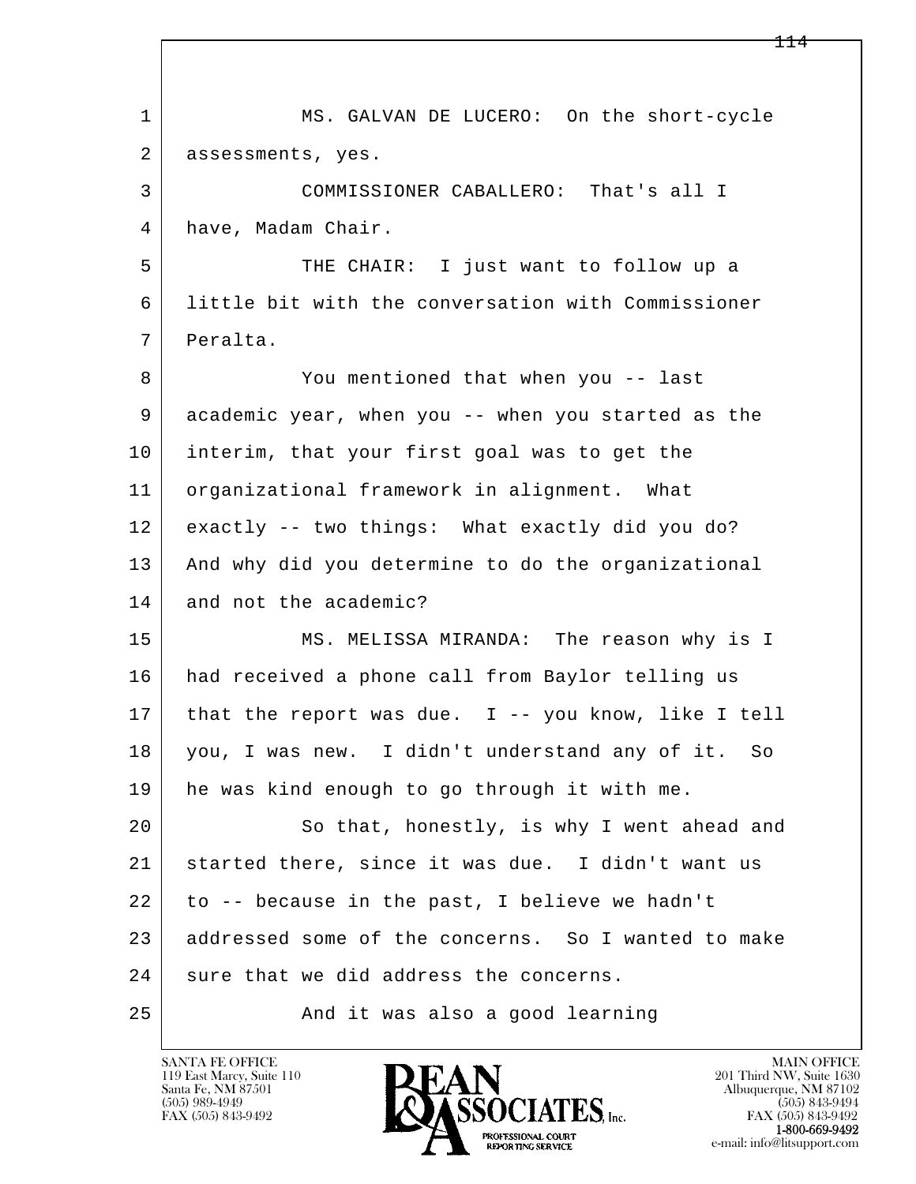MS. GALVAN DE LUCERO: On the short-cycle assessments, yes.

COMMISSIONER CABALLERO: That's all I have, Madam Chair.

THE CHAIR: I just want to follow up a little bit with the conversation with Commissioner Peralta.

You mentioned that when you -- last academic year, when you -- when you started as the interim, that your first goal was to get the organizational framework in alignment. What exactly -- two things: What exactly did you do? And why did you determine to do the organizational and not the academic?

MS. MELISSA MIRANDA: The reason why is I had received a phone call from Baylor telling us that the report was due. I -- you know, like I tell you, I was new. I didn't understand any of it. So he was kind enough to go through it with me.

So that, honestly, is why I went ahead and started there, since it was due. I didn't want us to -- because in the past, I believe we hadn't addressed some of the concerns. So I wanted to make sure that we did address the concerns.

And it was also a good learning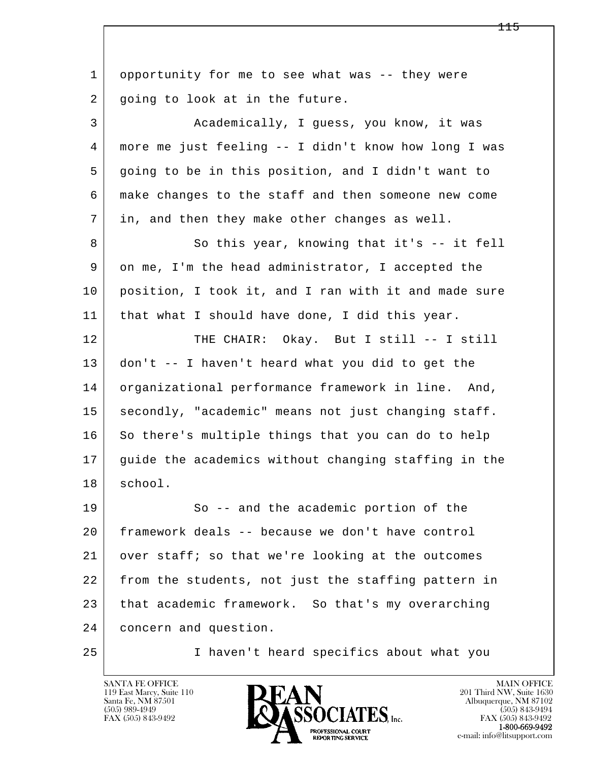opportunity for me to see what was -- they were going to look at in the future.

Academically, I guess, you know, it was more me just feeling -- I didn't know how long I was going to be in this position, and I didn't want to make changes to the staff and then someone new come in, and then they make other changes as well.

So this year, knowing that it's -- it fell on me, I'm the head administrator, I accepted the position, I took it, and I ran with it and made sure that what I should have done, I did this year.

THE CHAIR: Okay. But I still -- I still don't -- I haven't heard what you did to get the organizational performance framework in line. And, secondly, "academic" means not just changing staff. So there's multiple things that you can do to help guide the academics without changing staffing in the school.

So -- and the academic portion of the framework deals -- because we don't have control over staff; so that we're looking at the outcomes from the students, not just the staffing pattern in that academic framework. So that's my overarching concern and question.

I haven't heard specifics about what you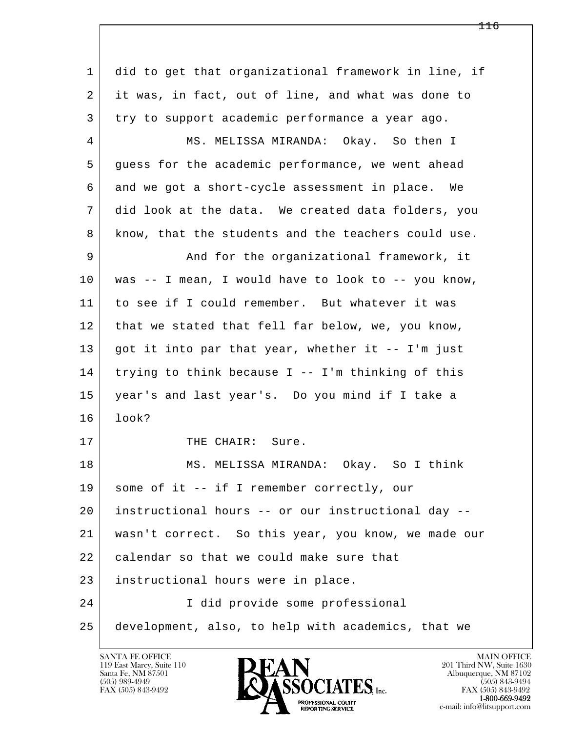did to get that organizational framework in line, if it was, in fact, out of line, and what was done to try to support academic performance a year ago.

MS. MELISSA MIRANDA: Okay. So then I guess for the academic performance, we went ahead and we got a short-cycle assessment in place. We did look at the data. We created data folders, you know, that the students and the teachers could use.

And for the organizational framework, it was -- I mean, I would have to look to -- you know, to see if I could remember. But whatever it was that we stated that fell far below, we, you know, got it into par that year, whether it -- I'm just trying to think because I -- I'm thinking of this year's and last year's. Do you mind if I take a look?

THE CHAIR: Sure.

MS. MELISSA MIRANDA: Okay. So I think some of it -- if I remember correctly, our instructional hours -- or our instructional day -- wasn't correct. So this year, you know, we made our calendar so that we could make sure that instructional hours were in place.

I did provide some professional development, also, to help with academics, that we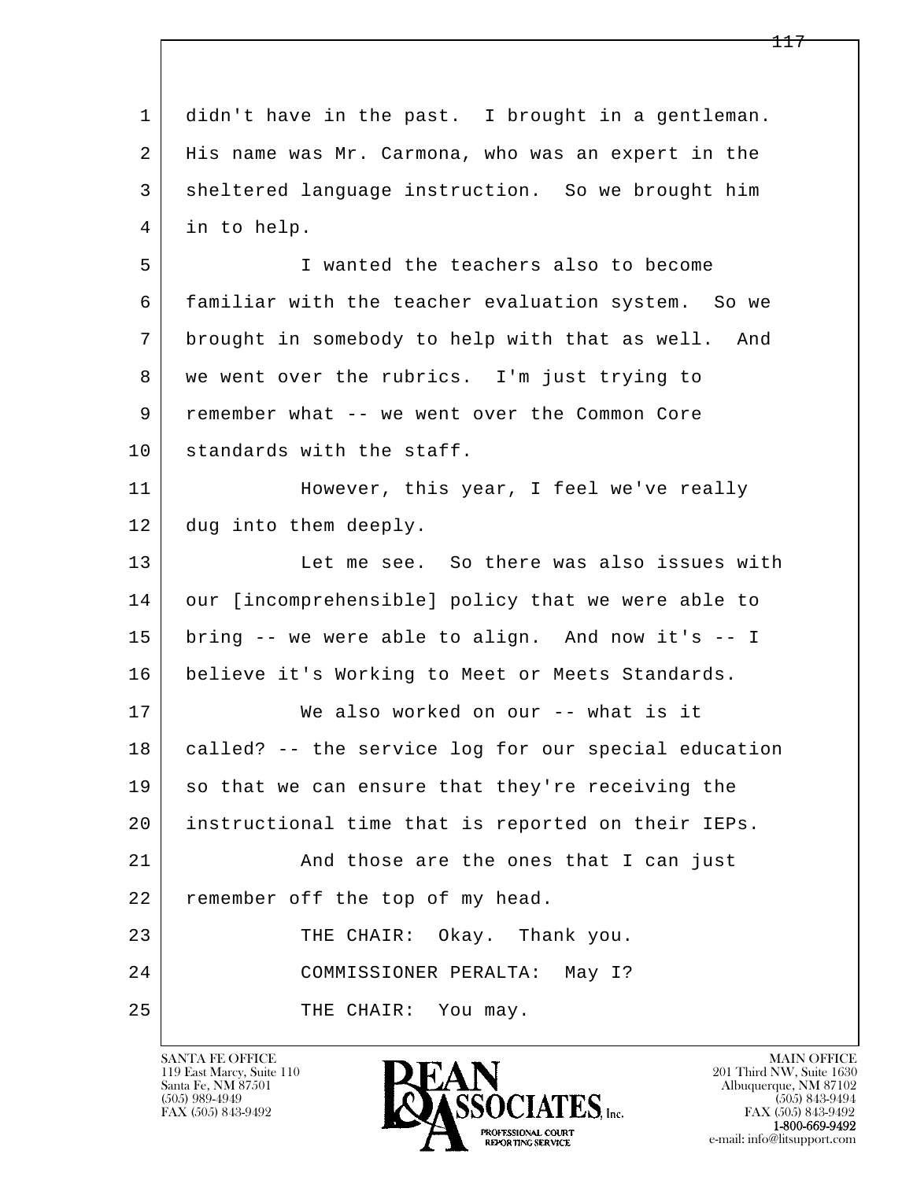1 didn't have in the past. I brought in a gentleman.
2 His name was Mr. Carmona, who was an expert in the
3 sheltered language instruction. So we brought him
4 in to help.

5 I wanted the teachers also to become
6 familiar with the teacher evaluation system. So we
7 brought in somebody to help with that as well. And
8 we went over the rubrics. I'm just trying to
9 remember what -- we went over the Common Core
10 standards with the staff.

11 However, this year, I feel we've really
12 dug into them deeply.

13 Let me see. So there was also issues with
14 our [incomprehensible] policy that we were able to
15 bring -- we were able to align. And now it's -- I
16 believe it's Working to Meet or Meets Standards.

17 We also worked on our -- what is it
18 called? -- the service log for our special education
19 so that we can ensure that they're receiving the
20 instructional time that is reported on their IEPs.

21 And those are the ones that I can just
22 remember off the top of my head.

23 THE CHAIR: Okay. Thank you.

24 COMMISSIONER PERALTA: May I?

25 THE CHAIR: You may.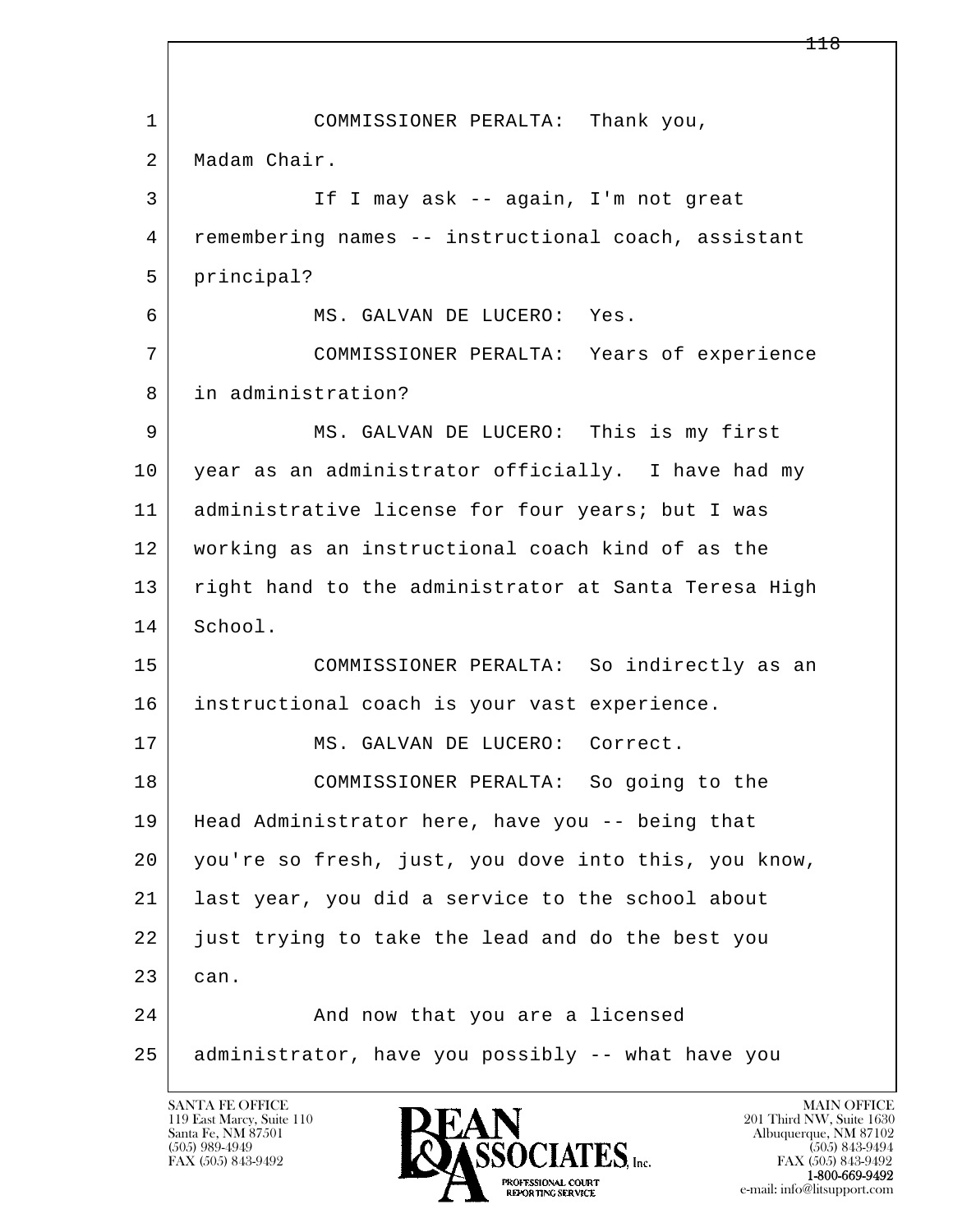1 COMMISSIONER PERALTA: Thank you,
2 Madam Chair.
3 If I may ask -- again, I'm not great
4 remembering names -- instructional coach, assistant
5 principal?
6 MS. GALVAN DE LUCERO: Yes.
7 COMMISSIONER PERALTA: Years of experience
8 in administration?
9 MS. GALVAN DE LUCERO: This is my first
10 year as an administrator officially. I have had my
11 administrative license for four years; but I was
12 working as an instructional coach kind of as the
13 right hand to the administrator at Santa Teresa High
14 School.
15 COMMISSIONER PERALTA: So indirectly as an
16 instructional coach is your vast experience.
17 MS. GALVAN DE LUCERO: Correct.
18 COMMISSIONER PERALTA: So going to the
19 Head Administrator here, have you -- being that
20 you're so fresh, just, you dove into this, you know,
21 last year, you did a service to the school about
22 just trying to take the lead and do the best you
23 can.
24 And now that you are a licensed
25 administrator, have you possibly -- what have you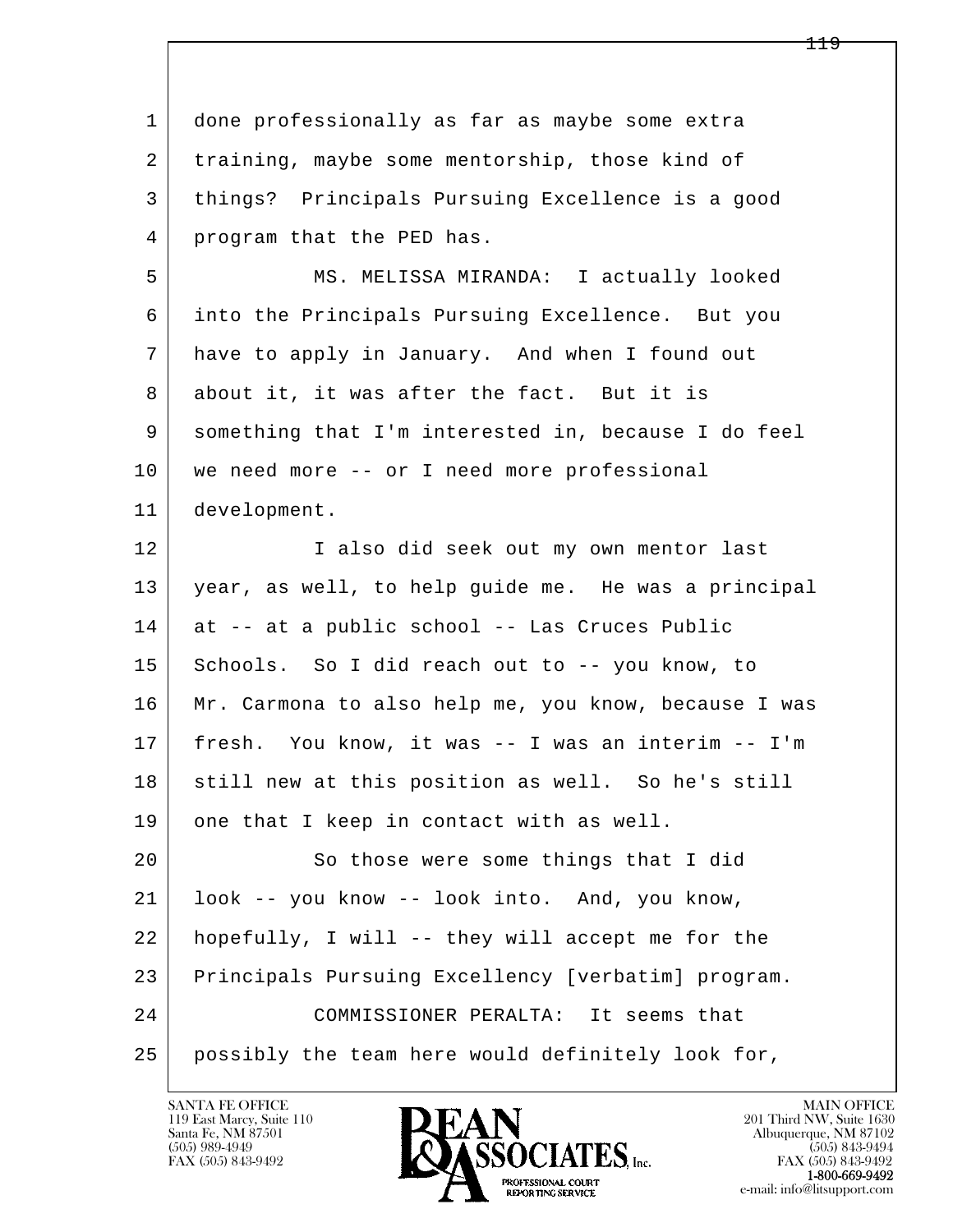done professionally as far as maybe some extra training, maybe some mentorship, those kind of things? Principals Pursuing Excellence is a good program that the PED has.

MS. MELISSA MIRANDA: I actually looked into the Principals Pursuing Excellence. But you have to apply in January. And when I found out about it, it was after the fact. But it is something that I'm interested in, because I do feel we need more -- or I need more professional development.

I also did seek out my own mentor last year, as well, to help guide me. He was a principal at -- at a public school -- Las Cruces Public Schools. So I did reach out to -- you know, to Mr. Carmona to also help me, you know, because I was fresh. You know, it was -- I was an interim -- I'm still new at this position as well. So he's still one that I keep in contact with as well.

So those were some things that I did look -- you know -- look into. And, you know, hopefully, I will -- they will accept me for the Principals Pursuing Excellency [verbatim] program.

COMMISSIONER PERALTA: It seems that possibly the team here would definitely look for,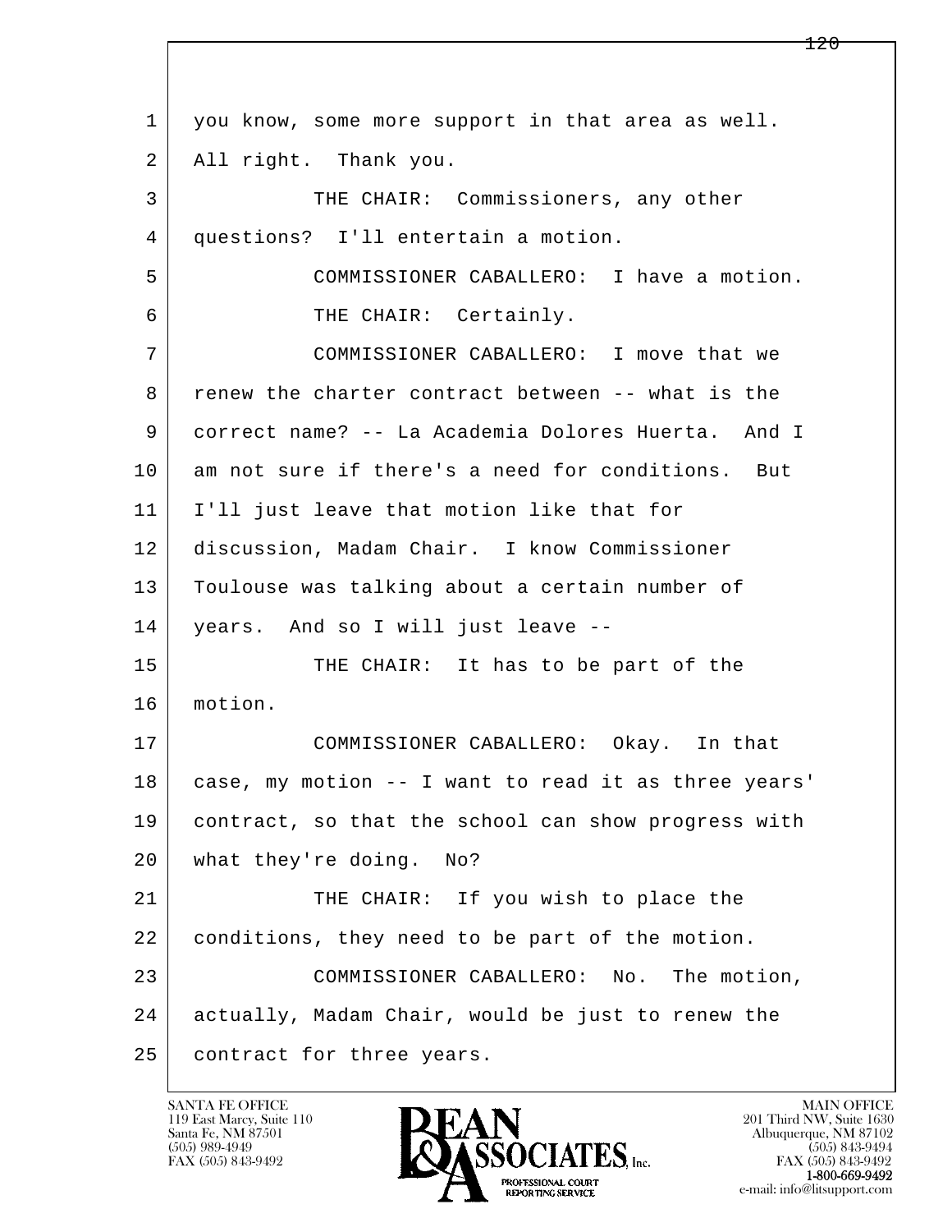1 you know, some more support in that area as well.
2 All right. Thank you.
3 THE CHAIR: Commissioners, any other
4 questions? I'll entertain a motion.
5 COMMISSIONER CABALLERO: I have a motion.
6 THE CHAIR: Certainly.
7 COMMISSIONER CABALLERO: I move that we
8 renew the charter contract between -- what is the
9 correct name? -- La Academia Dolores Huerta. And I
10 am not sure if there's a need for conditions. But
11 I'll just leave that motion like that for
12 discussion, Madam Chair. I know Commissioner
13 Toulouse was talking about a certain number of
14 years. And so I will just leave --
15 THE CHAIR: It has to be part of the
16 motion.
17 COMMISSIONER CABALLERO: Okay. In that
18 case, my motion -- I want to read it as three years'
19 contract, so that the school can show progress with
20 what they're doing. No?
21 THE CHAIR: If you wish to place the
22 conditions, they need to be part of the motion.
23 COMMISSIONER CABALLERO: No. The motion,
24 actually, Madam Chair, would be just to renew the
25 contract for three years.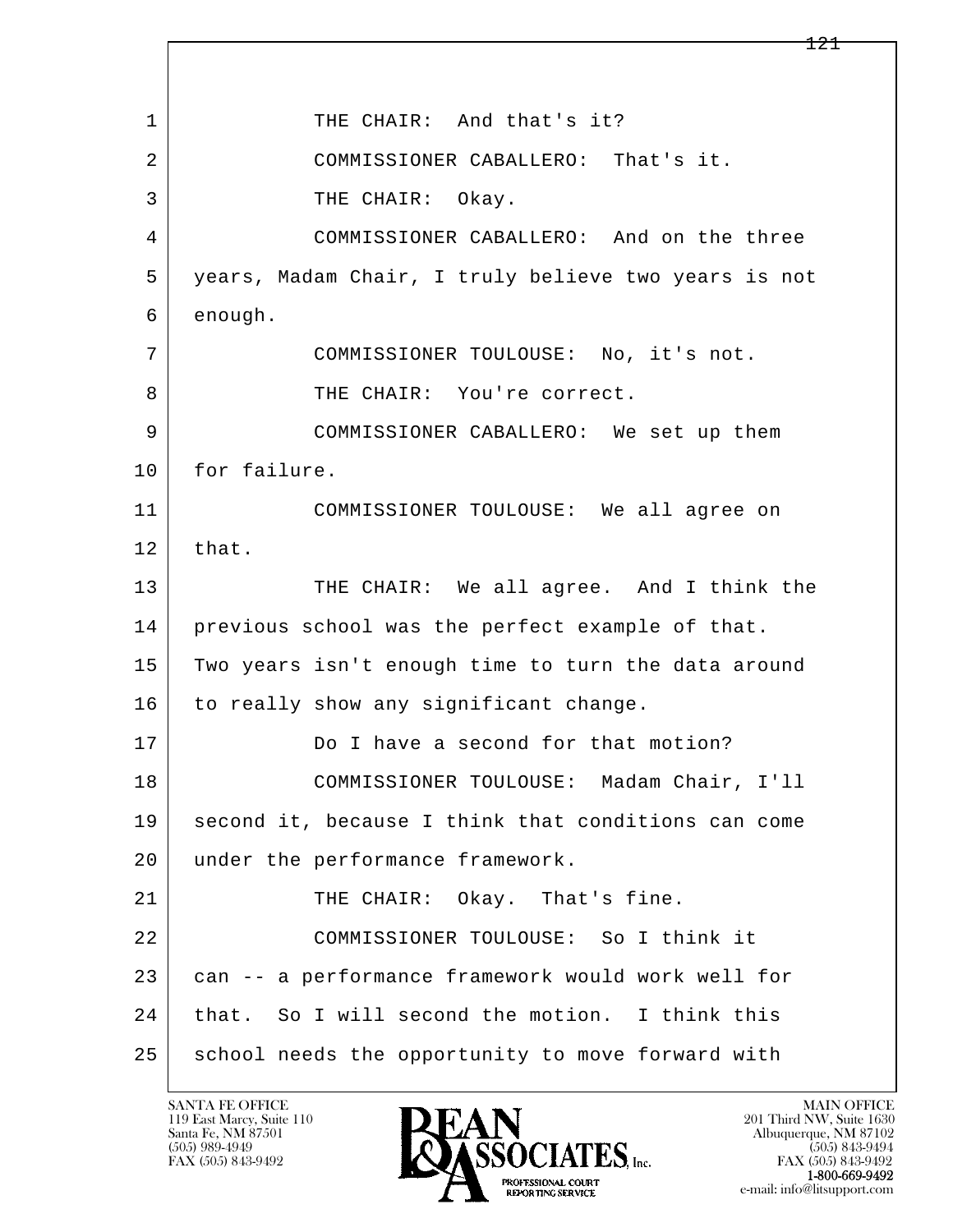THE CHAIR: And that's it?

COMMISSIONER CABALLERO: That's it.

THE CHAIR: Okay.

COMMISSIONER CABALLERO: And on the three years, Madam Chair, I truly believe two years is not enough.

COMMISSIONER TOULOUSE: No, it's not.

THE CHAIR: You're correct.

COMMISSIONER CABALLERO: We set up them for failure.

COMMISSIONER TOULOUSE: We all agree on that.

THE CHAIR: We all agree. And I think the previous school was the perfect example of that. Two years isn't enough time to turn the data around to really show any significant change.

Do I have a second for that motion?

COMMISSIONER TOULOUSE: Madam Chair, I'll second it, because I think that conditions can come under the performance framework.

THE CHAIR: Okay. That's fine.

COMMISSIONER TOULOUSE: So I think it can -- a performance framework would work well for that. So I will second the motion. I think this school needs the opportunity to move forward with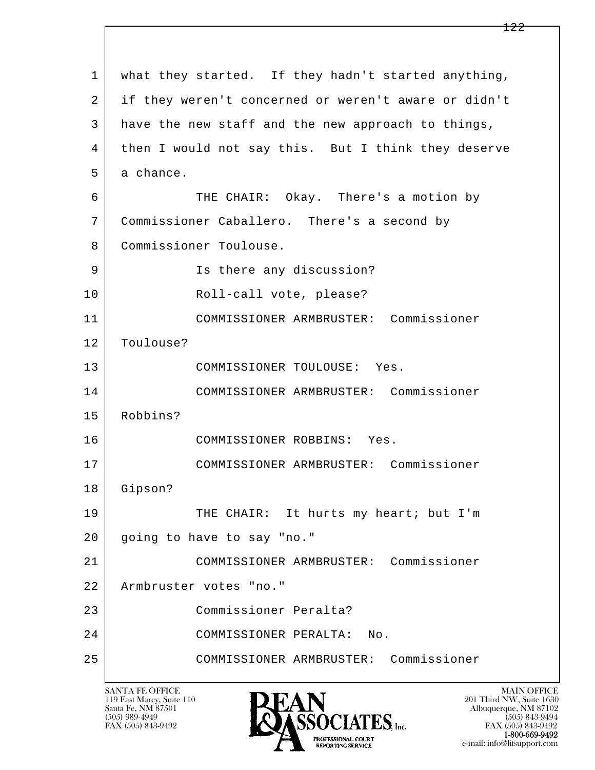what they started. If they hadn't started anything, if they weren't concerned or weren't aware or didn't have the new staff and the new approach to things, then I would not say this. But I think they deserve a chance.

THE CHAIR: Okay. There's a motion by Commissioner Caballero. There's a second by Commissioner Toulouse.

Is there any discussion?

Roll-call vote, please?

COMMISSIONER ARMBRUSTER: Commissioner Toulouse?

COMMISSIONER TOULOUSE: Yes.

COMMISSIONER ARMBRUSTER: Commissioner Robbins?

COMMISSIONER ROBBINS: Yes.

COMMISSIONER ARMBRUSTER: Commissioner Gipson?

THE CHAIR: It hurts my heart; but I'm going to have to say "no."

COMMISSIONER ARMBRUSTER: Commissioner Armbruster votes "no."

Commissioner Peralta?

COMMISSIONER PERALTA: No.

COMMISSIONER ARMBRUSTER: Commissioner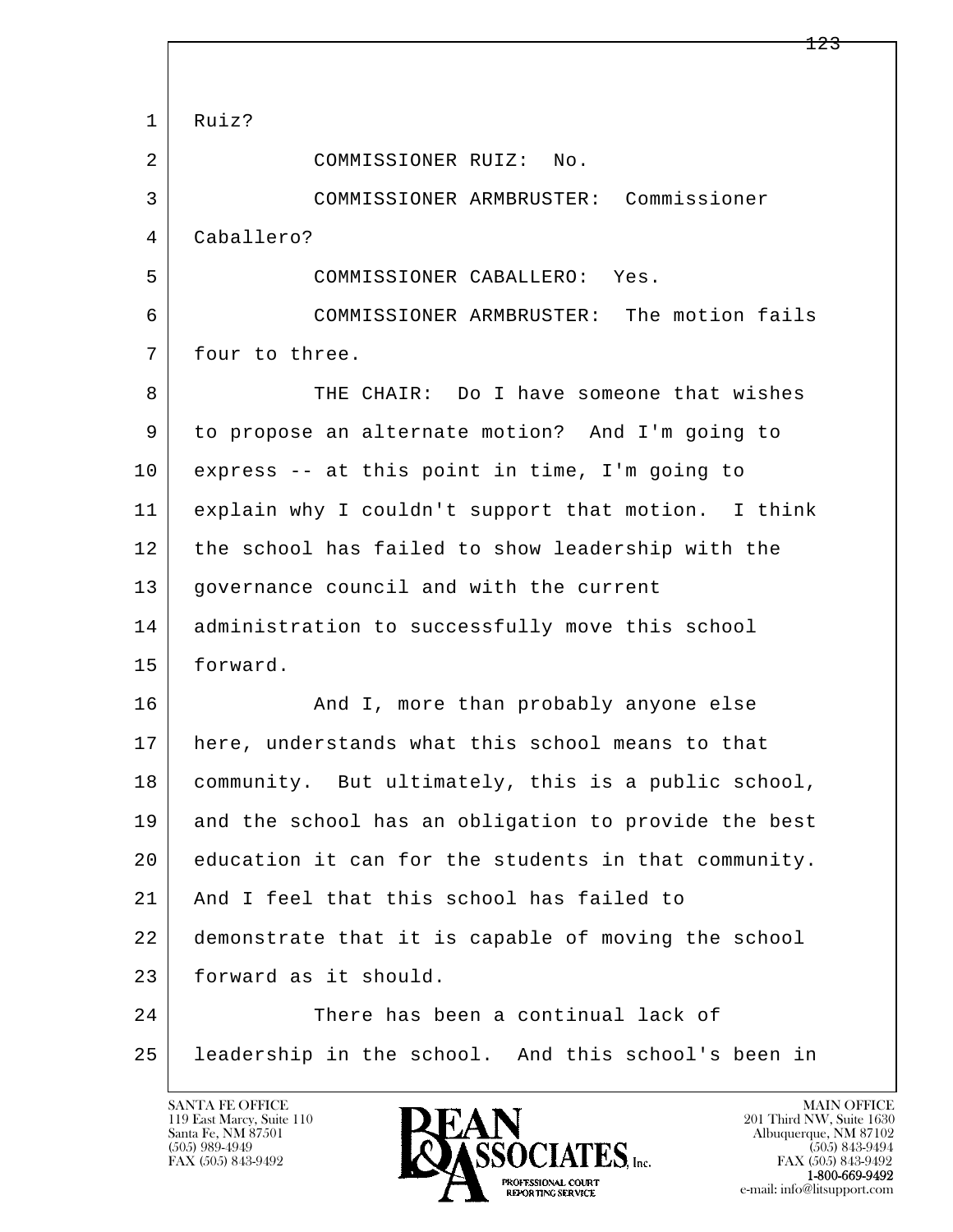1 Ruiz?

2 COMMISSIONER RUIZ: No.

3 COMMISSIONER ARMBRUSTER: Commissioner

4 Caballero?

5 COMMISSIONER CABALLERO: Yes.

6 COMMISSIONER ARMBRUSTER: The motion fails

7 four to three.

8 THE CHAIR: Do I have someone that wishes

9 to propose an alternate motion? And I'm going to

10 express -- at this point in time, I'm going to

11 explain why I couldn't support that motion. I think

12 the school has failed to show leadership with the

13 governance council and with the current

14 administration to successfully move this school

15 forward.

16 And I, more than probably anyone else

17 here, understands what this school means to that

18 community. But ultimately, this is a public school,

19 and the school has an obligation to provide the best

20 education it can for the students in that community.

21 And I feel that this school has failed to

22 demonstrate that it is capable of moving the school

23 forward as it should.

24 There has been a continual lack of

25 leadership in the school. And this school's been in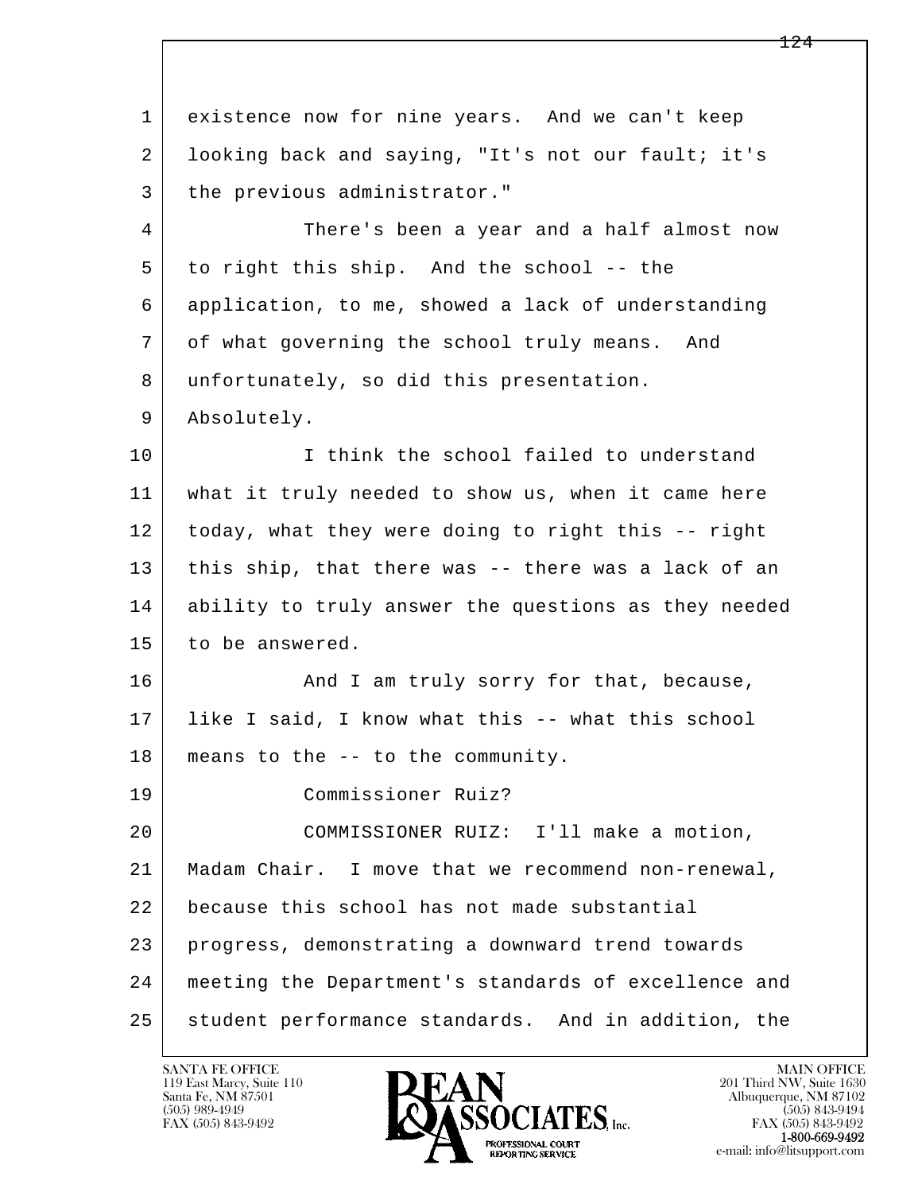existence now for nine years. And we can't keep looking back and saying, "It's not our fault; it's the previous administrator."

There's been a year and a half almost now to right this ship. And the school -- the application, to me, showed a lack of understanding of what governing the school truly means. And unfortunately, so did this presentation. Absolutely.

I think the school failed to understand what it truly needed to show us, when it came here today, what they were doing to right this -- right this ship, that there was -- there was a lack of an ability to truly answer the questions as they needed to be answered.

And I am truly sorry for that, because, like I said, I know what this -- what this school means to the -- to the community.

Commissioner Ruiz?

COMMISSIONER RUIZ: I'll make a motion, Madam Chair. I move that we recommend non-renewal, because this school has not made substantial progress, demonstrating a downward trend towards meeting the Department's standards of excellence and student performance standards. And in addition, the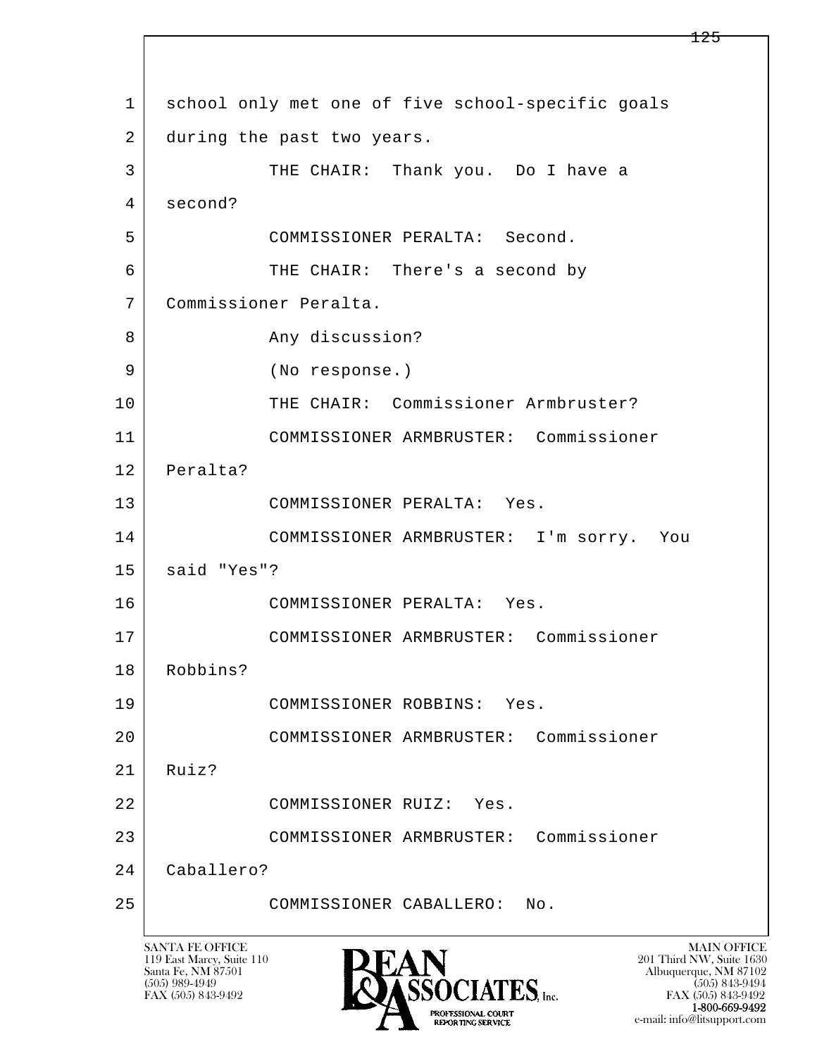1 school only met one of five school-specific goals
2 during the past two years.
3 THE CHAIR: Thank you. Do I have a
4 second?
5 COMMISSIONER PERALTA: Second.
6 THE CHAIR: There's a second by
7 Commissioner Peralta.
8 Any discussion?
9 (No response.)
10 THE CHAIR: Commissioner Armbruster?
11 COMMISSIONER ARMBRUSTER: Commissioner
12 Peralta?
13 COMMISSIONER PERALTA: Yes.
14 COMMISSIONER ARMBRUSTER: I'm sorry. You
15 said "Yes"?
16 COMMISSIONER PERALTA: Yes.
17 COMMISSIONER ARMBRUSTER: Commissioner
18 Robbins?
19 COMMISSIONER ROBBINS: Yes.
20 COMMISSIONER ARMBRUSTER: Commissioner
21 Ruiz?
22 COMMISSIONER RUIZ: Yes.
23 COMMISSIONER ARMBRUSTER: Commissioner
24 Caballero?
25 COMMISSIONER CABALLERO: No.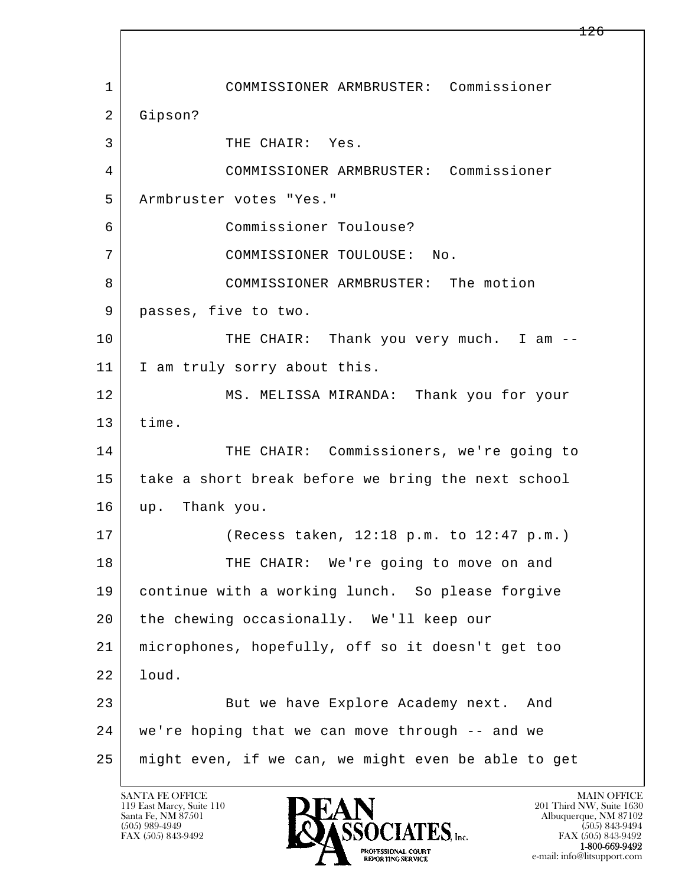1 COMMISSIONER ARMBRUSTER: Commissioner
2 Gipson?
3 THE CHAIR: Yes.
4 COMMISSIONER ARMBRUSTER: Commissioner
5 Armbruster votes "Yes."
6 Commissioner Toulouse?
7 COMMISSIONER TOULOUSE: No.
8 COMMISSIONER ARMBRUSTER: The motion
9 passes, five to two.
10 THE CHAIR: Thank you very much. I am --
11 I am truly sorry about this.
12 MS. MELISSA MIRANDA: Thank you for your
13 time.
14 THE CHAIR: Commissioners, we're going to
15 take a short break before we bring the next school
16 up. Thank you.
17 (Recess taken, 12:18 p.m. to 12:47 p.m.)
18 THE CHAIR: We're going to move on and
19 continue with a working lunch. So please forgive
20 the chewing occasionally. We'll keep our
21 microphones, hopefully, off so it doesn't get too
22 loud.
23 But we have Explore Academy next. And
24 we're hoping that we can move through -- and we
25 might even, if we can, we might even be able to get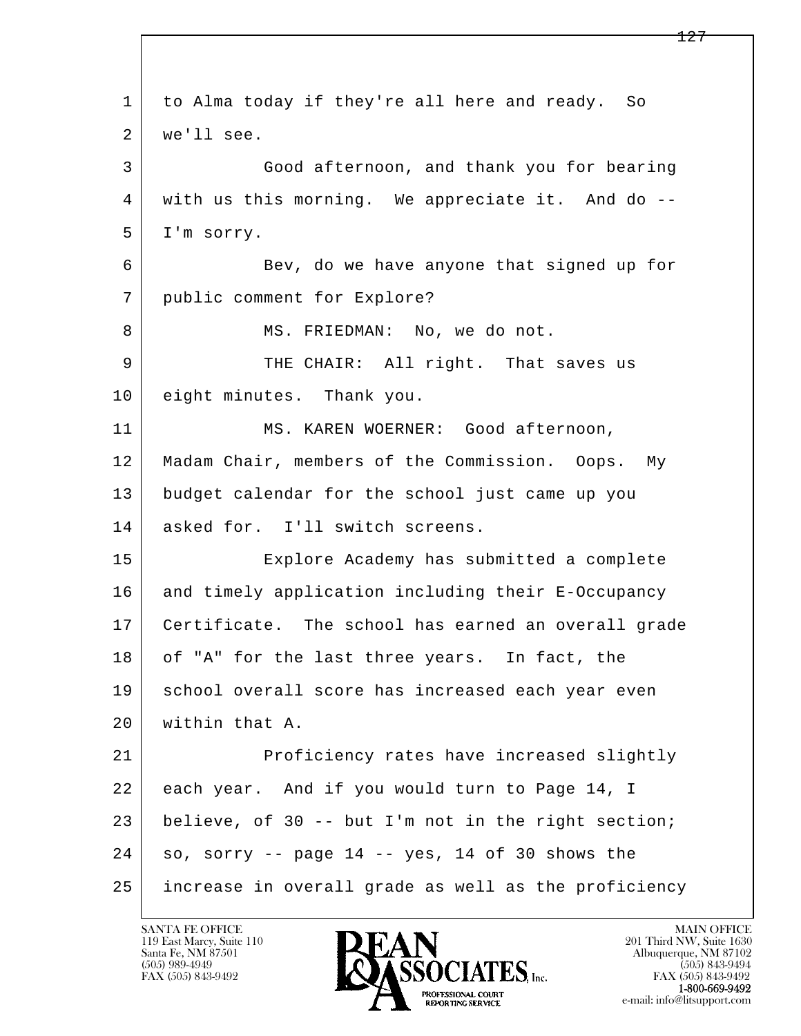to Alma today if they're all here and ready. So we'll see.

Good afternoon, and thank you for bearing with us this morning. We appreciate it. And do -- I'm sorry.

Bev, do we have anyone that signed up for public comment for Explore?

MS. FRIEDMAN: No, we do not.

THE CHAIR: All right. That saves us eight minutes. Thank you.

MS. KAREN WOERNER: Good afternoon, Madam Chair, members of the Commission. Oops. My budget calendar for the school just came up you asked for. I'll switch screens.

Explore Academy has submitted a complete and timely application including their E-Occupancy Certificate. The school has earned an overall grade of "A" for the last three years. In fact, the school overall score has increased each year even within that A.

Proficiency rates have increased slightly each year. And if you would turn to Page 14, I believe, of 30 -- but I'm not in the right section; so, sorry -- page 14 -- yes, 14 of 30 shows the increase in overall grade as well as the proficiency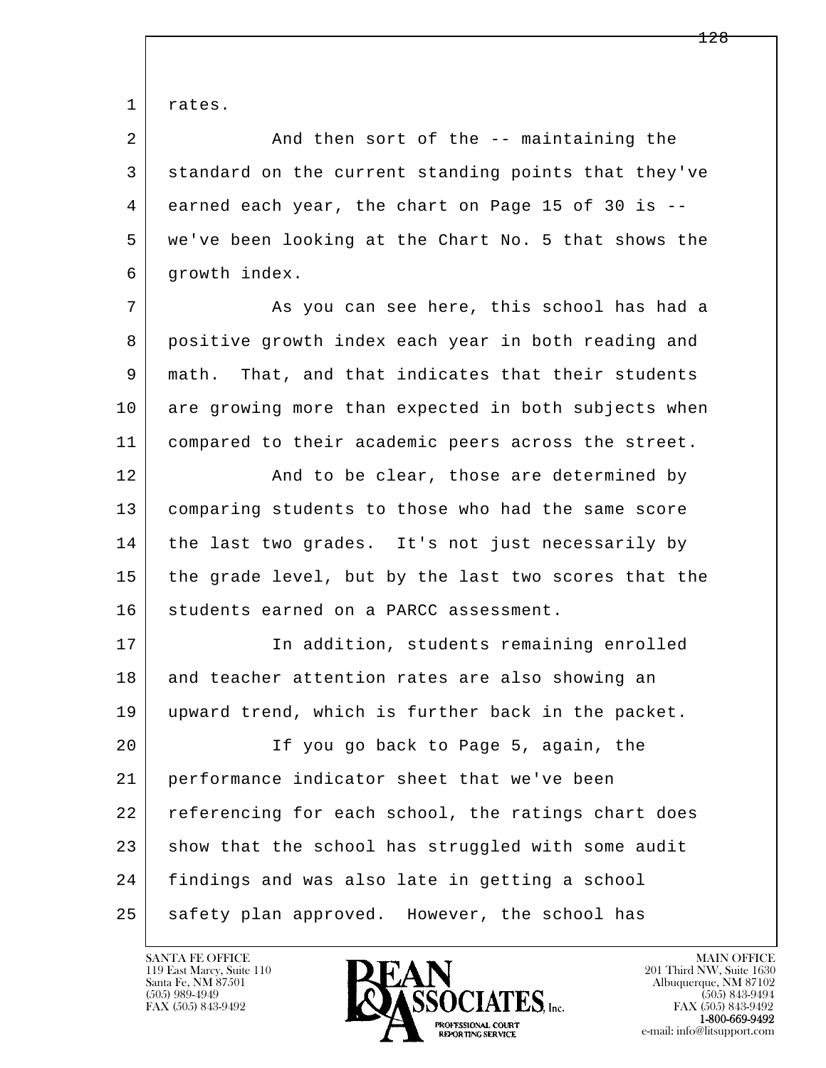rates.

And then sort of the -- maintaining the standard on the current standing points that they've earned each year, the chart on Page 15 of 30 is -- we've been looking at the Chart No. 5 that shows the growth index.

As you can see here, this school has had a positive growth index each year in both reading and math. That, and that indicates that their students are growing more than expected in both subjects when compared to their academic peers across the street.

And to be clear, those are determined by comparing students to those who had the same score the last two grades. It's not just necessarily by the grade level, but by the last two scores that the students earned on a PARCC assessment.

In addition, students remaining enrolled and teacher attention rates are also showing an upward trend, which is further back in the packet.

If you go back to Page 5, again, the performance indicator sheet that we've been referencing for each school, the ratings chart does show that the school has struggled with some audit findings and was also late in getting a school safety plan approved. However, the school has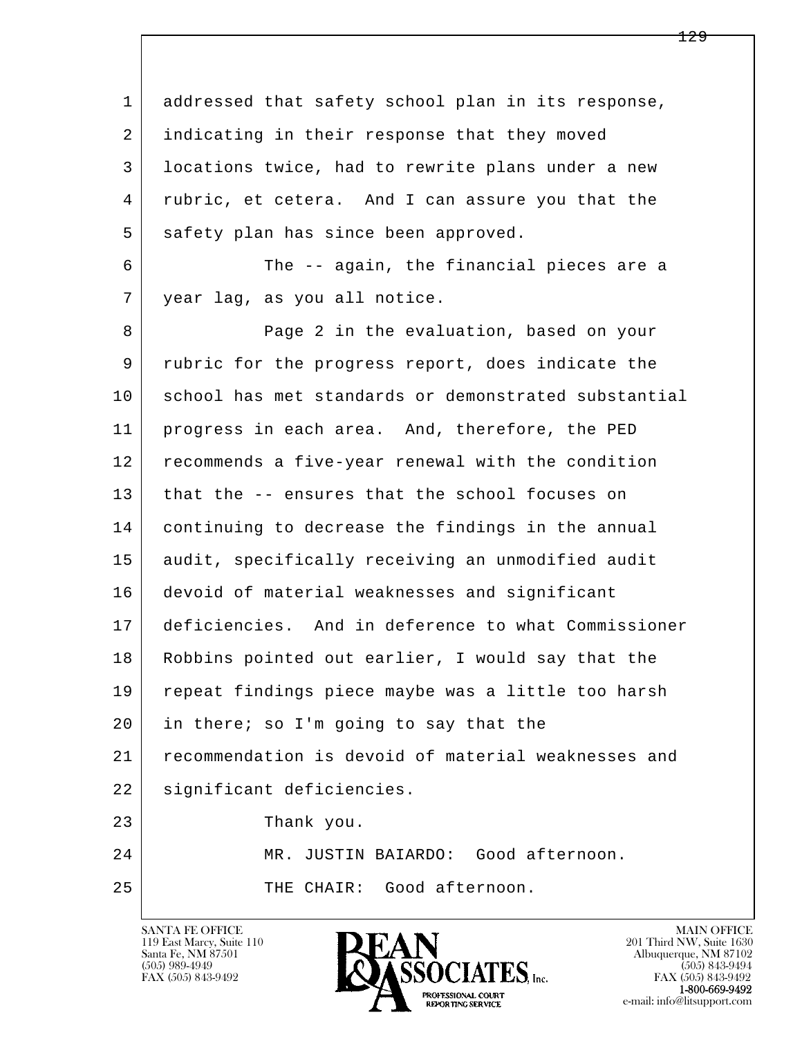1 addressed that safety school plan in its response,
2 indicating in their response that they moved
3 locations twice, had to rewrite plans under a new
4 rubric, et cetera. And I can assure you that the
5 safety plan has since been approved.
6 The -- again, the financial pieces are a
7 year lag, as you all notice.
8 Page 2 in the evaluation, based on your
9 rubric for the progress report, does indicate the
10 school has met standards or demonstrated substantial
11 progress in each area. And, therefore, the PED
12 recommends a five-year renewal with the condition
13 that the -- ensures that the school focuses on
14 continuing to decrease the findings in the annual
15 audit, specifically receiving an unmodified audit
16 devoid of material weaknesses and significant
17 deficiencies. And in deference to what Commissioner
18 Robbins pointed out earlier, I would say that the
19 repeat findings piece maybe was a little too harsh
20 in there; so I'm going to say that the
21 recommendation is devoid of material weaknesses and
22 significant deficiencies.
23 Thank you.
24 MR. JUSTIN BAIARDO: Good afternoon.
25 THE CHAIR: Good afternoon.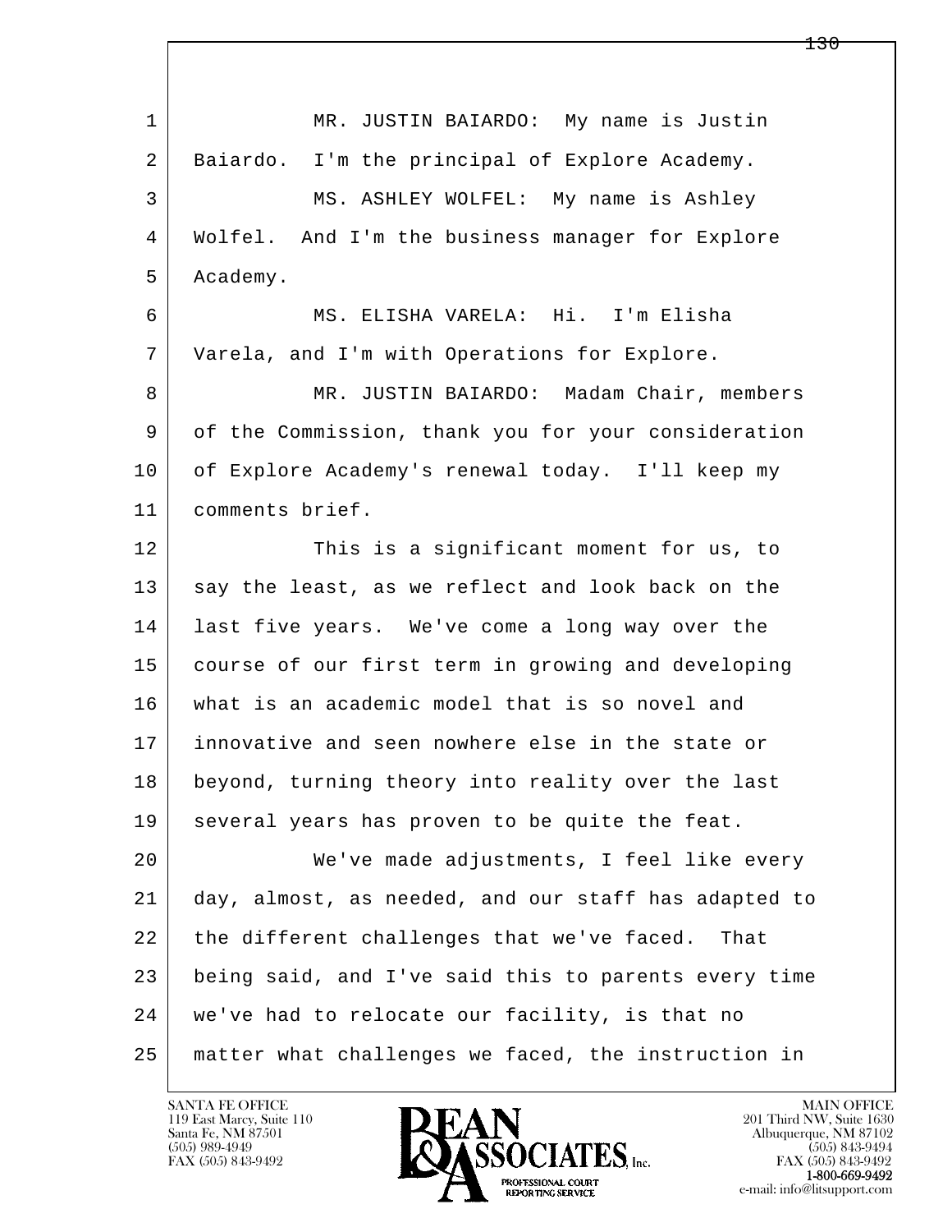MR. JUSTIN BAIARDO: My name is Justin Baiardo. I'm the principal of Explore Academy.

MS. ASHLEY WOLFEL: My name is Ashley Wolfel. And I'm the business manager for Explore Academy.

MS. ELISHA VARELA: Hi. I'm Elisha Varela, and I'm with Operations for Explore.

MR. JUSTIN BAIARDO: Madam Chair, members of the Commission, thank you for your consideration of Explore Academy's renewal today. I'll keep my comments brief.

This is a significant moment for us, to say the least, as we reflect and look back on the last five years. We've come a long way over the course of our first term in growing and developing what is an academic model that is so novel and innovative and seen nowhere else in the state or beyond, turning theory into reality over the last several years has proven to be quite the feat.

We've made adjustments, I feel like every day, almost, as needed, and our staff has adapted to the different challenges that we've faced. That being said, and I've said this to parents every time we've had to relocate our facility, is that no matter what challenges we faced, the instruction in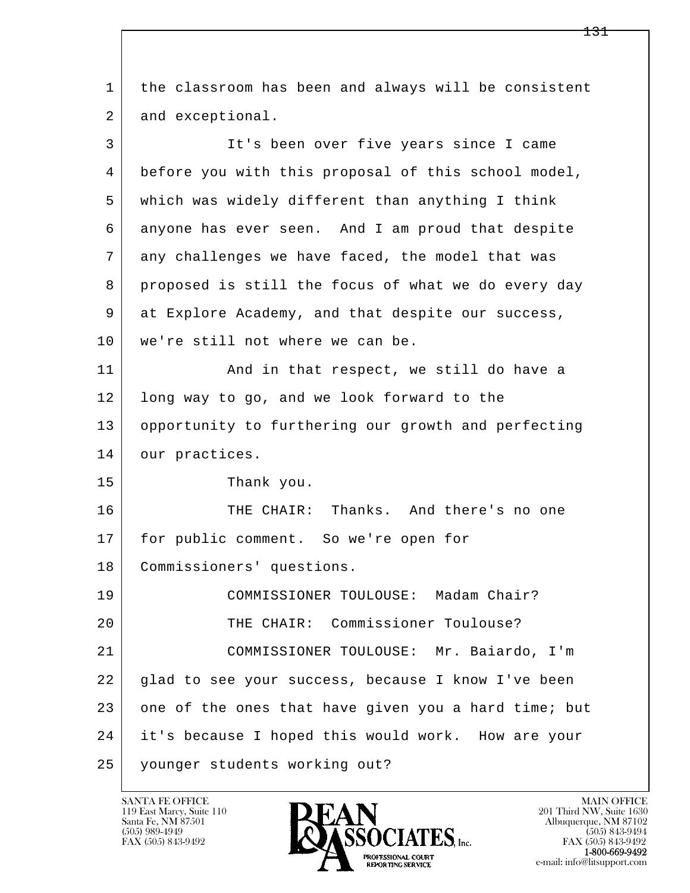the classroom has been and always will be consistent and exceptional.

It's been over five years since I came before you with this proposal of this school model, which was widely different than anything I think anyone has ever seen. And I am proud that despite any challenges we have faced, the model that was proposed is still the focus of what we do every day at Explore Academy, and that despite our success, we're still not where we can be.

And in that respect, we still do have a long way to go, and we look forward to the opportunity to furthering our growth and perfecting our practices.

Thank you.

THE CHAIR: Thanks. And there's no one for public comment. So we're open for Commissioners' questions.

COMMISSIONER TOULOUSE: Madam Chair?

THE CHAIR: Commissioner Toulouse?

COMMISSIONER TOULOUSE: Mr. Baiardo, I'm glad to see your success, because I know I've been one of the ones that have given you a hard time; but it's because I hoped this would work. How are your younger students working out?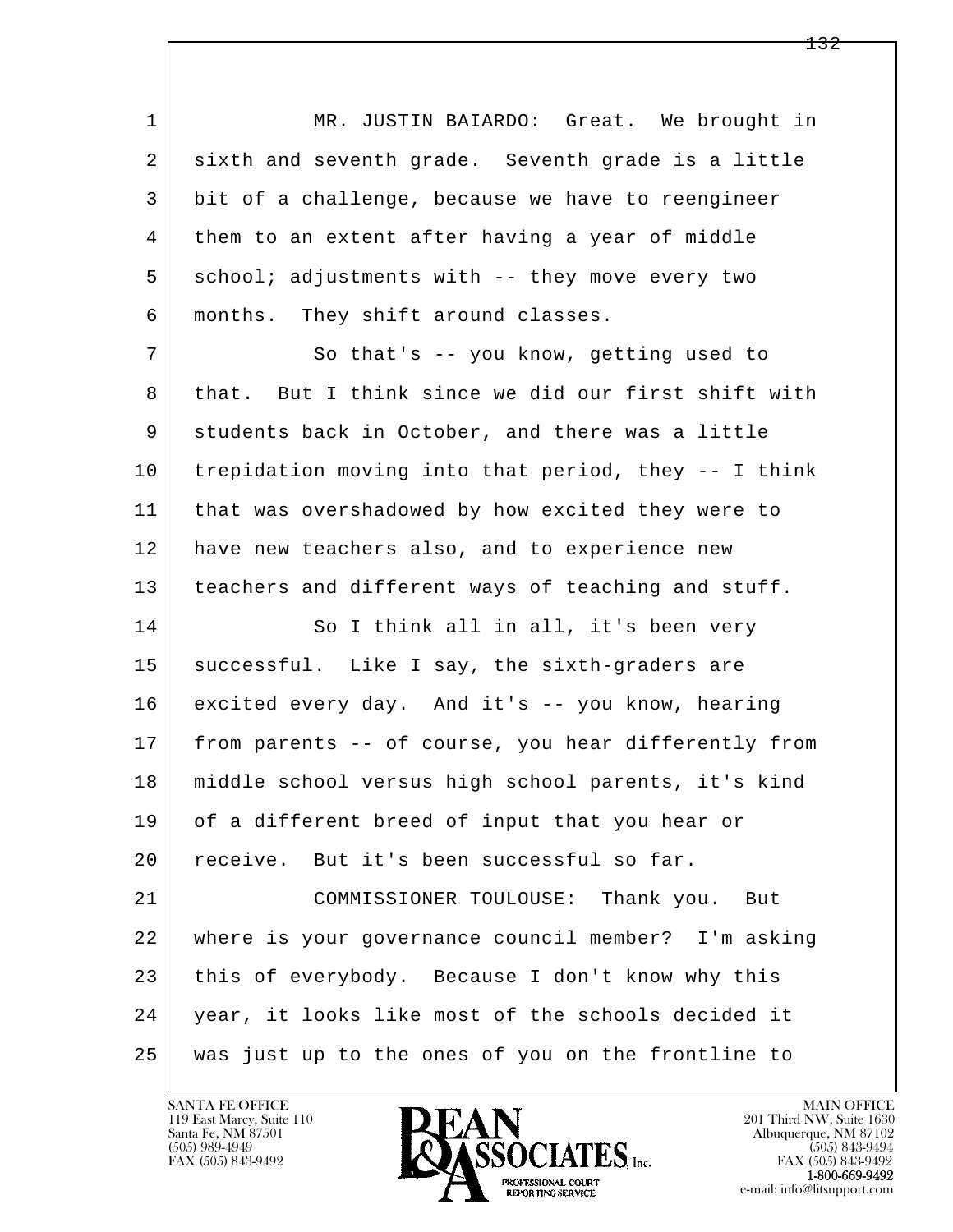MR. JUSTIN BAIARDO: Great. We brought in sixth and seventh grade. Seventh grade is a little bit of a challenge, because we have to reengineer them to an extent after having a year of middle school; adjustments with -- they move every two months. They shift around classes.

So that's -- you know, getting used to that. But I think since we did our first shift with students back in October, and there was a little trepidation moving into that period, they -- I think that was overshadowed by how excited they were to have new teachers also, and to experience new teachers and different ways of teaching and stuff.

So I think all in all, it's been very successful. Like I say, the sixth-graders are excited every day. And it's -- you know, hearing from parents -- of course, you hear differently from middle school versus high school parents, it's kind of a different breed of input that you hear or receive. But it's been successful so far.

COMMISSIONER TOULOUSE: Thank you. But where is your governance council member? I'm asking this of everybody. Because I don't know why this year, it looks like most of the schools decided it was just up to the ones of you on the frontline to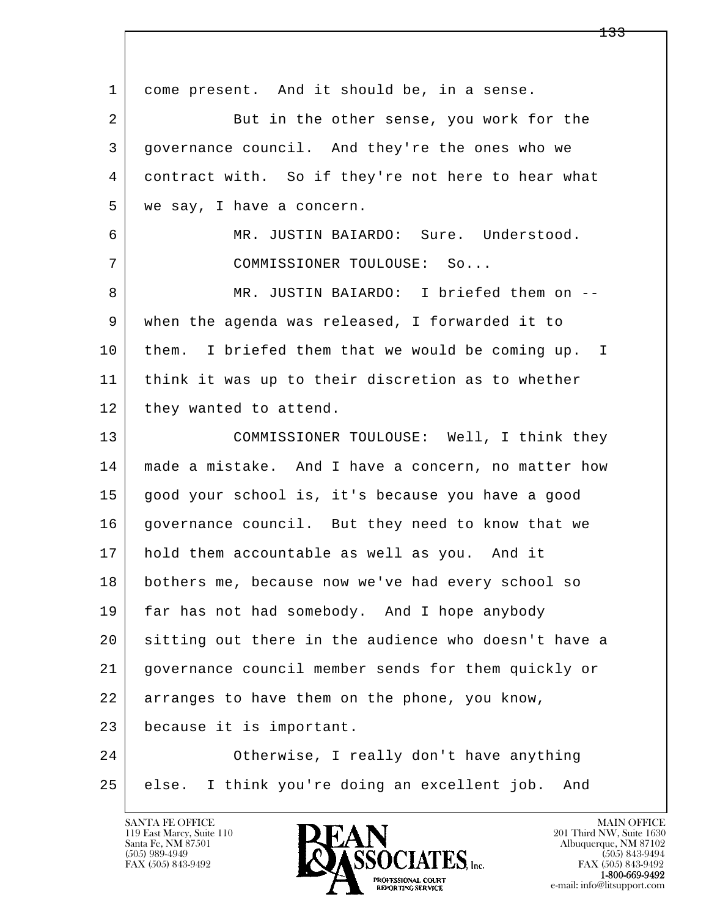come present. And it should be, in a sense.

But in the other sense, you work for the governance council. And they're the ones who we contract with. So if they're not here to hear what we say, I have a concern.

MR. JUSTIN BAIARDO: Sure. Understood.

COMMISSIONER TOULOUSE: So...

MR. JUSTIN BAIARDO: I briefed them on -- when the agenda was released, I forwarded it to them. I briefed them that we would be coming up. I think it was up to their discretion as to whether they wanted to attend.

COMMISSIONER TOULOUSE: Well, I think they made a mistake. And I have a concern, no matter how good your school is, it's because you have a good governance council. But they need to know that we hold them accountable as well as you. And it bothers me, because now we've had every school so far has not had somebody. And I hope anybody sitting out there in the audience who doesn't have a governance council member sends for them quickly or arranges to have them on the phone, you know, because it is important.

Otherwise, I really don't have anything else. I think you're doing an excellent job. And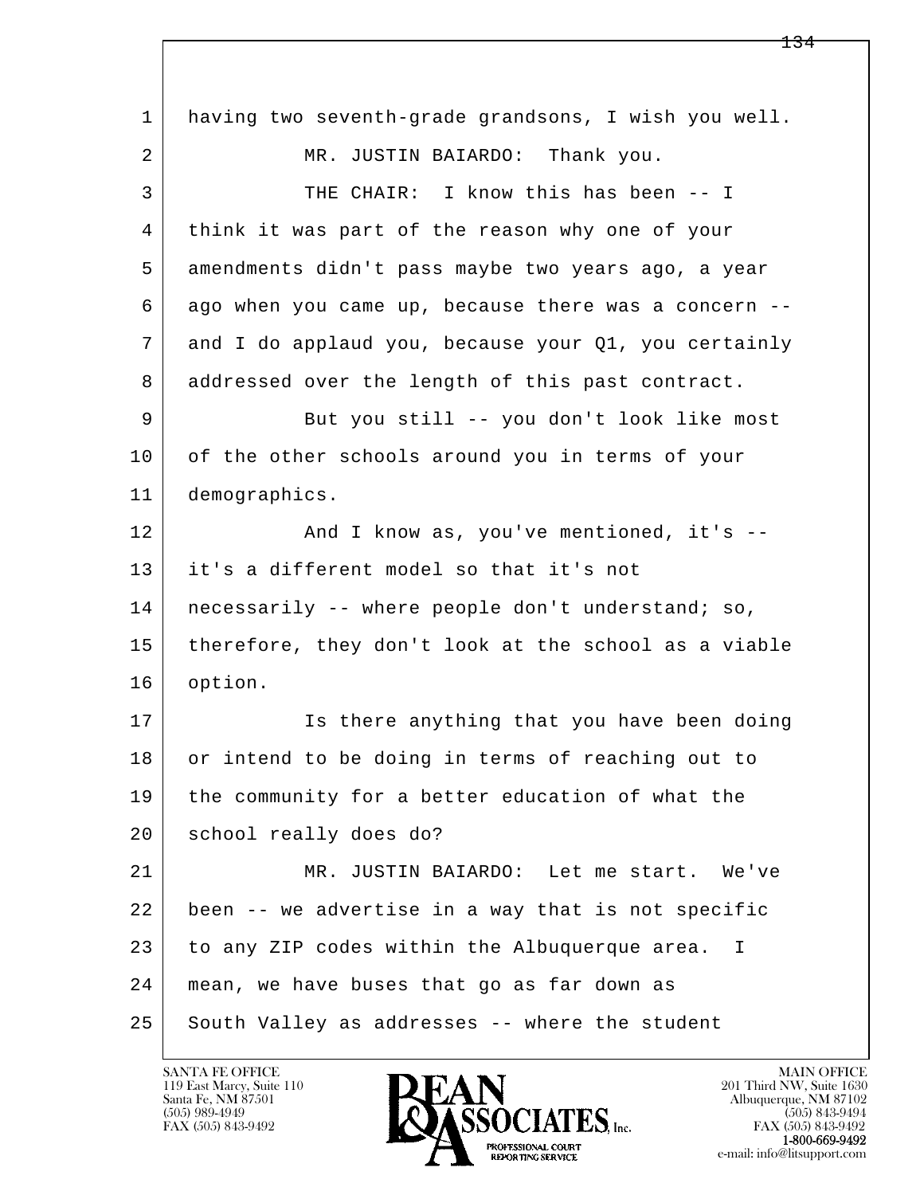1 having two seventh-grade grandsons, I wish you well.

2 MR. JUSTIN BAIARDO: Thank you.

3 THE CHAIR: I know this has been -- I

4 think it was part of the reason why one of your

5 amendments didn't pass maybe two years ago, a year

6 ago when you came up, because there was a concern --

7 and I do applaud you, because your Q1, you certainly

8 addressed over the length of this past contract.

9 But you still -- you don't look like most

10 of the other schools around you in terms of your

11 demographics.

12 And I know as, you've mentioned, it's --

13 it's a different model so that it's not

14 necessarily -- where people don't understand; so,

15 therefore, they don't look at the school as a viable

16 option.

17 Is there anything that you have been doing

18 or intend to be doing in terms of reaching out to

19 the community for a better education of what the

20 school really does do?

21 MR. JUSTIN BAIARDO: Let me start. We've

22 been -- we advertise in a way that is not specific

23 to any ZIP codes within the Albuquerque area. I

24 mean, we have buses that go as far down as

25 South Valley as addresses -- where the student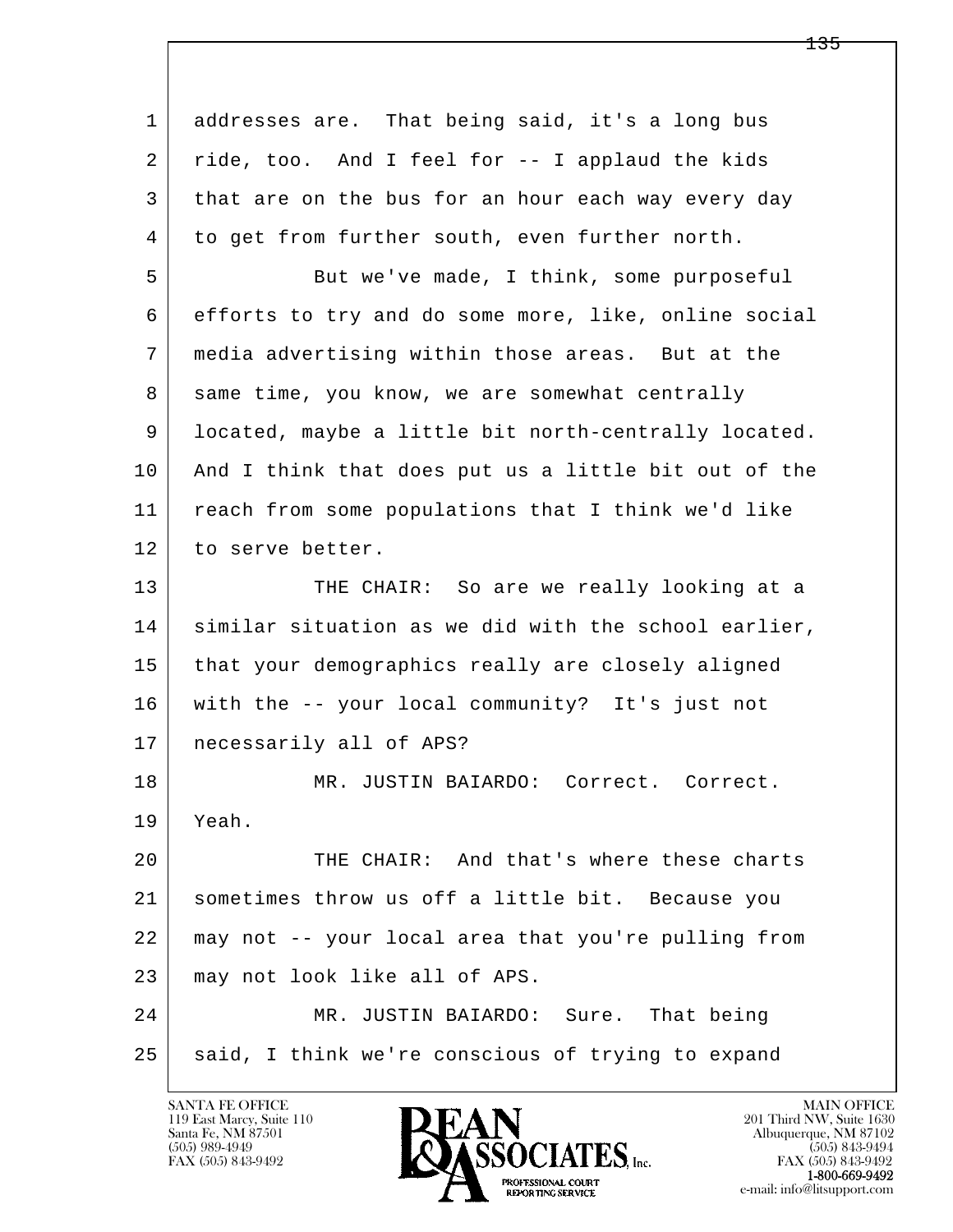addresses are. That being said, it's a long bus ride, too. And I feel for -- I applaud the kids that are on the bus for an hour each way every day to get from further south, even further north.

But we've made, I think, some purposeful efforts to try and do some more, like, online social media advertising within those areas. But at the same time, you know, we are somewhat centrally located, maybe a little bit north-centrally located. And I think that does put us a little bit out of the reach from some populations that I think we'd like to serve better.

THE CHAIR: So are we really looking at a similar situation as we did with the school earlier, that your demographics really are closely aligned with the -- your local community? It's just not necessarily all of APS?

MR. JUSTIN BAIARDO: Correct. Correct. Yeah.

THE CHAIR: And that's where these charts sometimes throw us off a little bit. Because you may not -- your local area that you're pulling from may not look like all of APS.

MR. JUSTIN BAIARDO: Sure. That being said, I think we're conscious of trying to expand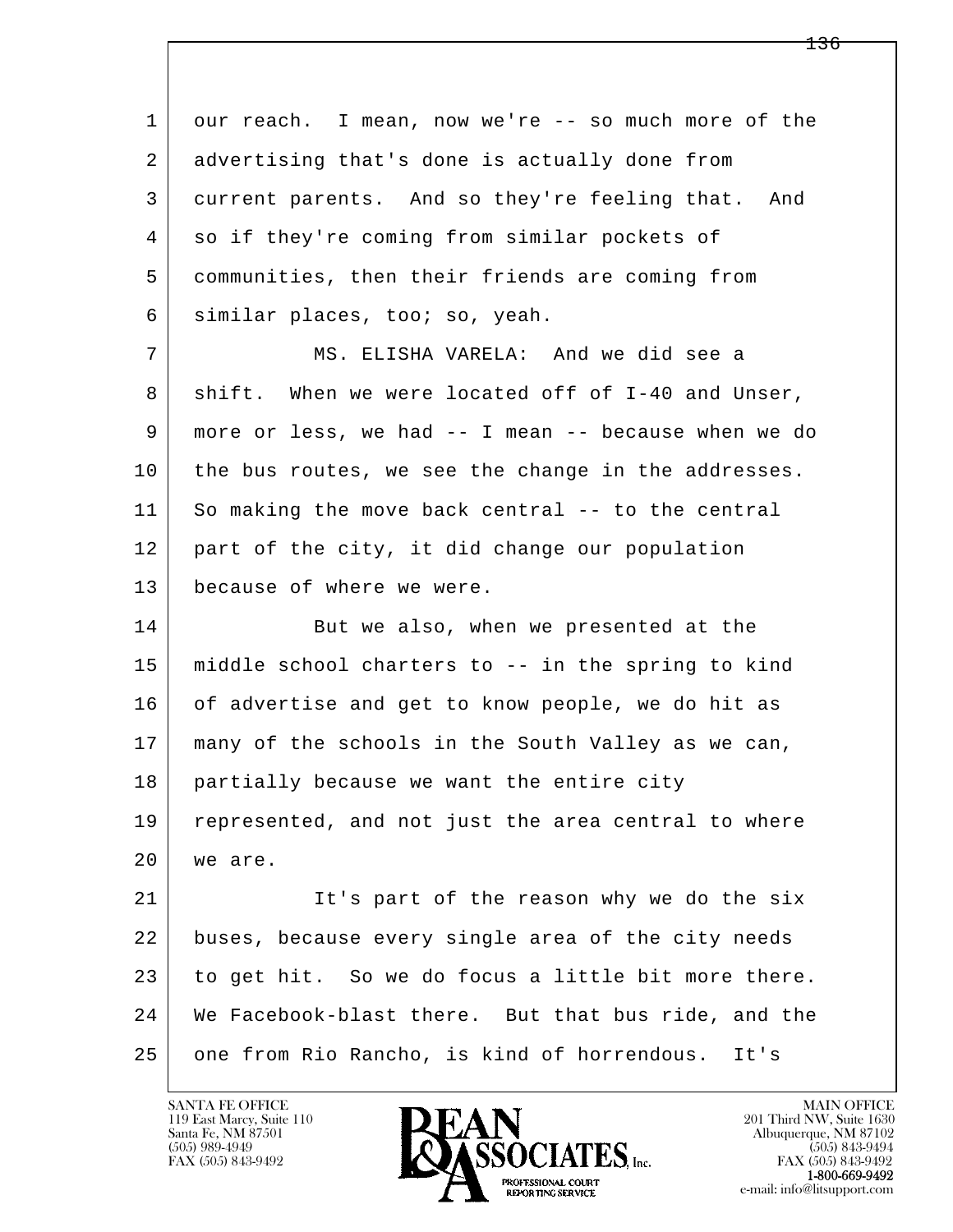1 our reach. I mean, now we're -- so much more of the
2 advertising that's done is actually done from
3 current parents. And so they're feeling that. And
4 so if they're coming from similar pockets of
5 communities, then their friends are coming from
6 similar places, too; so, yeah.

7 MS. ELISHA VARELA: And we did see a
8 shift. When we were located off of I-40 and Unser,
9 more or less, we had -- I mean -- because when we do
10 the bus routes, we see the change in the addresses.
11 So making the move back central -- to the central
12 part of the city, it did change our population
13 because of where we were.

14 But we also, when we presented at the
15 middle school charters to -- in the spring to kind
16 of advertise and get to know people, we do hit as
17 many of the schools in the South Valley as we can,
18 partially because we want the entire city
19 represented, and not just the area central to where
20 we are.

21 It's part of the reason why we do the six
22 buses, because every single area of the city needs
23 to get hit. So we do focus a little bit more there.
24 We Facebook-blast there. But that bus ride, and the
25 one from Rio Rancho, is kind of horrendous. It's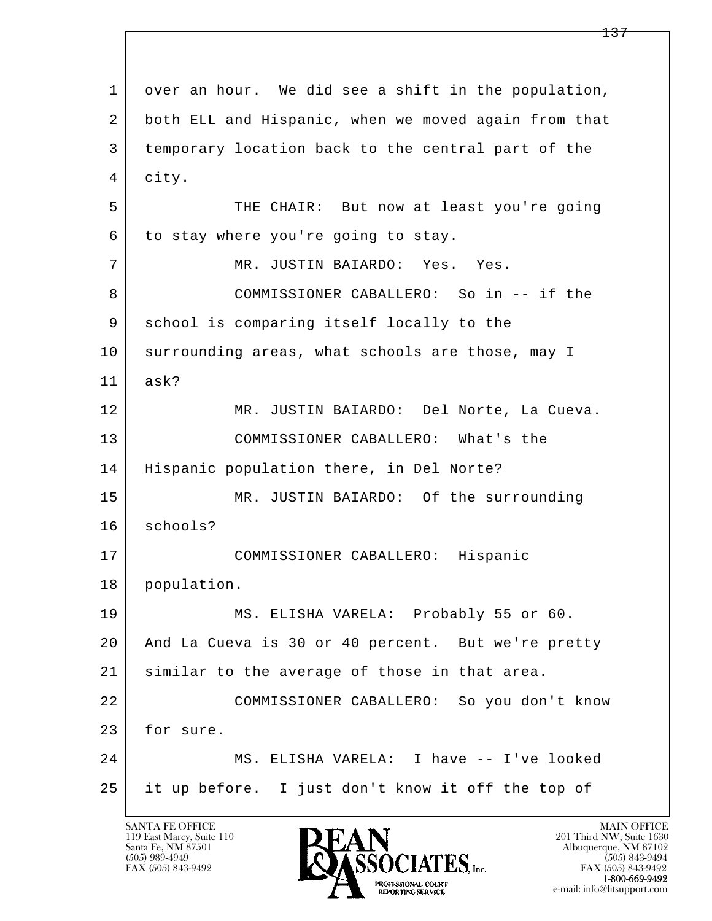over an hour. We did see a shift in the population, both ELL and Hispanic, when we moved again from that temporary location back to the central part of the city.

THE CHAIR: But now at least you're going to stay where you're going to stay.

MR. JUSTIN BAIARDO: Yes. Yes.

COMMISSIONER CABALLERO: So in -- if the school is comparing itself locally to the surrounding areas, what schools are those, may I ask?

MR. JUSTIN BAIARDO: Del Norte, La Cueva.

COMMISSIONER CABALLERO: What's the Hispanic population there, in Del Norte?

MR. JUSTIN BAIARDO: Of the surrounding schools?

COMMISSIONER CABALLERO: Hispanic population.

MS. ELISHA VARELA: Probably 55 or 60. And La Cueva is 30 or 40 percent. But we're pretty similar to the average of those in that area.

COMMISSIONER CABALLERO: So you don't know for sure.

MS. ELISHA VARELA: I have -- I've looked it up before. I just don't know it off the top of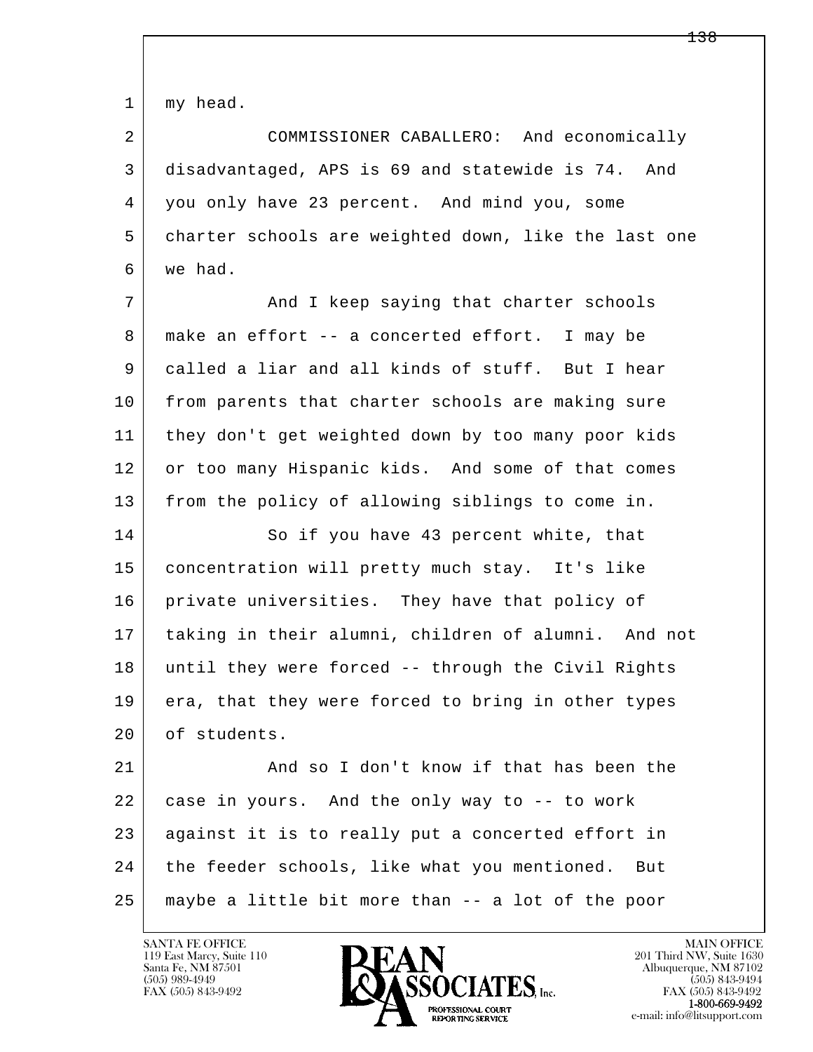my head.

COMMISSIONER CABALLERO: And economically disadvantaged, APS is 69 and statewide is 74. And you only have 23 percent. And mind you, some charter schools are weighted down, like the last one we had.

And I keep saying that charter schools make an effort -- a concerted effort. I may be called a liar and all kinds of stuff. But I hear from parents that charter schools are making sure they don't get weighted down by too many poor kids or too many Hispanic kids. And some of that comes from the policy of allowing siblings to come in.

So if you have 43 percent white, that concentration will pretty much stay. It's like private universities. They have that policy of taking in their alumni, children of alumni. And not until they were forced -- through the Civil Rights era, that they were forced to bring in other types of students.

And so I don't know if that has been the case in yours. And the only way to -- to work against it is to really put a concerted effort in the feeder schools, like what you mentioned. But maybe a little bit more than -- a lot of the poor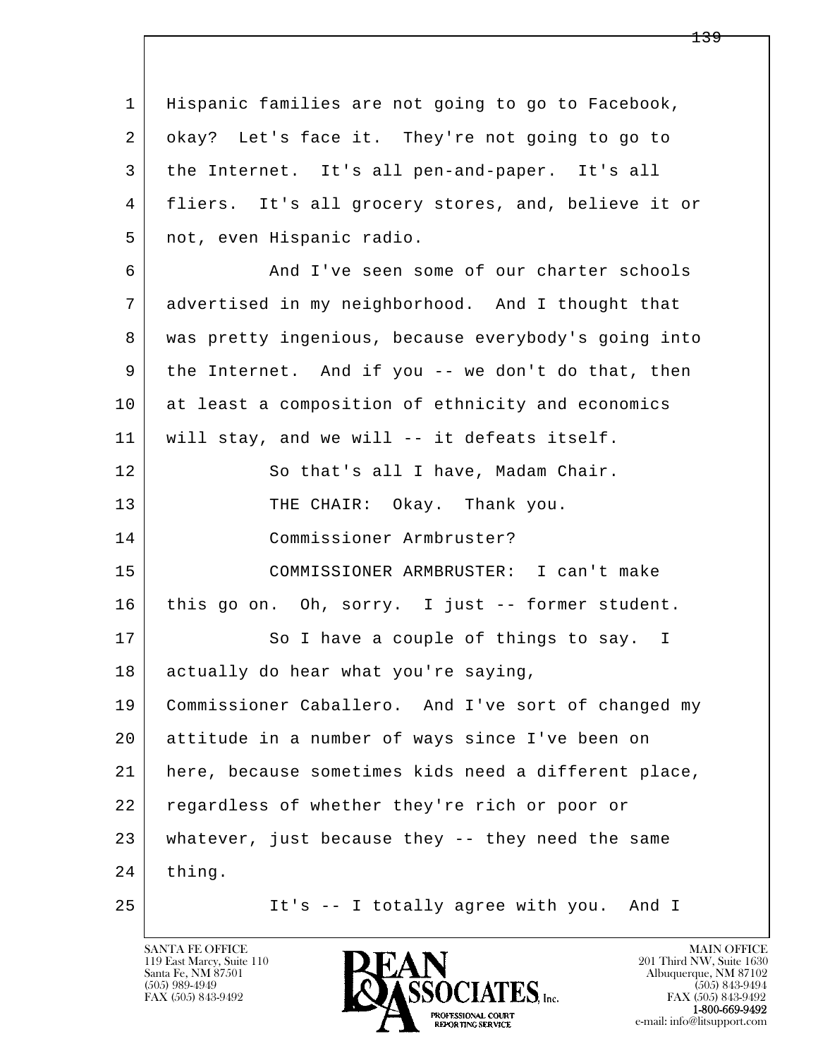1 Hispanic families are not going to go to Facebook,
2 okay? Let's face it. They're not going to go to
3 the Internet. It's all pen-and-paper. It's all
4 fliers. It's all grocery stores, and, believe it or
5 not, even Hispanic radio.

6 And I've seen some of our charter schools
7 advertised in my neighborhood. And I thought that
8 was pretty ingenious, because everybody's going into
9 the Internet. And if you -- we don't do that, then
10 at least a composition of ethnicity and economics
11 will stay, and we will -- it defeats itself.

12 So that's all I have, Madam Chair.

13 THE CHAIR: Okay. Thank you.

14 Commissioner Armbruster?

15 COMMISSIONER ARMBRUSTER: I can't make
16 this go on. Oh, sorry. I just -- former student.

17 So I have a couple of things to say. I
18 actually do hear what you're saying,
19 Commissioner Caballero. And I've sort of changed my
20 attitude in a number of ways since I've been on
21 here, because sometimes kids need a different place,
22 regardless of whether they're rich or poor or
23 whatever, just because they -- they need the same
24 thing.

25 It's -- I totally agree with you. And I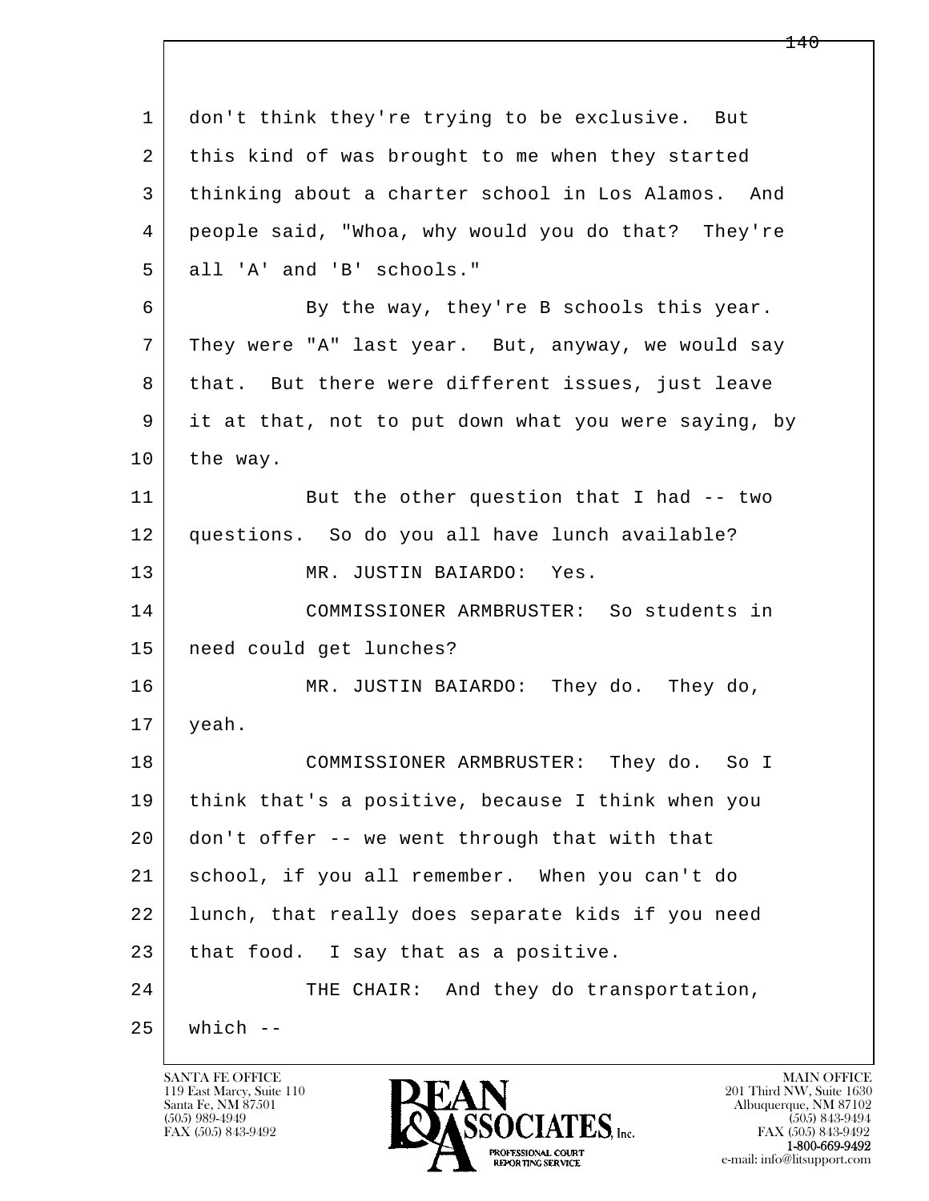1 don't think they're trying to be exclusive. But
2 this kind of was brought to me when they started
3 thinking about a charter school in Los Alamos. And
4 people said, "Whoa, why would you do that? They're
5 all 'A' and 'B' schools."

6 By the way, they're B schools this year.
7 They were "A" last year. But, anyway, we would say
8 that. But there were different issues, just leave
9 it at that, not to put down what you were saying, by
10 the way.

11 But the other question that I had -- two
12 questions. So do you all have lunch available?

13 MR. JUSTIN BAIARDO: Yes.

14 COMMISSIONER ARMBRUSTER: So students in
15 need could get lunches?

16 MR. JUSTIN BAIARDO: They do. They do,
17 yeah.

18 COMMISSIONER ARMBRUSTER: They do. So I
19 think that's a positive, because I think when you
20 don't offer -- we went through that with that
21 school, if you all remember. When you can't do
22 lunch, that really does separate kids if you need
23 that food. I say that as a positive.

24 THE CHAIR: And they do transportation,
25 which --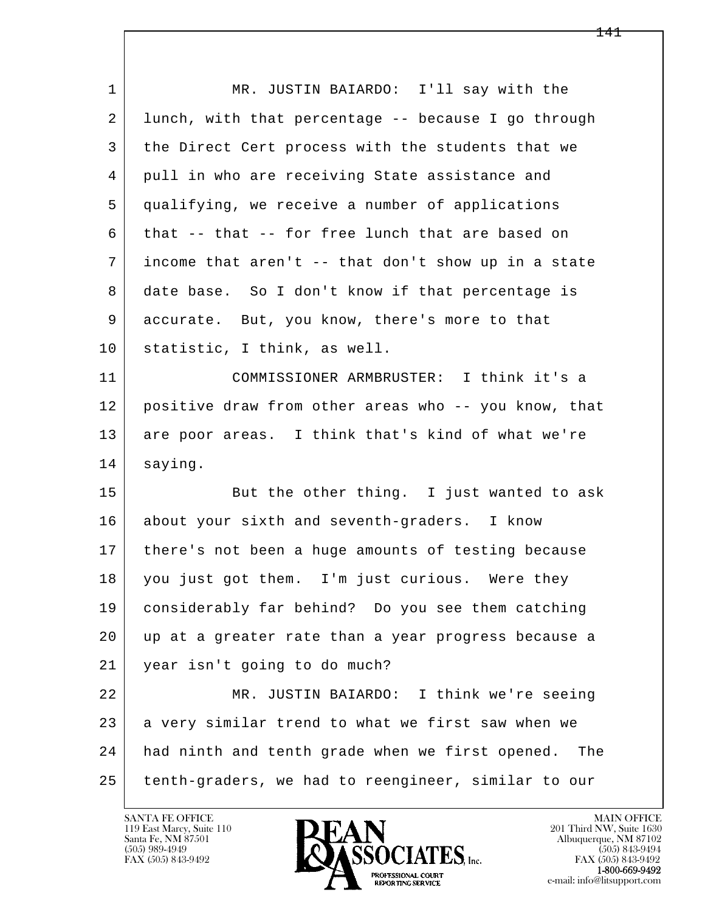MR. JUSTIN BAIARDO: I'll say with the lunch, with that percentage -- because I go through the Direct Cert process with the students that we pull in who are receiving State assistance and qualifying, we receive a number of applications that -- that -- for free lunch that are based on income that aren't -- that don't show up in a state date base. So I don't know if that percentage is accurate. But, you know, there's more to that statistic, I think, as well.

COMMISSIONER ARMBRUSTER: I think it's a positive draw from other areas who -- you know, that are poor areas. I think that's kind of what we're saying.

But the other thing. I just wanted to ask about your sixth and seventh-graders. I know there's not been a huge amounts of testing because you just got them. I'm just curious. Were they considerably far behind? Do you see them catching up at a greater rate than a year progress because a year isn't going to do much?

MR. JUSTIN BAIARDO: I think we're seeing a very similar trend to what we first saw when we had ninth and tenth grade when we first opened. The tenth-graders, we had to reengineer, similar to our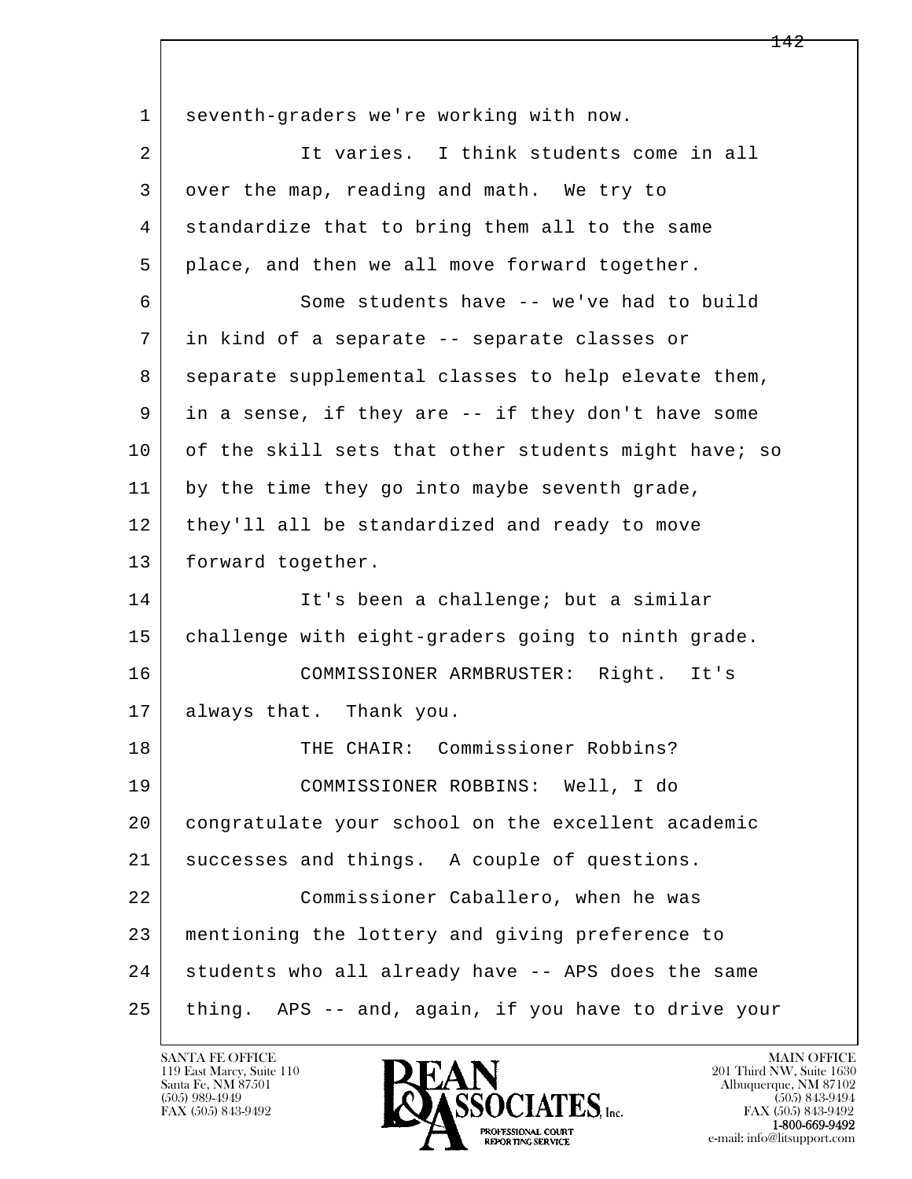seventh-graders we're working with now.

It varies. I think students come in all over the map, reading and math. We try to standardize that to bring them all to the same place, and then we all move forward together.

Some students have -- we've had to build in kind of a separate -- separate classes or separate supplemental classes to help elevate them, in a sense, if they are -- if they don't have some of the skill sets that other students might have; so by the time they go into maybe seventh grade, they'll all be standardized and ready to move forward together.

It's been a challenge; but a similar challenge with eight-graders going to ninth grade.

COMMISSIONER ARMBRUSTER: Right. It's always that. Thank you.

THE CHAIR: Commissioner Robbins?

COMMISSIONER ROBBINS: Well, I do congratulate your school on the excellent academic successes and things. A couple of questions.

Commissioner Caballero, when he was mentioning the lottery and giving preference to students who all already have -- APS does the same thing. APS -- and, again, if you have to drive your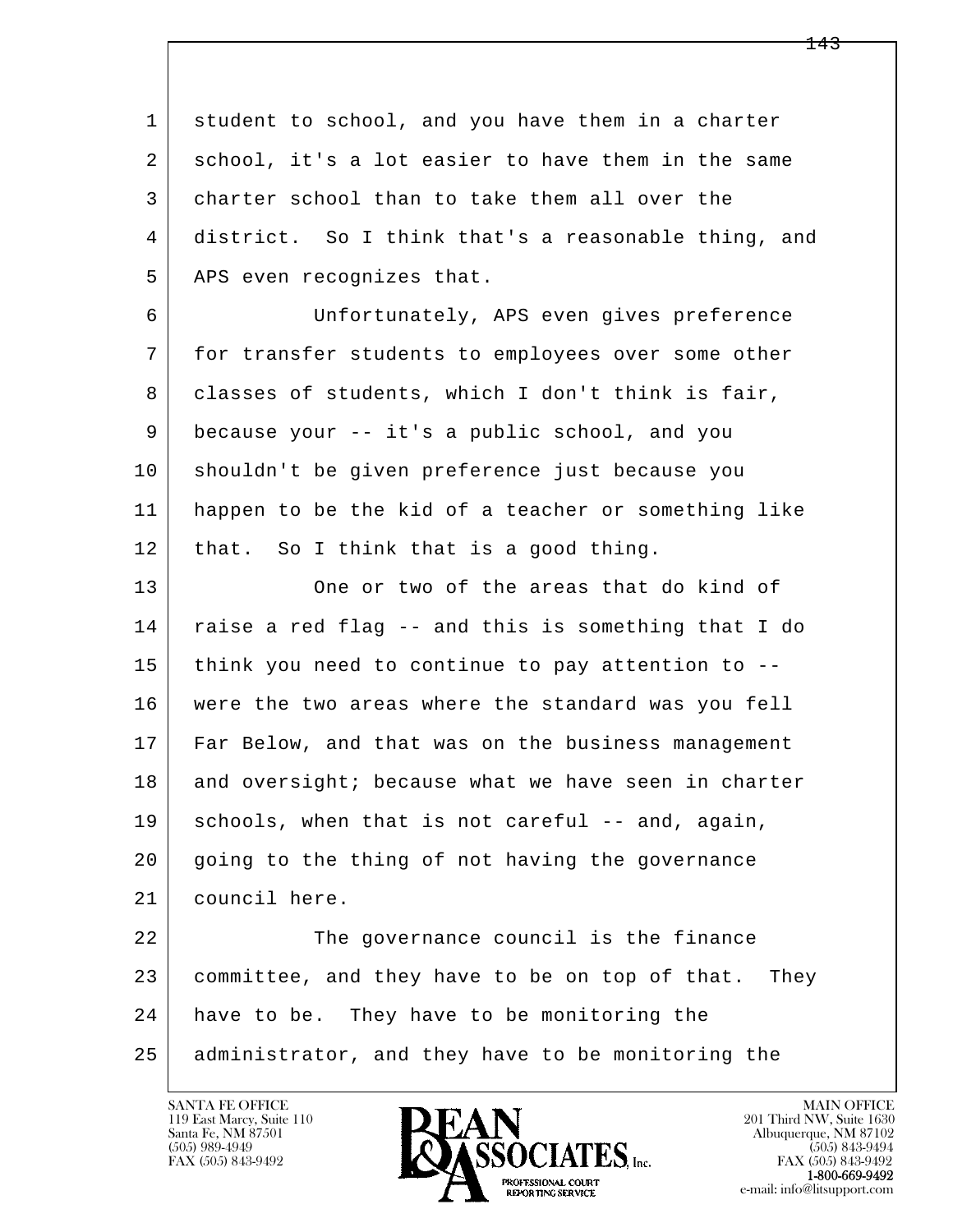student to school, and you have them in a charter school, it's a lot easier to have them in the same charter school than to take them all over the district. So I think that's a reasonable thing, and APS even recognizes that.

Unfortunately, APS even gives preference for transfer students to employees over some other classes of students, which I don't think is fair, because your -- it's a public school, and you shouldn't be given preference just because you happen to be the kid of a teacher or something like that. So I think that is a good thing.

One or two of the areas that do kind of raise a red flag -- and this is something that I do think you need to continue to pay attention to -- were the two areas where the standard was you fell Far Below, and that was on the business management and oversight; because what we have seen in charter schools, when that is not careful -- and, again, going to the thing of not having the governance council here.

The governance council is the finance committee, and they have to be on top of that. They have to be. They have to be monitoring the administrator, and they have to be monitoring the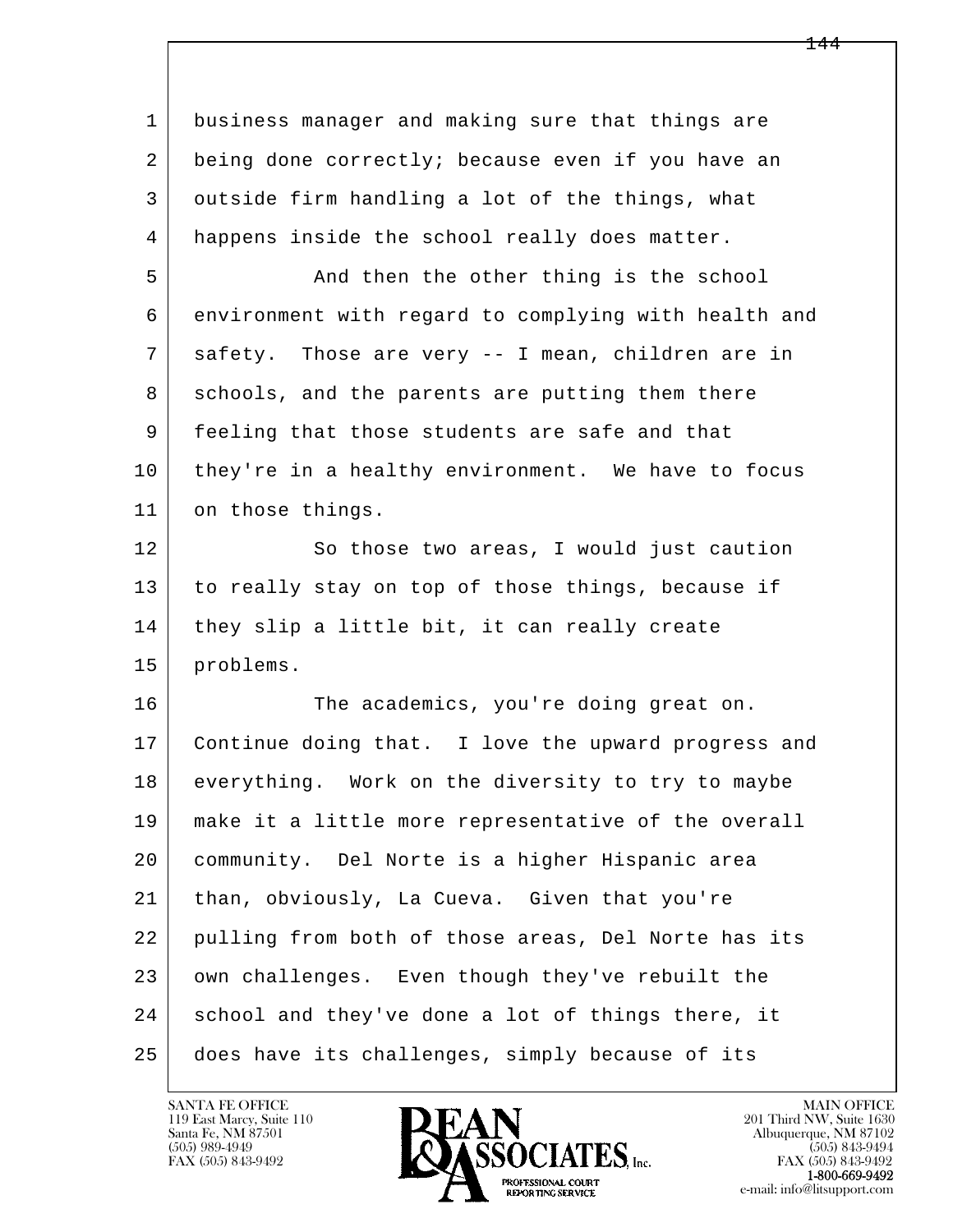business manager and making sure that things are being done correctly; because even if you have an outside firm handling a lot of the things, what happens inside the school really does matter.

And then the other thing is the school environment with regard to complying with health and safety. Those are very -- I mean, children are in schools, and the parents are putting them there feeling that those students are safe and that they're in a healthy environment. We have to focus on those things.

So those two areas, I would just caution to really stay on top of those things, because if they slip a little bit, it can really create problems.

The academics, you're doing great on. Continue doing that. I love the upward progress and everything. Work on the diversity to try to maybe make it a little more representative of the overall community. Del Norte is a higher Hispanic area than, obviously, La Cueva. Given that you're pulling from both of those areas, Del Norte has its own challenges. Even though they've rebuilt the school and they've done a lot of things there, it does have its challenges, simply because of its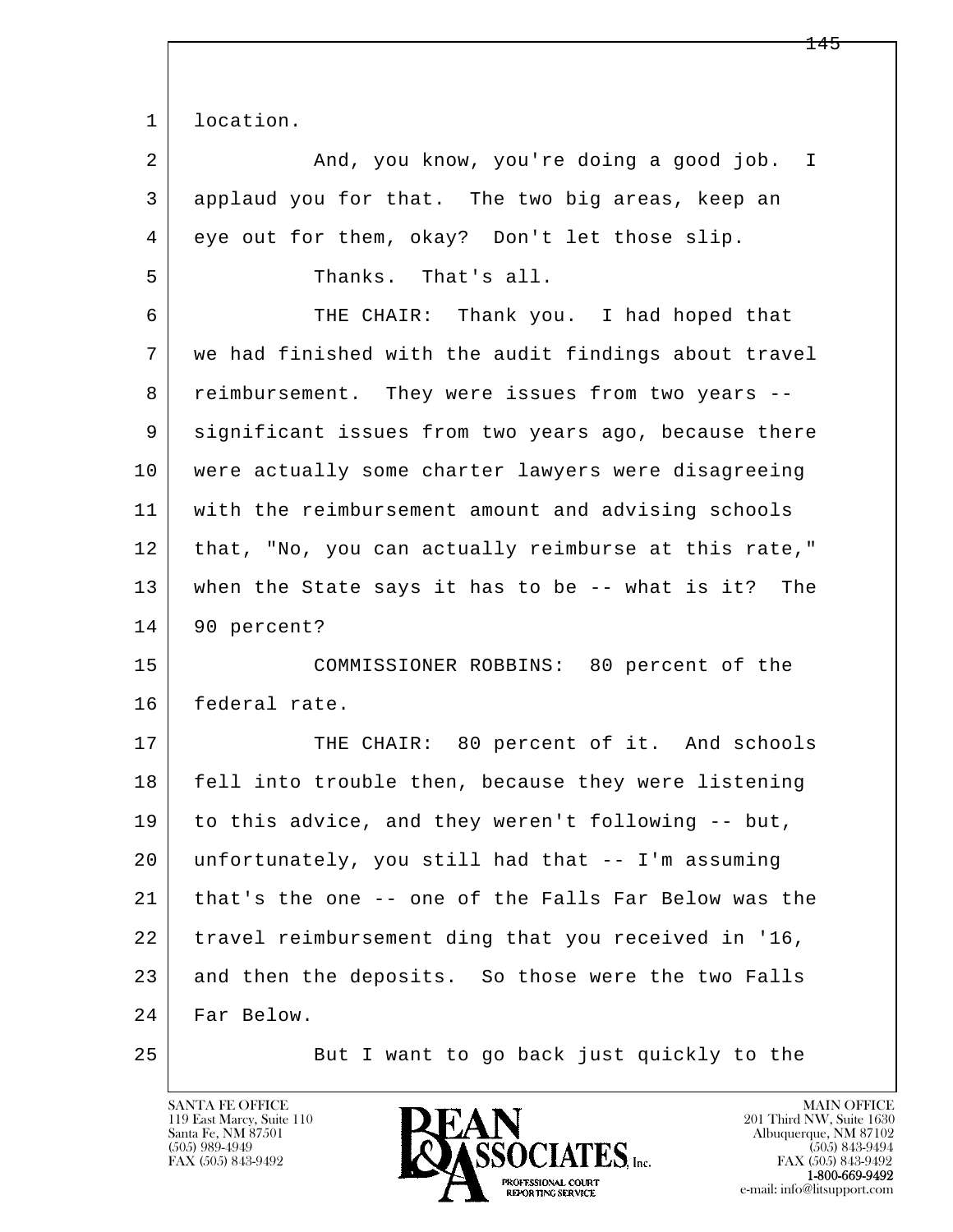location.

And, you know, you're doing a good job. I applaud you for that. The two big areas, keep an eye out for them, okay? Don't let those slip.

Thanks. That's all.

THE CHAIR: Thank you. I had hoped that we had finished with the audit findings about travel reimbursement. They were issues from two years -- significant issues from two years ago, because there were actually some charter lawyers were disagreeing with the reimbursement amount and advising schools that, "No, you can actually reimburse at this rate," when the State says it has to be -- what is it? The 90 percent?

COMMISSIONER ROBBINS: 80 percent of the federal rate.

THE CHAIR: 80 percent of it. And schools fell into trouble then, because they were listening to this advice, and they weren't following -- but, unfortunately, you still had that -- I'm assuming that's the one -- one of the Falls Far Below was the travel reimbursement ding that you received in '16, and then the deposits. So those were the two Falls Far Below.

But I want to go back just quickly to the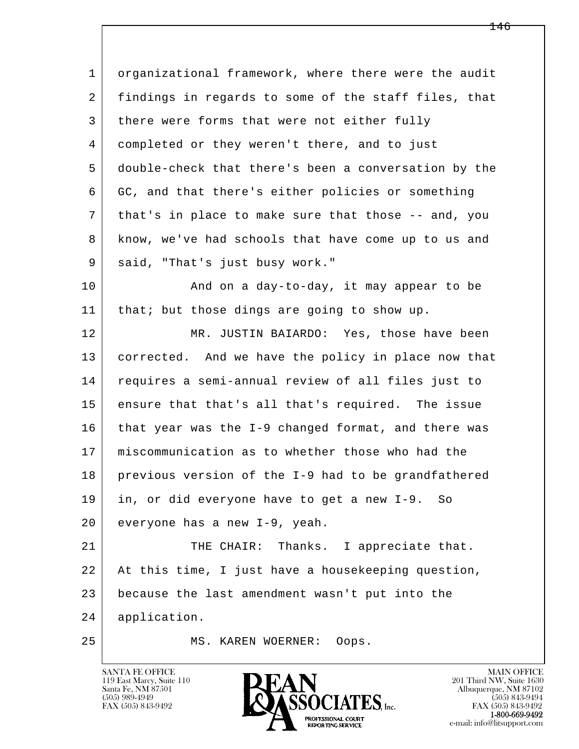organizational framework, where there were the audit findings in regards to some of the staff files, that there were forms that were not either fully completed or they weren't there, and to just double-check that there's been a conversation by the GC, and that there's either policies or something that's in place to make sure that those -- and, you know, we've had schools that have come up to us and said, "That's just busy work."

And on a day-to-day, it may appear to be that; but those dings are going to show up.

MR. JUSTIN BAIARDO: Yes, those have been corrected. And we have the policy in place now that requires a semi-annual review of all files just to ensure that that's all that's required. The issue that year was the I-9 changed format, and there was miscommunication as to whether those who had the previous version of the I-9 had to be grandfathered in, or did everyone have to get a new I-9. So everyone has a new I-9, yeah.

THE CHAIR: Thanks. I appreciate that. At this time, I just have a housekeeping question, because the last amendment wasn't put into the application.

MS. KAREN WOERNER: Oops.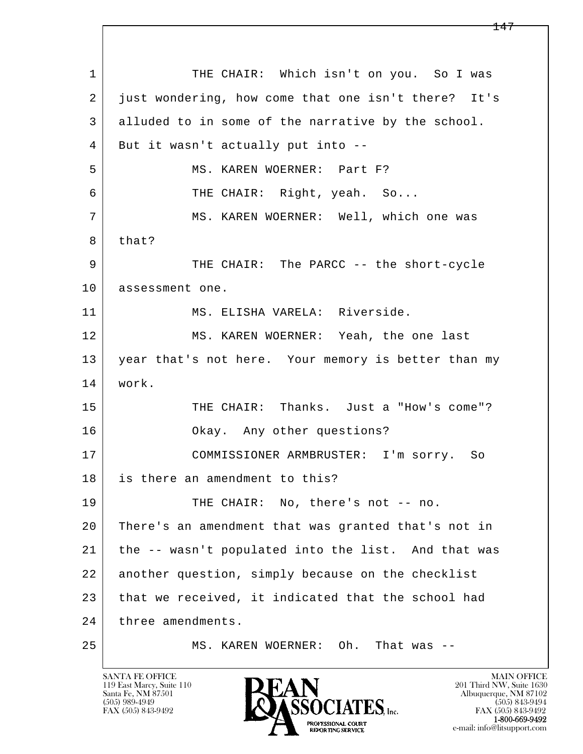1 THE CHAIR: Which isn't on you. So I was
2 just wondering, how come that one isn't there? It's
3 alluded to in some of the narrative by the school.
4 But it wasn't actually put into --
5 MS. KAREN WOERNER: Part F?
6 THE CHAIR: Right, yeah. So...
7 MS. KAREN WOERNER: Well, which one was
8 that?
9 THE CHAIR: The PARCC -- the short-cycle
10 assessment one.
11 MS. ELISHA VARELA: Riverside.
12 MS. KAREN WOERNER: Yeah, the one last
13 year that's not here. Your memory is better than my
14 work.
15 THE CHAIR: Thanks. Just a "How's come"?
16 Okay. Any other questions?
17 COMMISSIONER ARMBRUSTER: I'm sorry. So
18 is there an amendment to this?
19 THE CHAIR: No, there's not -- no.
20 There's an amendment that was granted that's not in
21 the -- wasn't populated into the list. And that was
22 another question, simply because on the checklist
23 that we received, it indicated that the school had
24 three amendments.
25 MS. KAREN WOERNER: Oh. That was --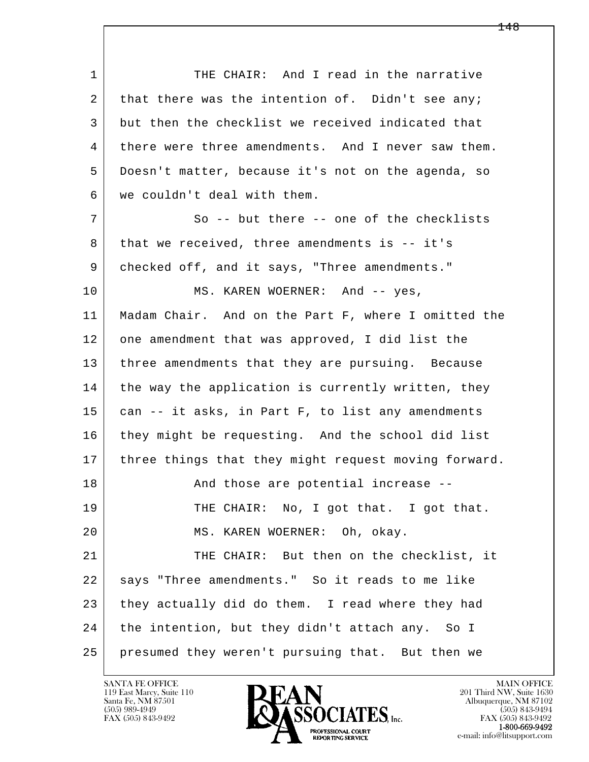1 THE CHAIR: And I read in the narrative
2 that there was the intention of. Didn't see any;
3 but then the checklist we received indicated that
4 there were three amendments. And I never saw them.
5 Doesn't matter, because it's not on the agenda, so
6 we couldn't deal with them.
7 So -- but there -- one of the checklists
8 that we received, three amendments is -- it's
9 checked off, and it says, "Three amendments."
10 MS. KAREN WOERNER: And -- yes,
11 Madam Chair. And on the Part F, where I omitted the
12 one amendment that was approved, I did list the
13 three amendments that they are pursuing. Because
14 the way the application is currently written, they
15 can -- it asks, in Part F, to list any amendments
16 they might be requesting. And the school did list
17 three things that they might request moving forward.
18 And those are potential increase --
19 THE CHAIR: No, I got that. I got that.
20 MS. KAREN WOERNER: Oh, okay.
21 THE CHAIR: But then on the checklist, it
22 says "Three amendments." So it reads to me like
23 they actually did do them. I read where they had
24 the intention, but they didn't attach any. So I
25 presumed they weren't pursuing that. But then we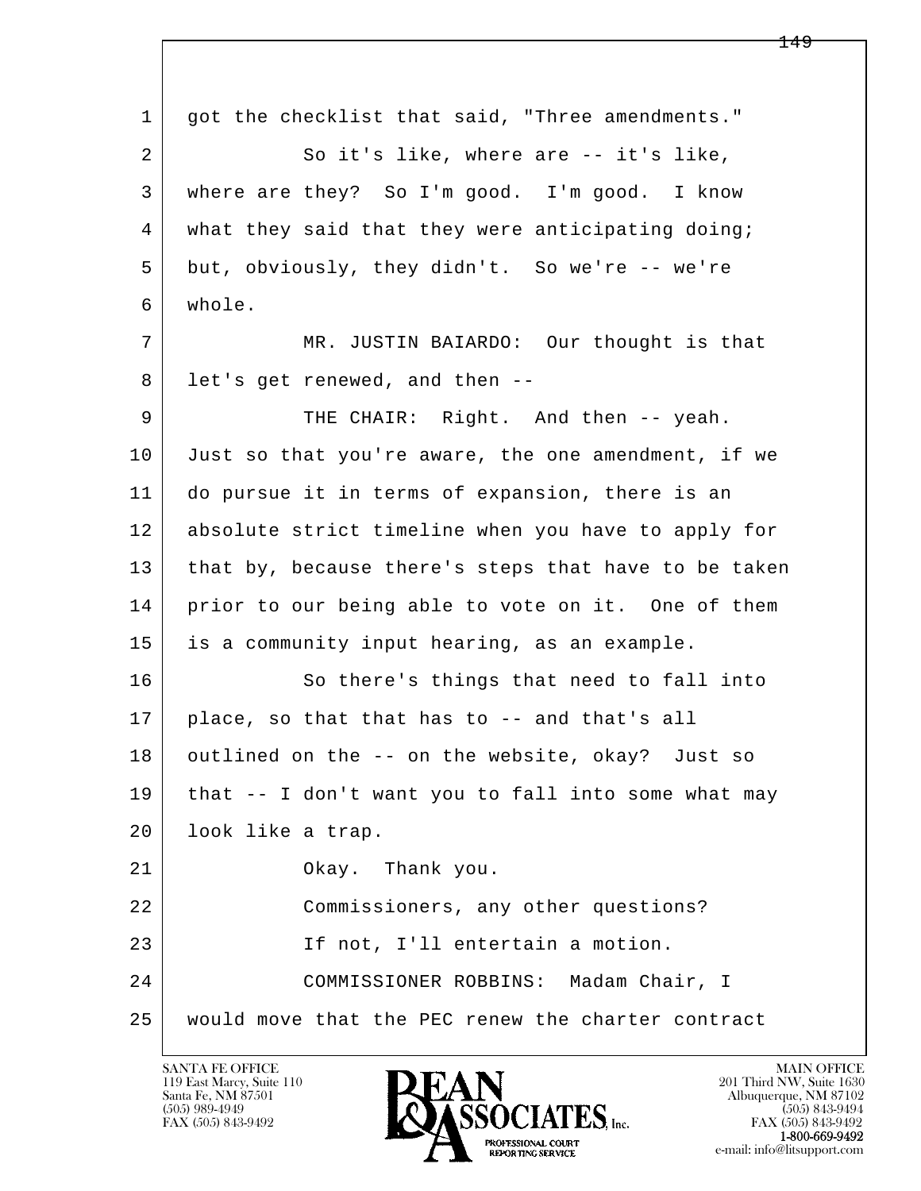1 got the checklist that said, "Three amendments."

2 So it's like, where are -- it's like,

3 where are they? So I'm good. I'm good. I know

4 what they said that they were anticipating doing;

5 but, obviously, they didn't. So we're -- we're

6 whole.

7 MR. JUSTIN BAIARDO: Our thought is that

8 let's get renewed, and then --

9 THE CHAIR: Right. And then -- yeah.

10 Just so that you're aware, the one amendment, if we

11 do pursue it in terms of expansion, there is an

12 absolute strict timeline when you have to apply for

13 that by, because there's steps that have to be taken

14 prior to our being able to vote on it. One of them

15 is a community input hearing, as an example.

16 So there's things that need to fall into

17 place, so that that has to -- and that's all

18 outlined on the -- on the website, okay? Just so

19 that -- I don't want you to fall into some what may

20 look like a trap.

21 Okay. Thank you.

22 Commissioners, any other questions?

23 If not, I'll entertain a motion.

24 COMMISSIONER ROBBINS: Madam Chair, I

25 would move that the PEC renew the charter contract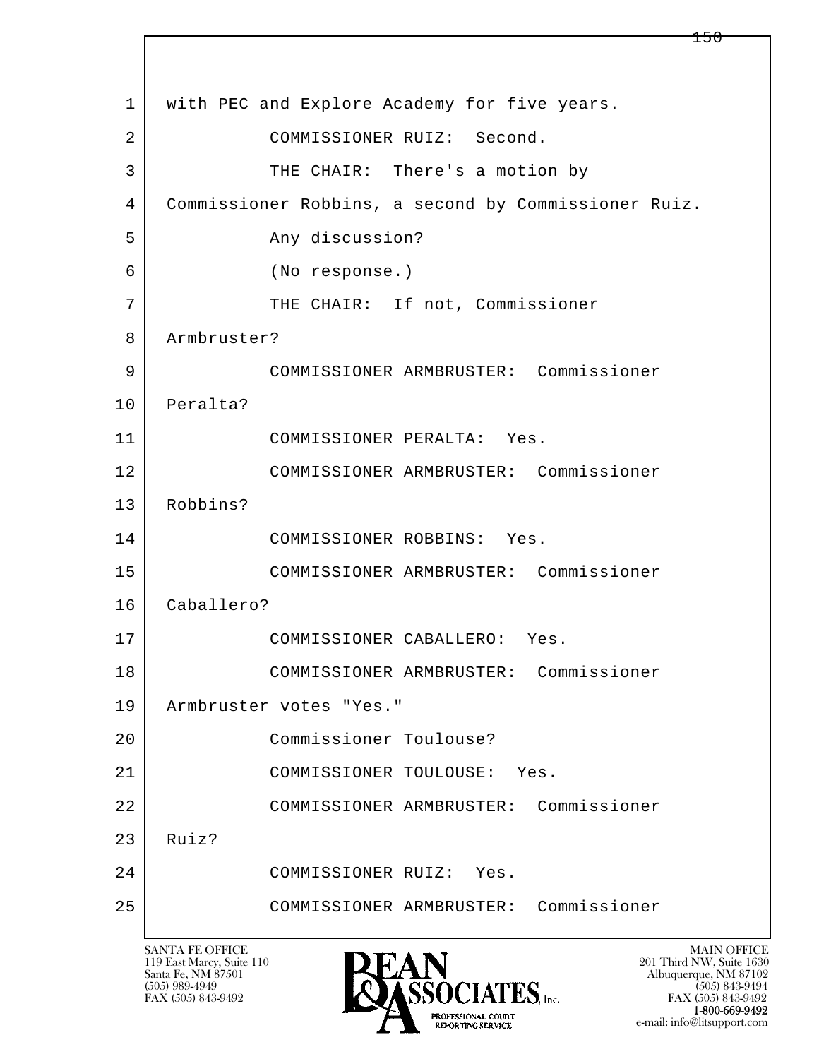with PEC and Explore Academy for five years.

COMMISSIONER RUIZ: Second.

THE CHAIR: There's a motion by Commissioner Robbins, a second by Commissioner Ruiz.

Any discussion?

(No response.)

THE CHAIR: If not, Commissioner Armbruster?

COMMISSIONER ARMBRUSTER: Commissioner Peralta?

COMMISSIONER PERALTA: Yes.

COMMISSIONER ARMBRUSTER: Commissioner Robbins?

COMMISSIONER ROBBINS: Yes.

COMMISSIONER ARMBRUSTER: Commissioner Caballero?

COMMISSIONER CABALLERO: Yes.

COMMISSIONER ARMBRUSTER: Commissioner Armbruster votes "Yes."

Commissioner Toulouse?

COMMISSIONER TOULOUSE: Yes.

COMMISSIONER ARMBRUSTER: Commissioner Ruiz?

COMMISSIONER RUIZ: Yes.

COMMISSIONER ARMBRUSTER: Commissioner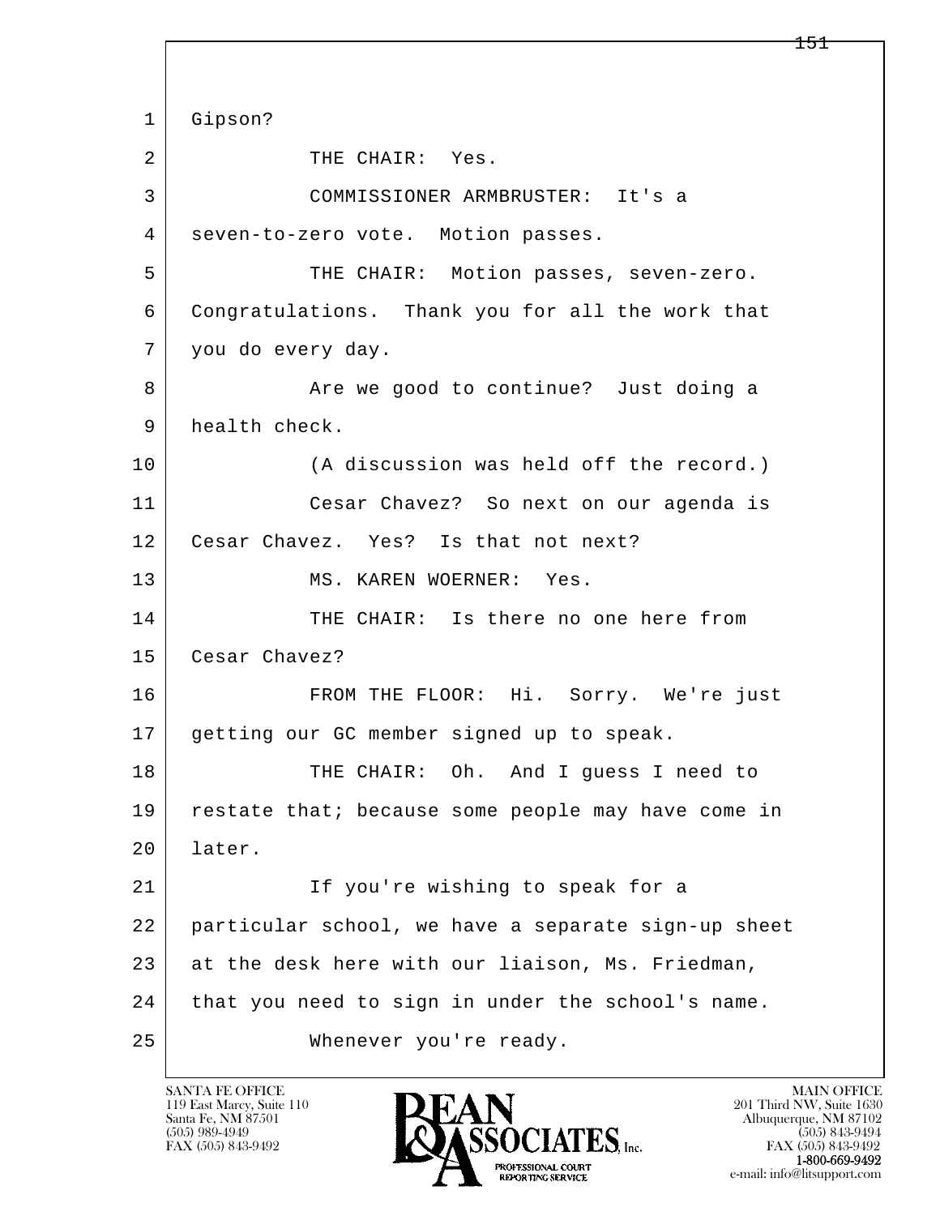1 Gipson?

2 THE CHAIR: Yes.

3 COMMISSIONER ARMBRUSTER: It's a

4 seven-to-zero vote. Motion passes.

5 THE CHAIR: Motion passes, seven-zero.

6 Congratulations. Thank you for all the work that

7 you do every day.

8 Are we good to continue? Just doing a

9 health check.

10 (A discussion was held off the record.)

11 Cesar Chavez? So next on our agenda is

12 Cesar Chavez. Yes? Is that not next?

13 MS. KAREN WOERNER: Yes.

14 THE CHAIR: Is there no one here from

15 Cesar Chavez?

16 FROM THE FLOOR: Hi. Sorry. We're just

17 getting our GC member signed up to speak.

18 THE CHAIR: Oh. And I guess I need to

19 restate that; because some people may have come in

20 later.

21 If you're wishing to speak for a

22 particular school, we have a separate sign-up sheet

23 at the desk here with our liaison, Ms. Friedman,

24 that you need to sign in under the school's name.

25 Whenever you're ready.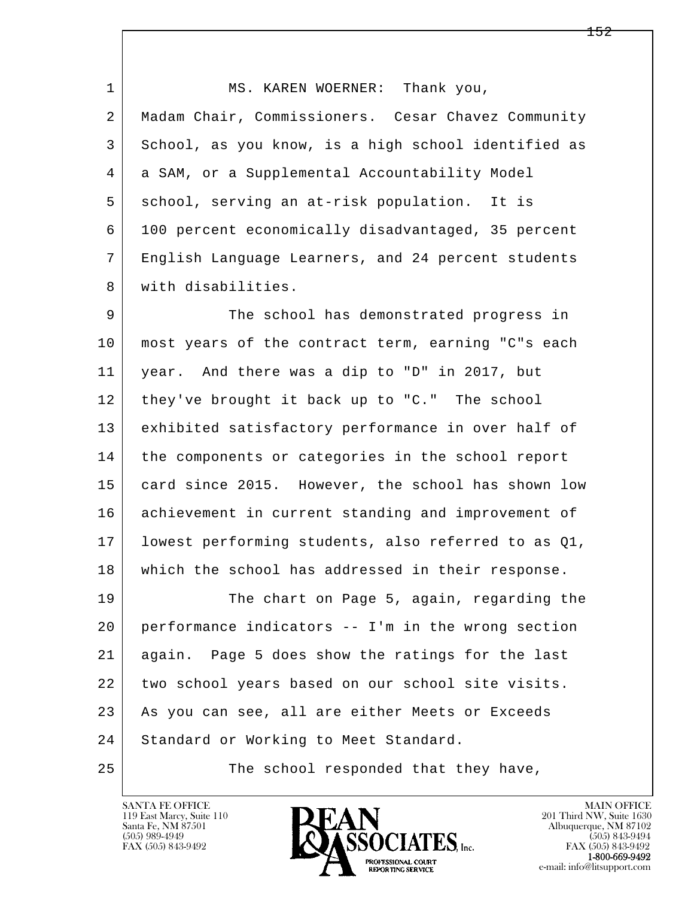MS. KAREN WOERNER: Thank you, Madam Chair, Commissioners. Cesar Chavez Community School, as you know, is a high school identified as a SAM, or a Supplemental Accountability Model school, serving an at-risk population. It is 100 percent economically disadvantaged, 35 percent English Language Learners, and 24 percent students with disabilities.

The school has demonstrated progress in most years of the contract term, earning "C"s each year. And there was a dip to "D" in 2017, but they've brought it back up to "C." The school exhibited satisfactory performance in over half of the components or categories in the school report card since 2015. However, the school has shown low achievement in current standing and improvement of lowest performing students, also referred to as Q1, which the school has addressed in their response.

The chart on Page 5, again, regarding the performance indicators -- I'm in the wrong section again. Page 5 does show the ratings for the last two school years based on our school site visits. As you can see, all are either Meets or Exceeds Standard or Working to Meet Standard.

The school responded that they have,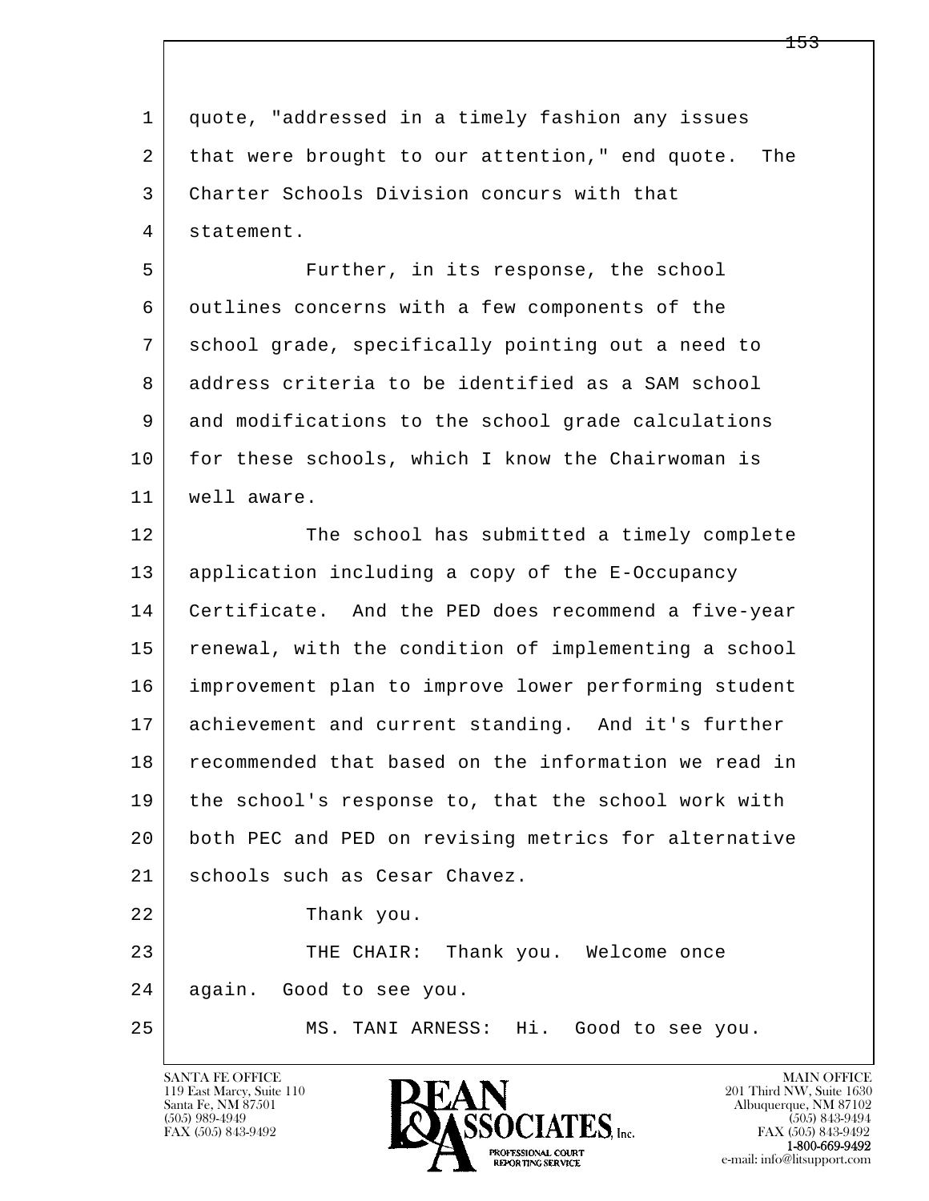quote, "addressed in a timely fashion any issues that were brought to our attention," end quote. The Charter Schools Division concurs with that statement.

Further, in its response, the school outlines concerns with a few components of the school grade, specifically pointing out a need to address criteria to be identified as a SAM school and modifications to the school grade calculations for these schools, which I know the Chairwoman is well aware.

The school has submitted a timely complete application including a copy of the E-Occupancy Certificate. And the PED does recommend a five-year renewal, with the condition of implementing a school improvement plan to improve lower performing student achievement and current standing. And it's further recommended that based on the information we read in the school's response to, that the school work with both PEC and PED on revising metrics for alternative schools such as Cesar Chavez.

Thank you.

THE CHAIR: Thank you. Welcome once again. Good to see you.

MS. TANI ARNESS: Hi. Good to see you.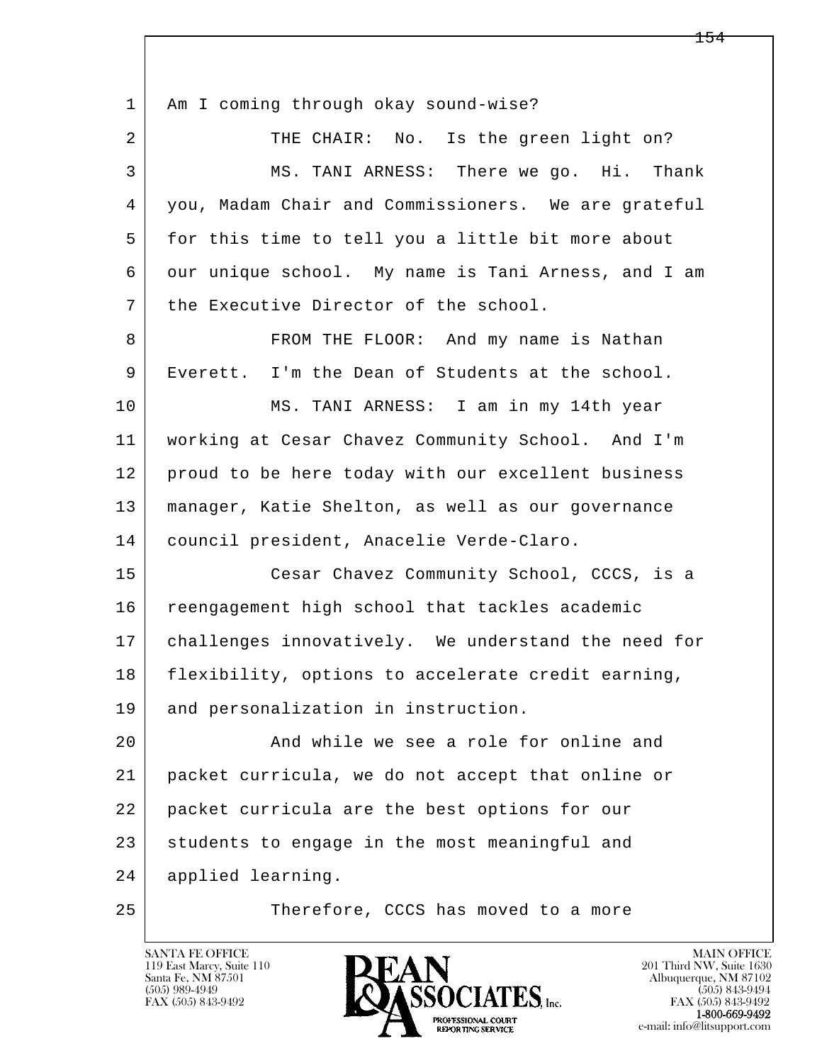1 Am I coming through okay sound-wise?

2 THE CHAIR: No. Is the green light on?

3 MS. TANI ARNESS: There we go. Hi. Thank

4 you, Madam Chair and Commissioners. We are grateful

5 for this time to tell you a little bit more about

6 our unique school. My name is Tani Arness, and I am

7 the Executive Director of the school.

8 FROM THE FLOOR: And my name is Nathan

9 Everett. I'm the Dean of Students at the school.

10 MS. TANI ARNESS: I am in my 14th year

11 working at Cesar Chavez Community School. And I'm

12 proud to be here today with our excellent business

13 manager, Katie Shelton, as well as our governance

14 council president, Anacelie Verde-Claro.

15 Cesar Chavez Community School, CCCS, is a

16 reengagement high school that tackles academic

17 challenges innovatively. We understand the need for

18 flexibility, options to accelerate credit earning,

19 and personalization in instruction.

20 And while we see a role for online and

21 packet curricula, we do not accept that online or

22 packet curricula are the best options for our

23 students to engage in the most meaningful and

24 applied learning.

25 Therefore, CCCS has moved to a more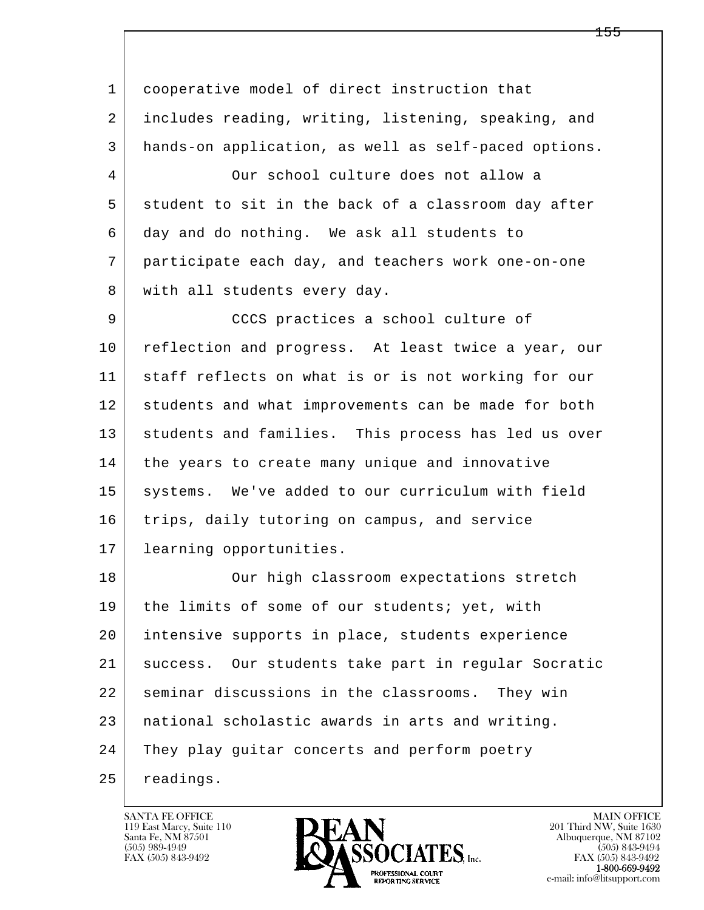cooperative model of direct instruction that includes reading, writing, listening, speaking, and hands-on application, as well as self-paced options.

Our school culture does not allow a student to sit in the back of a classroom day after day and do nothing. We ask all students to participate each day, and teachers work one-on-one with all students every day.

CCCS practices a school culture of reflection and progress. At least twice a year, our staff reflects on what is or is not working for our students and what improvements can be made for both students and families. This process has led us over the years to create many unique and innovative systems. We've added to our curriculum with field trips, daily tutoring on campus, and service learning opportunities.

Our high classroom expectations stretch the limits of some of our students; yet, with intensive supports in place, students experience success. Our students take part in regular Socratic seminar discussions in the classrooms. They win national scholastic awards in arts and writing. They play guitar concerts and perform poetry readings.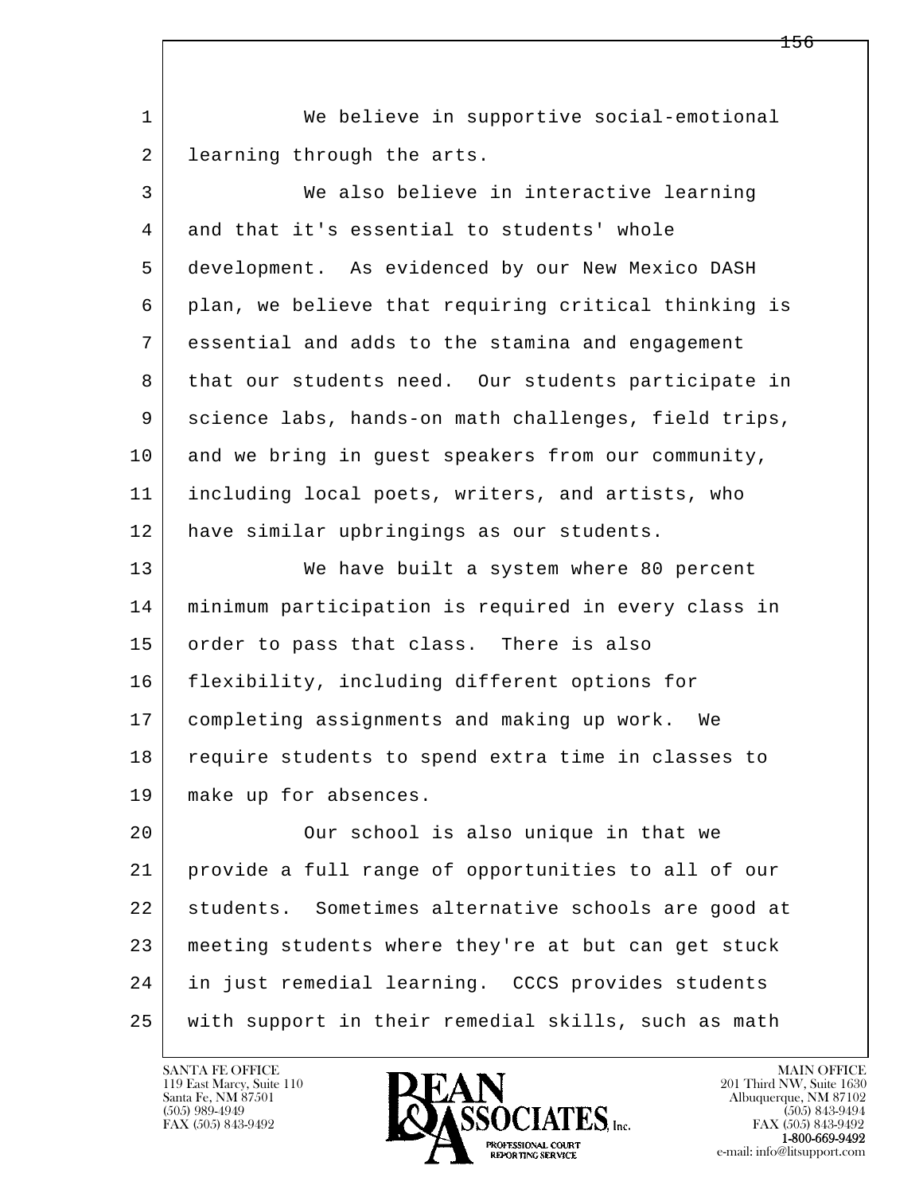We believe in supportive social-emotional learning through the arts.

We also believe in interactive learning and that it's essential to students' whole development. As evidenced by our New Mexico DASH plan, we believe that requiring critical thinking is essential and adds to the stamina and engagement that our students need. Our students participate in science labs, hands-on math challenges, field trips, and we bring in guest speakers from our community, including local poets, writers, and artists, who have similar upbringings as our students.

We have built a system where 80 percent minimum participation is required in every class in order to pass that class. There is also flexibility, including different options for completing assignments and making up work. We require students to spend extra time in classes to make up for absences.

Our school is also unique in that we provide a full range of opportunities to all of our students. Sometimes alternative schools are good at meeting students where they're at but can get stuck in just remedial learning. CCCS provides students with support in their remedial skills, such as math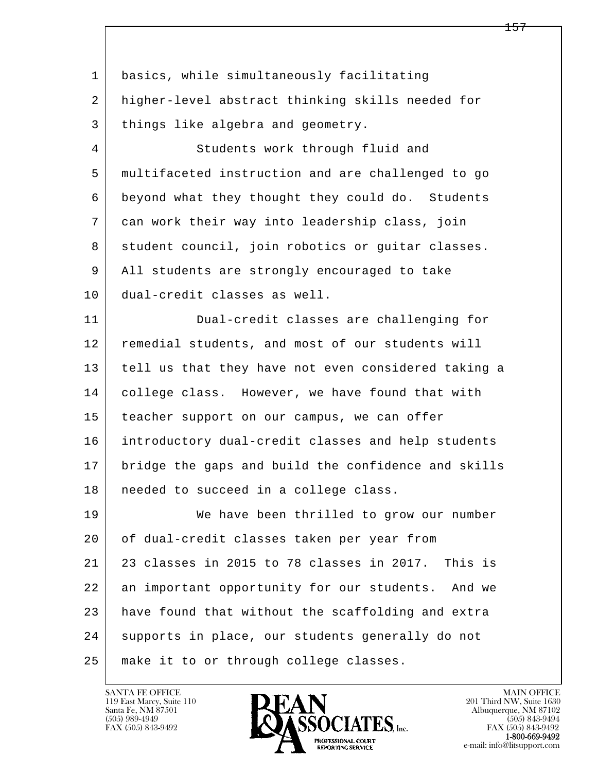basics, while simultaneously facilitating higher-level abstract thinking skills needed for things like algebra and geometry.

Students work through fluid and multifaceted instruction and are challenged to go beyond what they thought they could do. Students can work their way into leadership class, join student council, join robotics or guitar classes. All students are strongly encouraged to take dual-credit classes as well.

Dual-credit classes are challenging for remedial students, and most of our students will tell us that they have not even considered taking a college class. However, we have found that with teacher support on our campus, we can offer introductory dual-credit classes and help students bridge the gaps and build the confidence and skills needed to succeed in a college class.

We have been thrilled to grow our number of dual-credit classes taken per year from 23 classes in 2015 to 78 classes in 2017. This is an important opportunity for our students. And we have found that without the scaffolding and extra supports in place, our students generally do not make it to or through college classes.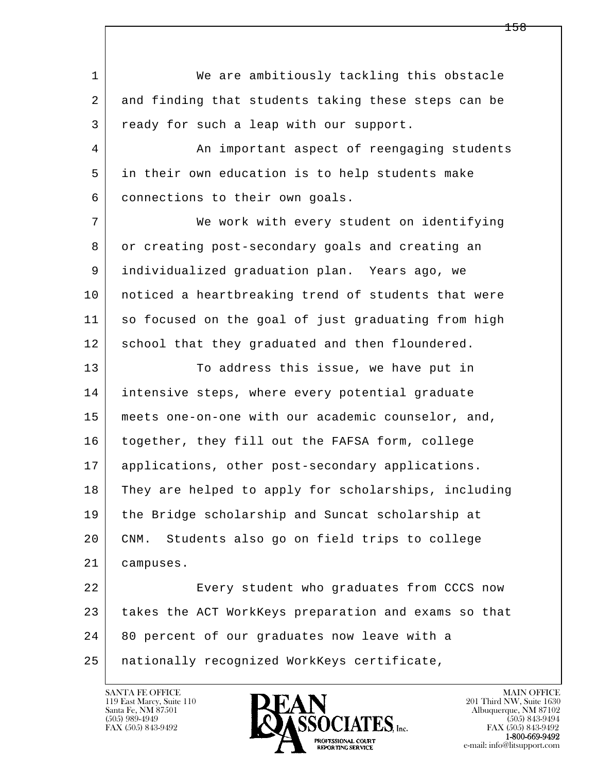We are ambitiously tackling this obstacle and finding that students taking these steps can be ready for such a leap with our support.

An important aspect of reengaging students in their own education is to help students make connections to their own goals.

We work with every student on identifying or creating post-secondary goals and creating an individualized graduation plan. Years ago, we noticed a heartbreaking trend of students that were so focused on the goal of just graduating from high school that they graduated and then floundered.

To address this issue, we have put in intensive steps, where every potential graduate meets one-on-one with our academic counselor, and, together, they fill out the FAFSA form, college applications, other post-secondary applications. They are helped to apply for scholarships, including the Bridge scholarship and Suncat scholarship at CNM. Students also go on field trips to college campuses.

Every student who graduates from CCCS now takes the ACT WorkKeys preparation and exams so that 80 percent of our graduates now leave with a nationally recognized WorkKeys certificate,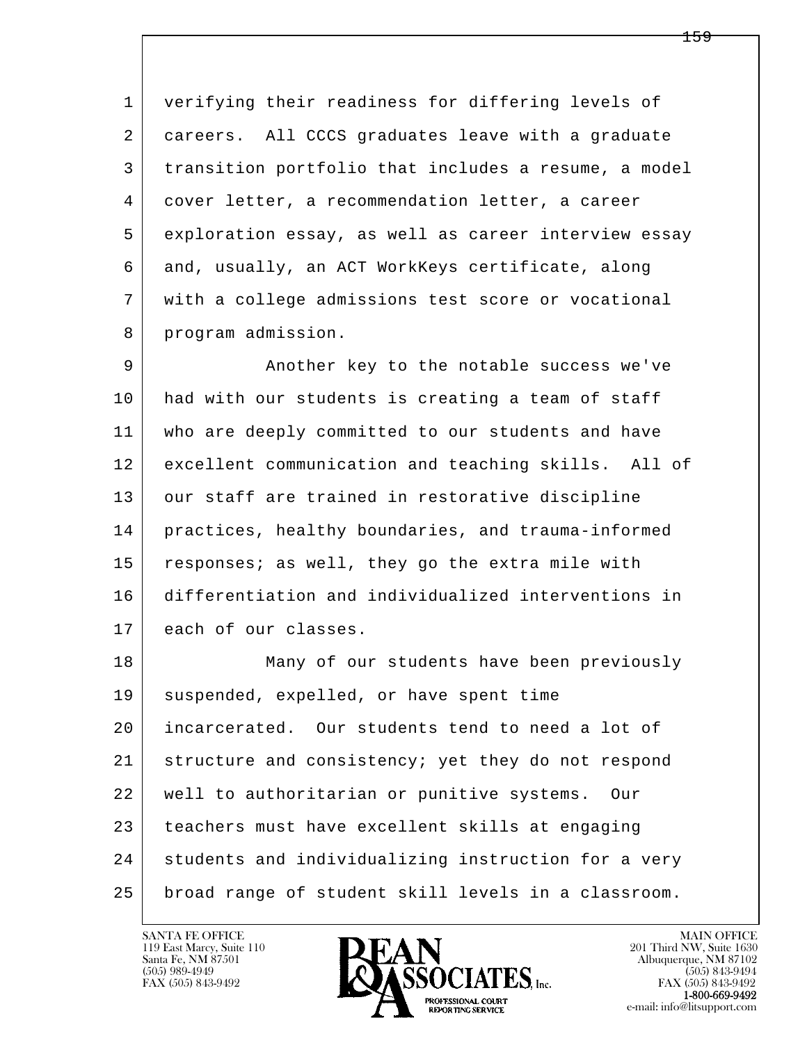verifying their readiness for differing levels of careers. All CCCS graduates leave with a graduate transition portfolio that includes a resume, a model cover letter, a recommendation letter, a career exploration essay, as well as career interview essay and, usually, an ACT WorkKeys certificate, along with a college admissions test score or vocational program admission.

Another key to the notable success we've had with our students is creating a team of staff who are deeply committed to our students and have excellent communication and teaching skills. All of our staff are trained in restorative discipline practices, healthy boundaries, and trauma-informed responses; as well, they go the extra mile with differentiation and individualized interventions in each of our classes.

Many of our students have been previously suspended, expelled, or have spent time incarcerated. Our students tend to need a lot of structure and consistency; yet they do not respond well to authoritarian or punitive systems. Our teachers must have excellent skills at engaging students and individualizing instruction for a very broad range of student skill levels in a classroom.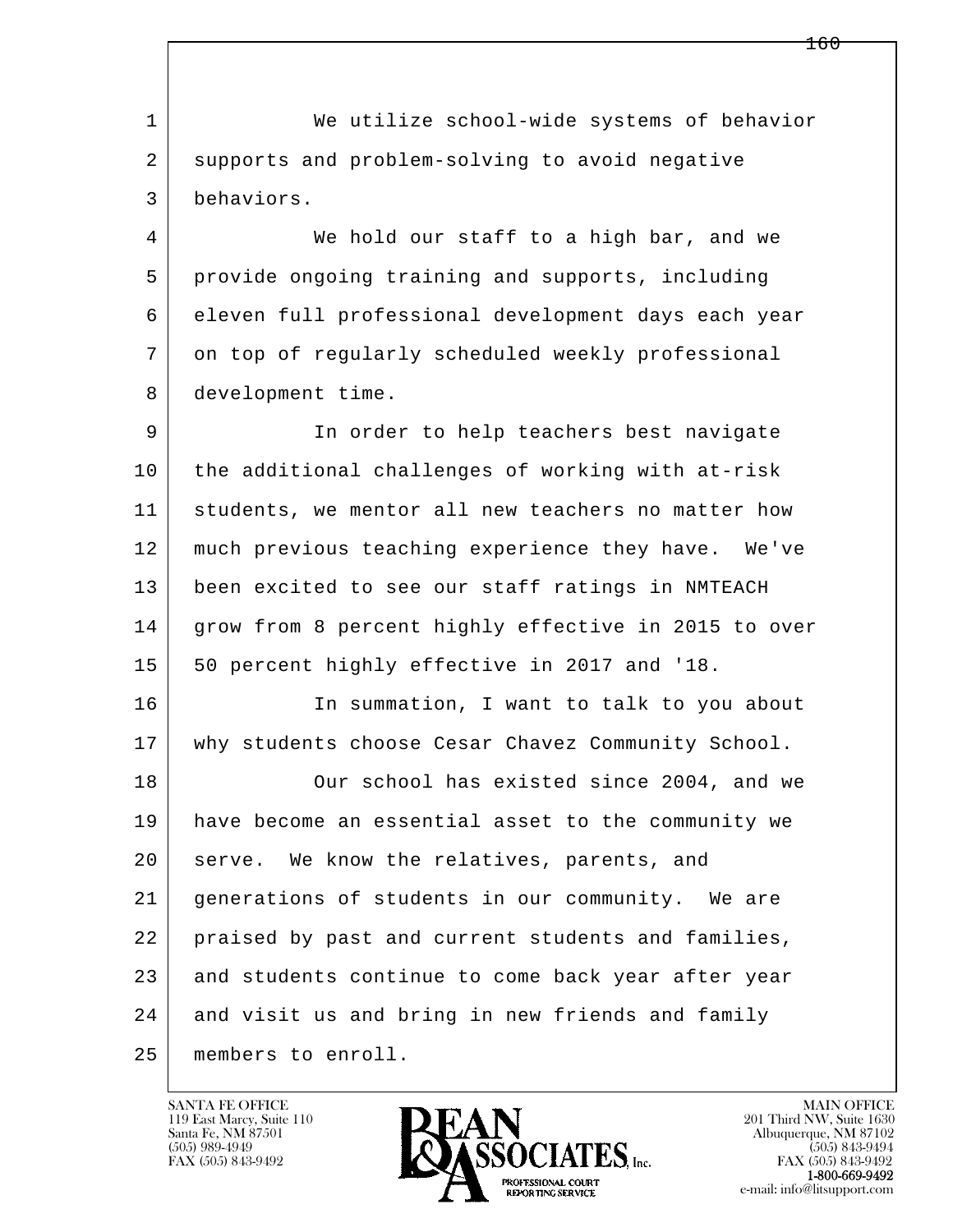We utilize school-wide systems of behavior supports and problem-solving to avoid negative behaviors.

We hold our staff to a high bar, and we provide ongoing training and supports, including eleven full professional development days each year on top of regularly scheduled weekly professional development time.

In order to help teachers best navigate the additional challenges of working with at-risk students, we mentor all new teachers no matter how much previous teaching experience they have. We've been excited to see our staff ratings in NMTEACH grow from 8 percent highly effective in 2015 to over 50 percent highly effective in 2017 and '18.

In summation, I want to talk to you about why students choose Cesar Chavez Community School.

Our school has existed since 2004, and we have become an essential asset to the community we serve. We know the relatives, parents, and generations of students in our community. We are praised by past and current students and families, and students continue to come back year after year and visit us and bring in new friends and family members to enroll.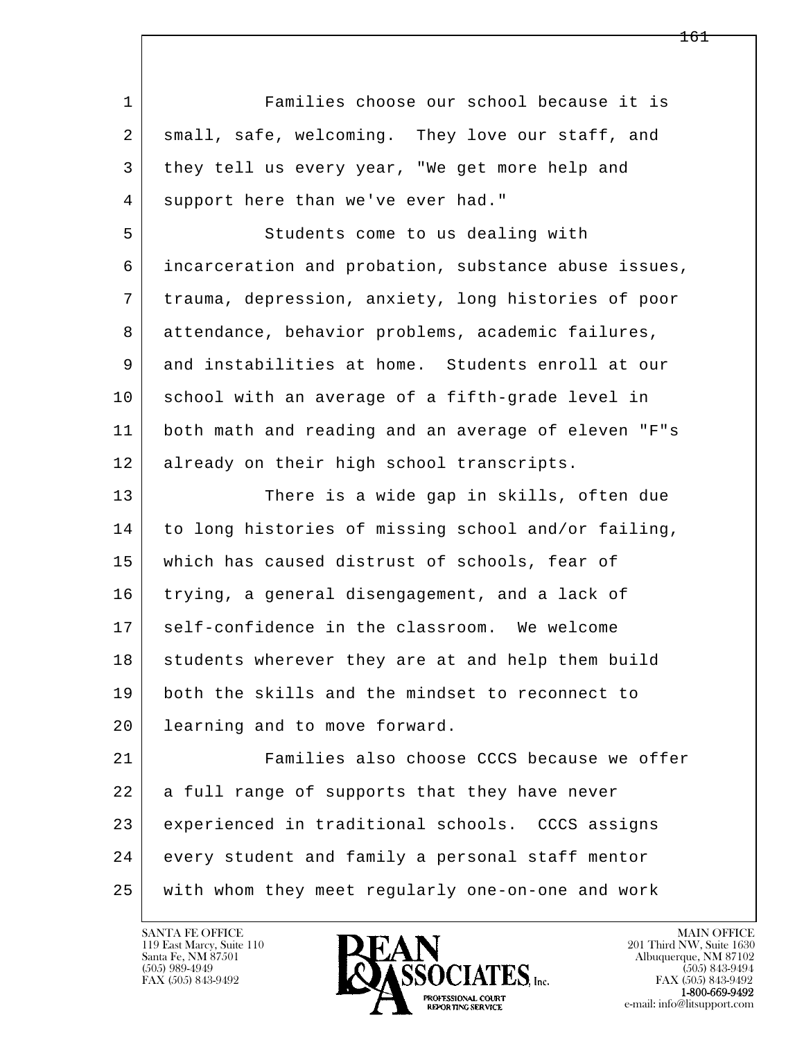Families choose our school because it is small, safe, welcoming. They love our staff, and they tell us every year, "We get more help and support here than we've ever had."

Students come to us dealing with incarceration and probation, substance abuse issues, trauma, depression, anxiety, long histories of poor attendance, behavior problems, academic failures, and instabilities at home. Students enroll at our school with an average of a fifth-grade level in both math and reading and an average of eleven "F"s already on their high school transcripts.

There is a wide gap in skills, often due to long histories of missing school and/or failing, which has caused distrust of schools, fear of trying, a general disengagement, and a lack of self-confidence in the classroom. We welcome students wherever they are at and help them build both the skills and the mindset to reconnect to learning and to move forward.

Families also choose CCCS because we offer a full range of supports that they have never experienced in traditional schools. CCCS assigns every student and family a personal staff mentor with whom they meet regularly one-on-one and work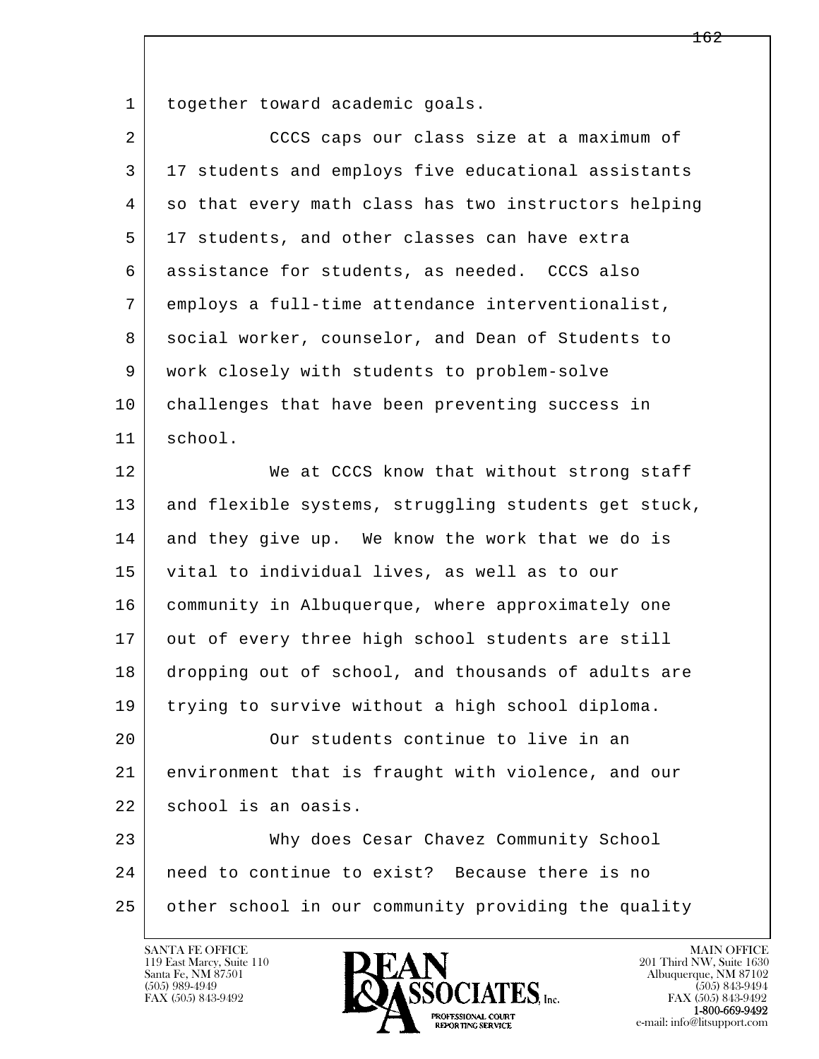together toward academic goals.

CCCS caps our class size at a maximum of 17 students and employs five educational assistants so that every math class has two instructors helping 17 students, and other classes can have extra assistance for students, as needed. CCCS also employs a full-time attendance interventionalist, social worker, counselor, and Dean of Students to work closely with students to problem-solve challenges that have been preventing success in school.

We at CCCS know that without strong staff and flexible systems, struggling students get stuck, and they give up. We know the work that we do is vital to individual lives, as well as to our community in Albuquerque, where approximately one out of every three high school students are still dropping out of school, and thousands of adults are trying to survive without a high school diploma.

Our students continue to live in an environment that is fraught with violence, and our school is an oasis.

Why does Cesar Chavez Community School need to continue to exist? Because there is no other school in our community providing the quality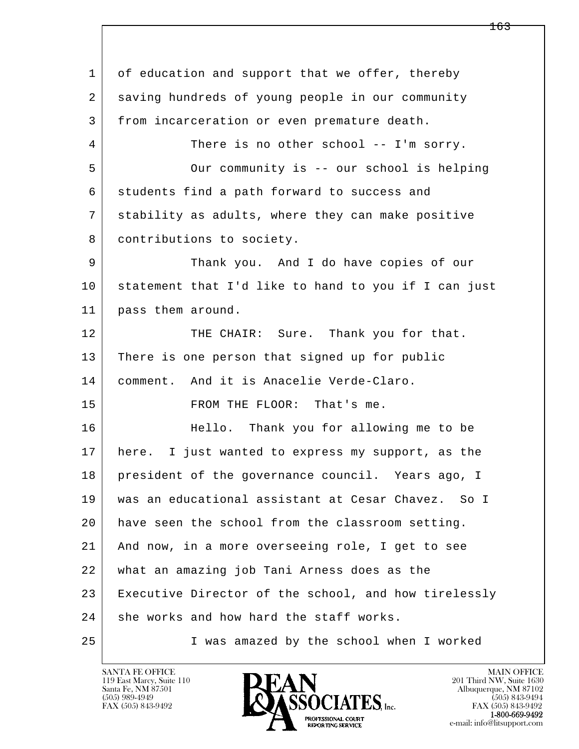1 of education and support that we offer, thereby
2 saving hundreds of young people in our community
3 from incarceration or even premature death.
4 There is no other school -- I'm sorry.
5 Our community is -- our school is helping
6 students find a path forward to success and
7 stability as adults, where they can make positive
8 contributions to society.
9 Thank you. And I do have copies of our
10 statement that I'd like to hand to you if I can just
11 pass them around.
12 THE CHAIR: Sure. Thank you for that.
13 There is one person that signed up for public
14 comment. And it is Anacelie Verde-Claro.
15 FROM THE FLOOR: That's me.
16 Hello. Thank you for allowing me to be
17 here. I just wanted to express my support, as the
18 president of the governance council. Years ago, I
19 was an educational assistant at Cesar Chavez. So I
20 have seen the school from the classroom setting.
21 And now, in a more overseeing role, I get to see
22 what an amazing job Tani Arness does as the
23 Executive Director of the school, and how tirelessly
24 she works and how hard the staff works.
25 I was amazed by the school when I worked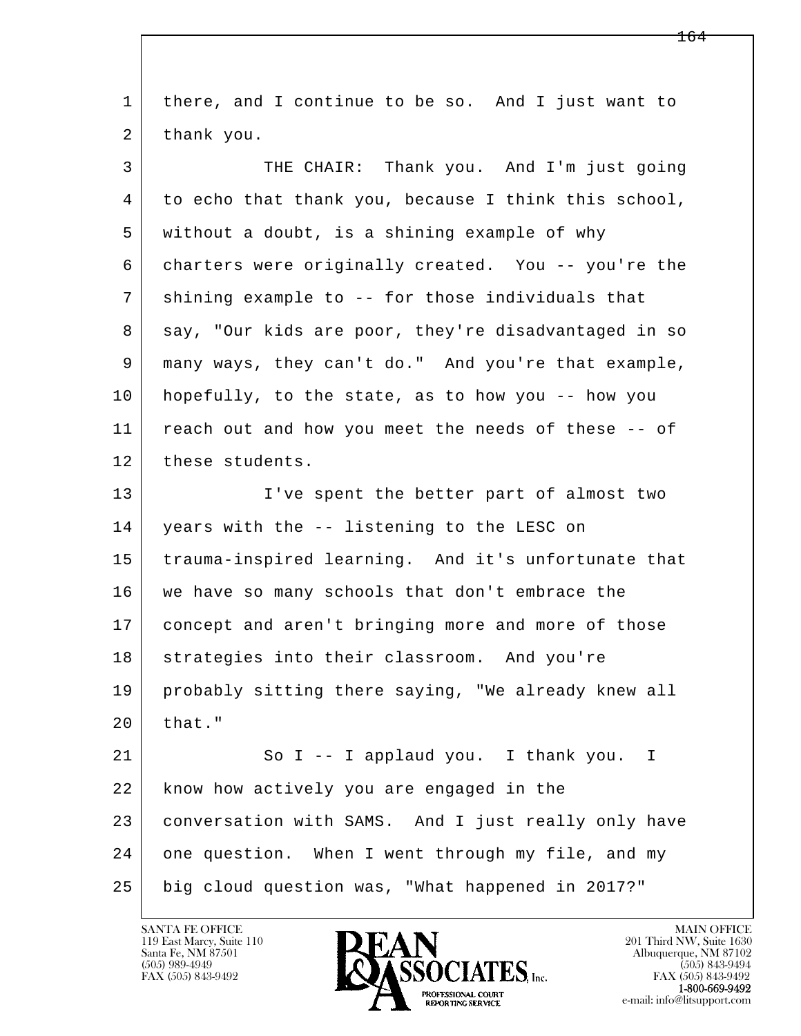there, and I continue to be so. And I just want to thank you.

THE CHAIR: Thank you. And I'm just going to echo that thank you, because I think this school, without a doubt, is a shining example of why charters were originally created. You -- you're the shining example to -- for those individuals that say, "Our kids are poor, they're disadvantaged in so many ways, they can't do." And you're that example, hopefully, to the state, as to how you -- how you reach out and how you meet the needs of these -- of these students.

I've spent the better part of almost two years with the -- listening to the LESC on trauma-inspired learning. And it's unfortunate that we have so many schools that don't embrace the concept and aren't bringing more and more of those strategies into their classroom. And you're probably sitting there saying, "We already knew all that."

So I -- I applaud you. I thank you. I know how actively you are engaged in the conversation with SAMS. And I just really only have one question. When I went through my file, and my big cloud question was, "What happened in 2017?"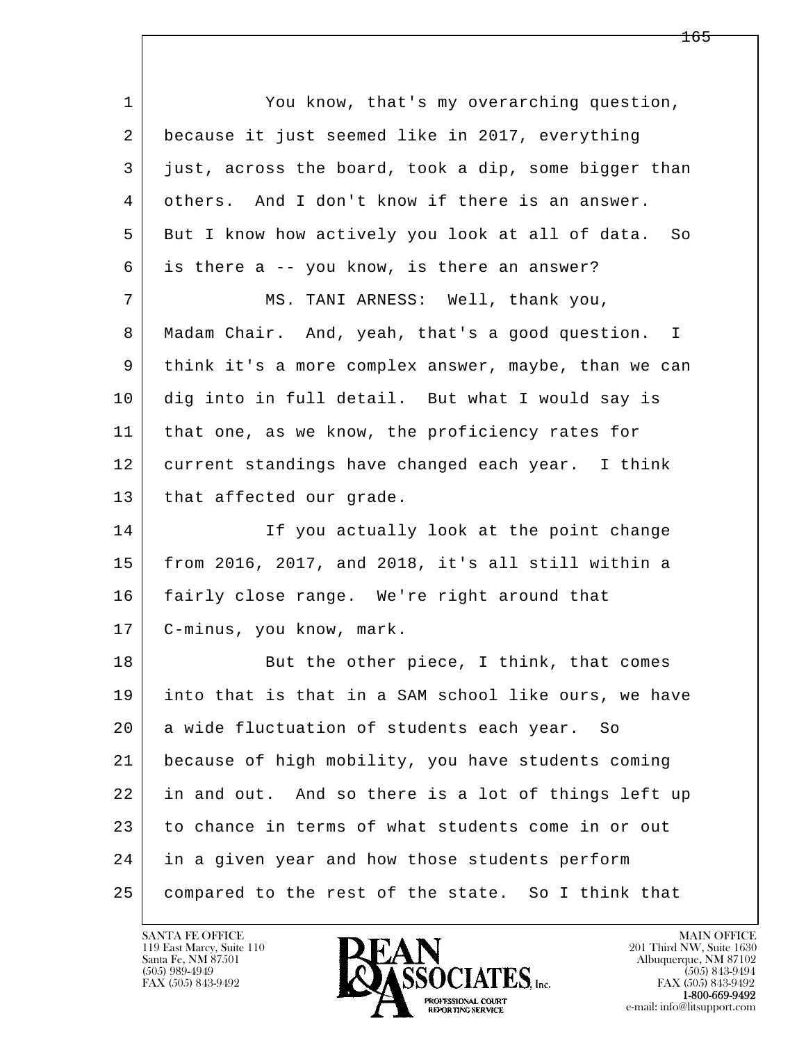You know, that's my overarching question, because it just seemed like in 2017, everything just, across the board, took a dip, some bigger than others. And I don't know if there is an answer. But I know how actively you look at all of data. So is there a -- you know, is there an answer?

MS. TANI ARNESS: Well, thank you, Madam Chair. And, yeah, that's a good question. I think it's a more complex answer, maybe, than we can dig into in full detail. But what I would say is that one, as we know, the proficiency rates for current standings have changed each year. I think that affected our grade.

If you actually look at the point change from 2016, 2017, and 2018, it's all still within a fairly close range. We're right around that C-minus, you know, mark.

But the other piece, I think, that comes into that is that in a SAM school like ours, we have a wide fluctuation of students each year. So because of high mobility, you have students coming in and out. And so there is a lot of things left up to chance in terms of what students come in or out in a given year and how those students perform compared to the rest of the state. So I think that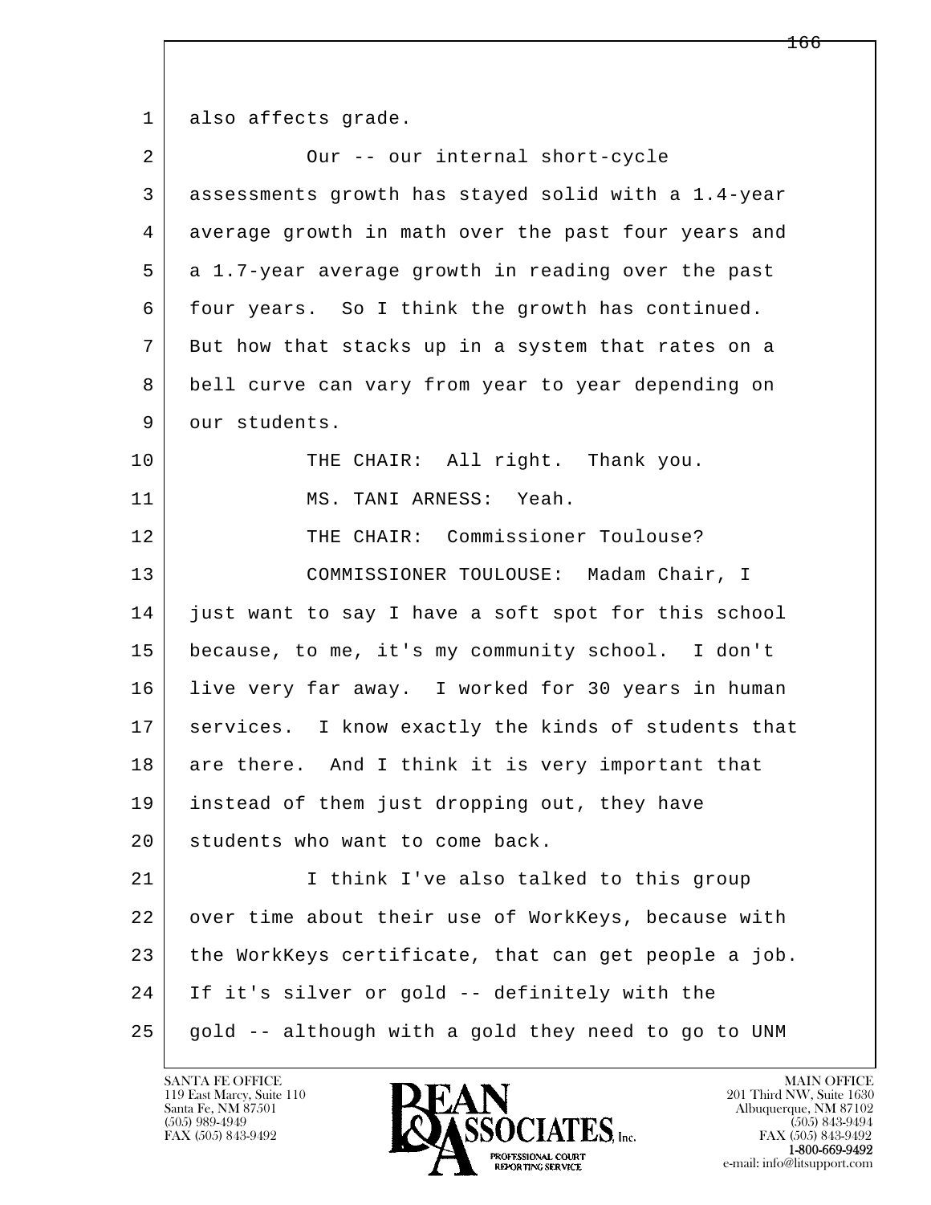also affects grade.

Our -- our internal short-cycle assessments growth has stayed solid with a 1.4-year average growth in math over the past four years and a 1.7-year average growth in reading over the past four years. So I think the growth has continued. But how that stacks up in a system that rates on a bell curve can vary from year to year depending on our students.

THE CHAIR: All right. Thank you.

MS. TANI ARNESS: Yeah.

THE CHAIR: Commissioner Toulouse?

COMMISSIONER TOULOUSE: Madam Chair, I just want to say I have a soft spot for this school because, to me, it's my community school. I don't live very far away. I worked for 30 years in human services. I know exactly the kinds of students that are there. And I think it is very important that instead of them just dropping out, they have students who want to come back.

I think I've also talked to this group over time about their use of WorkKeys, because with the WorkKeys certificate, that can get people a job. If it's silver or gold -- definitely with the gold -- although with a gold they need to go to UNM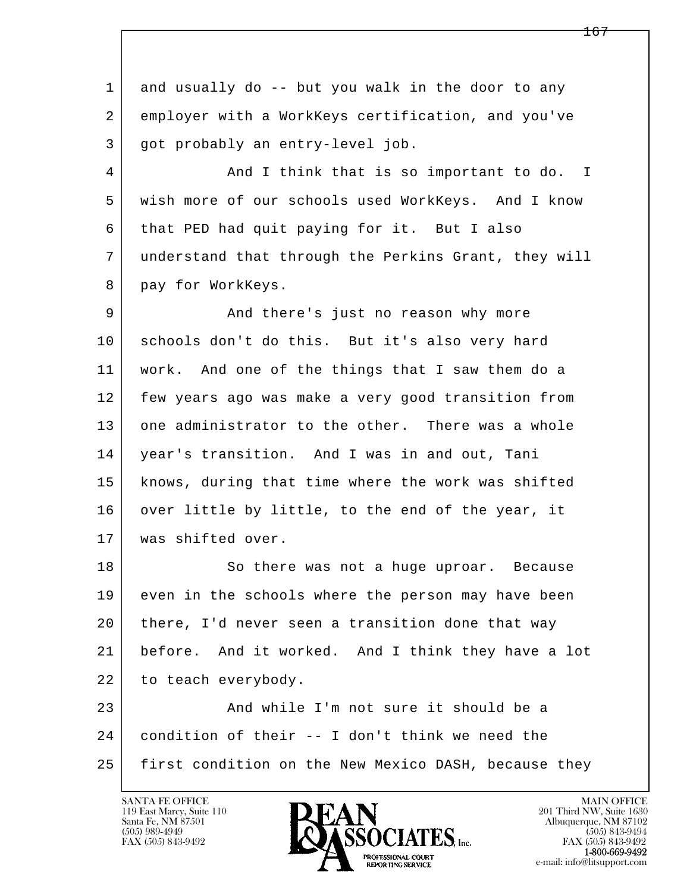1 and usually do -- but you walk in the door to any
2 employer with a WorkKeys certification, and you've
3 got probably an entry-level job.

4 And I think that is so important to do. I
5 wish more of our schools used WorkKeys. And I know
6 that PED had quit paying for it. But I also
7 understand that through the Perkins Grant, they will
8 pay for WorkKeys.

9 And there's just no reason why more
10 schools don't do this. But it's also very hard
11 work. And one of the things that I saw them do a
12 few years ago was make a very good transition from
13 one administrator to the other. There was a whole
14 year's transition. And I was in and out, Tani
15 knows, during that time where the work was shifted
16 over little by little, to the end of the year, it
17 was shifted over.

18 So there was not a huge uproar. Because
19 even in the schools where the person may have been
20 there, I'd never seen a transition done that way
21 before. And it worked. And I think they have a lot
22 to teach everybody.

23 And while I'm not sure it should be a
24 condition of their -- I don't think we need the
25 first condition on the New Mexico DASH, because they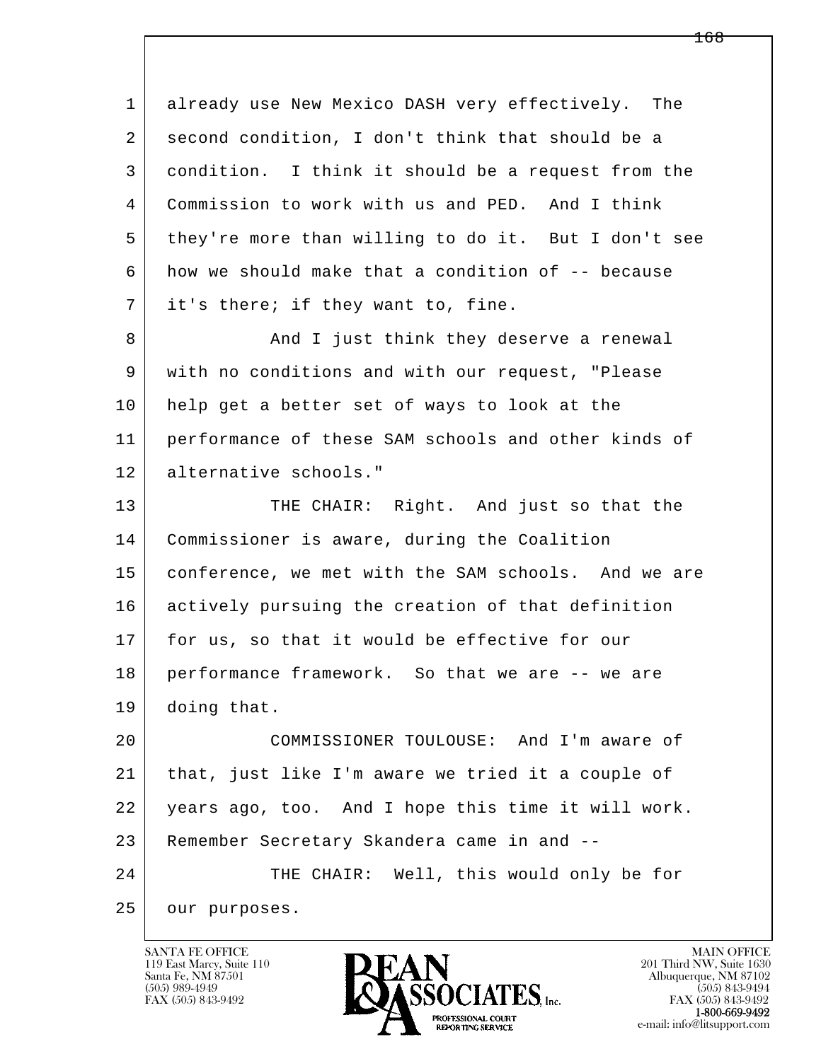already use New Mexico DASH very effectively. The second condition, I don't think that should be a condition. I think it should be a request from the Commission to work with us and PED. And I think they're more than willing to do it. But I don't see how we should make that a condition of -- because it's there; if they want to, fine.

And I just think they deserve a renewal with no conditions and with our request, "Please help get a better set of ways to look at the performance of these SAM schools and other kinds of alternative schools."

THE CHAIR: Right. And just so that the Commissioner is aware, during the Coalition conference, we met with the SAM schools. And we are actively pursuing the creation of that definition for us, so that it would be effective for our performance framework. So that we are -- we are doing that.

COMMISSIONER TOULOUSE: And I'm aware of that, just like I'm aware we tried it a couple of years ago, too. And I hope this time it will work. Remember Secretary Skandera came in and --

THE CHAIR: Well, this would only be for our purposes.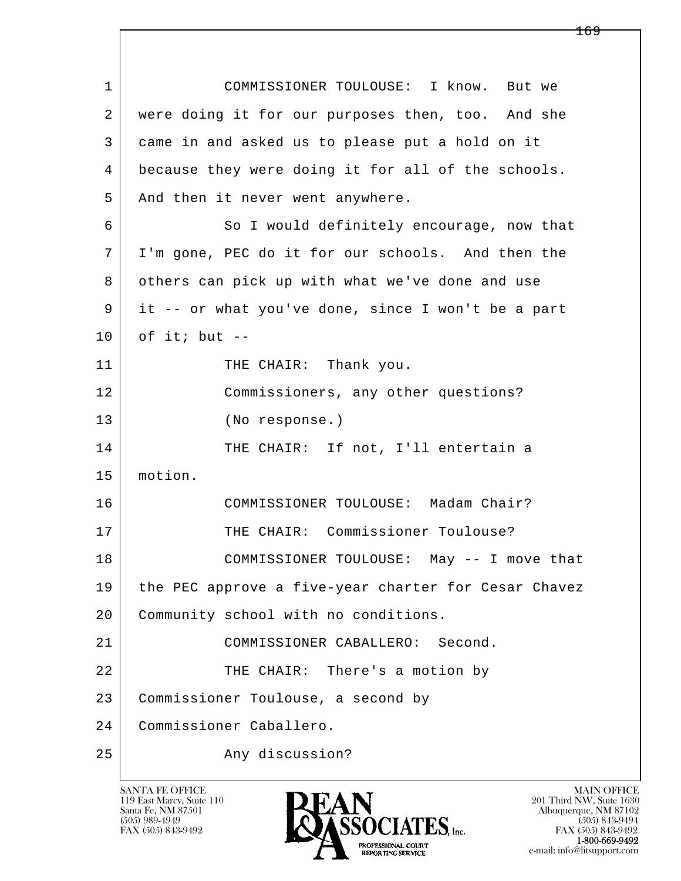COMMISSIONER TOULOUSE: I know. But we were doing it for our purposes then, too. And she came in and asked us to please put a hold on it because they were doing it for all of the schools. And then it never went anywhere.

So I would definitely encourage, now that I'm gone, PEC do it for our schools. And then the others can pick up with what we've done and use it -- or what you've done, since I won't be a part of it; but --

THE CHAIR: Thank you.

Commissioners, any other questions?

(No response.)

THE CHAIR: If not, I'll entertain a motion.

COMMISSIONER TOULOUSE: Madam Chair?

THE CHAIR: Commissioner Toulouse?

COMMISSIONER TOULOUSE: May -- I move that the PEC approve a five-year charter for Cesar Chavez Community school with no conditions.

COMMISSIONER CABALLERO: Second.

THE CHAIR: There's a motion by Commissioner Toulouse, a second by Commissioner Caballero.

Any discussion?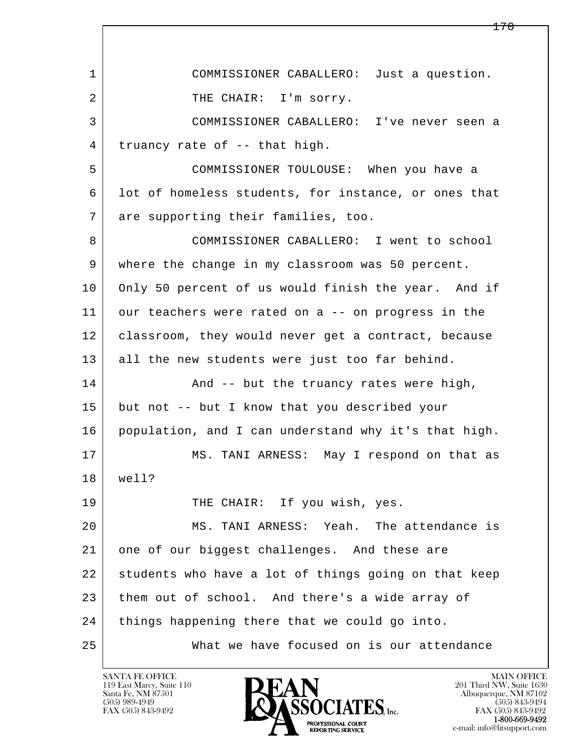1 COMMISSIONER CABALLERO: Just a question.

2 THE CHAIR: I'm sorry.

3 COMMISSIONER CABALLERO: I've never seen a

4 truancy rate of -- that high.

5 COMMISSIONER TOULOUSE: When you have a

6 lot of homeless students, for instance, or ones that

7 are supporting their families, too.

8 COMMISSIONER CABALLERO: I went to school

9 where the change in my classroom was 50 percent.

10 Only 50 percent of us would finish the year. And if

11 our teachers were rated on a -- on progress in the

12 classroom, they would never get a contract, because

13 all the new students were just too far behind.

14 And -- but the truancy rates were high,

15 but not -- but I know that you described your

16 population, and I can understand why it's that high.

17 MS. TANI ARNESS: May I respond on that as

18 well?

19 THE CHAIR: If you wish, yes.

20 MS. TANI ARNESS: Yeah. The attendance is

21 one of our biggest challenges. And these are

22 students who have a lot of things going on that keep

23 them out of school. And there's a wide array of

24 things happening there that we could go into.

25 What we have focused on is our attendance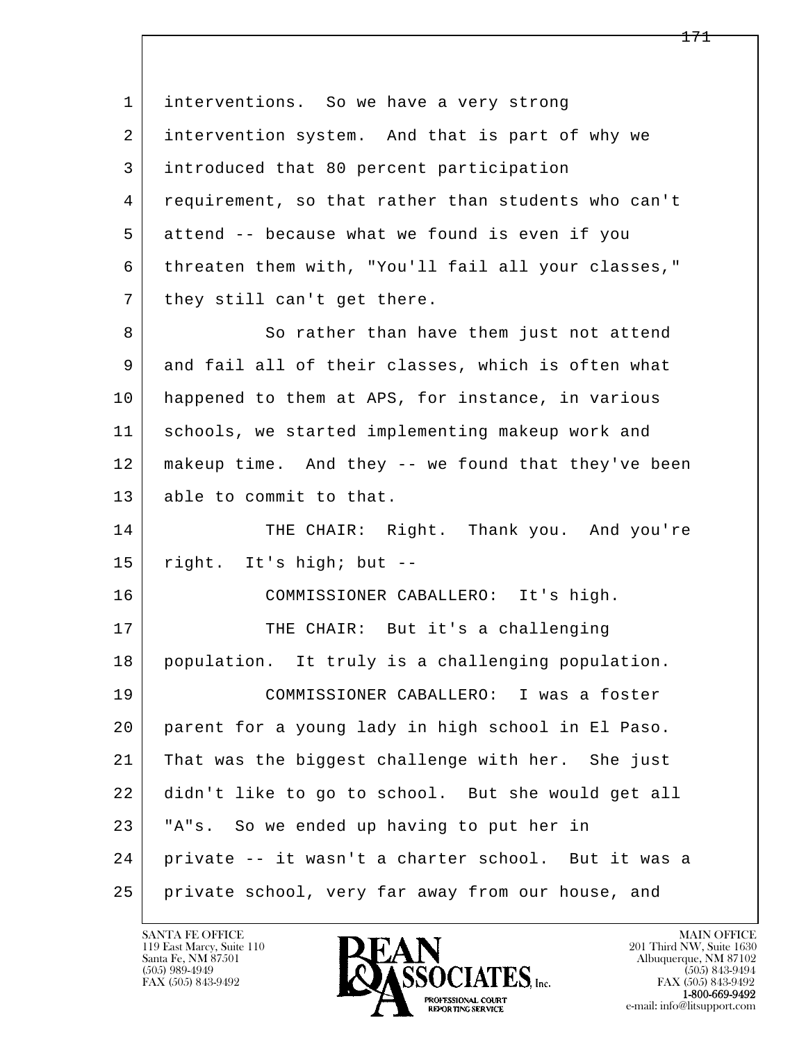interventions. So we have a very strong intervention system. And that is part of why we introduced that 80 percent participation requirement, so that rather than students who can't attend -- because what we found is even if you threaten them with, "You'll fail all your classes," they still can't get there.

So rather than have them just not attend and fail all of their classes, which is often what happened to them at APS, for instance, in various schools, we started implementing makeup work and makeup time. And they -- we found that they've been able to commit to that.

THE CHAIR: Right. Thank you. And you're right. It's high; but --

COMMISSIONER CABALLERO: It's high.

THE CHAIR: But it's a challenging population. It truly is a challenging population.

COMMISSIONER CABALLERO: I was a foster parent for a young lady in high school in El Paso. That was the biggest challenge with her. She just didn't like to go to school. But she would get all "A"s. So we ended up having to put her in private -- it wasn't a charter school. But it was a private school, very far away from our house, and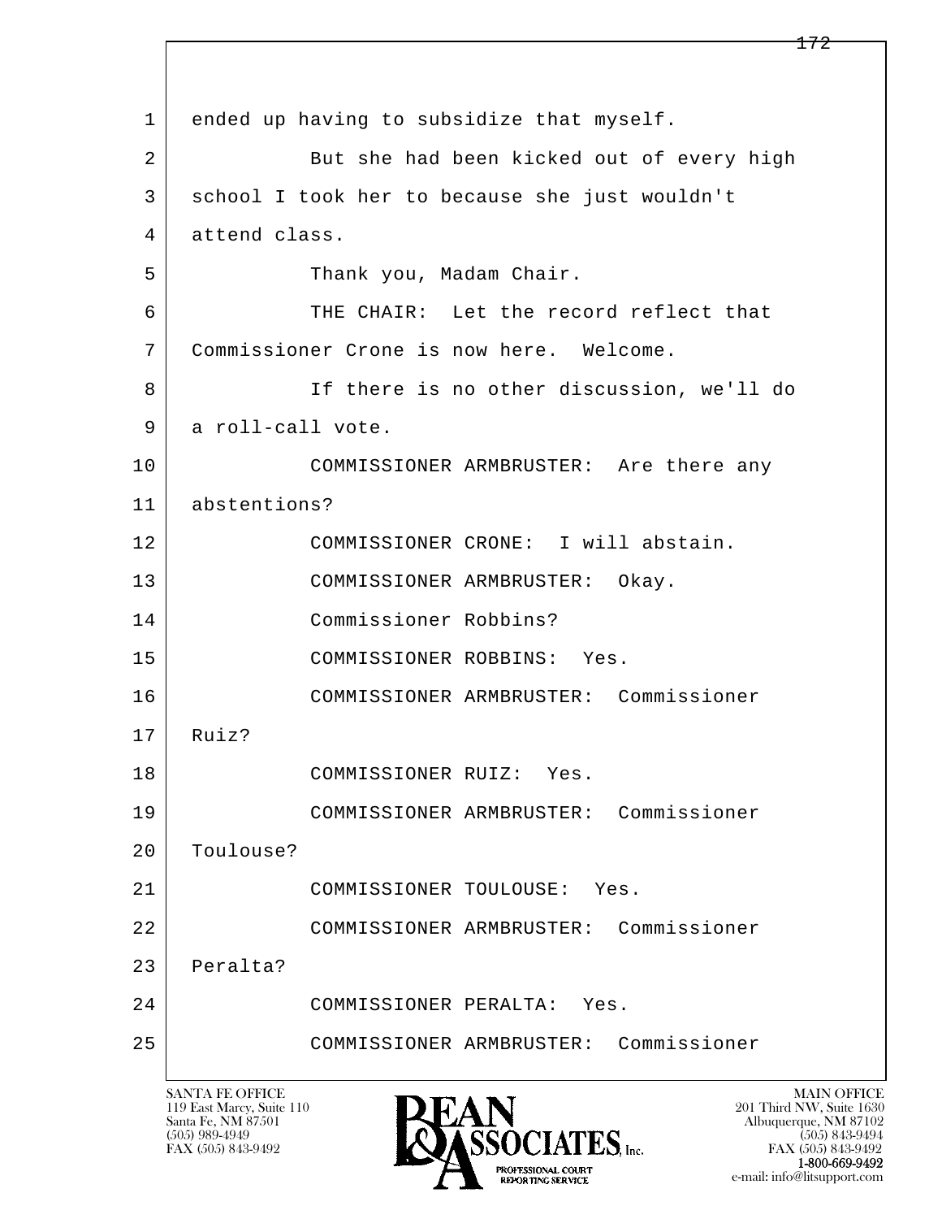1 ended up having to subsidize that myself.

2 But she had been kicked out of every high

3 school I took her to because she just wouldn't

4 attend class.

5 Thank you, Madam Chair.

6 THE CHAIR: Let the record reflect that

7 Commissioner Crone is now here. Welcome.

8 If there is no other discussion, we'll do

9 a roll-call vote.

10 COMMISSIONER ARMBRUSTER: Are there any

11 abstentions?

12 COMMISSIONER CRONE: I will abstain.

13 COMMISSIONER ARMBRUSTER: Okay.

14 Commissioner Robbins?

15 COMMISSIONER ROBBINS: Yes.

16 COMMISSIONER ARMBRUSTER: Commissioner

17 Ruiz?

18 COMMISSIONER RUIZ: Yes.

19 COMMISSIONER ARMBRUSTER: Commissioner

20 Toulouse?

21 COMMISSIONER TOULOUSE: Yes.

22 COMMISSIONER ARMBRUSTER: Commissioner

23 Peralta?

24 COMMISSIONER PERALTA: Yes.

25 COMMISSIONER ARMBRUSTER: Commissioner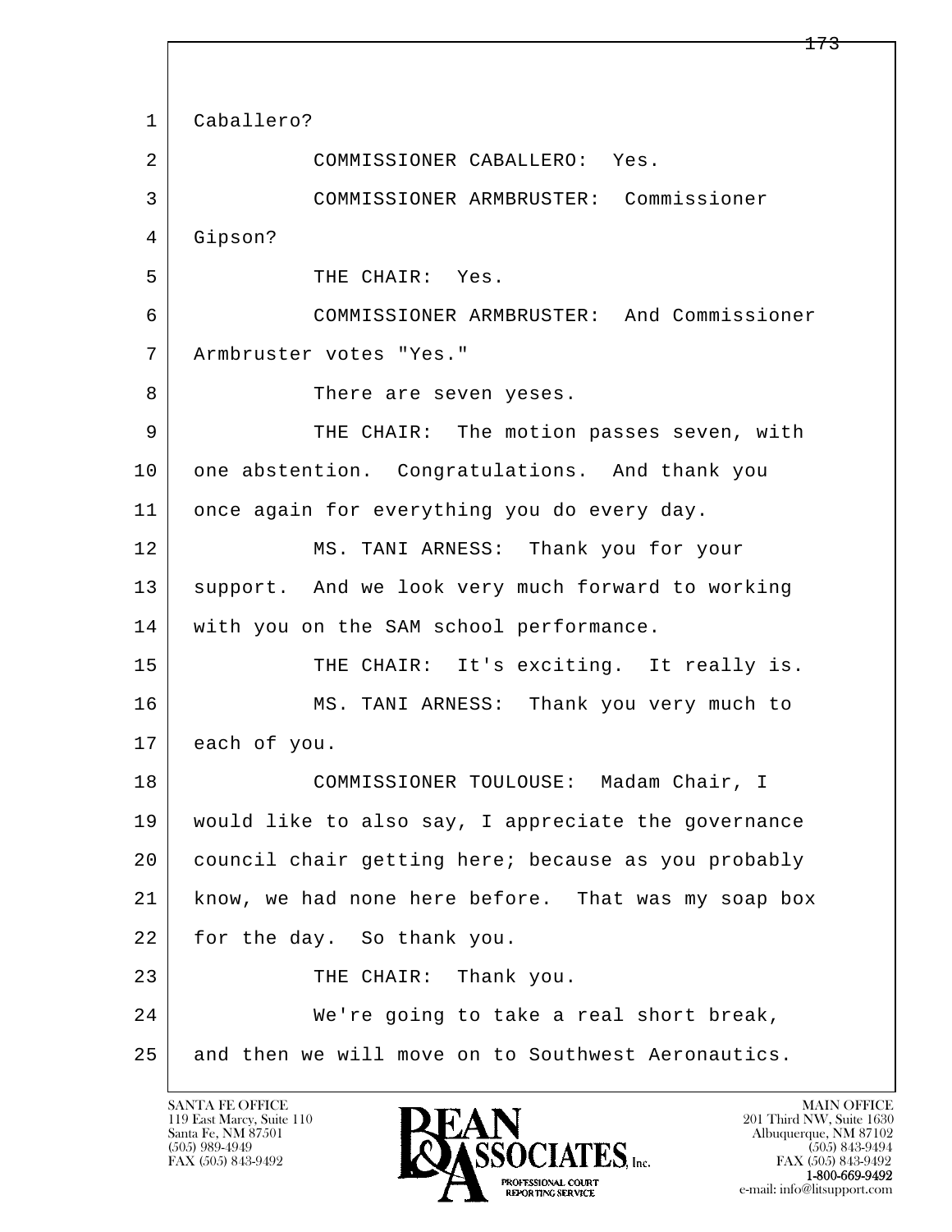1 Caballero?

2 COMMISSIONER CABALLERO: Yes.

3 COMMISSIONER ARMBRUSTER: Commissioner

4 Gipson?

5 THE CHAIR: Yes.

6 COMMISSIONER ARMBRUSTER: And Commissioner

7 Armbruster votes "Yes."

8 There are seven yeses.

9 THE CHAIR: The motion passes seven, with

10 one abstention. Congratulations. And thank you

11 once again for everything you do every day.

12 MS. TANI ARNESS: Thank you for your

13 support. And we look very much forward to working

14 with you on the SAM school performance.

15 THE CHAIR: It's exciting. It really is.

16 MS. TANI ARNESS: Thank you very much to

17 each of you.

18 COMMISSIONER TOULOUSE: Madam Chair, I

19 would like to also say, I appreciate the governance

20 council chair getting here; because as you probably

21 know, we had none here before. That was my soap box

22 for the day. So thank you.

23 THE CHAIR: Thank you.

24 We're going to take a real short break,

25 and then we will move on to Southwest Aeronautics.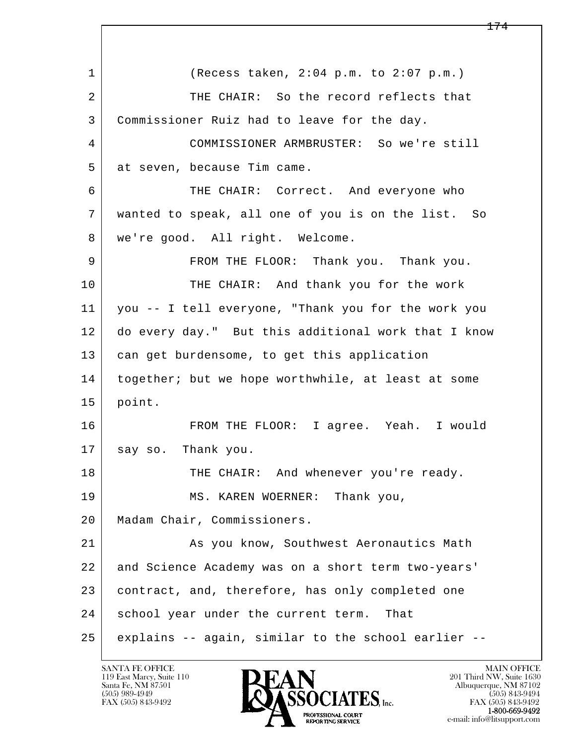(Recess taken, 2:04 p.m. to 2:07 p.m.)

THE CHAIR: So the record reflects that Commissioner Ruiz had to leave for the day.

COMMISSIONER ARMBRUSTER: So we're still at seven, because Tim came.

THE CHAIR: Correct. And everyone who wanted to speak, all one of you is on the list. So we're good. All right. Welcome.

FROM THE FLOOR: Thank you. Thank you.

THE CHAIR: And thank you for the work you -- I tell everyone, "Thank you for the work you do every day." But this additional work that I know can get burdensome, to get this application together; but we hope worthwhile, at least at some point.

FROM THE FLOOR: I agree. Yeah. I would say so. Thank you.

THE CHAIR: And whenever you're ready.

MS. KAREN WOERNER: Thank you, Madam Chair, Commissioners.

As you know, Southwest Aeronautics Math and Science Academy was on a short term two-years' contract, and, therefore, has only completed one school year under the current term. That explains -- again, similar to the school earlier --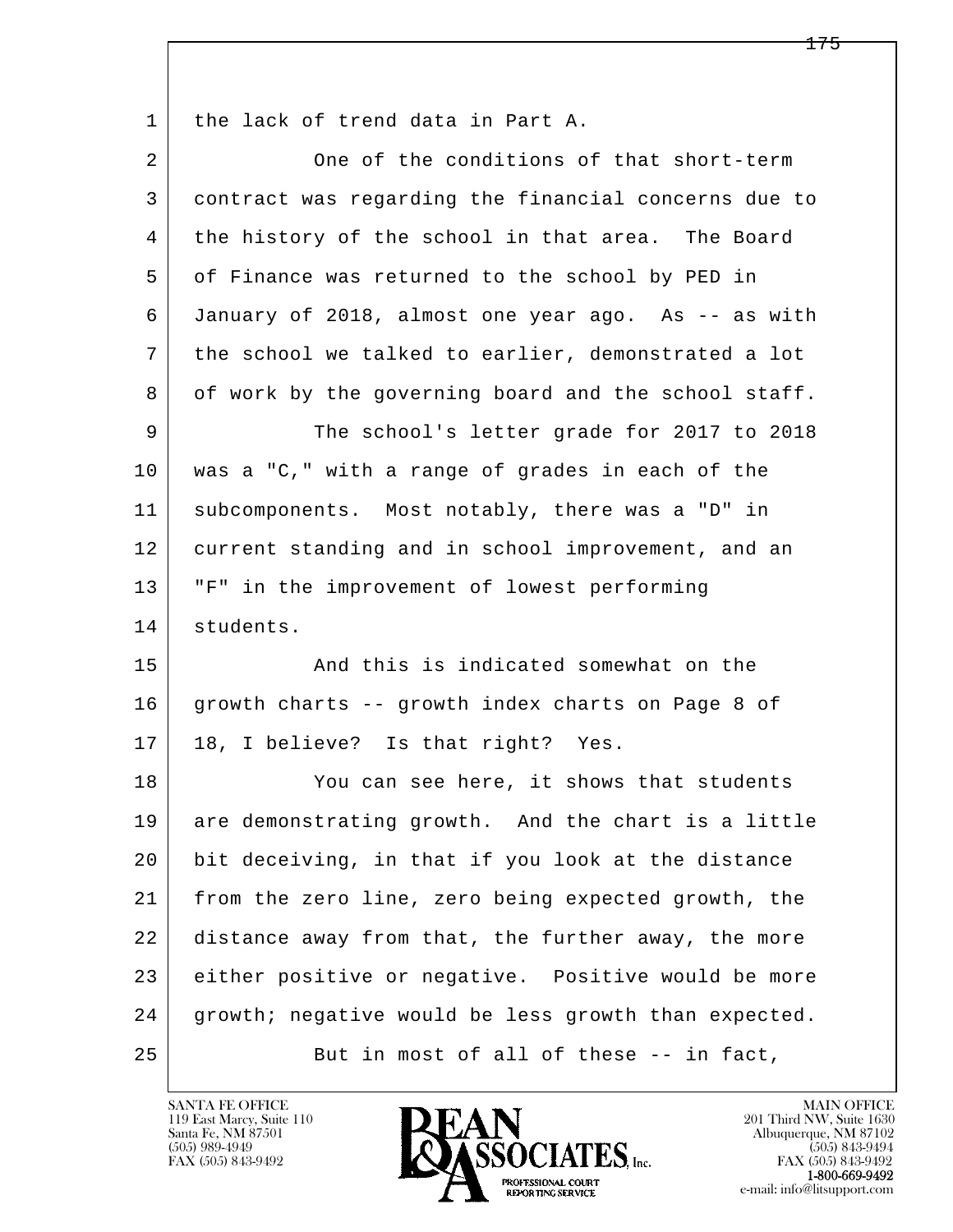the lack of trend data in Part A.

One of the conditions of that short-term contract was regarding the financial concerns due to the history of the school in that area. The Board of Finance was returned to the school by PED in January of 2018, almost one year ago. As -- as with the school we talked to earlier, demonstrated a lot of work by the governing board and the school staff.

The school's letter grade for 2017 to 2018 was a "C," with a range of grades in each of the subcomponents. Most notably, there was a "D" in current standing and in school improvement, and an "F" in the improvement of lowest performing students.

And this is indicated somewhat on the growth charts -- growth index charts on Page 8 of 18, I believe? Is that right? Yes.

You can see here, it shows that students are demonstrating growth. And the chart is a little bit deceiving, in that if you look at the distance from the zero line, zero being expected growth, the distance away from that, the further away, the more either positive or negative. Positive would be more growth; negative would be less growth than expected.

But in most of all of these -- in fact,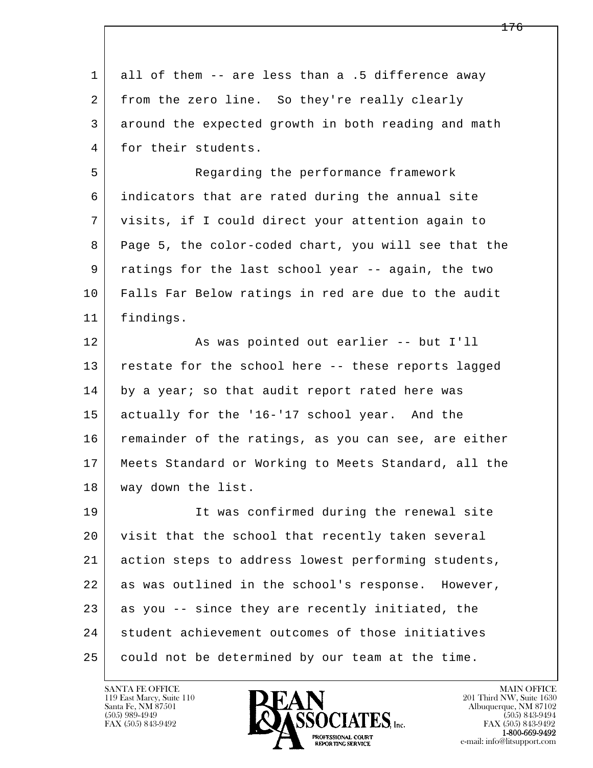all of them -- are less than a .5 difference away from the zero line. So they're really clearly around the expected growth in both reading and math for their students.

Regarding the performance framework indicators that are rated during the annual site visits, if I could direct your attention again to Page 5, the color-coded chart, you will see that the ratings for the last school year -- again, the two Falls Far Below ratings in red are due to the audit findings.

As was pointed out earlier -- but I'll restate for the school here -- these reports lagged by a year; so that audit report rated here was actually for the '16-'17 school year. And the remainder of the ratings, as you can see, are either Meets Standard or Working to Meets Standard, all the way down the list.

It was confirmed during the renewal site visit that the school that recently taken several action steps to address lowest performing students, as was outlined in the school's response. However, as you -- since they are recently initiated, the student achievement outcomes of those initiatives could not be determined by our team at the time.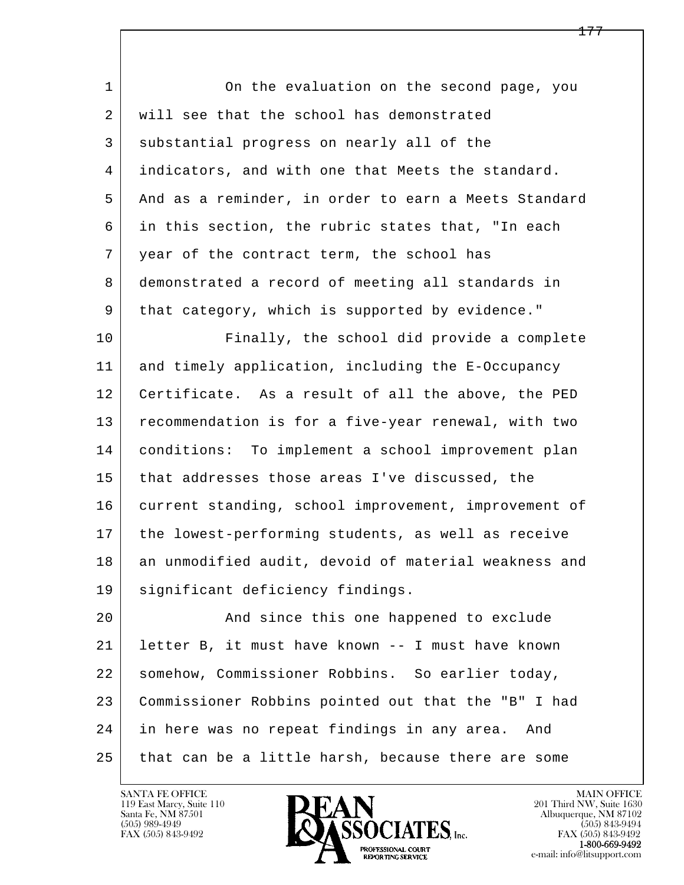On the evaluation on the second page, you will see that the school has demonstrated substantial progress on nearly all of the indicators, and with one that Meets the standard. And as a reminder, in order to earn a Meets Standard in this section, the rubric states that, "In each year of the contract term, the school has demonstrated a record of meeting all standards in that category, which is supported by evidence."

Finally, the school did provide a complete and timely application, including the E-Occupancy Certificate. As a result of all the above, the PED recommendation is for a five-year renewal, with two conditions: To implement a school improvement plan that addresses those areas I've discussed, the current standing, school improvement, improvement of the lowest-performing students, as well as receive an unmodified audit, devoid of material weakness and significant deficiency findings.

And since this one happened to exclude letter B, it must have known -- I must have known somehow, Commissioner Robbins. So earlier today, Commissioner Robbins pointed out that the "B" I had in here was no repeat findings in any area. And that can be a little harsh, because there are some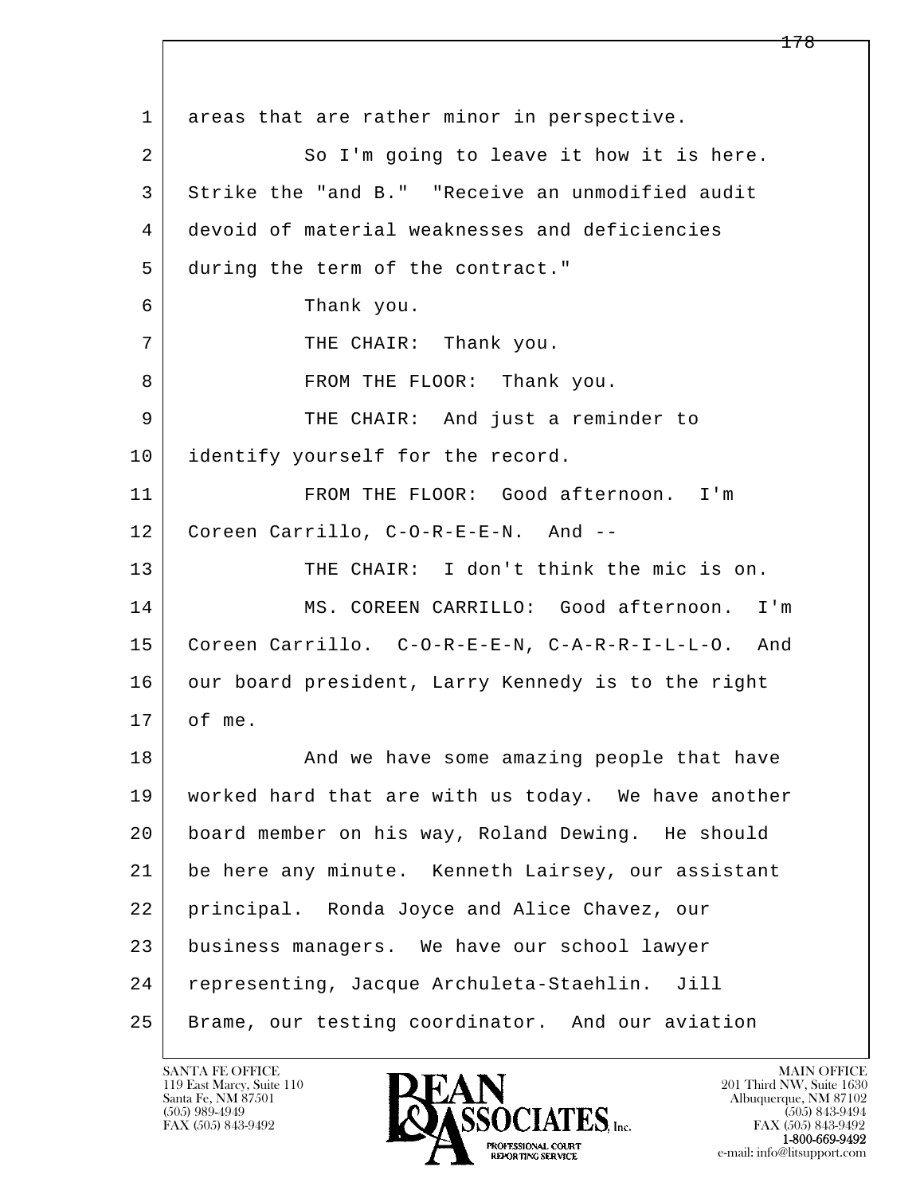1 areas that are rather minor in perspective.

2 So I'm going to leave it how it is here.

3 Strike the "and B." "Receive an unmodified audit

4 devoid of material weaknesses and deficiencies

5 during the term of the contract."

6 Thank you.

7 THE CHAIR: Thank you.

8 FROM THE FLOOR: Thank you.

9 THE CHAIR: And just a reminder to

10 identify yourself for the record.

11 FROM THE FLOOR: Good afternoon. I'm

12 Coreen Carrillo, C-O-R-E-E-N. And --

13 THE CHAIR: I don't think the mic is on.

14 MS. COREEN CARRILLO: Good afternoon. I'm

15 Coreen Carrillo. C-O-R-E-E-N, C-A-R-R-I-L-L-O. And

16 our board president, Larry Kennedy is to the right

17 of me.

18 And we have some amazing people that have

19 worked hard that are with us today. We have another

20 board member on his way, Roland Dewing. He should

21 be here any minute. Kenneth Lairsey, our assistant

22 principal. Ronda Joyce and Alice Chavez, our

23 business managers. We have our school lawyer

24 representing, Jacque Archuleta-Staehlin. Jill

25 Brame, our testing coordinator. And our aviation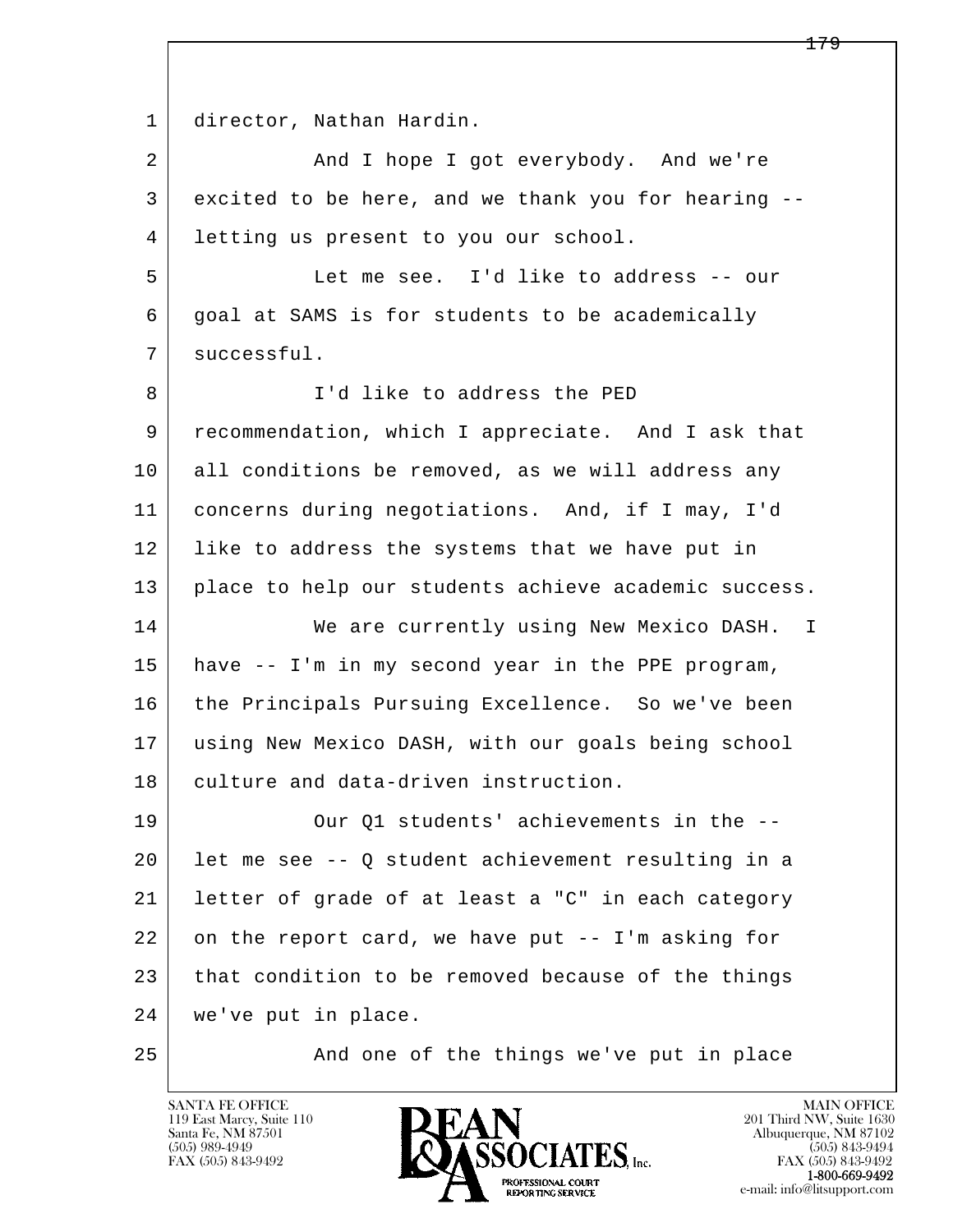director, Nathan Hardin.

And I hope I got everybody. And we're excited to be here, and we thank you for hearing -- letting us present to you our school.

Let me see. I'd like to address -- our goal at SAMS is for students to be academically successful.

I'd like to address the PED recommendation, which I appreciate. And I ask that all conditions be removed, as we will address any concerns during negotiations. And, if I may, I'd like to address the systems that we have put in place to help our students achieve academic success.

We are currently using New Mexico DASH. I have -- I'm in my second year in the PPE program, the Principals Pursuing Excellence. So we've been using New Mexico DASH, with our goals being school culture and data-driven instruction.

Our Q1 students' achievements in the -- let me see -- Q student achievement resulting in a letter of grade of at least a "C" in each category on the report card, we have put -- I'm asking for that condition to be removed because of the things we've put in place.

And one of the things we've put in place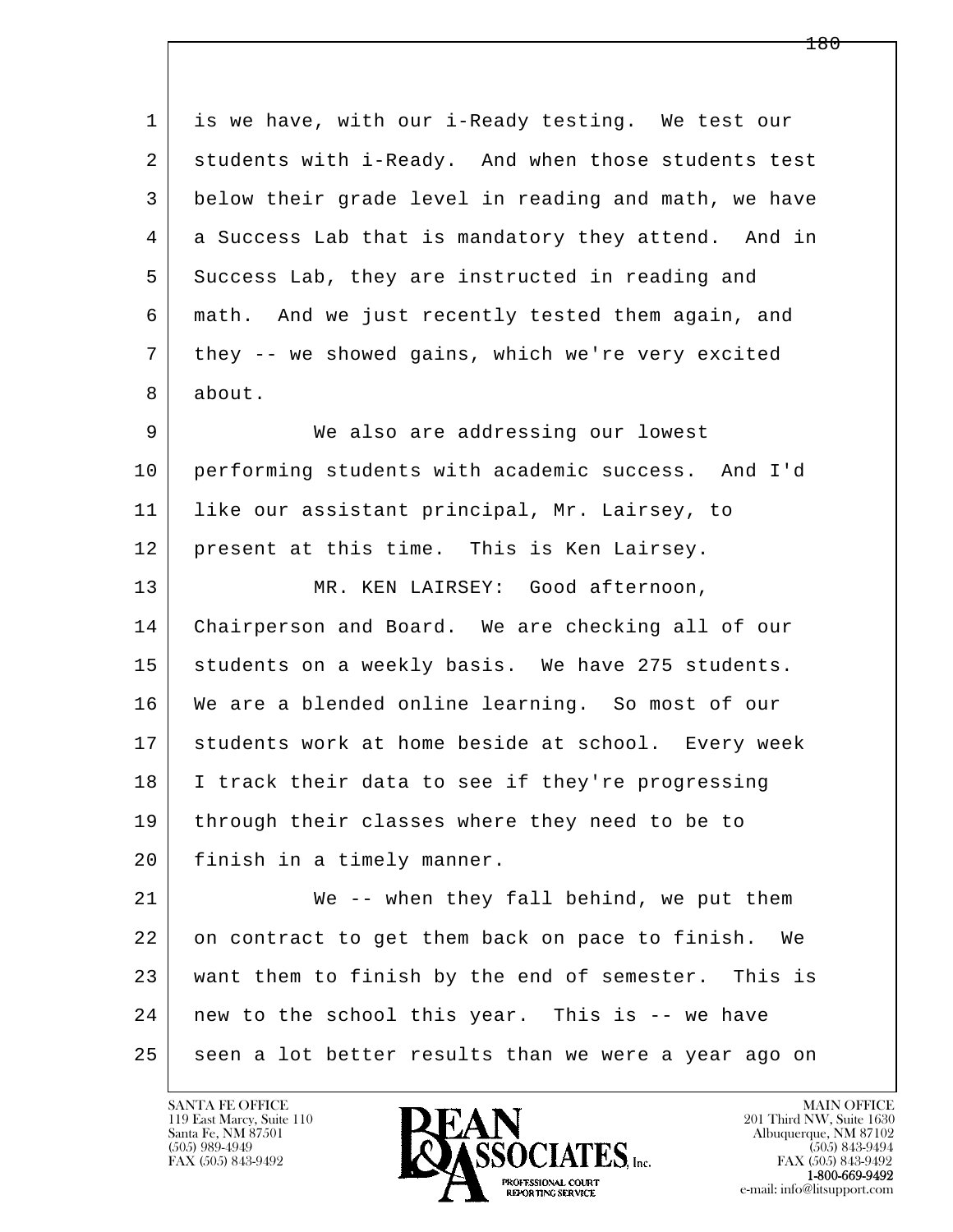1 is we have, with our i-Ready testing. We test our
2 students with i-Ready. And when those students test
3 below their grade level in reading and math, we have
4 a Success Lab that is mandatory they attend. And in
5 Success Lab, they are instructed in reading and
6 math. And we just recently tested them again, and
7 they -- we showed gains, which we're very excited
8 about.

9 We also are addressing our lowest
10 performing students with academic success. And I'd
11 like our assistant principal, Mr. Lairsey, to
12 present at this time. This is Ken Lairsey.

13 MR. KEN LAIRSEY: Good afternoon,
14 Chairperson and Board. We are checking all of our
15 students on a weekly basis. We have 275 students.
16 We are a blended online learning. So most of our
17 students work at home beside at school. Every week
18 I track their data to see if they're progressing
19 through their classes where they need to be to
20 finish in a timely manner.

21 We -- when they fall behind, we put them
22 on contract to get them back on pace to finish. We
23 want them to finish by the end of semester. This is
24 new to the school this year. This is -- we have
25 seen a lot better results than we were a year ago on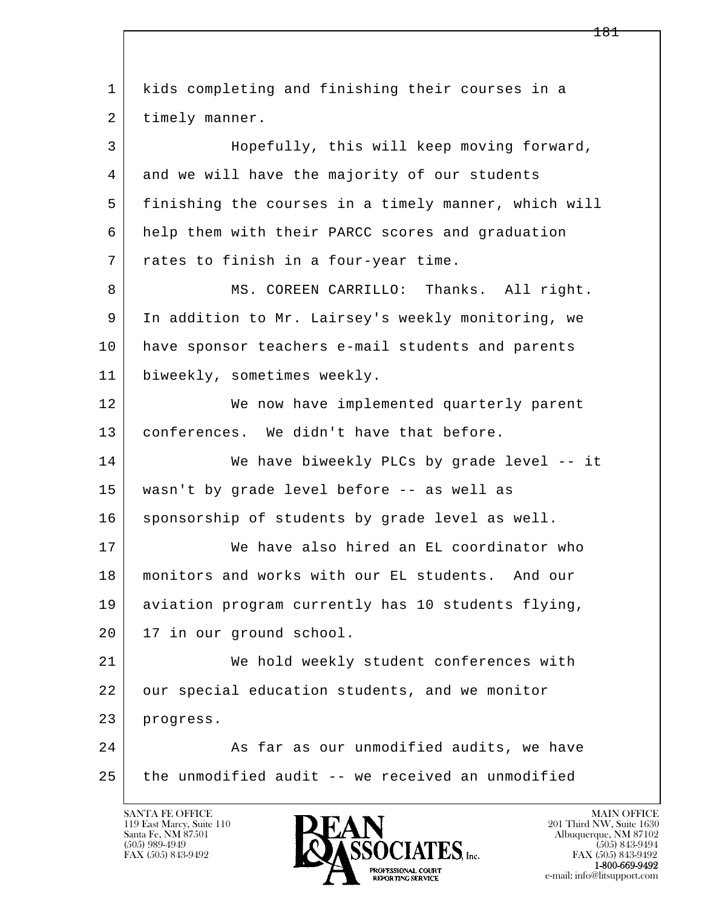1 kids completing and finishing their courses in a
2 timely manner.

3 Hopefully, this will keep moving forward,
4 and we will have the majority of our students
5 finishing the courses in a timely manner, which will
6 help them with their PARCC scores and graduation
7 rates to finish in a four-year time.

8 MS. COREEN CARRILLO: Thanks. All right.
9 In addition to Mr. Lairsey's weekly monitoring, we
10 have sponsor teachers e-mail students and parents
11 biweekly, sometimes weekly.

12 We now have implemented quarterly parent
13 conferences. We didn't have that before.

14 We have biweekly PLCs by grade level -- it
15 wasn't by grade level before -- as well as
16 sponsorship of students by grade level as well.

17 We have also hired an EL coordinator who
18 monitors and works with our EL students. And our
19 aviation program currently has 10 students flying,
20 17 in our ground school.

21 We hold weekly student conferences with
22 our special education students, and we monitor
23 progress.

24 As far as our unmodified audits, we have
25 the unmodified audit -- we received an unmodified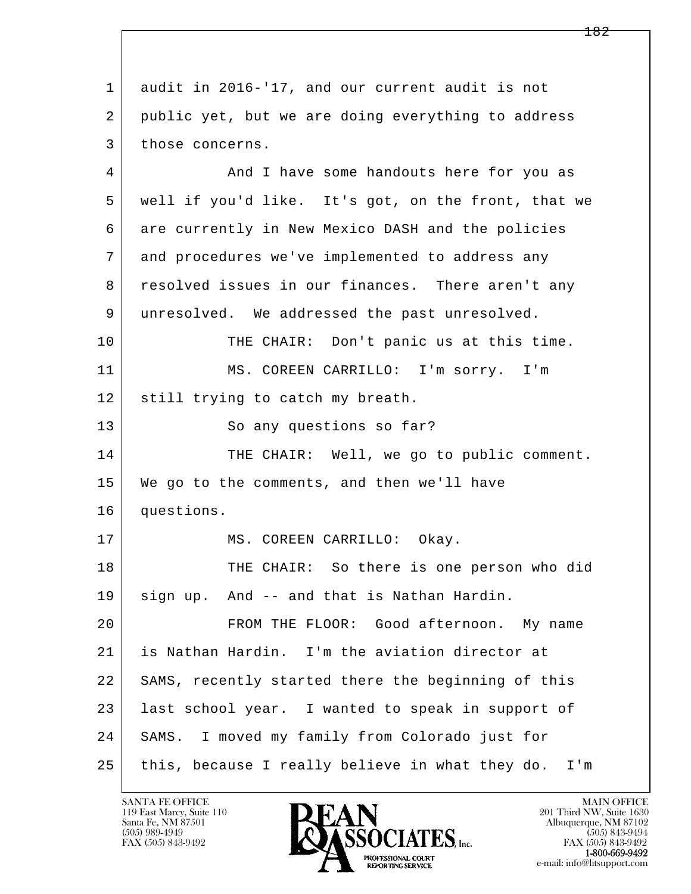1 audit in 2016-'17, and our current audit is not
2 public yet, but we are doing everything to address
3 those concerns.

4 And I have some handouts here for you as
5 well if you'd like. It's got, on the front, that we
6 are currently in New Mexico DASH and the policies
7 and procedures we've implemented to address any
8 resolved issues in our finances. There aren't any
9 unresolved. We addressed the past unresolved.

10 THE CHAIR: Don't panic us at this time.

11 MS. COREEN CARRILLO: I'm sorry. I'm
12 still trying to catch my breath.

13 So any questions so far?

14 THE CHAIR: Well, we go to public comment.
15 We go to the comments, and then we'll have
16 questions.

17 MS. COREEN CARRILLO: Okay.

18 THE CHAIR: So there is one person who did
19 sign up. And -- and that is Nathan Hardin.

20 FROM THE FLOOR: Good afternoon. My name
21 is Nathan Hardin. I'm the aviation director at
22 SAMS, recently started there the beginning of this
23 last school year. I wanted to speak in support of
24 SAMS. I moved my family from Colorado just for
25 this, because I really believe in what they do. I'm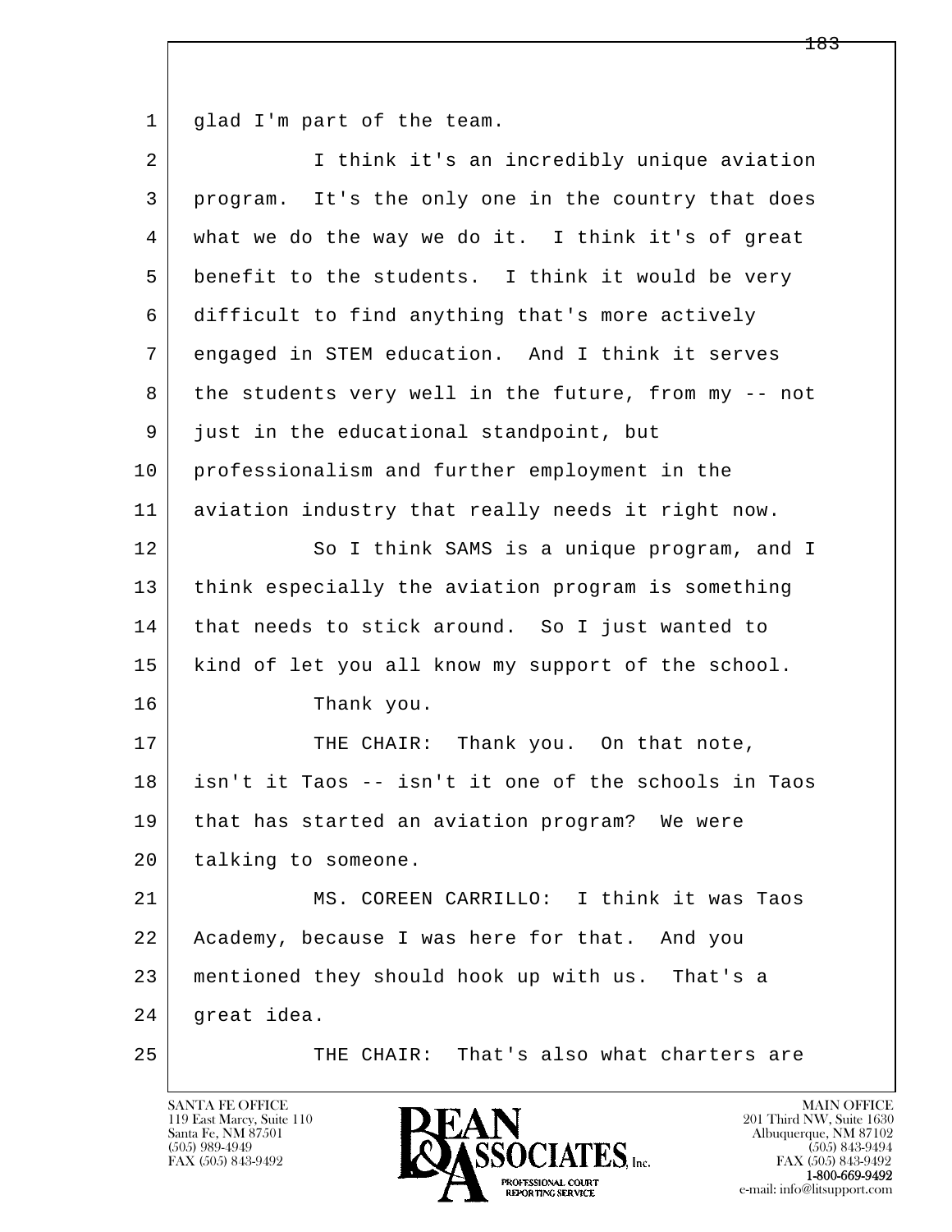1 glad I'm part of the team.

2 I think it's an incredibly unique aviation

3 program. It's the only one in the country that does

4 what we do the way we do it. I think it's of great

5 benefit to the students. I think it would be very

6 difficult to find anything that's more actively

7 engaged in STEM education. And I think it serves

8 the students very well in the future, from my -- not

9 just in the educational standpoint, but

10 professionalism and further employment in the

11 aviation industry that really needs it right now.

12 So I think SAMS is a unique program, and I

13 think especially the aviation program is something

14 that needs to stick around. So I just wanted to

15 kind of let you all know my support of the school.

16 Thank you.

17 THE CHAIR: Thank you. On that note,

18 isn't it Taos -- isn't it one of the schools in Taos

19 that has started an aviation program? We were

20 talking to someone.

21 MS. COREEN CARRILLO: I think it was Taos

22 Academy, because I was here for that. And you

23 mentioned they should hook up with us. That's a

24 great idea.

25 THE CHAIR: That's also what charters are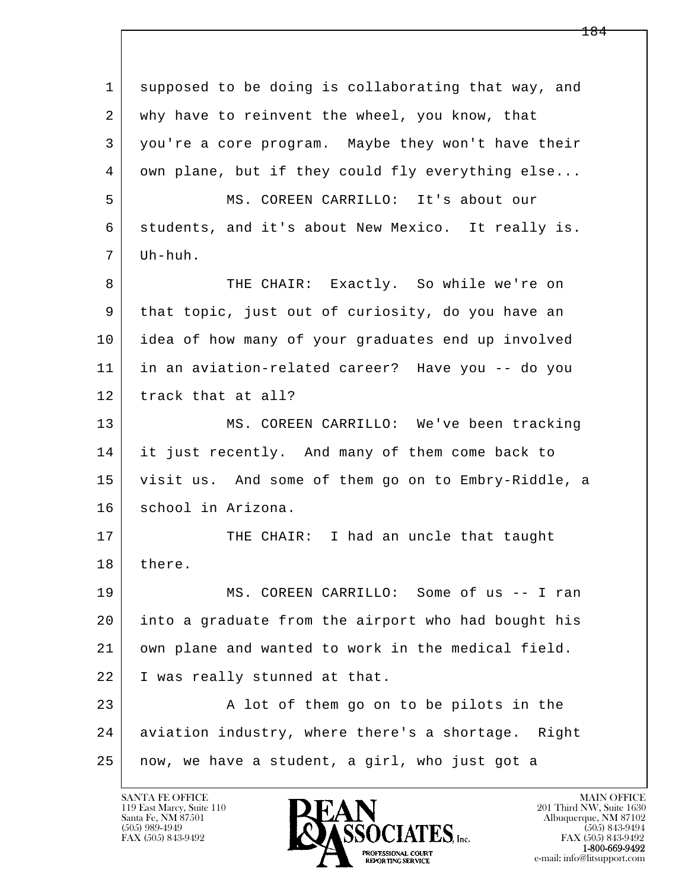supposed to be doing is collaborating that way, and why have to reinvent the wheel, you know, that you're a core program. Maybe they won't have their own plane, but if they could fly everything else...

MS. COREEN CARRILLO: It's about our students, and it's about New Mexico. It really is. Uh-huh.

THE CHAIR: Exactly. So while we're on that topic, just out of curiosity, do you have an idea of how many of your graduates end up involved in an aviation-related career? Have you -- do you track that at all?

MS. COREEN CARRILLO: We've been tracking it just recently. And many of them come back to visit us. And some of them go on to Embry-Riddle, a school in Arizona.

THE CHAIR: I had an uncle that taught there.

MS. COREEN CARRILLO: Some of us -- I ran into a graduate from the airport who had bought his own plane and wanted to work in the medical field. I was really stunned at that.

A lot of them go on to be pilots in the aviation industry, where there's a shortage. Right now, we have a student, a girl, who just got a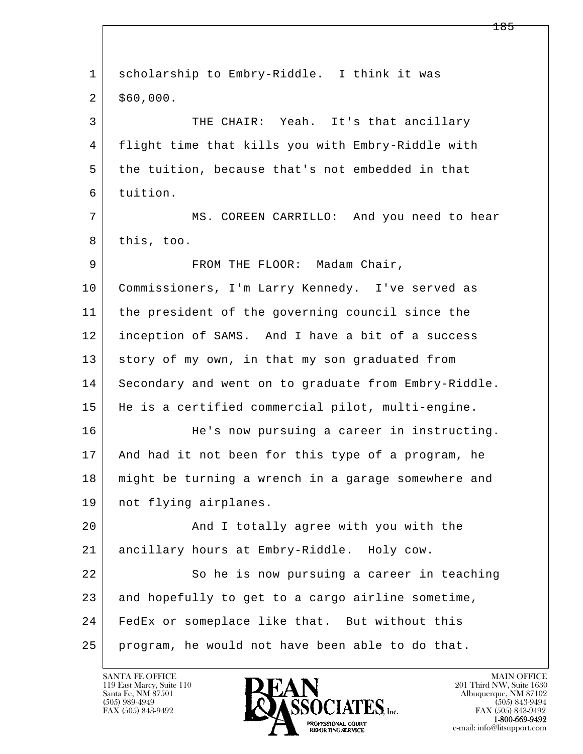scholarship to Embry-Riddle.  I think it was $60,000.

THE CHAIR:  Yeah.  It's that ancillary flight time that kills you with Embry-Riddle with the tuition, because that's not embedded in that tuition.

MS. COREEN CARRILLO:  And you need to hear this, too.

FROM THE FLOOR:  Madam Chair, Commissioners, I'm Larry Kennedy.  I've served as the president of the governing council since the inception of SAMS.  And I have a bit of a success story of my own, in that my son graduated from Secondary and went on to graduate from Embry-Riddle. He is a certified commercial pilot, multi-engine.

He's now pursuing a career in instructing. And had it not been for this type of a program, he might be turning a wrench in a garage somewhere and not flying airplanes.

And I totally agree with you with the ancillary hours at Embry-Riddle.  Holy cow.

So he is now pursuing a career in teaching and hopefully to get to a cargo airline sometime, FedEx or someplace like that.  But without this program, he would not have been able to do that.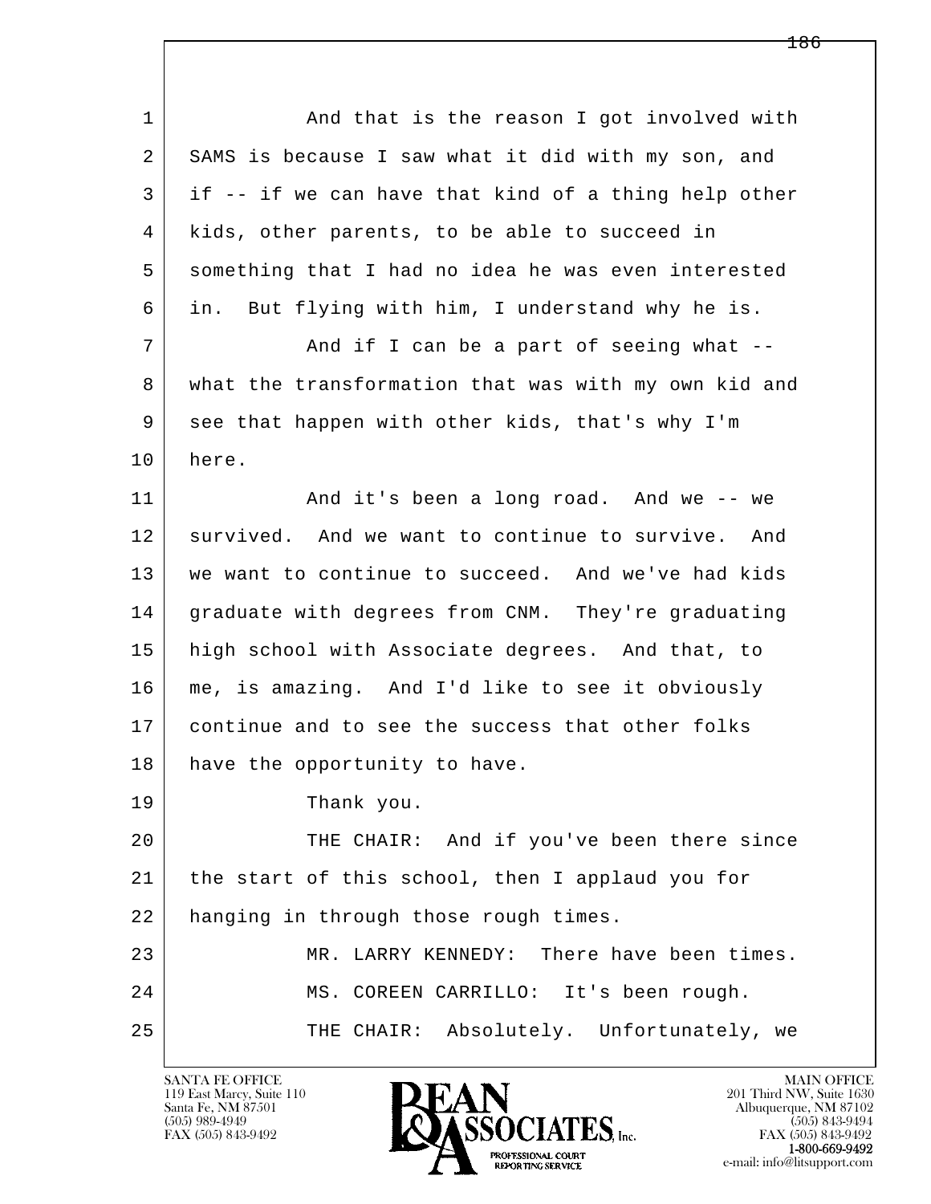1 And that is the reason I got involved with
2 SAMS is because I saw what it did with my son, and
3 if -- if we can have that kind of a thing help other
4 kids, other parents, to be able to succeed in
5 something that I had no idea he was even interested
6 in. But flying with him, I understand why he is.
7 And if I can be a part of seeing what --
8 what the transformation that was with my own kid and
9 see that happen with other kids, that's why I'm
10 here.
11 And it's been a long road. And we -- we
12 survived. And we want to continue to survive. And
13 we want to continue to succeed. And we've had kids
14 graduate with degrees from CNM. They're graduating
15 high school with Associate degrees. And that, to
16 me, is amazing. And I'd like to see it obviously
17 continue and to see the success that other folks
18 have the opportunity to have.
19 Thank you.
20 THE CHAIR: And if you've been there since
21 the start of this school, then I applaud you for
22 hanging in through those rough times.
23 MR. LARRY KENNEDY: There have been times.
24 MS. COREEN CARRILLO: It's been rough.
25 THE CHAIR: Absolutely. Unfortunately, we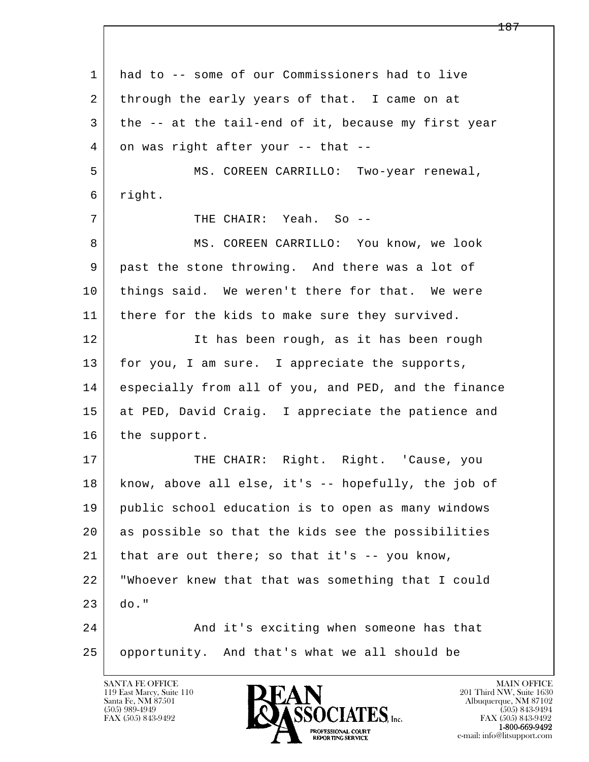1 had to -- some of our Commissioners had to live
2 through the early years of that. I came on at
3 the -- at the tail-end of it, because my first year
4 on was right after your -- that --
5 MS. COREEN CARRILLO: Two-year renewal,
6 right.
7 THE CHAIR: Yeah. So --
8 MS. COREEN CARRILLO: You know, we look
9 past the stone throwing. And there was a lot of
10 things said. We weren't there for that. We were
11 there for the kids to make sure they survived.
12 It has been rough, as it has been rough
13 for you, I am sure. I appreciate the supports,
14 especially from all of you, and PED, and the finance
15 at PED, David Craig. I appreciate the patience and
16 the support.
17 THE CHAIR: Right. Right. 'Cause, you
18 know, above all else, it's -- hopefully, the job of
19 public school education is to open as many windows
20 as possible so that the kids see the possibilities
21 that are out there; so that it's -- you know,
22 "Whoever knew that that was something that I could
23 do."
24 And it's exciting when someone has that
25 opportunity. And that's what we all should be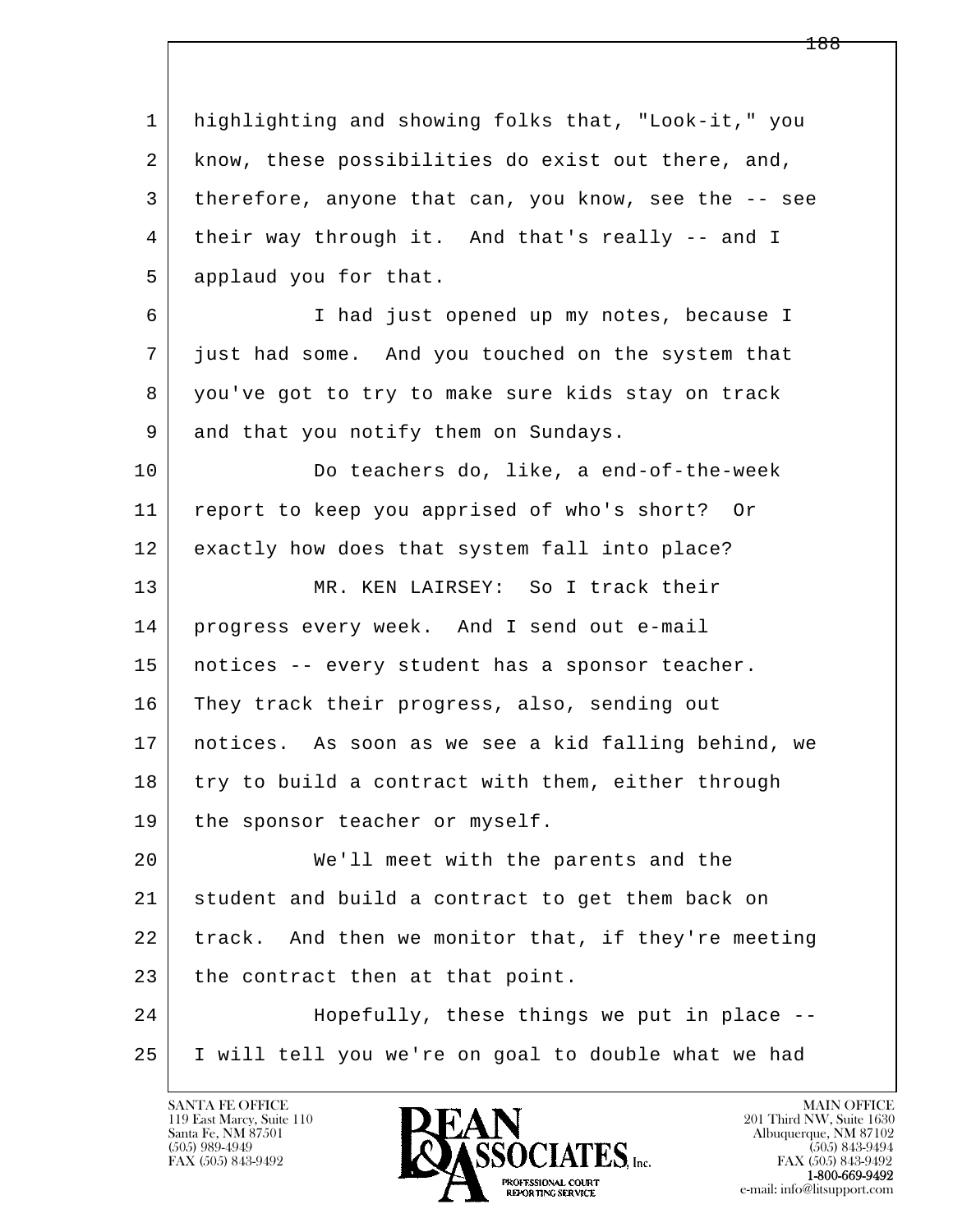1 highlighting and showing folks that, "Look-it," you
2 know, these possibilities do exist out there, and,
3 therefore, anyone that can, you know, see the -- see
4 their way through it. And that's really -- and I
5 applaud you for that.

6 I had just opened up my notes, because I
7 just had some. And you touched on the system that
8 you've got to try to make sure kids stay on track
9 and that you notify them on Sundays.

10 Do teachers do, like, a end-of-the-week
11 report to keep you apprised of who's short? Or
12 exactly how does that system fall into place?

13 MR. KEN LAIRSEY: So I track their
14 progress every week. And I send out e-mail
15 notices -- every student has a sponsor teacher.
16 They track their progress, also, sending out
17 notices. As soon as we see a kid falling behind, we
18 try to build a contract with them, either through
19 the sponsor teacher or myself.

20 We'll meet with the parents and the
21 student and build a contract to get them back on
22 track. And then we monitor that, if they're meeting
23 the contract then at that point.

24 Hopefully, these things we put in place --
25 I will tell you we're on goal to double what we had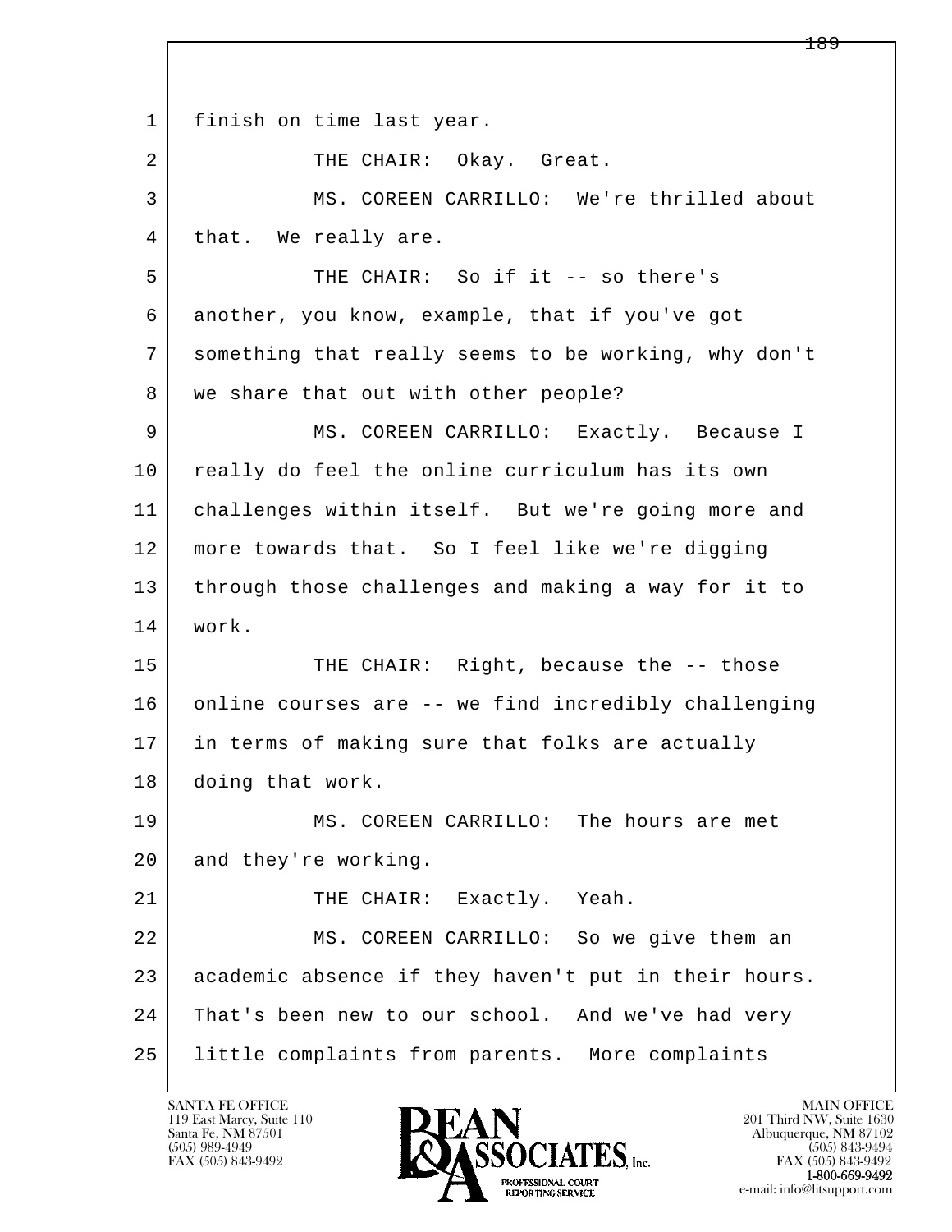1 finish on time last year.

2 THE CHAIR: Okay. Great.

3 MS. COREEN CARRILLO: We're thrilled about

4 that. We really are.

5 THE CHAIR: So if it -- so there's

6 another, you know, example, that if you've got

7 something that really seems to be working, why don't

8 we share that out with other people?

9 MS. COREEN CARRILLO: Exactly. Because I

10 really do feel the online curriculum has its own

11 challenges within itself. But we're going more and

12 more towards that. So I feel like we're digging

13 through those challenges and making a way for it to

14 work.

15 THE CHAIR: Right, because the -- those

16 online courses are -- we find incredibly challenging

17 in terms of making sure that folks are actually

18 doing that work.

19 MS. COREEN CARRILLO: The hours are met

20 and they're working.

21 THE CHAIR: Exactly. Yeah.

22 MS. COREEN CARRILLO: So we give them an

23 academic absence if they haven't put in their hours.

24 That's been new to our school. And we've had very

25 little complaints from parents. More complaints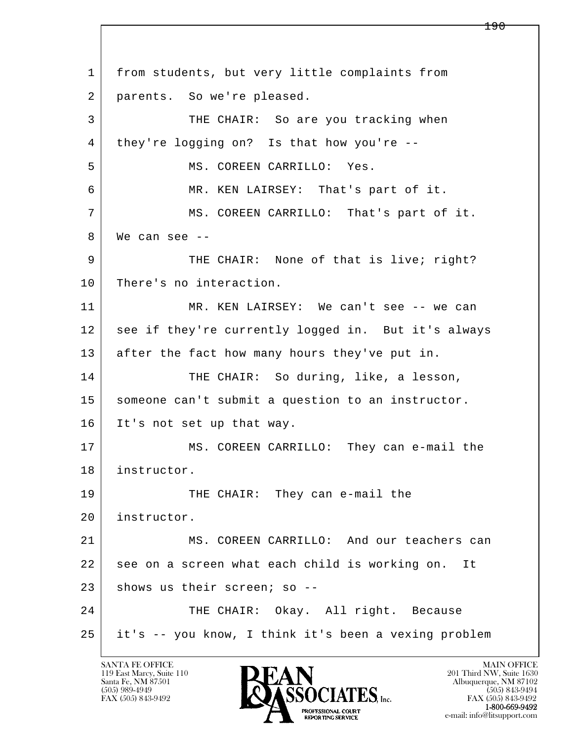1 from students, but very little complaints from
2 parents. So we're pleased.
3 THE CHAIR: So are you tracking when
4 they're logging on? Is that how you're --
5 MS. COREEN CARRILLO: Yes.
6 MR. KEN LAIRSEY: That's part of it.
7 MS. COREEN CARRILLO: That's part of it.
8 We can see --
9 THE CHAIR: None of that is live; right?
10 There's no interaction.
11 MR. KEN LAIRSEY: We can't see -- we can
12 see if they're currently logged in. But it's always
13 after the fact how many hours they've put in.
14 THE CHAIR: So during, like, a lesson,
15 someone can't submit a question to an instructor.
16 It's not set up that way.
17 MS. COREEN CARRILLO: They can e-mail the
18 instructor.
19 THE CHAIR: They can e-mail the
20 instructor.
21 MS. COREEN CARRILLO: And our teachers can
22 see on a screen what each child is working on. It
23 shows us their screen; so --
24 THE CHAIR: Okay. All right. Because
25 it's -- you know, I think it's been a vexing problem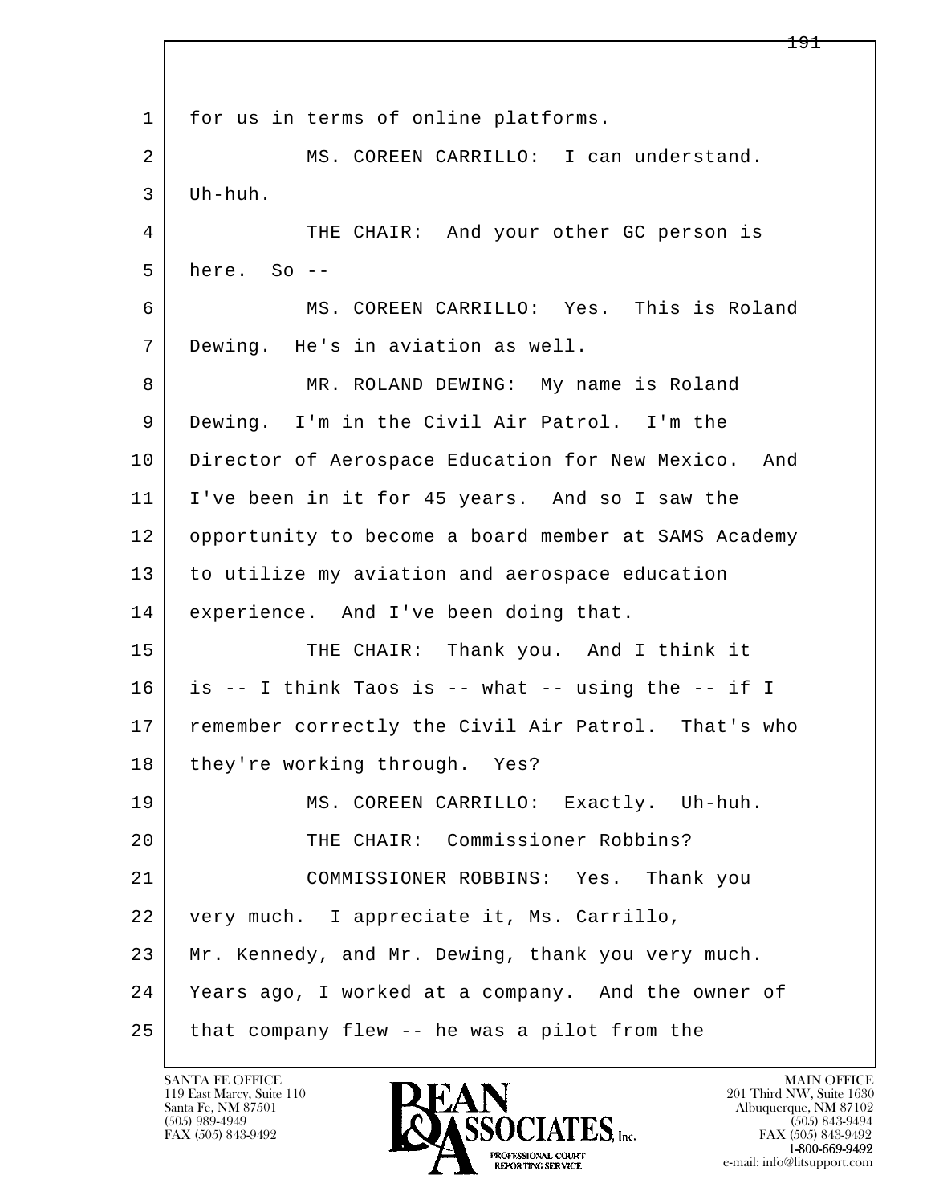1 for us in terms of online platforms.

2 MS. COREEN CARRILLO: I can understand.

3 Uh-huh.

4 THE CHAIR: And your other GC person is

5 here. So --

6 MS. COREEN CARRILLO: Yes. This is Roland

7 Dewing. He's in aviation as well.

8 MR. ROLAND DEWING: My name is Roland

9 Dewing. I'm in the Civil Air Patrol. I'm the

10 Director of Aerospace Education for New Mexico. And

11 I've been in it for 45 years. And so I saw the

12 opportunity to become a board member at SAMS Academy

13 to utilize my aviation and aerospace education

14 experience. And I've been doing that.

15 THE CHAIR: Thank you. And I think it

16 is -- I think Taos is -- what -- using the -- if I

17 remember correctly the Civil Air Patrol. That's who

18 they're working through. Yes?

19 MS. COREEN CARRILLO: Exactly. Uh-huh.

20 THE CHAIR: Commissioner Robbins?

21 COMMISSIONER ROBBINS: Yes. Thank you

22 very much. I appreciate it, Ms. Carrillo,

23 Mr. Kennedy, and Mr. Dewing, thank you very much.

24 Years ago, I worked at a company. And the owner of

25 that company flew -- he was a pilot from the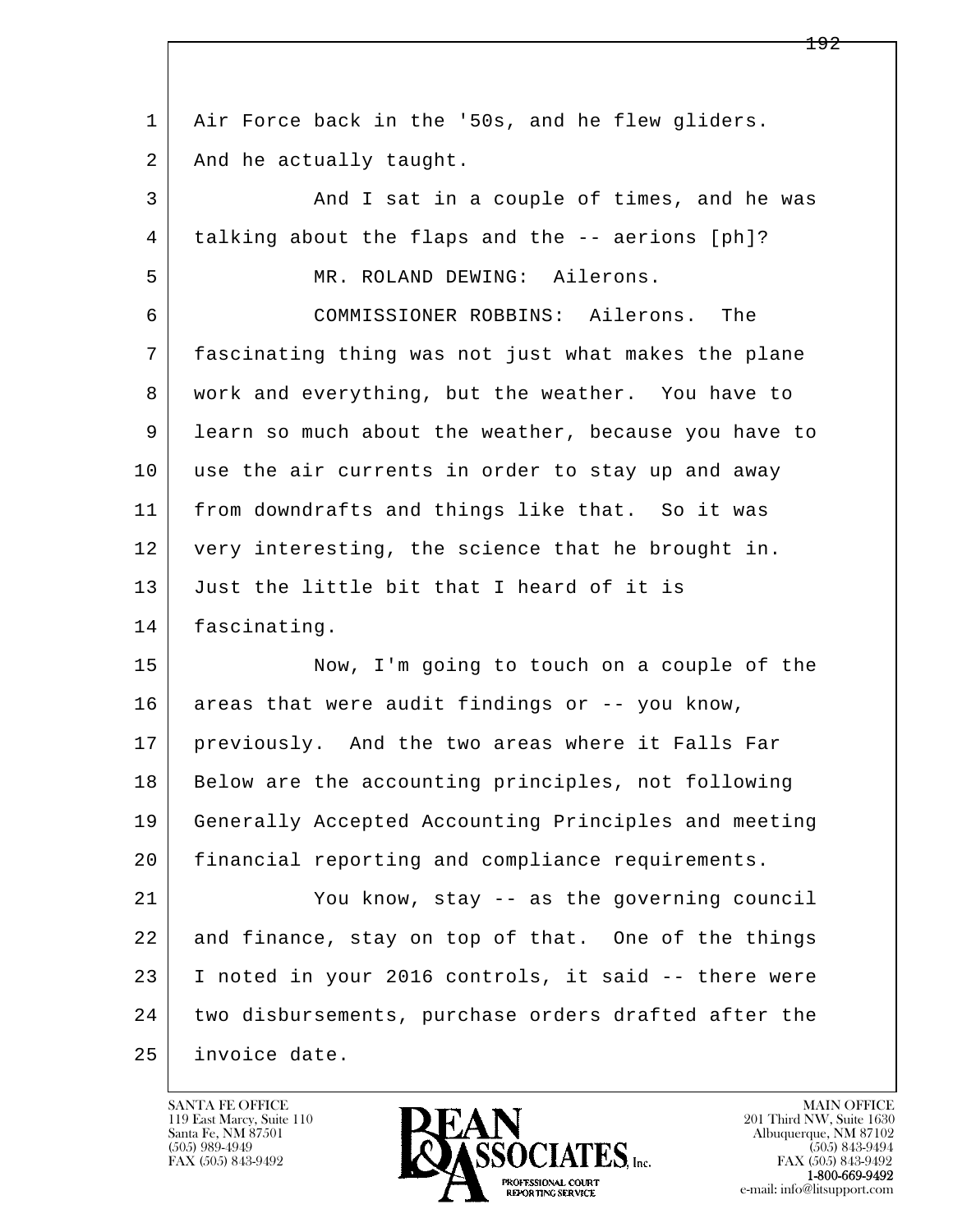1 Air Force back in the '50s, and he flew gliders.
2 And he actually taught.
3 And I sat in a couple of times, and he was
4 talking about the flaps and the -- aerions [ph]?
5 MR. ROLAND DEWING: Ailerons.
6 COMMISSIONER ROBBINS: Ailerons. The
7 fascinating thing was not just what makes the plane
8 work and everything, but the weather. You have to
9 learn so much about the weather, because you have to
10 use the air currents in order to stay up and away
11 from downdrafts and things like that. So it was
12 very interesting, the science that he brought in.
13 Just the little bit that I heard of it is
14 fascinating.
15 Now, I'm going to touch on a couple of the
16 areas that were audit findings or -- you know,
17 previously. And the two areas where it Falls Far
18 Below are the accounting principles, not following
19 Generally Accepted Accounting Principles and meeting
20 financial reporting and compliance requirements.
21 You know, stay -- as the governing council
22 and finance, stay on top of that. One of the things
23 I noted in your 2016 controls, it said -- there were
24 two disbursements, purchase orders drafted after the
25 invoice date.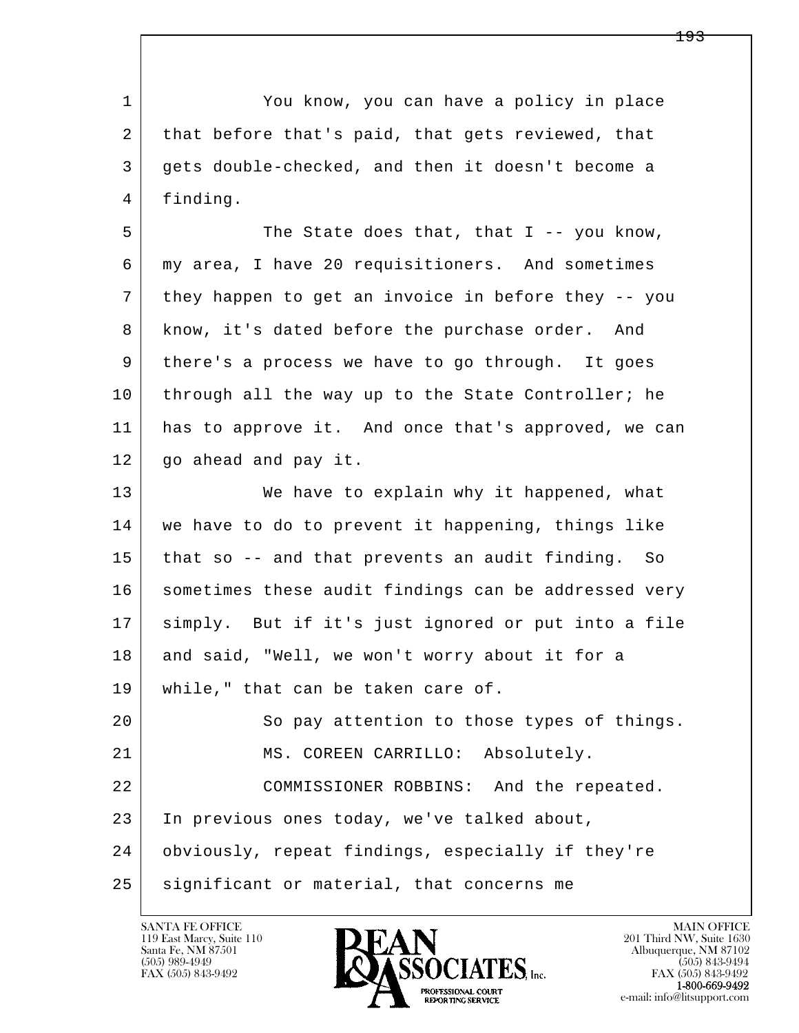1 You know, you can have a policy in place
2 that before that's paid, that gets reviewed, that
3 gets double-checked, and then it doesn't become a
4 finding.
5 The State does that, that I -- you know,
6 my area, I have 20 requisitioners. And sometimes
7 they happen to get an invoice in before they -- you
8 know, it's dated before the purchase order. And
9 there's a process we have to go through. It goes
10 through all the way up to the State Controller; he
11 has to approve it. And once that's approved, we can
12 go ahead and pay it.
13 We have to explain why it happened, what
14 we have to do to prevent it happening, things like
15 that so -- and that prevents an audit finding. So
16 sometimes these audit findings can be addressed very
17 simply. But if it's just ignored or put into a file
18 and said, "Well, we won't worry about it for a
19 while," that can be taken care of.
20 So pay attention to those types of things.
21 MS. COREEN CARRILLO: Absolutely.
22 COMMISSIONER ROBBINS: And the repeated.
23 In previous ones today, we've talked about,
24 obviously, repeat findings, especially if they're
25 significant or material, that concerns me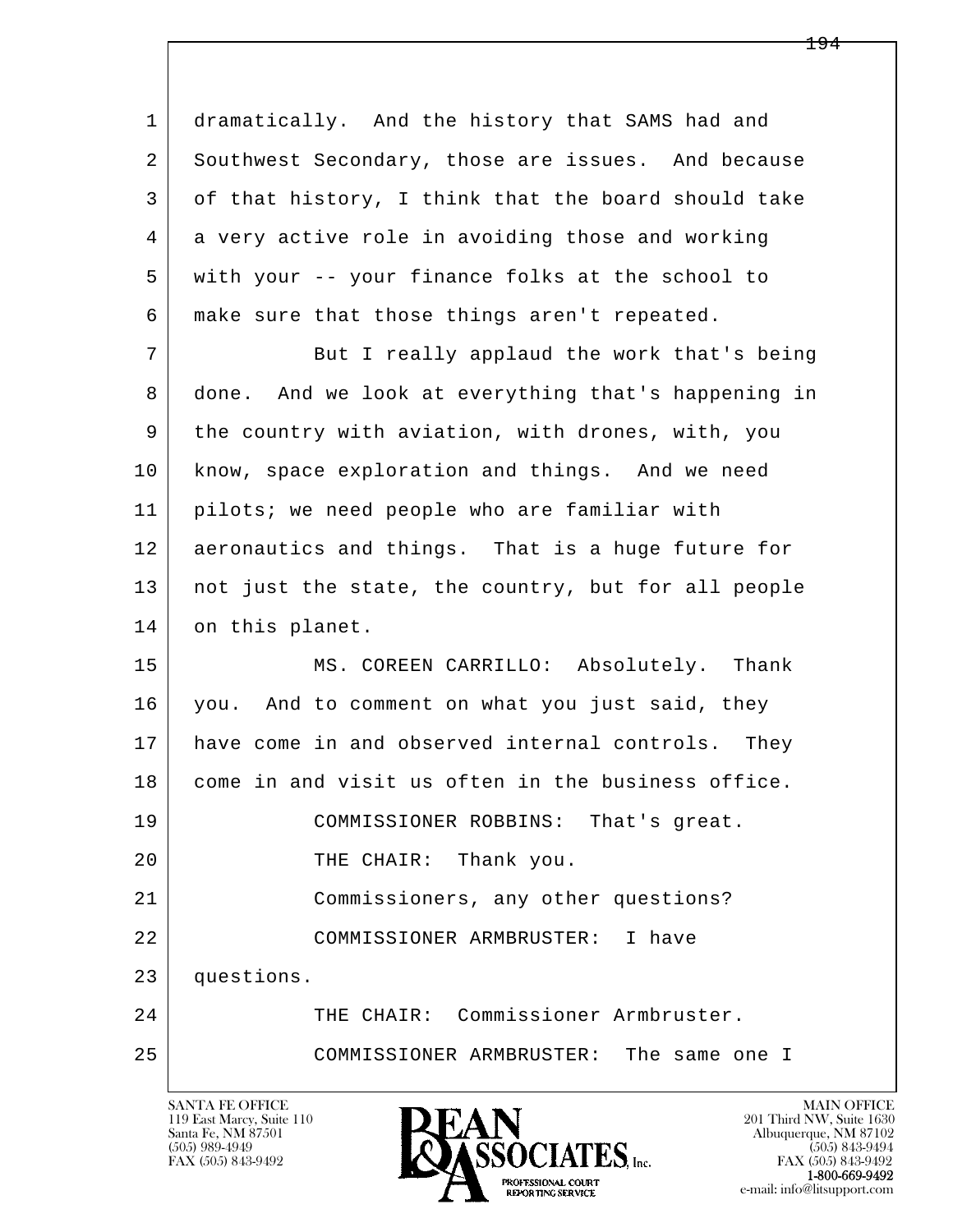dramatically. And the history that SAMS had and Southwest Secondary, those are issues. And because of that history, I think that the board should take a very active role in avoiding those and working with your -- your finance folks at the school to make sure that those things aren't repeated.

But I really applaud the work that's being done. And we look at everything that's happening in the country with aviation, with drones, with, you know, space exploration and things. And we need pilots; we need people who are familiar with aeronautics and things. That is a huge future for not just the state, the country, but for all people on this planet.

MS. COREEN CARRILLO: Absolutely. Thank you. And to comment on what you just said, they have come in and observed internal controls. They come in and visit us often in the business office.

COMMISSIONER ROBBINS: That's great.

THE CHAIR: Thank you.

Commissioners, any other questions?

COMMISSIONER ARMBRUSTER: I have questions.

THE CHAIR: Commissioner Armbruster.

COMMISSIONER ARMBRUSTER: The same one I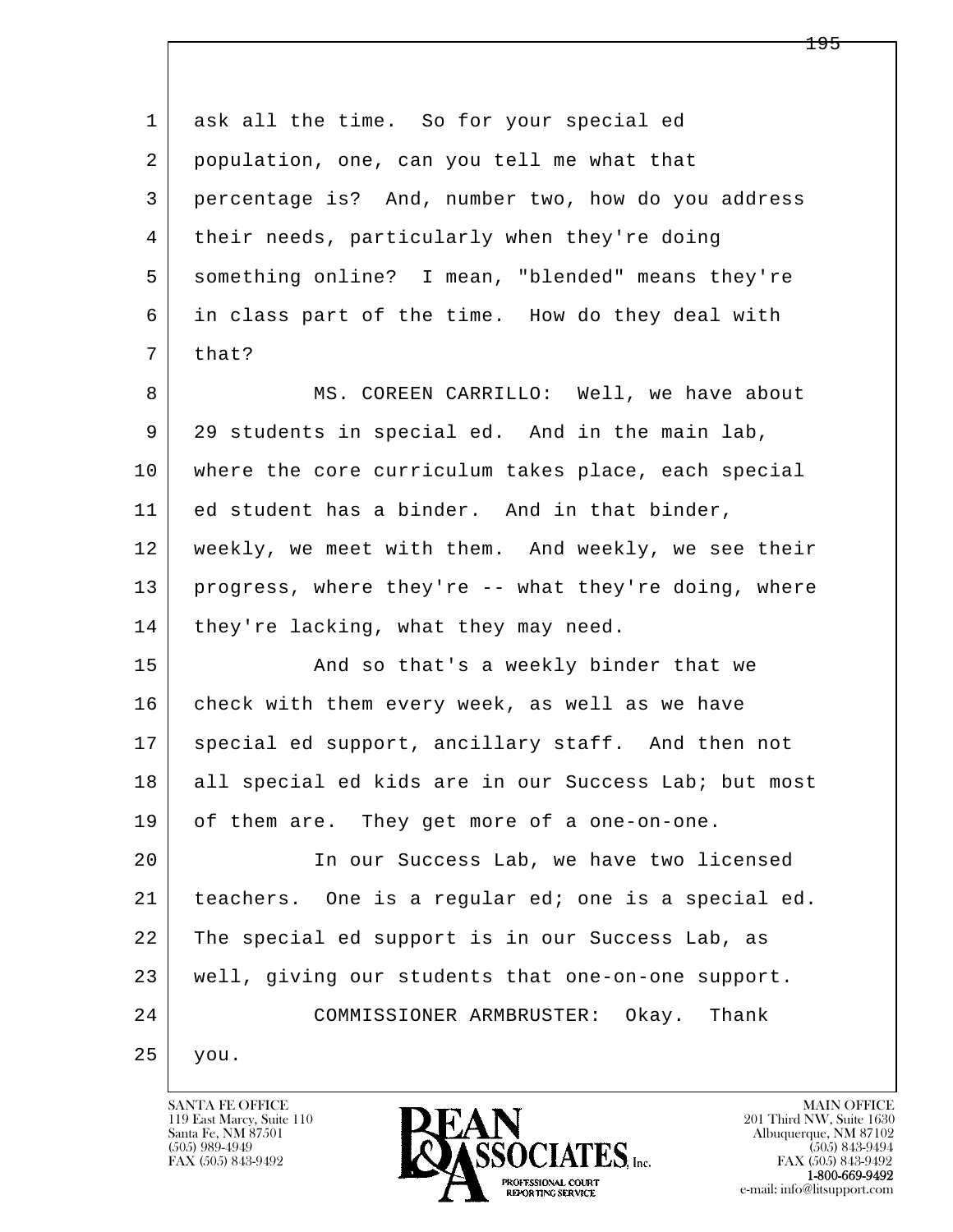ask all the time. So for your special ed population, one, can you tell me what that percentage is? And, number two, how do you address their needs, particularly when they're doing something online? I mean, "blended" means they're in class part of the time. How do they deal with that?

MS. COREEN CARRILLO: Well, we have about 29 students in special ed. And in the main lab, where the core curriculum takes place, each special ed student has a binder. And in that binder, weekly, we meet with them. And weekly, we see their progress, where they're -- what they're doing, where they're lacking, what they may need.

And so that's a weekly binder that we check with them every week, as well as we have special ed support, ancillary staff. And then not all special ed kids are in our Success Lab; but most of them are. They get more of a one-on-one.

In our Success Lab, we have two licensed teachers. One is a regular ed; one is a special ed. The special ed support is in our Success Lab, as well, giving our students that one-on-one support.

COMMISSIONER ARMBRUSTER: Okay. Thank you.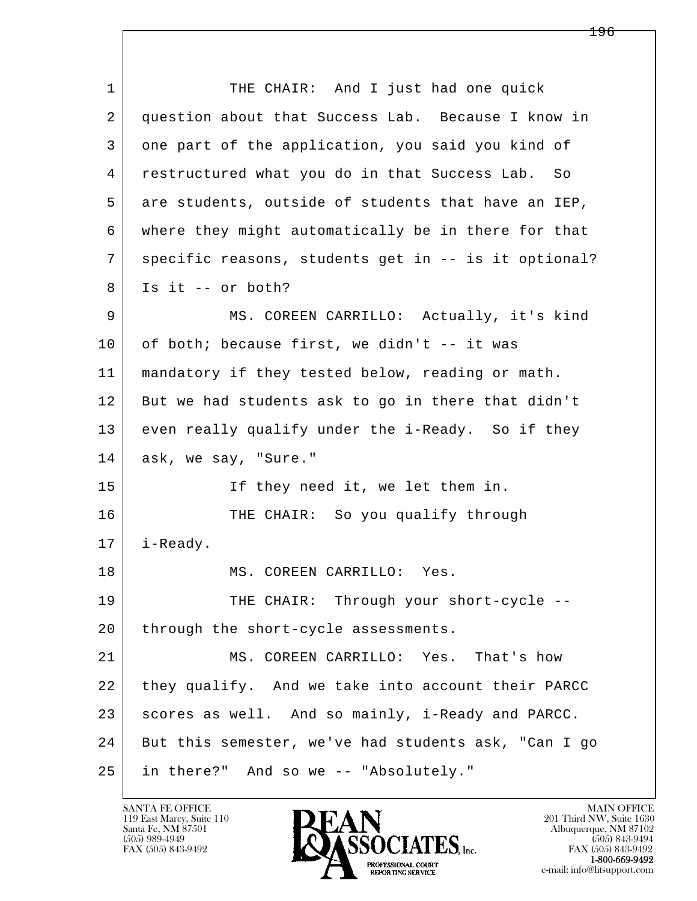1 THE CHAIR: And I just had one quick
2 question about that Success Lab. Because I know in
3 one part of the application, you said you kind of
4 restructured what you do in that Success Lab. So
5 are students, outside of students that have an IEP,
6 where they might automatically be in there for that
7 specific reasons, students get in -- is it optional?
8 Is it -- or both?
9 MS. COREEN CARRILLO: Actually, it's kind
10 of both; because first, we didn't -- it was
11 mandatory if they tested below, reading or math.
12 But we had students ask to go in there that didn't
13 even really qualify under the i-Ready. So if they
14 ask, we say, "Sure."
15 If they need it, we let them in.
16 THE CHAIR: So you qualify through
17 i-Ready.
18 MS. COREEN CARRILLO: Yes.
19 THE CHAIR: Through your short-cycle --
20 through the short-cycle assessments.
21 MS. COREEN CARRILLO: Yes. That's how
22 they qualify. And we take into account their PARCC
23 scores as well. And so mainly, i-Ready and PARCC.
24 But this semester, we've had students ask, "Can I go
25 in there?" And so we -- "Absolutely."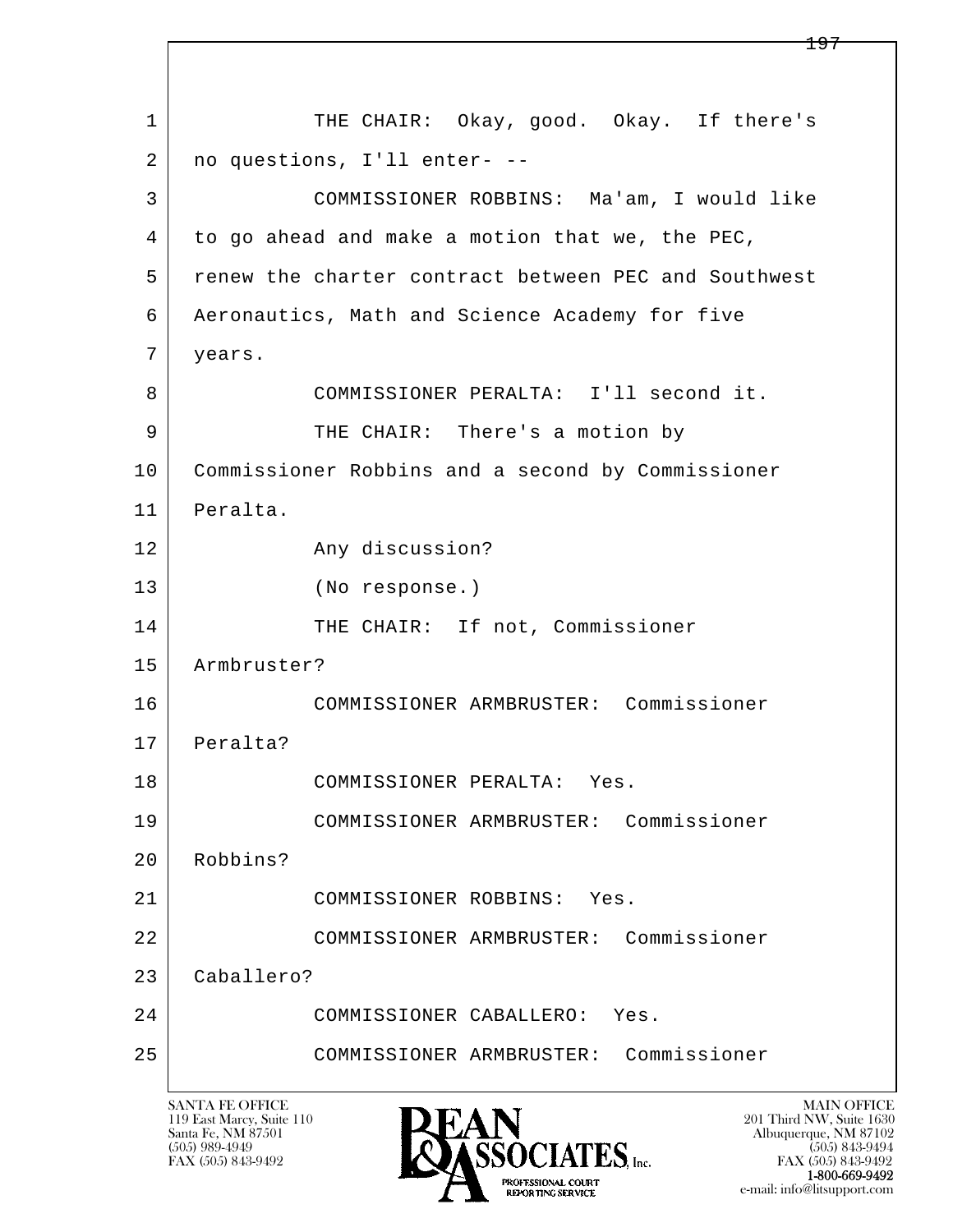THE CHAIR: Okay, good. Okay. If there's no questions, I'll enter- --

COMMISSIONER ROBBINS: Ma'am, I would like to go ahead and make a motion that we, the PEC, renew the charter contract between PEC and Southwest Aeronautics, Math and Science Academy for five years.

COMMISSIONER PERALTA: I'll second it.

THE CHAIR: There's a motion by Commissioner Robbins and a second by Commissioner Peralta.

Any discussion?

(No response.)

THE CHAIR: If not, Commissioner Armbruster?

COMMISSIONER ARMBRUSTER: Commissioner Peralta?

COMMISSIONER PERALTA: Yes.

COMMISSIONER ARMBRUSTER: Commissioner Robbins?

COMMISSIONER ROBBINS: Yes.

COMMISSIONER ARMBRUSTER: Commissioner Caballero?

COMMISSIONER CABALLERO: Yes.

COMMISSIONER ARMBRUSTER: Commissioner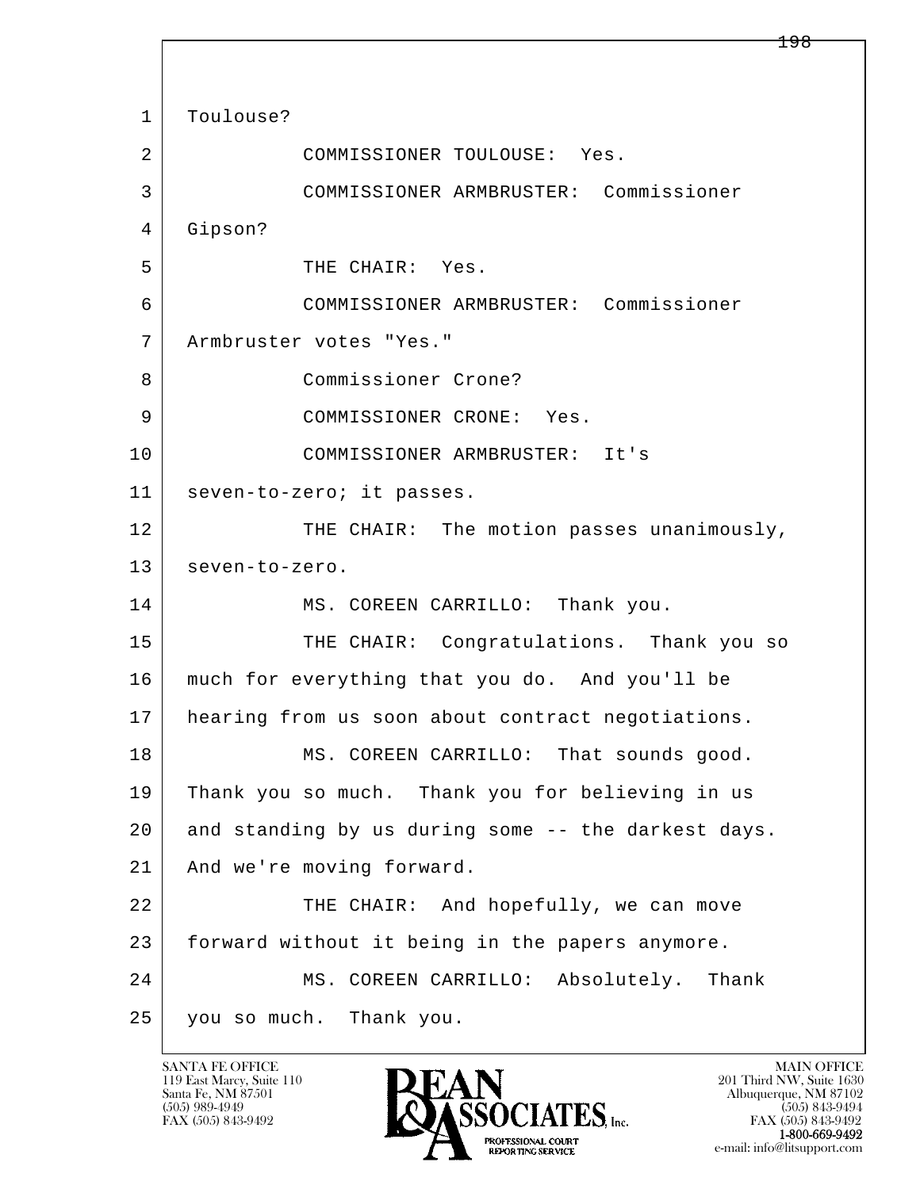1 Toulouse?

2 COMMISSIONER TOULOUSE: Yes.

3 COMMISSIONER ARMBRUSTER: Commissioner

4 Gipson?

5 THE CHAIR: Yes.

6 COMMISSIONER ARMBRUSTER: Commissioner

7 Armbruster votes "Yes."

8 Commissioner Crone?

9 COMMISSIONER CRONE: Yes.

10 COMMISSIONER ARMBRUSTER: It's

11 seven-to-zero; it passes.

12 THE CHAIR: The motion passes unanimously,

13 seven-to-zero.

14 MS. COREEN CARRILLO: Thank you.

15 THE CHAIR: Congratulations. Thank you so

16 much for everything that you do. And you'll be

17 hearing from us soon about contract negotiations.

18 MS. COREEN CARRILLO: That sounds good.

19 Thank you so much. Thank you for believing in us

20 and standing by us during some -- the darkest days.

21 And we're moving forward.

22 THE CHAIR: And hopefully, we can move

23 forward without it being in the papers anymore.

24 MS. COREEN CARRILLO: Absolutely. Thank

25 you so much. Thank you.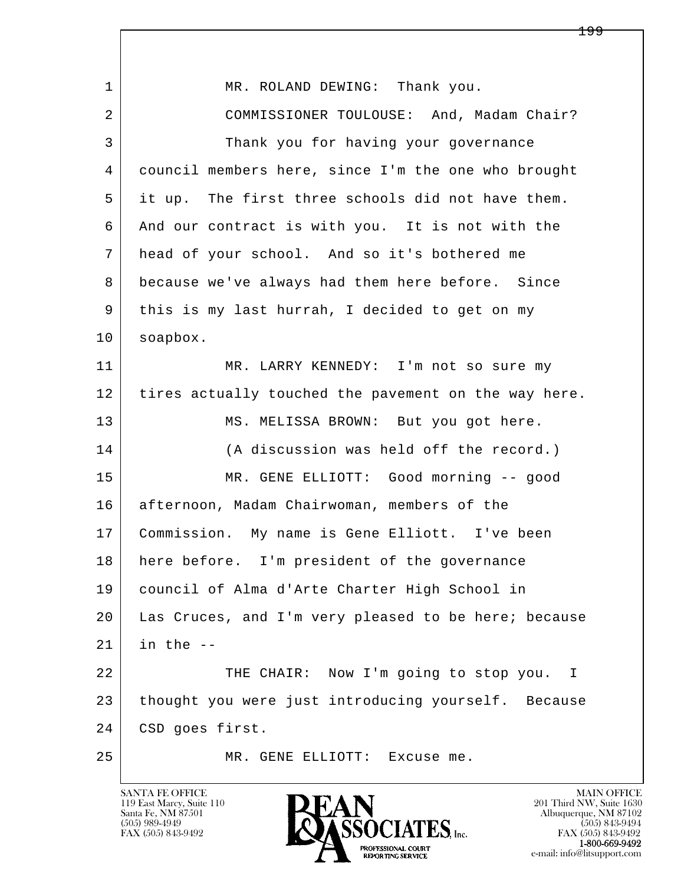MR. ROLAND DEWING: Thank you.

COMMISSIONER TOULOUSE: And, Madam Chair? Thank you for having your governance council members here, since I'm the one who brought it up. The first three schools did not have them. And our contract is with you. It is not with the head of your school. And so it's bothered me because we've always had them here before. Since this is my last hurrah, I decided to get on my soapbox.

MR. LARRY KENNEDY: I'm not so sure my tires actually touched the pavement on the way here.

MS. MELISSA BROWN: But you got here.

(A discussion was held off the record.)

MR. GENE ELLIOTT: Good morning -- good afternoon, Madam Chairwoman, members of the Commission. My name is Gene Elliott. I've been here before. I'm president of the governance council of Alma d'Arte Charter High School in Las Cruces, and I'm very pleased to be here; because in the --

THE CHAIR: Now I'm going to stop you. I thought you were just introducing yourself. Because CSD goes first.

MR. GENE ELLIOTT: Excuse me.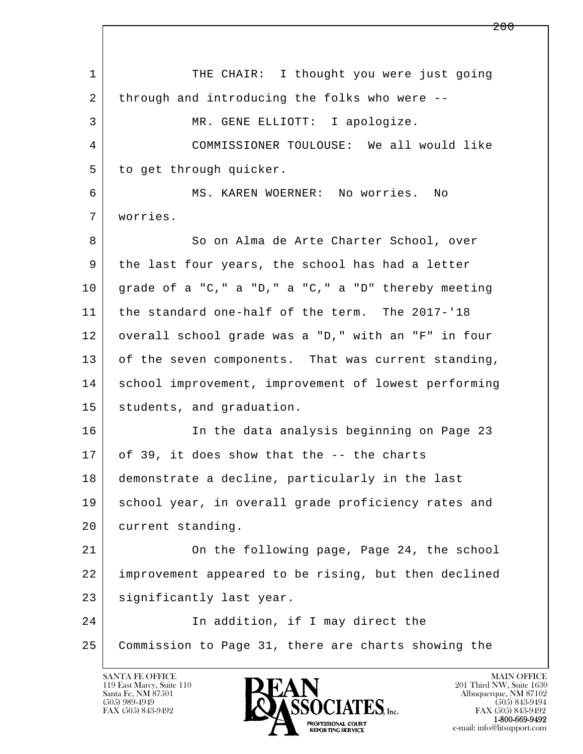THE CHAIR: I thought you were just going through and introducing the folks who were --

MR. GENE ELLIOTT: I apologize.

COMMISSIONER TOULOUSE: We all would like to get through quicker.

MS. KAREN WOERNER: No worries. No worries.

So on Alma de Arte Charter School, over the last four years, the school has had a letter grade of a "C," a "D," a "C," a "D" thereby meeting the standard one-half of the term. The 2017-'18 overall school grade was a "D," with an "F" in four of the seven components. That was current standing, school improvement, improvement of lowest performing students, and graduation.

In the data analysis beginning on Page 23 of 39, it does show that the -- the charts demonstrate a decline, particularly in the last school year, in overall grade proficiency rates and current standing.

On the following page, Page 24, the school improvement appeared to be rising, but then declined significantly last year.

In addition, if I may direct the Commission to Page 31, there are charts showing the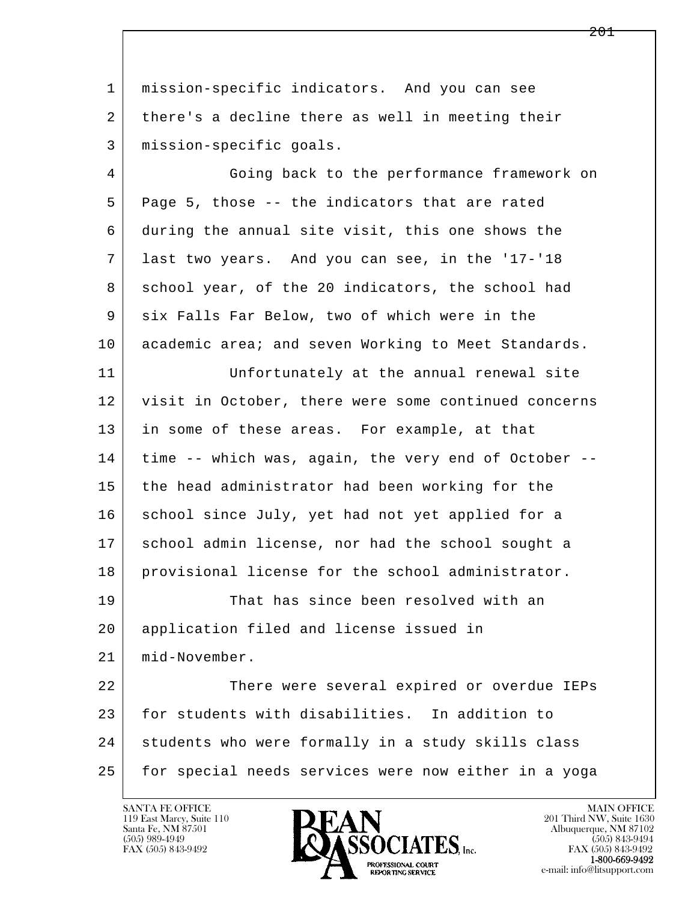1 mission-specific indicators. And you can see
2 there's a decline there as well in meeting their
3 mission-specific goals.
4 Going back to the performance framework on
5 Page 5, those -- the indicators that are rated
6 during the annual site visit, this one shows the
7 last two years. And you can see, in the '17-'18
8 school year, of the 20 indicators, the school had
9 six Falls Far Below, two of which were in the
10 academic area; and seven Working to Meet Standards.
11 Unfortunately at the annual renewal site
12 visit in October, there were some continued concerns
13 in some of these areas. For example, at that
14 time -- which was, again, the very end of October --
15 the head administrator had been working for the
16 school since July, yet had not yet applied for a
17 school admin license, nor had the school sought a
18 provisional license for the school administrator.
19 That has since been resolved with an
20 application filed and license issued in
21 mid-November.
22 There were several expired or overdue IEPs
23 for students with disabilities. In addition to
24 students who were formally in a study skills class
25 for special needs services were now either in a yoga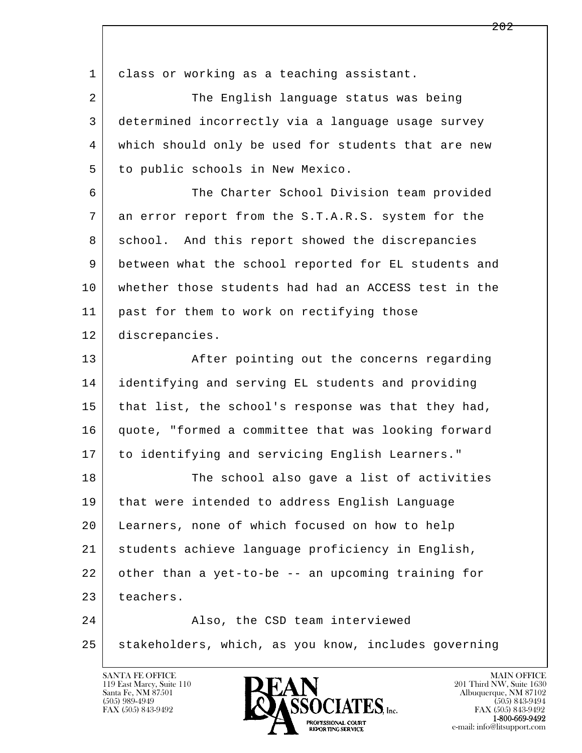class or working as a teaching assistant.

The English language status was being determined incorrectly via a language usage survey which should only be used for students that are new to public schools in New Mexico.

The Charter School Division team provided an error report from the S.T.A.R.S. system for the school. And this report showed the discrepancies between what the school reported for EL students and whether those students had had an ACCESS test in the past for them to work on rectifying those discrepancies.

After pointing out the concerns regarding identifying and serving EL students and providing that list, the school's response was that they had, quote, "formed a committee that was looking forward to identifying and servicing English Learners."

The school also gave a list of activities that were intended to address English Language Learners, none of which focused on how to help students achieve language proficiency in English, other than a yet-to-be -- an upcoming training for teachers.

Also, the CSD team interviewed stakeholders, which, as you know, includes governing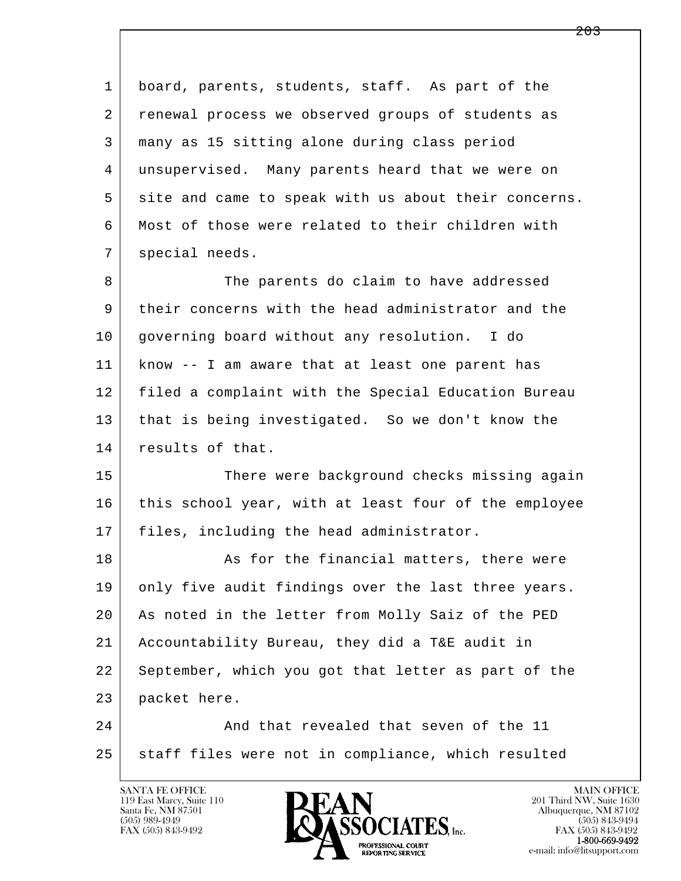board, parents, students, staff. As part of the renewal process we observed groups of students as many as 15 sitting alone during class period unsupervised. Many parents heard that we were on site and came to speak with us about their concerns. Most of those were related to their children with special needs.

The parents do claim to have addressed their concerns with the head administrator and the governing board without any resolution. I do know -- I am aware that at least one parent has filed a complaint with the Special Education Bureau that is being investigated. So we don't know the results of that.

There were background checks missing again this school year, with at least four of the employee files, including the head administrator.

As for the financial matters, there were only five audit findings over the last three years. As noted in the letter from Molly Saiz of the PED Accountability Bureau, they did a T&E audit in September, which you got that letter as part of the packet here.

And that revealed that seven of the 11 staff files were not in compliance, which resulted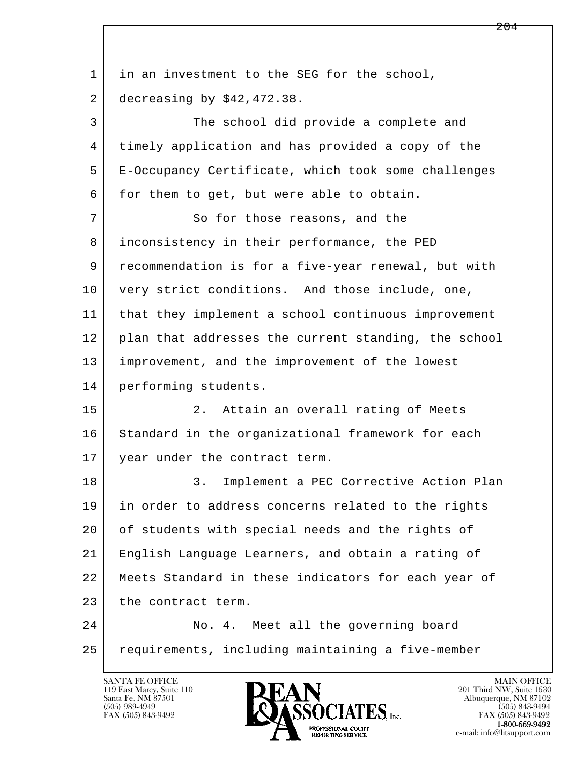in an investment to the SEG for the school, decreasing by $42,472.38.

The school did provide a complete and timely application and has provided a copy of the E-Occupancy Certificate, which took some challenges for them to get, but were able to obtain.

So for those reasons, and the inconsistency in their performance, the PED recommendation is for a five-year renewal, but with very strict conditions. And those include, one, that they implement a school continuous improvement plan that addresses the current standing, the school improvement, and the improvement of the lowest performing students.

2. Attain an overall rating of Meets Standard in the organizational framework for each year under the contract term.

3. Implement a PEC Corrective Action Plan in order to address concerns related to the rights of students with special needs and the rights of English Language Learners, and obtain a rating of Meets Standard in these indicators for each year of the contract term.

No. 4. Meet all the governing board requirements, including maintaining a five-member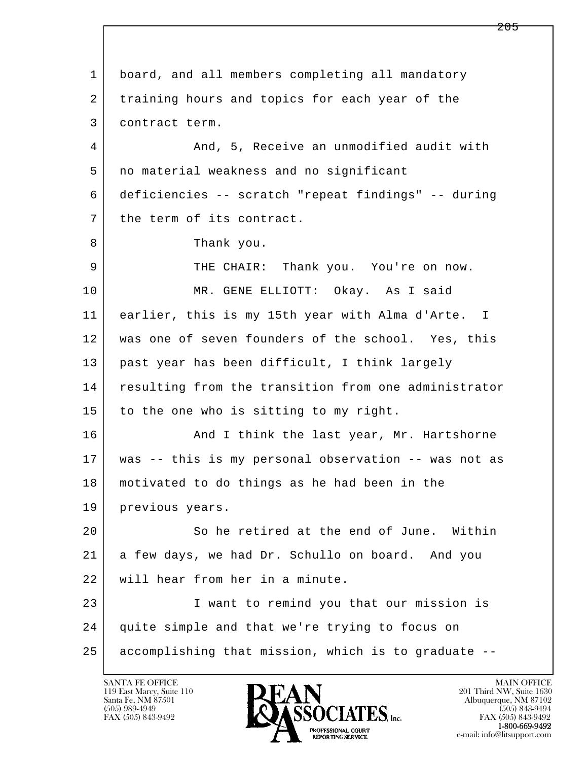1 board, and all members completing all mandatory
2 training hours and topics for each year of the
3 contract term.

4 And, 5, Receive an unmodified audit with
5 no material weakness and no significant
6 deficiencies -- scratch "repeat findings" -- during
7 the term of its contract.

8 Thank you.

9 THE CHAIR: Thank you. You're on now.

10 MR. GENE ELLIOTT: Okay. As I said
11 earlier, this is my 15th year with Alma d'Arte. I
12 was one of seven founders of the school. Yes, this
13 past year has been difficult, I think largely
14 resulting from the transition from one administrator
15 to the one who is sitting to my right.

16 And I think the last year, Mr. Hartshorne
17 was -- this is my personal observation -- was not as
18 motivated to do things as he had been in the
19 previous years.

20 So he retired at the end of June. Within
21 a few days, we had Dr. Schullo on board. And you
22 will hear from her in a minute.

23 I want to remind you that our mission is
24 quite simple and that we're trying to focus on
25 accomplishing that mission, which is to graduate --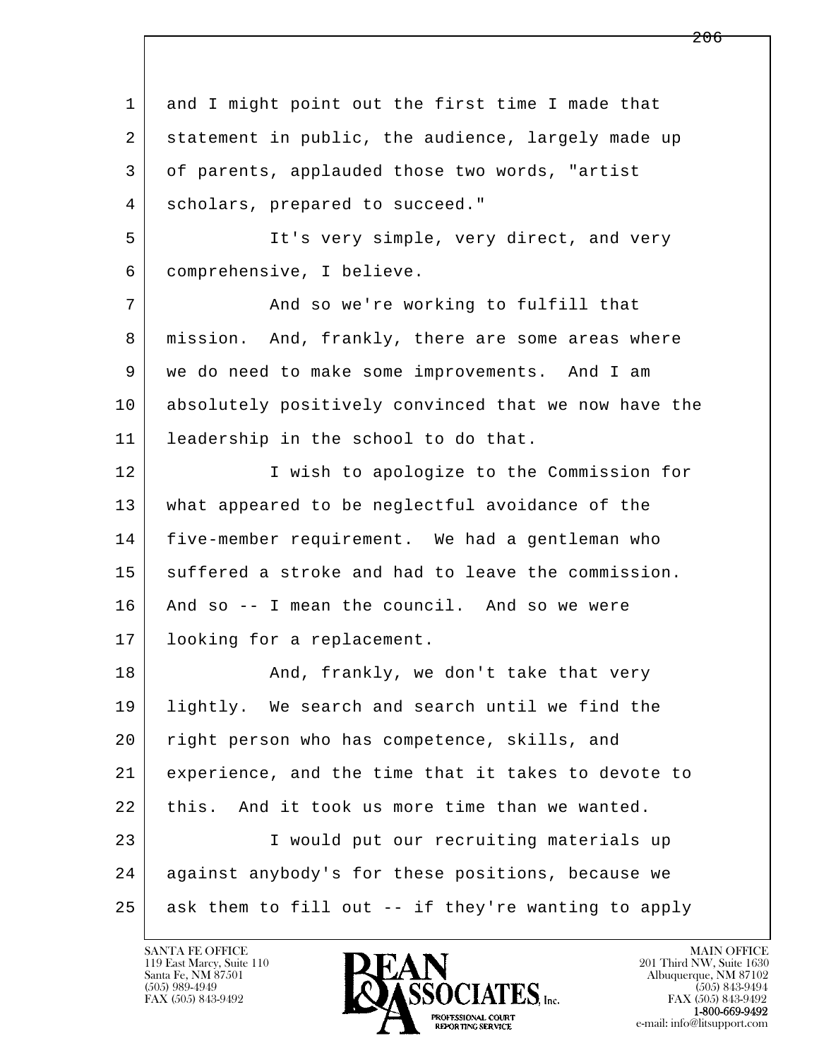and I might point out the first time I made that statement in public, the audience, largely made up of parents, applauded those two words, "artist scholars, prepared to succeed."

It's very simple, very direct, and very comprehensive, I believe.

And so we're working to fulfill that mission. And, frankly, there are some areas where we do need to make some improvements. And I am absolutely positively convinced that we now have the leadership in the school to do that.

I wish to apologize to the Commission for what appeared to be neglectful avoidance of the five-member requirement. We had a gentleman who suffered a stroke and had to leave the commission. And so -- I mean the council. And so we were looking for a replacement.

And, frankly, we don't take that very lightly. We search and search until we find the right person who has competence, skills, and experience, and the time that it takes to devote to this. And it took us more time than we wanted.

I would put our recruiting materials up against anybody's for these positions, because we ask them to fill out -- if they're wanting to apply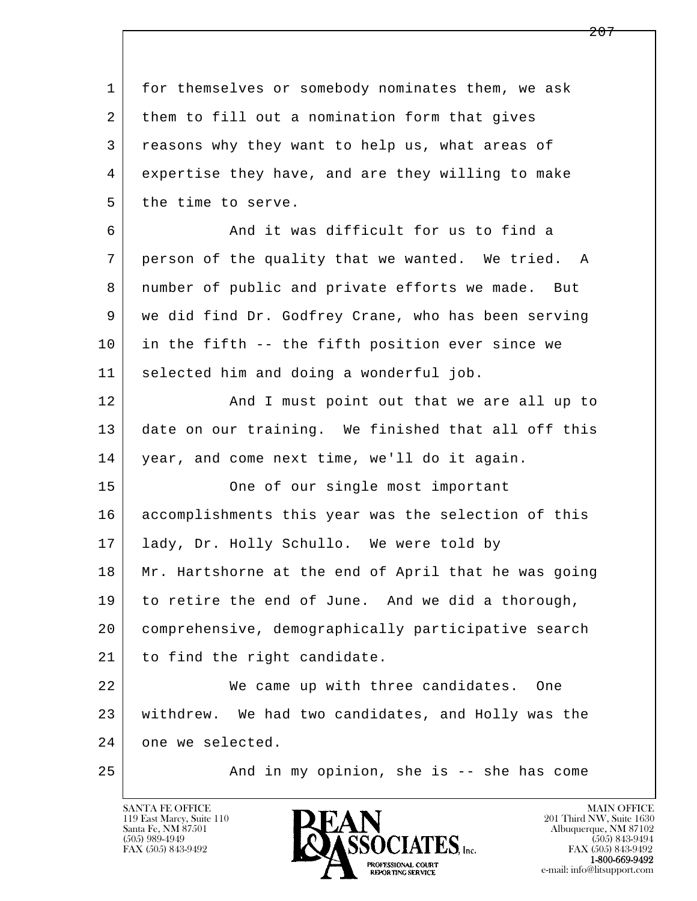1 for themselves or somebody nominates them, we ask
2 them to fill out a nomination form that gives
3 reasons why they want to help us, what areas of
4 expertise they have, and are they willing to make
5 the time to serve.

6 And it was difficult for us to find a
7 person of the quality that we wanted. We tried. A
8 number of public and private efforts we made. But
9 we did find Dr. Godfrey Crane, who has been serving
10 in the fifth -- the fifth position ever since we
11 selected him and doing a wonderful job.

12 And I must point out that we are all up to
13 date on our training. We finished that all off this
14 year, and come next time, we'll do it again.

15 One of our single most important
16 accomplishments this year was the selection of this
17 lady, Dr. Holly Schullo. We were told by
18 Mr. Hartshorne at the end of April that he was going
19 to retire the end of June. And we did a thorough,
20 comprehensive, demographically participative search
21 to find the right candidate.

22 We came up with three candidates. One
23 withdrew. We had two candidates, and Holly was the
24 one we selected.

25 And in my opinion, she is -- she has come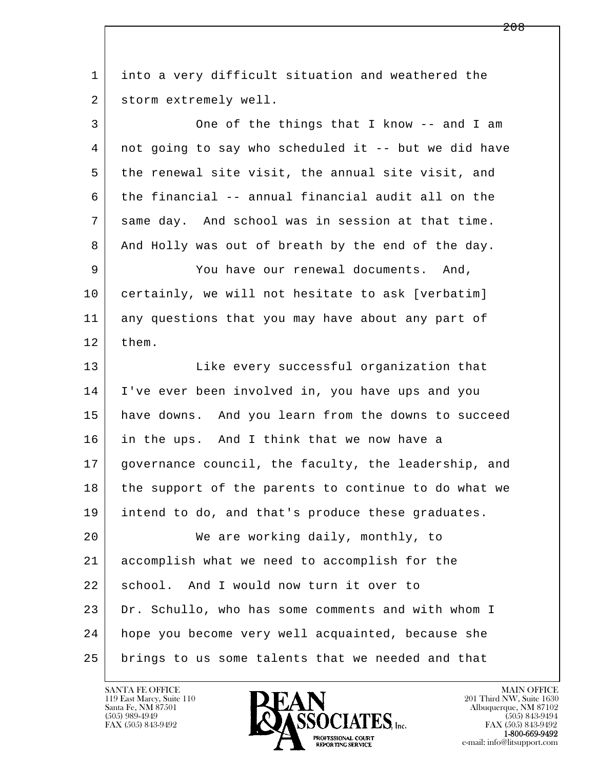1 into a very difficult situation and weathered the
2 storm extremely well.

3 One of the things that I know -- and I am
4 not going to say who scheduled it -- but we did have
5 the renewal site visit, the annual site visit, and
6 the financial -- annual financial audit all on the
7 same day. And school was in session at that time.
8 And Holly was out of breath by the end of the day.

9 You have our renewal documents. And,
10 certainly, we will not hesitate to ask [verbatim]
11 any questions that you may have about any part of
12 them.

13 Like every successful organization that
14 I've ever been involved in, you have ups and you
15 have downs. And you learn from the downs to succeed
16 in the ups. And I think that we now have a
17 governance council, the faculty, the leadership, and
18 the support of the parents to continue to do what we
19 intend to do, and that's produce these graduates.

20 We are working daily, monthly, to
21 accomplish what we need to accomplish for the
22 school. And I would now turn it over to
23 Dr. Schullo, who has some comments and with whom I
24 hope you become very well acquainted, because she
25 brings to us some talents that we needed and that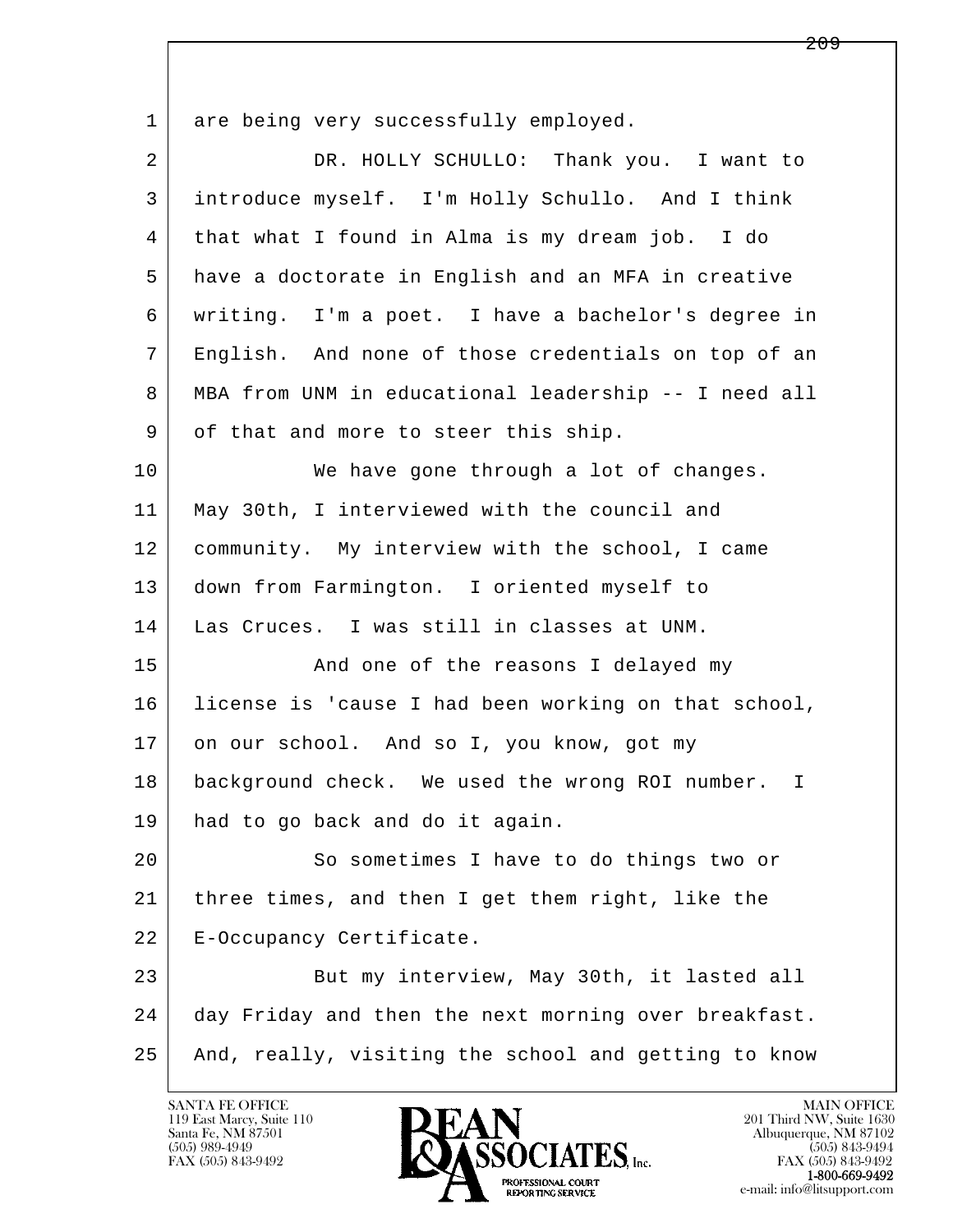are being very successfully employed.

DR. HOLLY SCHULLO: Thank you. I want to introduce myself. I'm Holly Schullo. And I think that what I found in Alma is my dream job. I do have a doctorate in English and an MFA in creative writing. I'm a poet. I have a bachelor's degree in English. And none of those credentials on top of an MBA from UNM in educational leadership -- I need all of that and more to steer this ship.

We have gone through a lot of changes. May 30th, I interviewed with the council and community. My interview with the school, I came down from Farmington. I oriented myself to Las Cruces. I was still in classes at UNM.

And one of the reasons I delayed my license is 'cause I had been working on that school, on our school. And so I, you know, got my background check. We used the wrong ROI number. I had to go back and do it again.

So sometimes I have to do things two or three times, and then I get them right, like the E-Occupancy Certificate.

But my interview, May 30th, it lasted all day Friday and then the next morning over breakfast. And, really, visiting the school and getting to know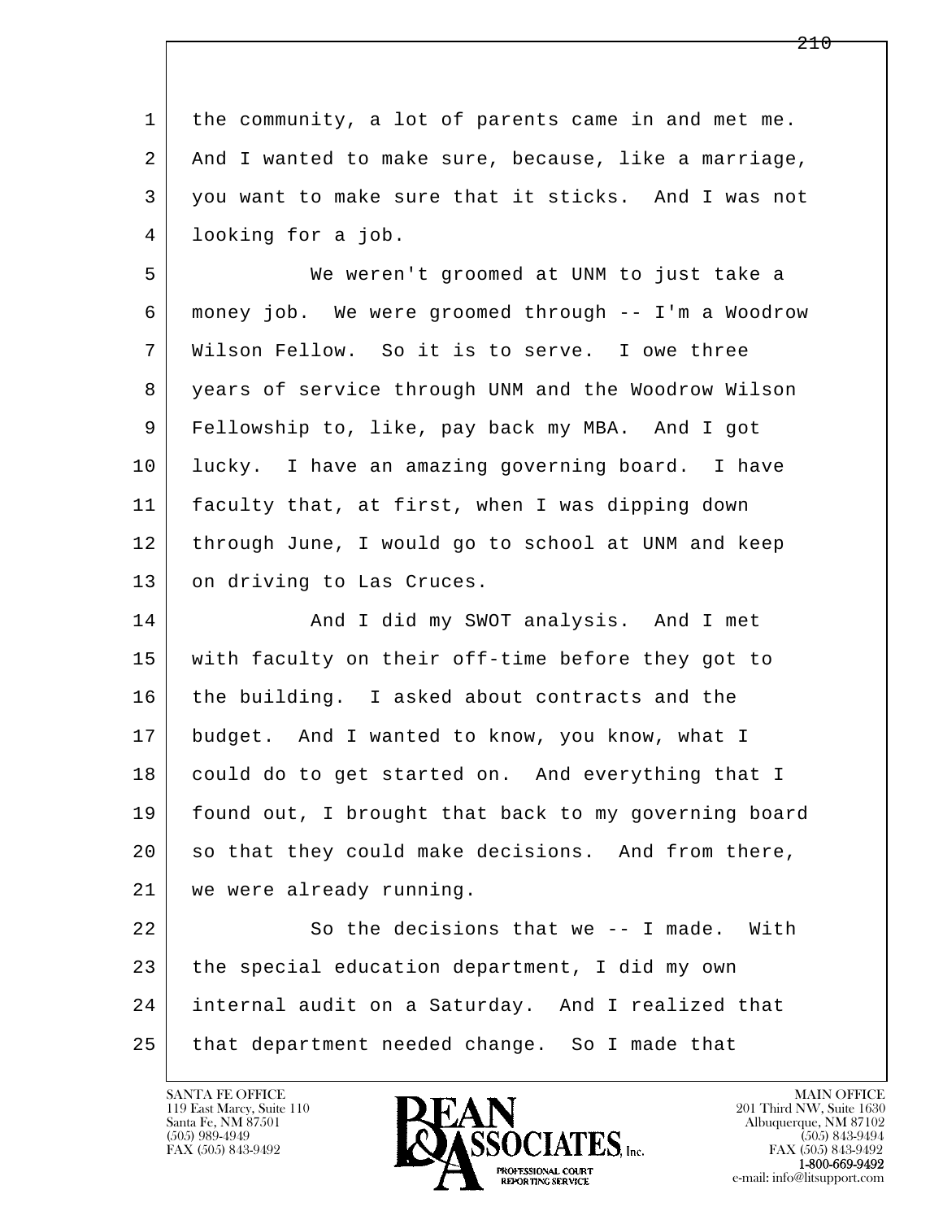1 the community, a lot of parents came in and met me.
2 And I wanted to make sure, because, like a marriage,
3 you want to make sure that it sticks. And I was not
4 looking for a job.

5 We weren't groomed at UNM to just take a
6 money job. We were groomed through -- I'm a Woodrow
7 Wilson Fellow. So it is to serve. I owe three
8 years of service through UNM and the Woodrow Wilson
9 Fellowship to, like, pay back my MBA. And I got
10 lucky. I have an amazing governing board. I have
11 faculty that, at first, when I was dipping down
12 through June, I would go to school at UNM and keep
13 on driving to Las Cruces.

14 And I did my SWOT analysis. And I met
15 with faculty on their off-time before they got to
16 the building. I asked about contracts and the
17 budget. And I wanted to know, you know, what I
18 could do to get started on. And everything that I
19 found out, I brought that back to my governing board
20 so that they could make decisions. And from there,
21 we were already running.

22 So the decisions that we -- I made. With
23 the special education department, I did my own
24 internal audit on a Saturday. And I realized that
25 that department needed change. So I made that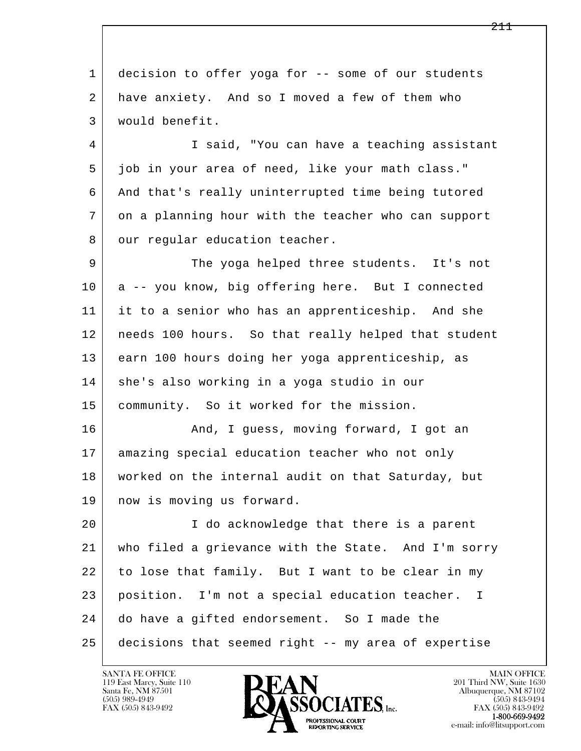decision to offer yoga for -- some of our students have anxiety. And so I moved a few of them who would benefit.

I said, "You can have a teaching assistant job in your area of need, like your math class." And that's really uninterrupted time being tutored on a planning hour with the teacher who can support our regular education teacher.

The yoga helped three students. It's not a -- you know, big offering here. But I connected it to a senior who has an apprenticeship. And she needs 100 hours. So that really helped that student earn 100 hours doing her yoga apprenticeship, as she's also working in a yoga studio in our community. So it worked for the mission.

And, I guess, moving forward, I got an amazing special education teacher who not only worked on the internal audit on that Saturday, but now is moving us forward.

I do acknowledge that there is a parent who filed a grievance with the State. And I'm sorry to lose that family. But I want to be clear in my position. I'm not a special education teacher. I do have a gifted endorsement. So I made the decisions that seemed right -- my area of expertise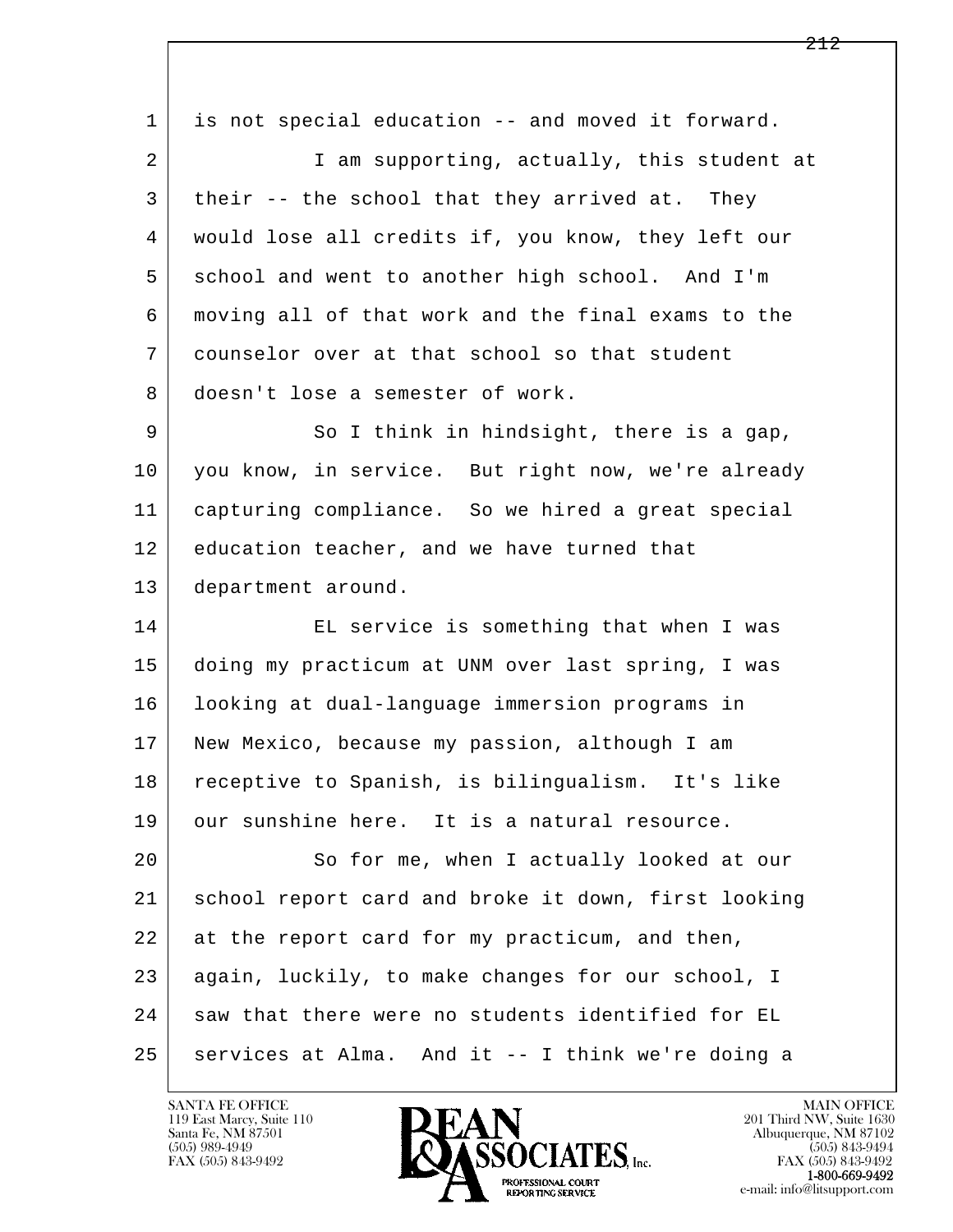is not special education -- and moved it forward.

I am supporting, actually, this student at their -- the school that they arrived at. They would lose all credits if, you know, they left our school and went to another high school. And I'm moving all of that work and the final exams to the counselor over at that school so that student doesn't lose a semester of work.

So I think in hindsight, there is a gap, you know, in service. But right now, we're already capturing compliance. So we hired a great special education teacher, and we have turned that department around.

EL service is something that when I was doing my practicum at UNM over last spring, I was looking at dual-language immersion programs in New Mexico, because my passion, although I am receptive to Spanish, is bilingualism. It's like our sunshine here. It is a natural resource.

So for me, when I actually looked at our school report card and broke it down, first looking at the report card for my practicum, and then, again, luckily, to make changes for our school, I saw that there were no students identified for EL services at Alma. And it -- I think we're doing a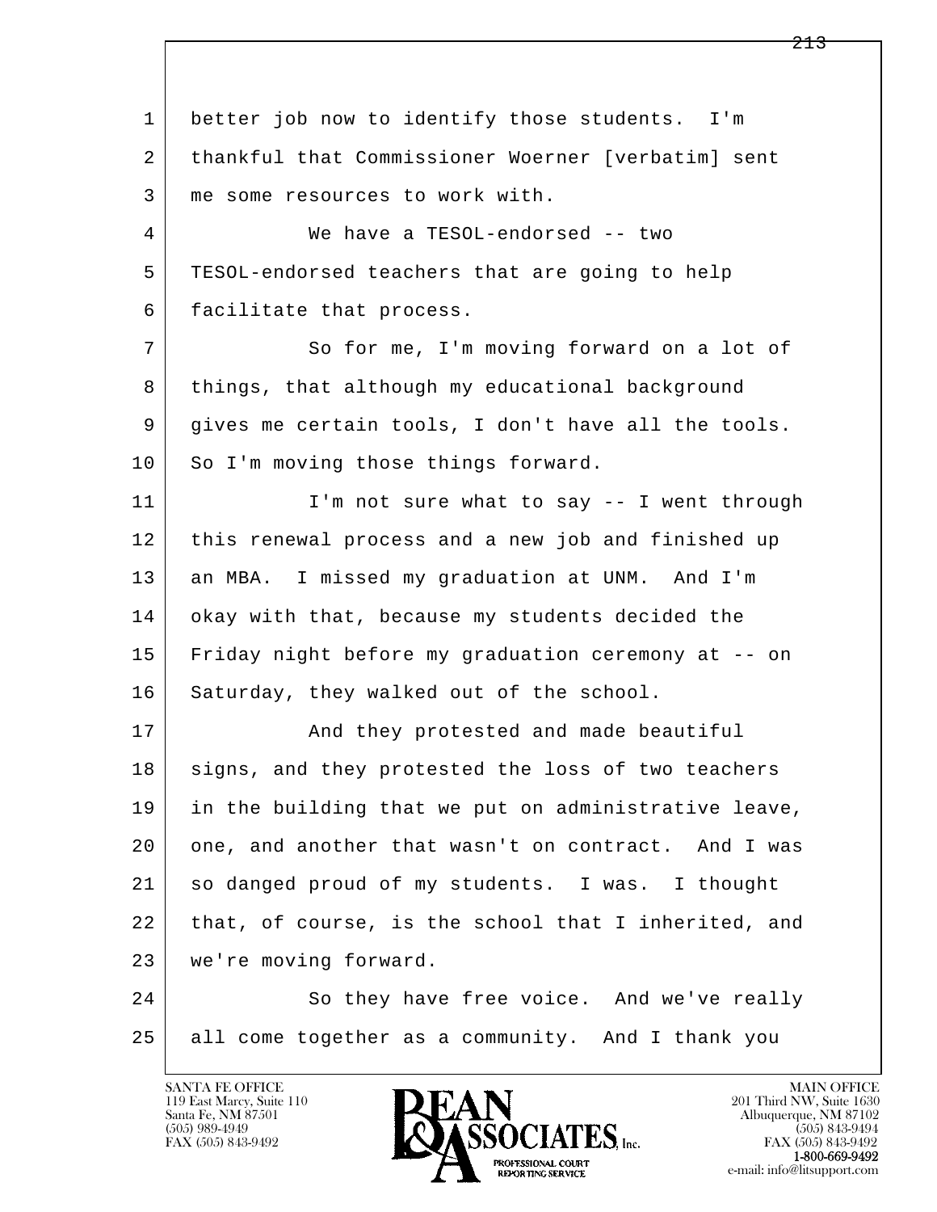better job now to identify those students. I'm thankful that Commissioner Woerner [verbatim] sent me some resources to work with.

We have a TESOL-endorsed -- two TESOL-endorsed teachers that are going to help facilitate that process.

So for me, I'm moving forward on a lot of things, that although my educational background gives me certain tools, I don't have all the tools. So I'm moving those things forward.

I'm not sure what to say -- I went through this renewal process and a new job and finished up an MBA. I missed my graduation at UNM. And I'm okay with that, because my students decided the Friday night before my graduation ceremony at -- on Saturday, they walked out of the school.

And they protested and made beautiful signs, and they protested the loss of two teachers in the building that we put on administrative leave, one, and another that wasn't on contract. And I was so danged proud of my students. I was. I thought that, of course, is the school that I inherited, and we're moving forward.

So they have free voice. And we've really all come together as a community. And I thank you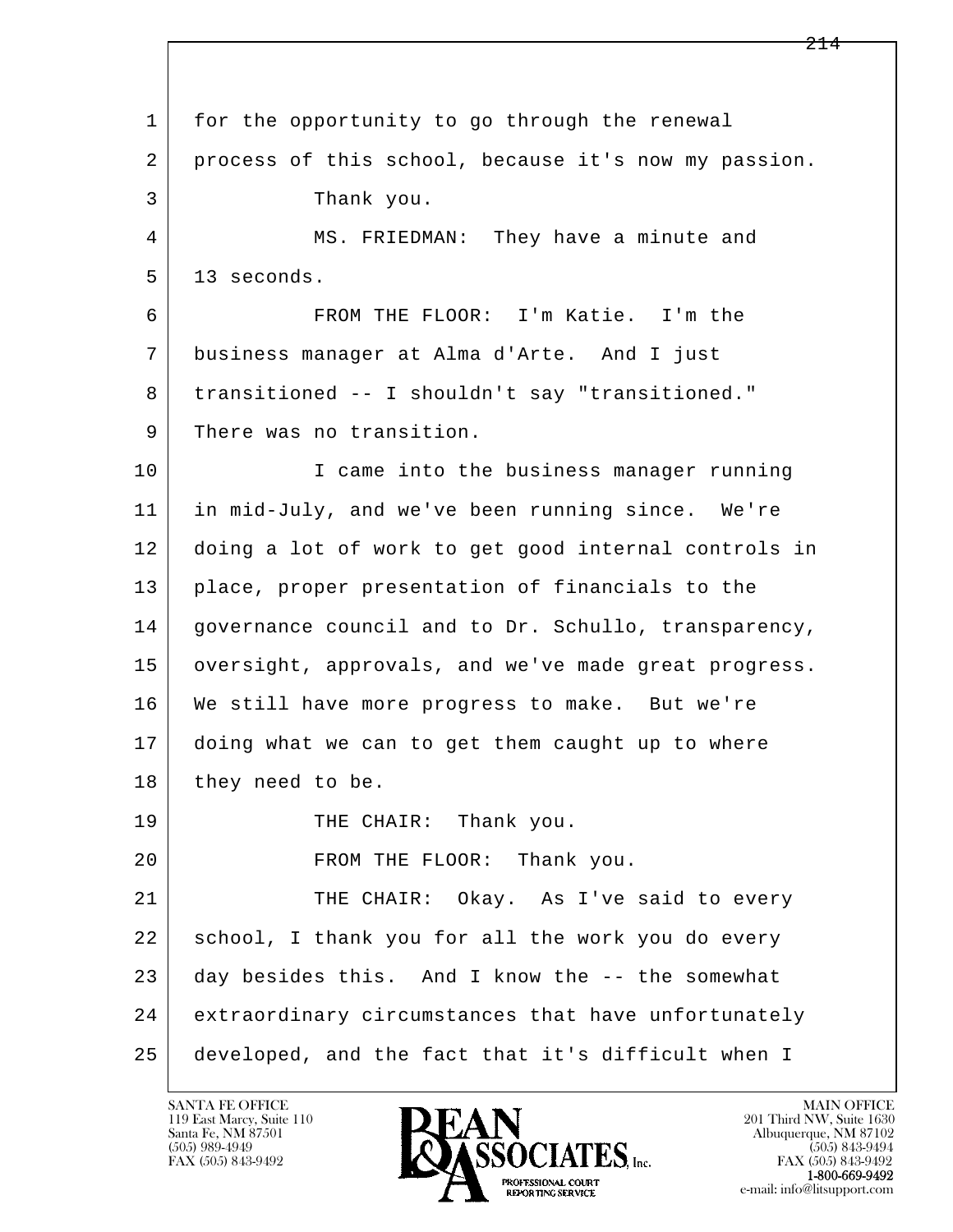for the opportunity to go through the renewal process of this school, because it's now my passion.

Thank you.

MS. FRIEDMAN: They have a minute and 13 seconds.

FROM THE FLOOR: I'm Katie. I'm the business manager at Alma d'Arte. And I just transitioned -- I shouldn't say "transitioned." There was no transition.

I came into the business manager running in mid-July, and we've been running since. We're doing a lot of work to get good internal controls in place, proper presentation of financials to the governance council and to Dr. Schullo, transparency, oversight, approvals, and we've made great progress. We still have more progress to make. But we're doing what we can to get them caught up to where they need to be.

THE CHAIR: Thank you.

FROM THE FLOOR: Thank you.

THE CHAIR: Okay. As I've said to every school, I thank you for all the work you do every day besides this. And I know the -- the somewhat extraordinary circumstances that have unfortunately developed, and the fact that it's difficult when I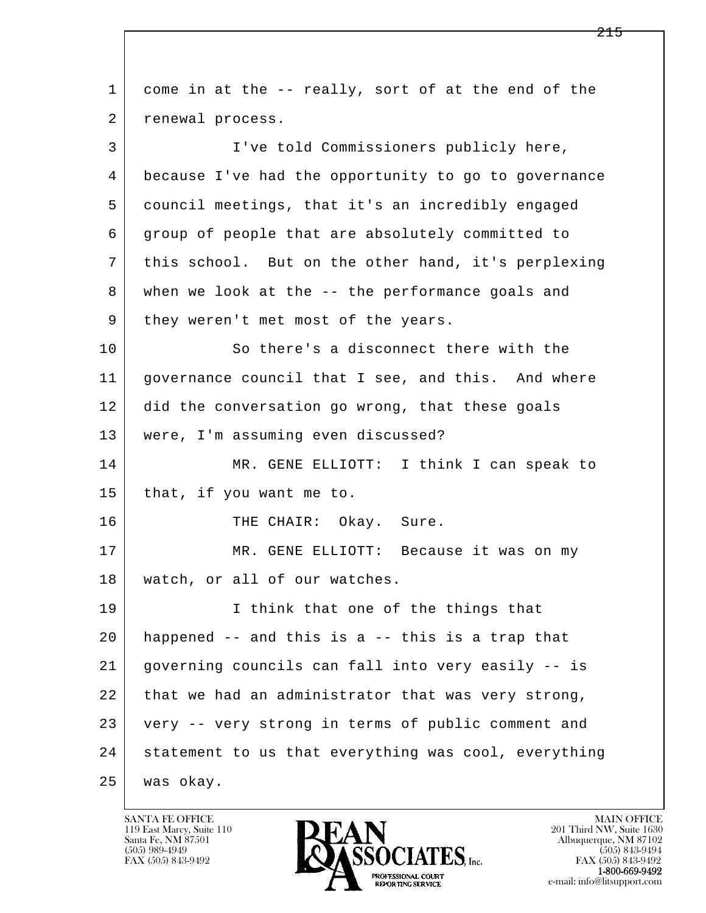come in at the -- really, sort of at the end of the renewal process.

I've told Commissioners publicly here, because I've had the opportunity to go to governance council meetings, that it's an incredibly engaged group of people that are absolutely committed to this school. But on the other hand, it's perplexing when we look at the -- the performance goals and they weren't met most of the years.

So there's a disconnect there with the governance council that I see, and this. And where did the conversation go wrong, that these goals were, I'm assuming even discussed?

MR. GENE ELLIOTT: I think I can speak to that, if you want me to.

THE CHAIR: Okay. Sure.

MR. GENE ELLIOTT: Because it was on my watch, or all of our watches.

I think that one of the things that happened -- and this is a -- this is a trap that governing councils can fall into very easily -- is that we had an administrator that was very strong, very -- very strong in terms of public comment and statement to us that everything was cool, everything was okay.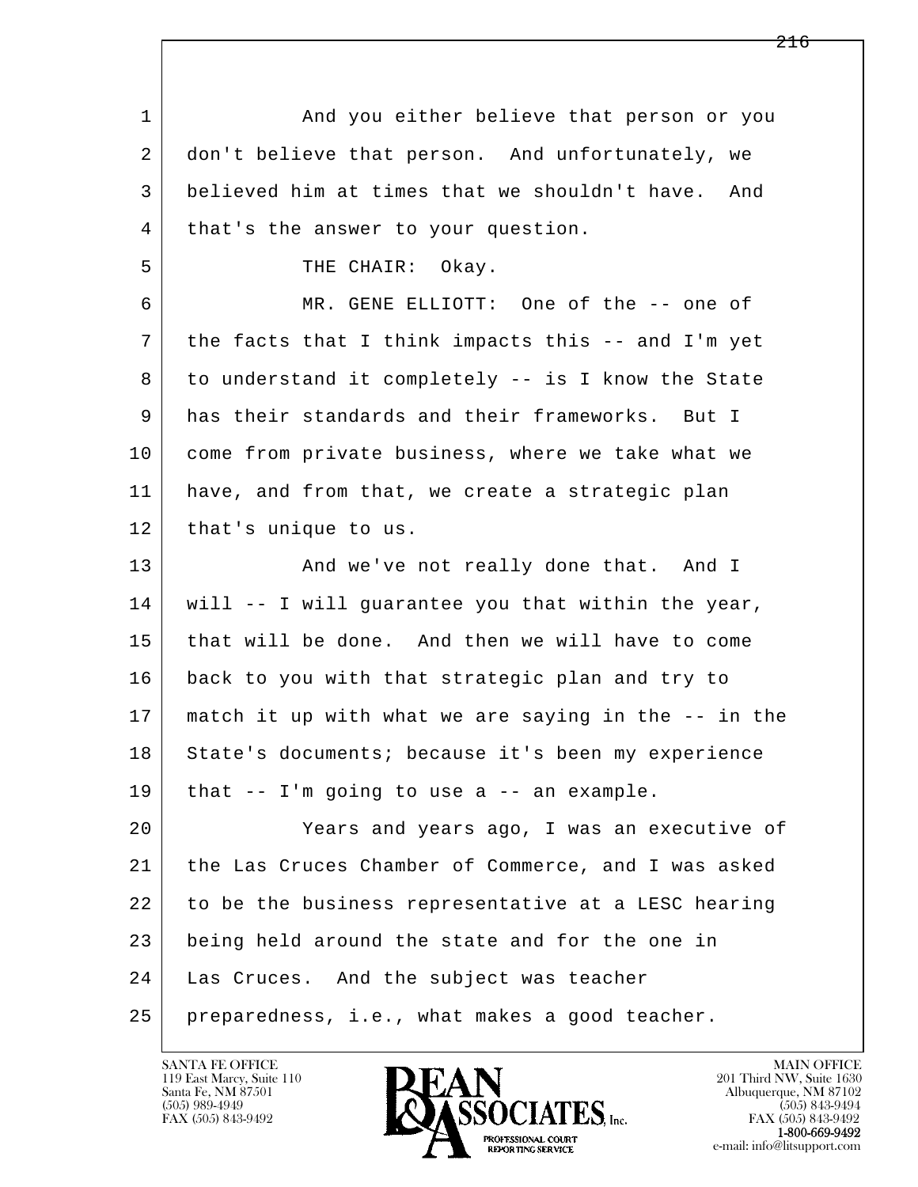And you either believe that person or you don't believe that person. And unfortunately, we believed him at times that we shouldn't have. And that's the answer to your question.

THE CHAIR: Okay.

MR. GENE ELLIOTT: One of the -- one of the facts that I think impacts this -- and I'm yet to understand it completely -- is I know the State has their standards and their frameworks. But I come from private business, where we take what we have, and from that, we create a strategic plan that's unique to us.

And we've not really done that. And I will -- I will guarantee you that within the year, that will be done. And then we will have to come back to you with that strategic plan and try to match it up with what we are saying in the -- in the State's documents; because it's been my experience that -- I'm going to use a -- an example.

Years and years ago, I was an executive of the Las Cruces Chamber of Commerce, and I was asked to be the business representative at a LESC hearing being held around the state and for the one in Las Cruces. And the subject was teacher preparedness, i.e., what makes a good teacher.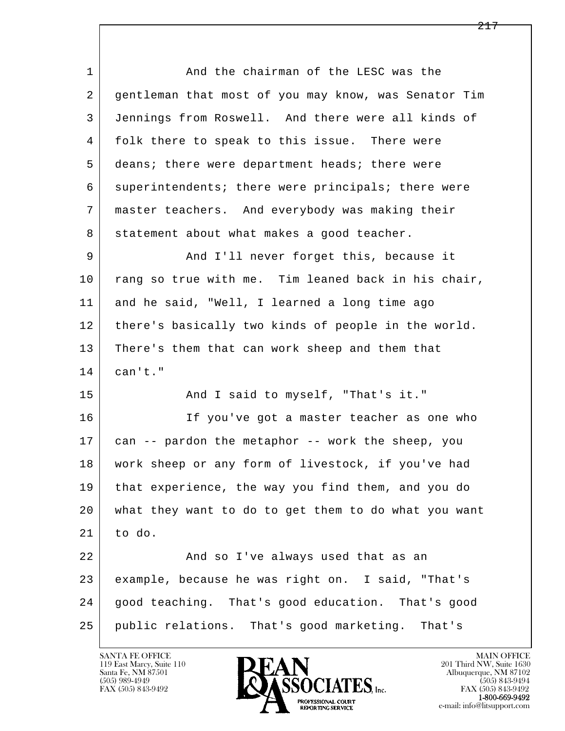And the chairman of the LESC was the gentleman that most of you may know, was Senator Tim Jennings from Roswell. And there were all kinds of folk there to speak to this issue. There were deans; there were department heads; there were superintendents; there were principals; there were master teachers. And everybody was making their statement about what makes a good teacher.

And I'll never forget this, because it rang so true with me. Tim leaned back in his chair, and he said, "Well, I learned a long time ago there's basically two kinds of people in the world. There's them that can work sheep and them that can't."

And I said to myself, "That's it."

If you've got a master teacher as one who can -- pardon the metaphor -- work the sheep, you work sheep or any form of livestock, if you've had that experience, the way you find them, and you do what they want to do to get them to do what you want to do.

And so I've always used that as an example, because he was right on. I said, "That's good teaching. That's good education. That's good public relations. That's good marketing. That's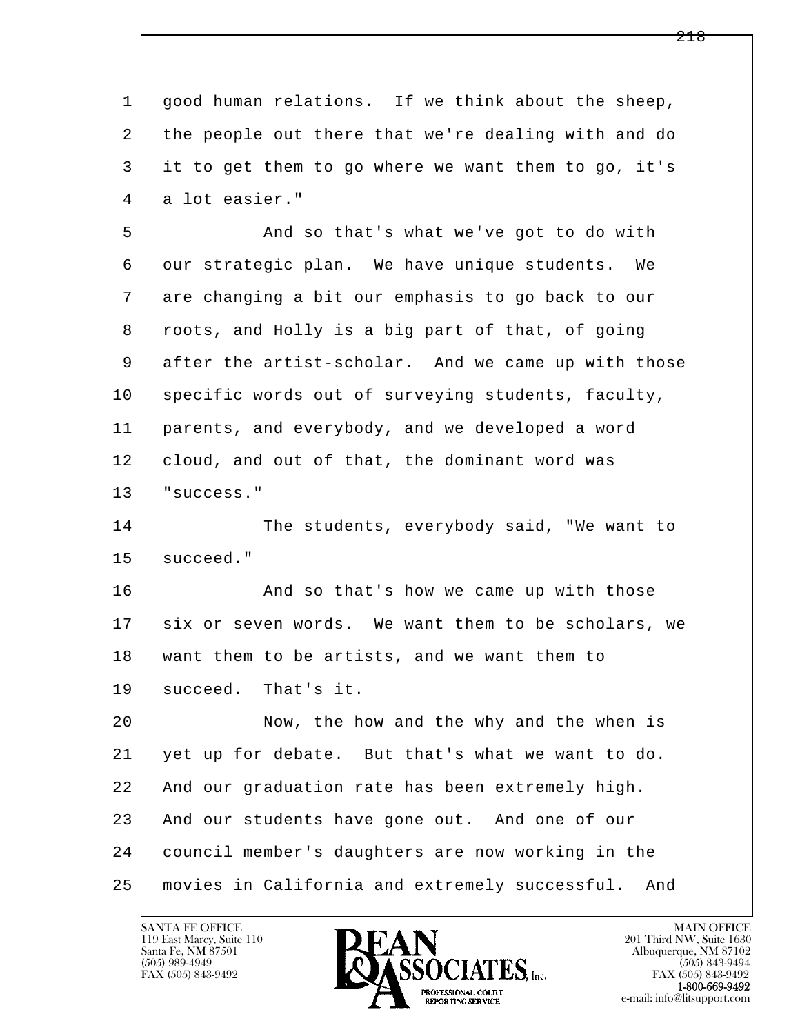good human relations. If we think about the sheep, the people out there that we're dealing with and do it to get them to go where we want them to go, it's a lot easier."

And so that's what we've got to do with our strategic plan. We have unique students. We are changing a bit our emphasis to go back to our roots, and Holly is a big part of that, of going after the artist-scholar. And we came up with those specific words out of surveying students, faculty, parents, and everybody, and we developed a word cloud, and out of that, the dominant word was "success."

The students, everybody said, "We want to succeed."

And so that's how we came up with those six or seven words. We want them to be scholars, we want them to be artists, and we want them to succeed. That's it.

Now, the how and the why and the when is yet up for debate. But that's what we want to do. And our graduation rate has been extremely high. And our students have gone out. And one of our council member's daughters are now working in the movies in California and extremely successful. And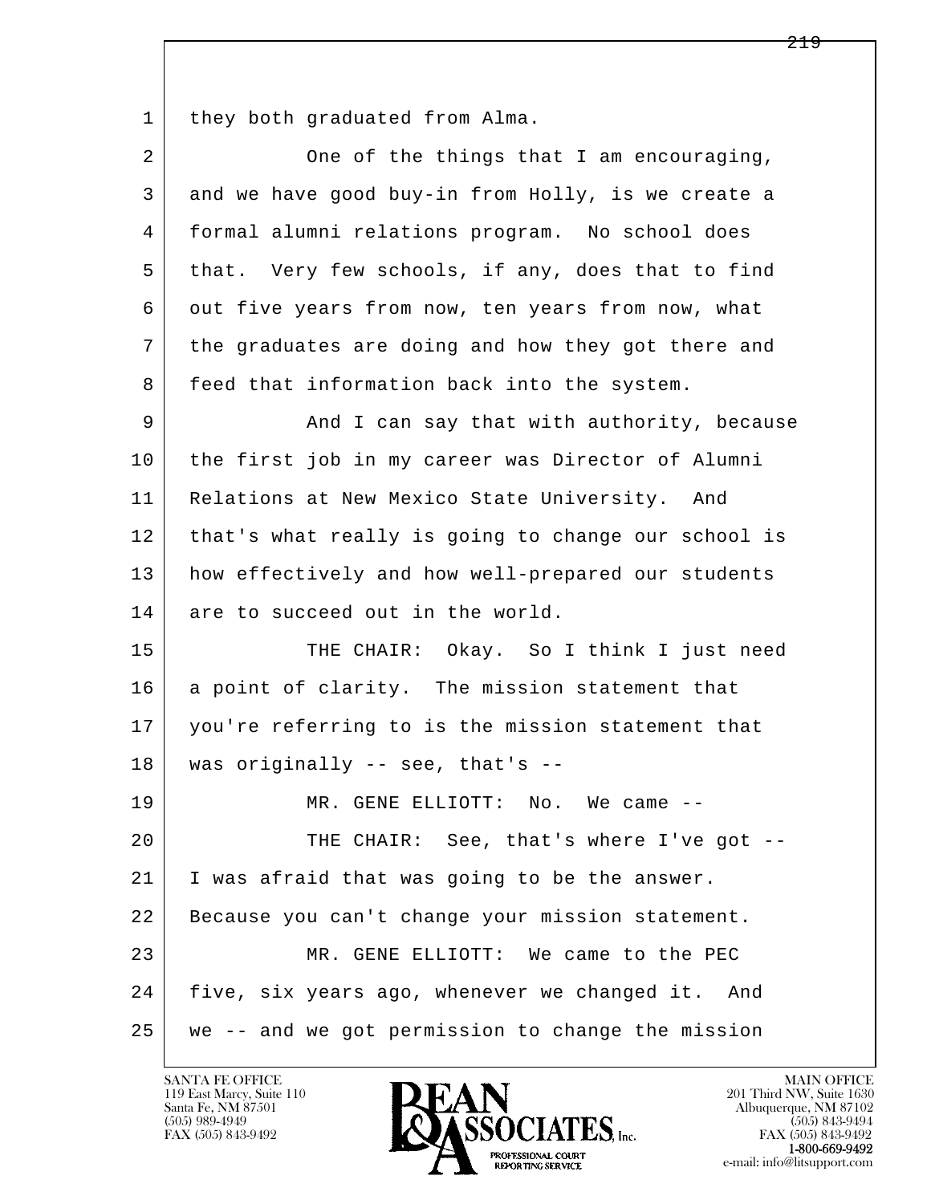1 they both graduated from Alma.

2 One of the things that I am encouraging,
3 and we have good buy-in from Holly, is we create a
4 formal alumni relations program. No school does
5 that. Very few schools, if any, does that to find
6 out five years from now, ten years from now, what
7 the graduates are doing and how they got there and
8 feed that information back into the system.

9 And I can say that with authority, because
10 the first job in my career was Director of Alumni
11 Relations at New Mexico State University. And
12 that's what really is going to change our school is
13 how effectively and how well-prepared our students
14 are to succeed out in the world.

15 THE CHAIR: Okay. So I think I just need
16 a point of clarity. The mission statement that
17 you're referring to is the mission statement that
18 was originally -- see, that's --

19 MR. GENE ELLIOTT: No. We came --

20 THE CHAIR: See, that's where I've got --
21 I was afraid that was going to be the answer.
22 Because you can't change your mission statement.

23 MR. GENE ELLIOTT: We came to the PEC
24 five, six years ago, whenever we changed it. And
25 we -- and we got permission to change the mission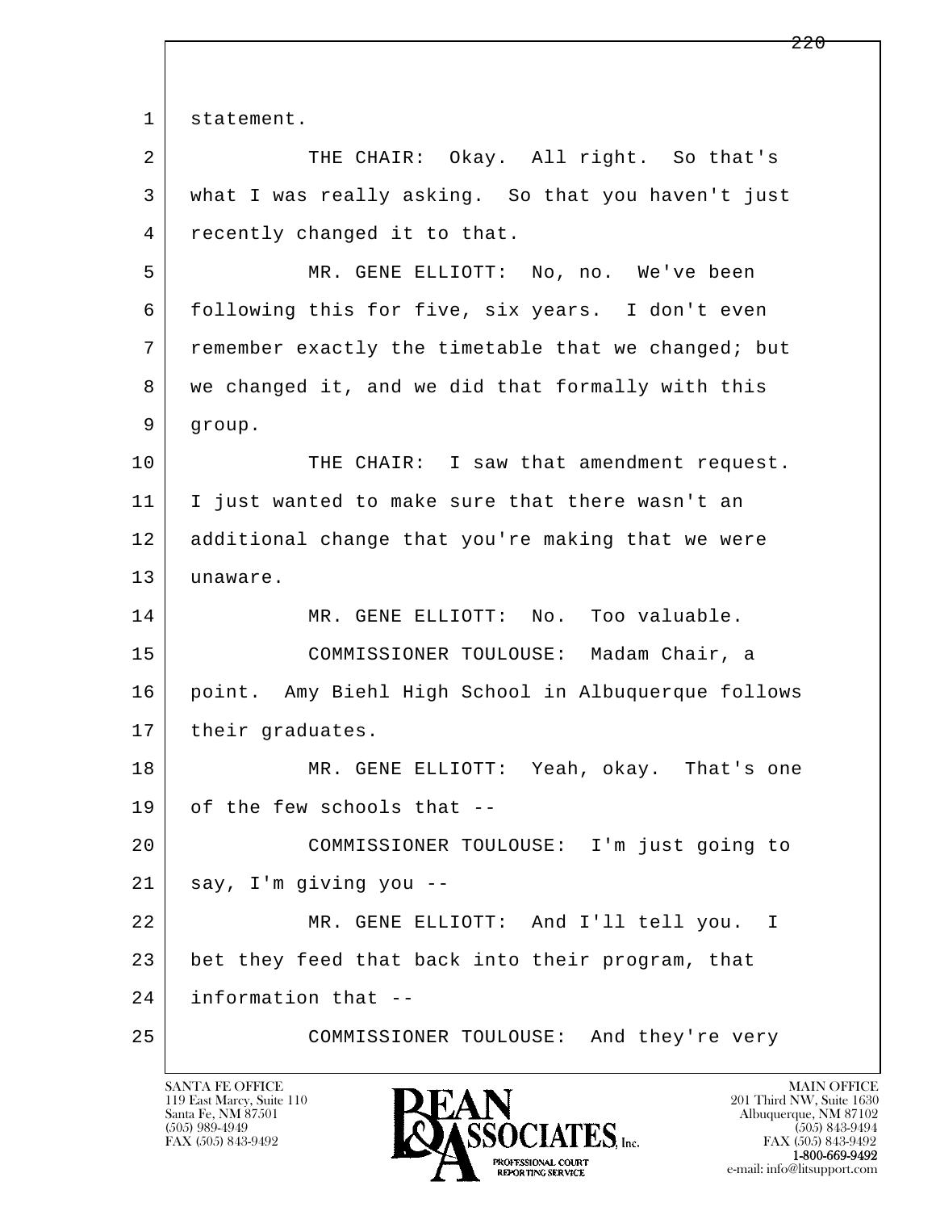statement.

THE CHAIR: Okay. All right. So that's what I was really asking. So that you haven't just recently changed it to that.

MR. GENE ELLIOTT: No, no. We've been following this for five, six years. I don't even remember exactly the timetable that we changed; but we changed it, and we did that formally with this group.

THE CHAIR: I saw that amendment request. I just wanted to make sure that there wasn't an additional change that you're making that we were unaware.

MR. GENE ELLIOTT: No. Too valuable.

COMMISSIONER TOULOUSE: Madam Chair, a point. Amy Biehl High School in Albuquerque follows their graduates.

MR. GENE ELLIOTT: Yeah, okay. That's one of the few schools that --

COMMISSIONER TOULOUSE: I'm just going to say, I'm giving you --

MR. GENE ELLIOTT: And I'll tell you. I bet they feed that back into their program, that information that --

COMMISSIONER TOULOUSE: And they're very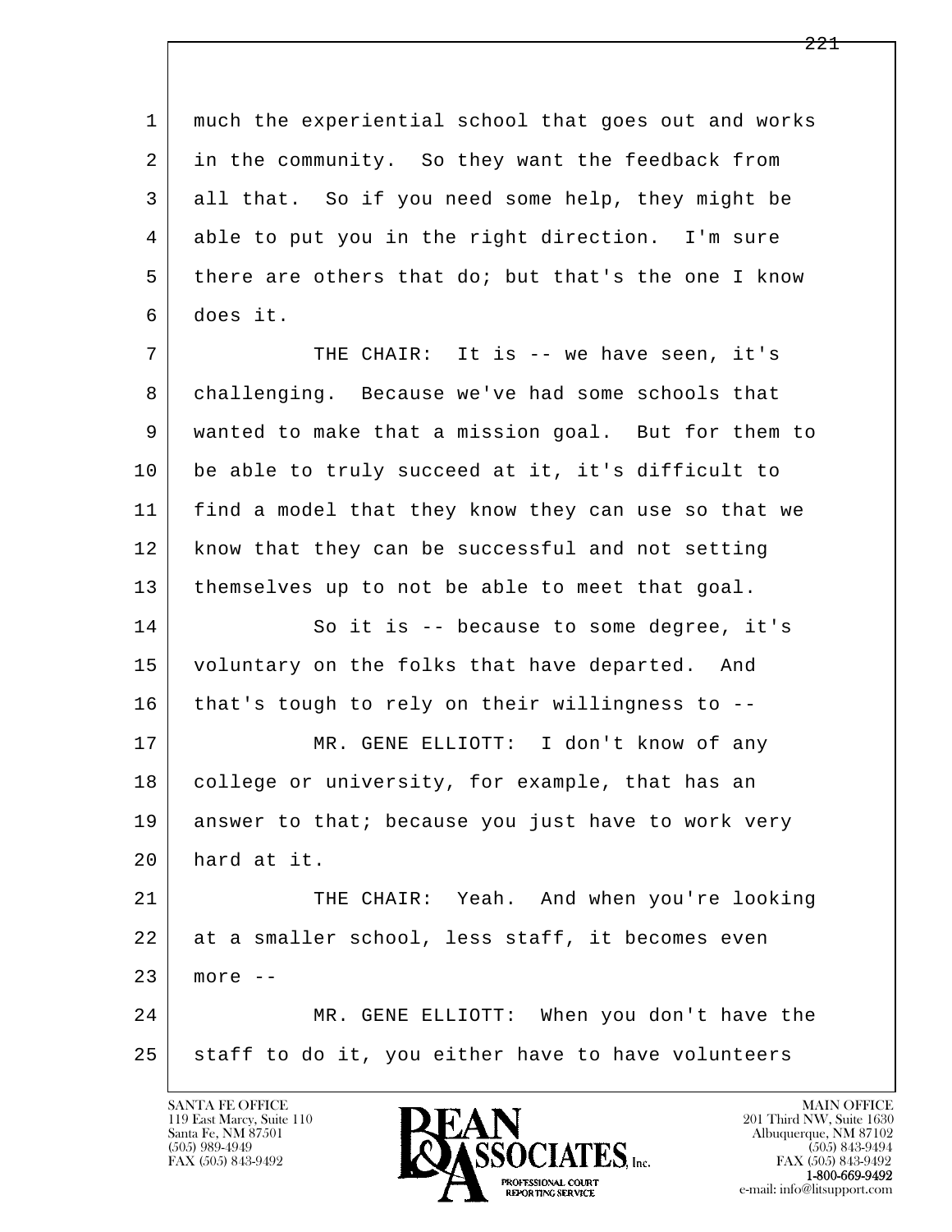much the experiential school that goes out and works in the community. So they want the feedback from all that. So if you need some help, they might be able to put you in the right direction. I'm sure there are others that do; but that's the one I know does it.

THE CHAIR: It is -- we have seen, it's challenging. Because we've had some schools that wanted to make that a mission goal. But for them to be able to truly succeed at it, it's difficult to find a model that they know they can use so that we know that they can be successful and not setting themselves up to not be able to meet that goal.

So it is -- because to some degree, it's voluntary on the folks that have departed. And that's tough to rely on their willingness to --

MR. GENE ELLIOTT: I don't know of any college or university, for example, that has an answer to that; because you just have to work very hard at it.

THE CHAIR: Yeah. And when you're looking at a smaller school, less staff, it becomes even more --

MR. GENE ELLIOTT: When you don't have the staff to do it, you either have to have volunteers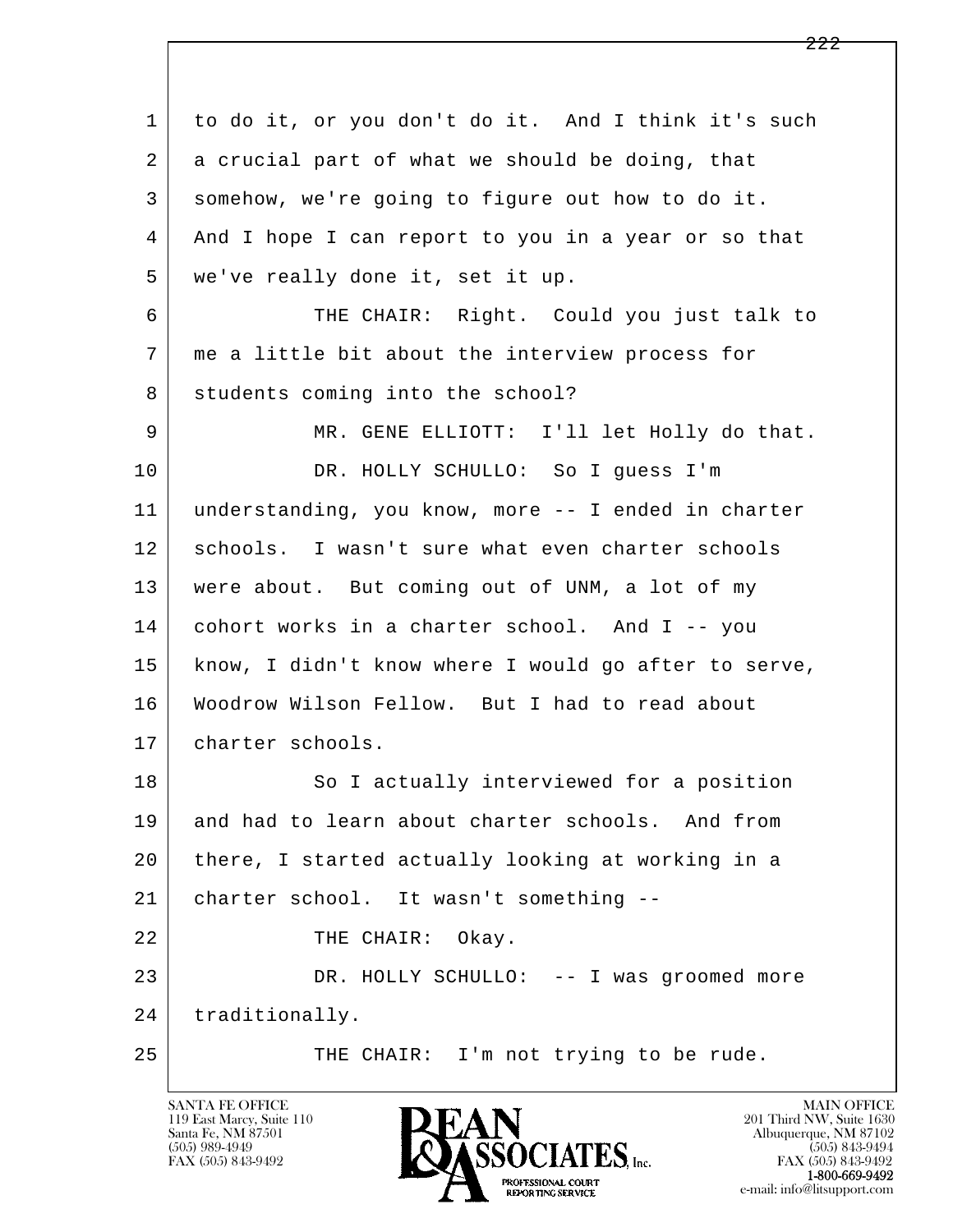1 to do it, or you don't do it. And I think it's such
2 a crucial part of what we should be doing, that
3 somehow, we're going to figure out how to do it.
4 And I hope I can report to you in a year or so that
5 we've really done it, set it up.
6 THE CHAIR: Right. Could you just talk to
7 me a little bit about the interview process for
8 students coming into the school?
9 MR. GENE ELLIOTT: I'll let Holly do that.
10 DR. HOLLY SCHULLO: So I guess I'm
11 understanding, you know, more -- I ended in charter
12 schools. I wasn't sure what even charter schools
13 were about. But coming out of UNM, a lot of my
14 cohort works in a charter school. And I -- you
15 know, I didn't know where I would go after to serve,
16 Woodrow Wilson Fellow. But I had to read about
17 charter schools.
18 So I actually interviewed for a position
19 and had to learn about charter schools. And from
20 there, I started actually looking at working in a
21 charter school. It wasn't something --
22 THE CHAIR: Okay.
23 DR. HOLLY SCHULLO: -- I was groomed more
24 traditionally.
25 THE CHAIR: I'm not trying to be rude.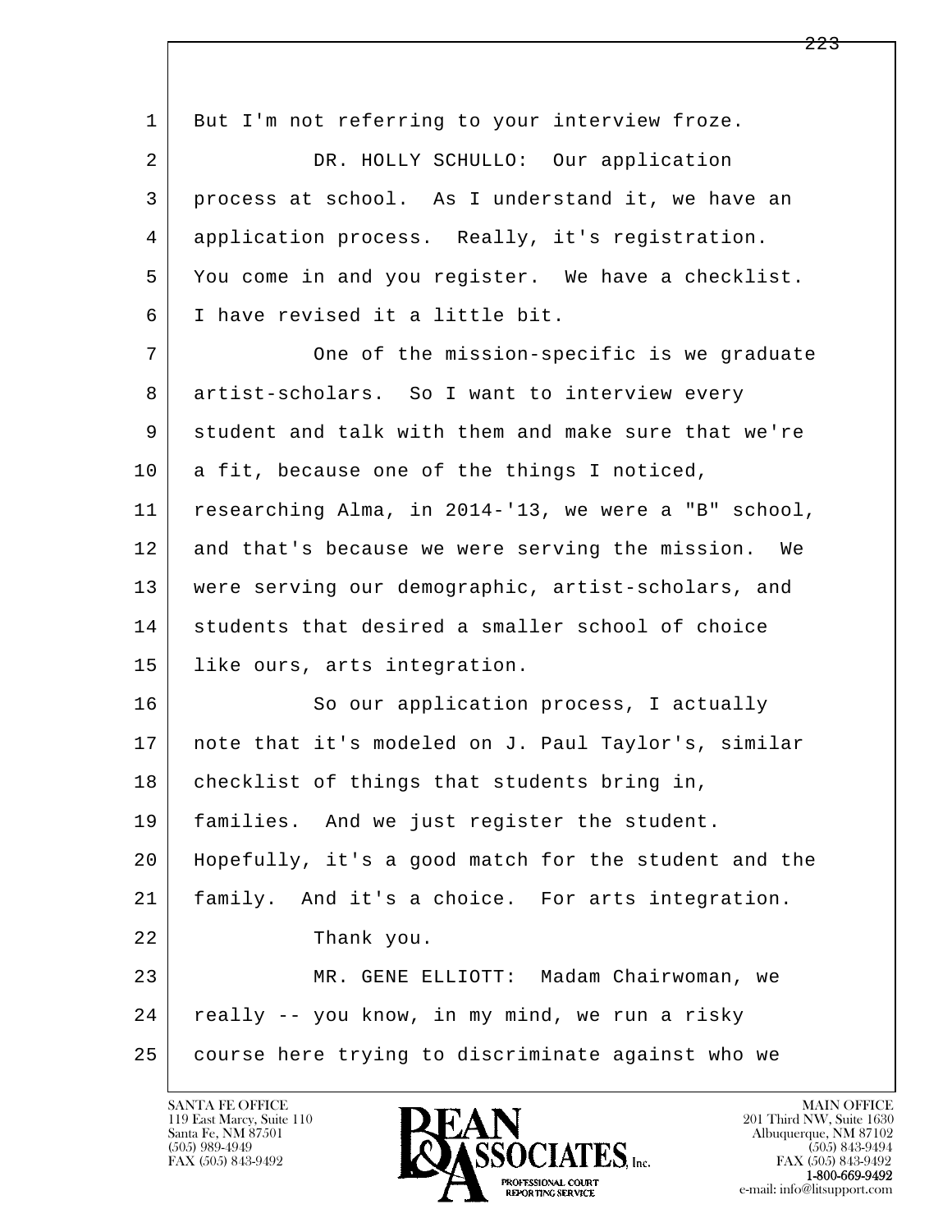1 But I'm not referring to your interview froze.

2 DR. HOLLY SCHULLO: Our application

3 process at school. As I understand it, we have an

4 application process. Really, it's registration.

5 You come in and you register. We have a checklist.

6 I have revised it a little bit.

7 One of the mission-specific is we graduate

8 artist-scholars. So I want to interview every

9 student and talk with them and make sure that we're

10 a fit, because one of the things I noticed,

11 researching Alma, in 2014-'13, we were a "B" school,

12 and that's because we were serving the mission. We

13 were serving our demographic, artist-scholars, and

14 students that desired a smaller school of choice

15 like ours, arts integration.

16 So our application process, I actually

17 note that it's modeled on J. Paul Taylor's, similar

18 checklist of things that students bring in,

19 families. And we just register the student.

20 Hopefully, it's a good match for the student and the

21 family. And it's a choice. For arts integration.

22 Thank you.

23 MR. GENE ELLIOTT: Madam Chairwoman, we

24 really -- you know, in my mind, we run a risky

25 course here trying to discriminate against who we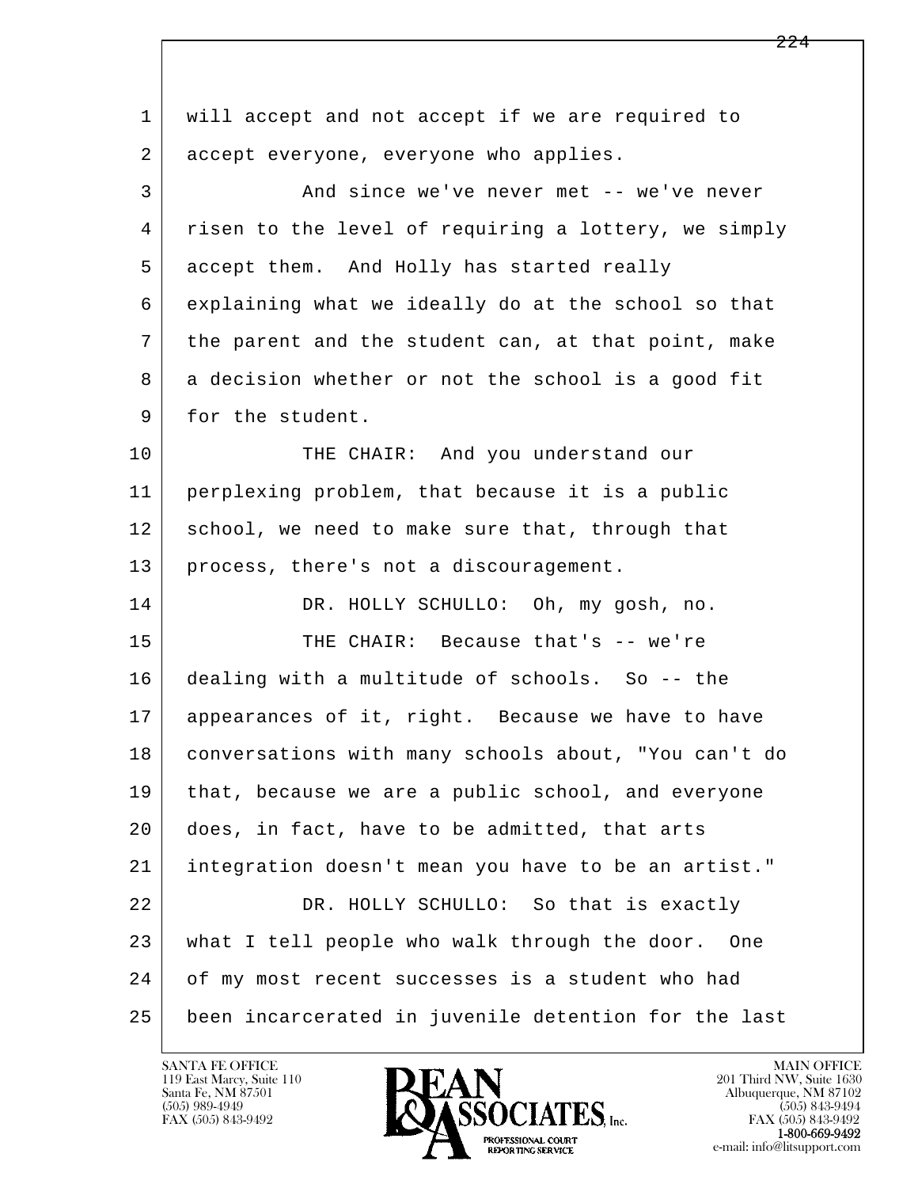will accept and not accept if we are required to accept everyone, everyone who applies.

And since we've never met -- we've never risen to the level of requiring a lottery, we simply accept them. And Holly has started really explaining what we ideally do at the school so that the parent and the student can, at that point, make a decision whether or not the school is a good fit for the student.

THE CHAIR: And you understand our perplexing problem, that because it is a public school, we need to make sure that, through that process, there's not a discouragement.

DR. HOLLY SCHULLO: Oh, my gosh, no.

THE CHAIR: Because that's -- we're dealing with a multitude of schools. So -- the appearances of it, right. Because we have to have conversations with many schools about, "You can't do that, because we are a public school, and everyone does, in fact, have to be admitted, that arts integration doesn't mean you have to be an artist."

DR. HOLLY SCHULLO: So that is exactly what I tell people who walk through the door. One of my most recent successes is a student who had been incarcerated in juvenile detention for the last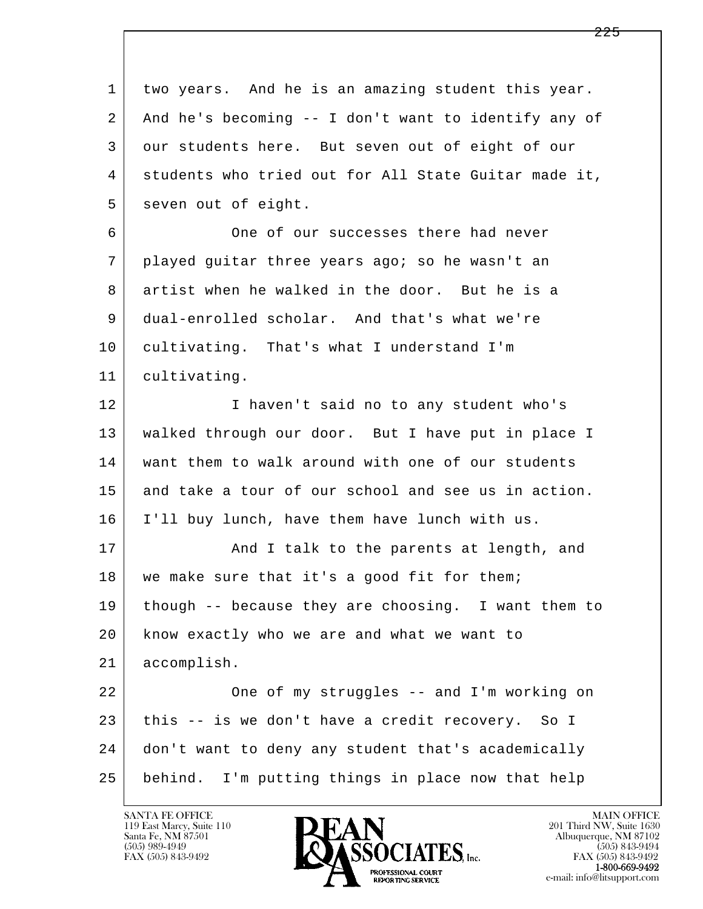1 two years. And he is an amazing student this year.
2 And he's becoming -- I don't want to identify any of
3 our students here. But seven out of eight of our
4 students who tried out for All State Guitar made it,
5 seven out of eight.

6 One of our successes there had never
7 played guitar three years ago; so he wasn't an
8 artist when he walked in the door. But he is a
9 dual-enrolled scholar. And that's what we're
10 cultivating. That's what I understand I'm
11 cultivating.

12 I haven't said no to any student who's
13 walked through our door. But I have put in place I
14 want them to walk around with one of our students
15 and take a tour of our school and see us in action.
16 I'll buy lunch, have them have lunch with us.

17 And I talk to the parents at length, and
18 we make sure that it's a good fit for them;
19 though -- because they are choosing. I want them to
20 know exactly who we are and what we want to
21 accomplish.

22 One of my struggles -- and I'm working on
23 this -- is we don't have a credit recovery. So I
24 don't want to deny any student that's academically
25 behind. I'm putting things in place now that help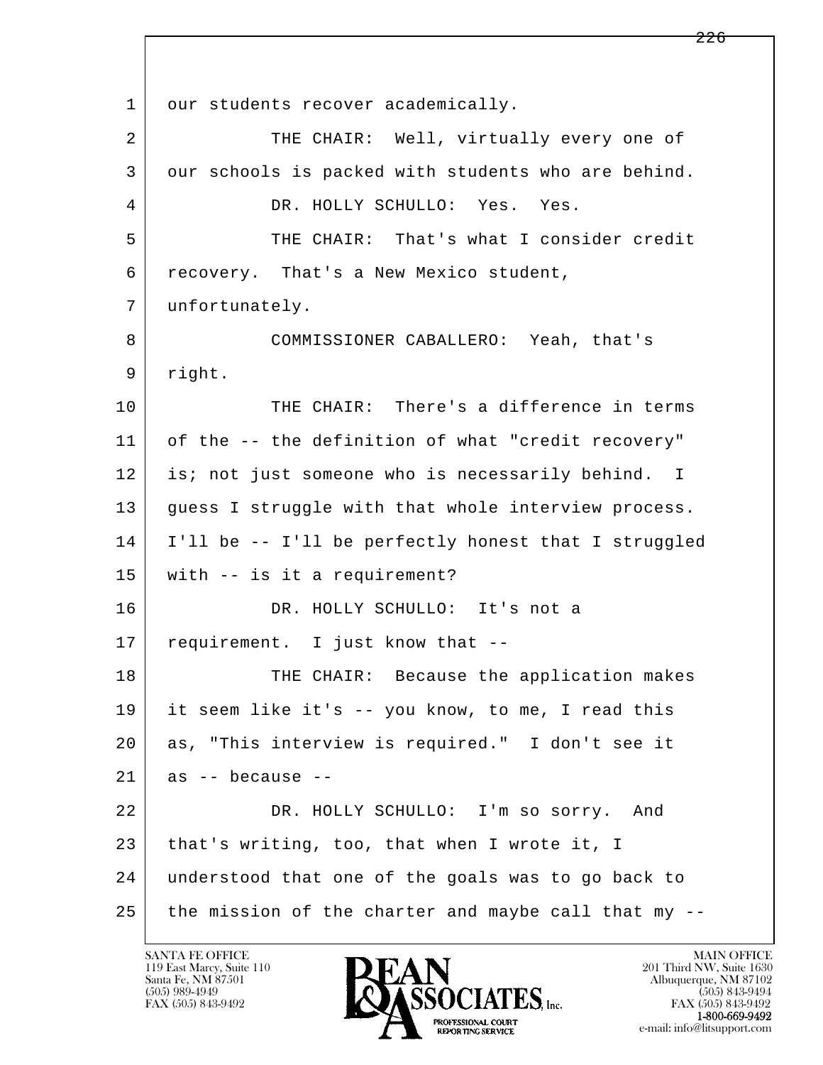1 our students recover academically.

2 THE CHAIR: Well, virtually every one of

3 our schools is packed with students who are behind.

4 DR. HOLLY SCHULLO: Yes. Yes.

5 THE CHAIR: That's what I consider credit

6 recovery. That's a New Mexico student,

7 unfortunately.

8 COMMISSIONER CABALLERO: Yeah, that's

9 right.

10 THE CHAIR: There's a difference in terms

11 of the -- the definition of what "credit recovery"

12 is; not just someone who is necessarily behind. I

13 guess I struggle with that whole interview process.

14 I'll be -- I'll be perfectly honest that I struggled

15 with -- is it a requirement?

16 DR. HOLLY SCHULLO: It's not a

17 requirement. I just know that --

18 THE CHAIR: Because the application makes

19 it seem like it's -- you know, to me, I read this

20 as, "This interview is required." I don't see it

21 as -- because --

22 DR. HOLLY SCHULLO: I'm so sorry. And

23 that's writing, too, that when I wrote it, I

24 understood that one of the goals was to go back to

25 the mission of the charter and maybe call that my --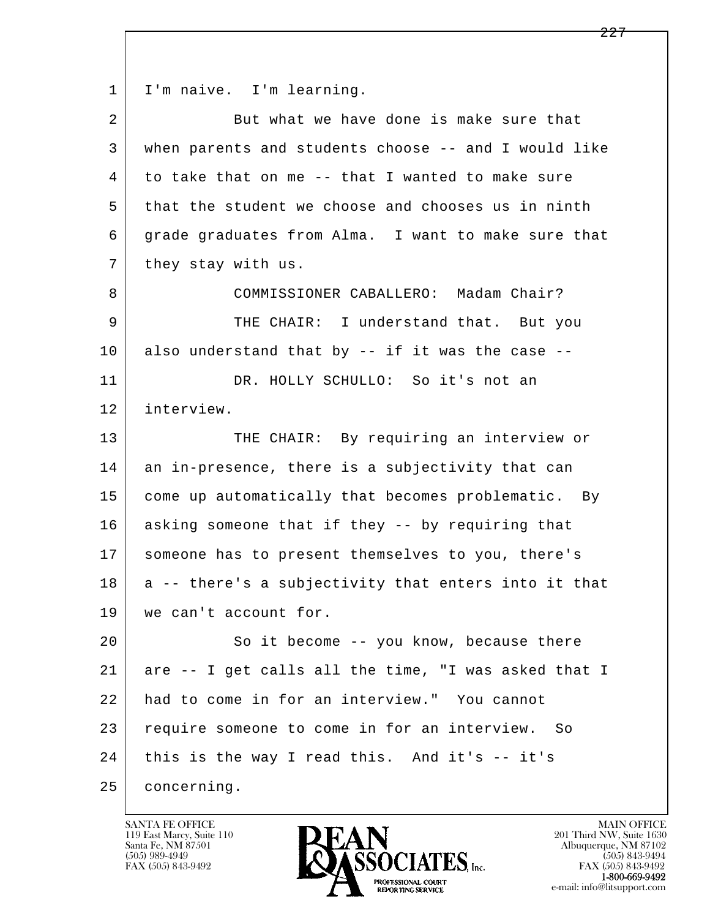I'm naive. I'm learning.

But what we have done is make sure that when parents and students choose -- and I would like to take that on me -- that I wanted to make sure that the student we choose and chooses us in ninth grade graduates from Alma. I want to make sure that they stay with us.

COMMISSIONER CABALLERO: Madam Chair?

THE CHAIR: I understand that. But you also understand that by -- if it was the case --

DR. HOLLY SCHULLO: So it's not an interview.

THE CHAIR: By requiring an interview or an in-presence, there is a subjectivity that can come up automatically that becomes problematic. By asking someone that if they -- by requiring that someone has to present themselves to you, there's a -- there's a subjectivity that enters into it that we can't account for.

So it become -- you know, because there are -- I get calls all the time, "I was asked that I had to come in for an interview." You cannot require someone to come in for an interview. So this is the way I read this. And it's -- it's concerning.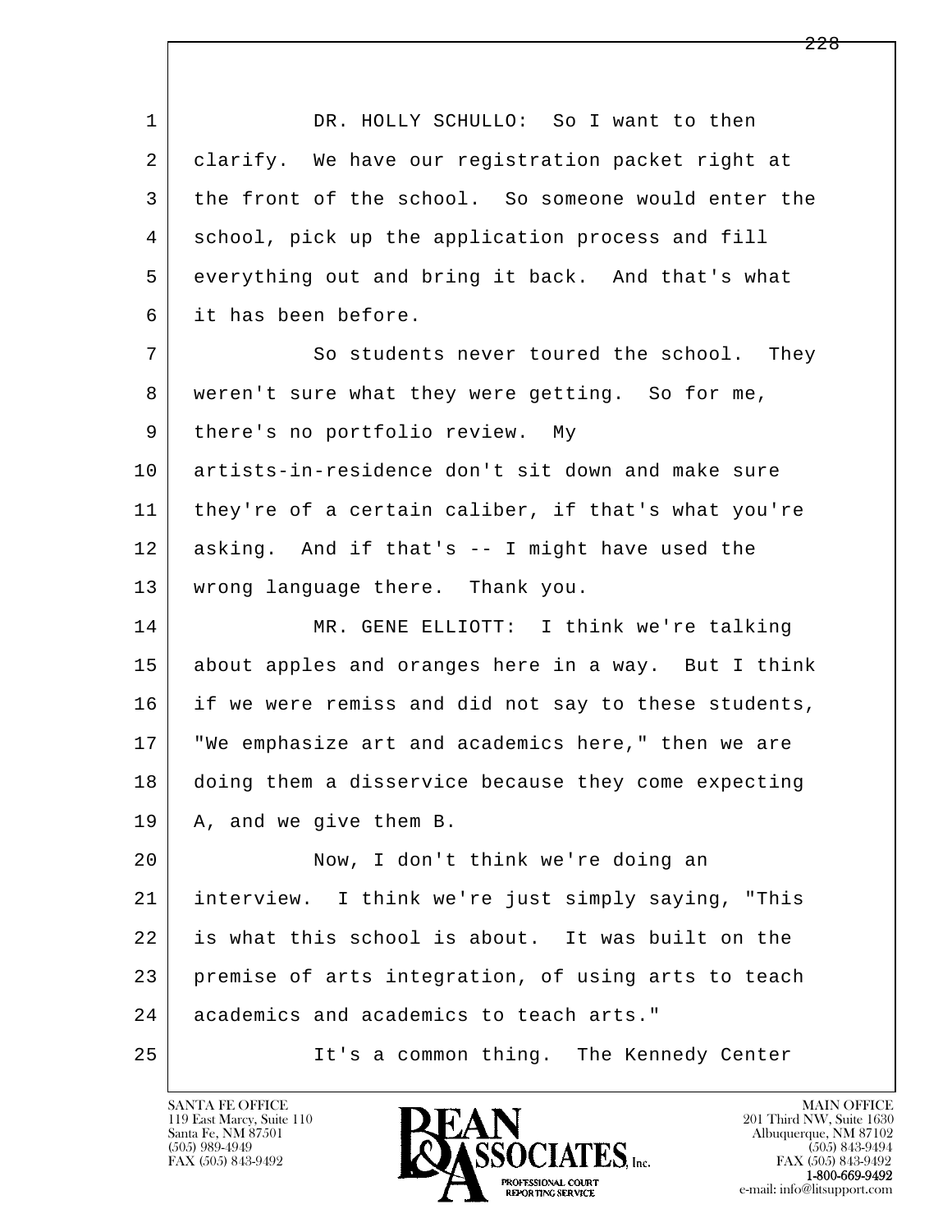DR. HOLLY SCHULLO: So I want to then clarify. We have our registration packet right at the front of the school. So someone would enter the school, pick up the application process and fill everything out and bring it back. And that's what it has been before.

So students never toured the school. They weren't sure what they were getting. So for me, there's no portfolio review. My artists-in-residence don't sit down and make sure they're of a certain caliber, if that's what you're asking. And if that's -- I might have used the wrong language there. Thank you.

MR. GENE ELLIOTT: I think we're talking about apples and oranges here in a way. But I think if we were remiss and did not say to these students, "We emphasize art and academics here," then we are doing them a disservice because they come expecting A, and we give them B.

Now, I don't think we're doing an interview. I think we're just simply saying, "This is what this school is about. It was built on the premise of arts integration, of using arts to teach academics and academics to teach arts."

It's a common thing. The Kennedy Center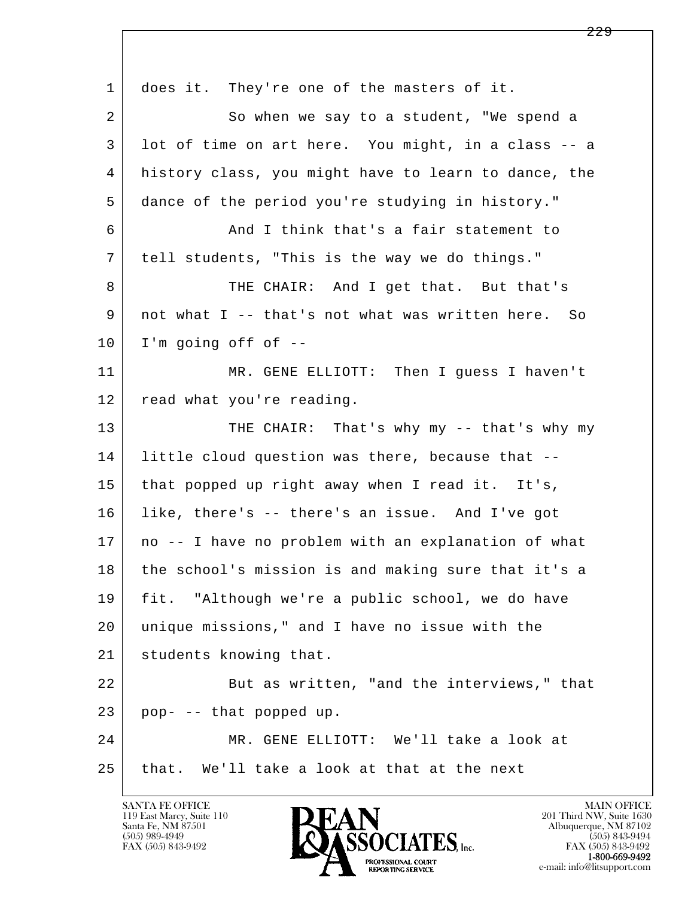1 does it. They're one of the masters of it.

2 So when we say to a student, "We spend a

3 lot of time on art here. You might, in a class -- a

4 history class, you might have to learn to dance, the

5 dance of the period you're studying in history."

6 And I think that's a fair statement to

7 tell students, "This is the way we do things."

8 THE CHAIR: And I get that. But that's

9 not what I -- that's not what was written here. So

10 I'm going off of --

11 MR. GENE ELLIOTT: Then I guess I haven't

12 read what you're reading.

13 THE CHAIR: That's why my -- that's why my

14 little cloud question was there, because that --

15 that popped up right away when I read it. It's,

16 like, there's -- there's an issue. And I've got

17 no -- I have no problem with an explanation of what

18 the school's mission is and making sure that it's a

19 fit. "Although we're a public school, we do have

20 unique missions," and I have no issue with the

21 students knowing that.

22 But as written, "and the interviews," that

23 pop- -- that popped up.

24 MR. GENE ELLIOTT: We'll take a look at

25 that. We'll take a look at that at the next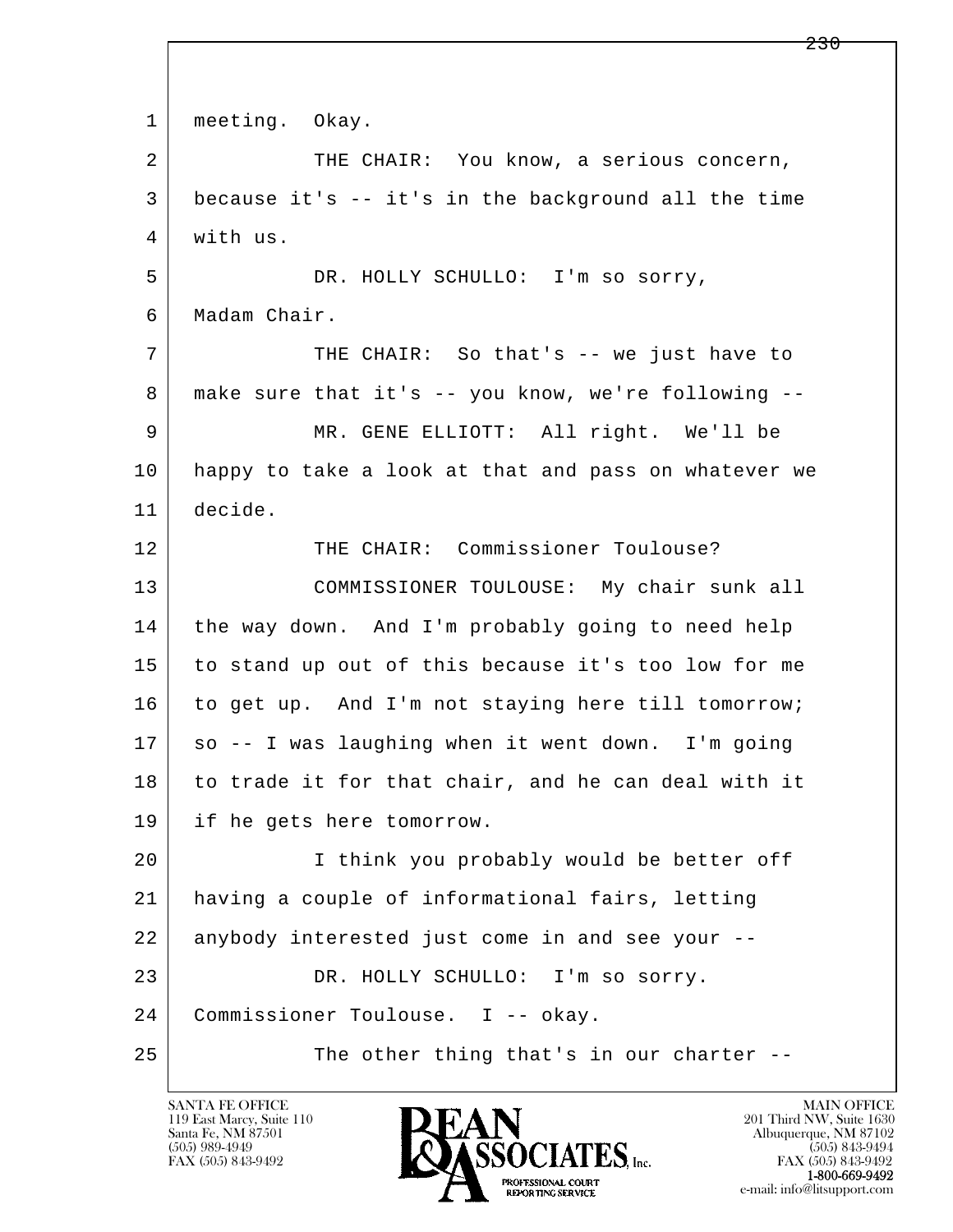meeting. Okay.

THE CHAIR: You know, a serious concern, because it's -- it's in the background all the time with us.

DR. HOLLY SCHULLO: I'm so sorry, Madam Chair.

THE CHAIR: So that's -- we just have to make sure that it's -- you know, we're following --

MR. GENE ELLIOTT: All right. We'll be happy to take a look at that and pass on whatever we decide.

THE CHAIR: Commissioner Toulouse?

COMMISSIONER TOULOUSE: My chair sunk all the way down. And I'm probably going to need help to stand up out of this because it's too low for me to get up. And I'm not staying here till tomorrow; so -- I was laughing when it went down. I'm going to trade it for that chair, and he can deal with it if he gets here tomorrow.

I think you probably would be better off having a couple of informational fairs, letting anybody interested just come in and see your --

DR. HOLLY SCHULLO: I'm so sorry. Commissioner Toulouse. I -- okay.

The other thing that's in our charter --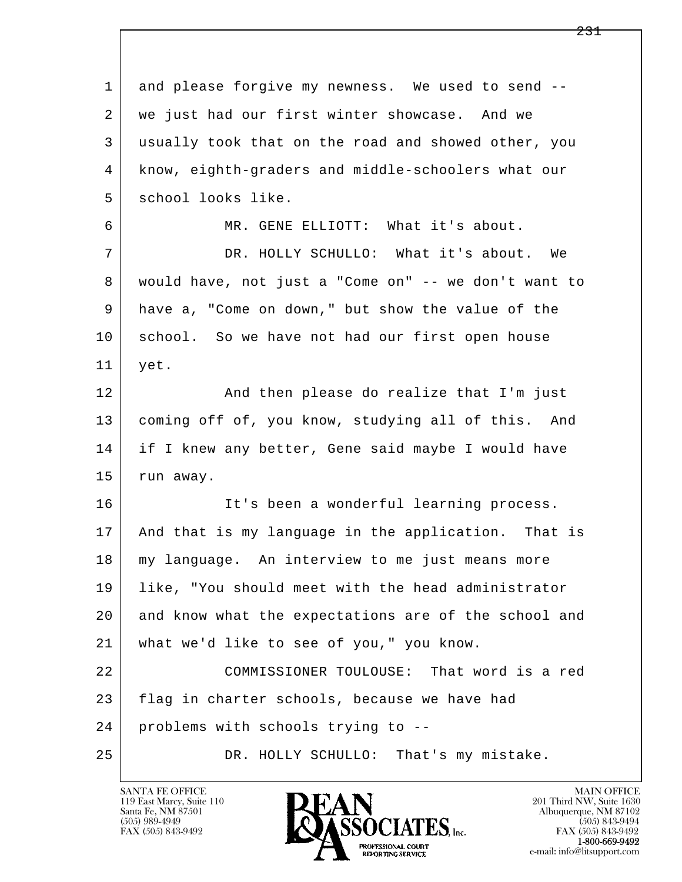1 and please forgive my newness. We used to send --
2 we just had our first winter showcase. And we
3 usually took that on the road and showed other, you
4 know, eighth-graders and middle-schoolers what our
5 school looks like.

6 MR. GENE ELLIOTT: What it's about.

7 DR. HOLLY SCHULLO: What it's about. We
8 would have, not just a "Come on" -- we don't want to
9 have a, "Come on down," but show the value of the
10 school. So we have not had our first open house
11 yet.

12 And then please do realize that I'm just
13 coming off of, you know, studying all of this. And
14 if I knew any better, Gene said maybe I would have
15 run away.

16 It's been a wonderful learning process.
17 And that is my language in the application. That is
18 my language. An interview to me just means more
19 like, "You should meet with the head administrator
20 and know what the expectations are of the school and
21 what we'd like to see of you," you know.

22 COMMISSIONER TOULOUSE: That word is a red
23 flag in charter schools, because we have had
24 problems with schools trying to --

25 DR. HOLLY SCHULLO: That's my mistake.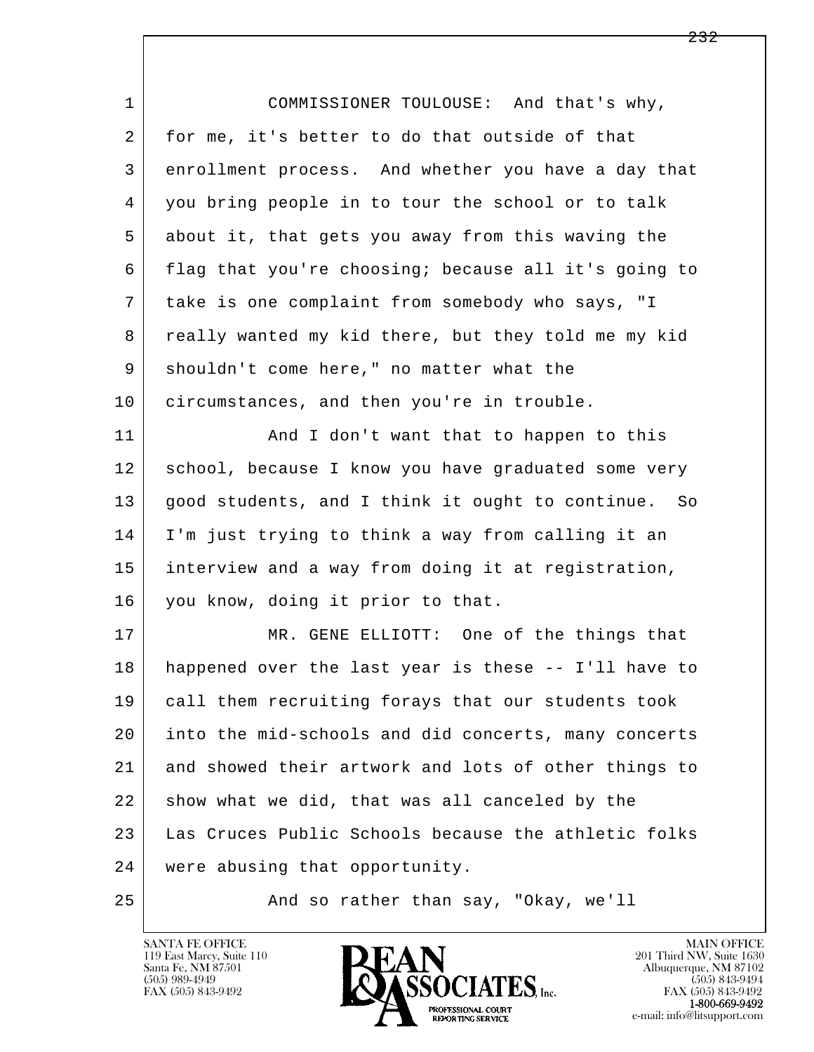1 COMMISSIONER TOULOUSE: And that's why,
2 for me, it's better to do that outside of that
3 enrollment process. And whether you have a day that
4 you bring people in to tour the school or to talk
5 about it, that gets you away from this waving the
6 flag that you're choosing; because all it's going to
7 take is one complaint from somebody who says, "I
8 really wanted my kid there, but they told me my kid
9 shouldn't come here," no matter what the
10 circumstances, and then you're in trouble.
11 And I don't want that to happen to this
12 school, because I know you have graduated some very
13 good students, and I think it ought to continue. So
14 I'm just trying to think a way from calling it an
15 interview and a way from doing it at registration,
16 you know, doing it prior to that.
17 MR. GENE ELLIOTT: One of the things that
18 happened over the last year is these -- I'll have to
19 call them recruiting forays that our students took
20 into the mid-schools and did concerts, many concerts
21 and showed their artwork and lots of other things to
22 show what we did, that was all canceled by the
23 Las Cruces Public Schools because the athletic folks
24 were abusing that opportunity.
25 And so rather than say, "Okay, we'll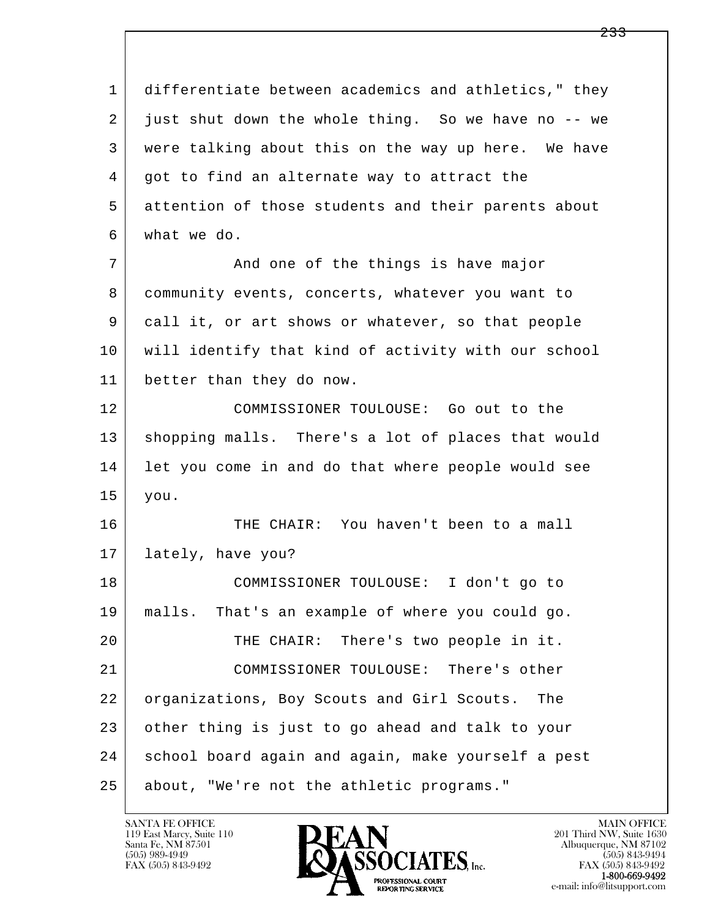differentiate between academics and athletics," they just shut down the whole thing. So we have no -- we were talking about this on the way up here. We have got to find an alternate way to attract the attention of those students and their parents about what we do.

And one of the things is have major community events, concerts, whatever you want to call it, or art shows or whatever, so that people will identify that kind of activity with our school better than they do now.

COMMISSIONER TOULOUSE: Go out to the shopping malls. There's a lot of places that would let you come in and do that where people would see you.

THE CHAIR: You haven't been to a mall lately, have you?

COMMISSIONER TOULOUSE: I don't go to malls. That's an example of where you could go.

THE CHAIR: There's two people in it.

COMMISSIONER TOULOUSE: There's other organizations, Boy Scouts and Girl Scouts. The other thing is just to go ahead and talk to your school board again and again, make yourself a pest about, "We're not the athletic programs."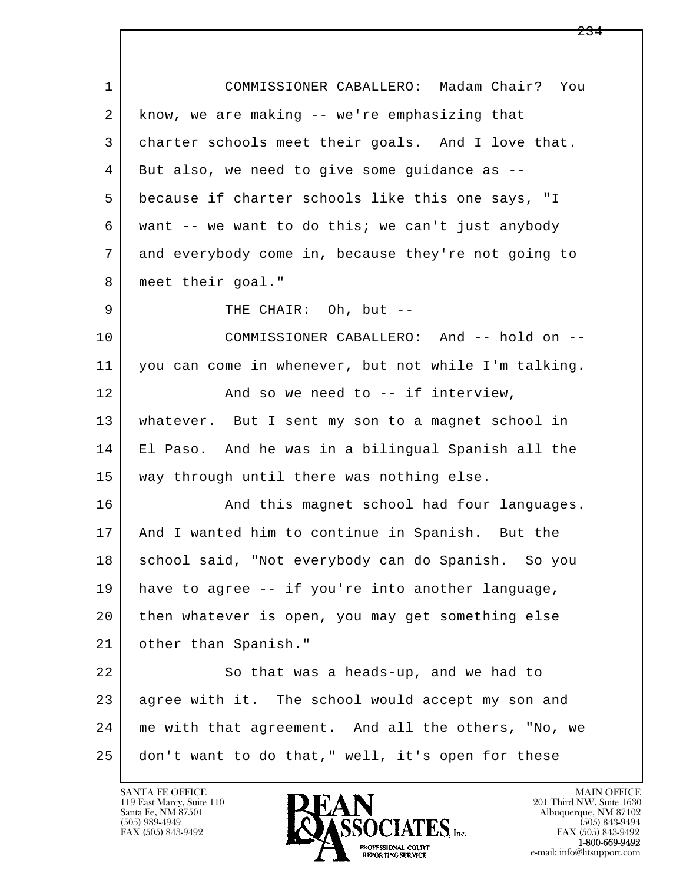COMMISSIONER CABALLERO: Madam Chair? You know, we are making -- we're emphasizing that charter schools meet their goals. And I love that. But also, we need to give some guidance as -- because if charter schools like this one says, "I want -- we want to do this; we can't just anybody and everybody come in, because they're not going to meet their goal."

THE CHAIR: Oh, but --

COMMISSIONER CABALLERO: And -- hold on -- you can come in whenever, but not while I'm talking.

And so we need to -- if interview, whatever. But I sent my son to a magnet school in El Paso. And he was in a bilingual Spanish all the way through until there was nothing else.

And this magnet school had four languages. And I wanted him to continue in Spanish. But the school said, "Not everybody can do Spanish. So you have to agree -- if you're into another language, then whatever is open, you may get something else other than Spanish."

So that was a heads-up, and we had to agree with it. The school would accept my son and me with that agreement. And all the others, "No, we don't want to do that," well, it's open for these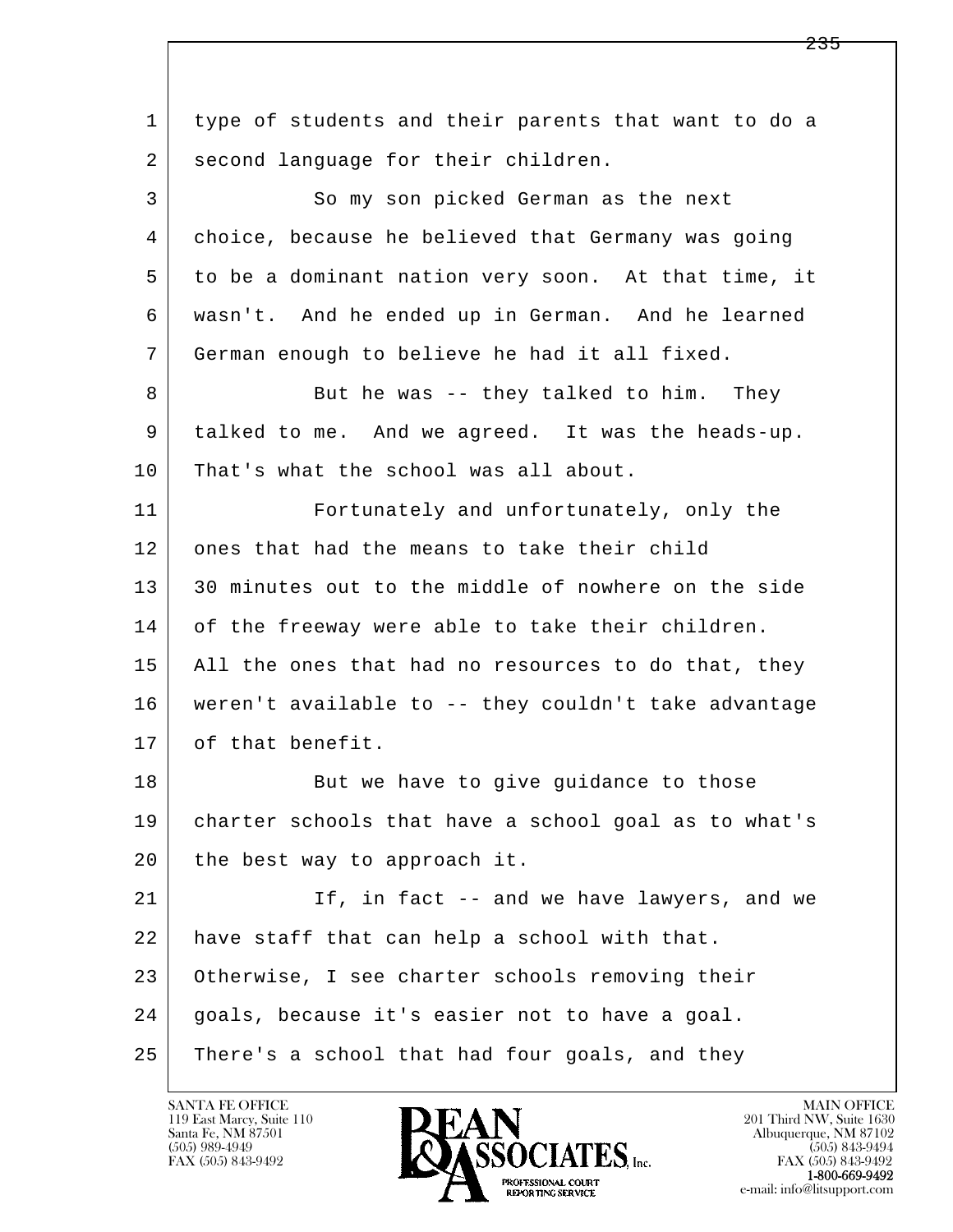type of students and their parents that want to do a second language for their children.

So my son picked German as the next choice, because he believed that Germany was going to be a dominant nation very soon. At that time, it wasn't. And he ended up in German. And he learned German enough to believe he had it all fixed.

But he was -- they talked to him. They talked to me. And we agreed. It was the heads-up. That's what the school was all about.

Fortunately and unfortunately, only the ones that had the means to take their child 30 minutes out to the middle of nowhere on the side of the freeway were able to take their children. All the ones that had no resources to do that, they weren't available to -- they couldn't take advantage of that benefit.

But we have to give guidance to those charter schools that have a school goal as to what's the best way to approach it.

If, in fact -- and we have lawyers, and we have staff that can help a school with that. Otherwise, I see charter schools removing their goals, because it's easier not to have a goal. There's a school that had four goals, and they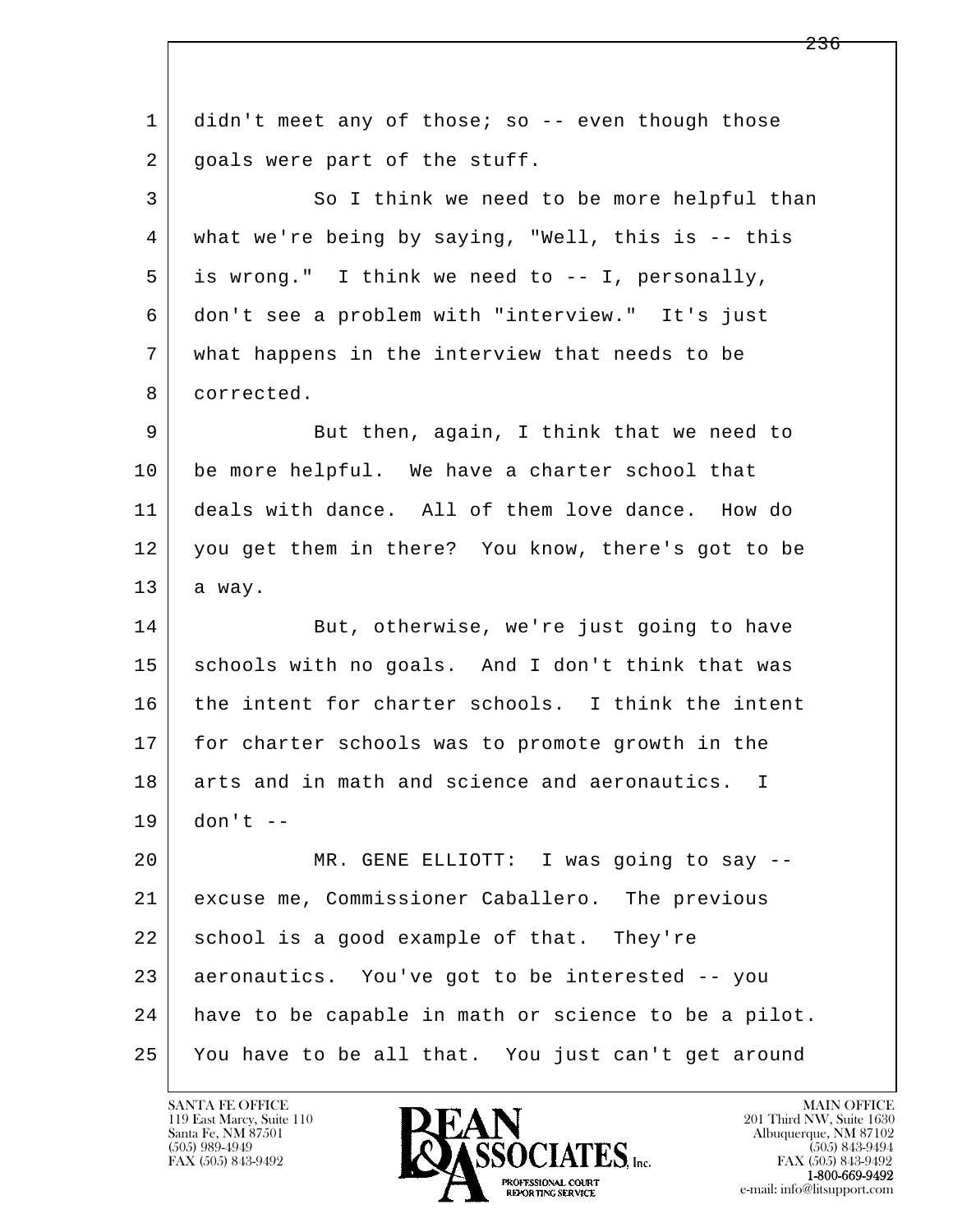1 didn't meet any of those; so -- even though those
2 goals were part of the stuff.

3 So I think we need to be more helpful than
4 what we're being by saying, "Well, this is -- this
5 is wrong." I think we need to -- I, personally,
6 don't see a problem with "interview." It's just
7 what happens in the interview that needs to be
8 corrected.

9 But then, again, I think that we need to
10 be more helpful. We have a charter school that
11 deals with dance. All of them love dance. How do
12 you get them in there? You know, there's got to be
13 a way.

14 But, otherwise, we're just going to have
15 schools with no goals. And I don't think that was
16 the intent for charter schools. I think the intent
17 for charter schools was to promote growth in the
18 arts and in math and science and aeronautics. I
19 don't --

20 MR. GENE ELLIOTT: I was going to say --
21 excuse me, Commissioner Caballero. The previous
22 school is a good example of that. They're
23 aeronautics. You've got to be interested -- you
24 have to be capable in math or science to be a pilot.
25 You have to be all that. You just can't get around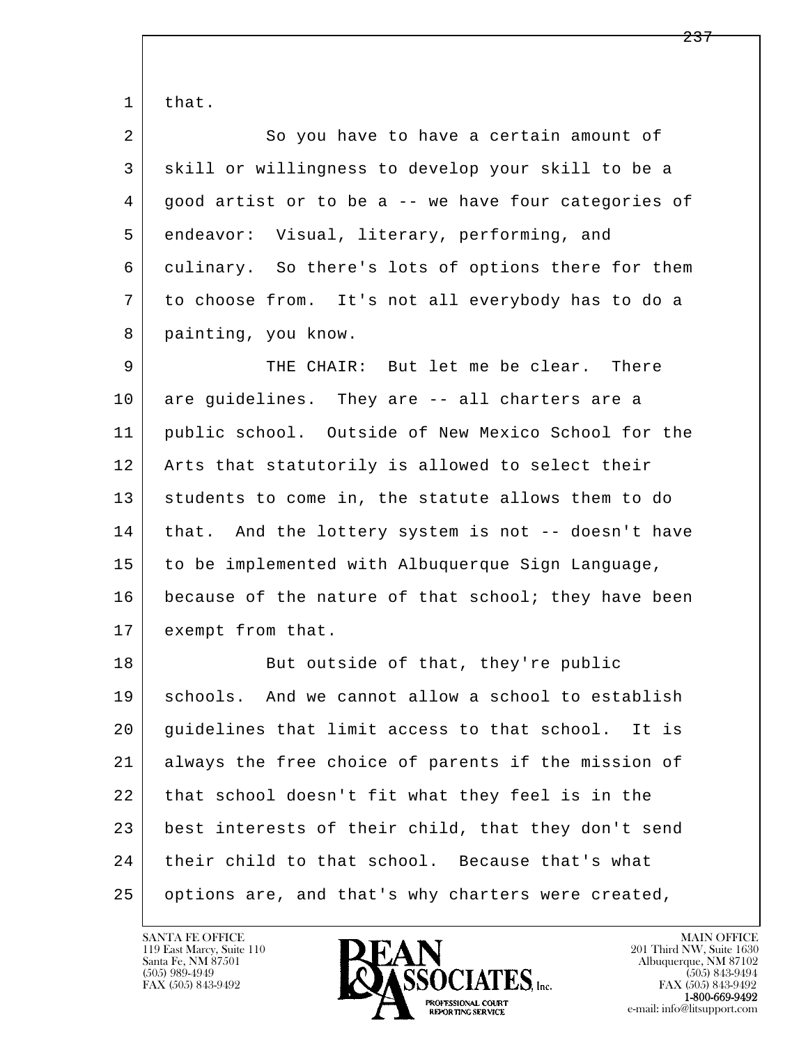that.

So you have to have a certain amount of skill or willingness to develop your skill to be a good artist or to be a -- we have four categories of endeavor: Visual, literary, performing, and culinary. So there's lots of options there for them to choose from. It's not all everybody has to do a painting, you know.

THE CHAIR: But let me be clear. There are guidelines. They are -- all charters are a public school. Outside of New Mexico School for the Arts that statutorily is allowed to select their students to come in, the statute allows them to do that. And the lottery system is not -- doesn't have to be implemented with Albuquerque Sign Language, because of the nature of that school; they have been exempt from that.

But outside of that, they're public schools. And we cannot allow a school to establish guidelines that limit access to that school. It is always the free choice of parents if the mission of that school doesn't fit what they feel is in the best interests of their child, that they don't send their child to that school. Because that's what options are, and that's why charters were created,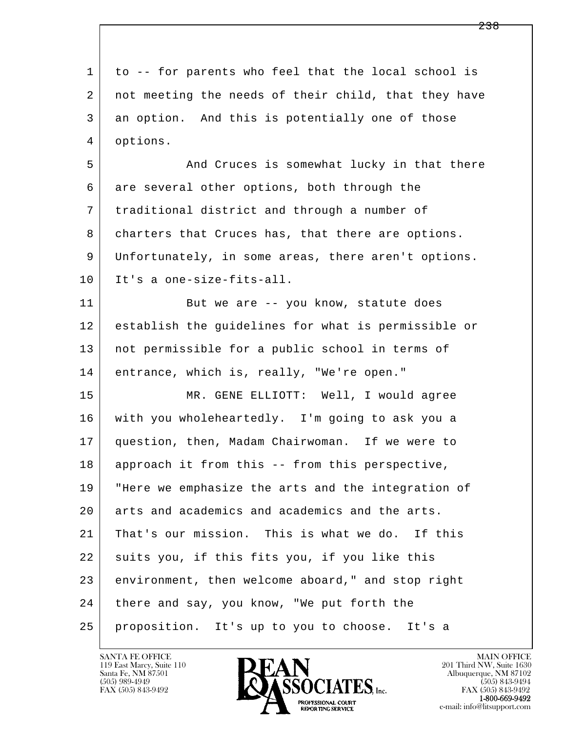1 to -- for parents who feel that the local school is
2 not meeting the needs of their child, that they have
3 an option.  And this is potentially one of those
4 options.

5 And Cruces is somewhat lucky in that there
6 are several other options, both through the
7 traditional district and through a number of
8 charters that Cruces has, that there are options.
9 Unfortunately, in some areas, there aren't options.
10 It's a one-size-fits-all.

11 But we are -- you know, statute does
12 establish the guidelines for what is permissible or
13 not permissible for a public school in terms of
14 entrance, which is, really, "We're open."

15 MR. GENE ELLIOTT:  Well, I would agree
16 with you wholeheartedly.  I'm going to ask you a
17 question, then, Madam Chairwoman.  If we were to
18 approach it from this -- from this perspective,
19 "Here we emphasize the arts and the integration of
20 arts and academics and academics and the arts.
21 That's our mission.  This is what we do.  If this
22 suits you, if this fits you, if you like this
23 environment, then welcome aboard," and stop right
24 there and say, you know, "We put forth the
25 proposition.  It's up to you to choose.  It's a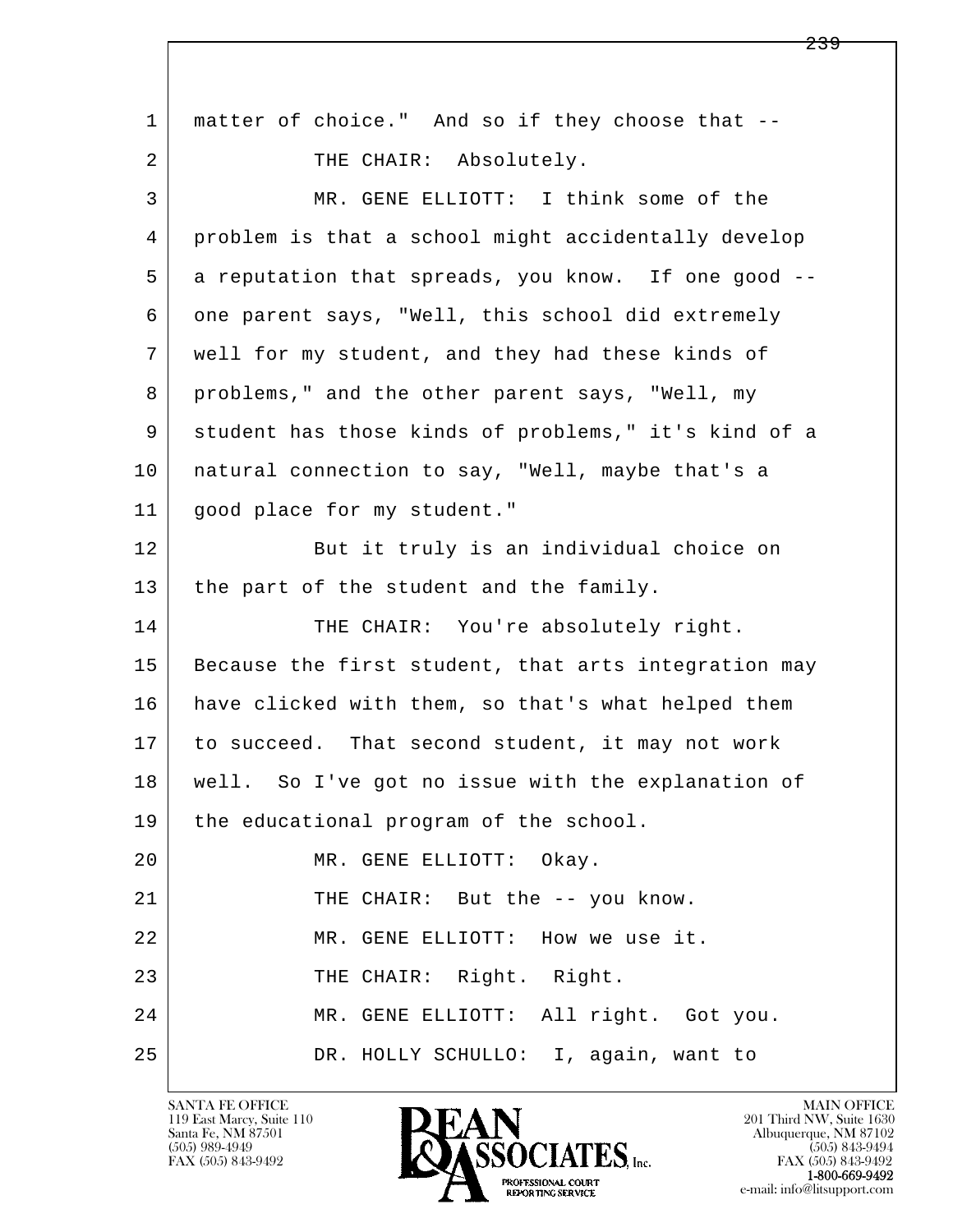matter of choice." And so if they choose that --

THE CHAIR: Absolutely.

MR. GENE ELLIOTT: I think some of the problem is that a school might accidentally develop a reputation that spreads, you know. If one good -- one parent says, "Well, this school did extremely well for my student, and they had these kinds of problems," and the other parent says, "Well, my student has those kinds of problems," it's kind of a natural connection to say, "Well, maybe that's a good place for my student."

But it truly is an individual choice on the part of the student and the family.

THE CHAIR: You're absolutely right. Because the first student, that arts integration may have clicked with them, so that's what helped them to succeed. That second student, it may not work well. So I've got no issue with the explanation of the educational program of the school.

MR. GENE ELLIOTT: Okay.

THE CHAIR: But the -- you know.

MR. GENE ELLIOTT: How we use it.

THE CHAIR: Right. Right.

MR. GENE ELLIOTT: All right. Got you.

DR. HOLLY SCHULLO: I, again, want to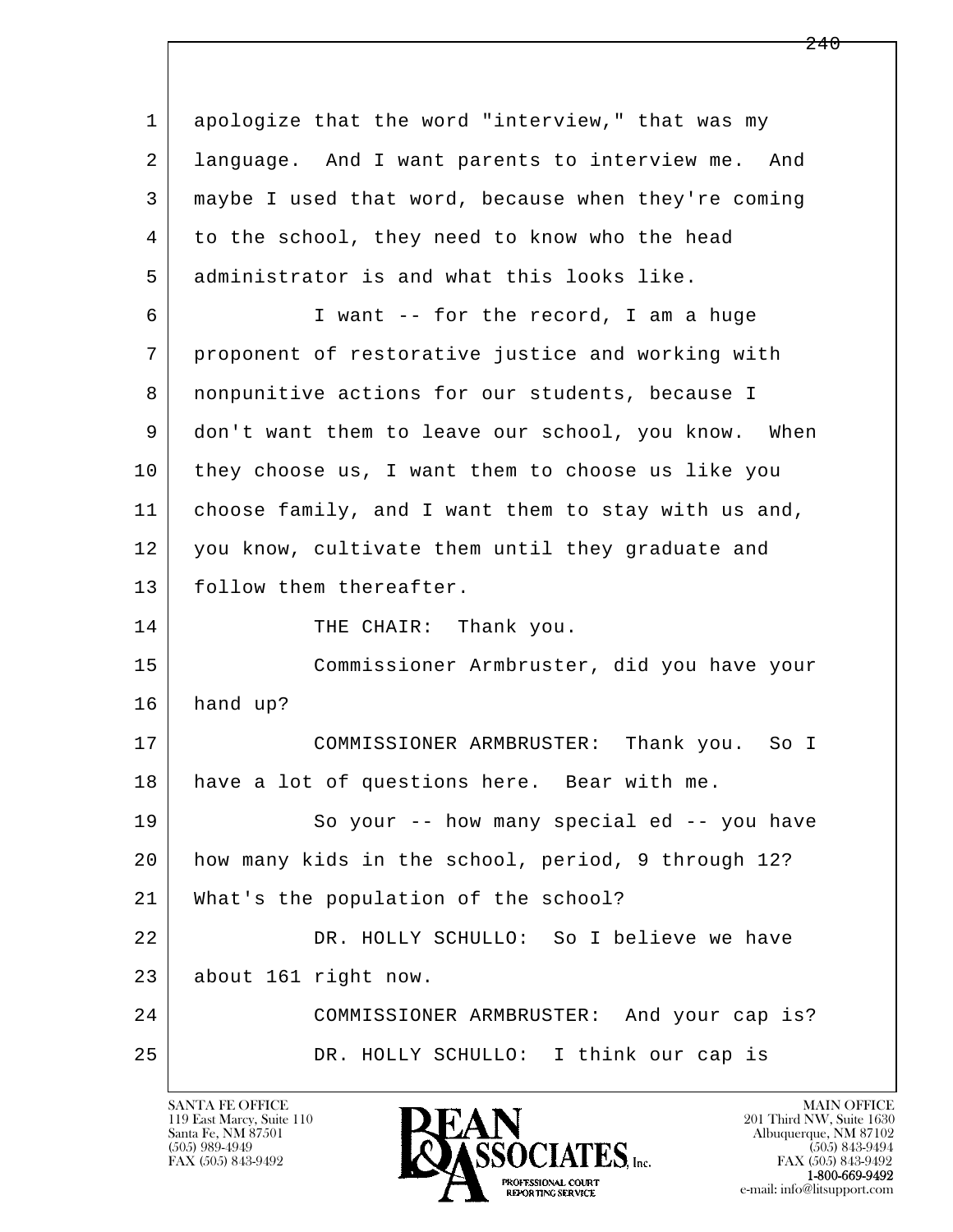apologize that the word "interview," that was my language. And I want parents to interview me. And maybe I used that word, because when they're coming to the school, they need to know who the head administrator is and what this looks like.

I want -- for the record, I am a huge proponent of restorative justice and working with nonpunitive actions for our students, because I don't want them to leave our school, you know. When they choose us, I want them to choose us like you choose family, and I want them to stay with us and, you know, cultivate them until they graduate and follow them thereafter.

THE CHAIR: Thank you.

Commissioner Armbruster, did you have your hand up?

COMMISSIONER ARMBRUSTER: Thank you. So I have a lot of questions here. Bear with me.

So your -- how many special ed -- you have how many kids in the school, period, 9 through 12? What's the population of the school?

DR. HOLLY SCHULLO: So I believe we have about 161 right now.

COMMISSIONER ARMBRUSTER: And your cap is?

DR. HOLLY SCHULLO: I think our cap is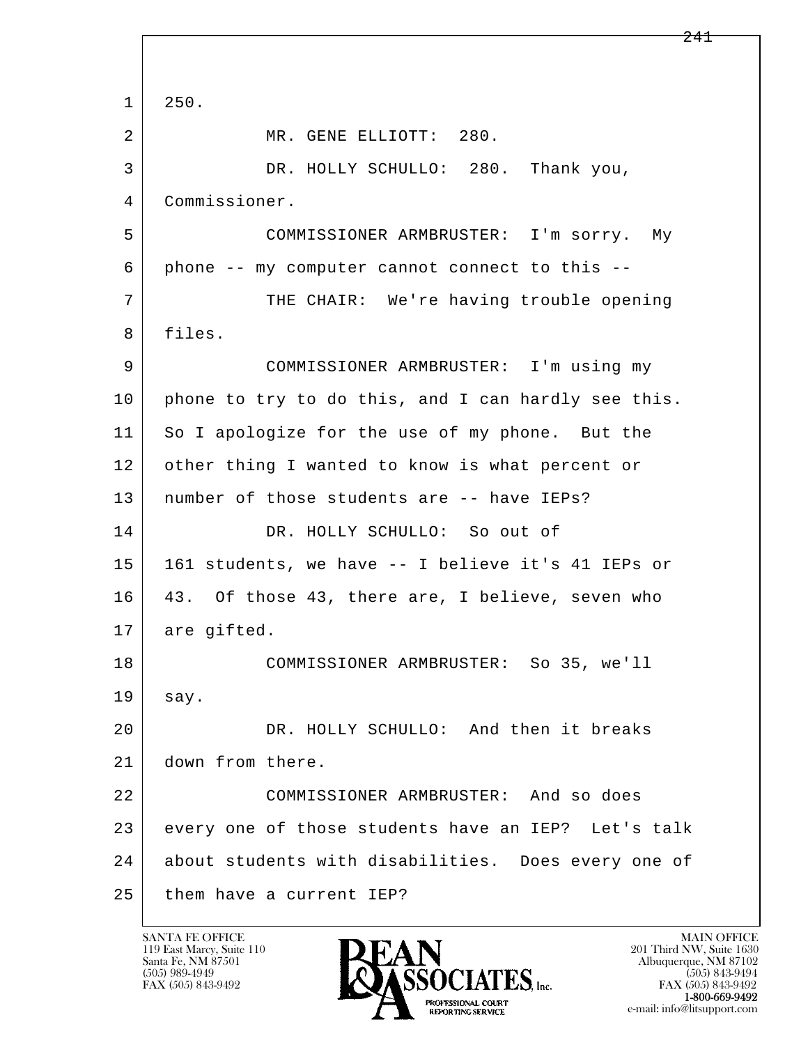250.

MR. GENE ELLIOTT: 280.

DR. HOLLY SCHULLO: 280. Thank you, Commissioner.

COMMISSIONER ARMBRUSTER: I'm sorry. My phone -- my computer cannot connect to this --

THE CHAIR: We're having trouble opening files.

COMMISSIONER ARMBRUSTER: I'm using my phone to try to do this, and I can hardly see this. So I apologize for the use of my phone. But the other thing I wanted to know is what percent or number of those students are -- have IEPs?

DR. HOLLY SCHULLO: So out of 161 students, we have -- I believe it's 41 IEPs or 43. Of those 43, there are, I believe, seven who are gifted.

COMMISSIONER ARMBRUSTER: So 35, we'll say.

DR. HOLLY SCHULLO: And then it breaks down from there.

COMMISSIONER ARMBRUSTER: And so does every one of those students have an IEP? Let's talk about students with disabilities. Does every one of them have a current IEP?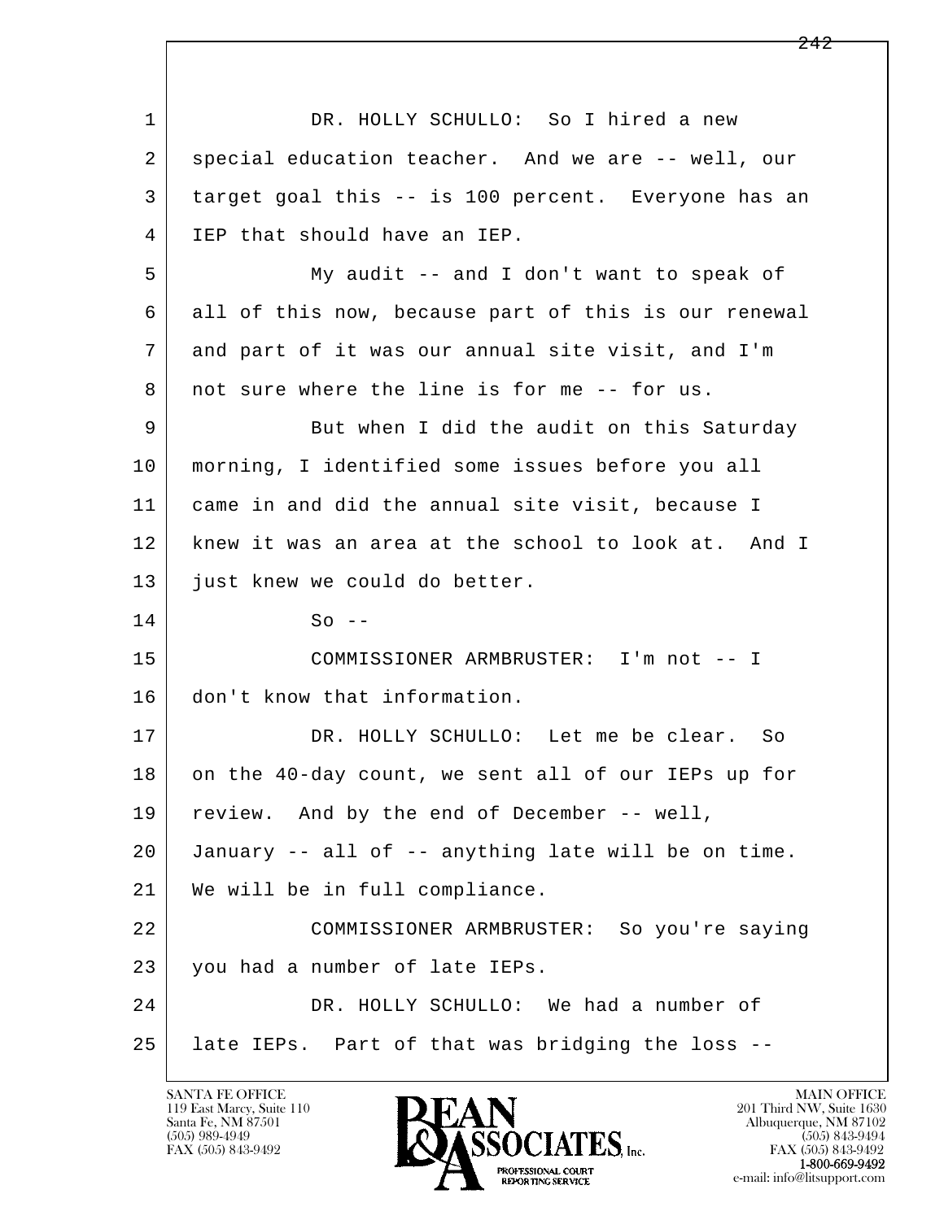1 DR. HOLLY SCHULLO: So I hired a new
2 special education teacher. And we are -- well, our
3 target goal this -- is 100 percent. Everyone has an
4 IEP that should have an IEP.
5 My audit -- and I don't want to speak of
6 all of this now, because part of this is our renewal
7 and part of it was our annual site visit, and I'm
8 not sure where the line is for me -- for us.
9 But when I did the audit on this Saturday
10 morning, I identified some issues before you all
11 came in and did the annual site visit, because I
12 knew it was an area at the school to look at. And I
13 just knew we could do better.
14 So --
15 COMMISSIONER ARMBRUSTER: I'm not -- I
16 don't know that information.
17 DR. HOLLY SCHULLO: Let me be clear. So
18 on the 40-day count, we sent all of our IEPs up for
19 review. And by the end of December -- well,
20 January -- all of -- anything late will be on time.
21 We will be in full compliance.
22 COMMISSIONER ARMBRUSTER: So you're saying
23 you had a number of late IEPs.
24 DR. HOLLY SCHULLO: We had a number of
25 late IEPs. Part of that was bridging the loss --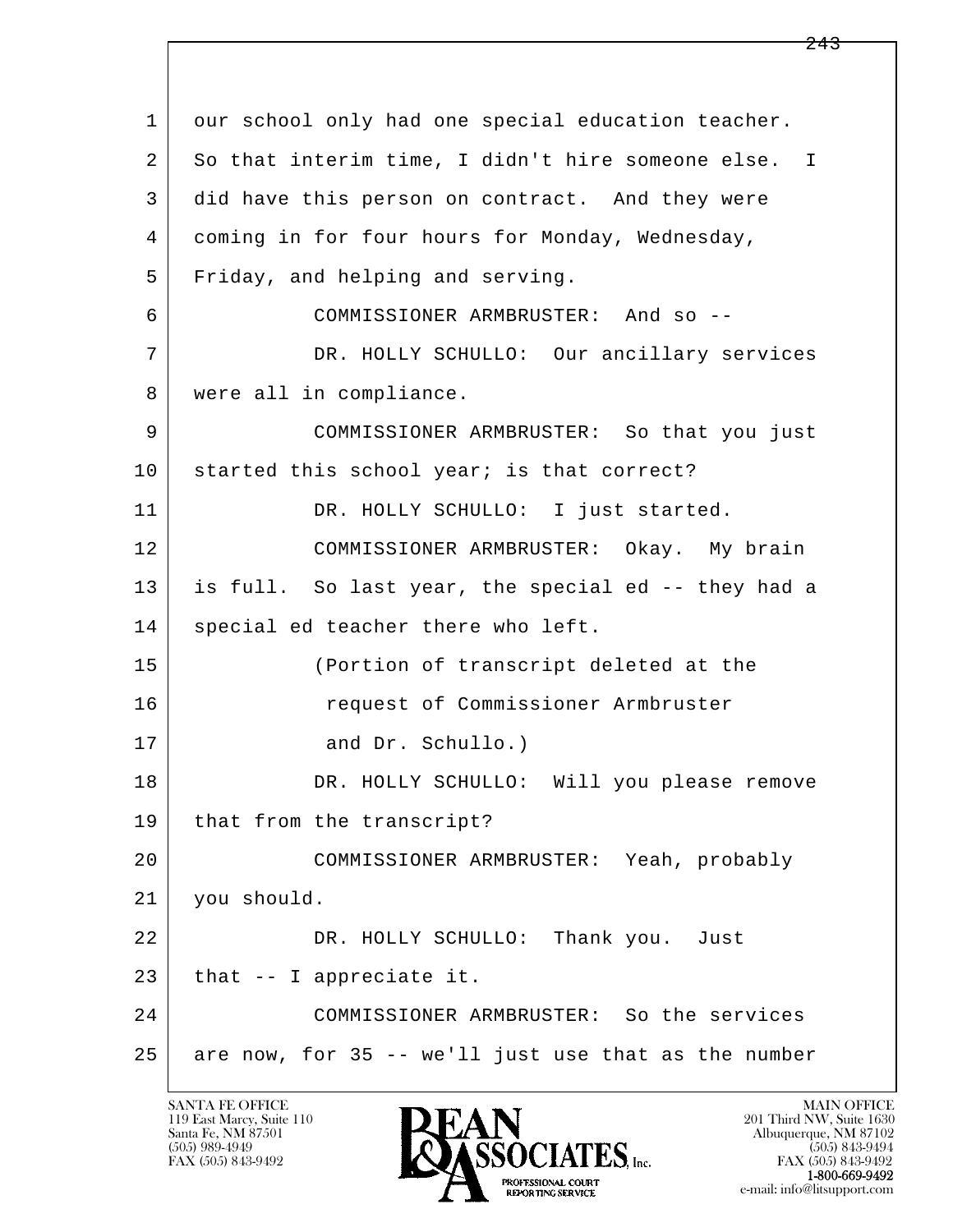our school only had one special education teacher. So that interim time, I didn't hire someone else. I did have this person on contract. And they were coming in for four hours for Monday, Wednesday, Friday, and helping and serving.

COMMISSIONER ARMBRUSTER: And so --

DR. HOLLY SCHULLO: Our ancillary services were all in compliance.

COMMISSIONER ARMBRUSTER: So that you just started this school year; is that correct?

DR. HOLLY SCHULLO: I just started.

COMMISSIONER ARMBRUSTER: Okay. My brain is full. So last year, the special ed -- they had a special ed teacher there who left.

(Portion of transcript deleted at the request of Commissioner Armbruster and Dr. Schullo.)

DR. HOLLY SCHULLO: Will you please remove that from the transcript?

COMMISSIONER ARMBRUSTER: Yeah, probably you should.

DR. HOLLY SCHULLO: Thank you. Just that -- I appreciate it.

COMMISSIONER ARMBRUSTER: So the services are now, for 35 -- we'll just use that as the number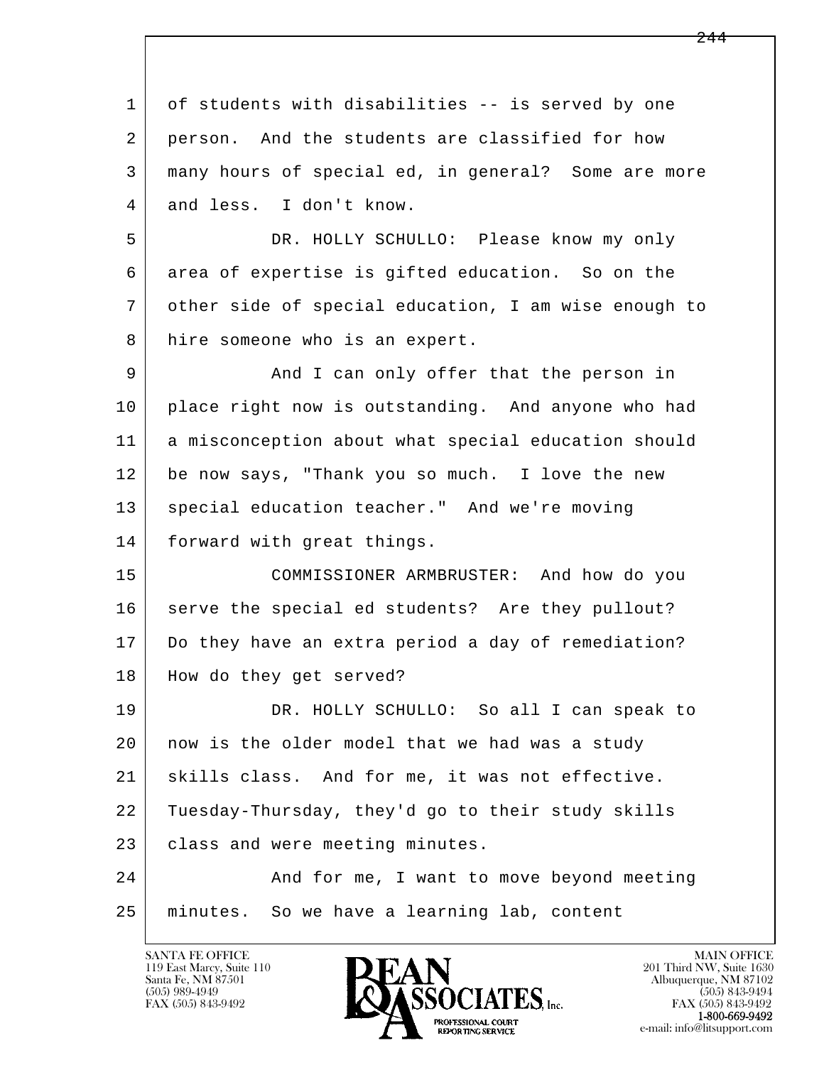of students with disabilities -- is served by one person. And the students are classified for how many hours of special ed, in general? Some are more and less. I don't know.

DR. HOLLY SCHULLO: Please know my only area of expertise is gifted education. So on the other side of special education, I am wise enough to hire someone who is an expert.

And I can only offer that the person in place right now is outstanding. And anyone who had a misconception about what special education should be now says, "Thank you so much. I love the new special education teacher." And we're moving forward with great things.

COMMISSIONER ARMBRUSTER: And how do you serve the special ed students? Are they pullout? Do they have an extra period a day of remediation? How do they get served?

DR. HOLLY SCHULLO: So all I can speak to now is the older model that we had was a study skills class. And for me, it was not effective. Tuesday-Thursday, they'd go to their study skills class and were meeting minutes.

And for me, I want to move beyond meeting minutes. So we have a learning lab, content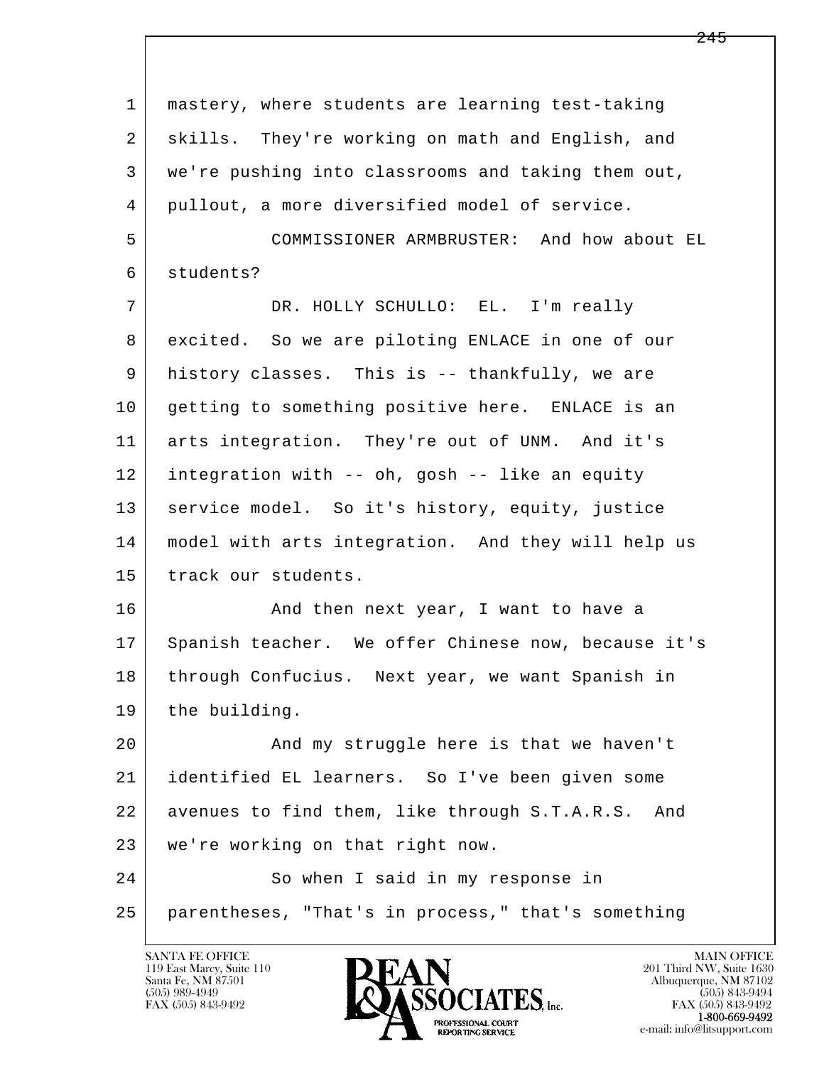1 mastery, where students are learning test-taking
2 skills. They're working on math and English, and
3 we're pushing into classrooms and taking them out,
4 pullout, a more diversified model of service.

5 COMMISSIONER ARMBRUSTER: And how about EL
6 students?

7 DR. HOLLY SCHULLO: EL. I'm really
8 excited. So we are piloting ENLACE in one of our
9 history classes. This is -- thankfully, we are
10 getting to something positive here. ENLACE is an
11 arts integration. They're out of UNM. And it's
12 integration with -- oh, gosh -- like an equity
13 service model. So it's history, equity, justice
14 model with arts integration. And they will help us
15 track our students.

16 And then next year, I want to have a
17 Spanish teacher. We offer Chinese now, because it's
18 through Confucius. Next year, we want Spanish in
19 the building.

20 And my struggle here is that we haven't
21 identified EL learners. So I've been given some
22 avenues to find them, like through S.T.A.R.S. And
23 we're working on that right now.

24 So when I said in my response in
25 parentheses, "That's in process," that's something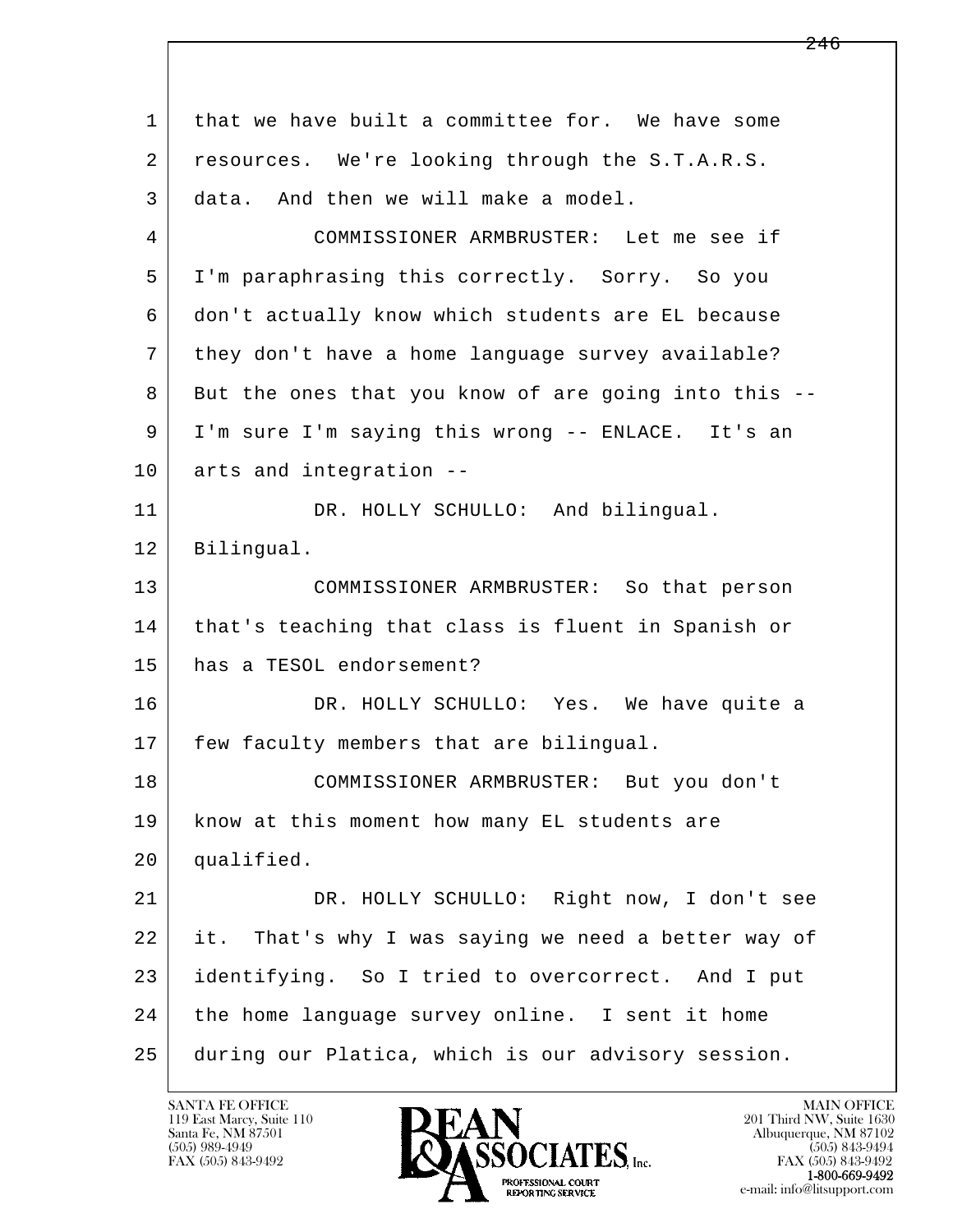that we have built a committee for. We have some resources. We're looking through the S.T.A.R.S. data. And then we will make a model.

COMMISSIONER ARMBRUSTER: Let me see if I'm paraphrasing this correctly. Sorry. So you don't actually know which students are EL because they don't have a home language survey available? But the ones that you know of are going into this -- I'm sure I'm saying this wrong -- ENLACE. It's an arts and integration --

DR. HOLLY SCHULLO: And bilingual. Bilingual.

COMMISSIONER ARMBRUSTER: So that person that's teaching that class is fluent in Spanish or has a TESOL endorsement?

DR. HOLLY SCHULLO: Yes. We have quite a few faculty members that are bilingual.

COMMISSIONER ARMBRUSTER: But you don't know at this moment how many EL students are qualified.

DR. HOLLY SCHULLO: Right now, I don't see it. That's why I was saying we need a better way of identifying. So I tried to overcorrect. And I put the home language survey online. I sent it home during our Platica, which is our advisory session.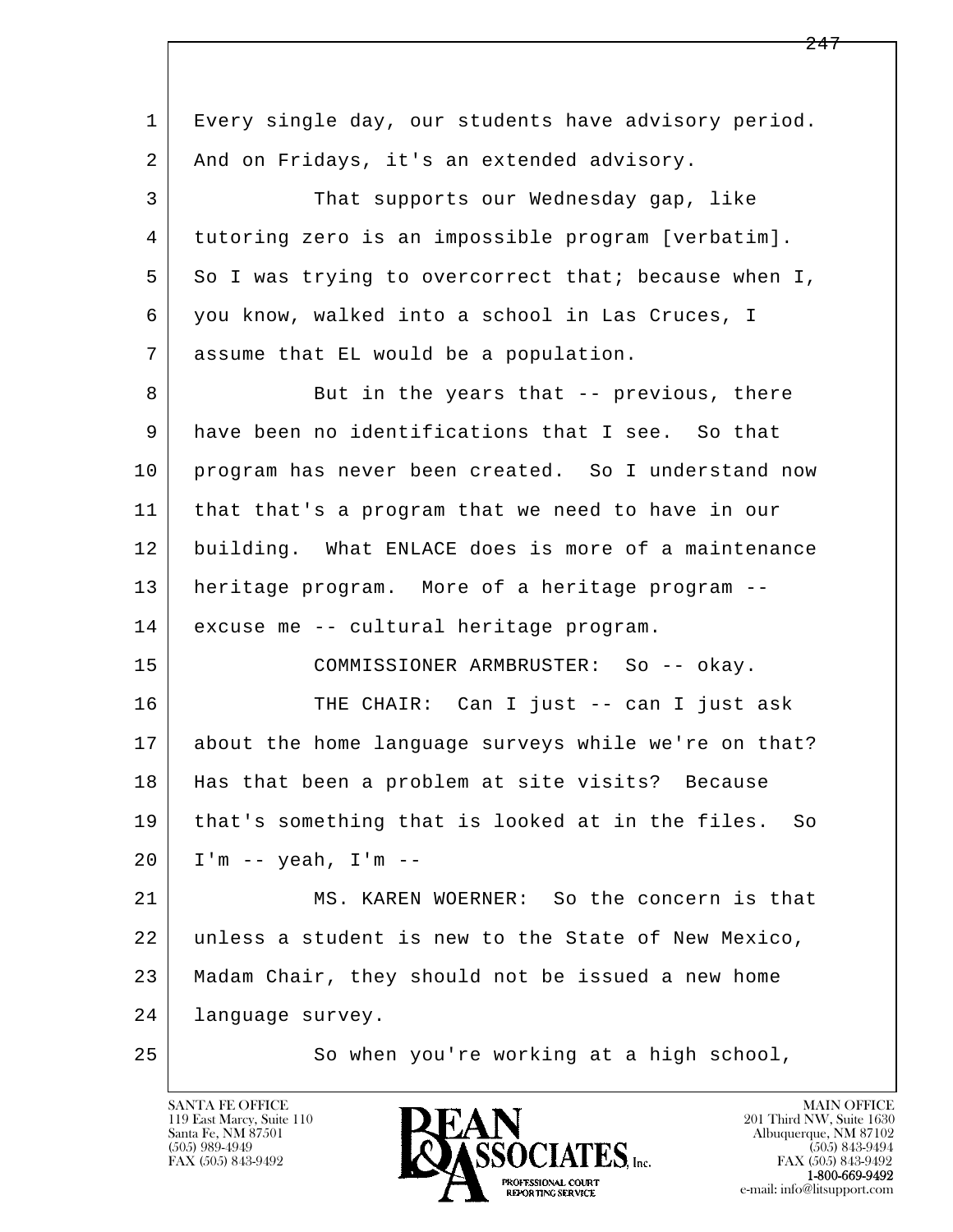1 Every single day, our students have advisory period.
2 And on Fridays, it's an extended advisory.
3 That supports our Wednesday gap, like
4 tutoring zero is an impossible program [verbatim].
5 So I was trying to overcorrect that; because when I,
6 you know, walked into a school in Las Cruces, I
7 assume that EL would be a population.
8 But in the years that -- previous, there
9 have been no identifications that I see. So that
10 program has never been created. So I understand now
11 that that's a program that we need to have in our
12 building. What ENLACE does is more of a maintenance
13 heritage program. More of a heritage program --
14 excuse me -- cultural heritage program.
15 COMMISSIONER ARMBRUSTER: So -- okay.
16 THE CHAIR: Can I just -- can I just ask
17 about the home language surveys while we're on that?
18 Has that been a problem at site visits? Because
19 that's something that is looked at in the files. So
20 I'm -- yeah, I'm --
21 MS. KAREN WOERNER: So the concern is that
22 unless a student is new to the State of New Mexico,
23 Madam Chair, they should not be issued a new home
24 language survey.
25 So when you're working at a high school,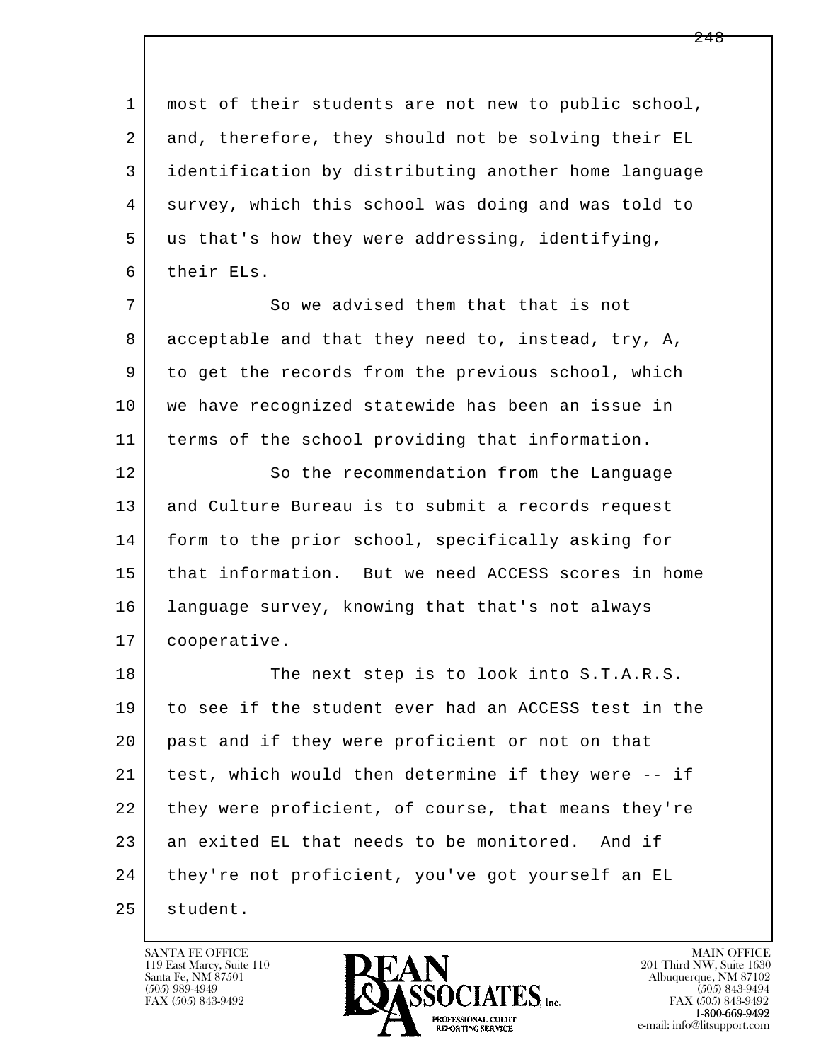most of their students are not new to public school, and, therefore, they should not be solving their EL identification by distributing another home language survey, which this school was doing and was told to us that's how they were addressing, identifying, their ELs.

So we advised them that that is not acceptable and that they need to, instead, try, A, to get the records from the previous school, which we have recognized statewide has been an issue in terms of the school providing that information.

So the recommendation from the Language and Culture Bureau is to submit a records request form to the prior school, specifically asking for that information. But we need ACCESS scores in home language survey, knowing that that's not always cooperative.

The next step is to look into S.T.A.R.S. to see if the student ever had an ACCESS test in the past and if they were proficient or not on that test, which would then determine if they were -- if they were proficient, of course, that means they're an exited EL that needs to be monitored. And if they're not proficient, you've got yourself an EL student.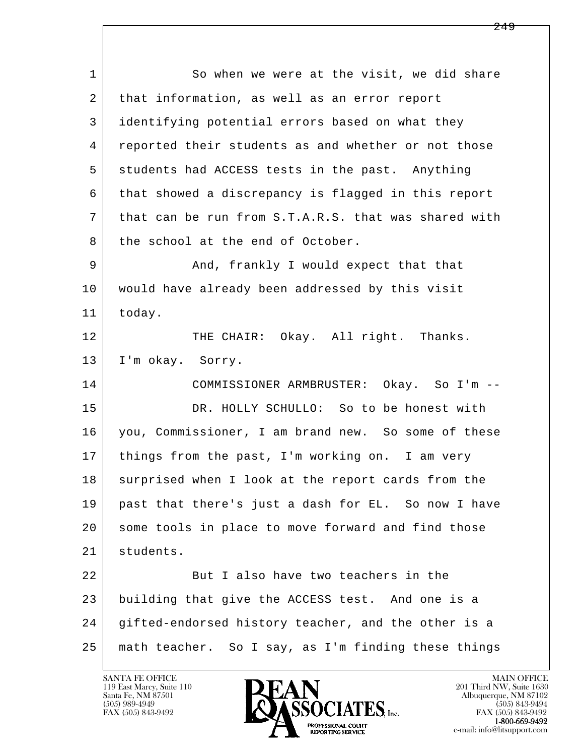So when we were at the visit, we did share that information, as well as an error report identifying potential errors based on what they reported their students as and whether or not those students had ACCESS tests in the past. Anything that showed a discrepancy is flagged in this report that can be run from S.T.A.R.S. that was shared with the school at the end of October.

And, frankly I would expect that that would have already been addressed by this visit today.

THE CHAIR: Okay. All right. Thanks. I'm okay. Sorry.

COMMISSIONER ARMBRUSTER: Okay. So I'm --

DR. HOLLY SCHULLO: So to be honest with you, Commissioner, I am brand new. So some of these things from the past, I'm working on. I am very surprised when I look at the report cards from the past that there's just a dash for EL. So now I have some tools in place to move forward and find those students.

But I also have two teachers in the building that give the ACCESS test. And one is a gifted-endorsed history teacher, and the other is a math teacher. So I say, as I'm finding these things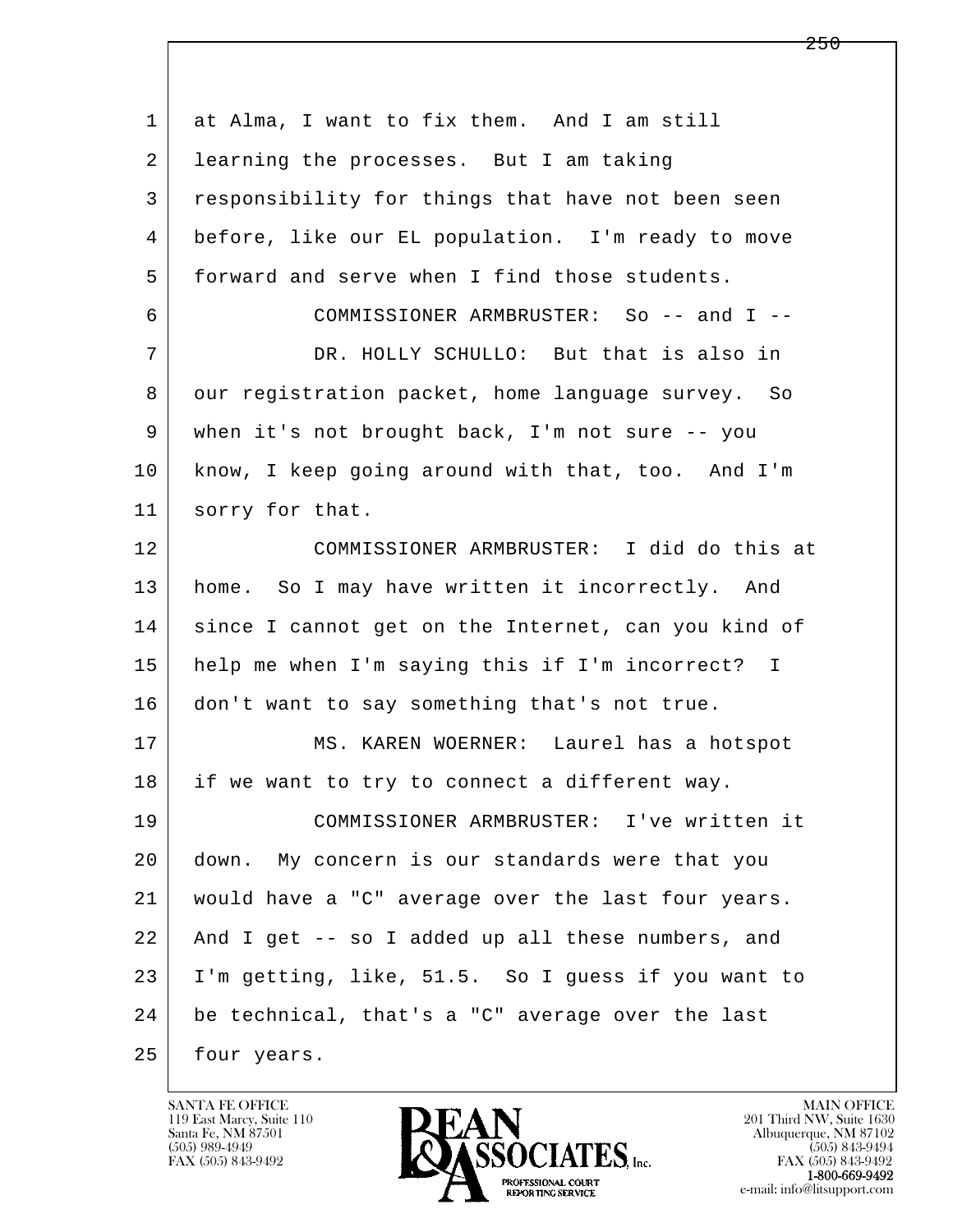1 at Alma, I want to fix them. And I am still
2 learning the processes. But I am taking
3 responsibility for things that have not been seen
4 before, like our EL population. I'm ready to move
5 forward and serve when I find those students.
6 COMMISSIONER ARMBRUSTER: So -- and I --
7 DR. HOLLY SCHULLO: But that is also in
8 our registration packet, home language survey. So
9 when it's not brought back, I'm not sure -- you
10 know, I keep going around with that, too. And I'm
11 sorry for that.
12 COMMISSIONER ARMBRUSTER: I did do this at
13 home. So I may have written it incorrectly. And
14 since I cannot get on the Internet, can you kind of
15 help me when I'm saying this if I'm incorrect? I
16 don't want to say something that's not true.
17 MS. KAREN WOERNER: Laurel has a hotspot
18 if we want to try to connect a different way.
19 COMMISSIONER ARMBRUSTER: I've written it
20 down. My concern is our standards were that you
21 would have a "C" average over the last four years.
22 And I get -- so I added up all these numbers, and
23 I'm getting, like, 51.5. So I guess if you want to
24 be technical, that's a "C" average over the last
25 four years.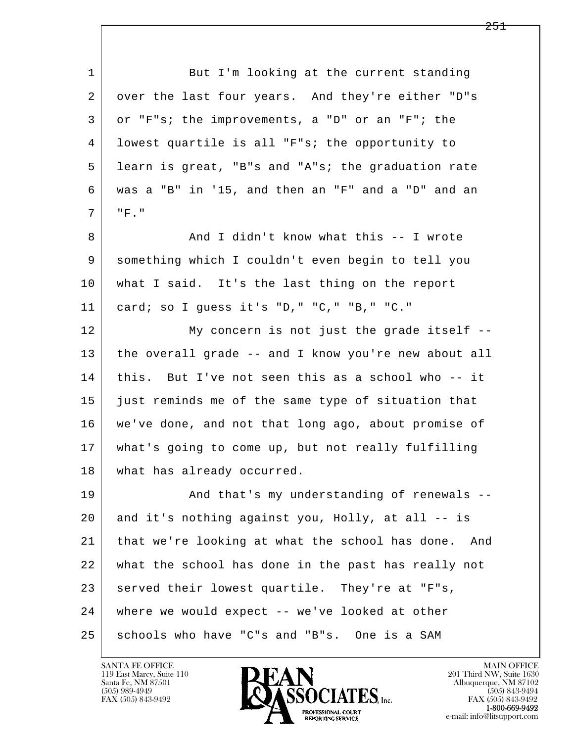1 But I'm looking at the current standing
2 over the last four years. And they're either "D"s
3 or "F"s; the improvements, a "D" or an "F"; the
4 lowest quartile is all "F"s; the opportunity to
5 learn is great, "B"s and "A"s; the graduation rate
6 was a "B" in '15, and then an "F" and a "D" and an
7 "F."
8 And I didn't know what this -- I wrote
9 something which I couldn't even begin to tell you
10 what I said. It's the last thing on the report
11 card; so I guess it's "D," "C," "B," "C."
12 My concern is not just the grade itself --
13 the overall grade -- and I know you're new about all
14 this. But I've not seen this as a school who -- it
15 just reminds me of the same type of situation that
16 we've done, and not that long ago, about promise of
17 what's going to come up, but not really fulfilling
18 what has already occurred.
19 And that's my understanding of renewals --
20 and it's nothing against you, Holly, at all -- is
21 that we're looking at what the school has done. And
22 what the school has done in the past has really not
23 served their lowest quartile. They're at "F"s,
24 where we would expect -- we've looked at other
25 schools who have "C"s and "B"s. One is a SAM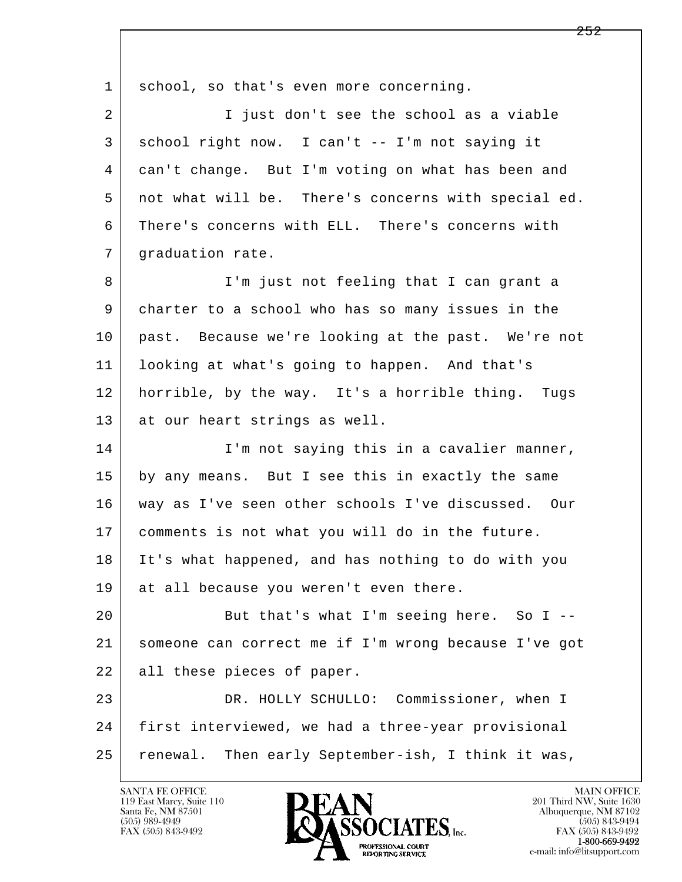school, so that's even more concerning.

I just don't see the school as a viable school right now. I can't -- I'm not saying it can't change. But I'm voting on what has been and not what will be. There's concerns with special ed. There's concerns with ELL. There's concerns with graduation rate.

I'm just not feeling that I can grant a charter to a school who has so many issues in the past. Because we're looking at the past. We're not looking at what's going to happen. And that's horrible, by the way. It's a horrible thing. Tugs at our heart strings as well.

I'm not saying this in a cavalier manner, by any means. But I see this in exactly the same way as I've seen other schools I've discussed. Our comments is not what you will do in the future. It's what happened, and has nothing to do with you at all because you weren't even there.

But that's what I'm seeing here. So I -- someone can correct me if I'm wrong because I've got all these pieces of paper.

DR. HOLLY SCHULLO: Commissioner, when I first interviewed, we had a three-year provisional renewal. Then early September-ish, I think it was,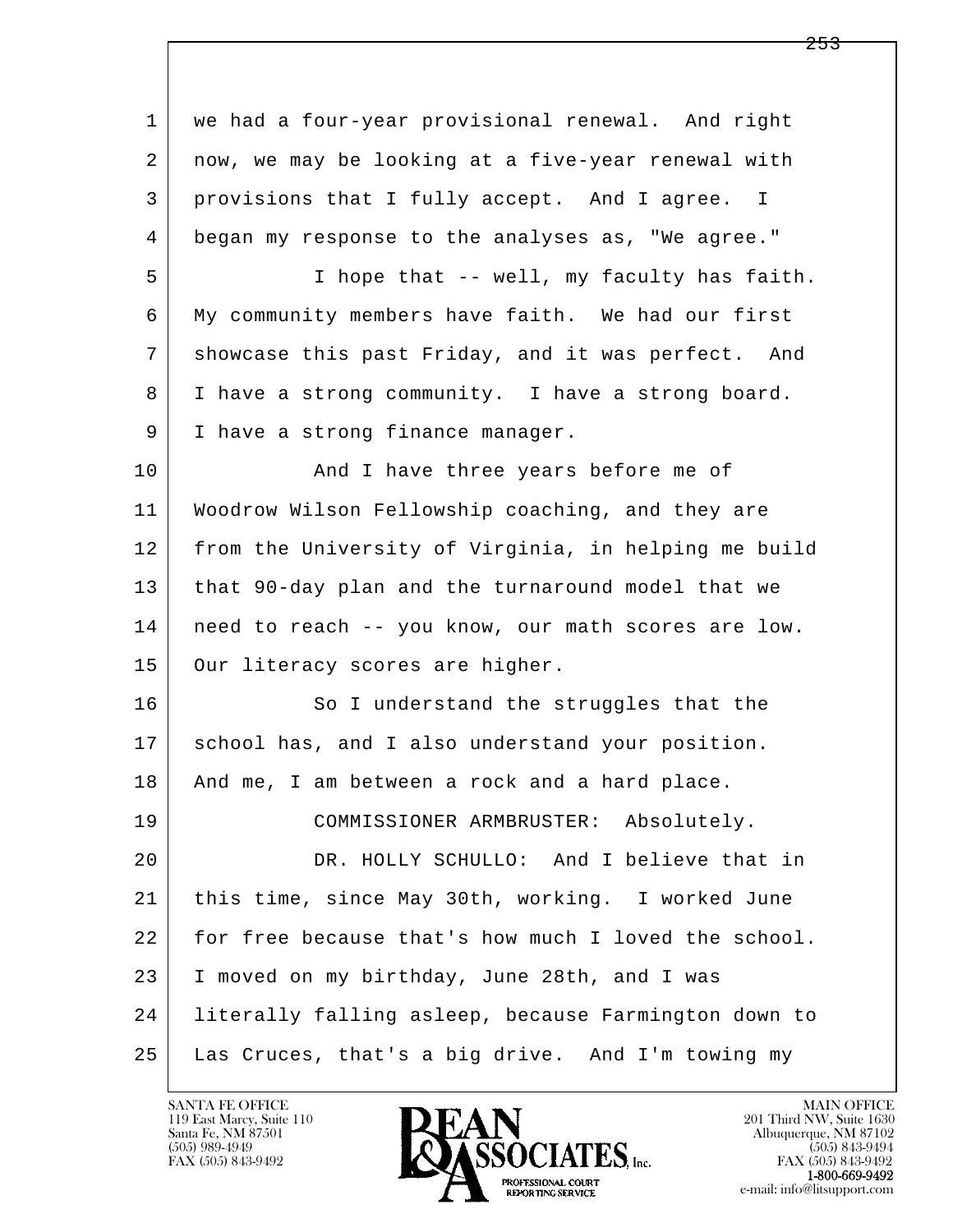1 we had a four-year provisional renewal. And right
2 now, we may be looking at a five-year renewal with
3 provisions that I fully accept. And I agree. I
4 began my response to the analyses as, "We agree."
5 I hope that -- well, my faculty has faith.
6 My community members have faith. We had our first
7 showcase this past Friday, and it was perfect. And
8 I have a strong community. I have a strong board.
9 I have a strong finance manager.
10 And I have three years before me of
11 Woodrow Wilson Fellowship coaching, and they are
12 from the University of Virginia, in helping me build
13 that 90-day plan and the turnaround model that we
14 need to reach -- you know, our math scores are low.
15 Our literacy scores are higher.
16 So I understand the struggles that the
17 school has, and I also understand your position.
18 And me, I am between a rock and a hard place.
19 COMMISSIONER ARMBRUSTER: Absolutely.
20 DR. HOLLY SCHULLO: And I believe that in
21 this time, since May 30th, working. I worked June
22 for free because that's how much I loved the school.
23 I moved on my birthday, June 28th, and I was
24 literally falling asleep, because Farmington down to
25 Las Cruces, that's a big drive. And I'm towing my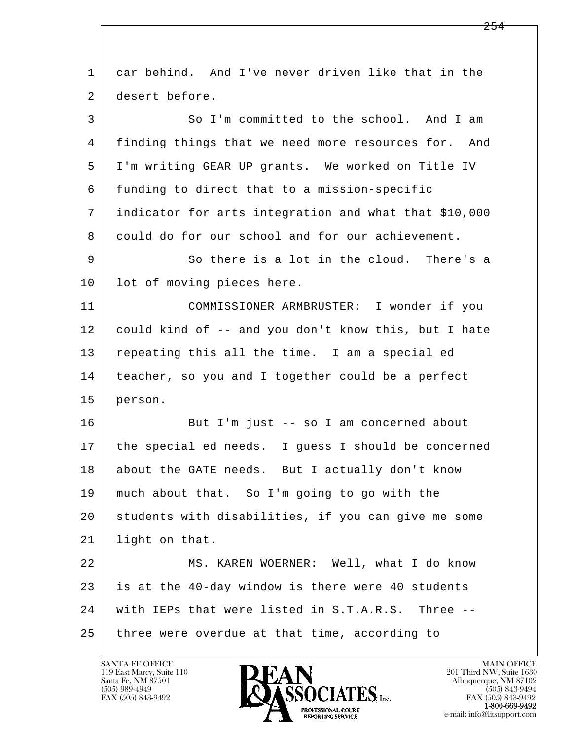car behind. And I've never driven like that in the desert before.

So I'm committed to the school. And I am finding things that we need more resources for. And I'm writing GEAR UP grants. We worked on Title IV funding to direct that to a mission-specific indicator for arts integration and what that $10,000 could do for our school and for our achievement.

So there is a lot in the cloud. There's a lot of moving pieces here.

COMMISSIONER ARMBRUSTER: I wonder if you could kind of -- and you don't know this, but I hate repeating this all the time. I am a special ed teacher, so you and I together could be a perfect person.

But I'm just -- so I am concerned about the special ed needs. I guess I should be concerned about the GATE needs. But I actually don't know much about that. So I'm going to go with the students with disabilities, if you can give me some light on that.

MS. KAREN WOERNER: Well, what I do know is at the 40-day window is there were 40 students with IEPs that were listed in S.T.A.R.S. Three -- three were overdue at that time, according to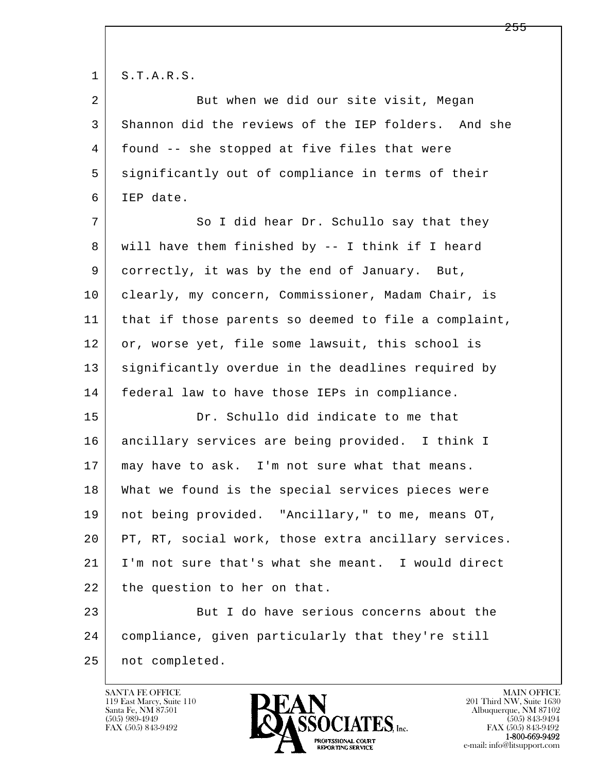S.T.A.R.S.

But when we did our site visit, Megan Shannon did the reviews of the IEP folders. And she found -- she stopped at five files that were significantly out of compliance in terms of their IEP date.

So I did hear Dr. Schullo say that they will have them finished by -- I think if I heard correctly, it was by the end of January. But, clearly, my concern, Commissioner, Madam Chair, is that if those parents so deemed to file a complaint, or, worse yet, file some lawsuit, this school is significantly overdue in the deadlines required by federal law to have those IEPs in compliance.

Dr. Schullo did indicate to me that ancillary services are being provided. I think I may have to ask. I'm not sure what that means. What we found is the special services pieces were not being provided. "Ancillary," to me, means OT, PT, RT, social work, those extra ancillary services. I'm not sure that's what she meant. I would direct the question to her on that.

But I do have serious concerns about the compliance, given particularly that they're still not completed.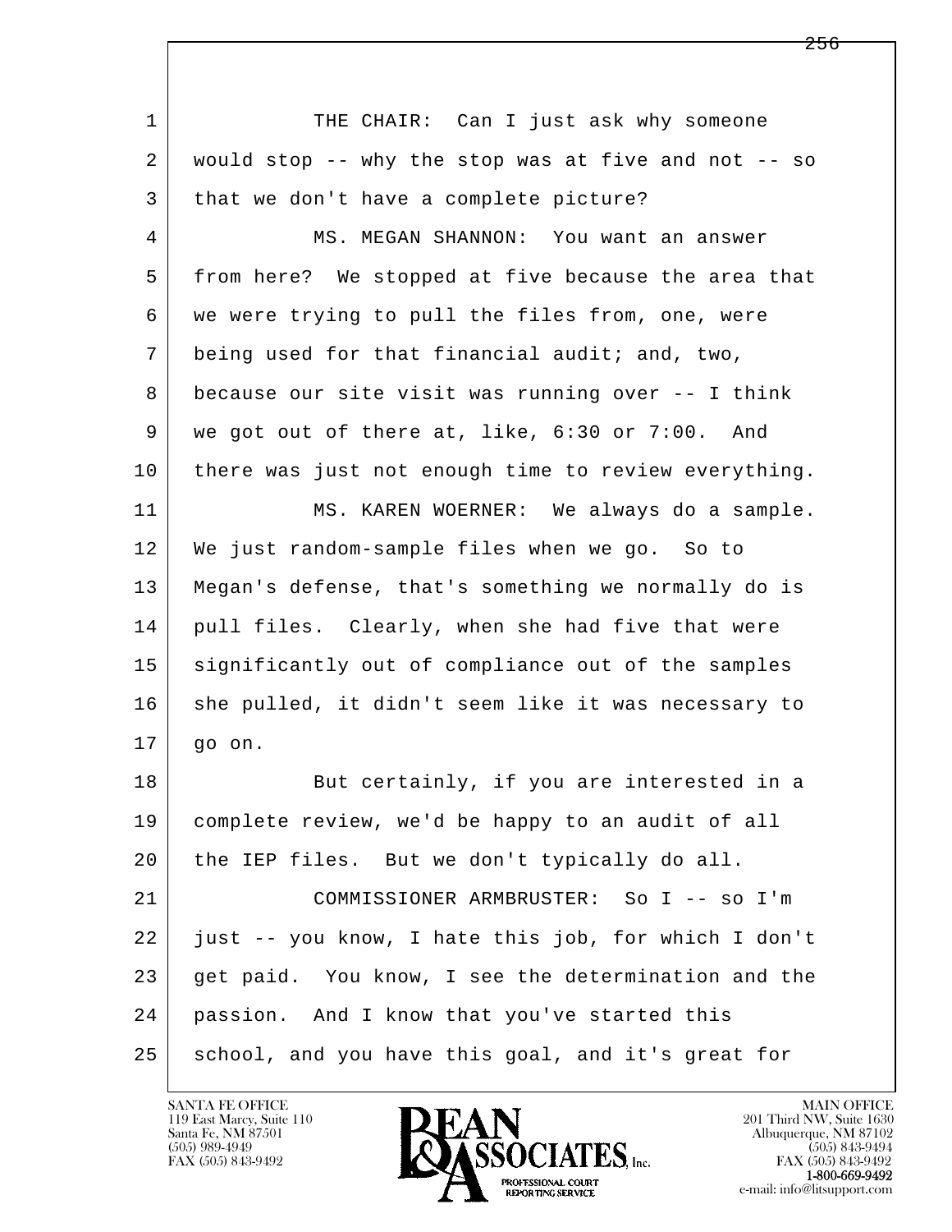THE CHAIR: Can I just ask why someone would stop -- why the stop was at five and not -- so that we don't have a complete picture?

MS. MEGAN SHANNON: You want an answer from here? We stopped at five because the area that we were trying to pull the files from, one, were being used for that financial audit; and, two, because our site visit was running over -- I think we got out of there at, like, 6:30 or 7:00. And there was just not enough time to review everything.

MS. KAREN WOERNER: We always do a sample. We just random-sample files when we go. So to Megan's defense, that's something we normally do is pull files. Clearly, when she had five that were significantly out of compliance out of the samples she pulled, it didn't seem like it was necessary to go on.

But certainly, if you are interested in a complete review, we'd be happy to an audit of all the IEP files. But we don't typically do all.

COMMISSIONER ARMBRUSTER: So I -- so I'm just -- you know, I hate this job, for which I don't get paid. You know, I see the determination and the passion. And I know that you've started this school, and you have this goal, and it's great for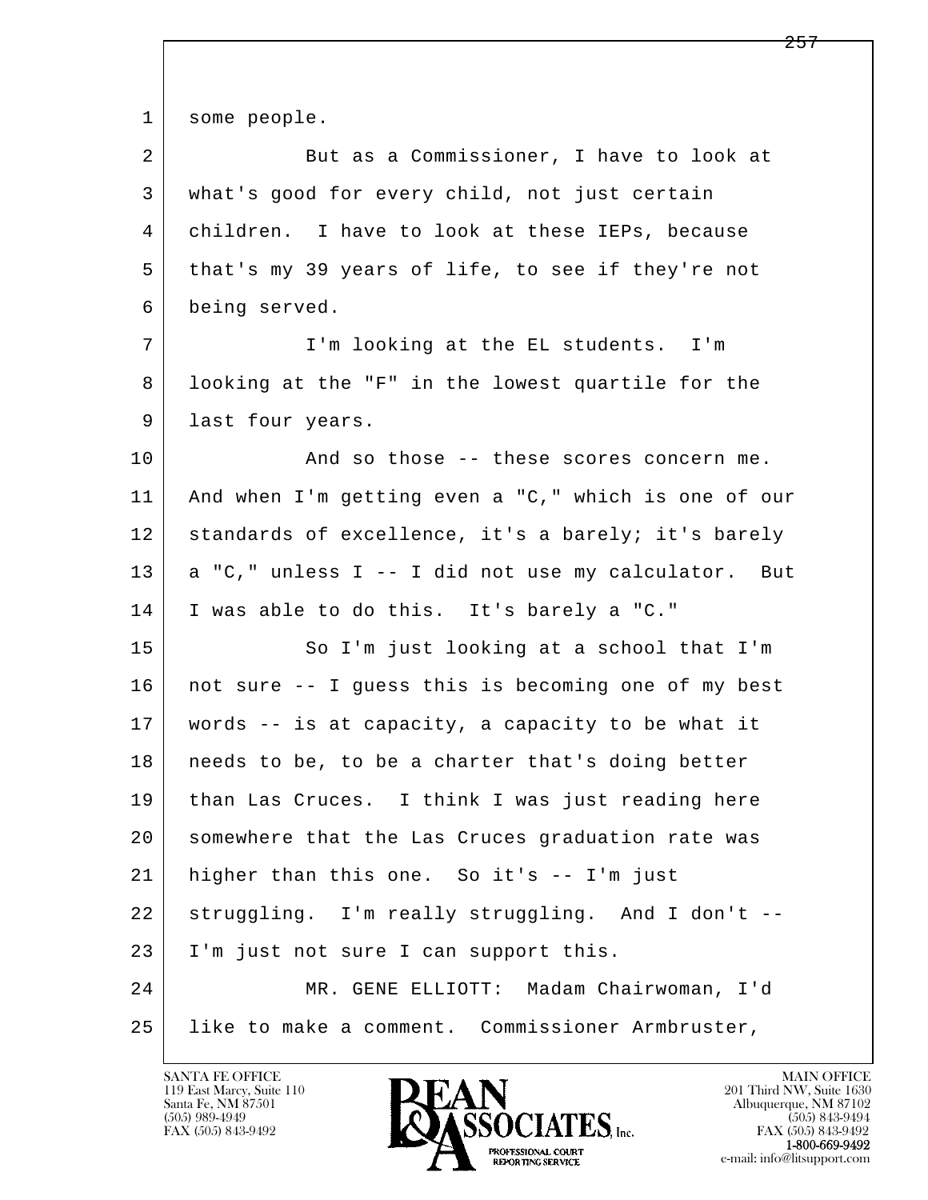1 some people.

2 But as a Commissioner, I have to look at
3 what's good for every child, not just certain
4 children. I have to look at these IEPs, because
5 that's my 39 years of life, to see if they're not
6 being served.

7 I'm looking at the EL students. I'm
8 looking at the "F" in the lowest quartile for the
9 last four years.

10 And so those -- these scores concern me.
11 And when I'm getting even a "C," which is one of our
12 standards of excellence, it's a barely; it's barely
13 a "C," unless I -- I did not use my calculator. But
14 I was able to do this. It's barely a "C."

15 So I'm just looking at a school that I'm
16 not sure -- I guess this is becoming one of my best
17 words -- is at capacity, a capacity to be what it
18 needs to be, to be a charter that's doing better
19 than Las Cruces. I think I was just reading here
20 somewhere that the Las Cruces graduation rate was
21 higher than this one. So it's -- I'm just
22 struggling. I'm really struggling. And I don't --
23 I'm just not sure I can support this.

24 MR. GENE ELLIOTT: Madam Chairwoman, I'd
25 like to make a comment. Commissioner Armbruster,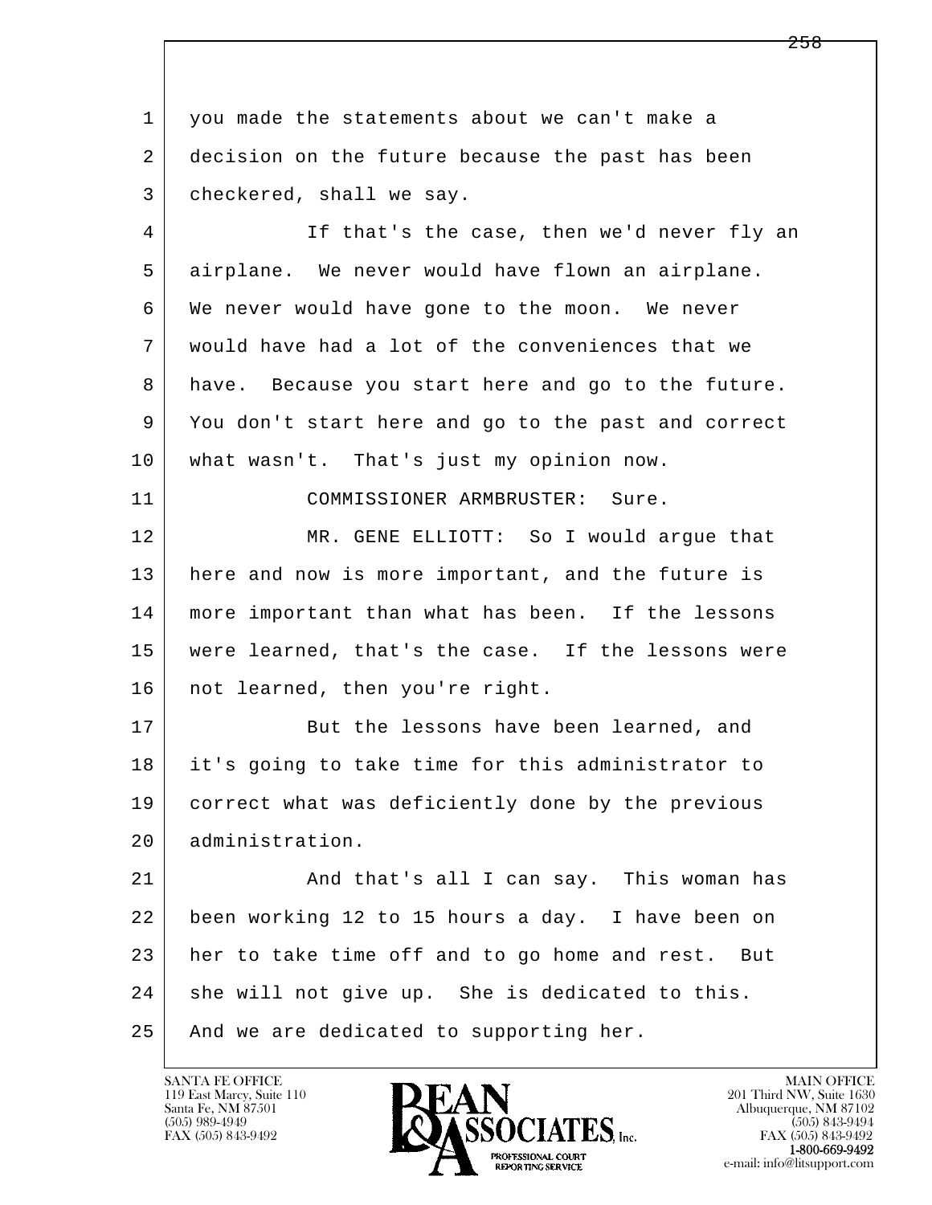you made the statements about we can't make a decision on the future because the past has been checkered, shall we say.

If that's the case, then we'd never fly an airplane. We never would have flown an airplane. We never would have gone to the moon. We never would have had a lot of the conveniences that we have. Because you start here and go to the future. You don't start here and go to the past and correct what wasn't. That's just my opinion now.

COMMISSIONER ARMBRUSTER: Sure.

MR. GENE ELLIOTT: So I would argue that here and now is more important, and the future is more important than what has been. If the lessons were learned, that's the case. If the lessons were not learned, then you're right.

But the lessons have been learned, and it's going to take time for this administrator to correct what was deficiently done by the previous administration.

And that's all I can say. This woman has been working 12 to 15 hours a day. I have been on her to take time off and to go home and rest. But she will not give up. She is dedicated to this. And we are dedicated to supporting her.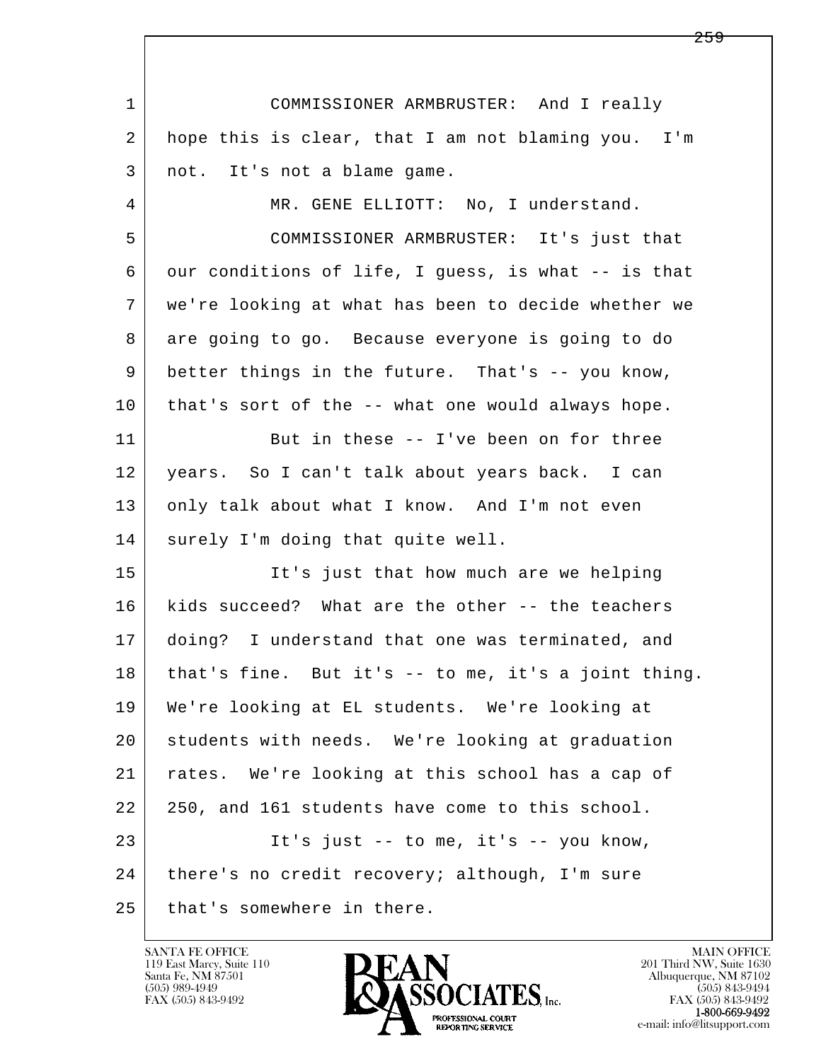COMMISSIONER ARMBRUSTER: And I really hope this is clear, that I am not blaming you. I'm not. It's not a blame game.

MR. GENE ELLIOTT: No, I understand.

COMMISSIONER ARMBRUSTER: It's just that our conditions of life, I guess, is what -- is that we're looking at what has been to decide whether we are going to go. Because everyone is going to do better things in the future. That's -- you know, that's sort of the -- what one would always hope.

But in these -- I've been on for three years. So I can't talk about years back. I can only talk about what I know. And I'm not even surely I'm doing that quite well.

It's just that how much are we helping kids succeed? What are the other -- the teachers doing? I understand that one was terminated, and that's fine. But it's -- to me, it's a joint thing. We're looking at EL students. We're looking at students with needs. We're looking at graduation rates. We're looking at this school has a cap of 250, and 161 students have come to this school.

It's just -- to me, it's -- you know, there's no credit recovery; although, I'm sure that's somewhere in there.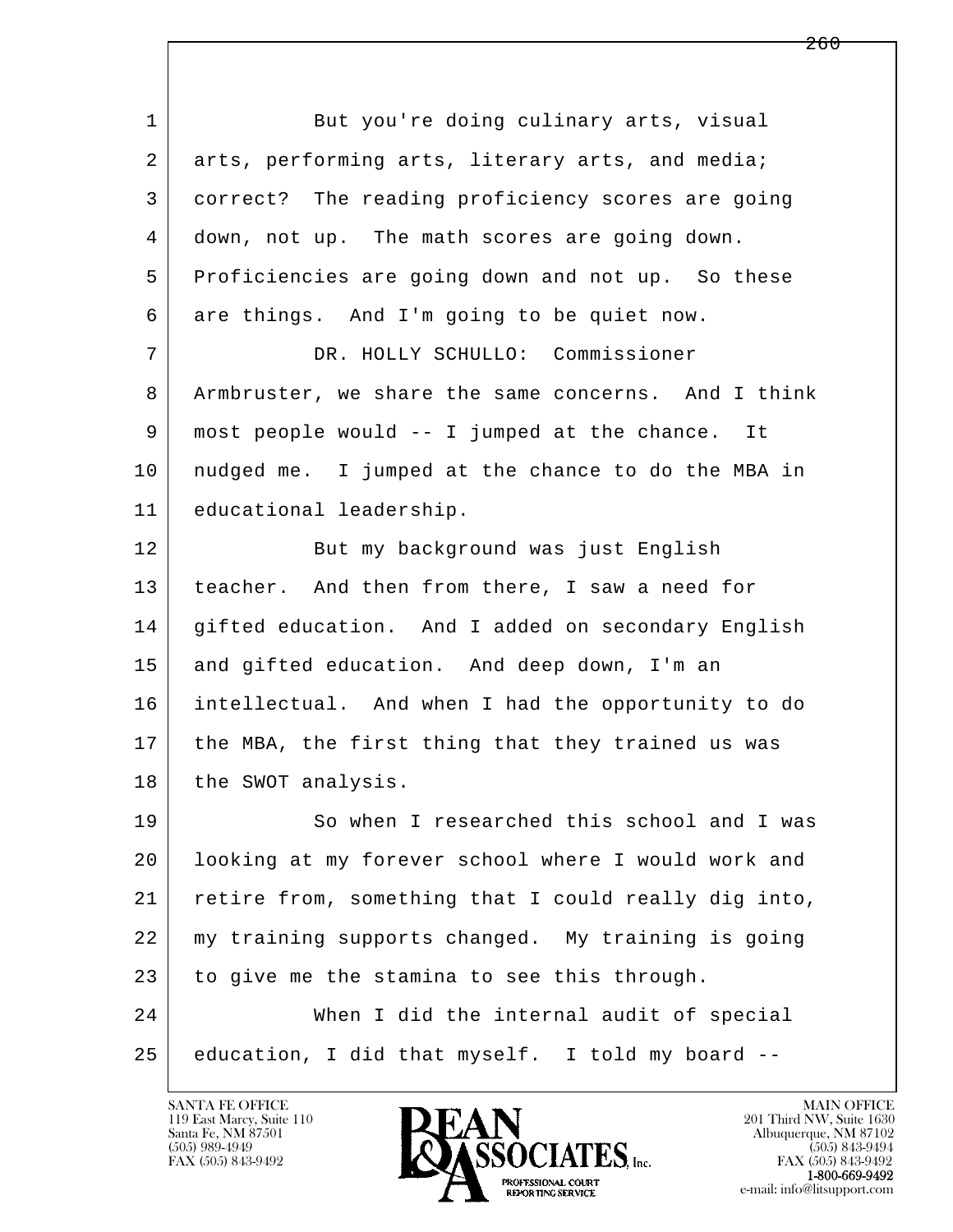But you're doing culinary arts, visual arts, performing arts, literary arts, and media; correct? The reading proficiency scores are going down, not up. The math scores are going down. Proficiencies are going down and not up. So these are things. And I'm going to be quiet now.

DR. HOLLY SCHULLO: Commissioner Armbruster, we share the same concerns. And I think most people would -- I jumped at the chance. It nudged me. I jumped at the chance to do the MBA in educational leadership.

But my background was just English teacher. And then from there, I saw a need for gifted education. And I added on secondary English and gifted education. And deep down, I'm an intellectual. And when I had the opportunity to do the MBA, the first thing that they trained us was the SWOT analysis.

So when I researched this school and I was looking at my forever school where I would work and retire from, something that I could really dig into, my training supports changed. My training is going to give me the stamina to see this through.

When I did the internal audit of special education, I did that myself. I told my board --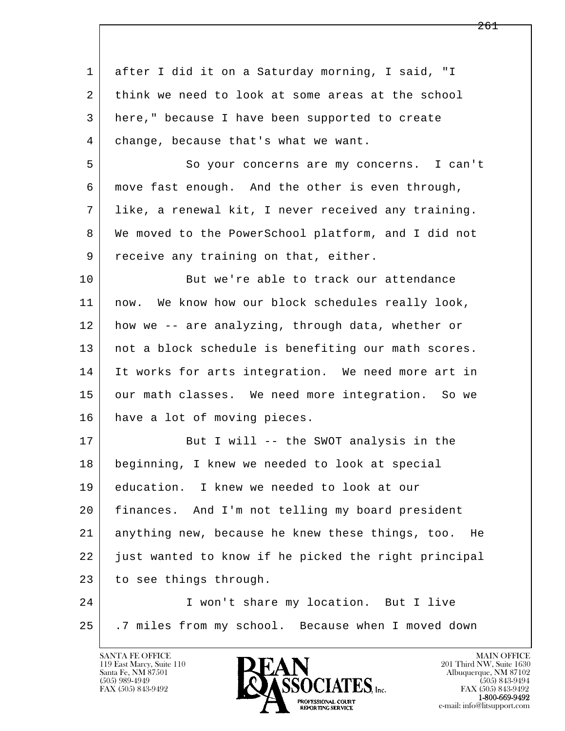1 after I did it on a Saturday morning, I said, "I
2 think we need to look at some areas at the school
3 here," because I have been supported to create
4 change, because that's what we want.

5 So your concerns are my concerns. I can't
6 move fast enough. And the other is even through,
7 like, a renewal kit, I never received any training.
8 We moved to the PowerSchool platform, and I did not
9 receive any training on that, either.

10 But we're able to track our attendance
11 now. We know how our block schedules really look,
12 how we -- are analyzing, through data, whether or
13 not a block schedule is benefiting our math scores.
14 It works for arts integration. We need more art in
15 our math classes. We need more integration. So we
16 have a lot of moving pieces.

17 But I will -- the SWOT analysis in the
18 beginning, I knew we needed to look at special
19 education. I knew we needed to look at our
20 finances. And I'm not telling my board president
21 anything new, because he knew these things, too. He
22 just wanted to know if he picked the right principal
23 to see things through.

24 I won't share my location. But I live
25 .7 miles from my school. Because when I moved down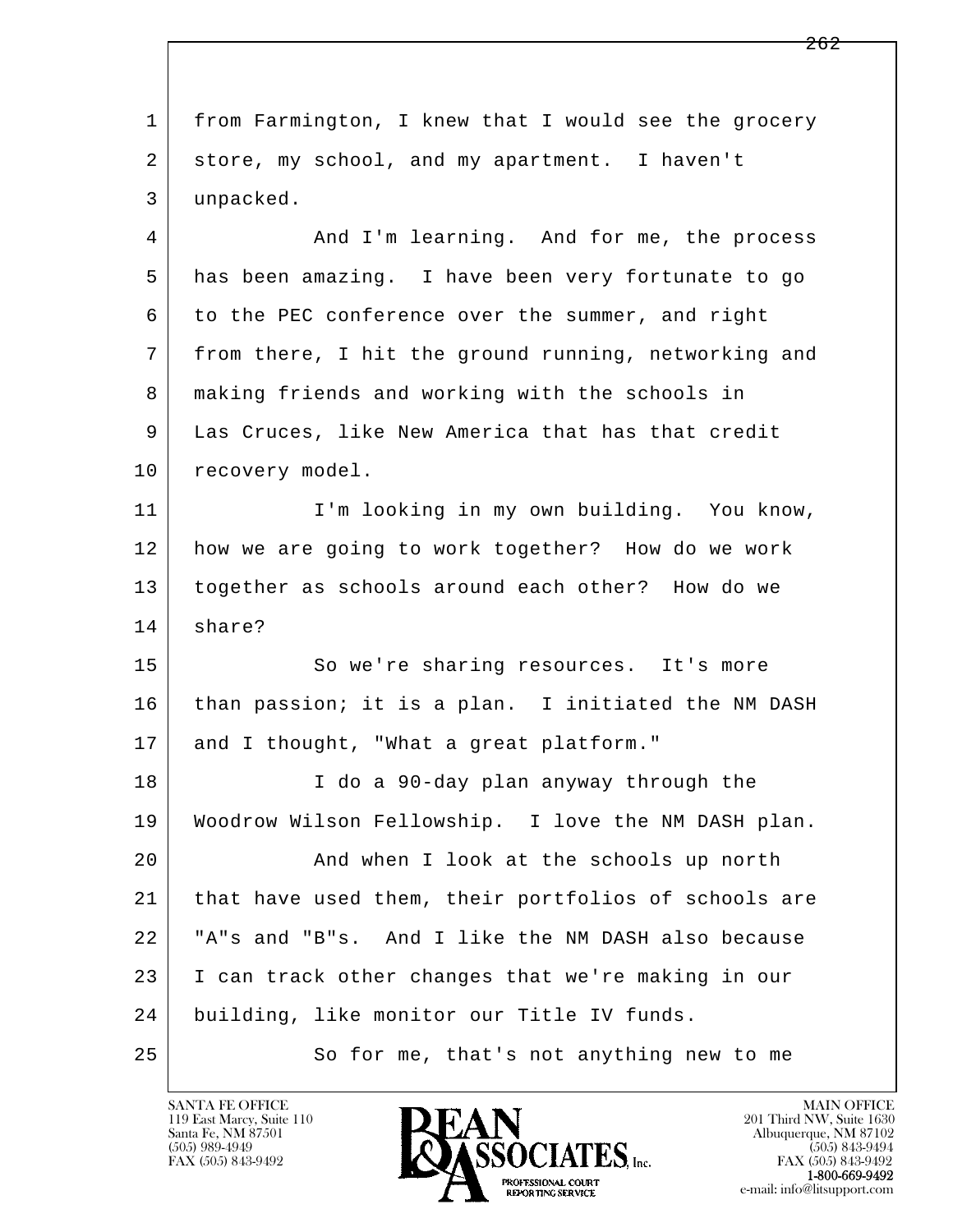from Farmington, I knew that I would see the grocery store, my school, and my apartment. I haven't unpacked.

And I'm learning. And for me, the process has been amazing. I have been very fortunate to go to the PEC conference over the summer, and right from there, I hit the ground running, networking and making friends and working with the schools in Las Cruces, like New America that has that credit recovery model.

I'm looking in my own building. You know, how we are going to work together? How do we work together as schools around each other? How do we share?

So we're sharing resources. It's more than passion; it is a plan. I initiated the NM DASH and I thought, "What a great platform."

I do a 90-day plan anyway through the Woodrow Wilson Fellowship. I love the NM DASH plan.

And when I look at the schools up north that have used them, their portfolios of schools are "A"s and "B"s. And I like the NM DASH also because I can track other changes that we're making in our building, like monitor our Title IV funds.

So for me, that's not anything new to me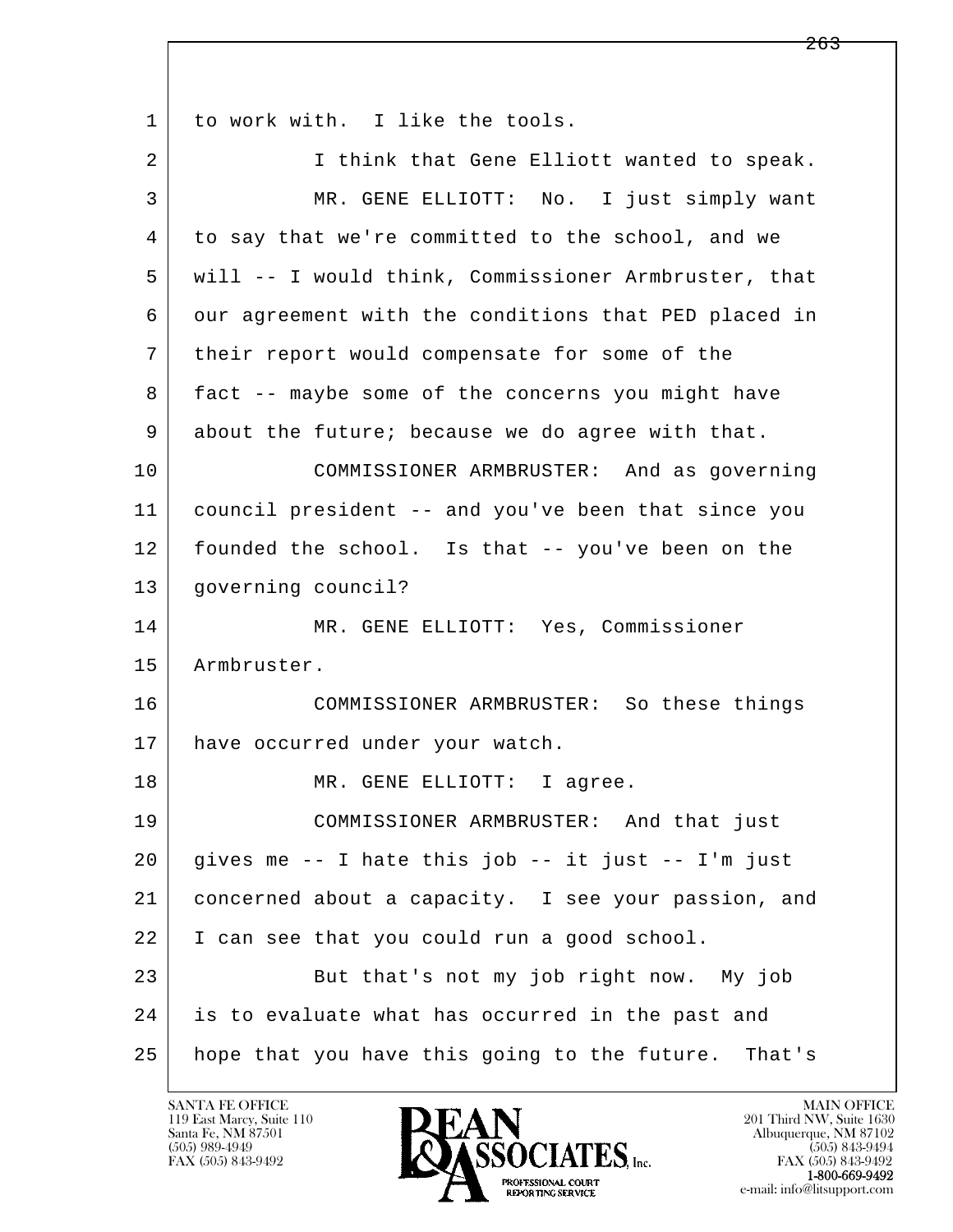to work with. I like the tools.

I think that Gene Elliott wanted to speak.

MR. GENE ELLIOTT: No. I just simply want to say that we're committed to the school, and we will -- I would think, Commissioner Armbruster, that our agreement with the conditions that PED placed in their report would compensate for some of the fact -- maybe some of the concerns you might have about the future; because we do agree with that.

COMMISSIONER ARMBRUSTER: And as governing council president -- and you've been that since you founded the school. Is that -- you've been on the governing council?

MR. GENE ELLIOTT: Yes, Commissioner Armbruster.

COMMISSIONER ARMBRUSTER: So these things have occurred under your watch.

MR. GENE ELLIOTT: I agree.

COMMISSIONER ARMBRUSTER: And that just gives me -- I hate this job -- it just -- I'm just concerned about a capacity. I see your passion, and I can see that you could run a good school.

But that's not my job right now. My job is to evaluate what has occurred in the past and hope that you have this going to the future. That's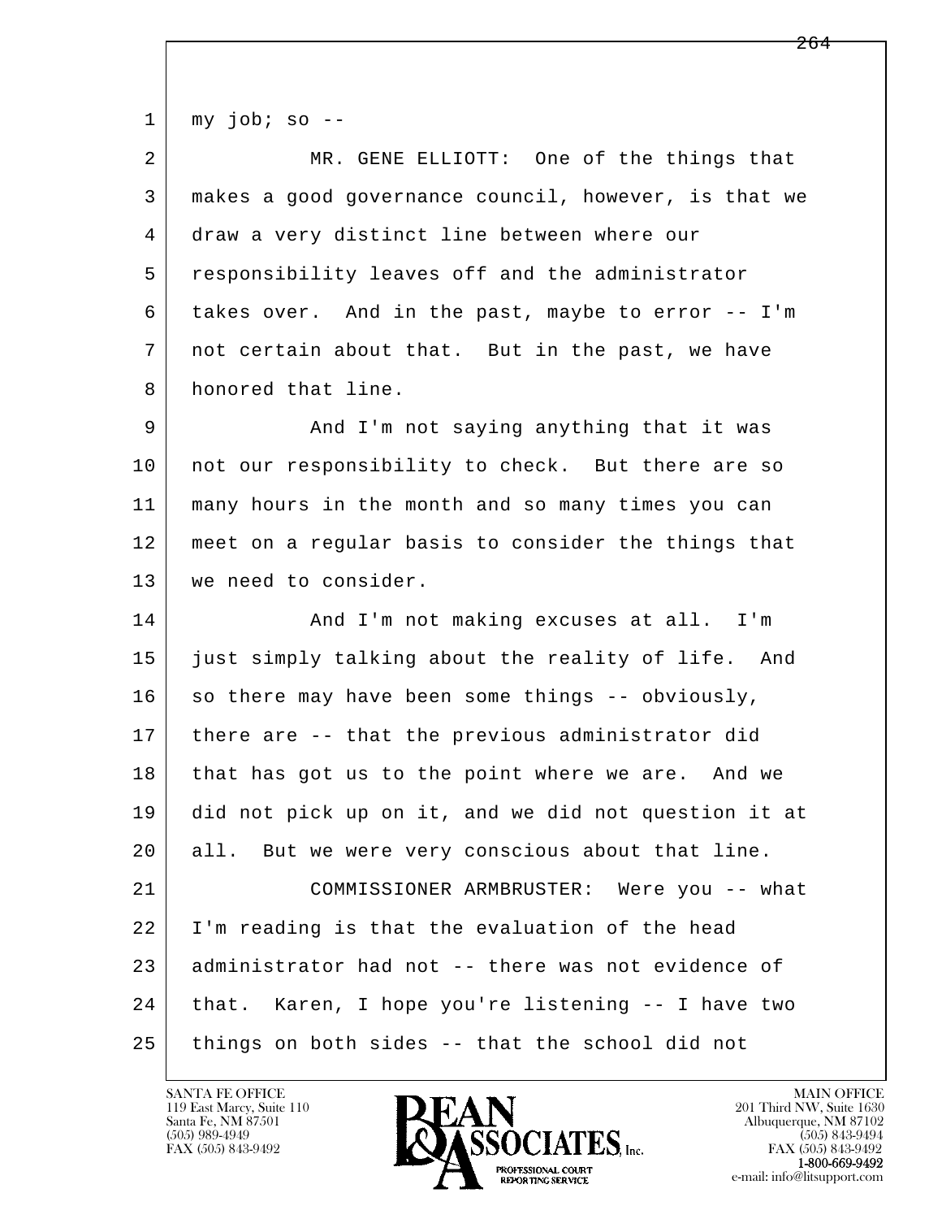my job; so --

MR. GENE ELLIOTT: One of the things that makes a good governance council, however, is that we draw a very distinct line between where our responsibility leaves off and the administrator takes over. And in the past, maybe to error -- I'm not certain about that. But in the past, we have honored that line.

And I'm not saying anything that it was not our responsibility to check. But there are so many hours in the month and so many times you can meet on a regular basis to consider the things that we need to consider.

And I'm not making excuses at all. I'm just simply talking about the reality of life. And so there may have been some things -- obviously, there are -- that the previous administrator did that has got us to the point where we are. And we did not pick up on it, and we did not question it at all. But we were very conscious about that line.

COMMISSIONER ARMBRUSTER: Were you -- what I'm reading is that the evaluation of the head administrator had not -- there was not evidence of that. Karen, I hope you're listening -- I have two things on both sides -- that the school did not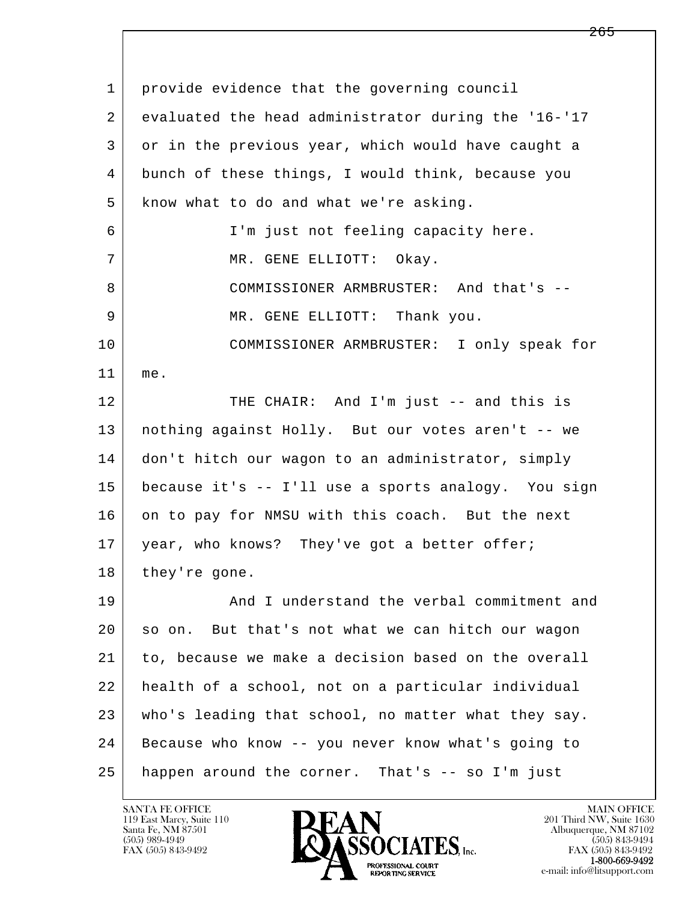provide evidence that the governing council evaluated the head administrator during the '16-'17 or in the previous year, which would have caught a bunch of these things, I would think, because you know what to do and what we're asking.

I'm just not feeling capacity here.

MR. GENE ELLIOTT: Okay.

COMMISSIONER ARMBRUSTER: And that's --

MR. GENE ELLIOTT: Thank you.

COMMISSIONER ARMBRUSTER: I only speak for me.

THE CHAIR: And I'm just -- and this is nothing against Holly. But our votes aren't -- we don't hitch our wagon to an administrator, simply because it's -- I'll use a sports analogy. You sign on to pay for NMSU with this coach. But the next year, who knows? They've got a better offer; they're gone.

And I understand the verbal commitment and so on. But that's not what we can hitch our wagon to, because we make a decision based on the overall health of a school, not on a particular individual who's leading that school, no matter what they say. Because who know -- you never know what's going to happen around the corner. That's -- so I'm just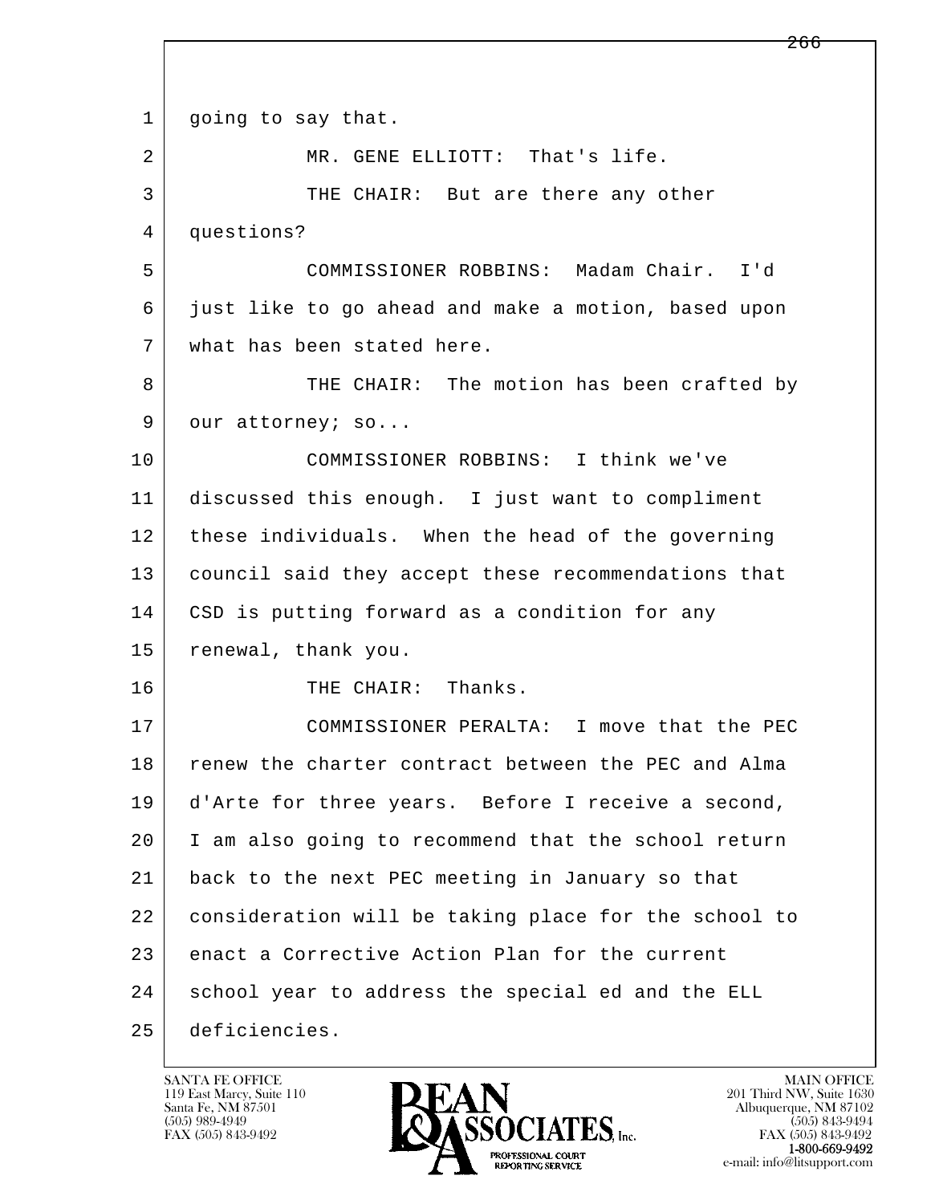going to say that.

MR. GENE ELLIOTT: That's life.

THE CHAIR: But are there any other questions?

COMMISSIONER ROBBINS: Madam Chair. I'd just like to go ahead and make a motion, based upon what has been stated here.

THE CHAIR: The motion has been crafted by our attorney; so...

COMMISSIONER ROBBINS: I think we've discussed this enough. I just want to compliment these individuals. When the head of the governing council said they accept these recommendations that CSD is putting forward as a condition for any renewal, thank you.

THE CHAIR: Thanks.

COMMISSIONER PERALTA: I move that the PEC renew the charter contract between the PEC and Alma d'Arte for three years. Before I receive a second, I am also going to recommend that the school return back to the next PEC meeting in January so that consideration will be taking place for the school to enact a Corrective Action Plan for the current school year to address the special ed and the ELL deficiencies.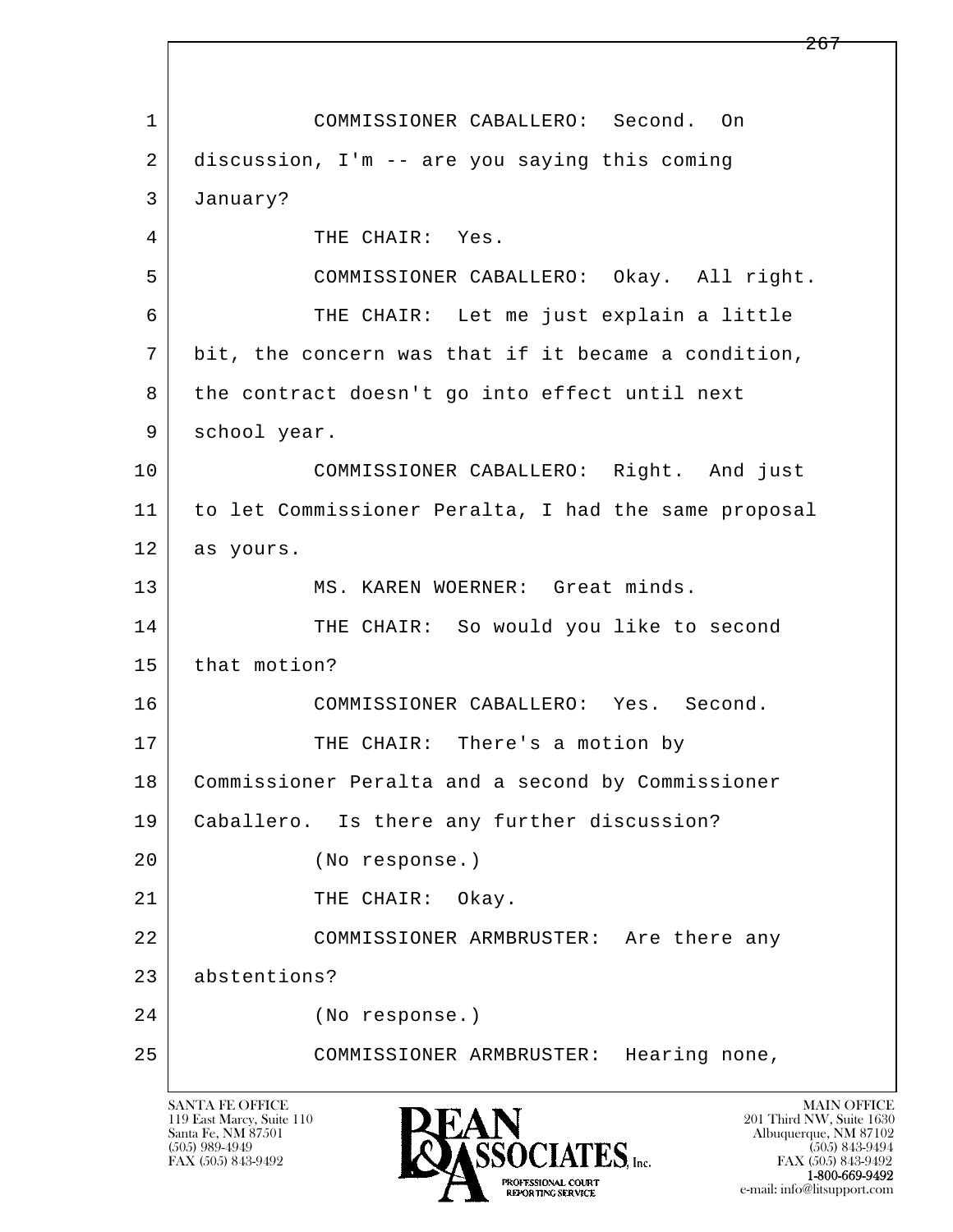1 COMMISSIONER CABALLERO: Second. On
2 discussion, I'm -- are you saying this coming
3 January?
4 THE CHAIR: Yes.
5 COMMISSIONER CABALLERO: Okay. All right.
6 THE CHAIR: Let me just explain a little
7 bit, the concern was that if it became a condition,
8 the contract doesn't go into effect until next
9 school year.
10 COMMISSIONER CABALLERO: Right. And just
11 to let Commissioner Peralta, I had the same proposal
12 as yours.
13 MS. KAREN WOERNER: Great minds.
14 THE CHAIR: So would you like to second
15 that motion?
16 COMMISSIONER CABALLERO: Yes. Second.
17 THE CHAIR: There's a motion by
18 Commissioner Peralta and a second by Commissioner
19 Caballero. Is there any further discussion?
20 (No response.)
21 THE CHAIR: Okay.
22 COMMISSIONER ARMBRUSTER: Are there any
23 abstentions?
24 (No response.)
25 COMMISSIONER ARMBRUSTER: Hearing none,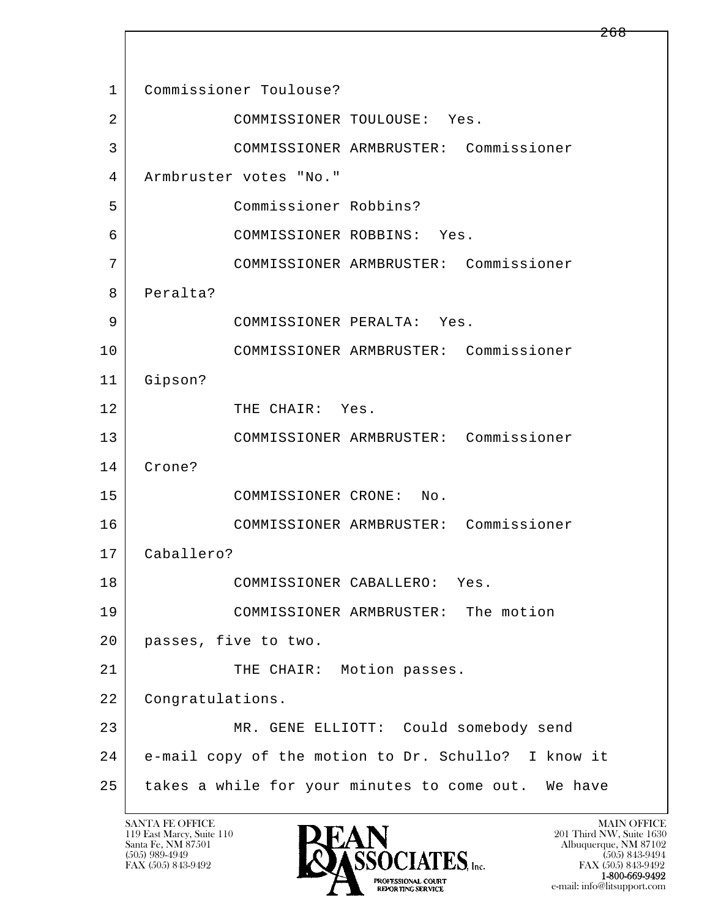1 Commissioner Toulouse?

2 COMMISSIONER TOULOUSE: Yes.

3 COMMISSIONER ARMBRUSTER: Commissioner

4 Armbruster votes "No."

5 Commissioner Robbins?

6 COMMISSIONER ROBBINS: Yes.

7 COMMISSIONER ARMBRUSTER: Commissioner

8 Peralta?

9 COMMISSIONER PERALTA: Yes.

10 COMMISSIONER ARMBRUSTER: Commissioner

11 Gipson?

12 THE CHAIR: Yes.

13 COMMISSIONER ARMBRUSTER: Commissioner

14 Crone?

15 COMMISSIONER CRONE: No.

16 COMMISSIONER ARMBRUSTER: Commissioner

17 Caballero?

18 COMMISSIONER CABALLERO: Yes.

19 COMMISSIONER ARMBRUSTER: The motion

20 passes, five to two.

21 THE CHAIR: Motion passes.

22 Congratulations.

23 MR. GENE ELLIOTT: Could somebody send

24 e-mail copy of the motion to Dr. Schullo? I know it

25 takes a while for your minutes to come out. We have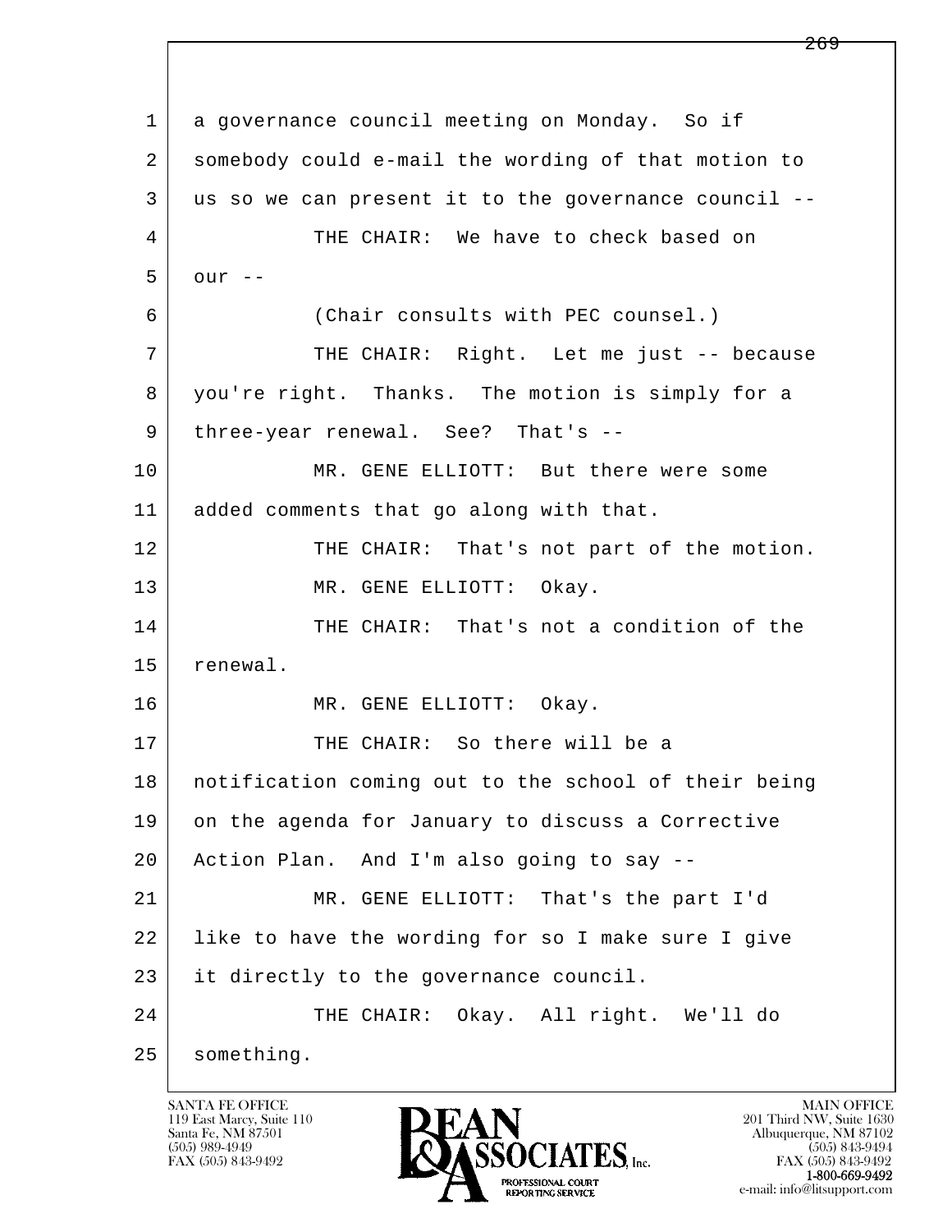1 a governance council meeting on Monday. So if
2 somebody could e-mail the wording of that motion to
3 us so we can present it to the governance council --
4 THE CHAIR: We have to check based on
5 our --
6 (Chair consults with PEC counsel.)
7 THE CHAIR: Right. Let me just -- because
8 you're right. Thanks. The motion is simply for a
9 three-year renewal. See? That's --
10 MR. GENE ELLIOTT: But there were some
11 added comments that go along with that.
12 THE CHAIR: That's not part of the motion.
13 MR. GENE ELLIOTT: Okay.
14 THE CHAIR: That's not a condition of the
15 renewal.
16 MR. GENE ELLIOTT: Okay.
17 THE CHAIR: So there will be a
18 notification coming out to the school of their being
19 on the agenda for January to discuss a Corrective
20 Action Plan. And I'm also going to say --
21 MR. GENE ELLIOTT: That's the part I'd
22 like to have the wording for so I make sure I give
23 it directly to the governance council.
24 THE CHAIR: Okay. All right. We'll do
25 something.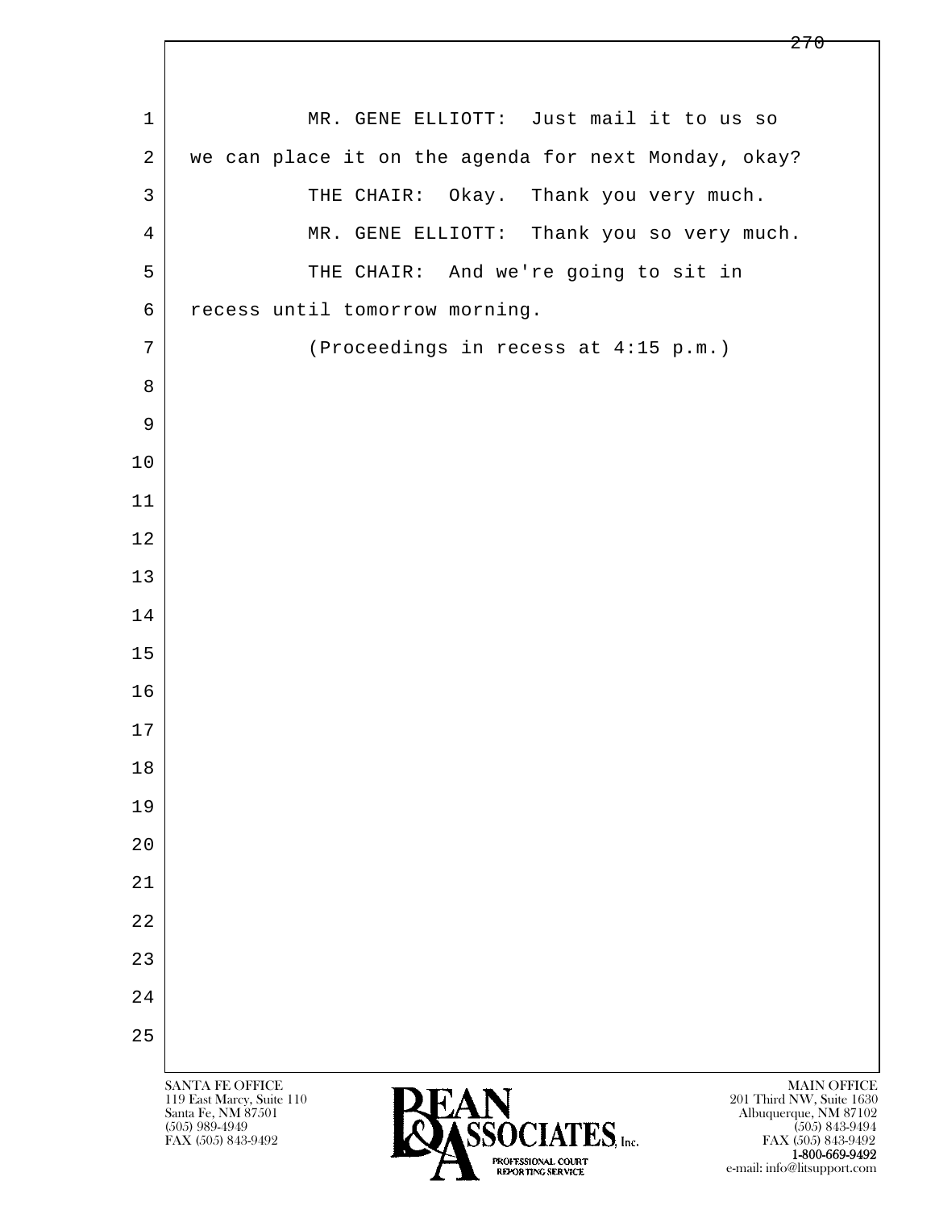MR. GENE ELLIOTT: Just mail it to us so we can place it on the agenda for next Monday, okay?

THE CHAIR: Okay. Thank you very much.

MR. GENE ELLIOTT: Thank you so very much.

THE CHAIR: And we're going to sit in recess until tomorrow morning.

(Proceedings in recess at 4:15 p.m.)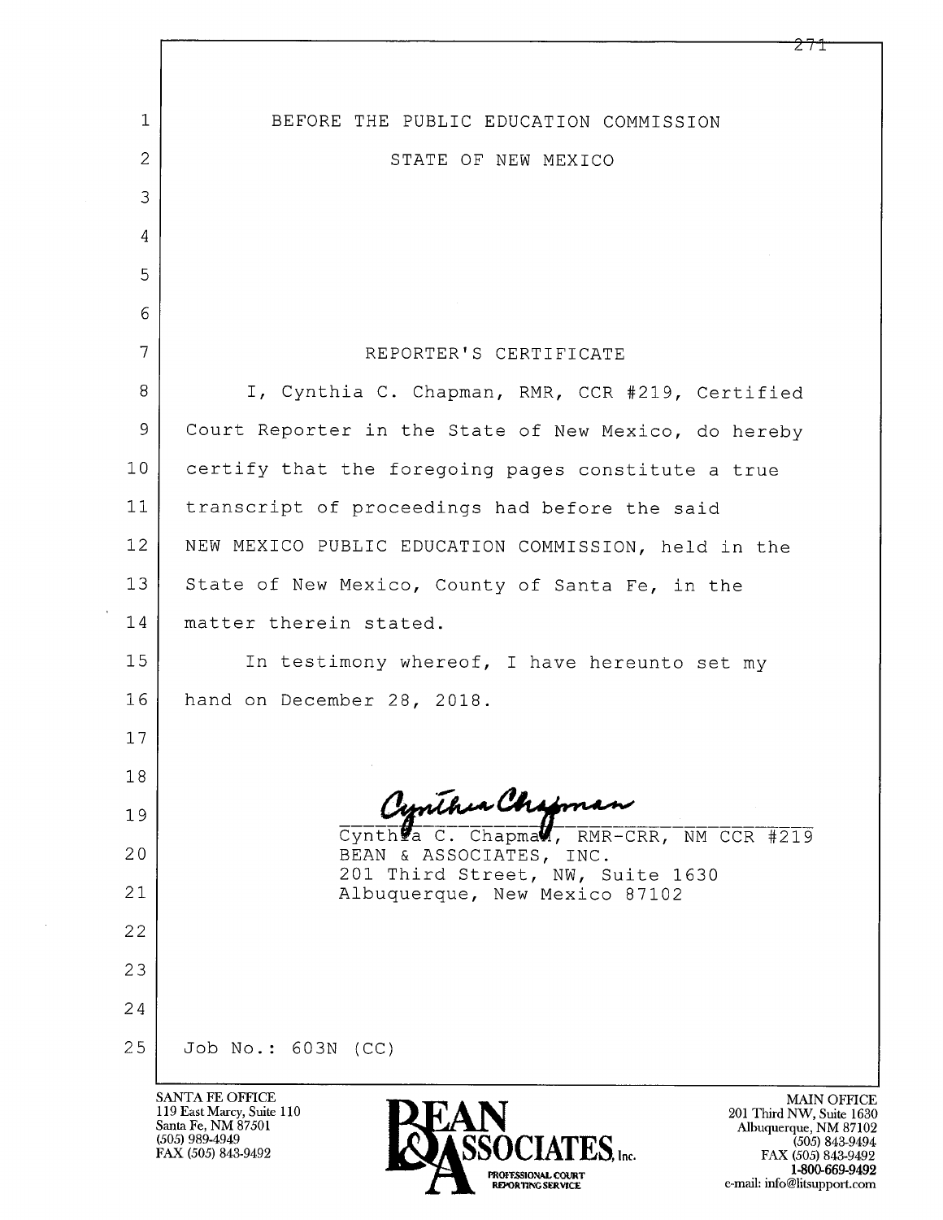BEFORE THE PUBLIC EDUCATION COMMISSION

STATE OF NEW MEXICO

REPORTER'S CERTIFICATE

I, Cynthia C. Chapman, RMR, CCR #219, Certified Court Reporter in the State of New Mexico, do hereby certify that the foregoing pages constitute a true transcript of proceedings had before the said NEW MEXICO PUBLIC EDUCATION COMMISSION, held in the State of New Mexico, County of Santa Fe, in the matter therein stated.

In testimony whereof, I have hereunto set my hand on December 28, 2018.

Cynthia C. Chapman, RMR-CRR, NM CCR #219
BEAN & ASSOCIATES, INC.
201 Third Street, NW, Suite 1630
Albuquerque, New Mexico 87102

Job No.: 603N (CC)

SANTA FE OFFICE
119 East Marcy, Suite 110
Santa Fe, NM 87501
(505) 989-4949
FAX (505) 843-9492

BEAN & ASSOCIATES, Inc.
PROFESSIONAL COURT REPORTING SERVICE

MAIN OFFICE
201 Third NW, Suite 1630
Albuquerque, NM 87102
(505) 843-9494
FAX (505) 843-9492
1-800-669-9492
e-mail: info@litsupport.com